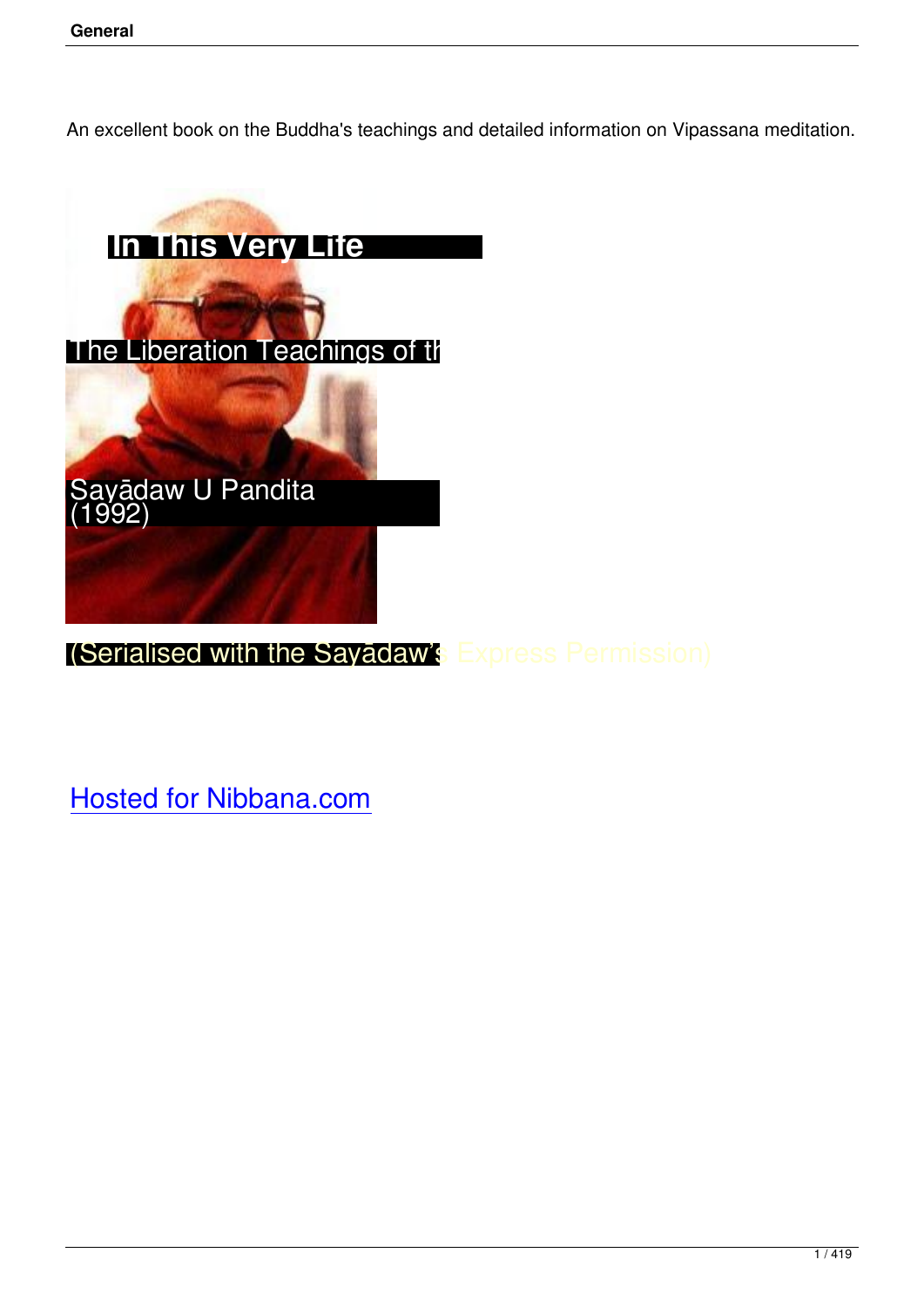An excellent book on the Buddha's teachings and detailed information on Vipassana meditation.

# In This Very Life

## The Liberation Teachings of th

Sayādaw U Pandita
(1992)

(Serialised with the Sayādaw's Express Permission)

Hosted for Nibbana.com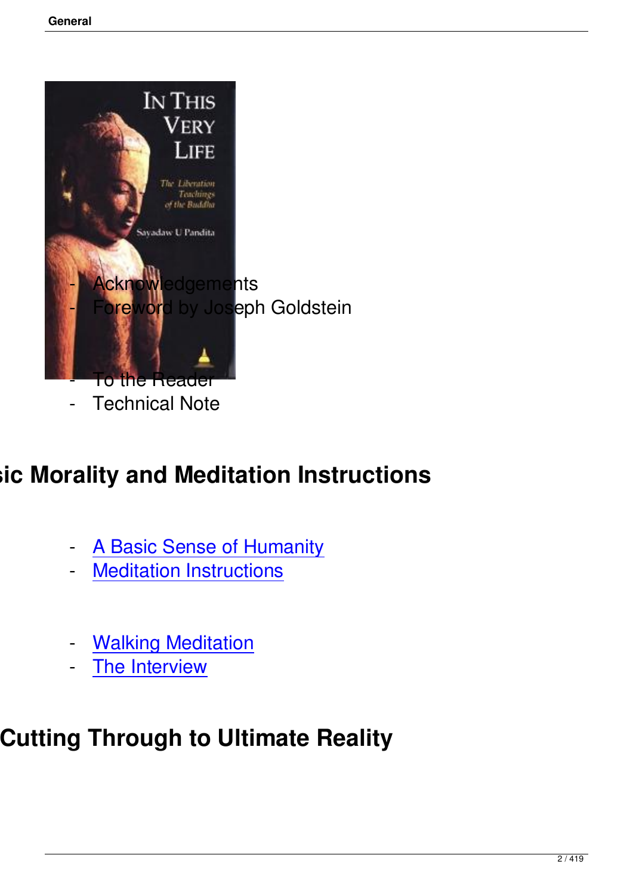- Acknowledgements
- Foreword by Joseph Goldstein

- To the Reader
- Technical Note

## sic Morality and Meditation Instructions

- A Basic Sense of Humanity
- Meditation Instructions

- Walking Meditation
- The Interview

## Cutting Through to Ultimate Reality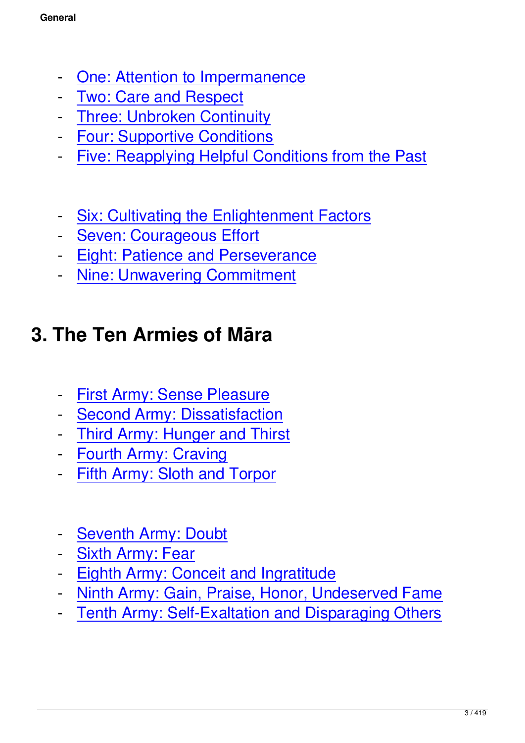- One: Attention to Impermanence
- Two: Care and Respect
- Three: Unbroken Continuity
- Four: Supportive Conditions
- Five: Reapplying Helpful Conditions from the Past

- Six: Cultivating the Enlightenment Factors
- Seven: Courageous Effort
- Eight: Patience and Perseverance
- Nine: Unwavering Commitment

## 3. The Ten Armies of Māra

- First Army: Sense Pleasure
- Second Army: Dissatisfaction
- Third Army: Hunger and Thirst
- Fourth Army: Craving
- Fifth Army: Sloth and Torpor

- Seventh Army: Doubt
- Sixth Army: Fear
- Eighth Army: Conceit and Ingratitude
- Ninth Army: Gain, Praise, Honor, Undeserved Fame
- Tenth Army: Self-Exaltation and Disparaging Others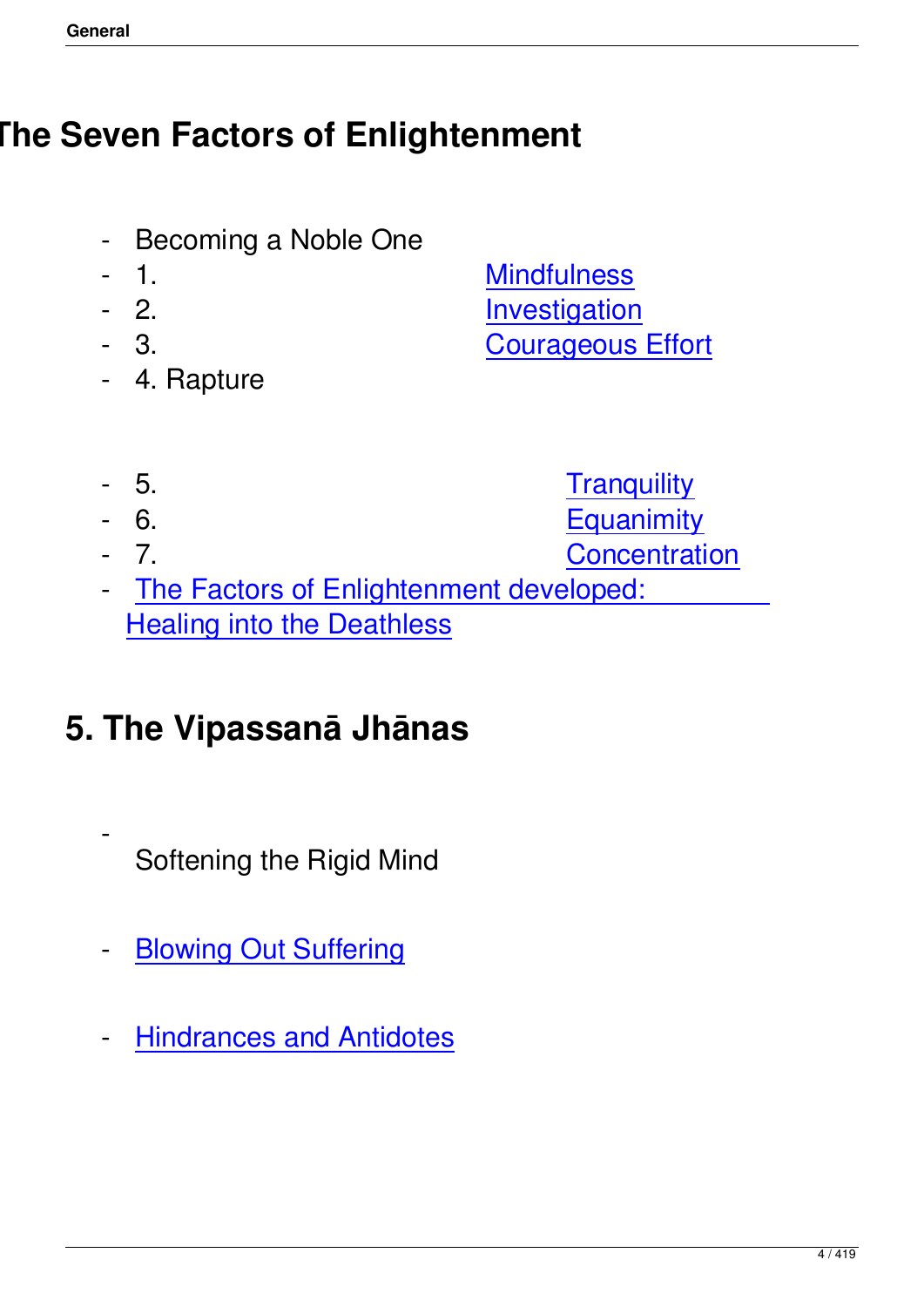# The Seven Factors of Enlightenment

- Becoming a Noble One
- 1. Mindfulness
- 2. Investigation
- 3. Courageous Effort
- 4. Rapture
- 5. Tranquility
- 6. Equanimity
- 7. Concentration
- The Factors of Enlightenment developed: Healing into the Deathless

# 5. The Vipassanā Jhānas

- Softening the Rigid Mind
- Blowing Out Suffering
- Hindrances and Antidotes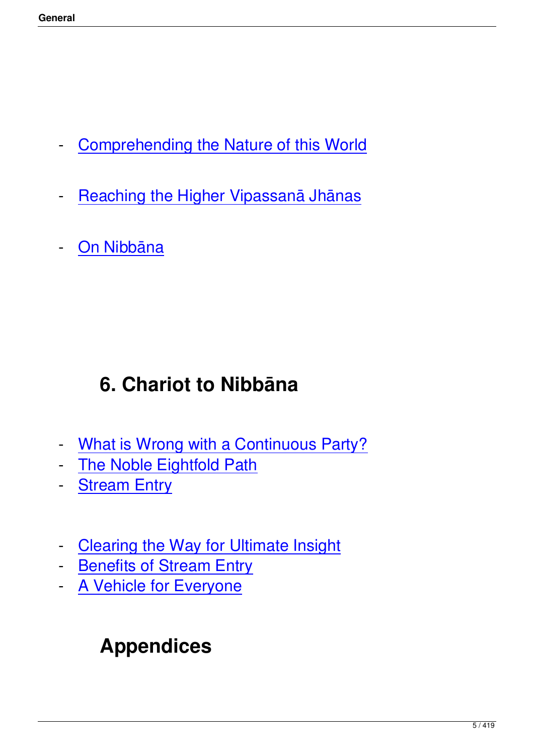- Comprehending the Nature of this World

- Reaching the Higher Vipassanā Jhānas

- On Nibbāna

## 6. Chariot to Nibbāna

- What is Wrong with a Continuous Party?
- The Noble Eightfold Path
- Stream Entry

- Clearing the Way for Ultimate Insight
- Benefits of Stream Entry
- A Vehicle for Everyone

## Appendices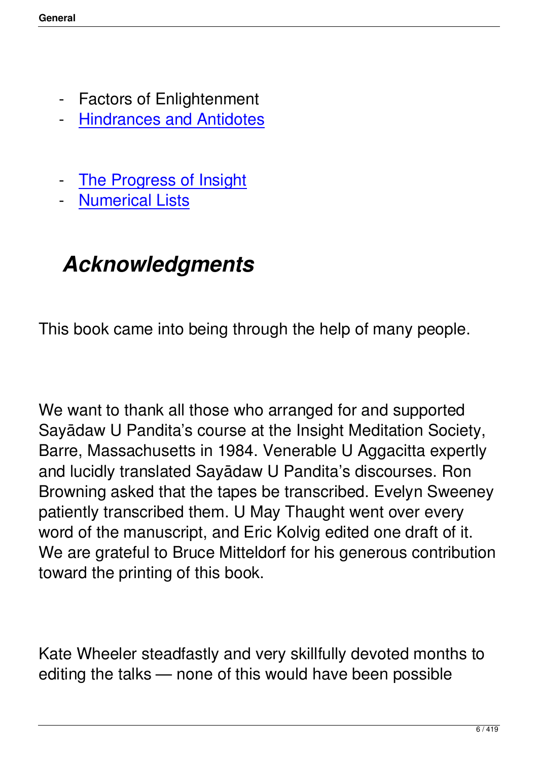- Factors of Enlightenment
- Hindrances and Antidotes

- The Progress of Insight
- Numerical Lists

## *Acknowledgments*

This book came into being through the help of many people.

We want to thank all those who arranged for and supported Sayādaw U Pandita's course at the Insight Meditation Society, Barre, Massachusetts in 1984. Venerable U Aggacitta expertly and lucidly translated Sayādaw U Pandita's discourses. Ron Browning asked that the tapes be transcribed. Evelyn Sweeney patiently transcribed them. U May Thaught went over every word of the manuscript, and Eric Kolvig edited one draft of it. We are grateful to Bruce Mitteldorf for his generous contribution toward the printing of this book.

Kate Wheeler steadfastly and very skillfully devoted months to editing the talks — none of this would have been possible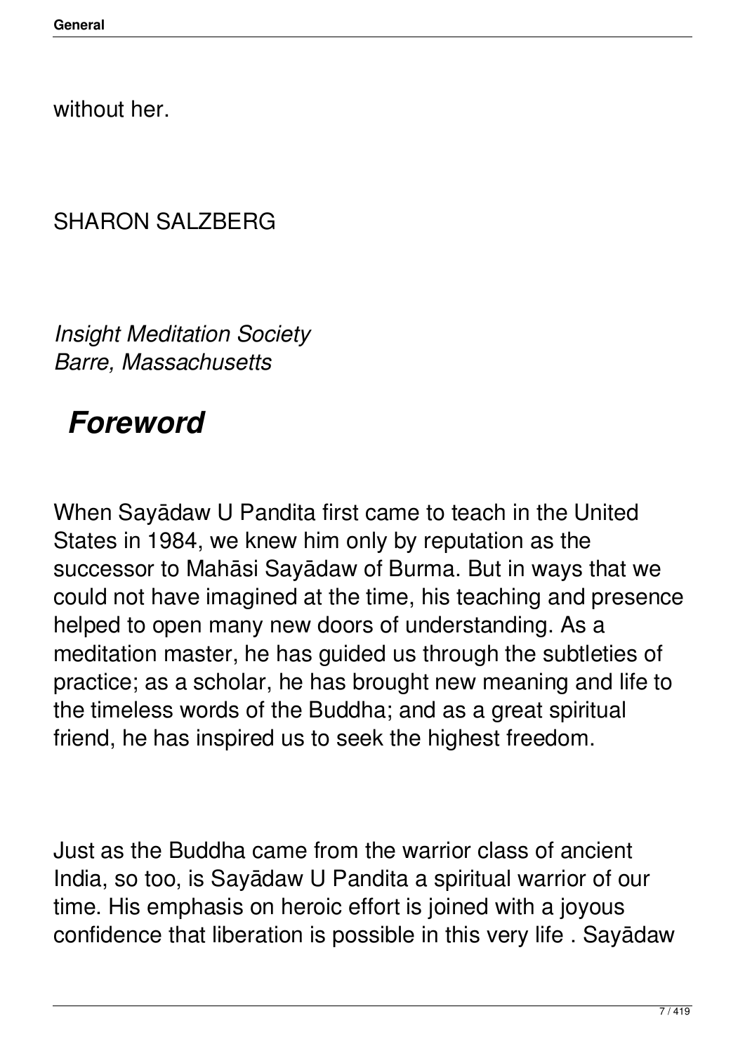without her.

SHARON SALZBERG

*Insight Meditation Society*
*Barre, Massachusetts*

## *Foreword*

When Sayādaw U Pandita first came to teach in the United States in 1984, we knew him only by reputation as the successor to Mahāsi Sayādaw of Burma. But in ways that we could not have imagined at the time, his teaching and presence helped to open many new doors of understanding. As a meditation master, he has guided us through the subtleties of practice; as a scholar, he has brought new meaning and life to the timeless words of the Buddha; and as a great spiritual friend, he has inspired us to seek the highest freedom.

Just as the Buddha came from the warrior class of ancient India, so too, is Sayādaw U Pandita a spiritual warrior of our time. His emphasis on heroic effort is joined with a joyous confidence that liberation is possible in this very life . Sayādaw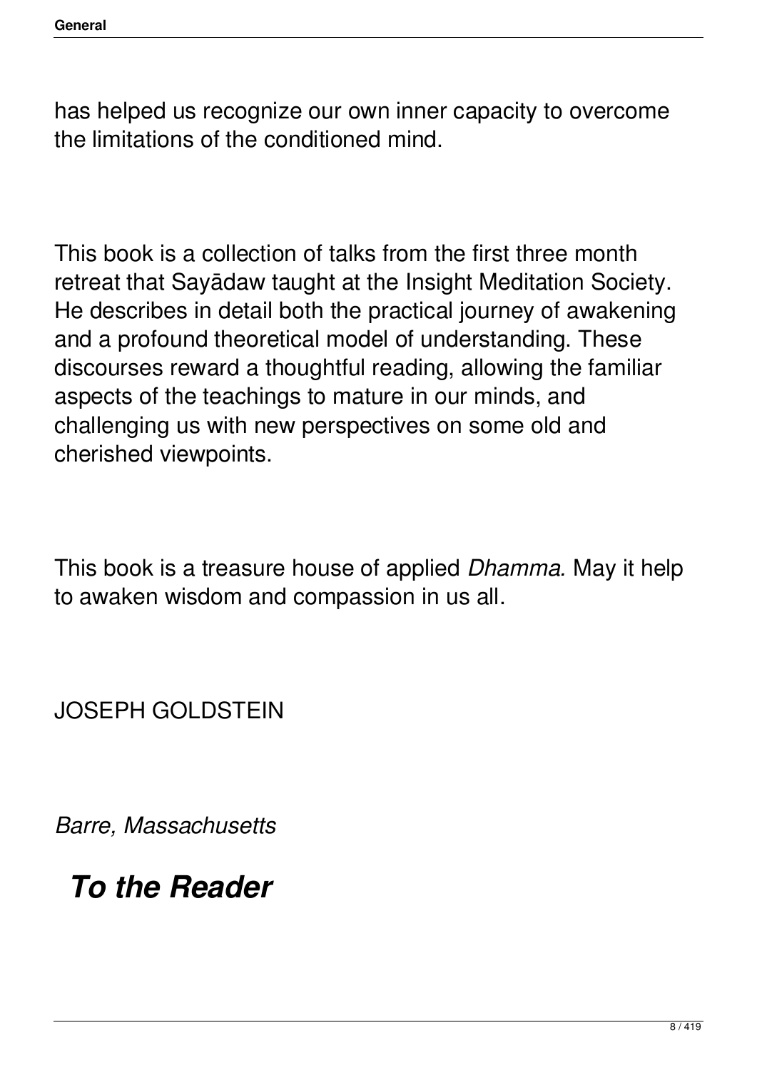has helped us recognize our own inner capacity to overcome the limitations of the conditioned mind.

This book is a collection of talks from the first three month retreat that Sayādaw taught at the Insight Meditation Society. He describes in detail both the practical journey of awakening and a profound theoretical model of understanding. These discourses reward a thoughtful reading, allowing the familiar aspects of the teachings to mature in our minds, and challenging us with new perspectives on some old and cherished viewpoints.

This book is a treasure house of applied *Dhamma.* May it help to awaken wisdom and compassion in us all.

JOSEPH GOLDSTEIN

*Barre, Massachusetts*

# ***To the Reader***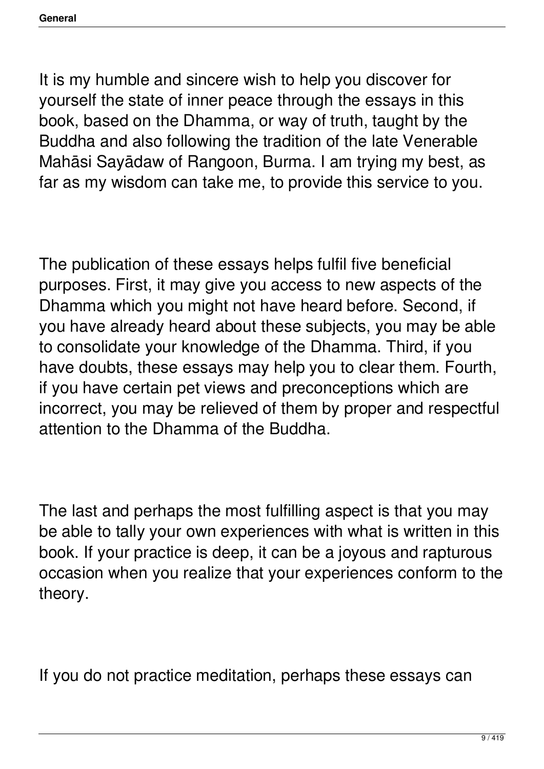It is my humble and sincere wish to help you discover for yourself the state of inner peace through the essays in this book, based on the Dhamma, or way of truth, taught by the Buddha and also following the tradition of the late Venerable Mahāsi Sayādaw of Rangoon, Burma. I am trying my best, as far as my wisdom can take me, to provide this service to you.

The publication of these essays helps fulfil five beneficial purposes. First, it may give you access to new aspects of the Dhamma which you might not have heard before. Second, if you have already heard about these subjects, you may be able to consolidate your knowledge of the Dhamma. Third, if you have doubts, these essays may help you to clear them. Fourth, if you have certain pet views and preconceptions which are incorrect, you may be relieved of them by proper and respectful attention to the Dhamma of the Buddha.

The last and perhaps the most fulfilling aspect is that you may be able to tally your own experiences with what is written in this book. If your practice is deep, it can be a joyous and rapturous occasion when you realize that your experiences conform to the theory.

If you do not practice meditation, perhaps these essays can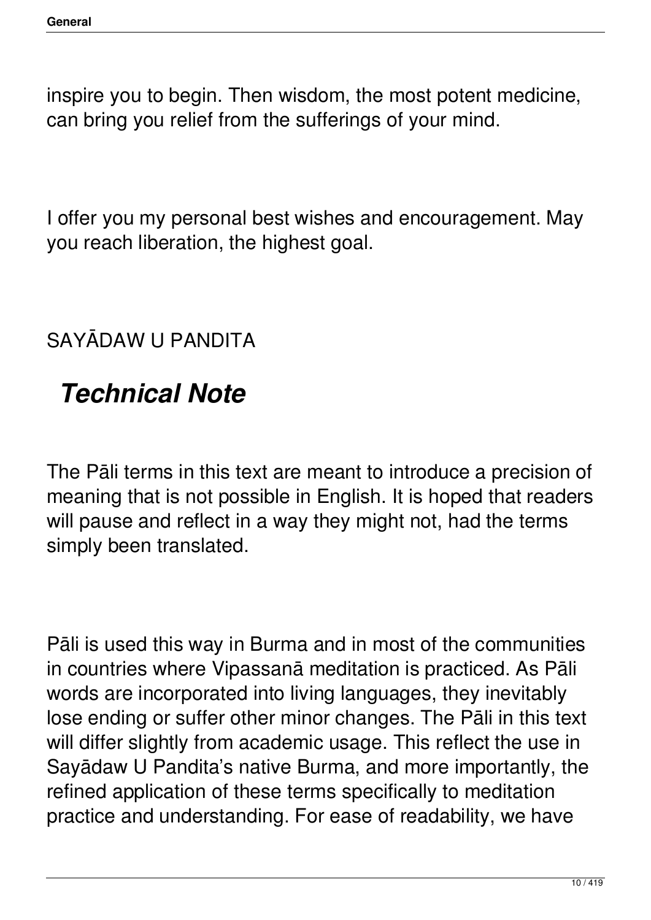inspire you to begin. Then wisdom, the most potent medicine, can bring you relief from the sufferings of your mind.

I offer you my personal best wishes and encouragement. May you reach liberation, the highest goal.

SAYĀDAW U PANDITA

## *Technical Note*

The Pāli terms in this text are meant to introduce a precision of meaning that is not possible in English. It is hoped that readers will pause and reflect in a way they might not, had the terms simply been translated.

Pāli is used this way in Burma and in most of the communities in countries where Vipassanā meditation is practiced. As Pāli words are incorporated into living languages, they inevitably lose ending or suffer other minor changes. The Pāli in this text will differ slightly from academic usage. This reflect the use in Sayādaw U Pandita's native Burma, and more importantly, the refined application of these terms specifically to meditation practice and understanding. For ease of readability, we have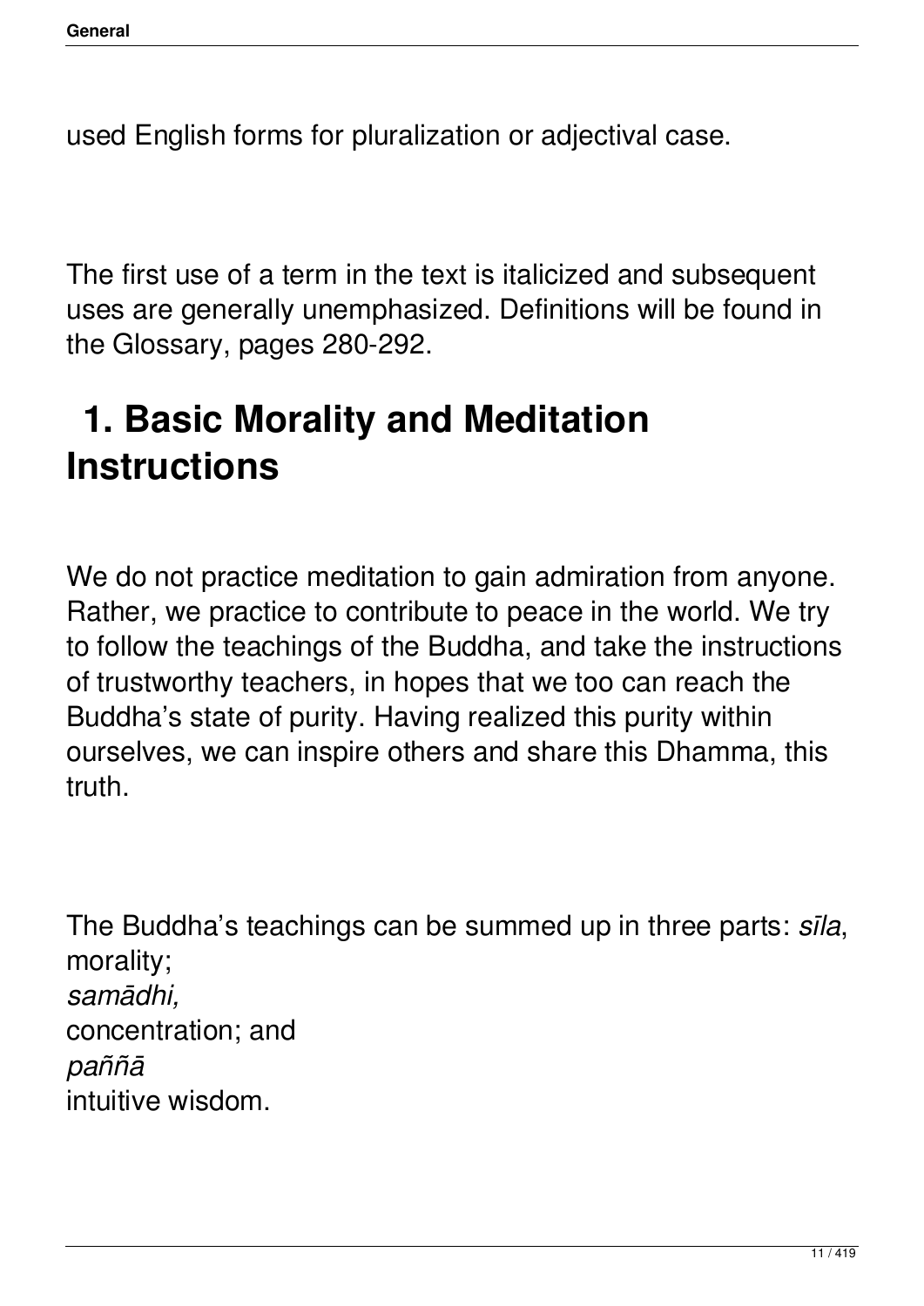used English forms for pluralization or adjectival case.

The first use of a term in the text is italicized and subsequent uses are generally unemphasized. Definitions will be found in the Glossary, pages 280-292.

# 1. Basic Morality and Meditation Instructions

We do not practice meditation to gain admiration from anyone. Rather, we practice to contribute to peace in the world. We try to follow the teachings of the Buddha, and take the instructions of trustworthy teachers, in hopes that we too can reach the Buddha's state of purity. Having realized this purity within ourselves, we can inspire others and share this Dhamma, this truth.

The Buddha's teachings can be summed up in three parts: *sīla*, morality; *samādhi,* concentration; and *paññā* intuitive wisdom.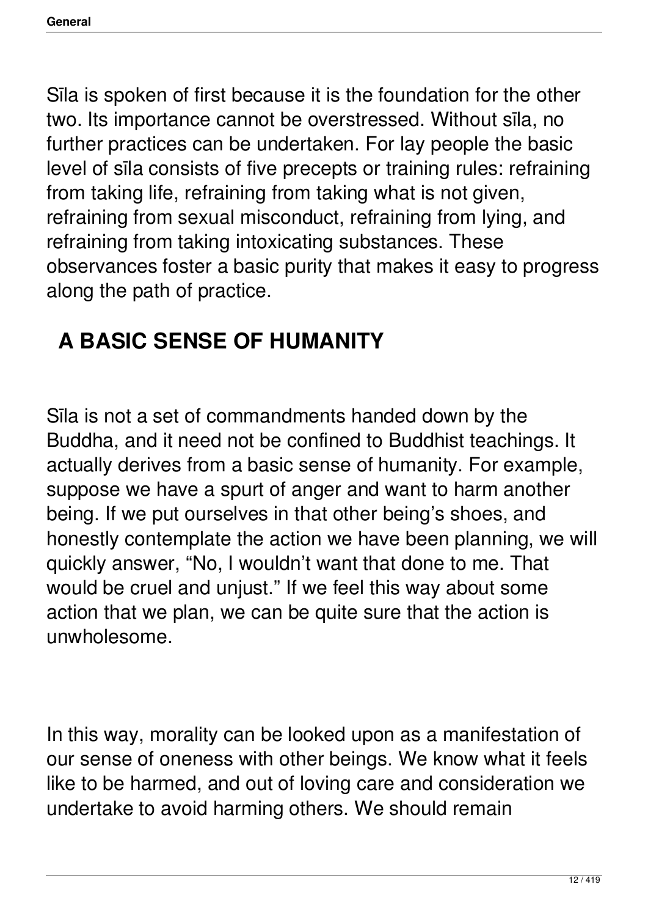Sīla is spoken of first because it is the foundation for the other two. Its importance cannot be overstressed. Without sīla, no further practices can be undertaken. For lay people the basic level of sīla consists of five precepts or training rules: refraining from taking life, refraining from taking what is not given, refraining from sexual misconduct, refraining from lying, and refraining from taking intoxicating substances. These observances foster a basic purity that makes it easy to progress along the path of practice.

## A BASIC SENSE OF HUMANITY

Sīla is not a set of commandments handed down by the Buddha, and it need not be confined to Buddhist teachings. It actually derives from a basic sense of humanity. For example, suppose we have a spurt of anger and want to harm another being. If we put ourselves in that other being's shoes, and honestly contemplate the action we have been planning, we will quickly answer, "No, I wouldn't want that done to me. That would be cruel and unjust." If we feel this way about some action that we plan, we can be quite sure that the action is unwholesome.

In this way, morality can be looked upon as a manifestation of our sense of oneness with other beings. We know what it feels like to be harmed, and out of loving care and consideration we undertake to avoid harming others. We should remain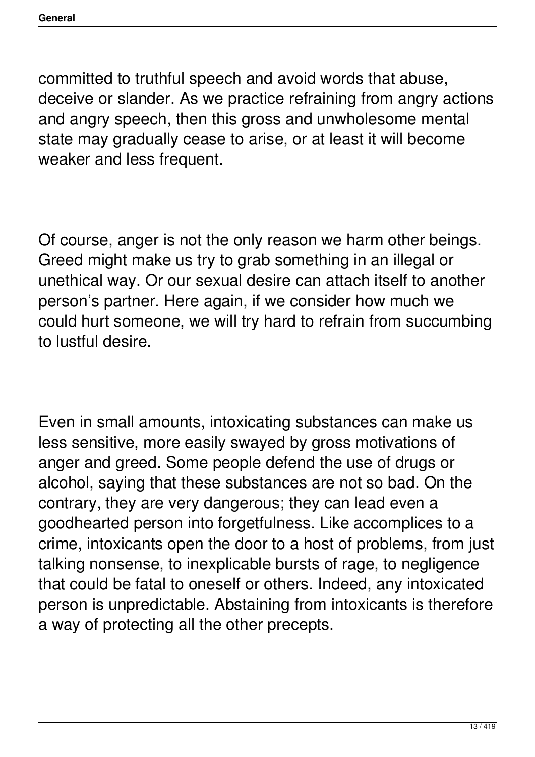committed to truthful speech and avoid words that abuse, deceive or slander. As we practice refraining from angry actions and angry speech, then this gross and unwholesome mental state may gradually cease to arise, or at least it will become weaker and less frequent.

Of course, anger is not the only reason we harm other beings. Greed might make us try to grab something in an illegal or unethical way. Or our sexual desire can attach itself to another person's partner. Here again, if we consider how much we could hurt someone, we will try hard to refrain from succumbing to lustful desire.

Even in small amounts, intoxicating substances can make us less sensitive, more easily swayed by gross motivations of anger and greed. Some people defend the use of drugs or alcohol, saying that these substances are not so bad. On the contrary, they are very dangerous; they can lead even a goodhearted person into forgetfulness. Like accomplices to a crime, intoxicants open the door to a host of problems, from just talking nonsense, to inexplicable bursts of rage, to negligence that could be fatal to oneself or others. Indeed, any intoxicated person is unpredictable. Abstaining from intoxicants is therefore a way of protecting all the other precepts.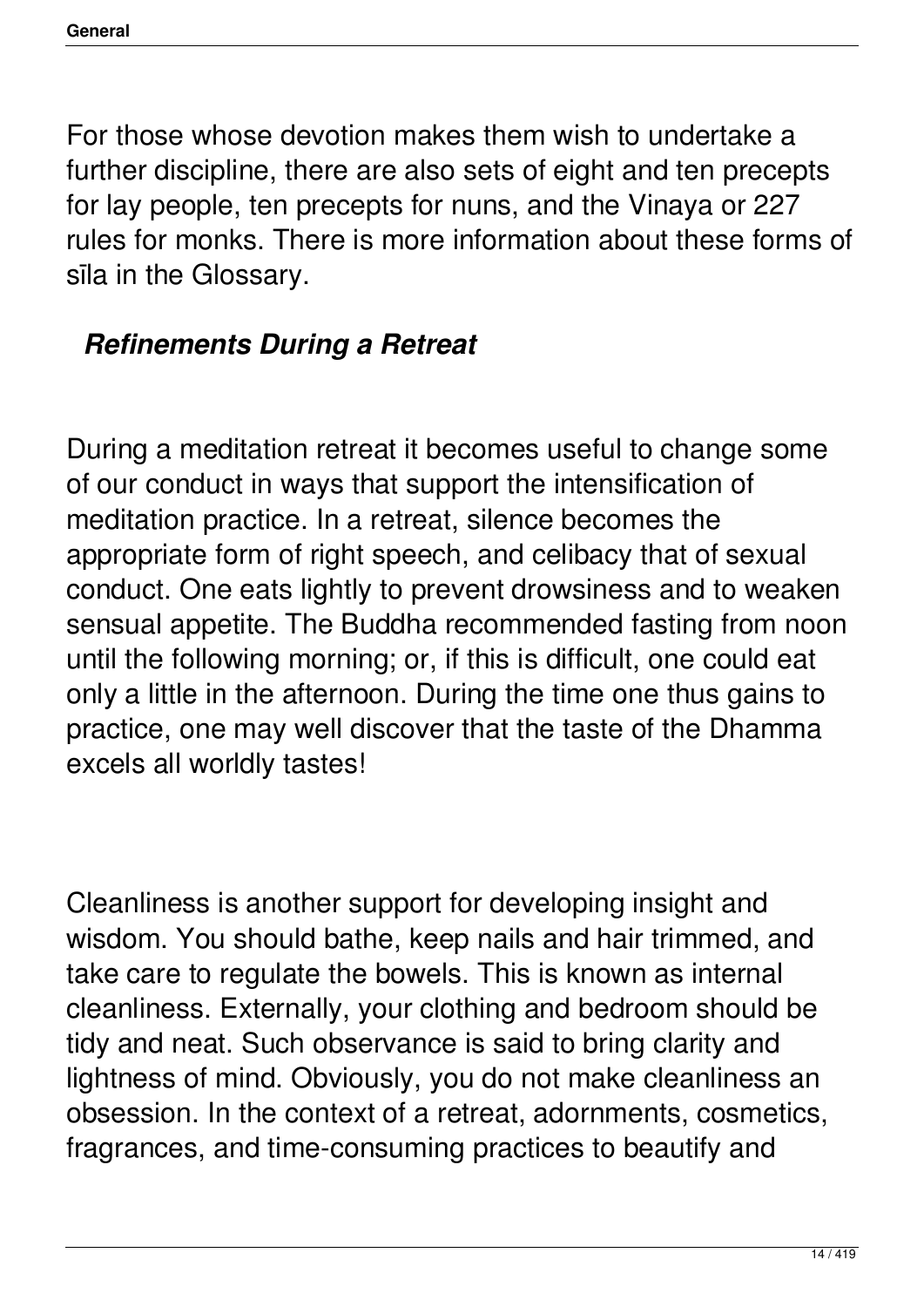For those whose devotion makes them wish to undertake a further discipline, there are also sets of eight and ten precepts for lay people, ten precepts for nuns, and the Vinaya or 227 rules for monks. There is more information about these forms of sīla in the Glossary.

### *Refinements During a Retreat*

During a meditation retreat it becomes useful to change some of our conduct in ways that support the intensification of meditation practice. In a retreat, silence becomes the appropriate form of right speech, and celibacy that of sexual conduct. One eats lightly to prevent drowsiness and to weaken sensual appetite. The Buddha recommended fasting from noon until the following morning; or, if this is difficult, one could eat only a little in the afternoon. During the time one thus gains to practice, one may well discover that the taste of the Dhamma excels all worldly tastes!

Cleanliness is another support for developing insight and wisdom. You should bathe, keep nails and hair trimmed, and take care to regulate the bowels. This is known as internal cleanliness. Externally, your clothing and bedroom should be tidy and neat. Such observance is said to bring clarity and lightness of mind. Obviously, you do not make cleanliness an obsession. In the context of a retreat, adornments, cosmetics, fragrances, and time-consuming practices to beautify and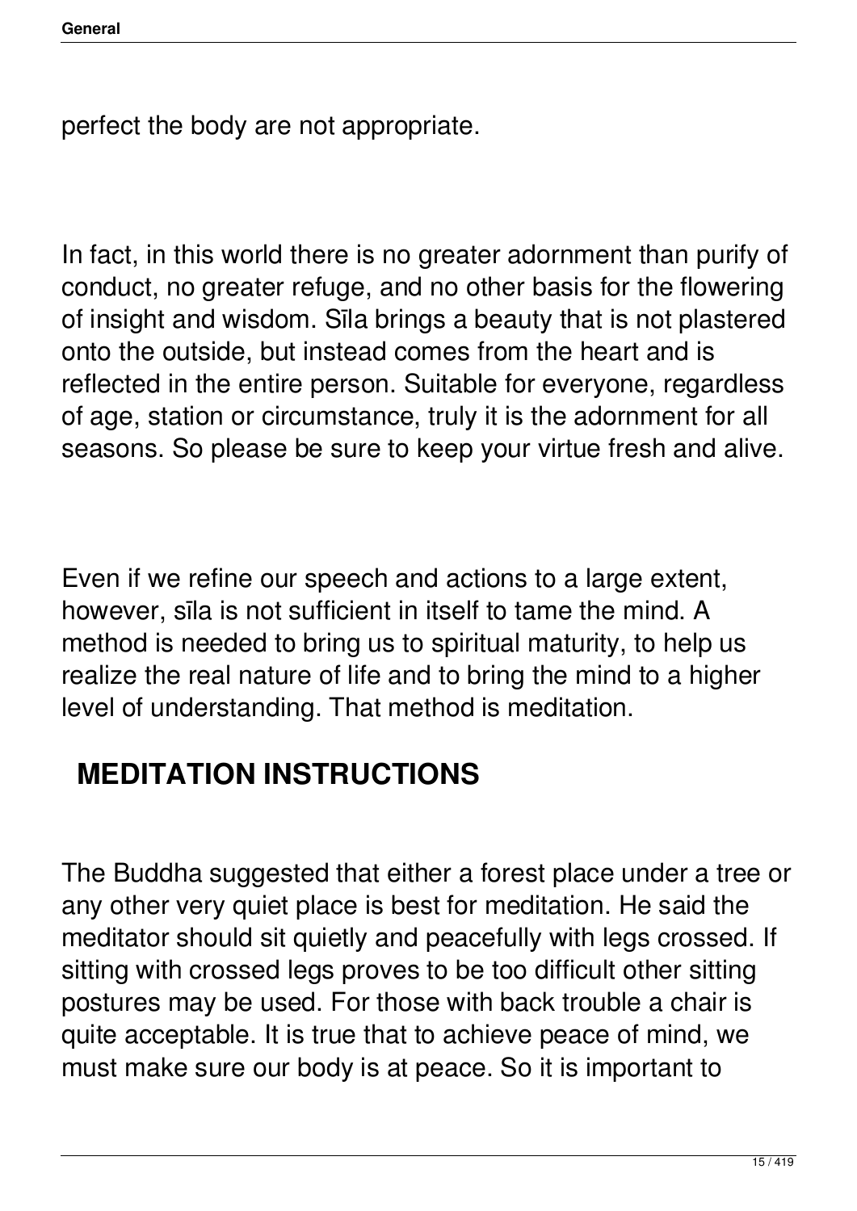perfect the body are not appropriate.

In fact, in this world there is no greater adornment than purify of conduct, no greater refuge, and no other basis for the flowering of insight and wisdom. Sīla brings a beauty that is not plastered onto the outside, but instead comes from the heart and is reflected in the entire person. Suitable for everyone, regardless of age, station or circumstance, truly it is the adornment for all seasons. So please be sure to keep your virtue fresh and alive.

Even if we refine our speech and actions to a large extent, however, sīla is not sufficient in itself to tame the mind. A method is needed to bring us to spiritual maturity, to help us realize the real nature of life and to bring the mind to a higher level of understanding. That method is meditation.

## MEDITATION INSTRUCTIONS

The Buddha suggested that either a forest place under a tree or any other very quiet place is best for meditation. He said the meditator should sit quietly and peacefully with legs crossed. If sitting with crossed legs proves to be too difficult other sitting postures may be used. For those with back trouble a chair is quite acceptable. It is true that to achieve peace of mind, we must make sure our body is at peace. So it is important to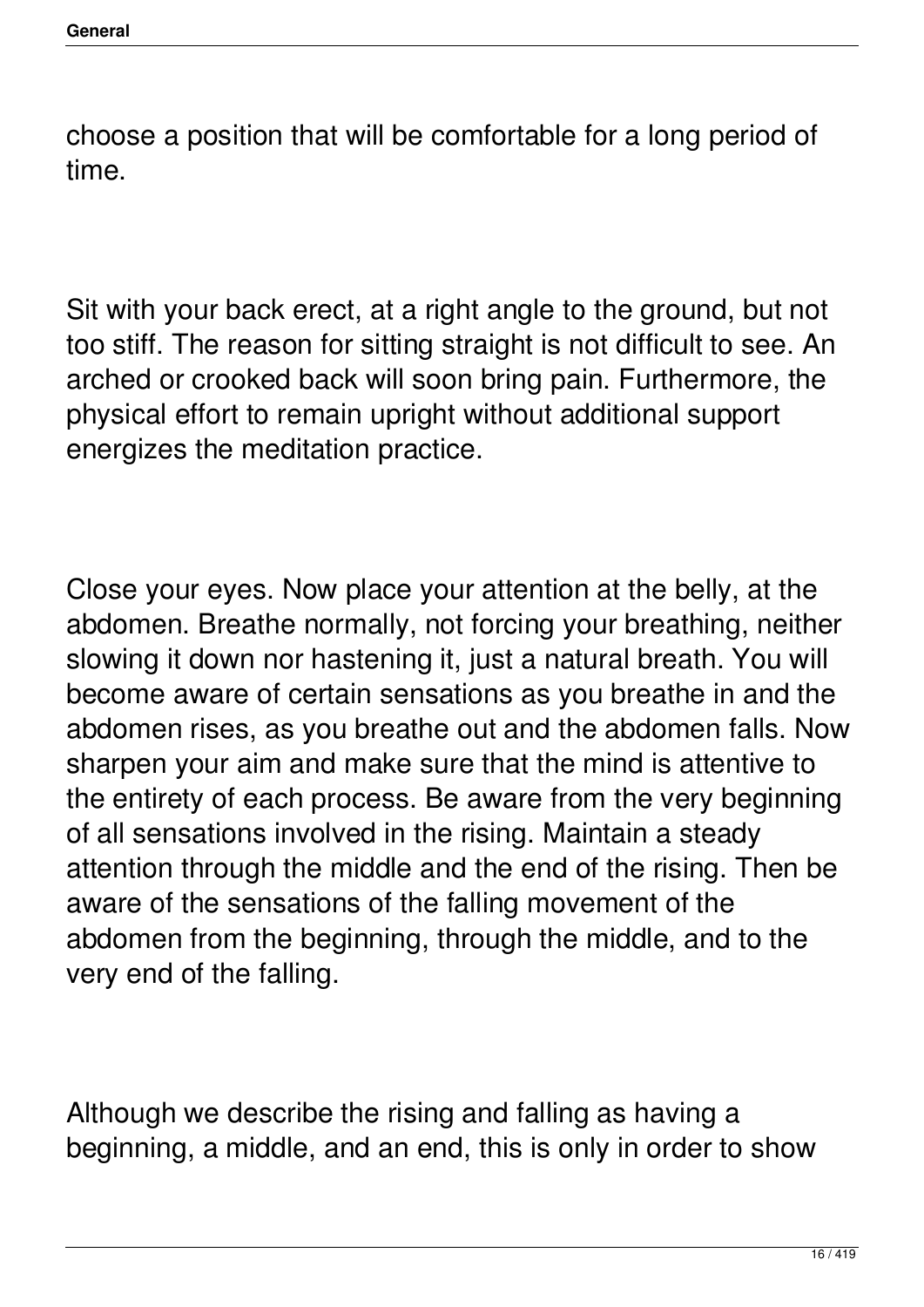choose a position that will be comfortable for a long period of time.

Sit with your back erect, at a right angle to the ground, but not too stiff. The reason for sitting straight is not difficult to see. An arched or crooked back will soon bring pain. Furthermore, the physical effort to remain upright without additional support energizes the meditation practice.

Close your eyes. Now place your attention at the belly, at the abdomen. Breathe normally, not forcing your breathing, neither slowing it down nor hastening it, just a natural breath. You will become aware of certain sensations as you breathe in and the abdomen rises, as you breathe out and the abdomen falls. Now sharpen your aim and make sure that the mind is attentive to the entirety of each process. Be aware from the very beginning of all sensations involved in the rising. Maintain a steady attention through the middle and the end of the rising. Then be aware of the sensations of the falling movement of the abdomen from the beginning, through the middle, and to the very end of the falling.

Although we describe the rising and falling as having a beginning, a middle, and an end, this is only in order to show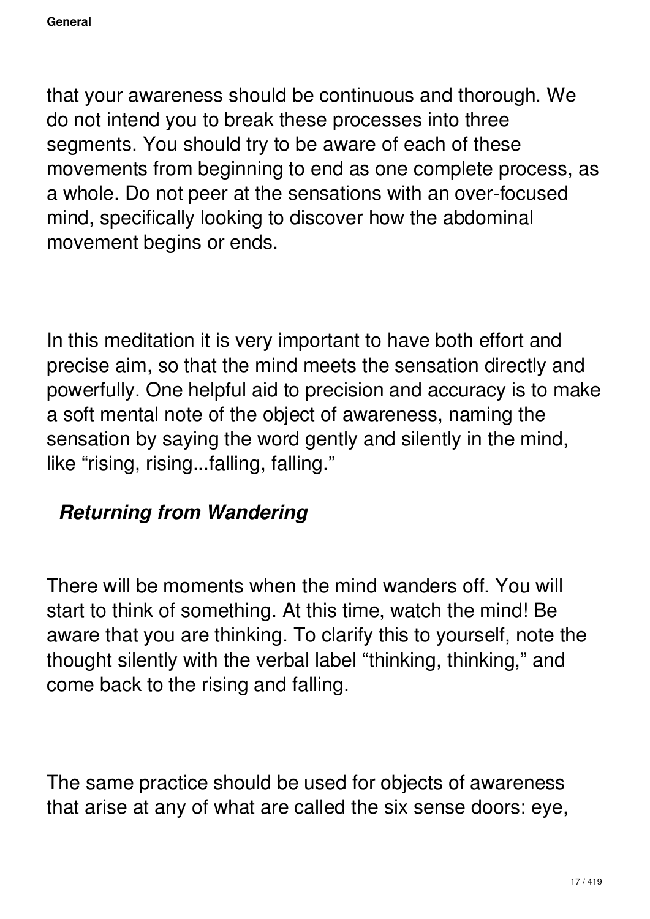that your awareness should be continuous and thorough. We do not intend you to break these processes into three segments. You should try to be aware of each of these movements from beginning to end as one complete process, as a whole. Do not peer at the sensations with an over-focused mind, specifically looking to discover how the abdominal movement begins or ends.

In this meditation it is very important to have both effort and precise aim, so that the mind meets the sensation directly and powerfully. One helpful aid to precision and accuracy is to make a soft mental note of the object of awareness, naming the sensation by saying the word gently and silently in the mind, like "rising, rising...falling, falling."

### *Returning from Wandering*

There will be moments when the mind wanders off. You will start to think of something. At this time, watch the mind! Be aware that you are thinking. To clarify this to yourself, note the thought silently with the verbal label "thinking, thinking," and come back to the rising and falling.

The same practice should be used for objects of awareness that arise at any of what are called the six sense doors: eye,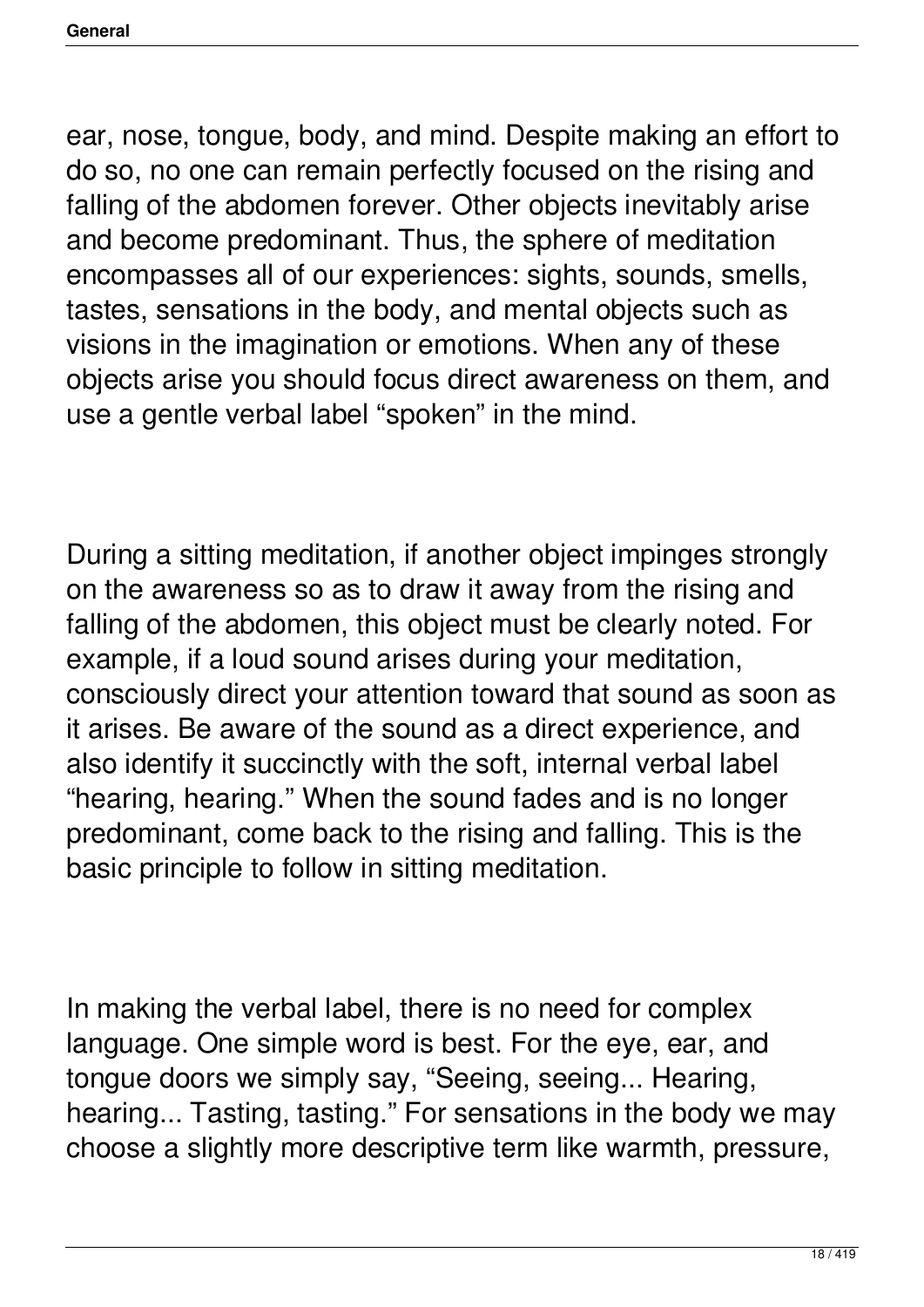ear, nose, tongue, body, and mind. Despite making an effort to do so, no one can remain perfectly focused on the rising and falling of the abdomen forever. Other objects inevitably arise and become predominant. Thus, the sphere of meditation encompasses all of our experiences: sights, sounds, smells, tastes, sensations in the body, and mental objects such as visions in the imagination or emotions. When any of these objects arise you should focus direct awareness on them, and use a gentle verbal label "spoken" in the mind.

During a sitting meditation, if another object impinges strongly on the awareness so as to draw it away from the rising and falling of the abdomen, this object must be clearly noted. For example, if a loud sound arises during your meditation, consciously direct your attention toward that sound as soon as it arises. Be aware of the sound as a direct experience, and also identify it succinctly with the soft, internal verbal label "hearing, hearing." When the sound fades and is no longer predominant, come back to the rising and falling. This is the basic principle to follow in sitting meditation.

In making the verbal label, there is no need for complex language. One simple word is best. For the eye, ear, and tongue doors we simply say, "Seeing, seeing... Hearing, hearing... Tasting, tasting." For sensations in the body we may choose a slightly more descriptive term like warmth, pressure,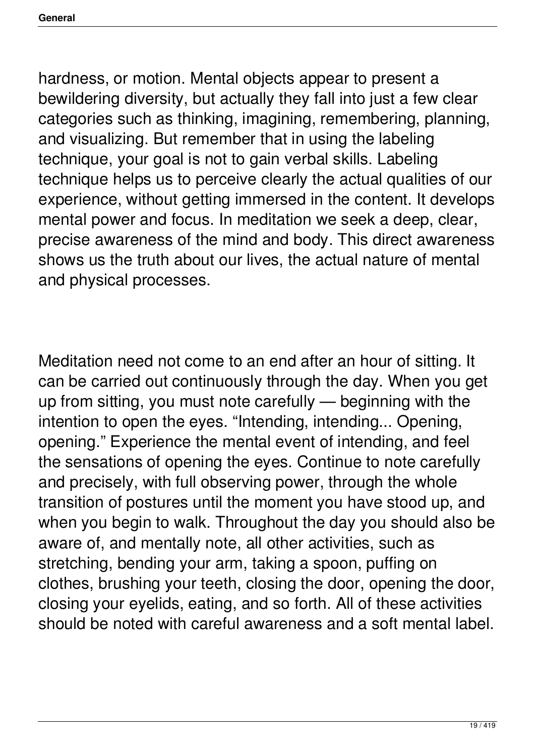hardness, or motion. Mental objects appear to present a bewildering diversity, but actually they fall into just a few clear categories such as thinking, imagining, remembering, planning, and visualizing. But remember that in using the labeling technique, your goal is not to gain verbal skills. Labeling technique helps us to perceive clearly the actual qualities of our experience, without getting immersed in the content. It develops mental power and focus. In meditation we seek a deep, clear, precise awareness of the mind and body. This direct awareness shows us the truth about our lives, the actual nature of mental and physical processes.

Meditation need not come to an end after an hour of sitting. It can be carried out continuously through the day. When you get up from sitting, you must note carefully — beginning with the intention to open the eyes. "Intending, intending... Opening, opening." Experience the mental event of intending, and feel the sensations of opening the eyes. Continue to note carefully and precisely, with full observing power, through the whole transition of postures until the moment you have stood up, and when you begin to walk. Throughout the day you should also be aware of, and mentally note, all other activities, such as stretching, bending your arm, taking a spoon, puffing on clothes, brushing your teeth, closing the door, opening the door, closing your eyelids, eating, and so forth. All of these activities should be noted with careful awareness and a soft mental label.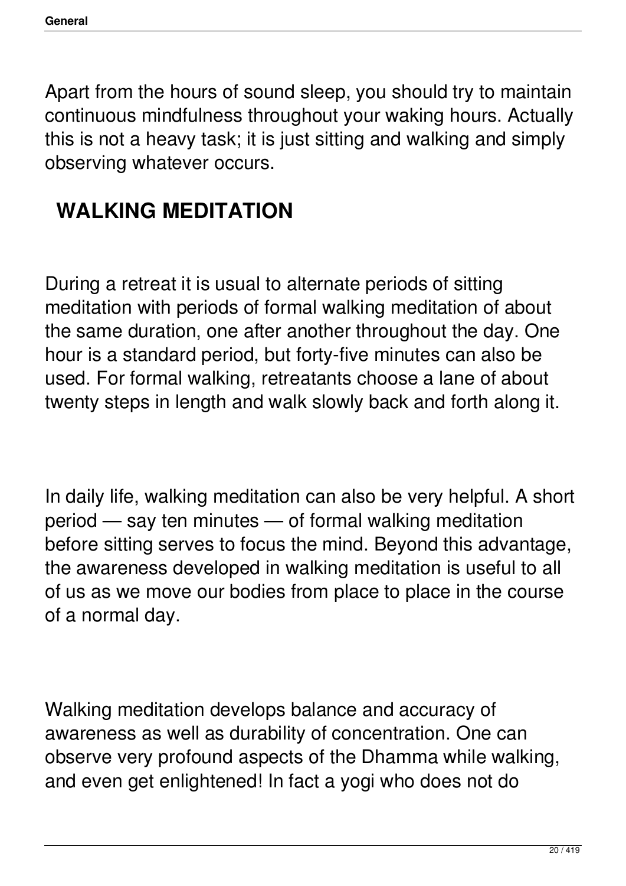Apart from the hours of sound sleep, you should try to maintain continuous mindfulness throughout your waking hours. Actually this is not a heavy task; it is just sitting and walking and simply observing whatever occurs.

## WALKING MEDITATION

During a retreat it is usual to alternate periods of sitting meditation with periods of formal walking meditation of about the same duration, one after another throughout the day. One hour is a standard period, but forty-five minutes can also be used. For formal walking, retreatants choose a lane of about twenty steps in length and walk slowly back and forth along it.

In daily life, walking meditation can also be very helpful. A short period — say ten minutes — of formal walking meditation before sitting serves to focus the mind. Beyond this advantage, the awareness developed in walking meditation is useful to all of us as we move our bodies from place to place in the course of a normal day.

Walking meditation develops balance and accuracy of awareness as well as durability of concentration. One can observe very profound aspects of the Dhamma while walking, and even get enlightened! In fact a yogi who does not do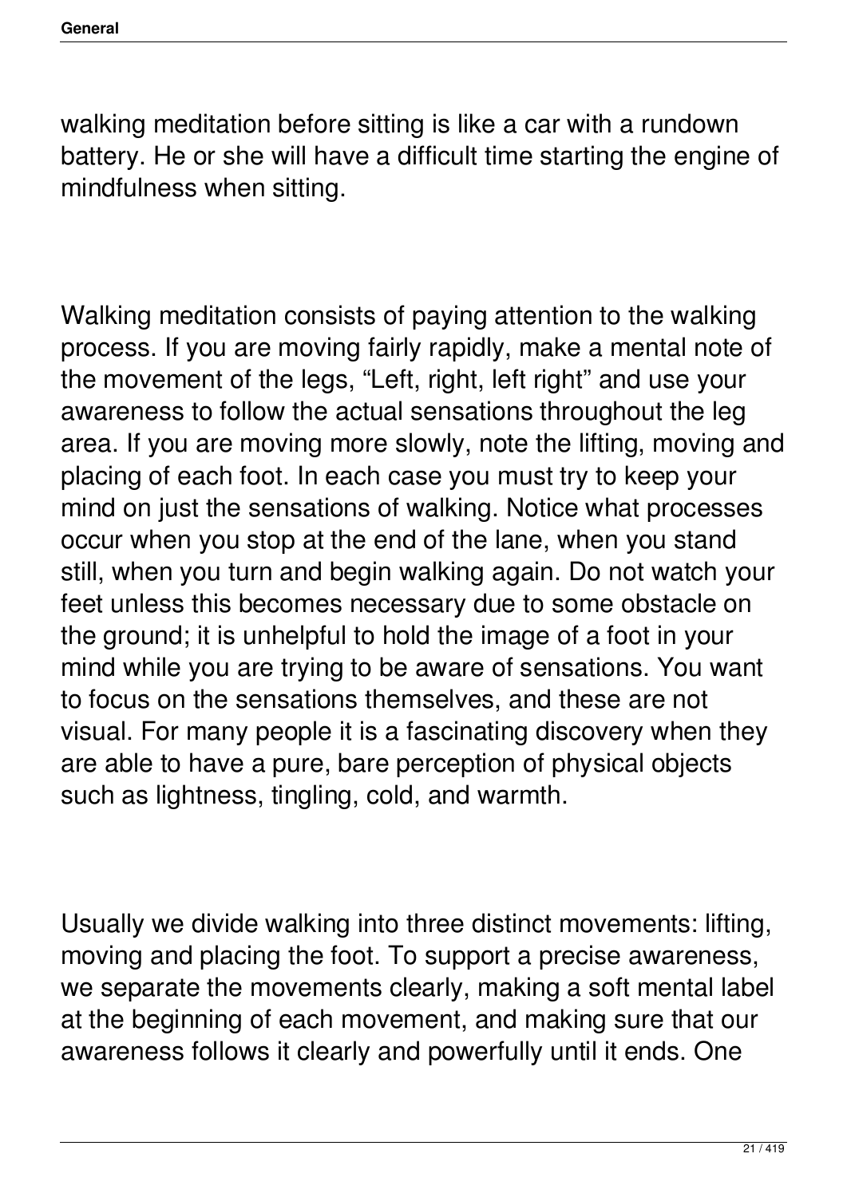walking meditation before sitting is like a car with a rundown battery. He or she will have a difficult time starting the engine of mindfulness when sitting.

Walking meditation consists of paying attention to the walking process. If you are moving fairly rapidly, make a mental note of the movement of the legs, “Left, right, left right” and use your awareness to follow the actual sensations throughout the leg area. If you are moving more slowly, note the lifting, moving and placing of each foot. In each case you must try to keep your mind on just the sensations of walking. Notice what processes occur when you stop at the end of the lane, when you stand still, when you turn and begin walking again. Do not watch your feet unless this becomes necessary due to some obstacle on the ground; it is unhelpful to hold the image of a foot in your mind while you are trying to be aware of sensations. You want to focus on the sensations themselves, and these are not visual. For many people it is a fascinating discovery when they are able to have a pure, bare perception of physical objects such as lightness, tingling, cold, and warmth.

Usually we divide walking into three distinct movements: lifting, moving and placing the foot. To support a precise awareness, we separate the movements clearly, making a soft mental label at the beginning of each movement, and making sure that our awareness follows it clearly and powerfully until it ends. One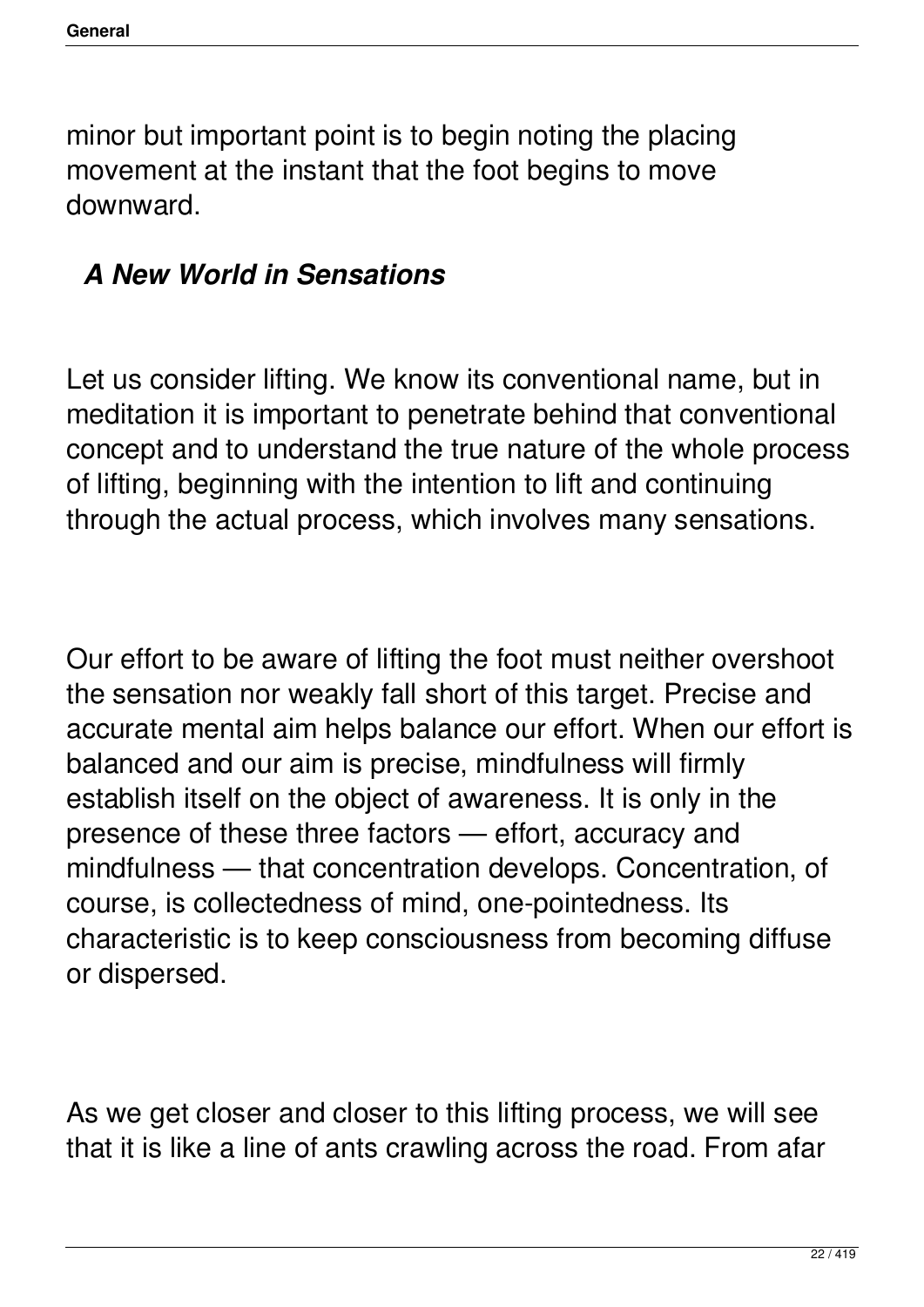minor but important point is to begin noting the placing movement at the instant that the foot begins to move downward.

## *A New World in Sensations*

Let us consider lifting. We know its conventional name, but in meditation it is important to penetrate behind that conventional concept and to understand the true nature of the whole process of lifting, beginning with the intention to lift and continuing through the actual process, which involves many sensations.

Our effort to be aware of lifting the foot must neither overshoot the sensation nor weakly fall short of this target. Precise and accurate mental aim helps balance our effort. When our effort is balanced and our aim is precise, mindfulness will firmly establish itself on the object of awareness. It is only in the presence of these three factors — effort, accuracy and mindfulness — that concentration develops. Concentration, of course, is collectedness of mind, one-pointedness. Its characteristic is to keep consciousness from becoming diffuse or dispersed.

As we get closer and closer to this lifting process, we will see that it is like a line of ants crawling across the road. From afar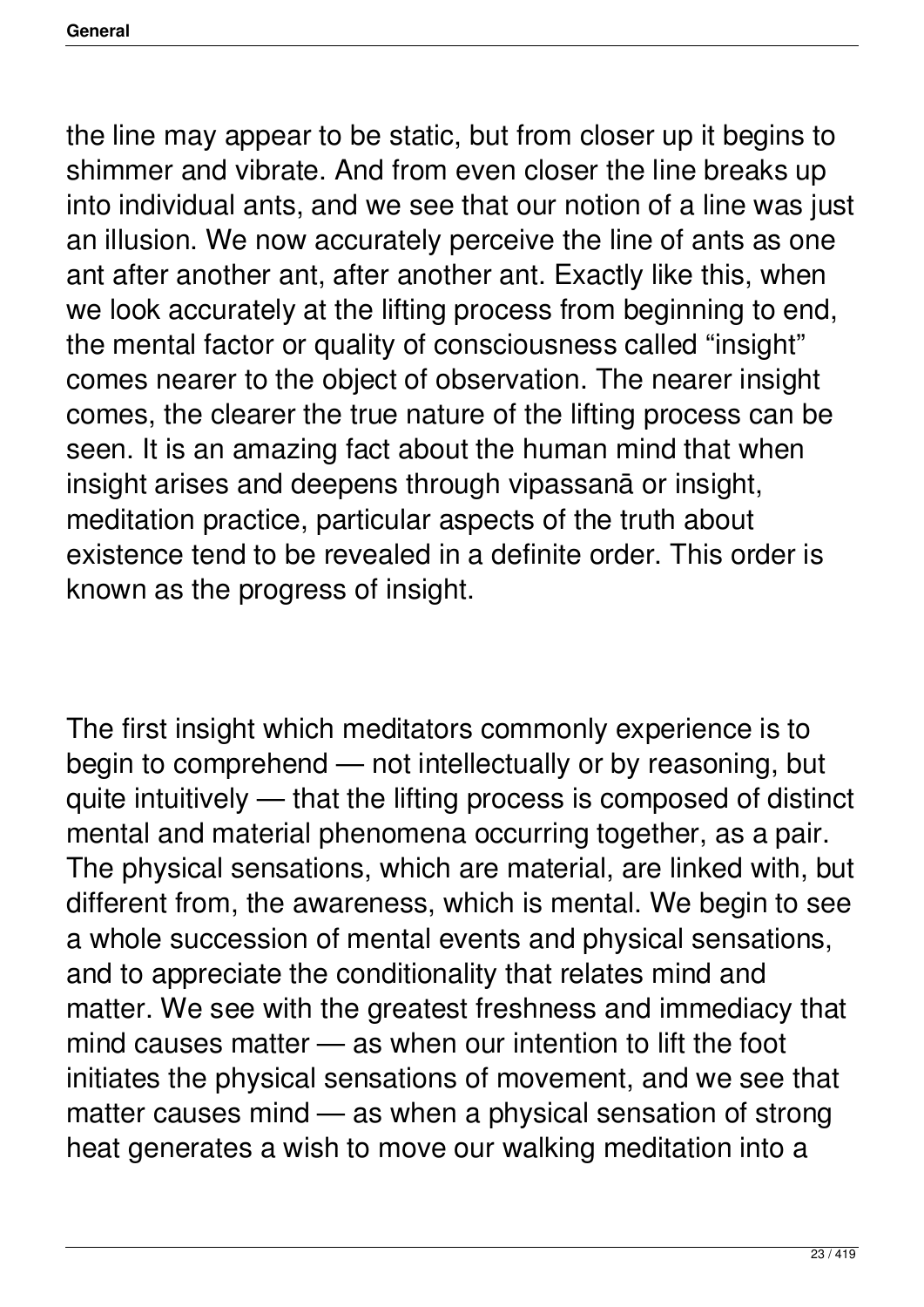the line may appear to be static, but from closer up it begins to shimmer and vibrate. And from even closer the line breaks up into individual ants, and we see that our notion of a line was just an illusion. We now accurately perceive the line of ants as one ant after another ant, after another ant. Exactly like this, when we look accurately at the lifting process from beginning to end, the mental factor or quality of consciousness called “insight” comes nearer to the object of observation. The nearer insight comes, the clearer the true nature of the lifting process can be seen. It is an amazing fact about the human mind that when insight arises and deepens through vipassanā or insight, meditation practice, particular aspects of the truth about existence tend to be revealed in a definite order. This order is known as the progress of insight.

The first insight which meditators commonly experience is to begin to comprehend — not intellectually or by reasoning, but quite intuitively — that the lifting process is composed of distinct mental and material phenomena occurring together, as a pair. The physical sensations, which are material, are linked with, but different from, the awareness, which is mental. We begin to see a whole succession of mental events and physical sensations, and to appreciate the conditionality that relates mind and matter. We see with the greatest freshness and immediacy that mind causes matter — as when our intention to lift the foot initiates the physical sensations of movement, and we see that matter causes mind — as when a physical sensation of strong heat generates a wish to move our walking meditation into a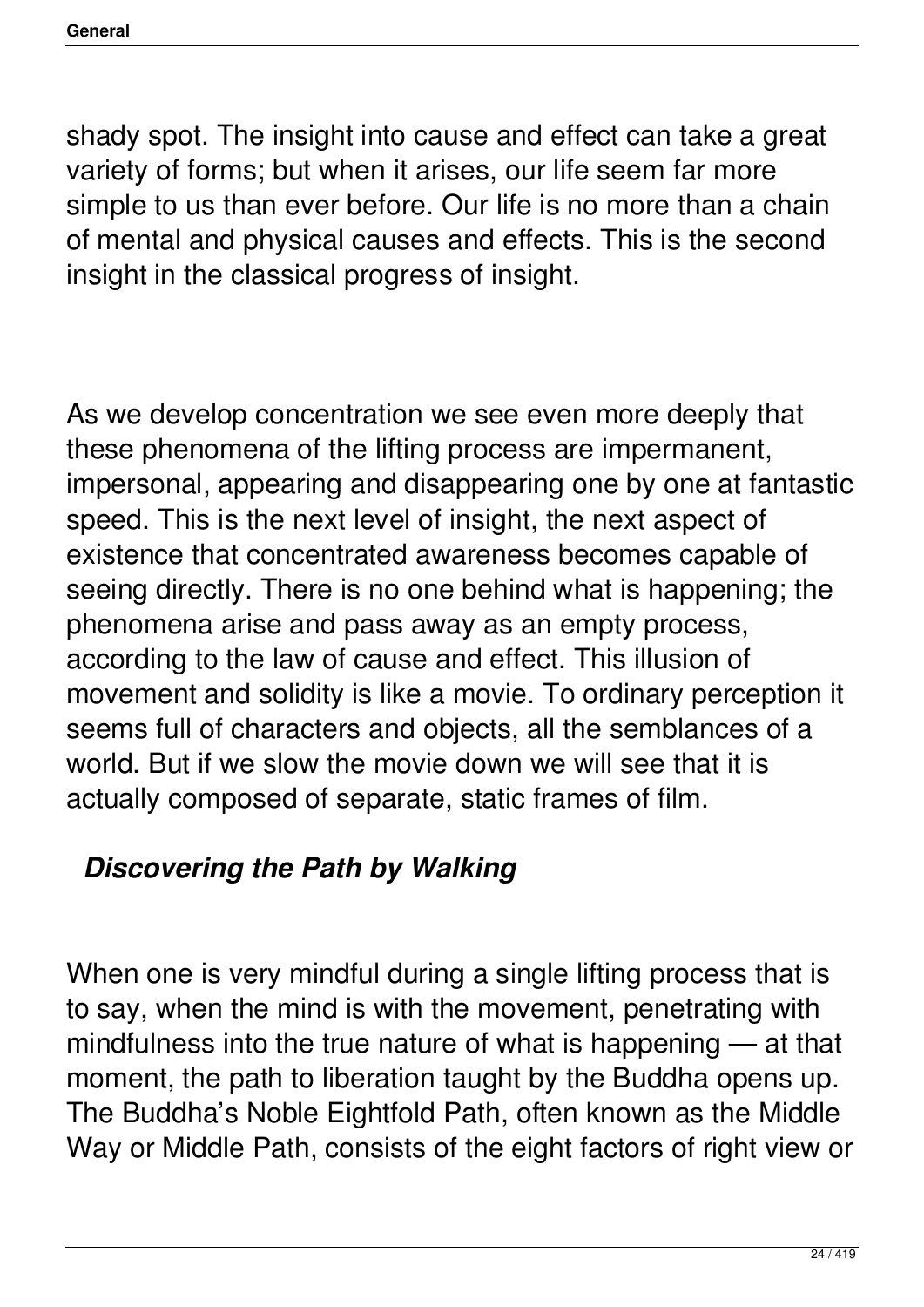shady spot. The insight into cause and effect can take a great variety of forms; but when it arises, our life seem far more simple to us than ever before. Our life is no more than a chain of mental and physical causes and effects. This is the second insight in the classical progress of insight.

As we develop concentration we see even more deeply that these phenomena of the lifting process are impermanent, impersonal, appearing and disappearing one by one at fantastic speed. This is the next level of insight, the next aspect of existence that concentrated awareness becomes capable of seeing directly. There is no one behind what is happening; the phenomena arise and pass away as an empty process, according to the law of cause and effect. This illusion of movement and solidity is like a movie. To ordinary perception it seems full of characters and objects, all the semblances of a world. But if we slow the movie down we will see that it is actually composed of separate, static frames of film.

### *Discovering the Path by Walking*

When one is very mindful during a single lifting process that is to say, when the mind is with the movement, penetrating with mindfulness into the true nature of what is happening — at that moment, the path to liberation taught by the Buddha opens up. The Buddha's Noble Eightfold Path, often known as the Middle Way or Middle Path, consists of the eight factors of right view or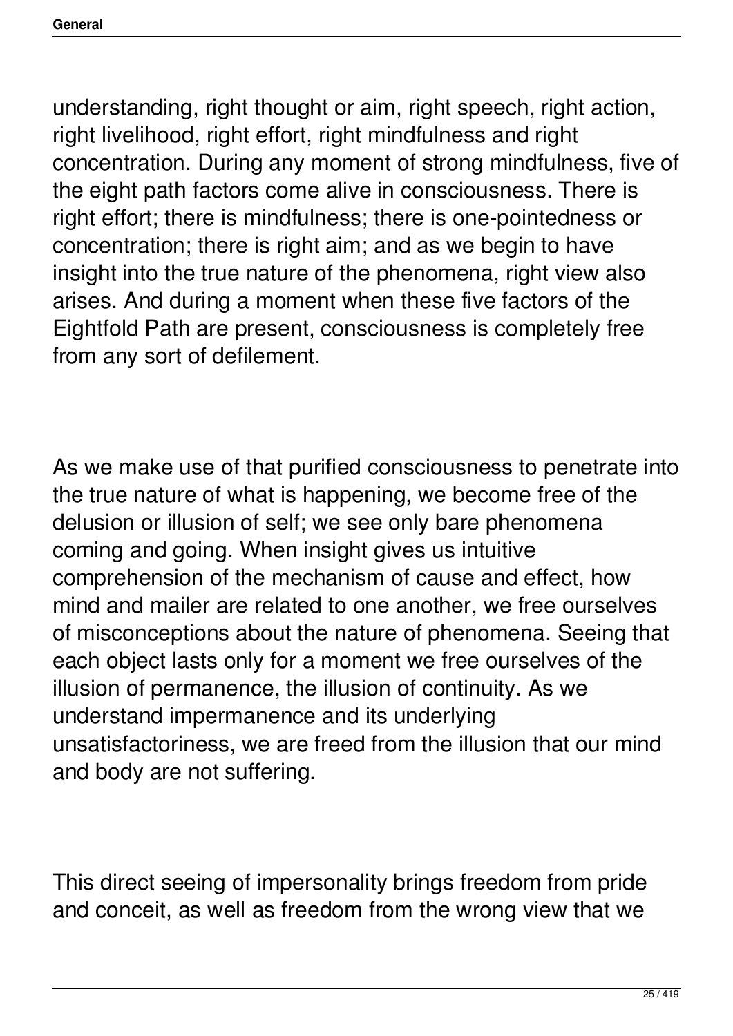understanding, right thought or aim, right speech, right action, right livelihood, right effort, right mindfulness and right concentration. During any moment of strong mindfulness, five of the eight path factors come alive in consciousness. There is right effort; there is mindfulness; there is one-pointedness or concentration; there is right aim; and as we begin to have insight into the true nature of the phenomena, right view also arises. And during a moment when these five factors of the Eightfold Path are present, consciousness is completely free from any sort of defilement.

As we make use of that purified consciousness to penetrate into the true nature of what is happening, we become free of the delusion or illusion of self; we see only bare phenomena coming and going. When insight gives us intuitive comprehension of the mechanism of cause and effect, how mind and mailer are related to one another, we free ourselves of misconceptions about the nature of phenomena. Seeing that each object lasts only for a moment we free ourselves of the illusion of permanence, the illusion of continuity. As we understand impermanence and its underlying unsatisfactoriness, we are freed from the illusion that our mind and body are not suffering.

This direct seeing of impersonality brings freedom from pride and conceit, as well as freedom from the wrong view that we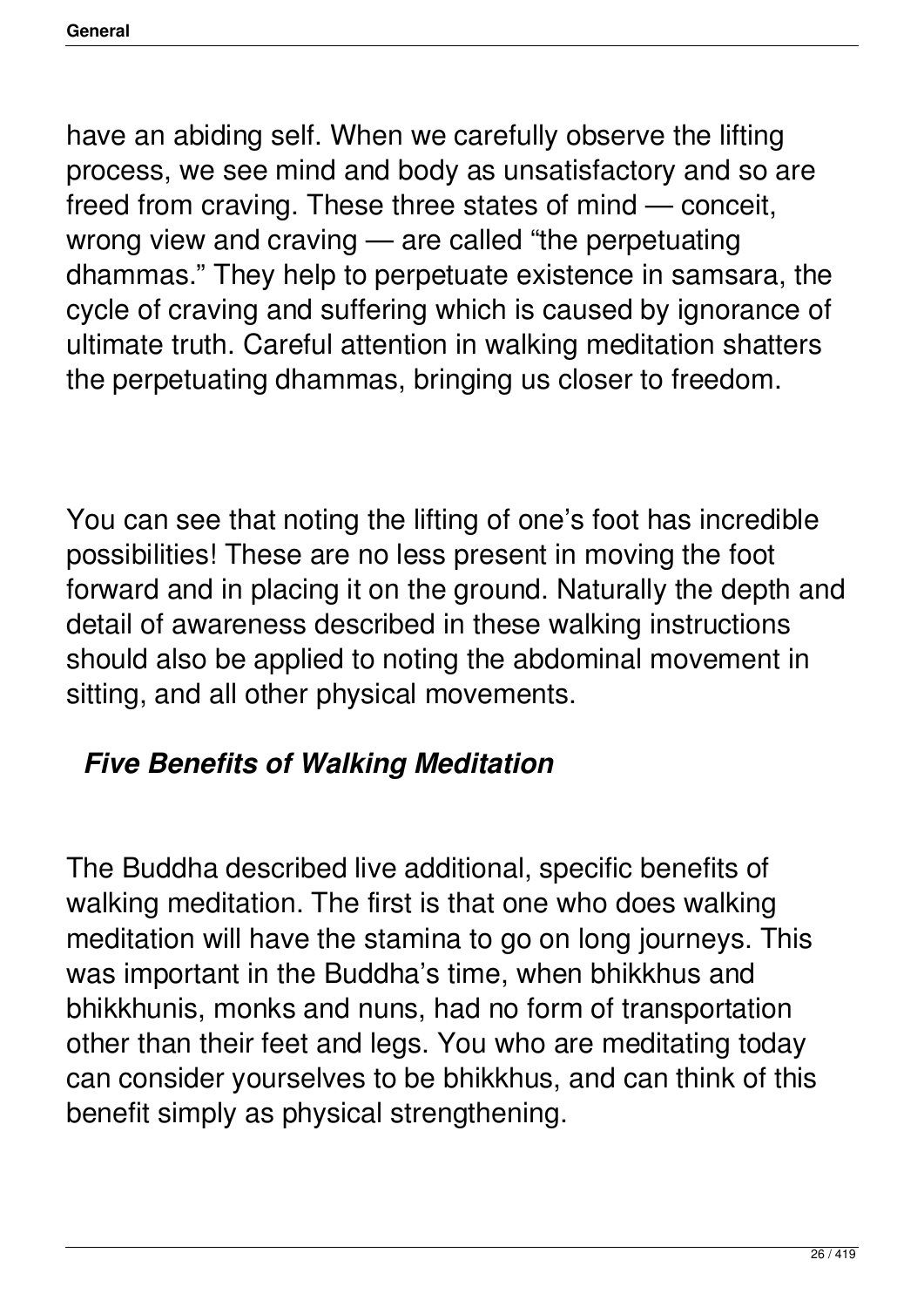have an abiding self. When we carefully observe the lifting process, we see mind and body as unsatisfactory and so are freed from craving. These three states of mind — conceit, wrong view and craving — are called “the perpetuating dhammas.” They help to perpetuate existence in samsara, the cycle of craving and suffering which is caused by ignorance of ultimate truth. Careful attention in walking meditation shatters the perpetuating dhammas, bringing us closer to freedom.

You can see that noting the lifting of one’s foot has incredible possibilities! These are no less present in moving the foot forward and in placing it on the ground. Naturally the depth and detail of awareness described in these walking instructions should also be applied to noting the abdominal movement in sitting, and all other physical movements.

### *Five Benefits of Walking Meditation*

The Buddha described live additional, specific benefits of walking meditation. The first is that one who does walking meditation will have the stamina to go on long journeys. This was important in the Buddha’s time, when bhikkhus and bhikkhunis, monks and nuns, had no form of transportation other than their feet and legs. You who are meditating today can consider yourselves to be bhikkhus, and can think of this benefit simply as physical strengthening.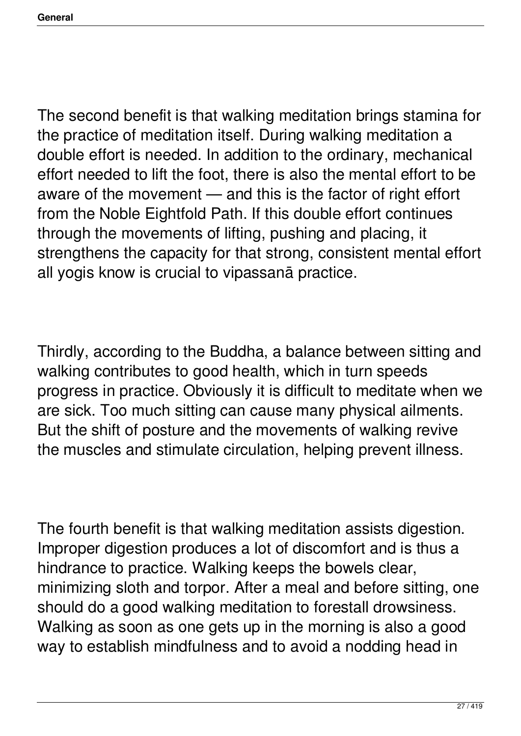The second benefit is that walking meditation brings stamina for the practice of meditation itself. During walking meditation a double effort is needed. In addition to the ordinary, mechanical effort needed to lift the foot, there is also the mental effort to be aware of the movement — and this is the factor of right effort from the Noble Eightfold Path. If this double effort continues through the movements of lifting, pushing and placing, it strengthens the capacity for that strong, consistent mental effort all yogis know is crucial to vipassanā practice.

Thirdly, according to the Buddha, a balance between sitting and walking contributes to good health, which in turn speeds progress in practice. Obviously it is difficult to meditate when we are sick. Too much sitting can cause many physical ailments. But the shift of posture and the movements of walking revive the muscles and stimulate circulation, helping prevent illness.

The fourth benefit is that walking meditation assists digestion. Improper digestion produces a lot of discomfort and is thus a hindrance to practice. Walking keeps the bowels clear, minimizing sloth and torpor. After a meal and before sitting, one should do a good walking meditation to forestall drowsiness. Walking as soon as one gets up in the morning is also a good way to establish mindfulness and to avoid a nodding head in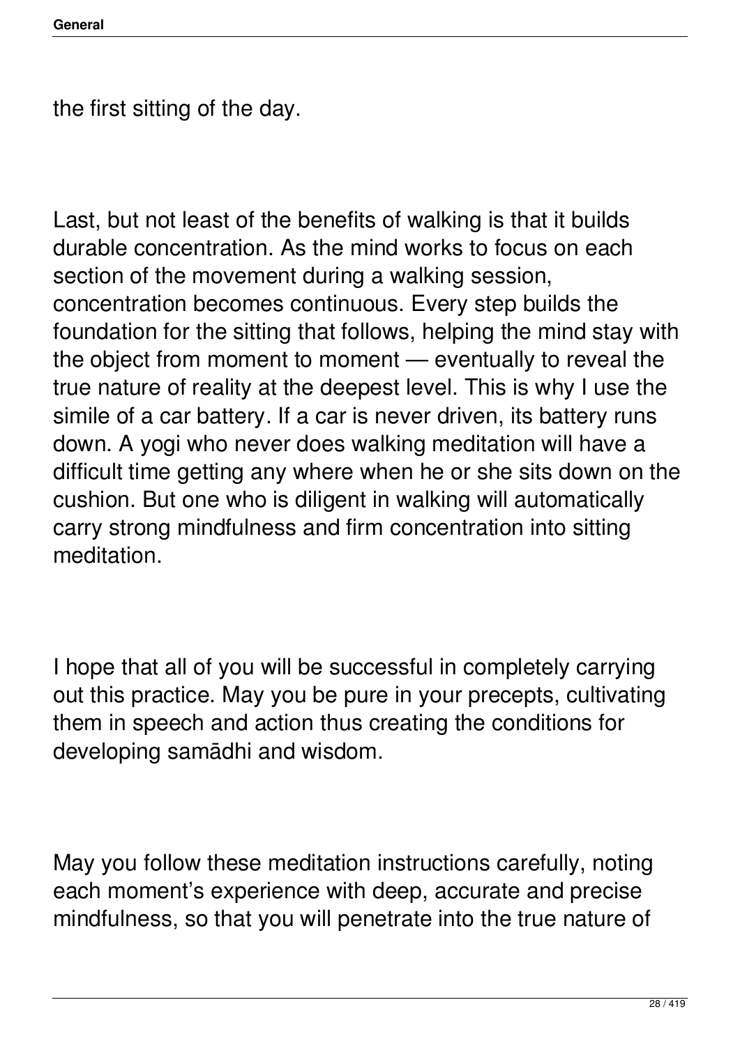the first sitting of the day.

Last, but not least of the benefits of walking is that it builds durable concentration. As the mind works to focus on each section of the movement during a walking session, concentration becomes continuous. Every step builds the foundation for the sitting that follows, helping the mind stay with the object from moment to moment — eventually to reveal the true nature of reality at the deepest level. This is why I use the simile of a car battery. If a car is never driven, its battery runs down. A yogi who never does walking meditation will have a difficult time getting any where when he or she sits down on the cushion. But one who is diligent in walking will automatically carry strong mindfulness and firm concentration into sitting meditation.

I hope that all of you will be successful in completely carrying out this practice. May you be pure in your precepts, cultivating them in speech and action thus creating the conditions for developing samādhi and wisdom.

May you follow these meditation instructions carefully, noting each moment's experience with deep, accurate and precise mindfulness, so that you will penetrate into the true nature of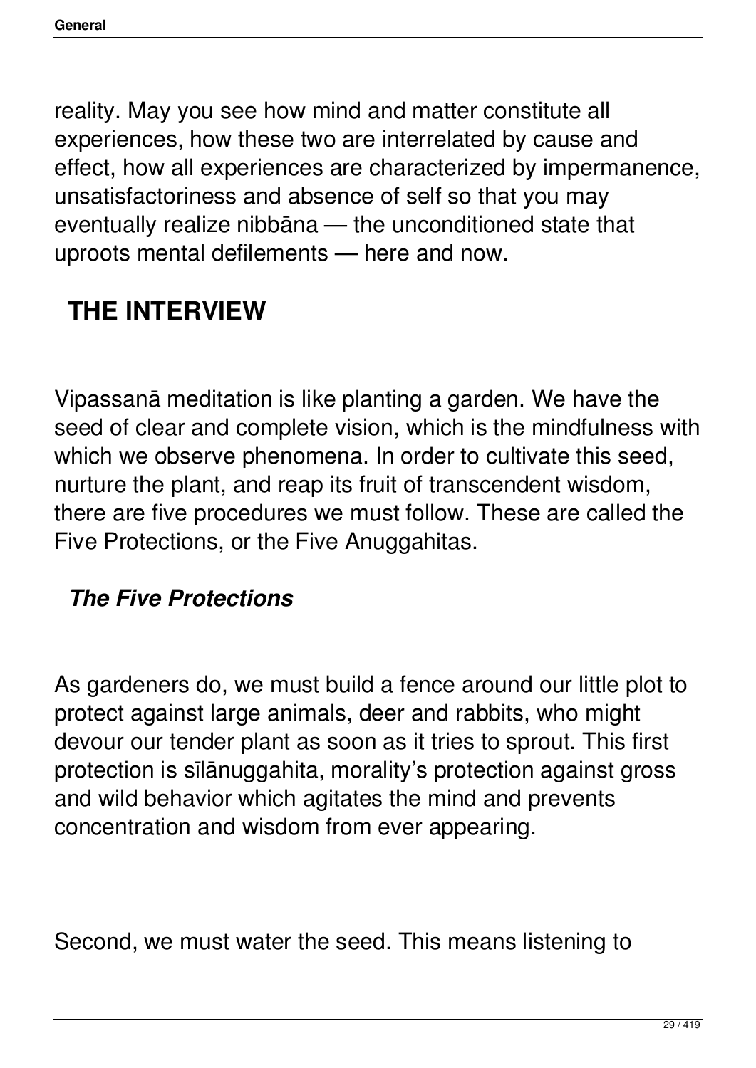reality. May you see how mind and matter constitute all experiences, how these two are interrelated by cause and effect, how all experiences are characterized by impermanence, unsatisfactoriness and absence of self so that you may eventually realize nibbāna — the unconditioned state that uproots mental defilements — here and now.

## THE INTERVIEW

Vipassanā meditation is like planting a garden. We have the seed of clear and complete vision, which is the mindfulness with which we observe phenomena. In order to cultivate this seed, nurture the plant, and reap its fruit of transcendent wisdom, there are five procedures we must follow. These are called the Five Protections, or the Five Anuggahitas.

### *The Five Protections*

As gardeners do, we must build a fence around our little plot to protect against large animals, deer and rabbits, who might devour our tender plant as soon as it tries to sprout. This first protection is sīlānuggahita, morality's protection against gross and wild behavior which agitates the mind and prevents concentration and wisdom from ever appearing.

Second, we must water the seed. This means listening to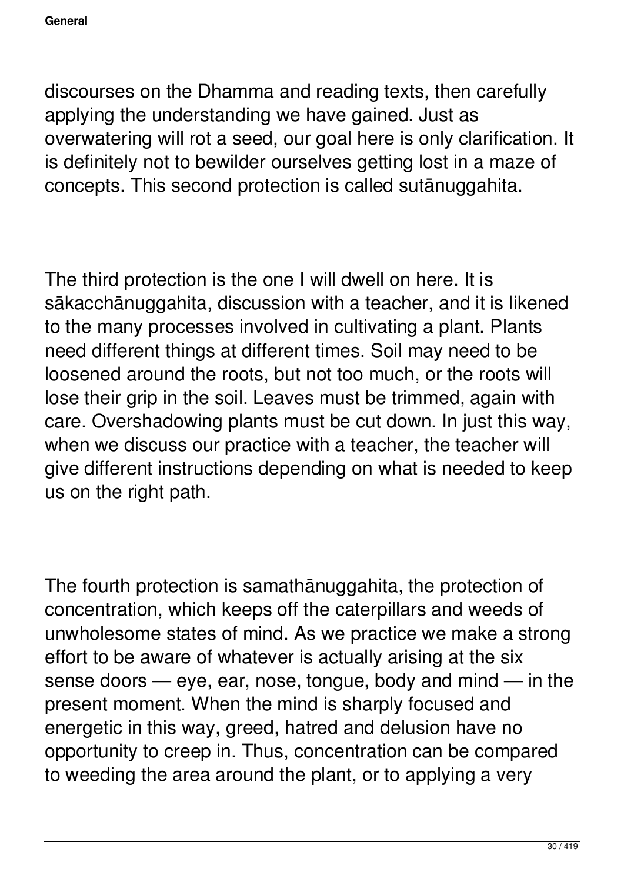discourses on the Dhamma and reading texts, then carefully applying the understanding we have gained. Just as overwatering will rot a seed, our goal here is only clarification. It is definitely not to bewilder ourselves getting lost in a maze of concepts. This second protection is called sutānuggahita.

The third protection is the one I will dwell on here. It is sākacchānuggahita, discussion with a teacher, and it is likened to the many processes involved in cultivating a plant. Plants need different things at different times. Soil may need to be loosened around the roots, but not too much, or the roots will lose their grip in the soil. Leaves must be trimmed, again with care. Overshadowing plants must be cut down. In just this way, when we discuss our practice with a teacher, the teacher will give different instructions depending on what is needed to keep us on the right path.

The fourth protection is samathānuggahita, the protection of concentration, which keeps off the caterpillars and weeds of unwholesome states of mind. As we practice we make a strong effort to be aware of whatever is actually arising at the six sense doors — eye, ear, nose, tongue, body and mind — in the present moment. When the mind is sharply focused and energetic in this way, greed, hatred and delusion have no opportunity to creep in. Thus, concentration can be compared to weeding the area around the plant, or to applying a very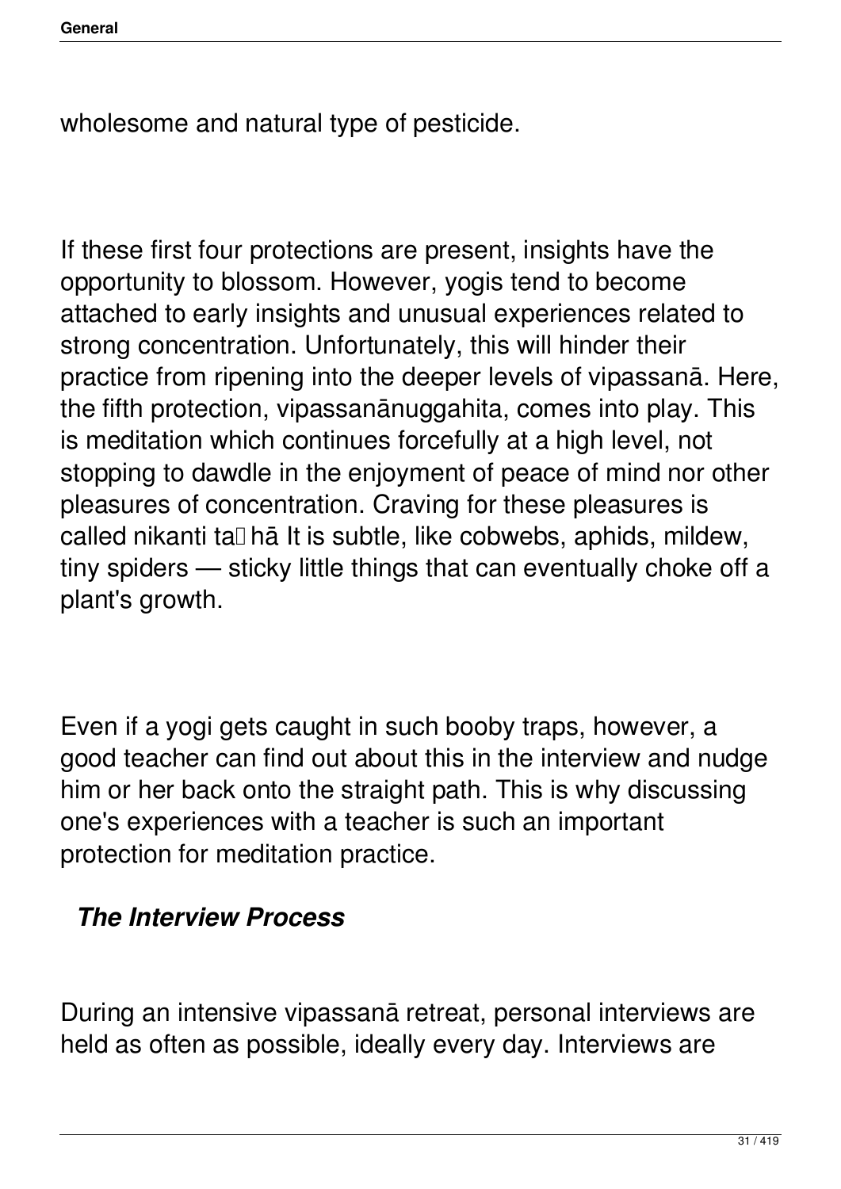wholesome and natural type of pesticide.

If these first four protections are present, insights have the opportunity to blossom. However, yogis tend to become attached to early insights and unusual experiences related to strong concentration. Unfortunately, this will hinder their practice from ripening into the deeper levels of vipassanā. Here, the fifth protection, vipassanānuggahita, comes into play. This is meditation which continues forcefully at a high level, not stopping to dawdle in the enjoyment of peace of mind nor other pleasures of concentration. Craving for these pleasures is called nikanti taṇhā It is subtle, like cobwebs, aphids, mildew, tiny spiders — sticky little things that can eventually choke off a plant's growth.

Even if a yogi gets caught in such booby traps, however, a good teacher can find out about this in the interview and nudge him or her back onto the straight path. This is why discussing one's experiences with a teacher is such an important protection for meditation practice.

### *The Interview Process*

During an intensive vipassanā retreat, personal interviews are held as often as possible, ideally every day. Interviews are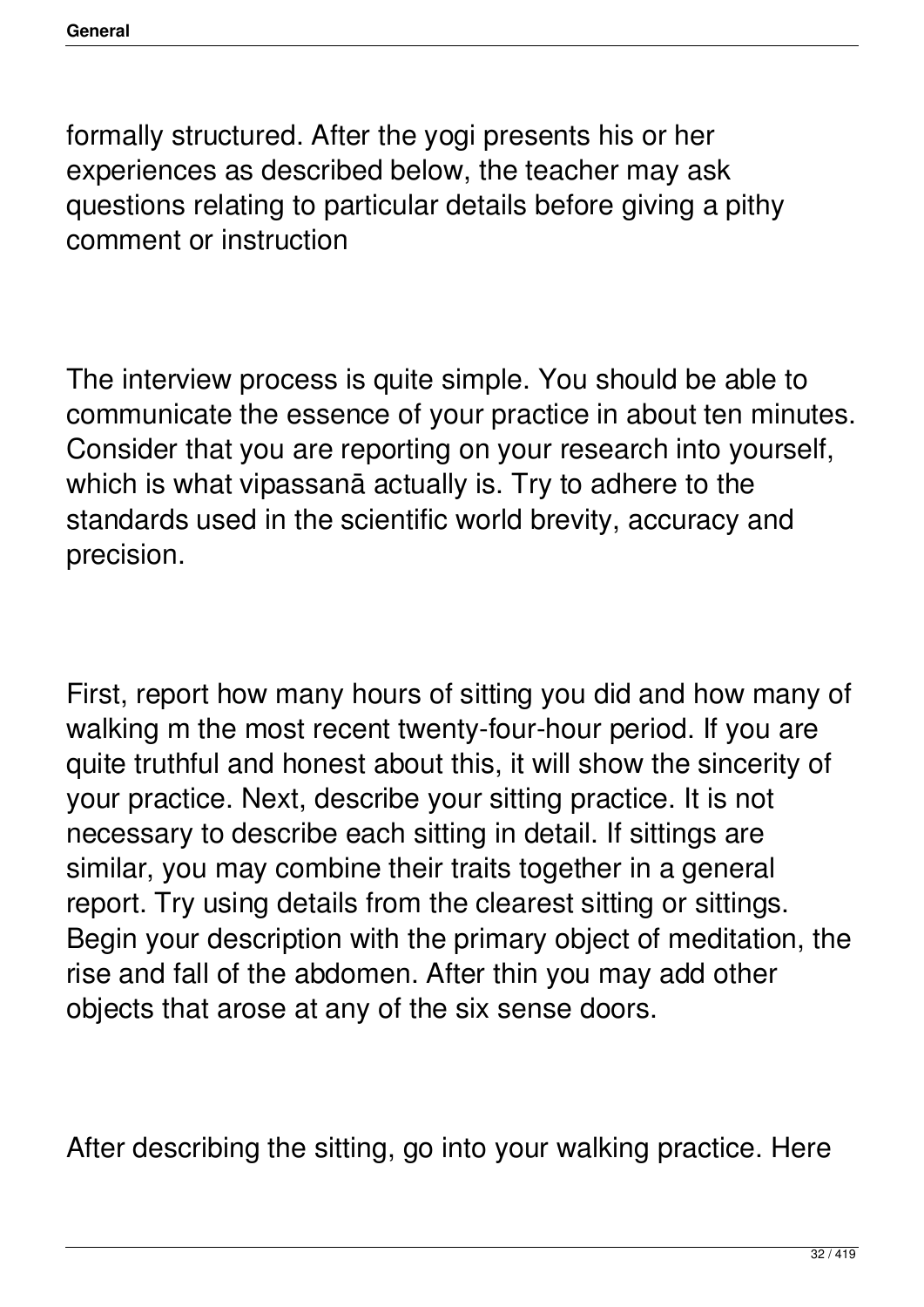formally structured. After the yogi presents his or her experiences as described below, the teacher may ask questions relating to particular details before giving a pithy comment or instruction

The interview process is quite simple. You should be able to communicate the essence of your practice in about ten minutes. Consider that you are reporting on your research into yourself, which is what vipassanā actually is. Try to adhere to the standards used in the scientific world brevity, accuracy and precision.

First, report how many hours of sitting you did and how many of walking m the most recent twenty-four-hour period. If you are quite truthful and honest about this, it will show the sincerity of your practice. Next, describe your sitting practice. It is not necessary to describe each sitting in detail. If sittings are similar, you may combine their traits together in a general report. Try using details from the clearest sitting or sittings. Begin your description with the primary object of meditation, the rise and fall of the abdomen. After thin you may add other objects that arose at any of the six sense doors.

After describing the sitting, go into your walking practice. Here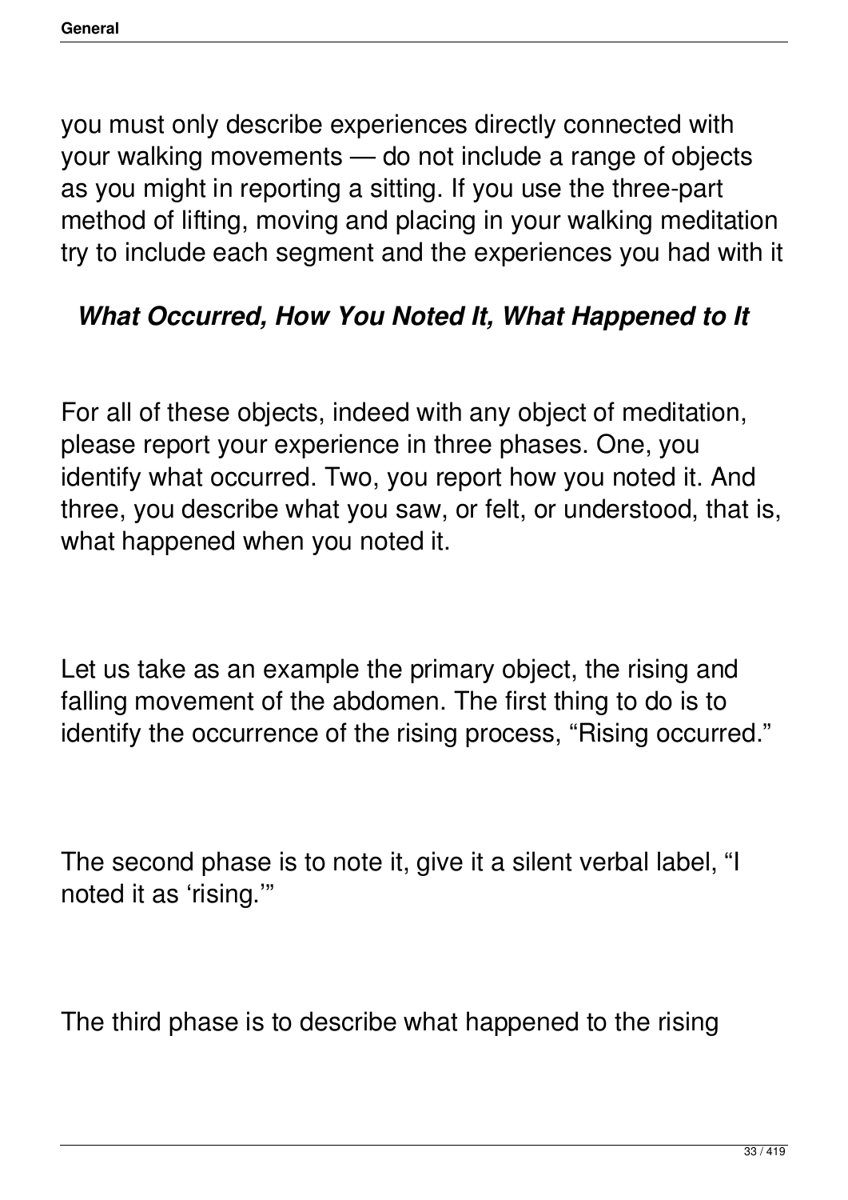you must only describe experiences directly connected with your walking movements — do not include a range of objects as you might in reporting a sitting. If you use the three-part method of lifting, moving and placing in your walking meditation try to include each segment and the experiences you had with it

### ***What Occurred, How You Noted It, What Happened to It***

For all of these objects, indeed with any object of meditation, please report your experience in three phases. One, you identify what occurred. Two, you report how you noted it. And three, you describe what you saw, or felt, or understood, that is, what happened when you noted it.

Let us take as an example the primary object, the rising and falling movement of the abdomen. The first thing to do is to identify the occurrence of the rising process, "Rising occurred."

The second phase is to note it, give it a silent verbal label, "I noted it as 'rising.'"

The third phase is to describe what happened to the rising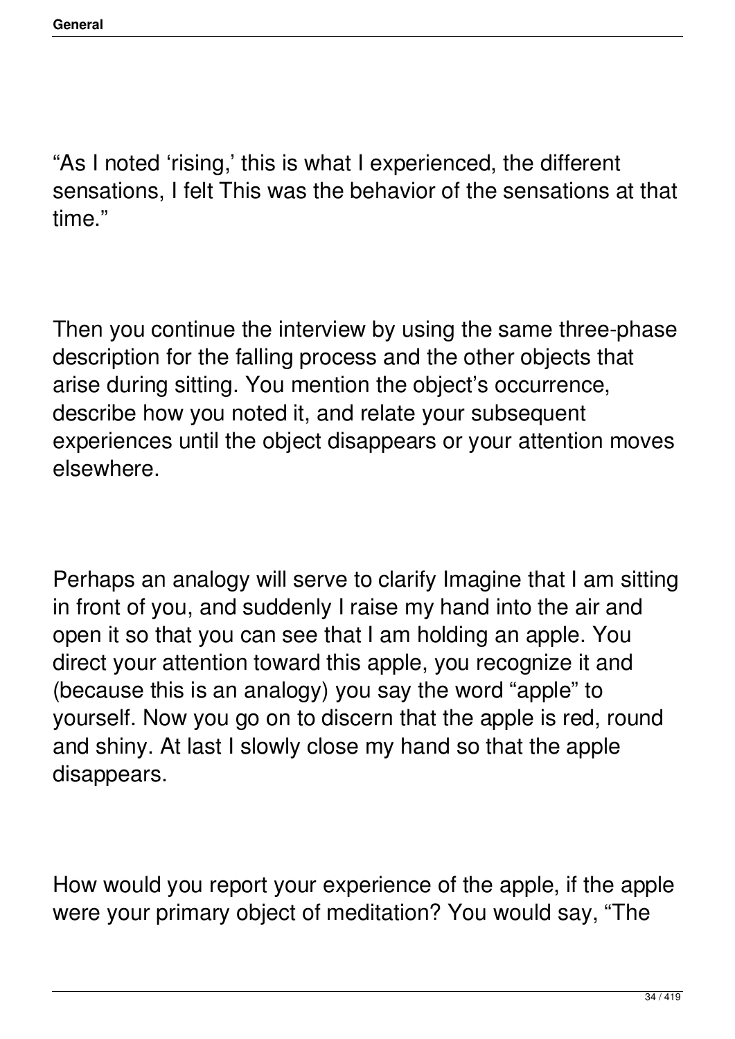"As I noted 'rising,' this is what I experienced, the different sensations, I felt This was the behavior of the sensations at that time."

Then you continue the interview by using the same three-phase description for the falling process and the other objects that arise during sitting. You mention the object's occurrence, describe how you noted it, and relate your subsequent experiences until the object disappears or your attention moves elsewhere.

Perhaps an analogy will serve to clarify Imagine that I am sitting in front of you, and suddenly I raise my hand into the air and open it so that you can see that I am holding an apple. You direct your attention toward this apple, you recognize it and (because this is an analogy) you say the word "apple" to yourself. Now you go on to discern that the apple is red, round and shiny. At last I slowly close my hand so that the apple disappears.

How would you report your experience of the apple, if the apple were your primary object of meditation? You would say, "The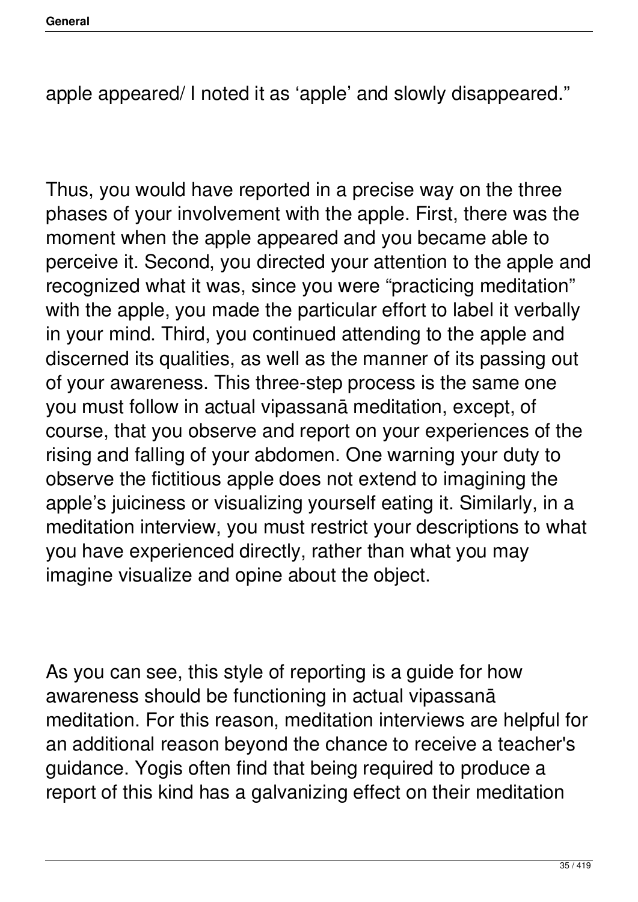apple appeared/ I noted it as ‘apple’ and slowly disappeared.”

Thus, you would have reported in a precise way on the three phases of your involvement with the apple. First, there was the moment when the apple appeared and you became able to perceive it. Second, you directed your attention to the apple and recognized what it was, since you were “practicing meditation” with the apple, you made the particular effort to label it verbally in your mind. Third, you continued attending to the apple and discerned its qualities, as well as the manner of its passing out of your awareness. This three-step process is the same one you must follow in actual vipassanā meditation, except, of course, that you observe and report on your experiences of the rising and falling of your abdomen. One warning your duty to observe the fictitious apple does not extend to imagining the apple’s juiciness or visualizing yourself eating it. Similarly, in a meditation interview, you must restrict your descriptions to what you have experienced directly, rather than what you may imagine visualize and opine about the object.

As you can see, this style of reporting is a guide for how awareness should be functioning in actual vipassanā meditation. For this reason, meditation interviews are helpful for an additional reason beyond the chance to receive a teacher's guidance. Yogis often find that being required to produce a report of this kind has a galvanizing effect on their meditation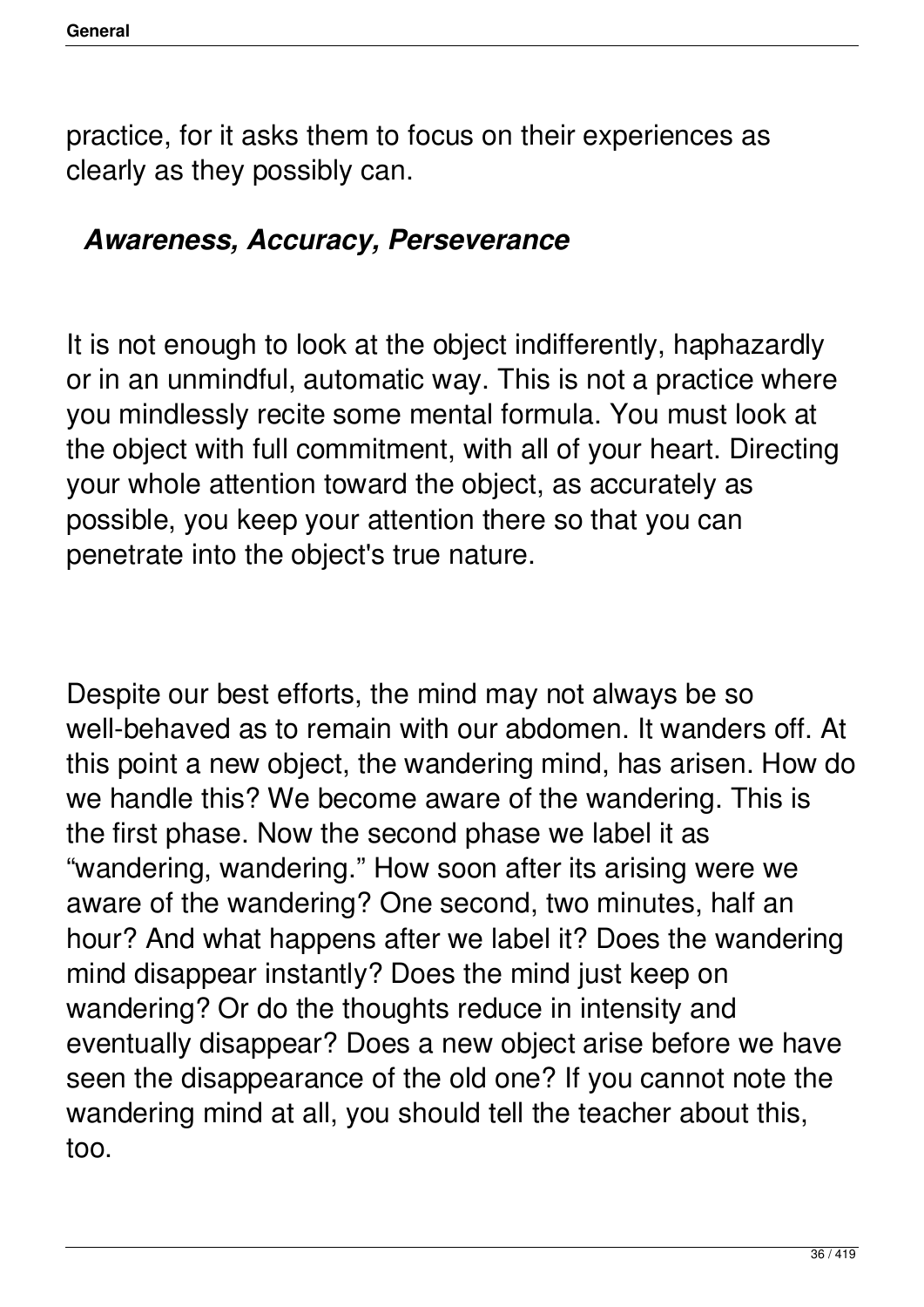practice, for it asks them to focus on their experiences as clearly as they possibly can.

### *Awareness, Accuracy, Perseverance*

It is not enough to look at the object indifferently, haphazardly or in an unmindful, automatic way. This is not a practice where you mindlessly recite some mental formula. You must look at the object with full commitment, with all of your heart. Directing your whole attention toward the object, as accurately as possible, you keep your attention there so that you can penetrate into the object's true nature.

Despite our best efforts, the mind may not always be so well-behaved as to remain with our abdomen. It wanders off. At this point a new object, the wandering mind, has arisen. How do we handle this? We become aware of the wandering. This is the first phase. Now the second phase we label it as "wandering, wandering." How soon after its arising were we aware of the wandering? One second, two minutes, half an hour? And what happens after we label it? Does the wandering mind disappear instantly? Does the mind just keep on wandering? Or do the thoughts reduce in intensity and eventually disappear? Does a new object arise before we have seen the disappearance of the old one? If you cannot note the wandering mind at all, you should tell the teacher about this, too.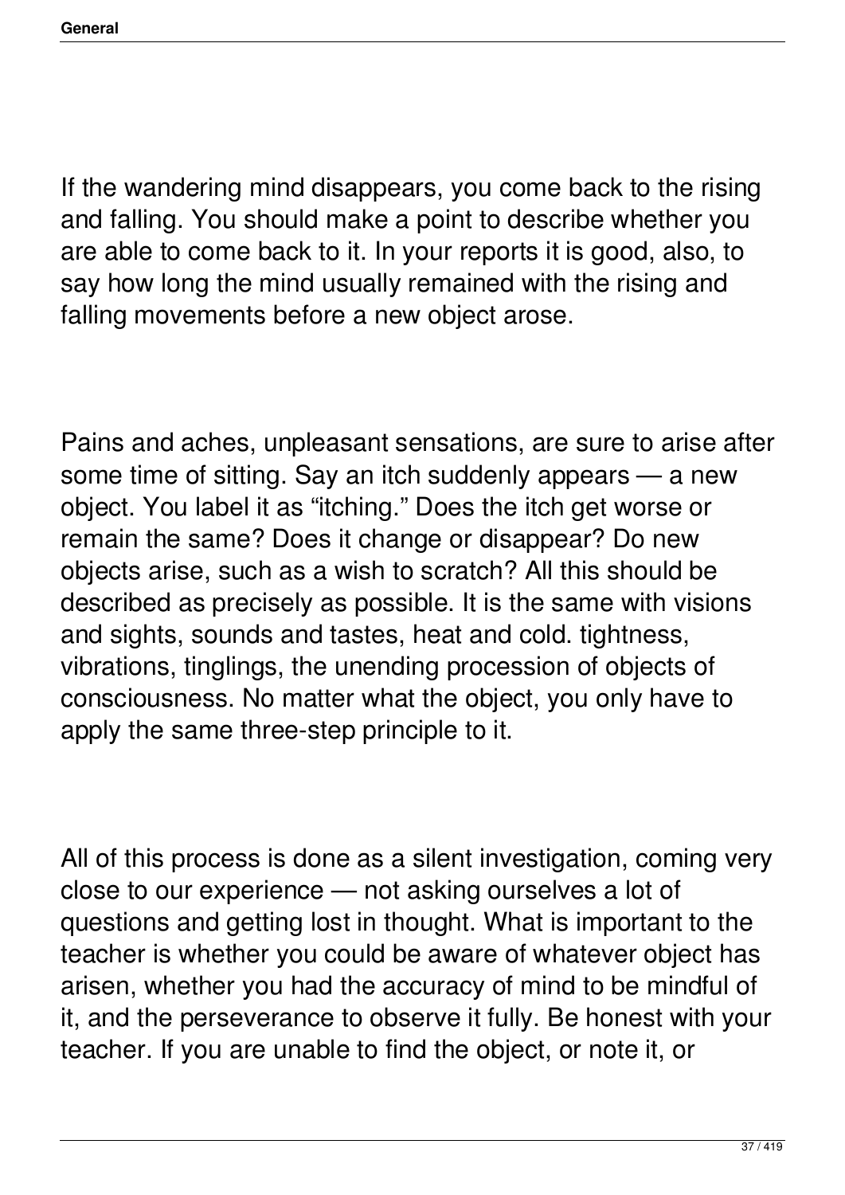If the wandering mind disappears, you come back to the rising and falling. You should make a point to describe whether you are able to come back to it. In your reports it is good, also, to say how long the mind usually remained with the rising and falling movements before a new object arose.

Pains and aches, unpleasant sensations, are sure to arise after some time of sitting. Say an itch suddenly appears — a new object. You label it as "itching." Does the itch get worse or remain the same? Does it change or disappear? Do new objects arise, such as a wish to scratch? All this should be described as precisely as possible. It is the same with visions and sights, sounds and tastes, heat and cold. tightness, vibrations, tinglings, the unending procession of objects of consciousness. No matter what the object, you only have to apply the same three-step principle to it.

All of this process is done as a silent investigation, coming very close to our experience — not asking ourselves a lot of questions and getting lost in thought. What is important to the teacher is whether you could be aware of whatever object has arisen, whether you had the accuracy of mind to be mindful of it, and the perseverance to observe it fully. Be honest with your teacher. If you are unable to find the object, or note it, or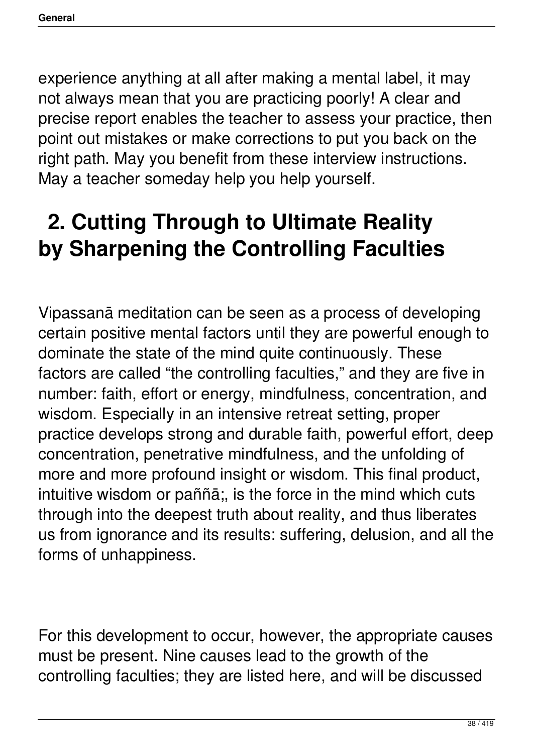experience anything at all after making a mental label, it may not always mean that you are practicing poorly! A clear and precise report enables the teacher to assess your practice, then point out mistakes or make corrections to put you back on the right path. May you benefit from these interview instructions. May a teacher someday help you help yourself.

## 2. Cutting Through to Ultimate Reality by Sharpening the Controlling Faculties

Vipassanā meditation can be seen as a process of developing certain positive mental factors until they are powerful enough to dominate the state of the mind quite continuously. These factors are called "the controlling faculties," and they are five in number: faith, effort or energy, mindfulness, concentration, and wisdom. Especially in an intensive retreat setting, proper practice develops strong and durable faith, powerful effort, deep concentration, penetrative mindfulness, and the unfolding of more and more profound insight or wisdom. This final product, intuitive wisdom or paññā;, is the force in the mind which cuts through into the deepest truth about reality, and thus liberates us from ignorance and its results: suffering, delusion, and all the forms of unhappiness.

For this development to occur, however, the appropriate causes must be present. Nine causes lead to the growth of the controlling faculties; they are listed here, and will be discussed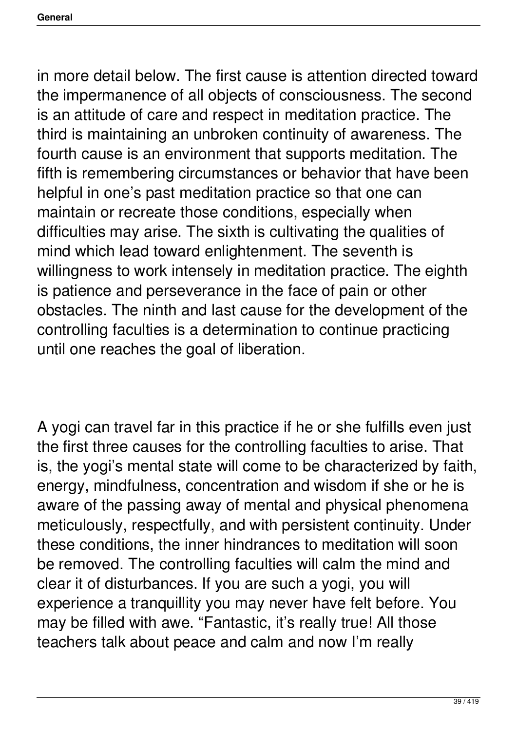in more detail below. The first cause is attention directed toward the impermanence of all objects of consciousness. The second is an attitude of care and respect in meditation practice. The third is maintaining an unbroken continuity of awareness. The fourth cause is an environment that supports meditation. The fifth is remembering circumstances or behavior that have been helpful in one's past meditation practice so that one can maintain or recreate those conditions, especially when difficulties may arise. The sixth is cultivating the qualities of mind which lead toward enlightenment. The seventh is willingness to work intensely in meditation practice. The eighth is patience and perseverance in the face of pain or other obstacles. The ninth and last cause for the development of the controlling faculties is a determination to continue practicing until one reaches the goal of liberation.

A yogi can travel far in this practice if he or she fulfills even just the first three causes for the controlling faculties to arise. That is, the yogi's mental state will come to be characterized by faith, energy, mindfulness, concentration and wisdom if she or he is aware of the passing away of mental and physical phenomena meticulously, respectfully, and with persistent continuity. Under these conditions, the inner hindrances to meditation will soon be removed. The controlling faculties will calm the mind and clear it of disturbances. If you are such a yogi, you will experience a tranquillity you may never have felt before. You may be filled with awe. "Fantastic, it's really true! All those teachers talk about peace and calm and now I'm really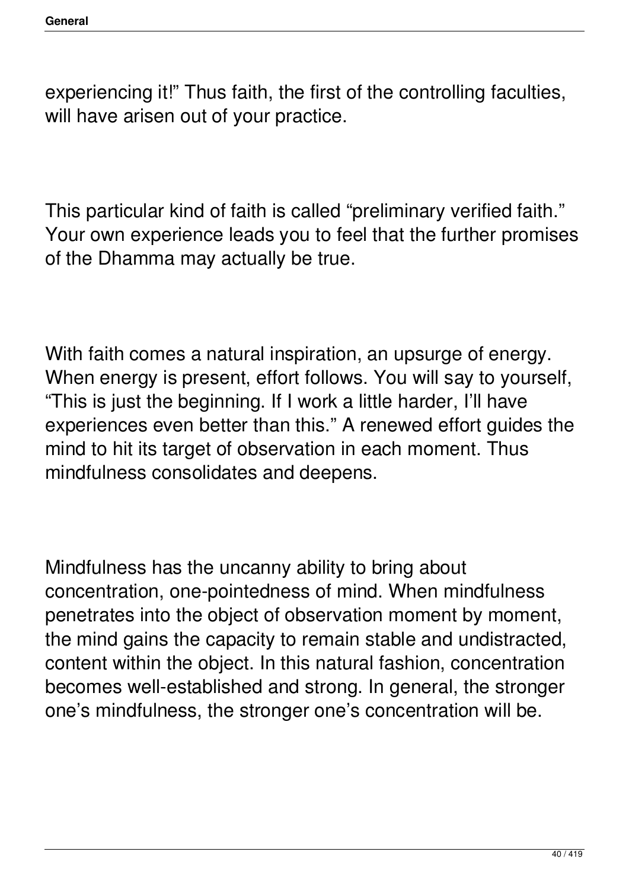experiencing it!" Thus faith, the first of the controlling faculties, will have arisen out of your practice.

This particular kind of faith is called "preliminary verified faith." Your own experience leads you to feel that the further promises of the Dhamma may actually be true.

With faith comes a natural inspiration, an upsurge of energy. When energy is present, effort follows. You will say to yourself, "This is just the beginning. If I work a little harder, I'll have experiences even better than this." A renewed effort guides the mind to hit its target of observation in each moment. Thus mindfulness consolidates and deepens.

Mindfulness has the uncanny ability to bring about concentration, one-pointedness of mind. When mindfulness penetrates into the object of observation moment by moment, the mind gains the capacity to remain stable and undistracted, content within the object. In this natural fashion, concentration becomes well-established and strong. In general, the stronger one's mindfulness, the stronger one's concentration will be.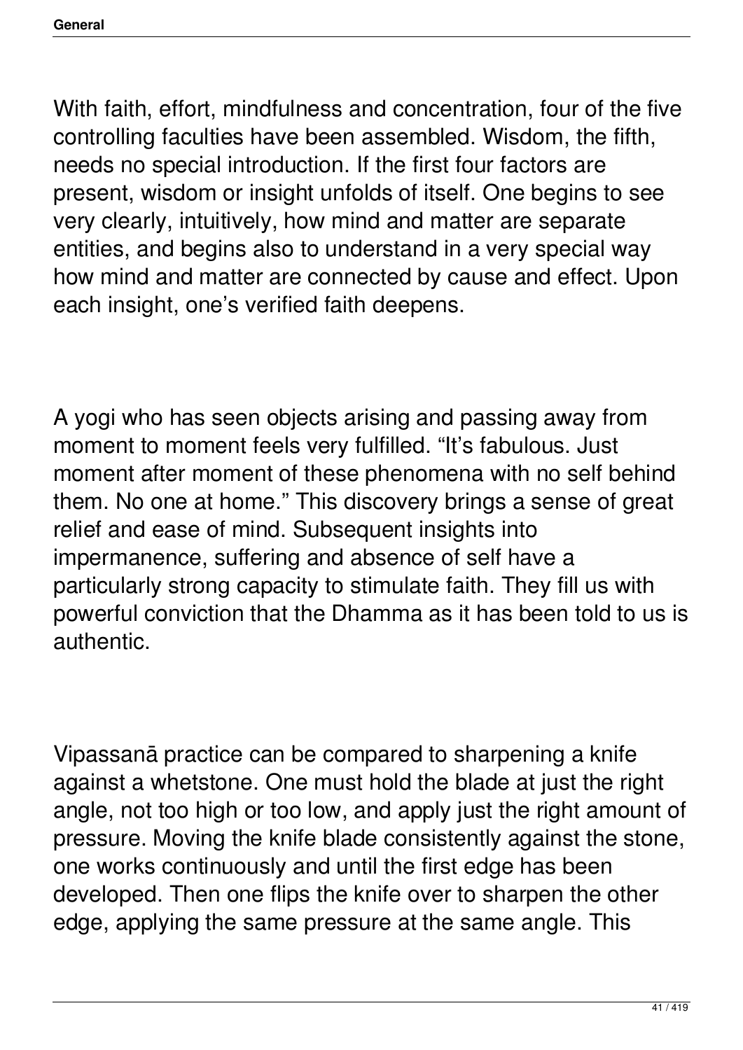With faith, effort, mindfulness and concentration, four of the five controlling faculties have been assembled. Wisdom, the fifth, needs no special introduction. If the first four factors are present, wisdom or insight unfolds of itself. One begins to see very clearly, intuitively, how mind and matter are separate entities, and begins also to understand in a very special way how mind and matter are connected by cause and effect. Upon each insight, one's verified faith deepens.

A yogi who has seen objects arising and passing away from moment to moment feels very fulfilled. "It's fabulous. Just moment after moment of these phenomena with no self behind them. No one at home." This discovery brings a sense of great relief and ease of mind. Subsequent insights into impermanence, suffering and absence of self have a particularly strong capacity to stimulate faith. They fill us with powerful conviction that the Dhamma as it has been told to us is authentic.

Vipassanā practice can be compared to sharpening a knife against a whetstone. One must hold the blade at just the right angle, not too high or too low, and apply just the right amount of pressure. Moving the knife blade consistently against the stone, one works continuously and until the first edge has been developed. Then one flips the knife over to sharpen the other edge, applying the same pressure at the same angle. This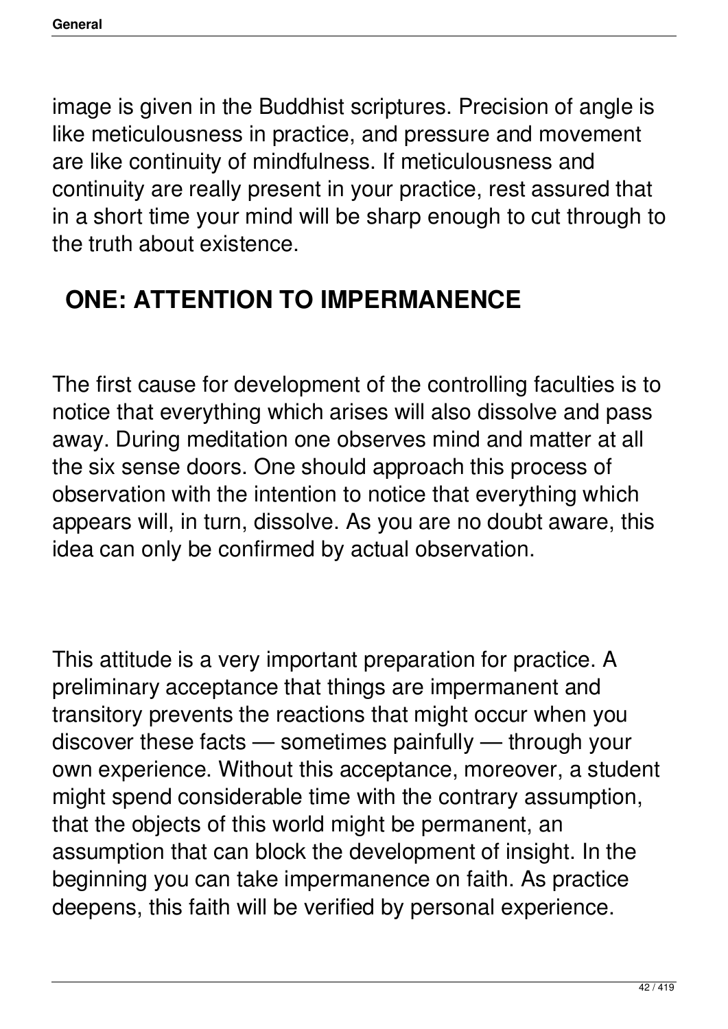image is given in the Buddhist scriptures. Precision of angle is like meticulousness in practice, and pressure and movement are like continuity of mindfulness. If meticulousness and continuity are really present in your practice, rest assured that in a short time your mind will be sharp enough to cut through to the truth about existence.

## ONE: ATTENTION TO IMPERMANENCE

The first cause for development of the controlling faculties is to notice that everything which arises will also dissolve and pass away. During meditation one observes mind and matter at all the six sense doors. One should approach this process of observation with the intention to notice that everything which appears will, in turn, dissolve. As you are no doubt aware, this idea can only be confirmed by actual observation.

This attitude is a very important preparation for practice. A preliminary acceptance that things are impermanent and transitory prevents the reactions that might occur when you discover these facts — sometimes painfully — through your own experience. Without this acceptance, moreover, a student might spend considerable time with the contrary assumption, that the objects of this world might be permanent, an assumption that can block the development of insight. In the beginning you can take impermanence on faith. As practice deepens, this faith will be verified by personal experience.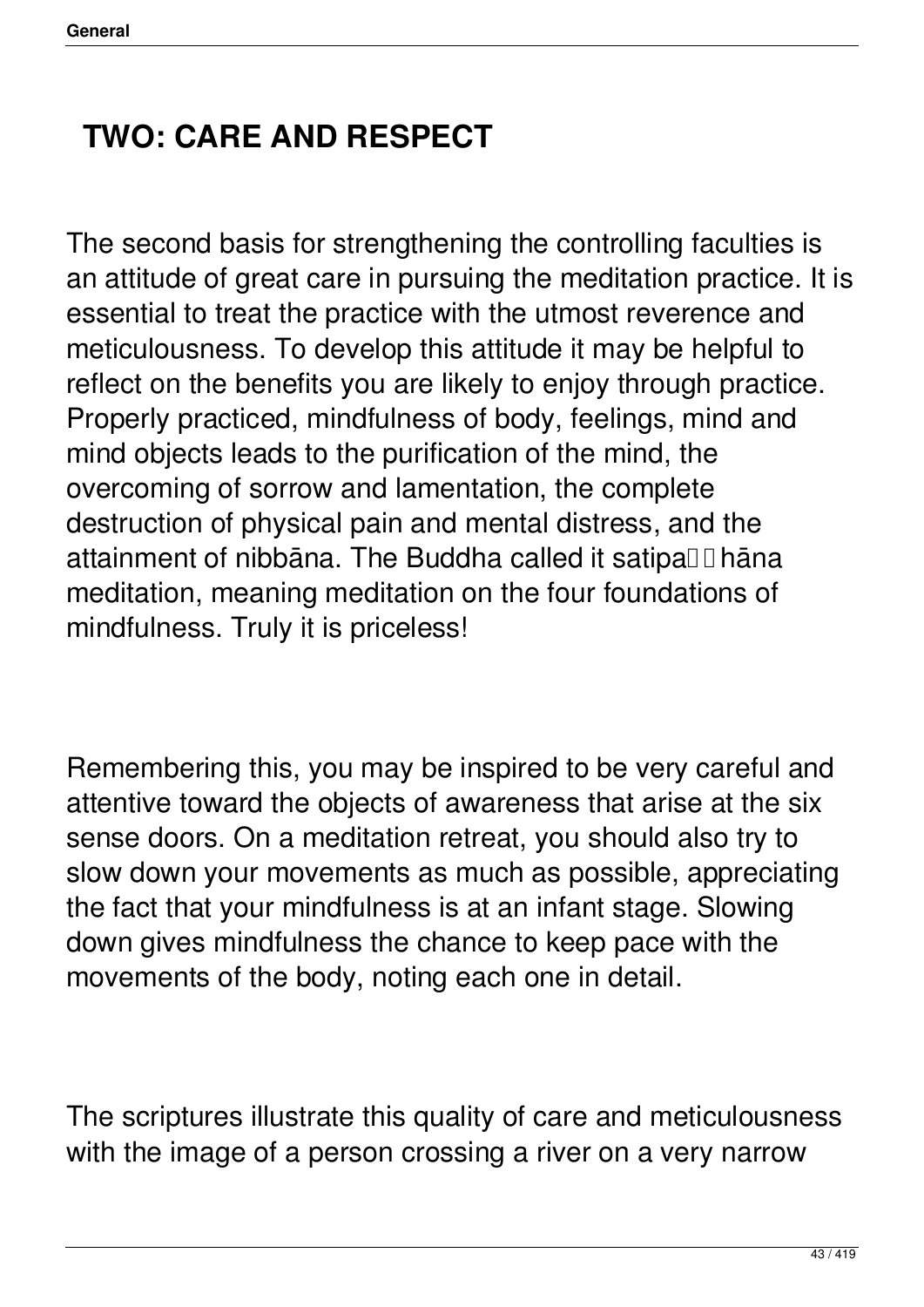## TWO: CARE AND RESPECT

The second basis for strengthening the controlling faculties is an attitude of great care in pursuing the meditation practice. It is essential to treat the practice with the utmost reverence and meticulousness. To develop this attitude it may be helpful to reflect on the benefits you are likely to enjoy through practice. Properly practiced, mindfulness of body, feelings, mind and mind objects leads to the purification of the mind, the overcoming of sorrow and lamentation, the complete destruction of physical pain and mental distress, and the attainment of nibbāna. The Buddha called it satipaṭṭhāna meditation, meaning meditation on the four foundations of mindfulness. Truly it is priceless!

Remembering this, you may be inspired to be very careful and attentive toward the objects of awareness that arise at the six sense doors. On a meditation retreat, you should also try to slow down your movements as much as possible, appreciating the fact that your mindfulness is at an infant stage. Slowing down gives mindfulness the chance to keep pace with the movements of the body, noting each one in detail.

The scriptures illustrate this quality of care and meticulousness with the image of a person crossing a river on a very narrow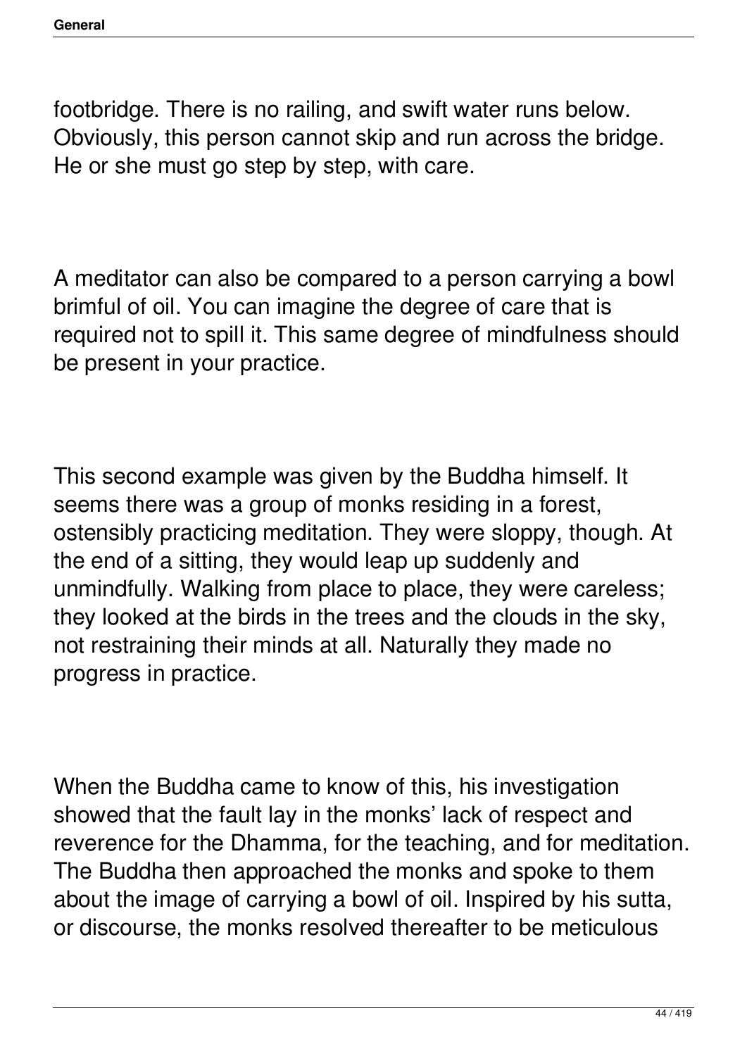footbridge. There is no railing, and swift water runs below. Obviously, this person cannot skip and run across the bridge. He or she must go step by step, with care.

A meditator can also be compared to a person carrying a bowl brimful of oil. You can imagine the degree of care that is required not to spill it. This same degree of mindfulness should be present in your practice.

This second example was given by the Buddha himself. It seems there was a group of monks residing in a forest, ostensibly practicing meditation. They were sloppy, though. At the end of a sitting, they would leap up suddenly and unmindfully. Walking from place to place, they were careless; they looked at the birds in the trees and the clouds in the sky, not restraining their minds at all. Naturally they made no progress in practice.

When the Buddha came to know of this, his investigation showed that the fault lay in the monks' lack of respect and reverence for the Dhamma, for the teaching, and for meditation. The Buddha then approached the monks and spoke to them about the image of carrying a bowl of oil. Inspired by his sutta, or discourse, the monks resolved thereafter to be meticulous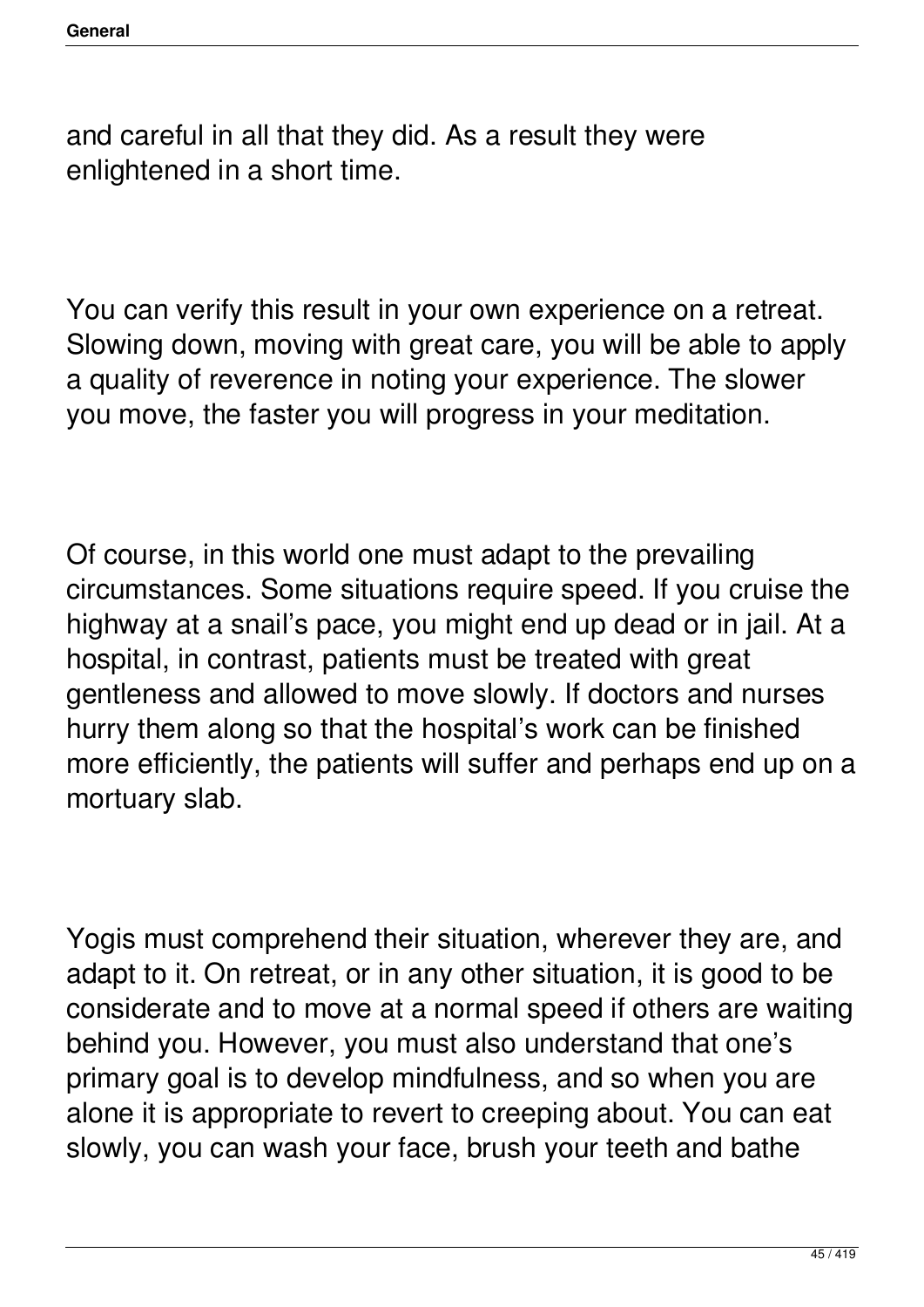and careful in all that they did. As a result they were enlightened in a short time.

You can verify this result in your own experience on a retreat. Slowing down, moving with great care, you will be able to apply a quality of reverence in noting your experience. The slower you move, the faster you will progress in your meditation.

Of course, in this world one must adapt to the prevailing circumstances. Some situations require speed. If you cruise the highway at a snail's pace, you might end up dead or in jail. At a hospital, in contrast, patients must be treated with great gentleness and allowed to move slowly. If doctors and nurses hurry them along so that the hospital's work can be finished more efficiently, the patients will suffer and perhaps end up on a mortuary slab.

Yogis must comprehend their situation, wherever they are, and adapt to it. On retreat, or in any other situation, it is good to be considerate and to move at a normal speed if others are waiting behind you. However, you must also understand that one's primary goal is to develop mindfulness, and so when you are alone it is appropriate to revert to creeping about. You can eat slowly, you can wash your face, brush your teeth and bathe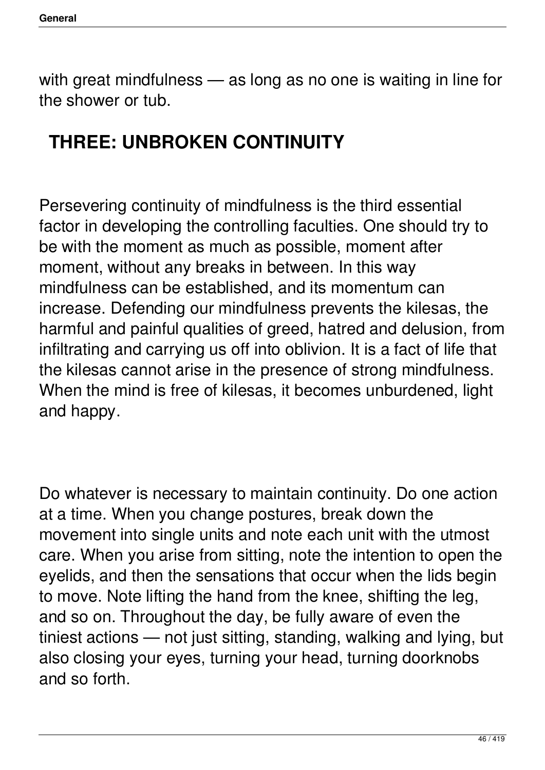with great mindfulness — as long as no one is waiting in line for the shower or tub.

## THREE: UNBROKEN CONTINUITY

Persevering continuity of mindfulness is the third essential factor in developing the controlling faculties. One should try to be with the moment as much as possible, moment after moment, without any breaks in between. In this way mindfulness can be established, and its momentum can increase. Defending our mindfulness prevents the kilesas, the harmful and painful qualities of greed, hatred and delusion, from infiltrating and carrying us off into oblivion. It is a fact of life that the kilesas cannot arise in the presence of strong mindfulness. When the mind is free of kilesas, it becomes unburdened, light and happy.

Do whatever is necessary to maintain continuity. Do one action at a time. When you change postures, break down the movement into single units and note each unit with the utmost care. When you arise from sitting, note the intention to open the eyelids, and then the sensations that occur when the lids begin to move. Note lifting the hand from the knee, shifting the leg, and so on. Throughout the day, be fully aware of even the tiniest actions — not just sitting, standing, walking and lying, but also closing your eyes, turning your head, turning doorknobs and so forth.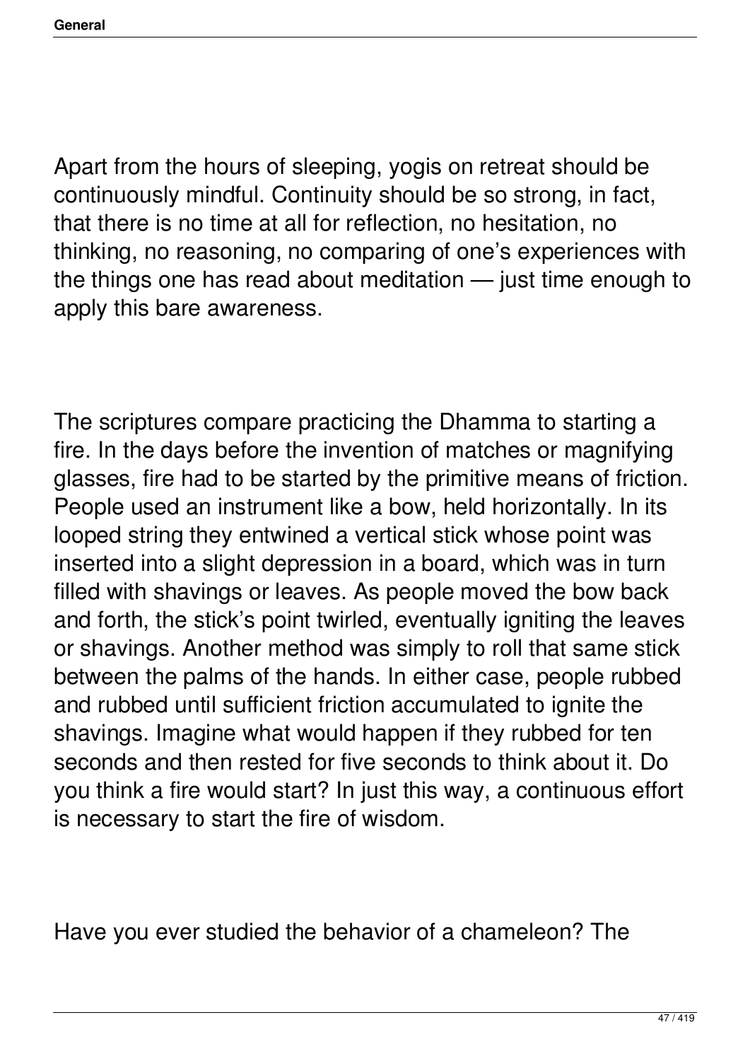Apart from the hours of sleeping, yogis on retreat should be continuously mindful. Continuity should be so strong, in fact, that there is no time at all for reflection, no hesitation, no thinking, no reasoning, no comparing of one's experiences with the things one has read about meditation — just time enough to apply this bare awareness.

The scriptures compare practicing the Dhamma to starting a fire. In the days before the invention of matches or magnifying glasses, fire had to be started by the primitive means of friction. People used an instrument like a bow, held horizontally. In its looped string they entwined a vertical stick whose point was inserted into a slight depression in a board, which was in turn filled with shavings or leaves. As people moved the bow back and forth, the stick's point twirled, eventually igniting the leaves or shavings. Another method was simply to roll that same stick between the palms of the hands. In either case, people rubbed and rubbed until sufficient friction accumulated to ignite the shavings. Imagine what would happen if they rubbed for ten seconds and then rested for five seconds to think about it. Do you think a fire would start? In just this way, a continuous effort is necessary to start the fire of wisdom.

Have you ever studied the behavior of a chameleon? The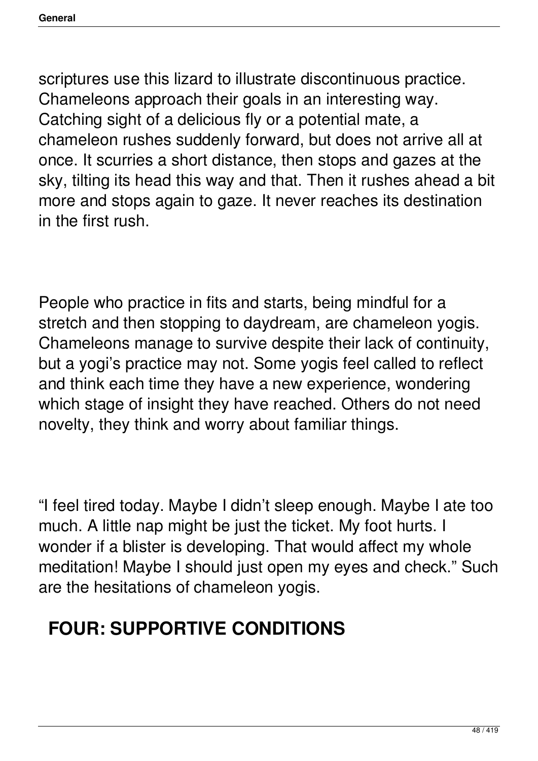scriptures use this lizard to illustrate discontinuous practice. Chameleons approach their goals in an interesting way. Catching sight of a delicious fly or a potential mate, a chameleon rushes suddenly forward, but does not arrive all at once. It scurries a short distance, then stops and gazes at the sky, tilting its head this way and that. Then it rushes ahead a bit more and stops again to gaze. It never reaches its destination in the first rush.

People who practice in fits and starts, being mindful for a stretch and then stopping to daydream, are chameleon yogis. Chameleons manage to survive despite their lack of continuity, but a yogi's practice may not. Some yogis feel called to reflect and think each time they have a new experience, wondering which stage of insight they have reached. Others do not need novelty, they think and worry about familiar things.

"I feel tired today. Maybe I didn't sleep enough. Maybe I ate too much. A little nap might be just the ticket. My foot hurts. I wonder if a blister is developing. That would affect my whole meditation! Maybe I should just open my eyes and check." Such are the hesitations of chameleon yogis.

## FOUR: SUPPORTIVE CONDITIONS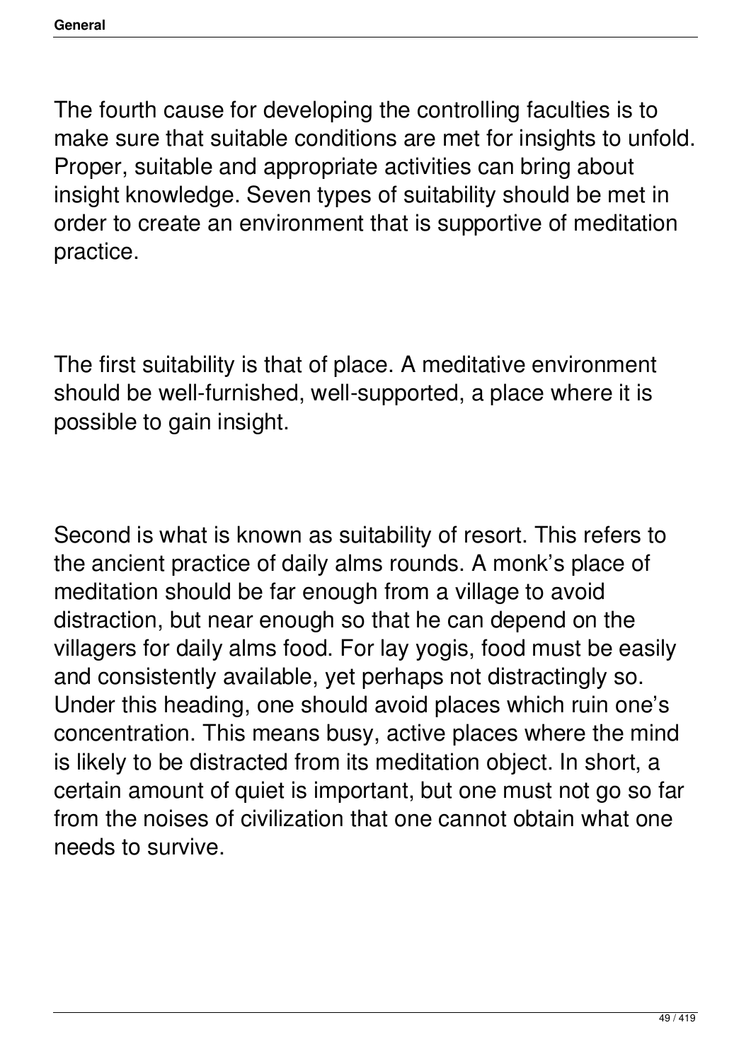The fourth cause for developing the controlling faculties is to make sure that suitable conditions are met for insights to unfold. Proper, suitable and appropriate activities can bring about insight knowledge. Seven types of suitability should be met in order to create an environment that is supportive of meditation practice.

The first suitability is that of place. A meditative environment should be well-furnished, well-supported, a place where it is possible to gain insight.

Second is what is known as suitability of resort. This refers to the ancient practice of daily alms rounds. A monk's place of meditation should be far enough from a village to avoid distraction, but near enough so that he can depend on the villagers for daily alms food. For lay yogis, food must be easily and consistently available, yet perhaps not distractingly so. Under this heading, one should avoid places which ruin one's concentration. This means busy, active places where the mind is likely to be distracted from its meditation object. In short, a certain amount of quiet is important, but one must not go so far from the noises of civilization that one cannot obtain what one needs to survive.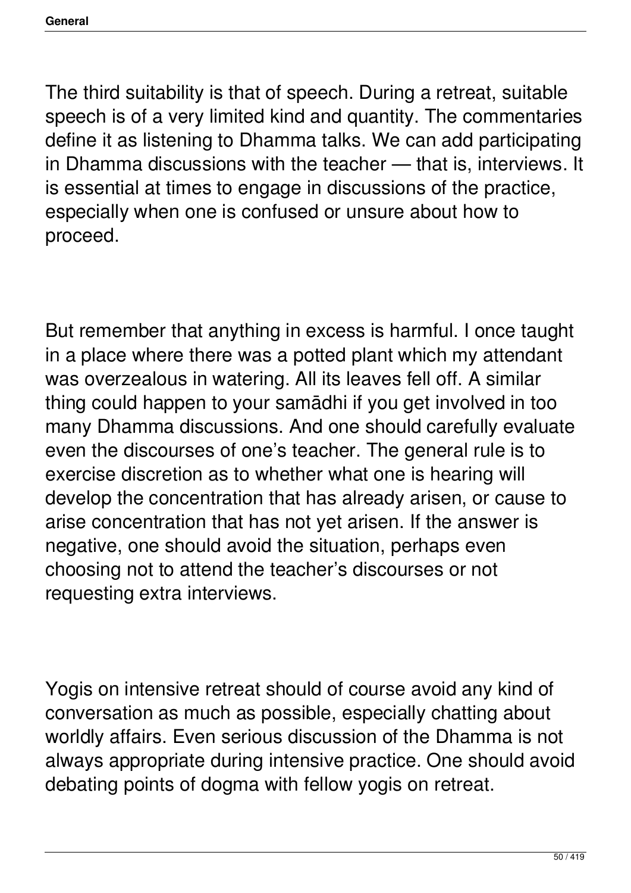The third suitability is that of speech. During a retreat, suitable speech is of a very limited kind and quantity. The commentaries define it as listening to Dhamma talks. We can add participating in Dhamma discussions with the teacher — that is, interviews. It is essential at times to engage in discussions of the practice, especially when one is confused or unsure about how to proceed.

But remember that anything in excess is harmful. I once taught in a place where there was a potted plant which my attendant was overzealous in watering. All its leaves fell off. A similar thing could happen to your samādhi if you get involved in too many Dhamma discussions. And one should carefully evaluate even the discourses of one's teacher. The general rule is to exercise discretion as to whether what one is hearing will develop the concentration that has already arisen, or cause to arise concentration that has not yet arisen. If the answer is negative, one should avoid the situation, perhaps even choosing not to attend the teacher's discourses or not requesting extra interviews.

Yogis on intensive retreat should of course avoid any kind of conversation as much as possible, especially chatting about worldly affairs. Even serious discussion of the Dhamma is not always appropriate during intensive practice. One should avoid debating points of dogma with fellow yogis on retreat.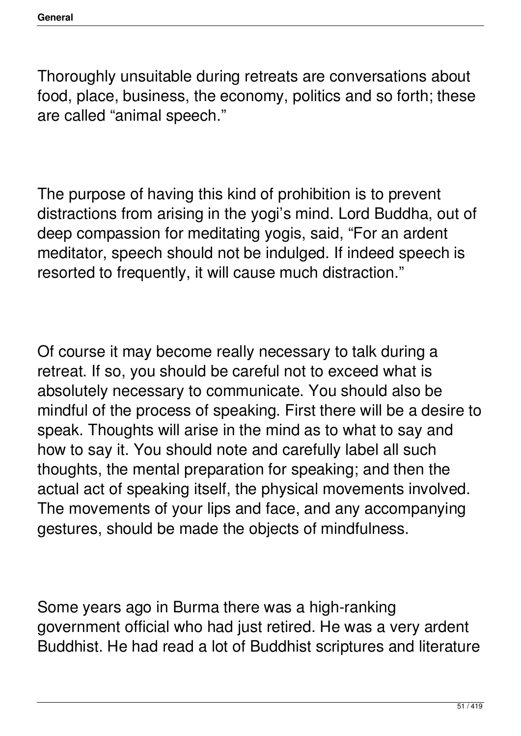Thoroughly unsuitable during retreats are conversations about food, place, business, the economy, politics and so forth; these are called “animal speech.”

The purpose of having this kind of prohibition is to prevent distractions from arising in the yogi’s mind. Lord Buddha, out of deep compassion for meditating yogis, said, “For an ardent meditator, speech should not be indulged. If indeed speech is resorted to frequently, it will cause much distraction.”

Of course it may become really necessary to talk during a retreat. If so, you should be careful not to exceed what is absolutely necessary to communicate. You should also be mindful of the process of speaking. First there will be a desire to speak. Thoughts will arise in the mind as to what to say and how to say it. You should note and carefully label all such thoughts, the mental preparation for speaking; and then the actual act of speaking itself, the physical movements involved. The movements of your lips and face, and any accompanying gestures, should be made the objects of mindfulness.

Some years ago in Burma there was a high-ranking government official who had just retired. He was a very ardent Buddhist. He had read a lot of Buddhist scriptures and literature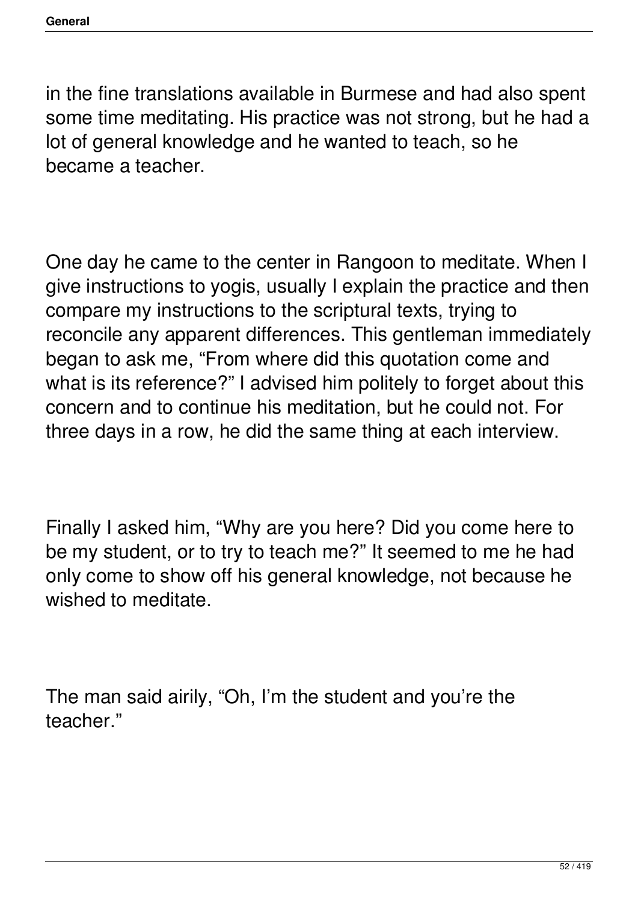in the fine translations available in Burmese and had also spent some time meditating. His practice was not strong, but he had a lot of general knowledge and he wanted to teach, so he became a teacher.

One day he came to the center in Rangoon to meditate. When I give instructions to yogis, usually I explain the practice and then compare my instructions to the scriptural texts, trying to reconcile any apparent differences. This gentleman immediately began to ask me, "From where did this quotation come and what is its reference?" I advised him politely to forget about this concern and to continue his meditation, but he could not. For three days in a row, he did the same thing at each interview.

Finally I asked him, "Why are you here? Did you come here to be my student, or to try to teach me?" It seemed to me he had only come to show off his general knowledge, not because he wished to meditate.

The man said airily, "Oh, I'm the student and you're the teacher."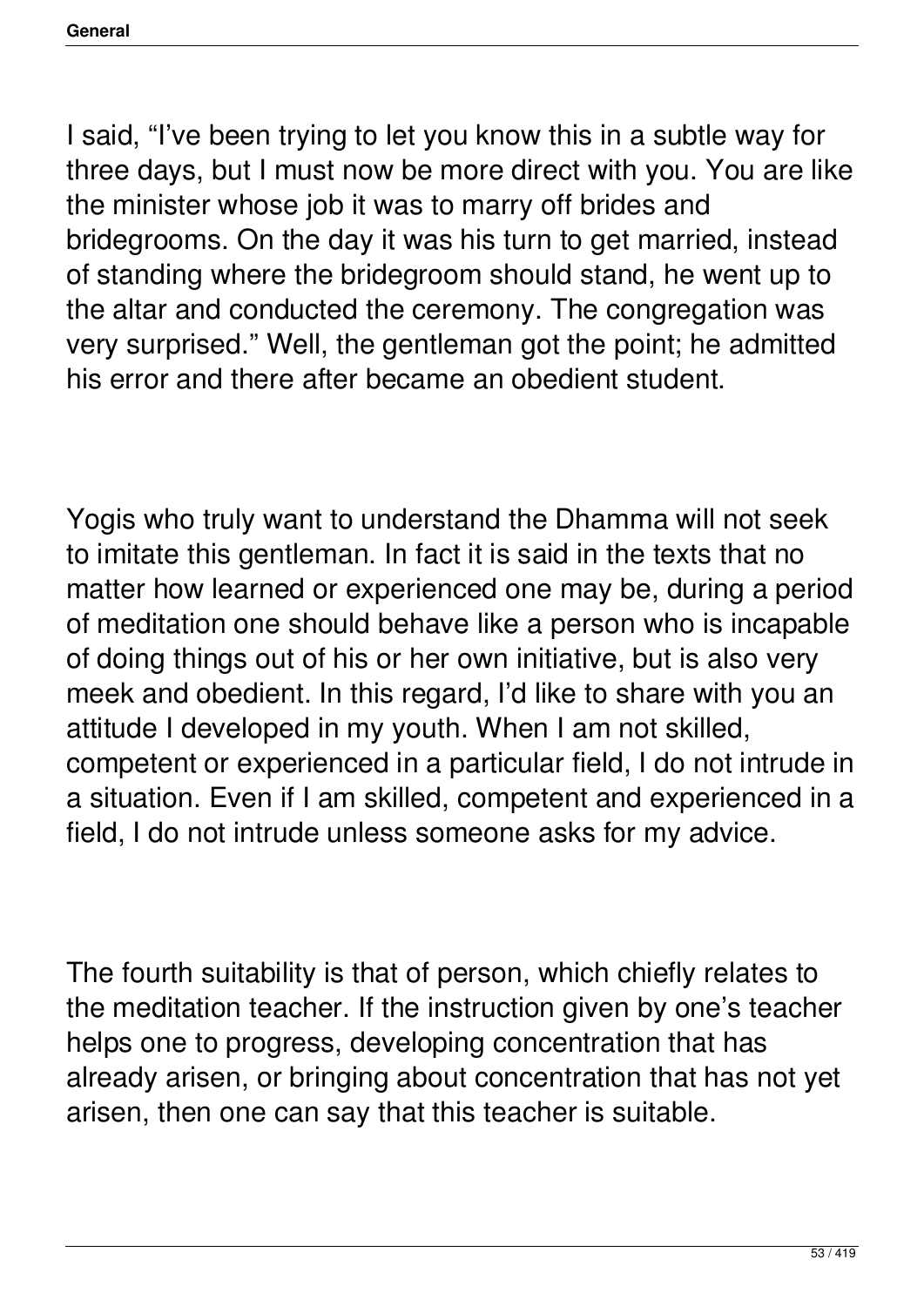I said, “I’ve been trying to let you know this in a subtle way for three days, but I must now be more direct with you. You are like the minister whose job it was to marry off brides and bridegrooms. On the day it was his turn to get married, instead of standing where the bridegroom should stand, he went up to the altar and conducted the ceremony. The congregation was very surprised.” Well, the gentleman got the point; he admitted his error and there after became an obedient student.

Yogis who truly want to understand the Dhamma will not seek to imitate this gentleman. In fact it is said in the texts that no matter how learned or experienced one may be, during a period of meditation one should behave like a person who is incapable of doing things out of his or her own initiative, but is also very meek and obedient. In this regard, I’d like to share with you an attitude I developed in my youth. When I am not skilled, competent or experienced in a particular field, I do not intrude in a situation. Even if I am skilled, competent and experienced in a field, I do not intrude unless someone asks for my advice.

The fourth suitability is that of person, which chiefly relates to the meditation teacher. If the instruction given by one’s teacher helps one to progress, developing concentration that has already arisen, or bringing about concentration that has not yet arisen, then one can say that this teacher is suitable.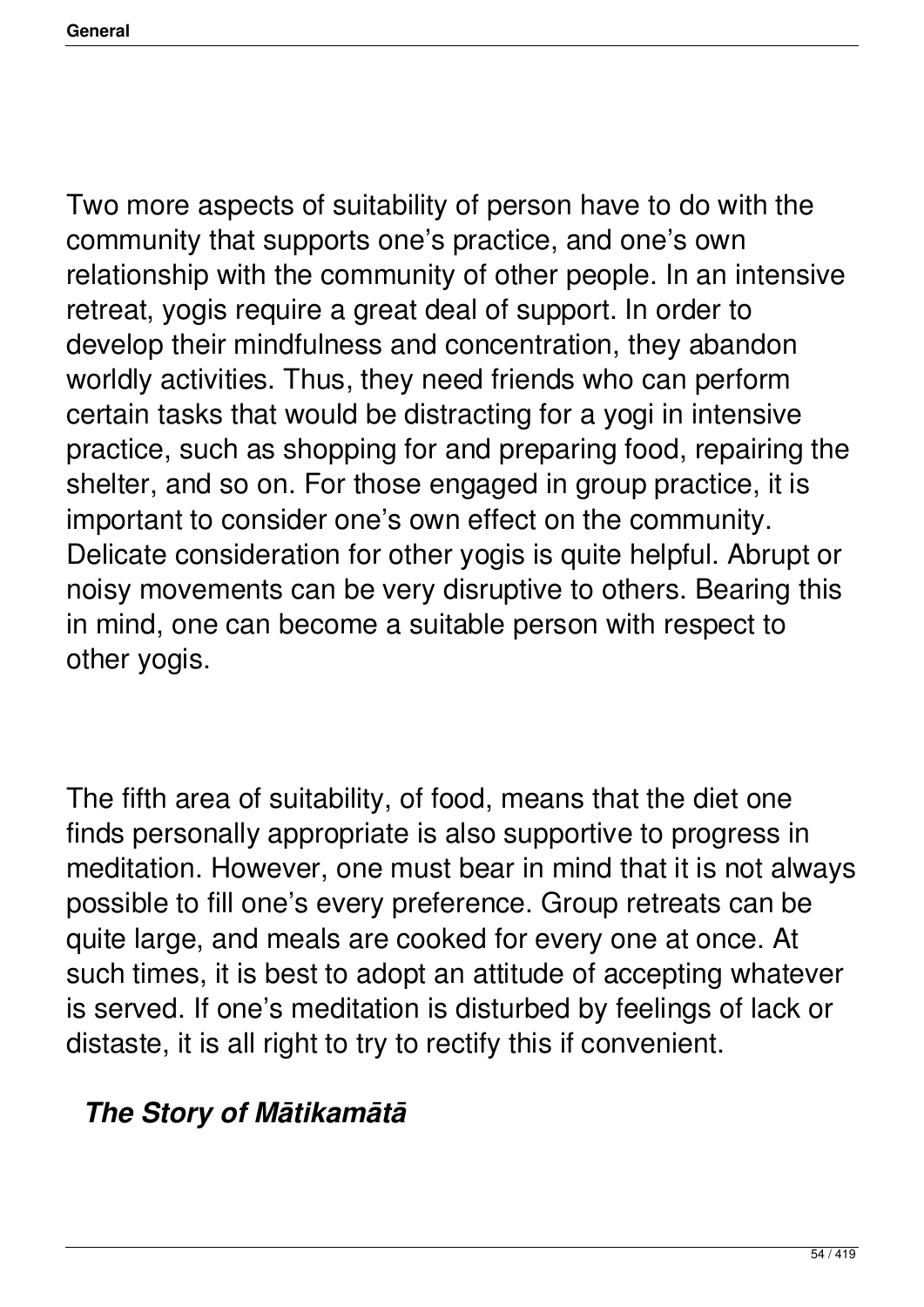Two more aspects of suitability of person have to do with the community that supports one's practice, and one's own relationship with the community of other people. In an intensive retreat, yogis require a great deal of support. In order to develop their mindfulness and concentration, they abandon worldly activities. Thus, they need friends who can perform certain tasks that would be distracting for a yogi in intensive practice, such as shopping for and preparing food, repairing the shelter, and so on. For those engaged in group practice, it is important to consider one's own effect on the community. Delicate consideration for other yogis is quite helpful. Abrupt or noisy movements can be very disruptive to others. Bearing this in mind, one can become a suitable person with respect to other yogis.

The fifth area of suitability, of food, means that the diet one finds personally appropriate is also supportive to progress in meditation. However, one must bear in mind that it is not always possible to fill one's every preference. Group retreats can be quite large, and meals are cooked for every one at once. At such times, it is best to adopt an attitude of accepting whatever is served. If one's meditation is disturbed by feelings of lack or distaste, it is all right to try to rectify this if convenient.

### *The Story of Mātikamātā*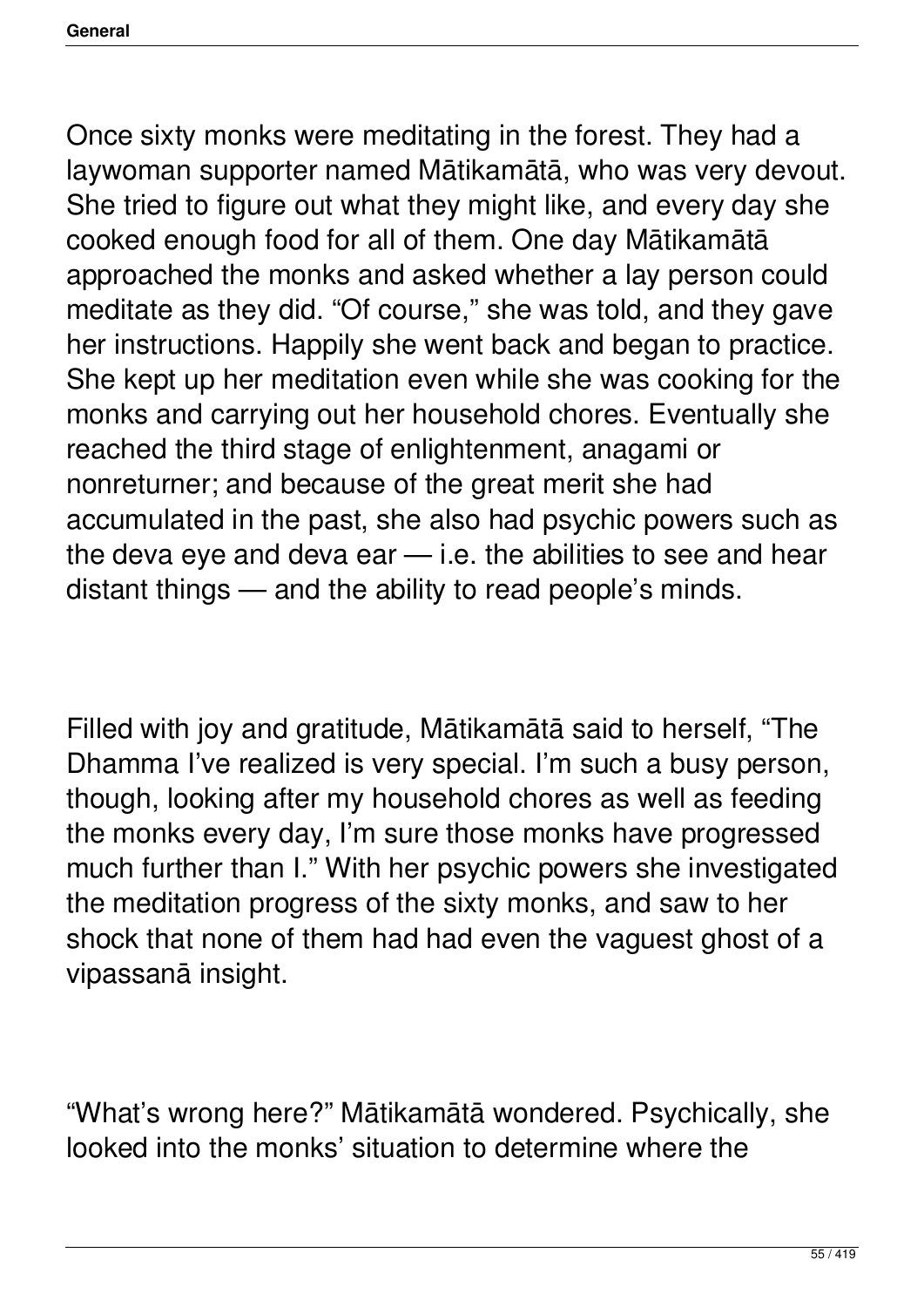Once sixty monks were meditating in the forest. They had a laywoman supporter named Mātikamātā, who was very devout. She tried to figure out what they might like, and every day she cooked enough food for all of them. One day Mātikamātā approached the monks and asked whether a lay person could meditate as they did. “Of course,” she was told, and they gave her instructions. Happily she went back and began to practice. She kept up her meditation even while she was cooking for the monks and carrying out her household chores. Eventually she reached the third stage of enlightenment, anagami or nonreturner; and because of the great merit she had accumulated in the past, she also had psychic powers such as the deva eye and deva ear — i.e. the abilities to see and hear distant things — and the ability to read people’s minds.

Filled with joy and gratitude, Mātikamātā said to herself, “The Dhamma I’ve realized is very special. I’m such a busy person, though, looking after my household chores as well as feeding the monks every day, I’m sure those monks have progressed much further than I.” With her psychic powers she investigated the meditation progress of the sixty monks, and saw to her shock that none of them had had even the vaguest ghost of a vipassanā insight.

“What’s wrong here?” Mātikamātā wondered. Psychically, she looked into the monks’ situation to determine where the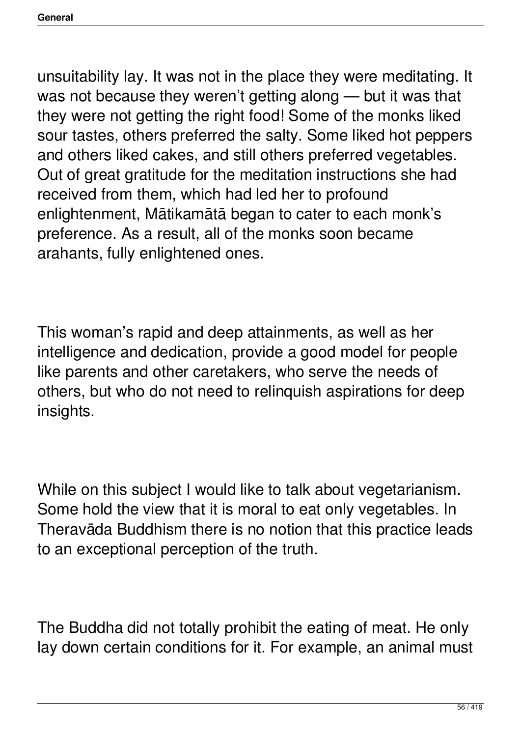unsuitability lay. It was not in the place they were meditating. It was not because they weren't getting along — but it was that they were not getting the right food! Some of the monks liked sour tastes, others preferred the salty. Some liked hot peppers and others liked cakes, and still others preferred vegetables. Out of great gratitude for the meditation instructions she had received from them, which had led her to profound enlightenment, Mātikamātā began to cater to each monk's preference. As a result, all of the monks soon became arahants, fully enlightened ones.

This woman's rapid and deep attainments, as well as her intelligence and dedication, provide a good model for people like parents and other caretakers, who serve the needs of others, but who do not need to relinquish aspirations for deep insights.

While on this subject I would like to talk about vegetarianism. Some hold the view that it is moral to eat only vegetables. In Theravāda Buddhism there is no notion that this practice leads to an exceptional perception of the truth.

The Buddha did not totally prohibit the eating of meat. He only lay down certain conditions for it. For example, an animal must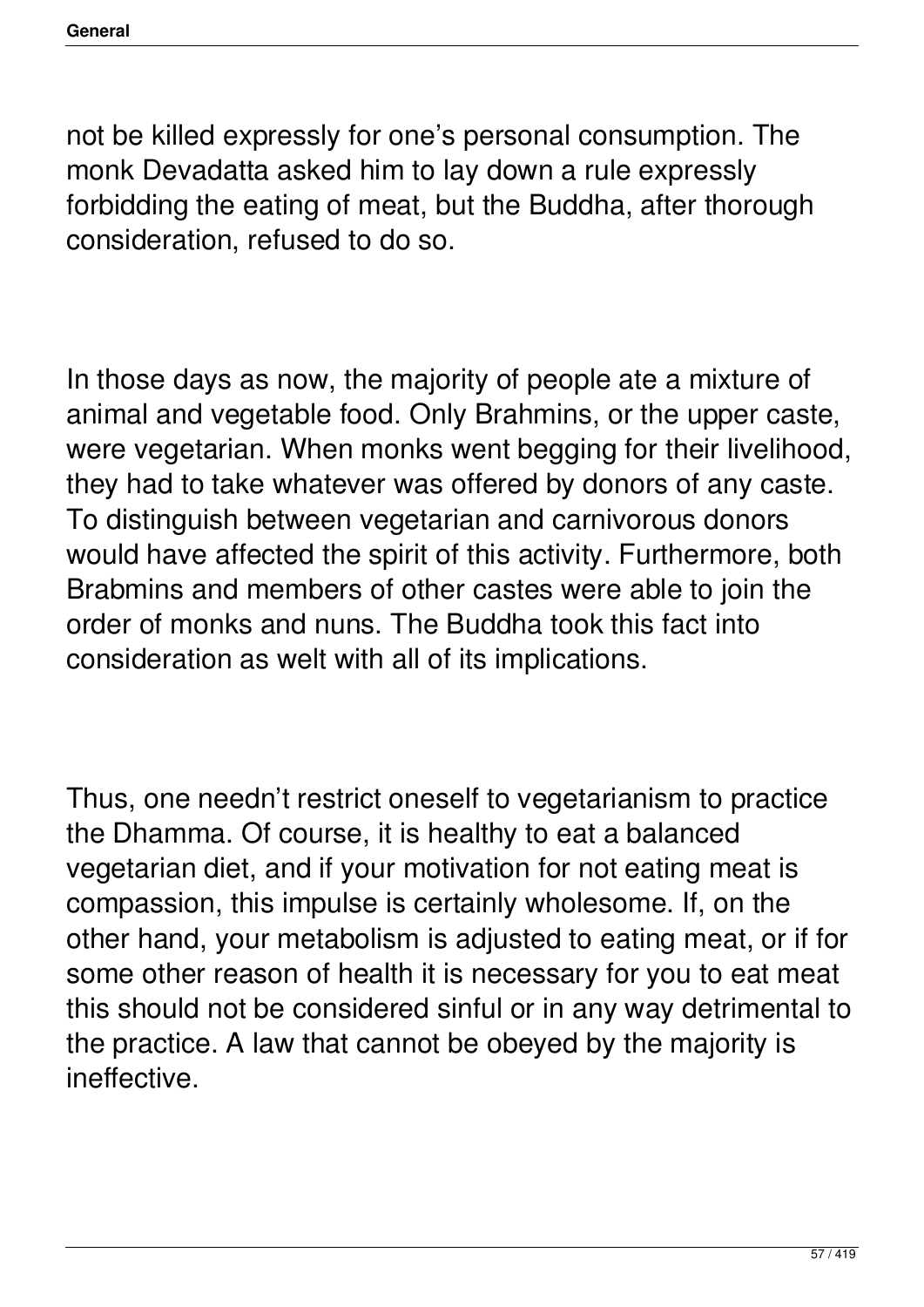not be killed expressly for one’s personal consumption. The monk Devadatta asked him to lay down a rule expressly forbidding the eating of meat, but the Buddha, after thorough consideration, refused to do so.

In those days as now, the majority of people ate a mixture of animal and vegetable food. Only Brahmins, or the upper caste, were vegetarian. When monks went begging for their livelihood, they had to take whatever was offered by donors of any caste. To distinguish between vegetarian and carnivorous donors would have affected the spirit of this activity. Furthermore, both Brabmins and members of other castes were able to join the order of monks and nuns. The Buddha took this fact into consideration as welt with all of its implications.

Thus, one needn’t restrict oneself to vegetarianism to practice the Dhamma. Of course, it is healthy to eat a balanced vegetarian diet, and if your motivation for not eating meat is compassion, this impulse is certainly wholesome. If, on the other hand, your metabolism is adjusted to eating meat, or if for some other reason of health it is necessary for you to eat meat this should not be considered sinful or in any way detrimental to the practice. A law that cannot be obeyed by the majority is ineffective.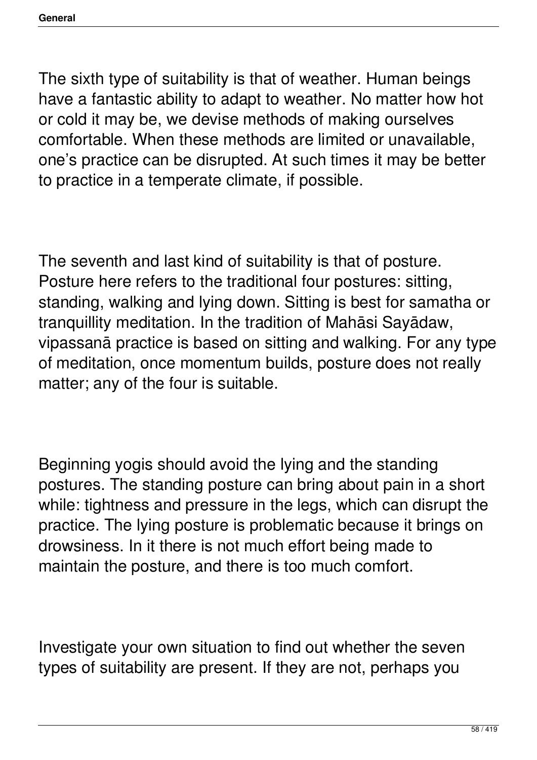The sixth type of suitability is that of weather. Human beings have a fantastic ability to adapt to weather. No matter how hot or cold it may be, we devise methods of making ourselves comfortable. When these methods are limited or unavailable, one's practice can be disrupted. At such times it may be better to practice in a temperate climate, if possible.

The seventh and last kind of suitability is that of posture. Posture here refers to the traditional four postures: sitting, standing, walking and lying down. Sitting is best for samatha or tranquillity meditation. In the tradition of Mahāsi Sayādaw, vipassanā practice is based on sitting and walking. For any type of meditation, once momentum builds, posture does not really matter; any of the four is suitable.

Beginning yogis should avoid the lying and the standing postures. The standing posture can bring about pain in a short while: tightness and pressure in the legs, which can disrupt the practice. The lying posture is problematic because it brings on drowsiness. In it there is not much effort being made to maintain the posture, and there is too much comfort.

Investigate your own situation to find out whether the seven types of suitability are present. If they are not, perhaps you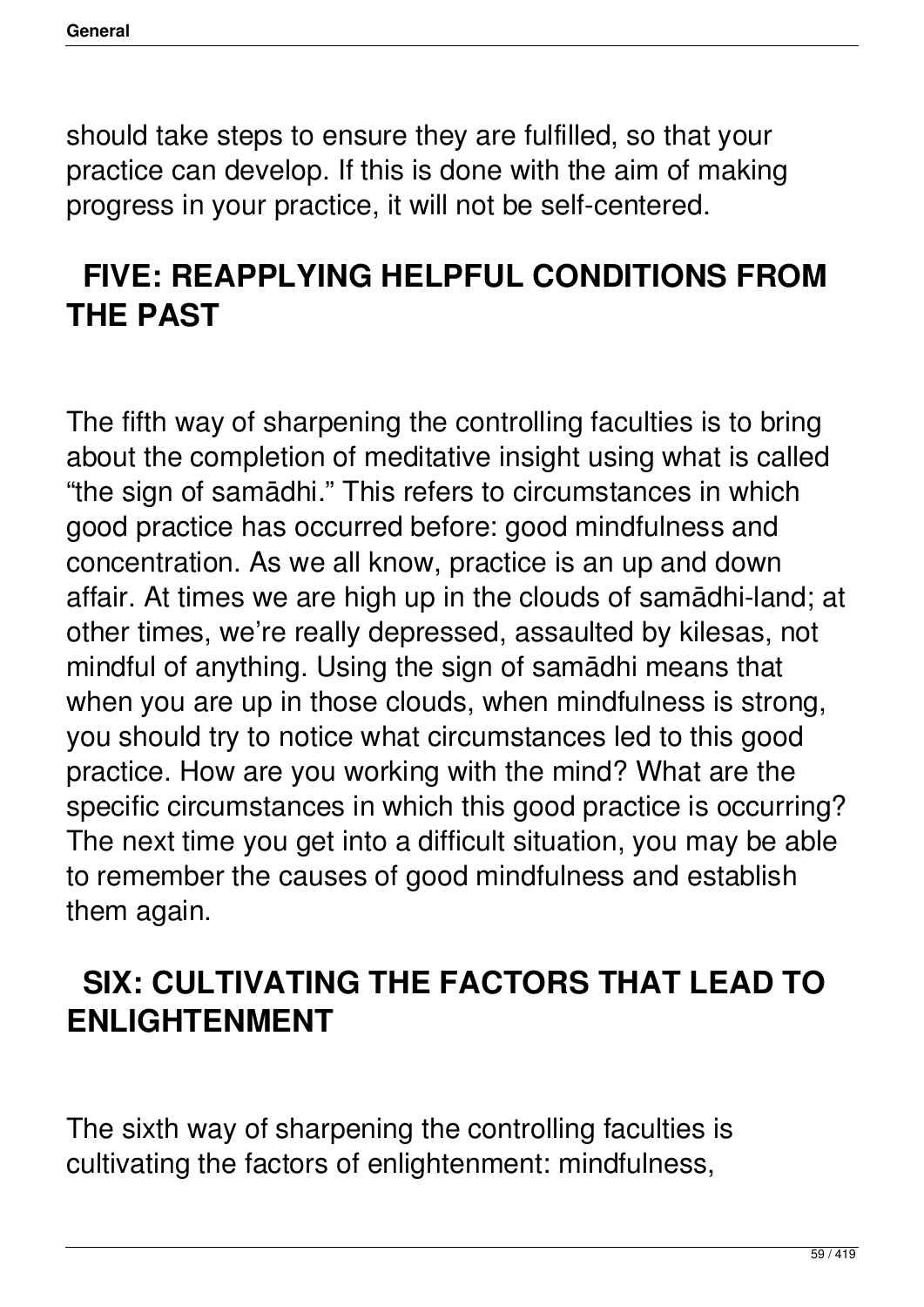should take steps to ensure they are fulfilled, so that your practice can develop. If this is done with the aim of making progress in your practice, it will not be self-centered.

## FIVE: REAPPLYING HELPFUL CONDITIONS FROM THE PAST

The fifth way of sharpening the controlling faculties is to bring about the completion of meditative insight using what is called "the sign of samādhi." This refers to circumstances in which good practice has occurred before: good mindfulness and concentration. As we all know, practice is an up and down affair. At times we are high up in the clouds of samādhi-land; at other times, we're really depressed, assaulted by kilesas, not mindful of anything. Using the sign of samādhi means that when you are up in those clouds, when mindfulness is strong, you should try to notice what circumstances led to this good practice. How are you working with the mind? What are the specific circumstances in which this good practice is occurring? The next time you get into a difficult situation, you may be able to remember the causes of good mindfulness and establish them again.

## SIX: CULTIVATING THE FACTORS THAT LEAD TO ENLIGHTENMENT

The sixth way of sharpening the controlling faculties is cultivating the factors of enlightenment: mindfulness,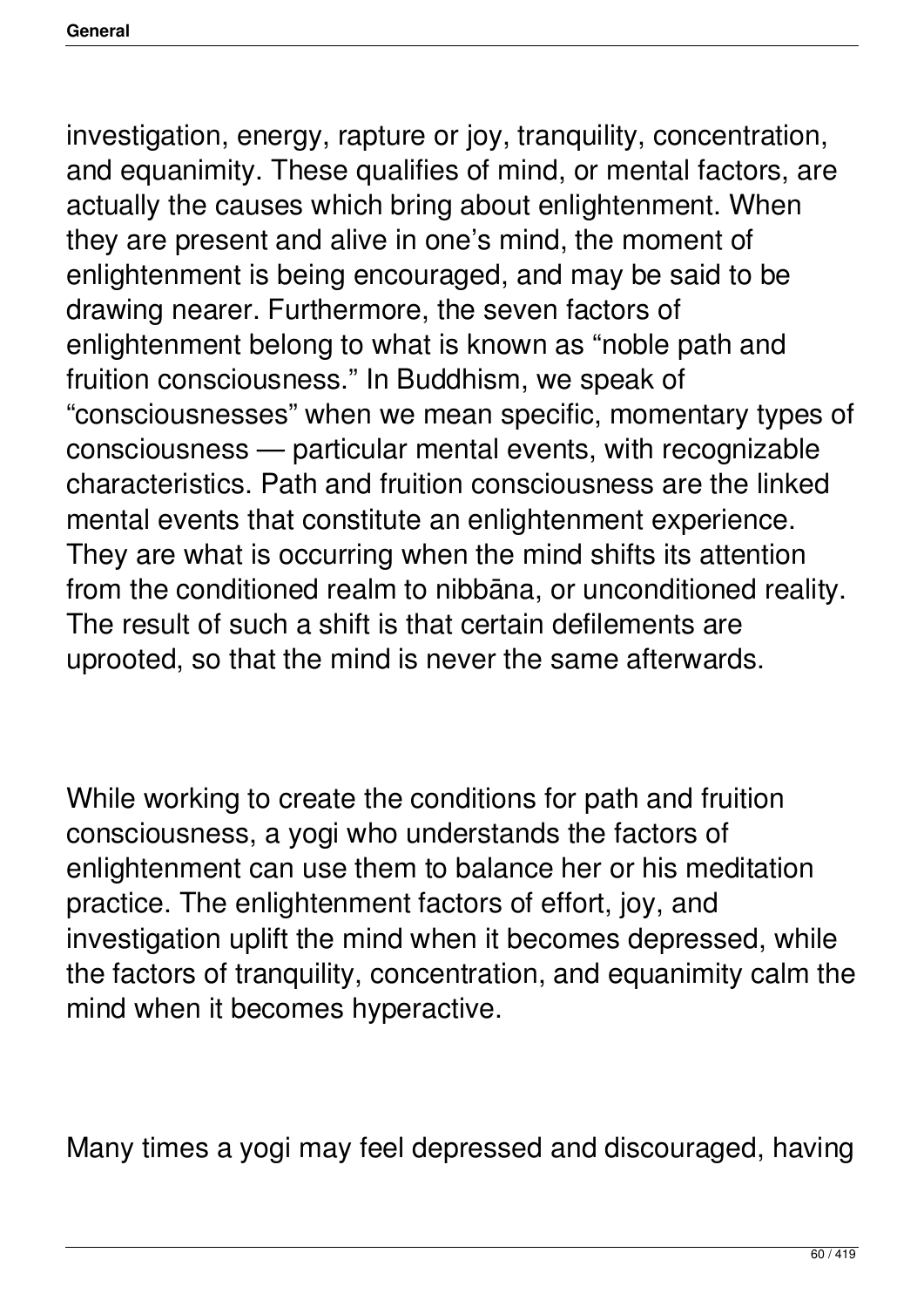investigation, energy, rapture or joy, tranquility, concentration, and equanimity. These qualifies of mind, or mental factors, are actually the causes which bring about enlightenment. When they are present and alive in one's mind, the moment of enlightenment is being encouraged, and may be said to be drawing nearer. Furthermore, the seven factors of enlightenment belong to what is known as "noble path and fruition consciousness." In Buddhism, we speak of "consciousnesses" when we mean specific, momentary types of consciousness — particular mental events, with recognizable characteristics. Path and fruition consciousness are the linked mental events that constitute an enlightenment experience. They are what is occurring when the mind shifts its attention from the conditioned realm to nibbāna, or unconditioned reality. The result of such a shift is that certain defilements are uprooted, so that the mind is never the same afterwards.

While working to create the conditions for path and fruition consciousness, a yogi who understands the factors of enlightenment can use them to balance her or his meditation practice. The enlightenment factors of effort, joy, and investigation uplift the mind when it becomes depressed, while the factors of tranquility, concentration, and equanimity calm the mind when it becomes hyperactive.

Many times a yogi may feel depressed and discouraged, having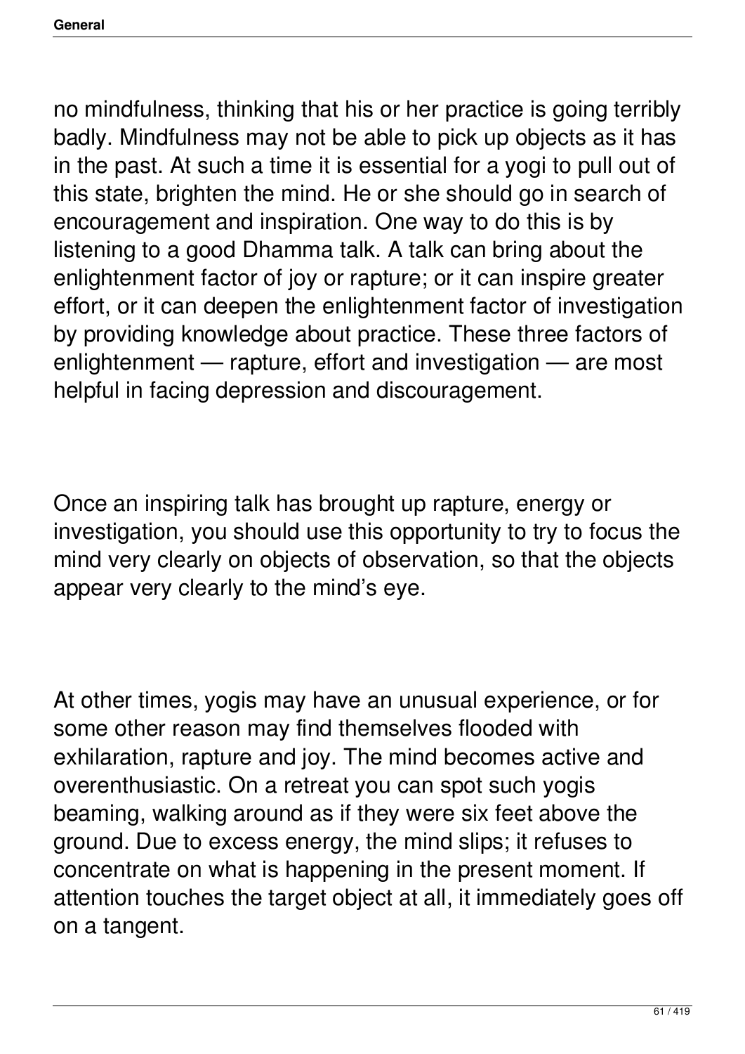no mindfulness, thinking that his or her practice is going terribly badly. Mindfulness may not be able to pick up objects as it has in the past. At such a time it is essential for a yogi to pull out of this state, brighten the mind. He or she should go in search of encouragement and inspiration. One way to do this is by listening to a good Dhamma talk. A talk can bring about the enlightenment factor of joy or rapture; or it can inspire greater effort, or it can deepen the enlightenment factor of investigation by providing knowledge about practice. These three factors of enlightenment — rapture, effort and investigation — are most helpful in facing depression and discouragement.

Once an inspiring talk has brought up rapture, energy or investigation, you should use this opportunity to try to focus the mind very clearly on objects of observation, so that the objects appear very clearly to the mind's eye.

At other times, yogis may have an unusual experience, or for some other reason may find themselves flooded with exhilaration, rapture and joy. The mind becomes active and overenthusiastic. On a retreat you can spot such yogis beaming, walking around as if they were six feet above the ground. Due to excess energy, the mind slips; it refuses to concentrate on what is happening in the present moment. If attention touches the target object at all, it immediately goes off on a tangent.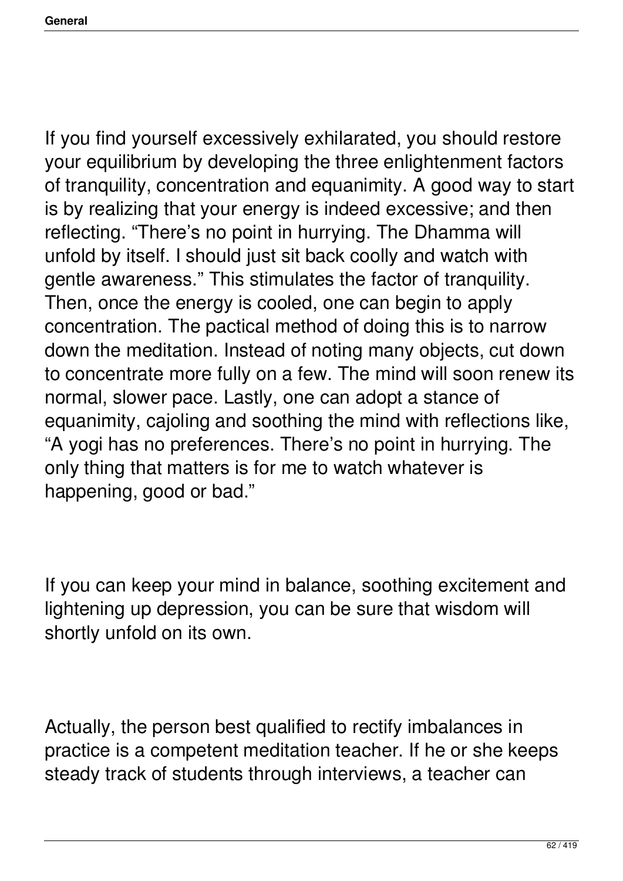If you find yourself excessively exhilarated, you should restore your equilibrium by developing the three enlightenment factors of tranquility, concentration and equanimity. A good way to start is by realizing that your energy is indeed excessive; and then reflecting. “There’s no point in hurrying. The Dhamma will unfold by itself. I should just sit back coolly and watch with gentle awareness.” This stimulates the factor of tranquility. Then, once the energy is cooled, one can begin to apply concentration. The pactical method of doing this is to narrow down the meditation. Instead of noting many objects, cut down to concentrate more fully on a few. The mind will soon renew its normal, slower pace. Lastly, one can adopt a stance of equanimity, cajoling and soothing the mind with reflections like, “A yogi has no preferences. There’s no point in hurrying. The only thing that matters is for me to watch whatever is happening, good or bad.”

If you can keep your mind in balance, soothing excitement and lightening up depression, you can be sure that wisdom will shortly unfold on its own.

Actually, the person best qualified to rectify imbalances in practice is a competent meditation teacher. If he or she keeps steady track of students through interviews, a teacher can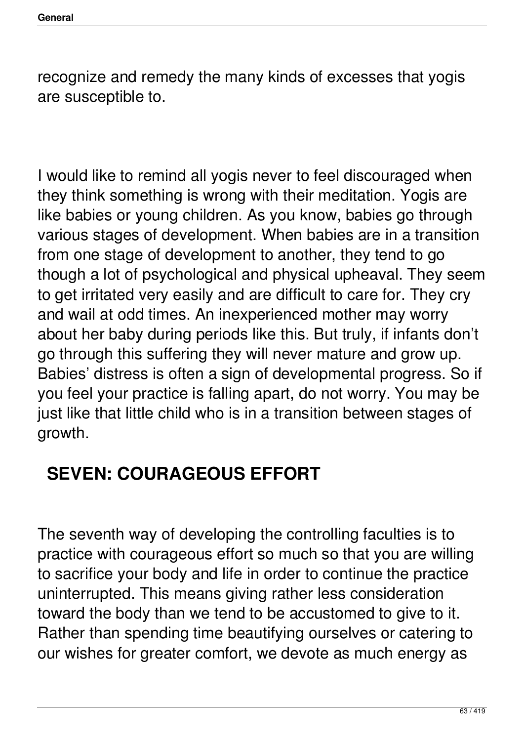recognize and remedy the many kinds of excesses that yogis are susceptible to.

I would like to remind all yogis never to feel discouraged when they think something is wrong with their meditation. Yogis are like babies or young children. As you know, babies go through various stages of development. When babies are in a transition from one stage of development to another, they tend to go though a lot of psychological and physical upheaval. They seem to get irritated very easily and are difficult to care for. They cry and wail at odd times. An inexperienced mother may worry about her baby during periods like this. But truly, if infants don't go through this suffering they will never mature and grow up. Babies' distress is often a sign of developmental progress. So if you feel your practice is falling apart, do not worry. You may be just like that little child who is in a transition between stages of growth.

## SEVEN: COURAGEOUS EFFORT

The seventh way of developing the controlling faculties is to practice with courageous effort so much so that you are willing to sacrifice your body and life in order to continue the practice uninterrupted. This means giving rather less consideration toward the body than we tend to be accustomed to give to it. Rather than spending time beautifying ourselves or catering to our wishes for greater comfort, we devote as much energy as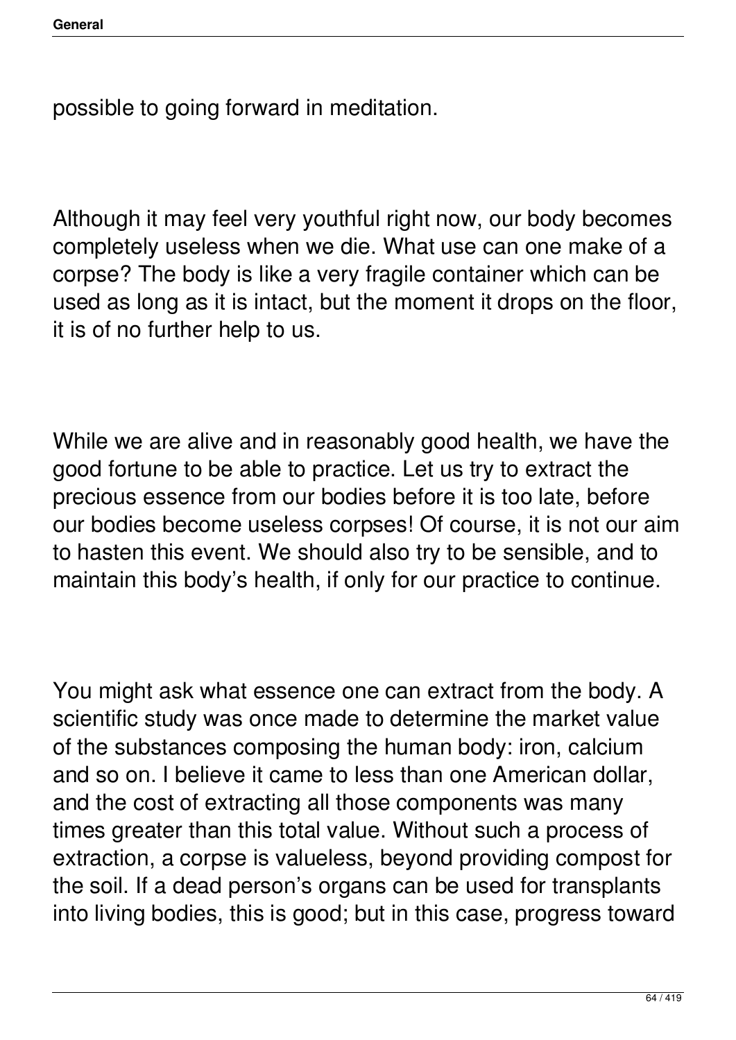possible to going forward in meditation.

Although it may feel very youthful right now, our body becomes completely useless when we die. What use can one make of a corpse? The body is like a very fragile container which can be used as long as it is intact, but the moment it drops on the floor, it is of no further help to us.

While we are alive and in reasonably good health, we have the good fortune to be able to practice. Let us try to extract the precious essence from our bodies before it is too late, before our bodies become useless corpses! Of course, it is not our aim to hasten this event. We should also try to be sensible, and to maintain this body's health, if only for our practice to continue.

You might ask what essence one can extract from the body. A scientific study was once made to determine the market value of the substances composing the human body: iron, calcium and so on. I believe it came to less than one American dollar, and the cost of extracting all those components was many times greater than this total value. Without such a process of extraction, a corpse is valueless, beyond providing compost for the soil. If a dead person's organs can be used for transplants into living bodies, this is good; but in this case, progress toward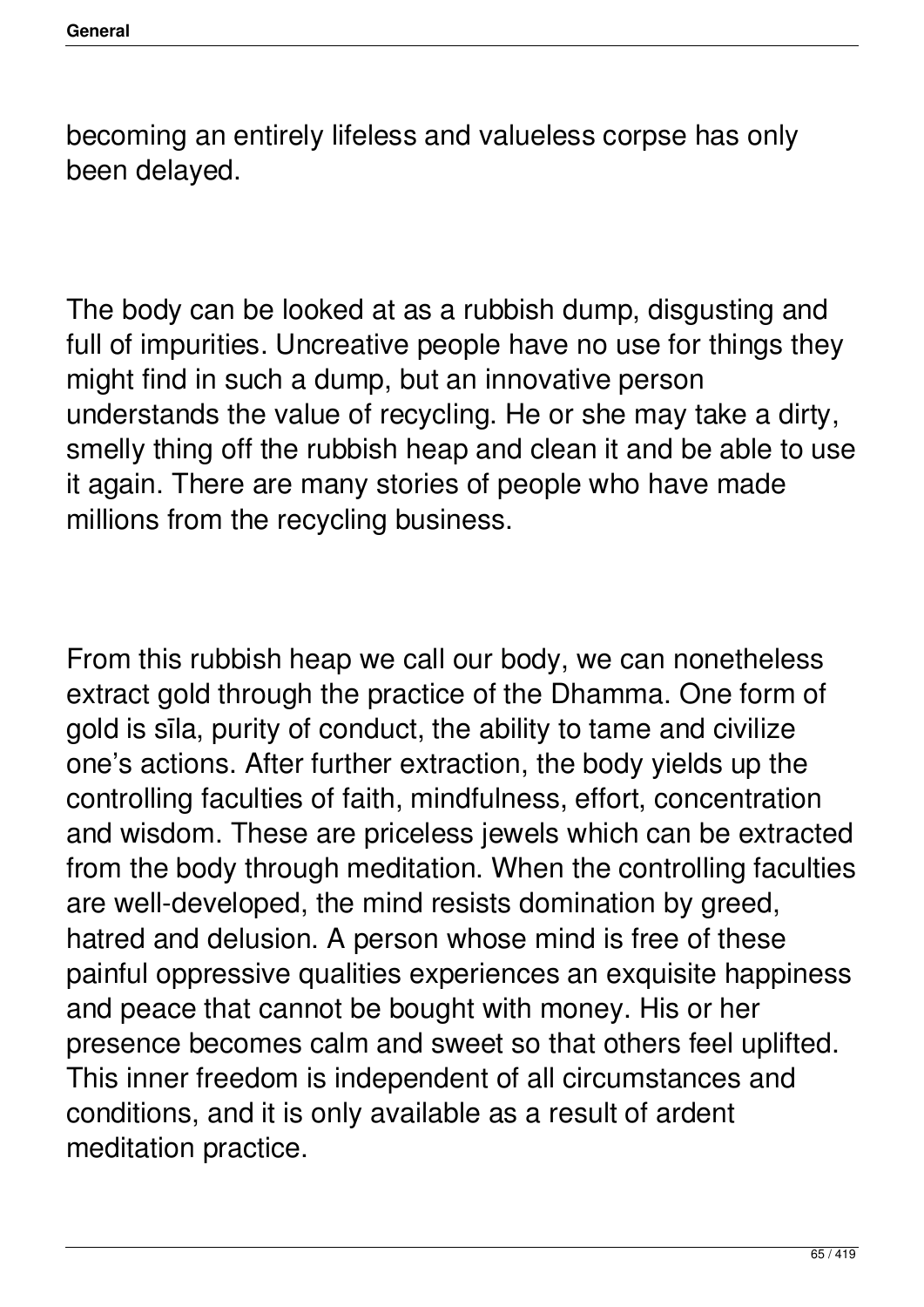becoming an entirely lifeless and valueless corpse has only been delayed.

The body can be looked at as a rubbish dump, disgusting and full of impurities. Uncreative people have no use for things they might find in such a dump, but an innovative person understands the value of recycling. He or she may take a dirty, smelly thing off the rubbish heap and clean it and be able to use it again. There are many stories of people who have made millions from the recycling business.

From this rubbish heap we call our body, we can nonetheless extract gold through the practice of the Dhamma. One form of gold is sīla, purity of conduct, the ability to tame and civilize one's actions. After further extraction, the body yields up the controlling faculties of faith, mindfulness, effort, concentration and wisdom. These are priceless jewels which can be extracted from the body through meditation. When the controlling faculties are well-developed, the mind resists domination by greed, hatred and delusion. A person whose mind is free of these painful oppressive qualities experiences an exquisite happiness and peace that cannot be bought with money. His or her presence becomes calm and sweet so that others feel uplifted. This inner freedom is independent of all circumstances and conditions, and it is only available as a result of ardent meditation practice.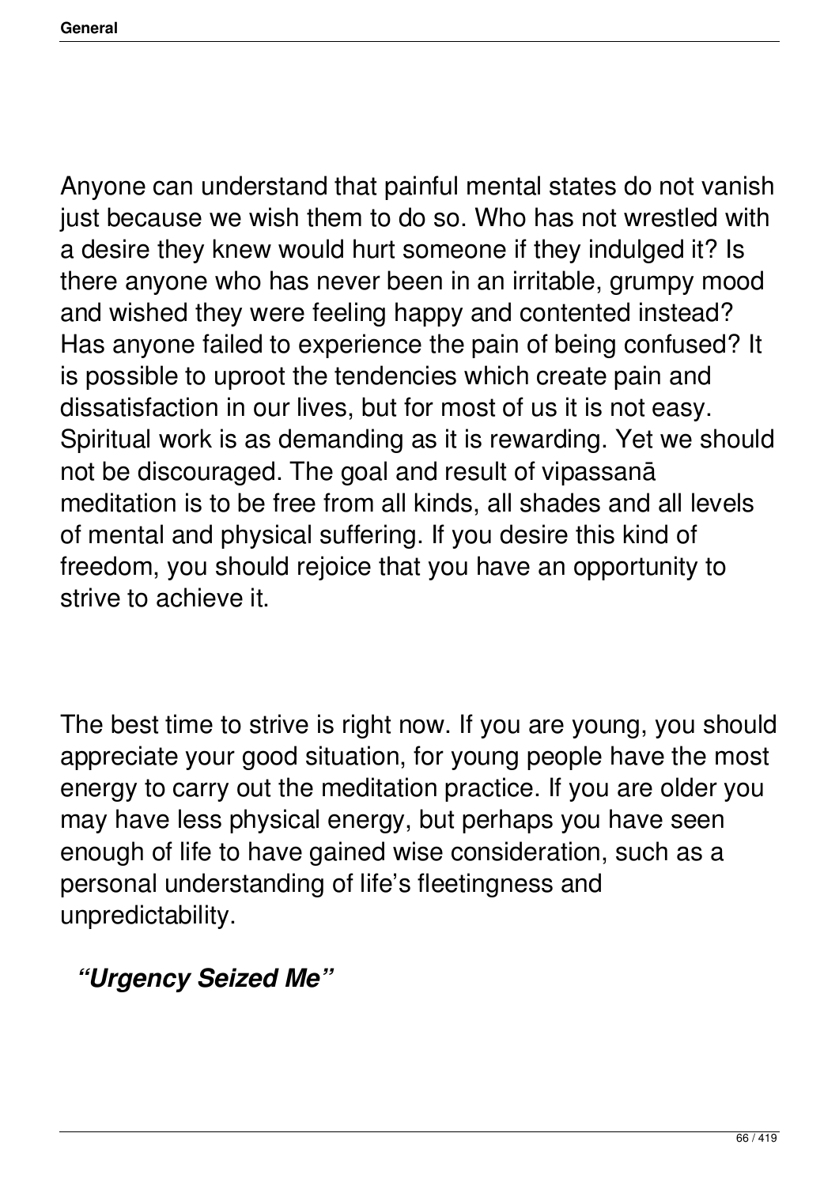Anyone can understand that painful mental states do not vanish just because we wish them to do so. Who has not wrestled with a desire they knew would hurt someone if they indulged it? Is there anyone who has never been in an irritable, grumpy mood and wished they were feeling happy and contented instead? Has anyone failed to experience the pain of being confused? It is possible to uproot the tendencies which create pain and dissatisfaction in our lives, but for most of us it is not easy. Spiritual work is as demanding as it is rewarding. Yet we should not be discouraged. The goal and result of vipassanā meditation is to be free from all kinds, all shades and all levels of mental and physical suffering. If you desire this kind of freedom, you should rejoice that you have an opportunity to strive to achieve it.

The best time to strive is right now. If you are young, you should appreciate your good situation, for young people have the most energy to carry out the meditation practice. If you are older you may have less physical energy, but perhaps you have seen enough of life to have gained wise consideration, such as a personal understanding of life's fleetingness and unpredictability.

### *"Urgency Seized Me"*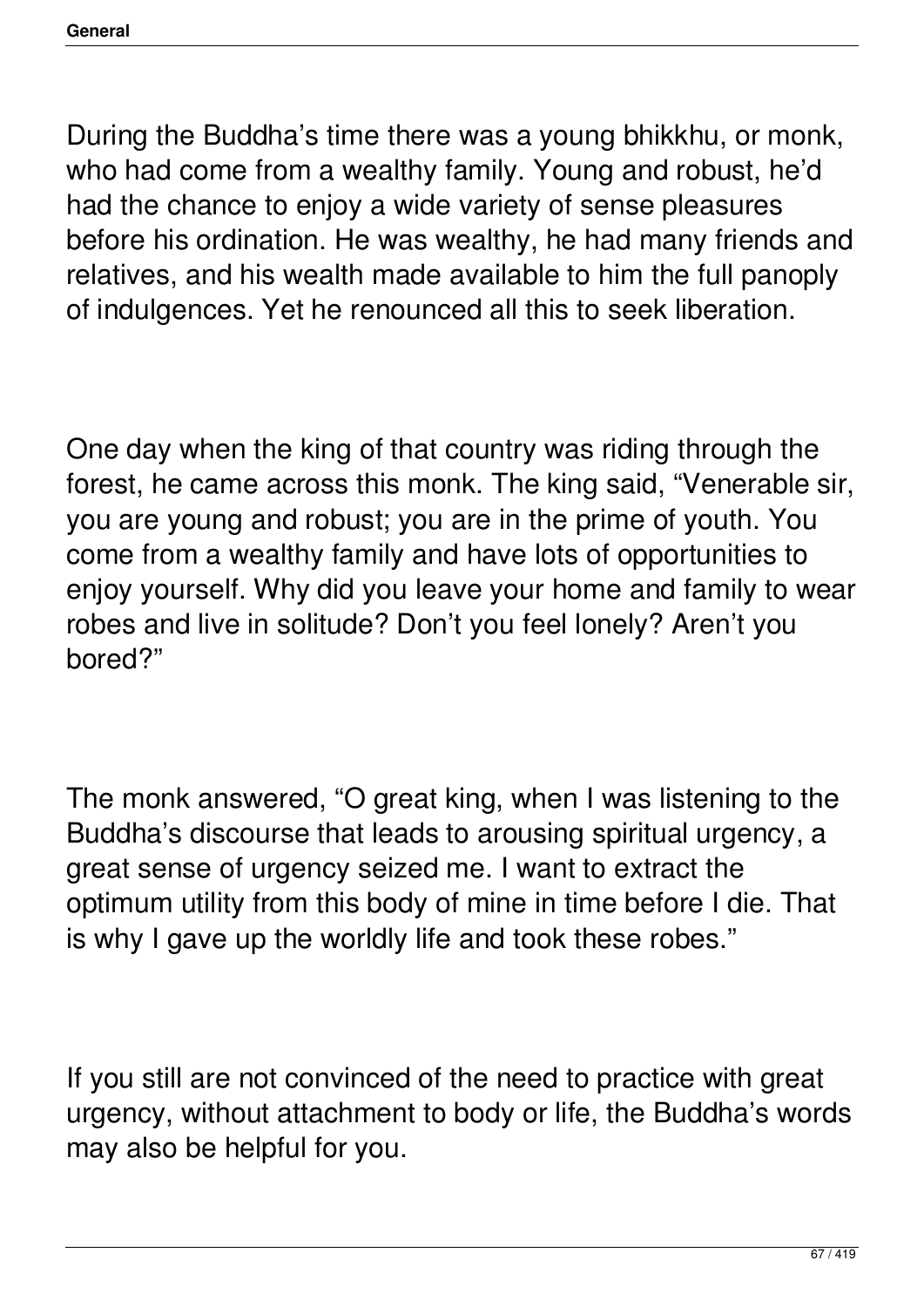During the Buddha's time there was a young bhikkhu, or monk, who had come from a wealthy family. Young and robust, he'd had the chance to enjoy a wide variety of sense pleasures before his ordination. He was wealthy, he had many friends and relatives, and his wealth made available to him the full panoply of indulgences. Yet he renounced all this to seek liberation.

One day when the king of that country was riding through the forest, he came across this monk. The king said, "Venerable sir, you are young and robust; you are in the prime of youth. You come from a wealthy family and have lots of opportunities to enjoy yourself. Why did you leave your home and family to wear robes and live in solitude? Don't you feel lonely? Aren't you bored?"

The monk answered, "O great king, when I was listening to the Buddha's discourse that leads to arousing spiritual urgency, a great sense of urgency seized me. I want to extract the optimum utility from this body of mine in time before I die. That is why I gave up the worldly life and took these robes."

If you still are not convinced of the need to practice with great urgency, without attachment to body or life, the Buddha's words may also be helpful for you.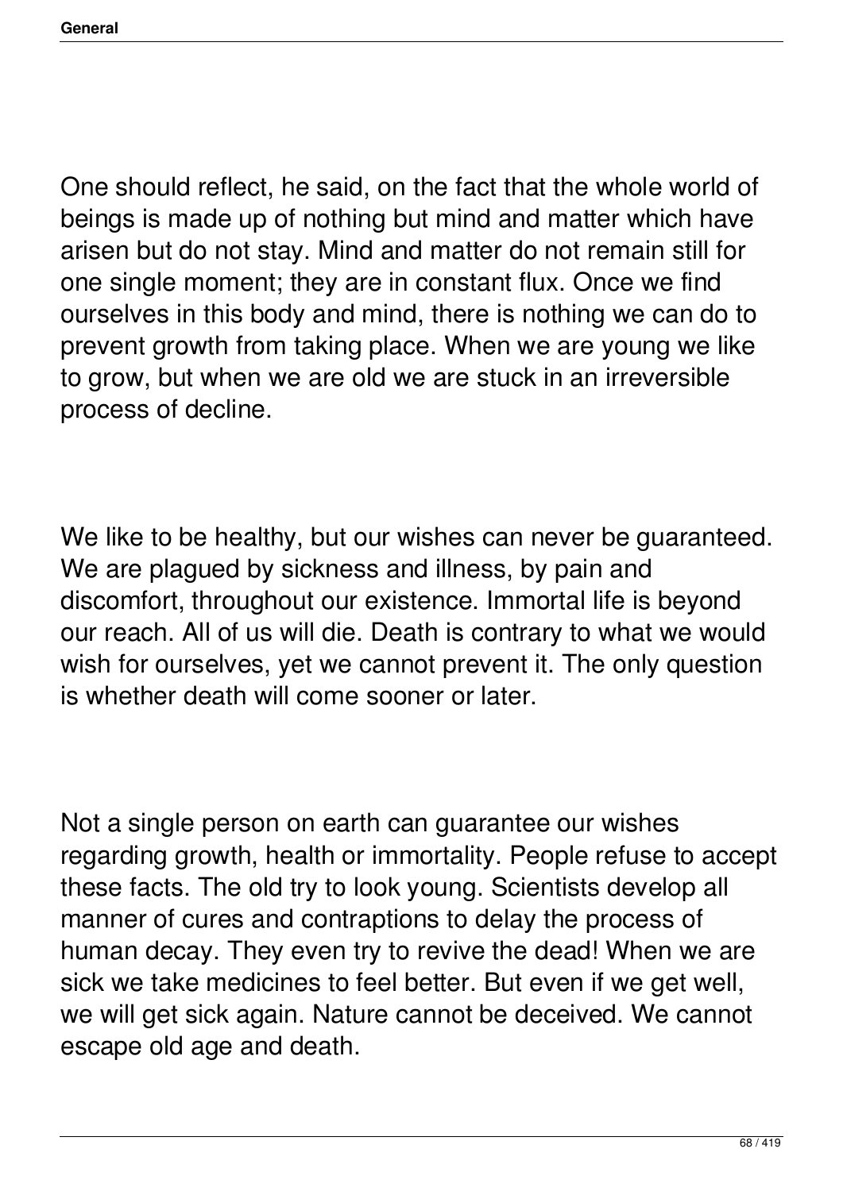One should reflect, he said, on the fact that the whole world of beings is made up of nothing but mind and matter which have arisen but do not stay. Mind and matter do not remain still for one single moment; they are in constant flux. Once we find ourselves in this body and mind, there is nothing we can do to prevent growth from taking place. When we are young we like to grow, but when we are old we are stuck in an irreversible process of decline.

We like to be healthy, but our wishes can never be guaranteed. We are plagued by sickness and illness, by pain and discomfort, throughout our existence. Immortal life is beyond our reach. All of us will die. Death is contrary to what we would wish for ourselves, yet we cannot prevent it. The only question is whether death will come sooner or later.

Not a single person on earth can guarantee our wishes regarding growth, health or immortality. People refuse to accept these facts. The old try to look young. Scientists develop all manner of cures and contraptions to delay the process of human decay. They even try to revive the dead! When we are sick we take medicines to feel better. But even if we get well, we will get sick again. Nature cannot be deceived. We cannot escape old age and death.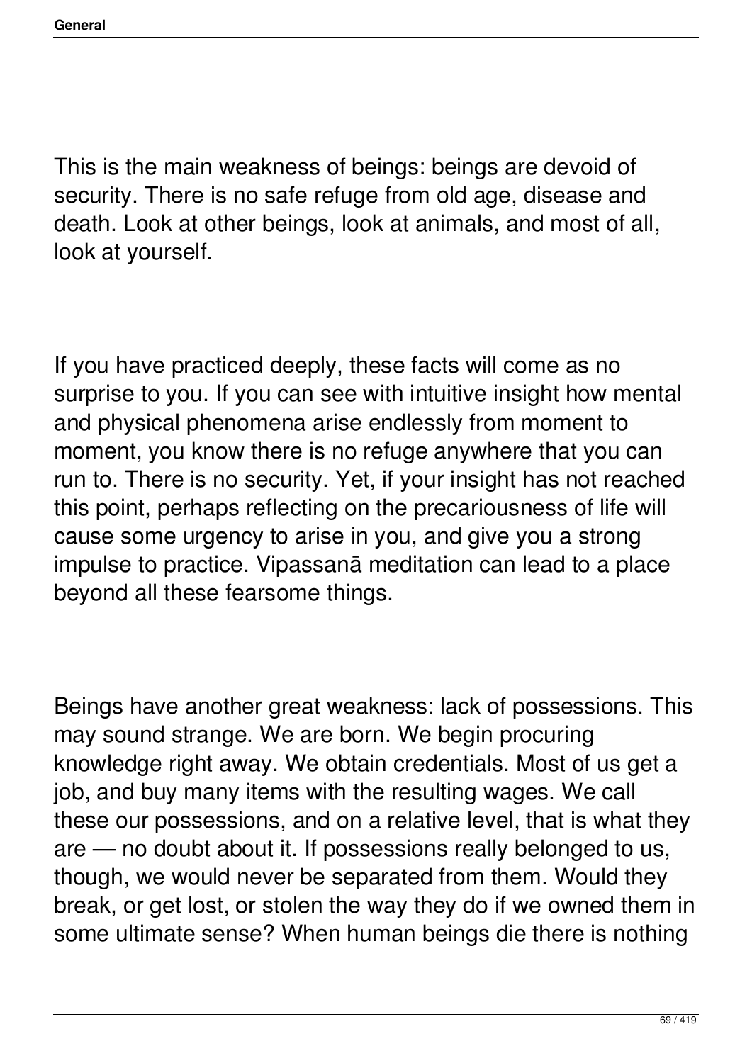This is the main weakness of beings: beings are devoid of security. There is no safe refuge from old age, disease and death. Look at other beings, look at animals, and most of all, look at yourself.

If you have practiced deeply, these facts will come as no surprise to you. If you can see with intuitive insight how mental and physical phenomena arise endlessly from moment to moment, you know there is no refuge anywhere that you can run to. There is no security. Yet, if your insight has not reached this point, perhaps reflecting on the precariousness of life will cause some urgency to arise in you, and give you a strong impulse to practice. Vipassanā meditation can lead to a place beyond all these fearsome things.

Beings have another great weakness: lack of possessions. This may sound strange. We are born. We begin procuring knowledge right away. We obtain credentials. Most of us get a job, and buy many items with the resulting wages. We call these our possessions, and on a relative level, that is what they are — no doubt about it. If possessions really belonged to us, though, we would never be separated from them. Would they break, or get lost, or stolen the way they do if we owned them in some ultimate sense? When human beings die there is nothing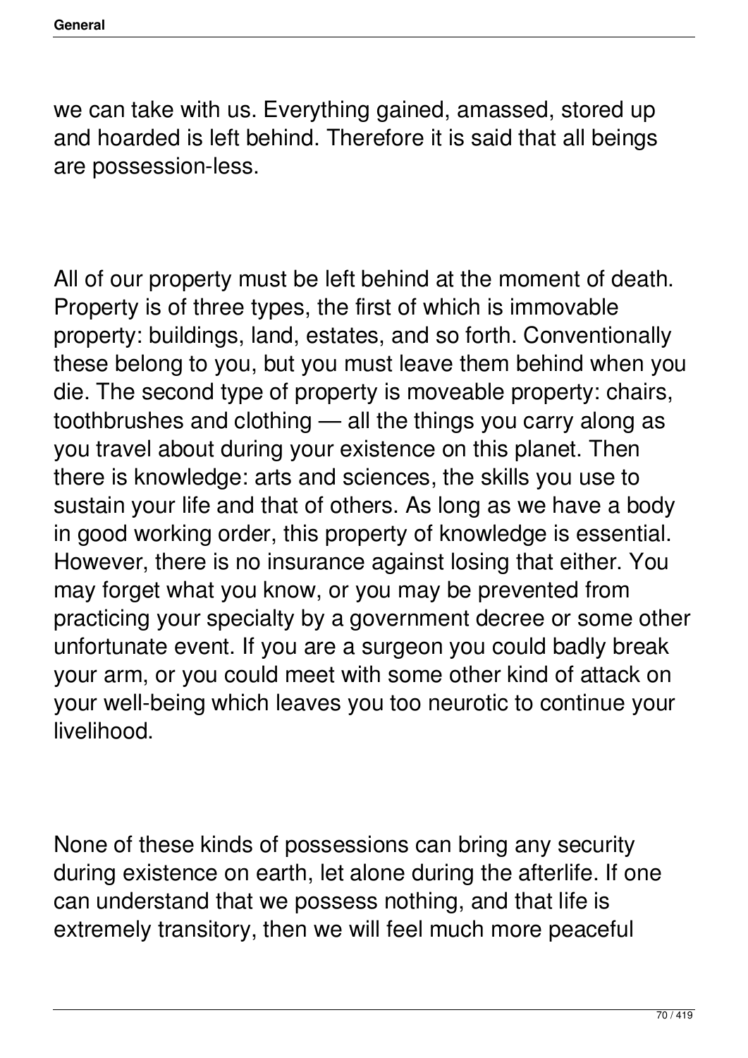we can take with us. Everything gained, amassed, stored up and hoarded is left behind. Therefore it is said that all beings are possession-less.

All of our property must be left behind at the moment of death. Property is of three types, the first of which is immovable property: buildings, land, estates, and so forth. Conventionally these belong to you, but you must leave them behind when you die. The second type of property is moveable property: chairs, toothbrushes and clothing — all the things you carry along as you travel about during your existence on this planet. Then there is knowledge: arts and sciences, the skills you use to sustain your life and that of others. As long as we have a body in good working order, this property of knowledge is essential. However, there is no insurance against losing that either. You may forget what you know, or you may be prevented from practicing your specialty by a government decree or some other unfortunate event. If you are a surgeon you could badly break your arm, or you could meet with some other kind of attack on your well-being which leaves you too neurotic to continue your livelihood.

None of these kinds of possessions can bring any security during existence on earth, let alone during the afterlife. If one can understand that we possess nothing, and that life is extremely transitory, then we will feel much more peaceful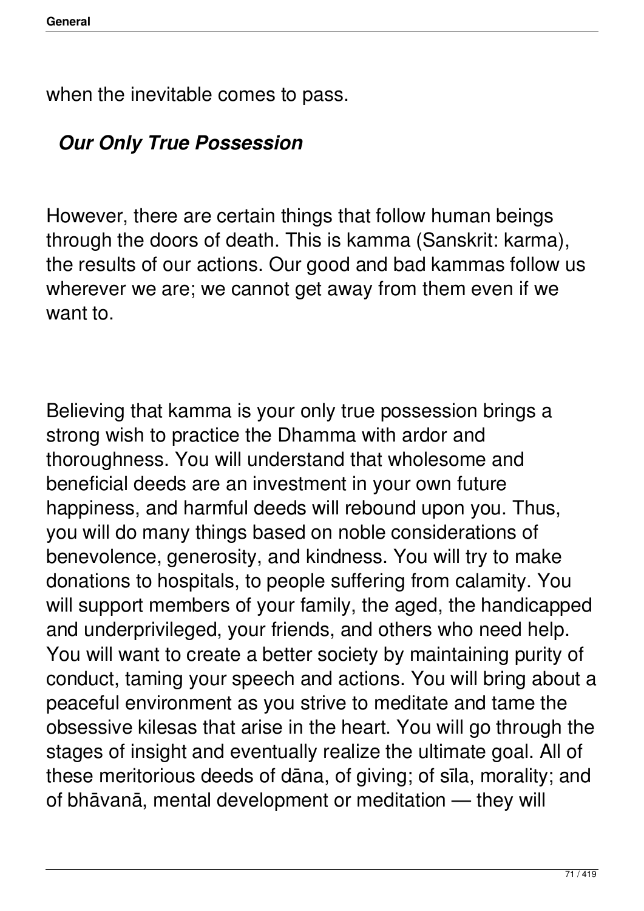when the inevitable comes to pass.

### *Our Only True Possession*

However, there are certain things that follow human beings through the doors of death. This is kamma (Sanskrit: karma), the results of our actions. Our good and bad kammas follow us wherever we are; we cannot get away from them even if we want to.

Believing that kamma is your only true possession brings a strong wish to practice the Dhamma with ardor and thoroughness. You will understand that wholesome and beneficial deeds are an investment in your own future happiness, and harmful deeds will rebound upon you. Thus, you will do many things based on noble considerations of benevolence, generosity, and kindness. You will try to make donations to hospitals, to people suffering from calamity. You will support members of your family, the aged, the handicapped and underprivileged, your friends, and others who need help. You will want to create a better society by maintaining purity of conduct, taming your speech and actions. You will bring about a peaceful environment as you strive to meditate and tame the obsessive kilesas that arise in the heart. You will go through the stages of insight and eventually realize the ultimate goal. All of these meritorious deeds of dāna, of giving; of sīla, morality; and of bhāvanā, mental development or meditation — they will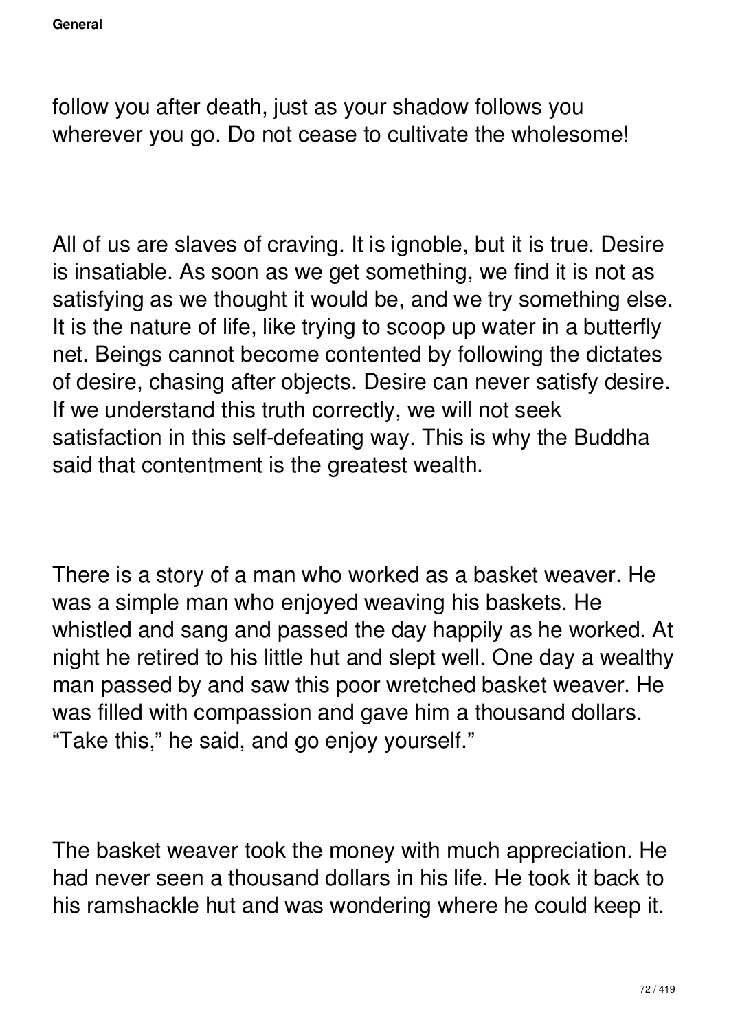follow you after death, just as your shadow follows you wherever you go. Do not cease to cultivate the wholesome!

All of us are slaves of craving. It is ignoble, but it is true. Desire is insatiable. As soon as we get something, we find it is not as satisfying as we thought it would be, and we try something else. It is the nature of life, like trying to scoop up water in a butterfly net. Beings cannot become contented by following the dictates of desire, chasing after objects. Desire can never satisfy desire. If we understand this truth correctly, we will not seek satisfaction in this self-defeating way. This is why the Buddha said that contentment is the greatest wealth.

There is a story of a man who worked as a basket weaver. He was a simple man who enjoyed weaving his baskets. He whistled and sang and passed the day happily as he worked. At night he retired to his little hut and slept well. One day a wealthy man passed by and saw this poor wretched basket weaver. He was filled with compassion and gave him a thousand dollars. "Take this," he said, and go enjoy yourself."

The basket weaver took the money with much appreciation. He had never seen a thousand dollars in his life. He took it back to his ramshackle hut and was wondering where he could keep it.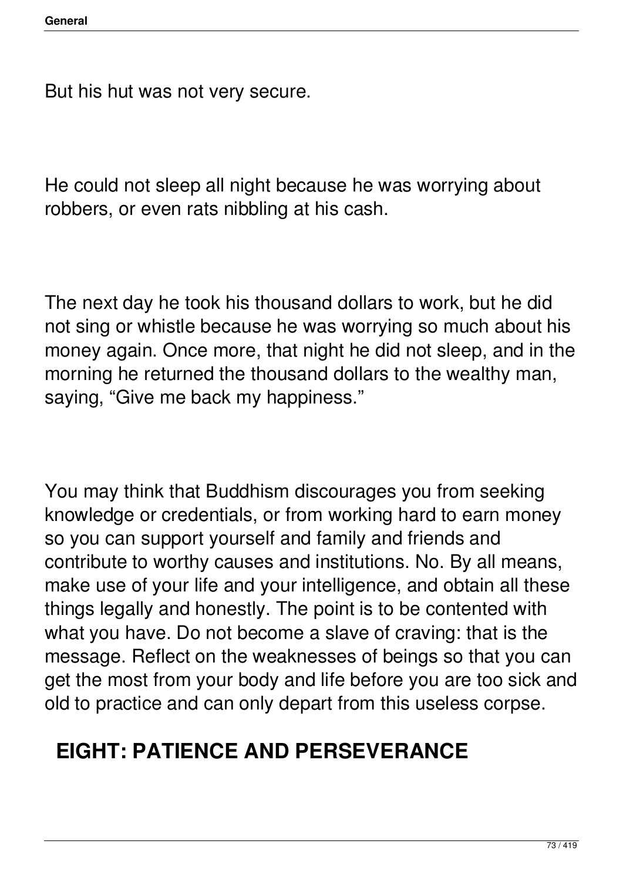But his hut was not very secure.

He could not sleep all night because he was worrying about robbers, or even rats nibbling at his cash.

The next day he took his thousand dollars to work, but he did not sing or whistle because he was worrying so much about his money again. Once more, that night he did not sleep, and in the morning he returned the thousand dollars to the wealthy man, saying, “Give me back my happiness.”

You may think that Buddhism discourages you from seeking knowledge or credentials, or from working hard to earn money so you can support yourself and family and friends and contribute to worthy causes and institutions. No. By all means, make use of your life and your intelligence, and obtain all these things legally and honestly. The point is to be contented with what you have. Do not become a slave of craving: that is the message. Reflect on the weaknesses of beings so that you can get the most from your body and life before you are too sick and old to practice and can only depart from this useless corpse.

## EIGHT: PATIENCE AND PERSEVERANCE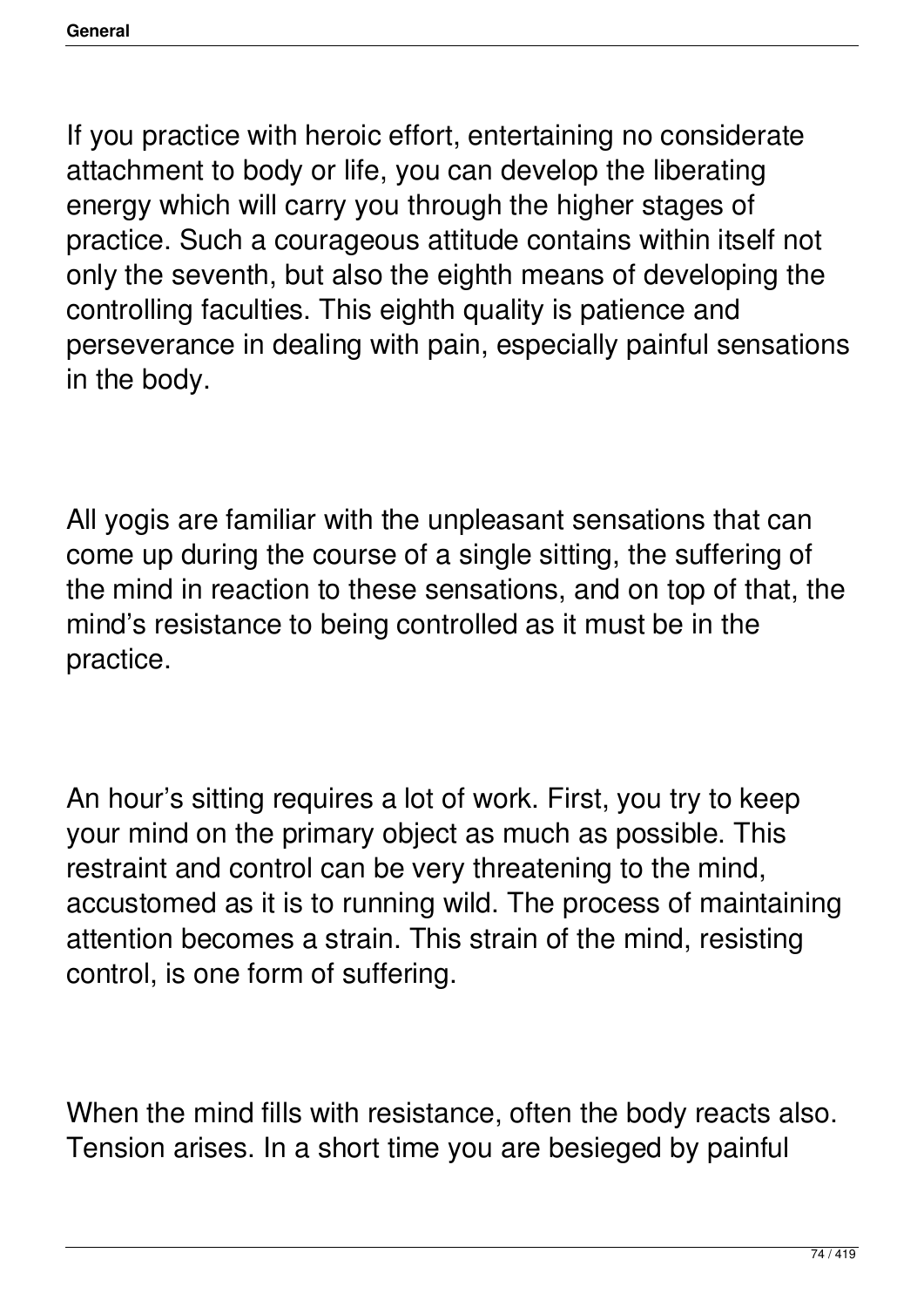If you practice with heroic effort, entertaining no considerate attachment to body or life, you can develop the liberating energy which will carry you through the higher stages of practice. Such a courageous attitude contains within itself not only the seventh, but also the eighth means of developing the controlling faculties. This eighth quality is patience and perseverance in dealing with pain, especially painful sensations in the body.

All yogis are familiar with the unpleasant sensations that can come up during the course of a single sitting, the suffering of the mind in reaction to these sensations, and on top of that, the mind's resistance to being controlled as it must be in the practice.

An hour's sitting requires a lot of work. First, you try to keep your mind on the primary object as much as possible. This restraint and control can be very threatening to the mind, accustomed as it is to running wild. The process of maintaining attention becomes a strain. This strain of the mind, resisting control, is one form of suffering.

When the mind fills with resistance, often the body reacts also. Tension arises. In a short time you are besieged by painful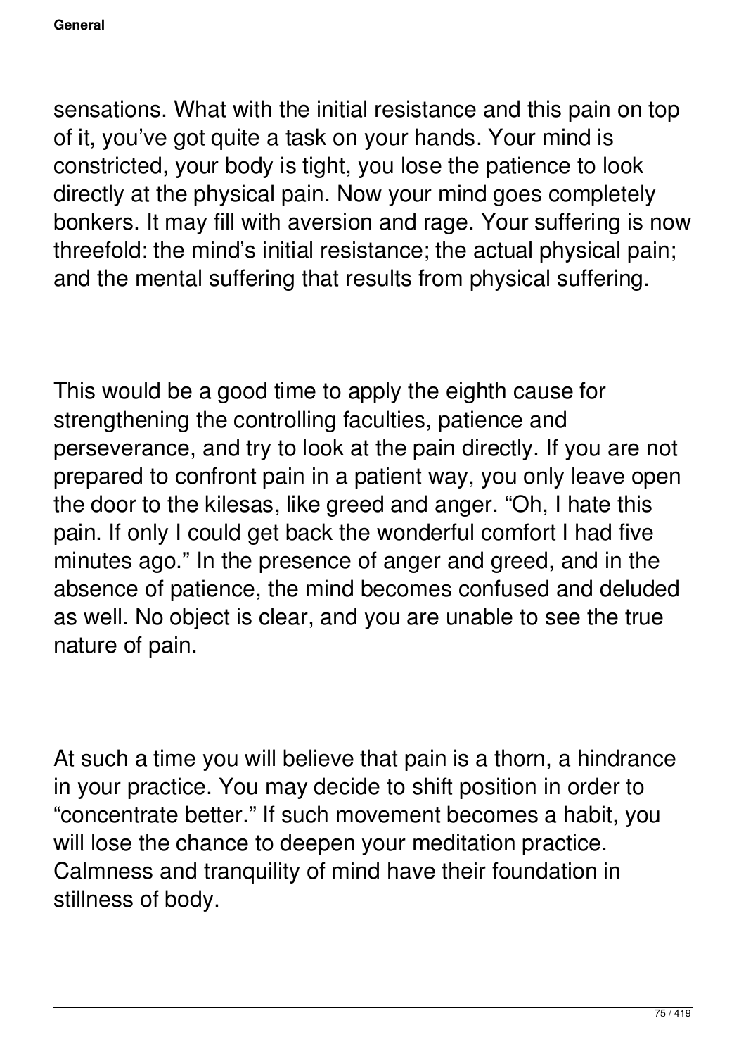sensations. What with the initial resistance and this pain on top of it, you've got quite a task on your hands. Your mind is constricted, your body is tight, you lose the patience to look directly at the physical pain. Now your mind goes completely bonkers. It may fill with aversion and rage. Your suffering is now threefold: the mind's initial resistance; the actual physical pain; and the mental suffering that results from physical suffering.

This would be a good time to apply the eighth cause for strengthening the controlling faculties, patience and perseverance, and try to look at the pain directly. If you are not prepared to confront pain in a patient way, you only leave open the door to the kilesas, like greed and anger. "Oh, I hate this pain. If only I could get back the wonderful comfort I had five minutes ago." In the presence of anger and greed, and in the absence of patience, the mind becomes confused and deluded as well. No object is clear, and you are unable to see the true nature of pain.

At such a time you will believe that pain is a thorn, a hindrance in your practice. You may decide to shift position in order to "concentrate better." If such movement becomes a habit, you will lose the chance to deepen your meditation practice. Calmness and tranquility of mind have their foundation in stillness of body.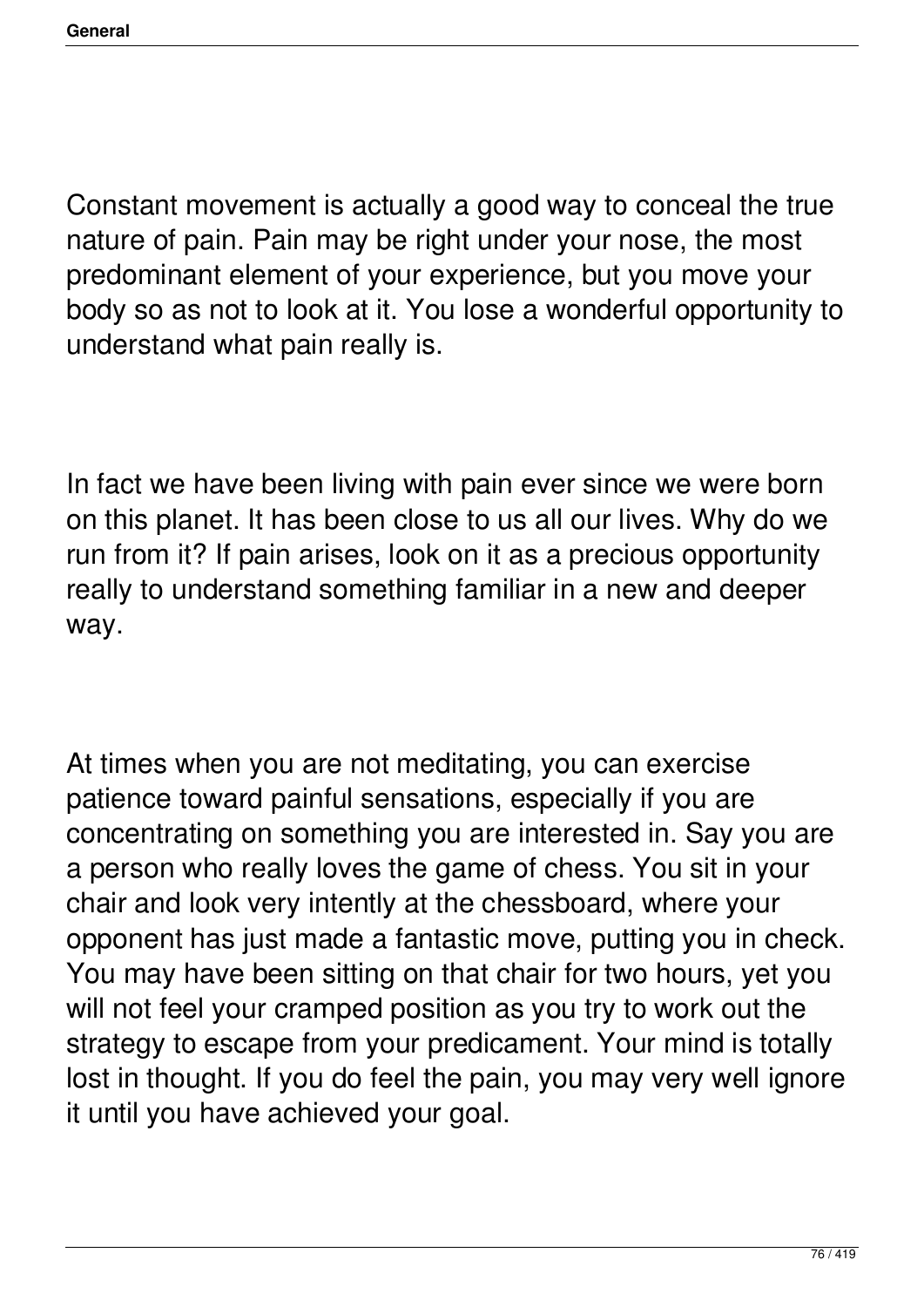Constant movement is actually a good way to conceal the true nature of pain. Pain may be right under your nose, the most predominant element of your experience, but you move your body so as not to look at it. You lose a wonderful opportunity to understand what pain really is.

In fact we have been living with pain ever since we were born on this planet. It has been close to us all our lives. Why do we run from it? If pain arises, look on it as a precious opportunity really to understand something familiar in a new and deeper way.

At times when you are not meditating, you can exercise patience toward painful sensations, especially if you are concentrating on something you are interested in. Say you are a person who really loves the game of chess. You sit in your chair and look very intently at the chessboard, where your opponent has just made a fantastic move, putting you in check. You may have been sitting on that chair for two hours, yet you will not feel your cramped position as you try to work out the strategy to escape from your predicament. Your mind is totally lost in thought. If you do feel the pain, you may very well ignore it until you have achieved your goal.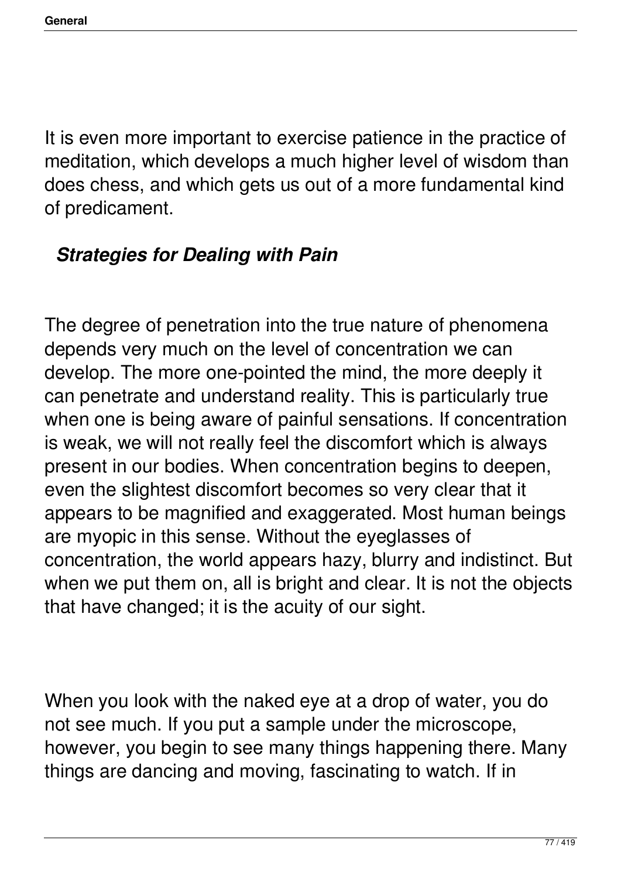It is even more important to exercise patience in the practice of meditation, which develops a much higher level of wisdom than does chess, and which gets us out of a more fundamental kind of predicament.

### *Strategies for Dealing with Pain*

The degree of penetration into the true nature of phenomena depends very much on the level of concentration we can develop. The more one-pointed the mind, the more deeply it can penetrate and understand reality. This is particularly true when one is being aware of painful sensations. If concentration is weak, we will not really feel the discomfort which is always present in our bodies. When concentration begins to deepen, even the slightest discomfort becomes so very clear that it appears to be magnified and exaggerated. Most human beings are myopic in this sense. Without the eyeglasses of concentration, the world appears hazy, blurry and indistinct. But when we put them on, all is bright and clear. It is not the objects that have changed; it is the acuity of our sight.

When you look with the naked eye at a drop of water, you do not see much. If you put a sample under the microscope, however, you begin to see many things happening there. Many things are dancing and moving, fascinating to watch. If in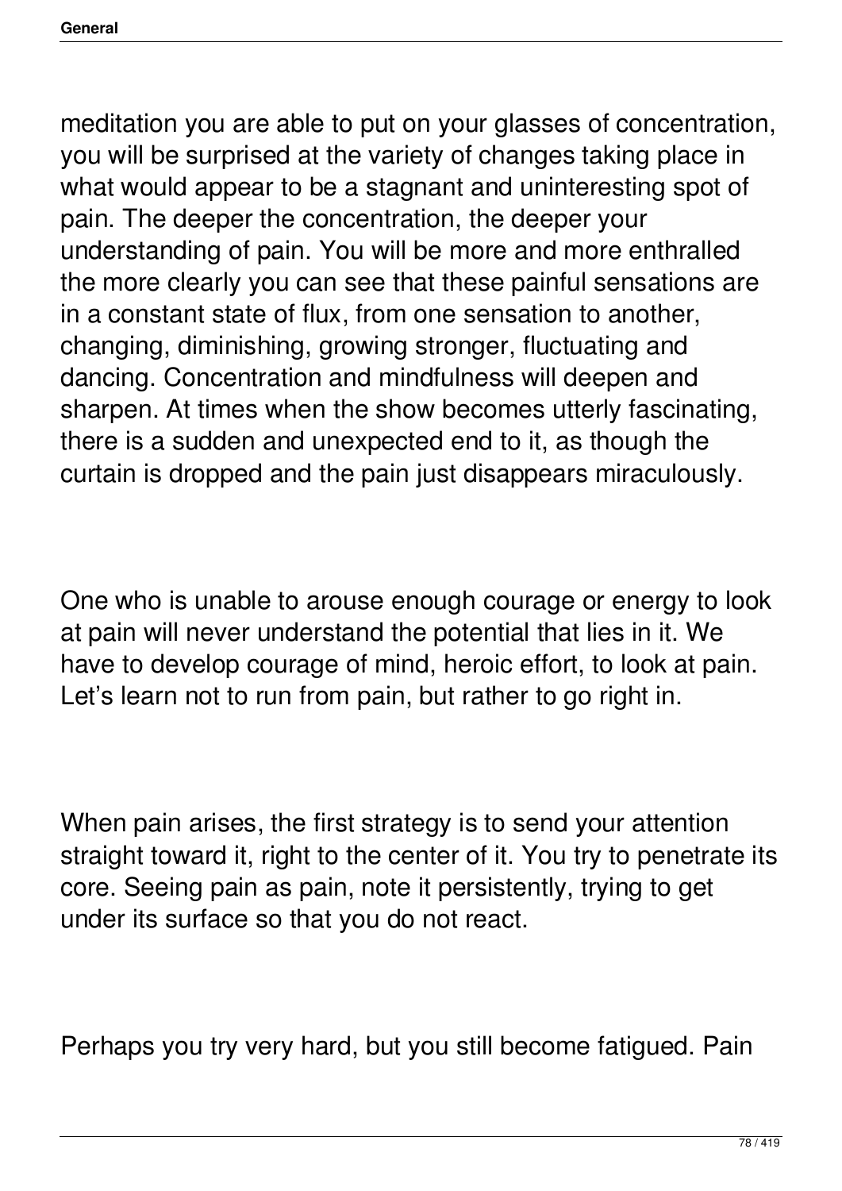meditation you are able to put on your glasses of concentration, you will be surprised at the variety of changes taking place in what would appear to be a stagnant and uninteresting spot of pain. The deeper the concentration, the deeper your understanding of pain. You will be more and more enthralled the more clearly you can see that these painful sensations are in a constant state of flux, from one sensation to another, changing, diminishing, growing stronger, fluctuating and dancing. Concentration and mindfulness will deepen and sharpen. At times when the show becomes utterly fascinating, there is a sudden and unexpected end to it, as though the curtain is dropped and the pain just disappears miraculously.

One who is unable to arouse enough courage or energy to look at pain will never understand the potential that lies in it. We have to develop courage of mind, heroic effort, to look at pain. Let's learn not to run from pain, but rather to go right in.

When pain arises, the first strategy is to send your attention straight toward it, right to the center of it. You try to penetrate its core. Seeing pain as pain, note it persistently, trying to get under its surface so that you do not react.

Perhaps you try very hard, but you still become fatigued. Pain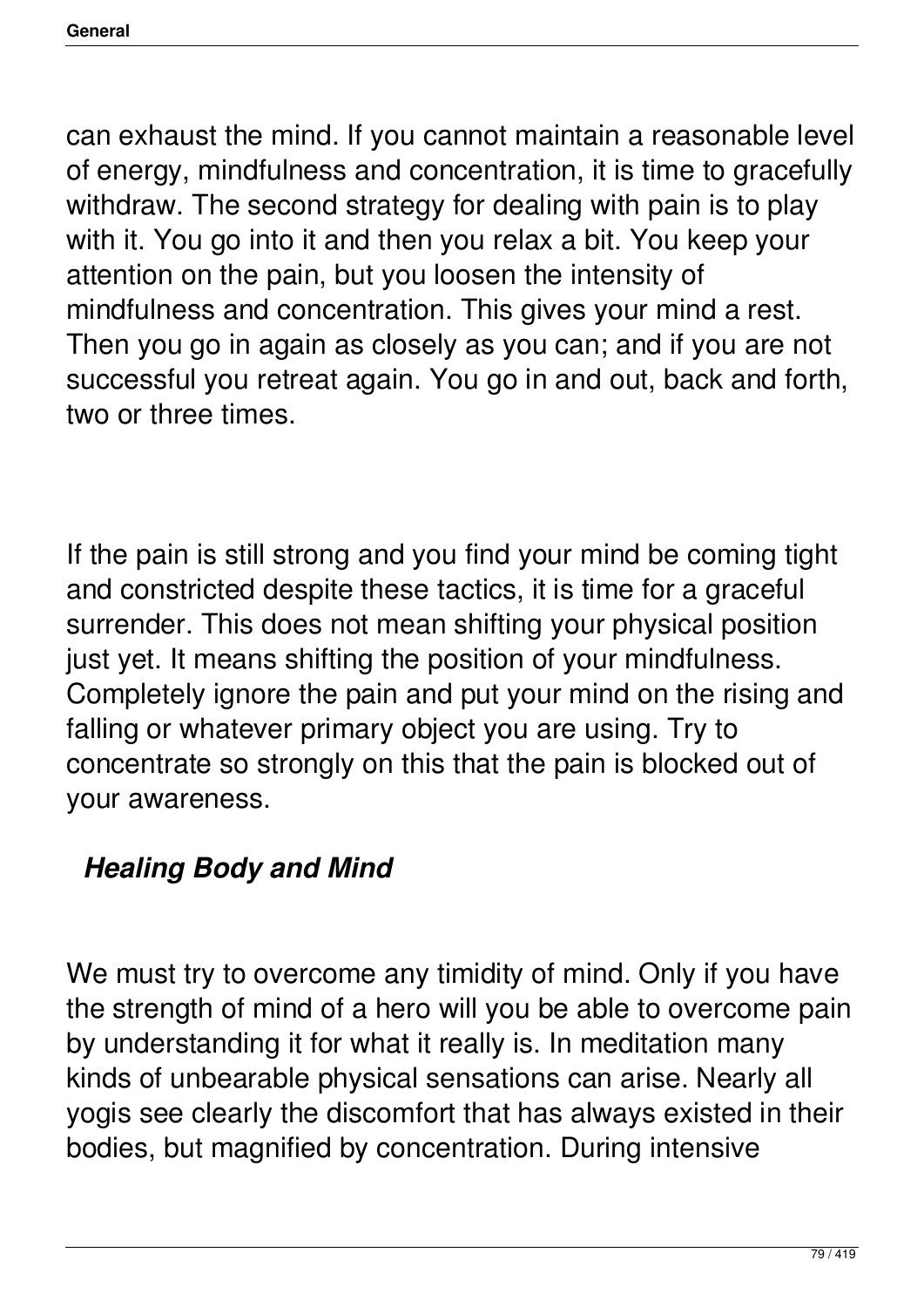can exhaust the mind. If you cannot maintain a reasonable level of energy, mindfulness and concentration, it is time to gracefully withdraw. The second strategy for dealing with pain is to play with it. You go into it and then you relax a bit. You keep your attention on the pain, but you loosen the intensity of mindfulness and concentration. This gives your mind a rest. Then you go in again as closely as you can; and if you are not successful you retreat again. You go in and out, back and forth, two or three times.

If the pain is still strong and you find your mind be coming tight and constricted despite these tactics, it is time for a graceful surrender. This does not mean shifting your physical position just yet. It means shifting the position of your mindfulness. Completely ignore the pain and put your mind on the rising and falling or whatever primary object you are using. Try to concentrate so strongly on this that the pain is blocked out of your awareness.

### *Healing Body and Mind*

We must try to overcome any timidity of mind. Only if you have the strength of mind of a hero will you be able to overcome pain by understanding it for what it really is. In meditation many kinds of unbearable physical sensations can arise. Nearly all yogis see clearly the discomfort that has always existed in their bodies, but magnified by concentration. During intensive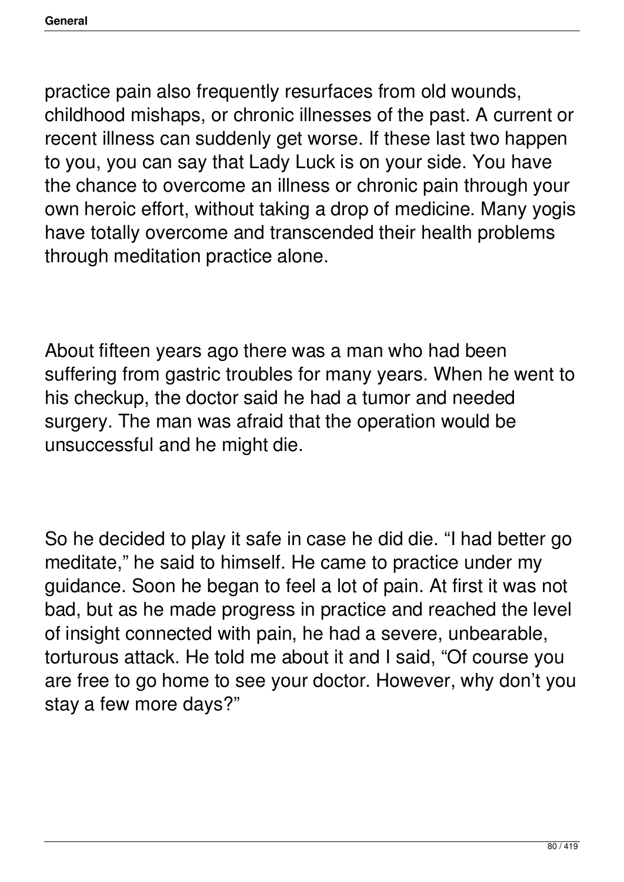practice pain also frequently resurfaces from old wounds, childhood mishaps, or chronic illnesses of the past. A current or recent illness can suddenly get worse. If these last two happen to you, you can say that Lady Luck is on your side. You have the chance to overcome an illness or chronic pain through your own heroic effort, without taking a drop of medicine. Many yogis have totally overcome and transcended their health problems through meditation practice alone.

About fifteen years ago there was a man who had been suffering from gastric troubles for many years. When he went to his checkup, the doctor said he had a tumor and needed surgery. The man was afraid that the operation would be unsuccessful and he might die.

So he decided to play it safe in case he did die. "I had better go meditate," he said to himself. He came to practice under my guidance. Soon he began to feel a lot of pain. At first it was not bad, but as he made progress in practice and reached the level of insight connected with pain, he had a severe, unbearable, torturous attack. He told me about it and I said, "Of course you are free to go home to see your doctor. However, why don't you stay a few more days?"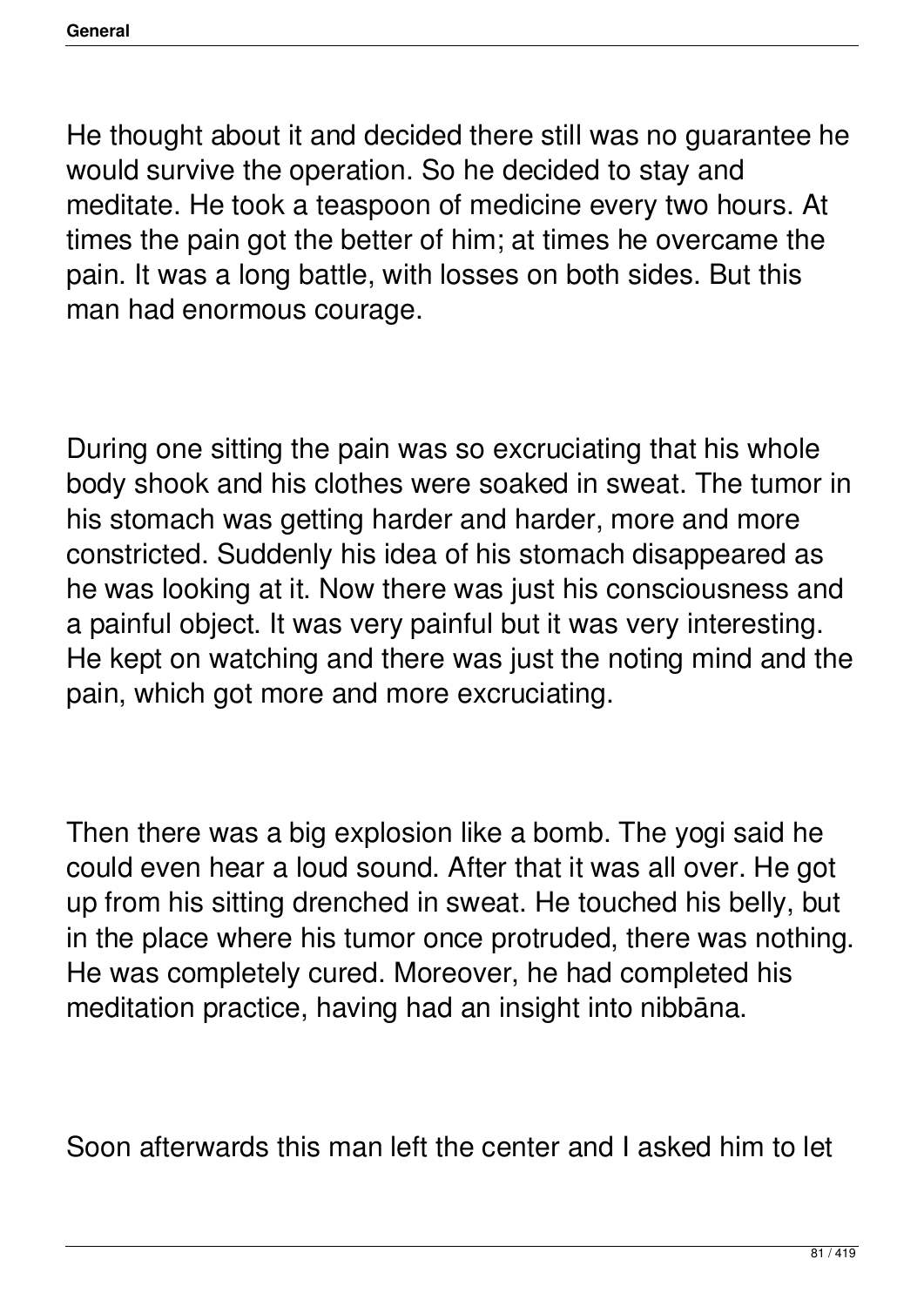He thought about it and decided there still was no guarantee he would survive the operation. So he decided to stay and meditate. He took a teaspoon of medicine every two hours. At times the pain got the better of him; at times he overcame the pain. It was a long battle, with losses on both sides. But this man had enormous courage.

During one sitting the pain was so excruciating that his whole body shook and his clothes were soaked in sweat. The tumor in his stomach was getting harder and harder, more and more constricted. Suddenly his idea of his stomach disappeared as he was looking at it. Now there was just his consciousness and a painful object. It was very painful but it was very interesting. He kept on watching and there was just the noting mind and the pain, which got more and more excruciating.

Then there was a big explosion like a bomb. The yogi said he could even hear a loud sound. After that it was all over. He got up from his sitting drenched in sweat. He touched his belly, but in the place where his tumor once protruded, there was nothing. He was completely cured. Moreover, he had completed his meditation practice, having had an insight into nibbāna.

Soon afterwards this man left the center and I asked him to let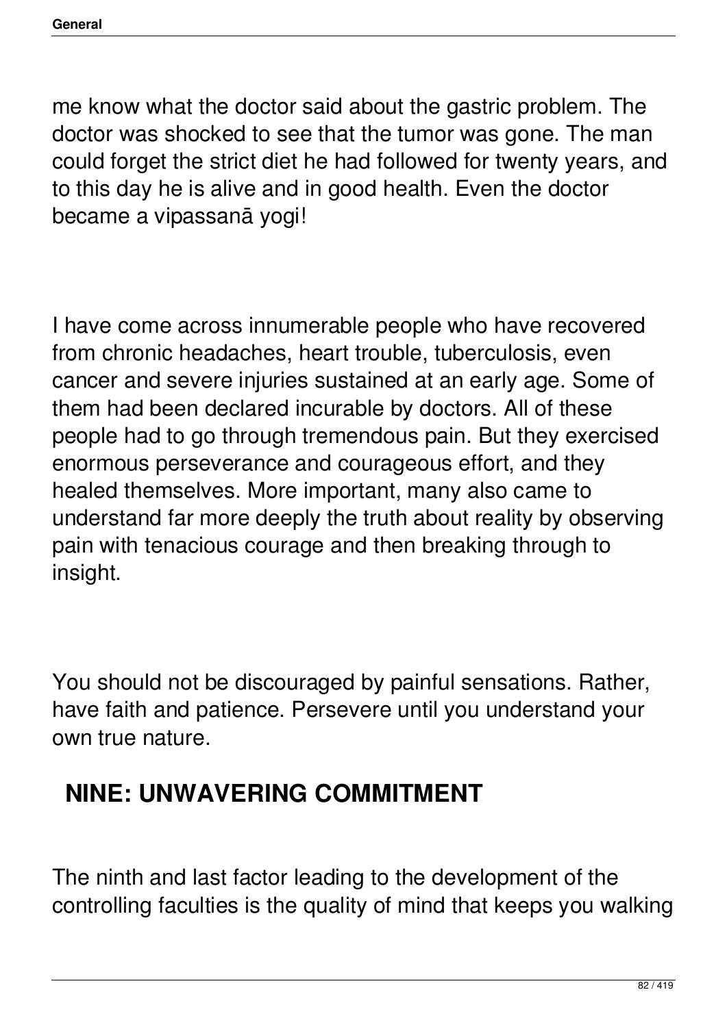me know what the doctor said about the gastric problem. The doctor was shocked to see that the tumor was gone. The man could forget the strict diet he had followed for twenty years, and to this day he is alive and in good health. Even the doctor became a vipassanā yogi!

I have come across innumerable people who have recovered from chronic headaches, heart trouble, tuberculosis, even cancer and severe injuries sustained at an early age. Some of them had been declared incurable by doctors. All of these people had to go through tremendous pain. But they exercised enormous perseverance and courageous effort, and they healed themselves. More important, many also came to understand far more deeply the truth about reality by observing pain with tenacious courage and then breaking through to insight.

You should not be discouraged by painful sensations. Rather, have faith and patience. Persevere until you understand your own true nature.

## NINE: UNWAVERING COMMITMENT

The ninth and last factor leading to the development of the controlling faculties is the quality of mind that keeps you walking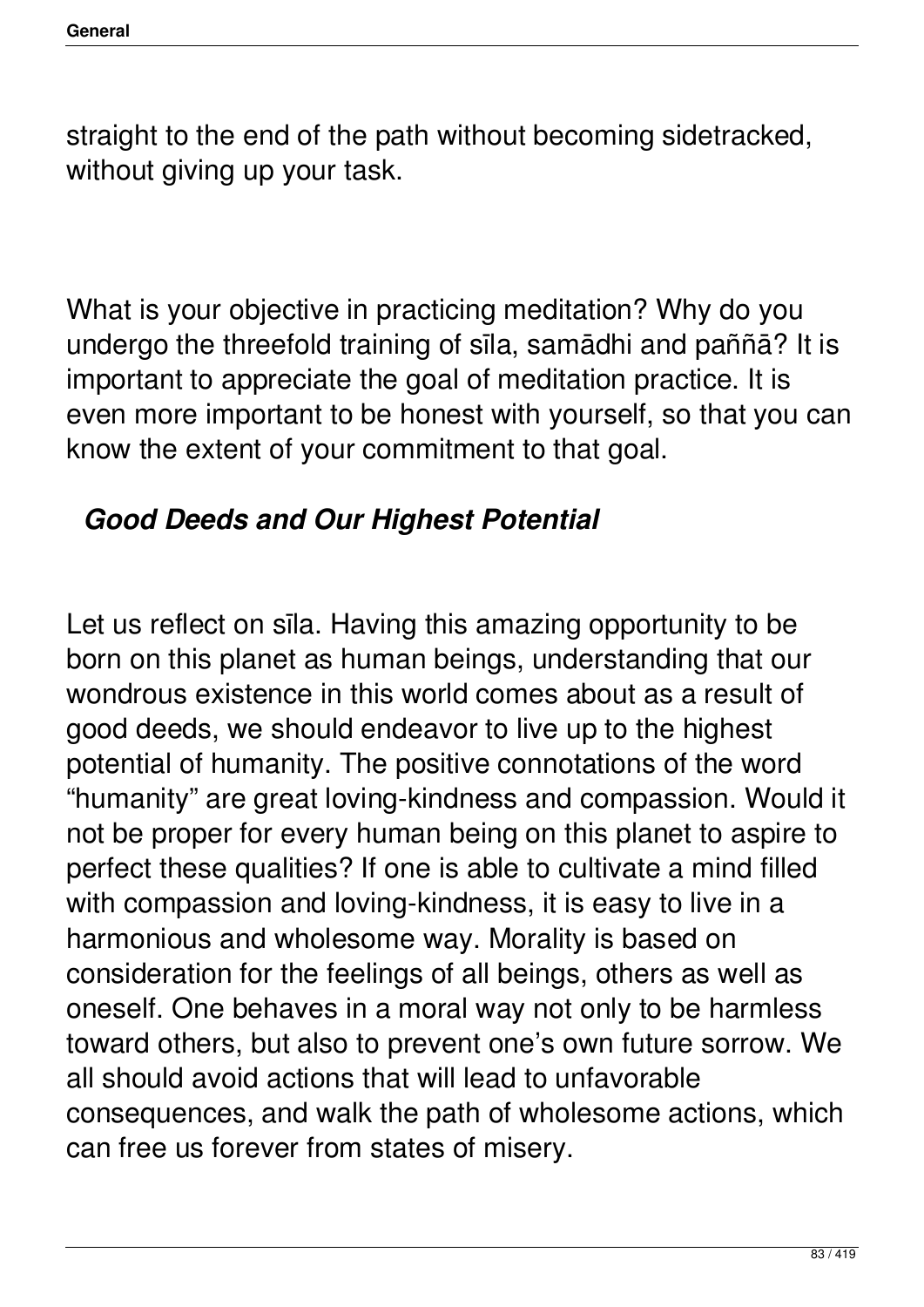straight to the end of the path without becoming sidetracked, without giving up your task.

What is your objective in practicing meditation? Why do you undergo the threefold training of sīla, samādhi and paññā? It is important to appreciate the goal of meditation practice. It is even more important to be honest with yourself, so that you can know the extent of your commitment to that goal.

### *Good Deeds and Our Highest Potential*

Let us reflect on sīla. Having this amazing opportunity to be born on this planet as human beings, understanding that our wondrous existence in this world comes about as a result of good deeds, we should endeavor to live up to the highest potential of humanity. The positive connotations of the word "humanity" are great loving-kindness and compassion. Would it not be proper for every human being on this planet to aspire to perfect these qualities? If one is able to cultivate a mind filled with compassion and loving-kindness, it is easy to live in a harmonious and wholesome way. Morality is based on consideration for the feelings of all beings, others as well as oneself. One behaves in a moral way not only to be harmless toward others, but also to prevent one's own future sorrow. We all should avoid actions that will lead to unfavorable consequences, and walk the path of wholesome actions, which can free us forever from states of misery.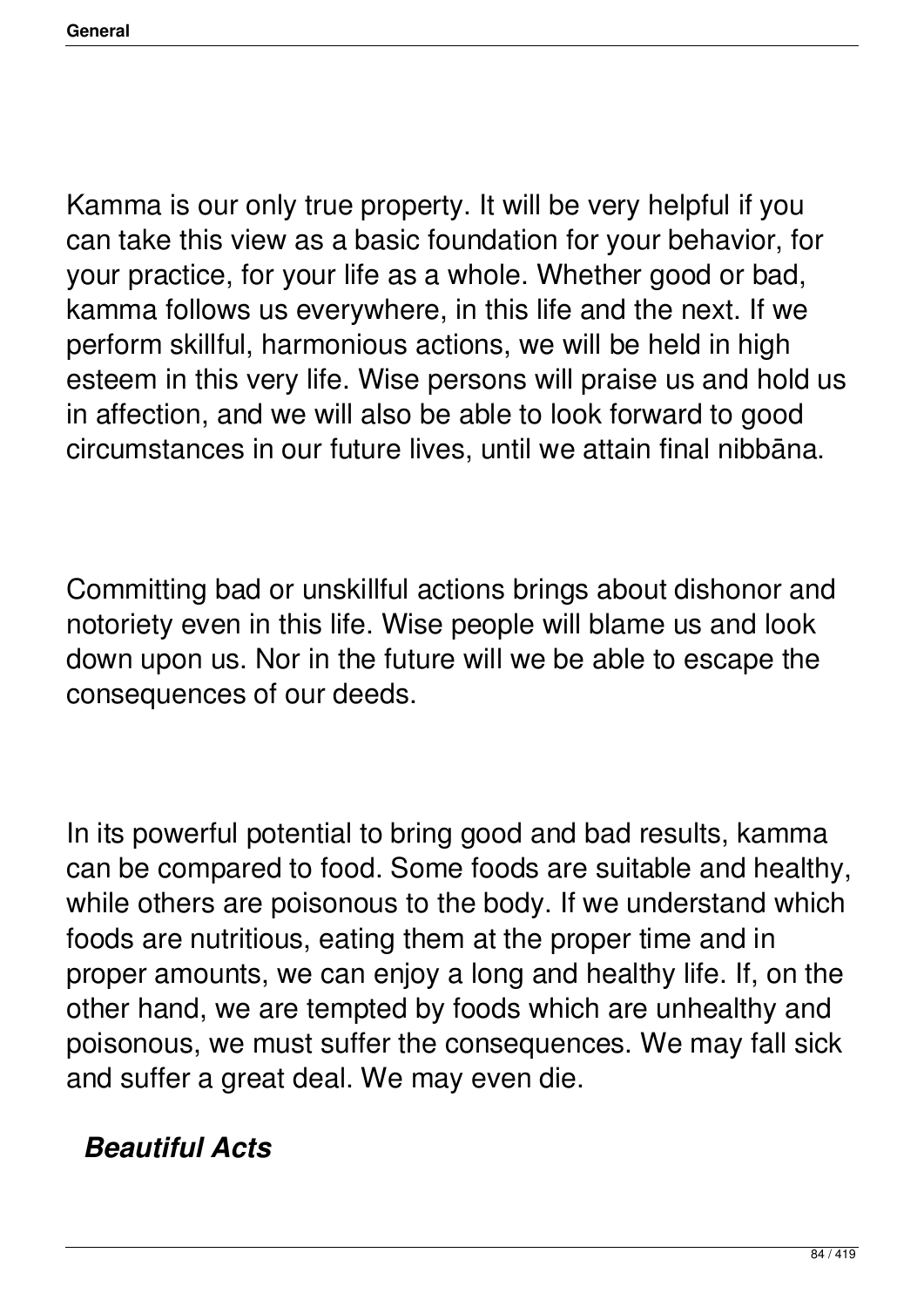Kamma is our only true property. It will be very helpful if you can take this view as a basic foundation for your behavior, for your practice, for your life as a whole. Whether good or bad, kamma follows us everywhere, in this life and the next. If we perform skillful, harmonious actions, we will be held in high esteem in this very life. Wise persons will praise us and hold us in affection, and we will also be able to look forward to good circumstances in our future lives, until we attain final nibbāna.

Committing bad or unskillful actions brings about dishonor and notoriety even in this life. Wise people will blame us and look down upon us. Nor in the future will we be able to escape the consequences of our deeds.

In its powerful potential to bring good and bad results, kamma can be compared to food. Some foods are suitable and healthy, while others are poisonous to the body. If we understand which foods are nutritious, eating them at the proper time and in proper amounts, we can enjoy a long and healthy life. If, on the other hand, we are tempted by foods which are unhealthy and poisonous, we must suffer the consequences. We may fall sick and suffer a great deal. We may even die.

### ***Beautiful Acts***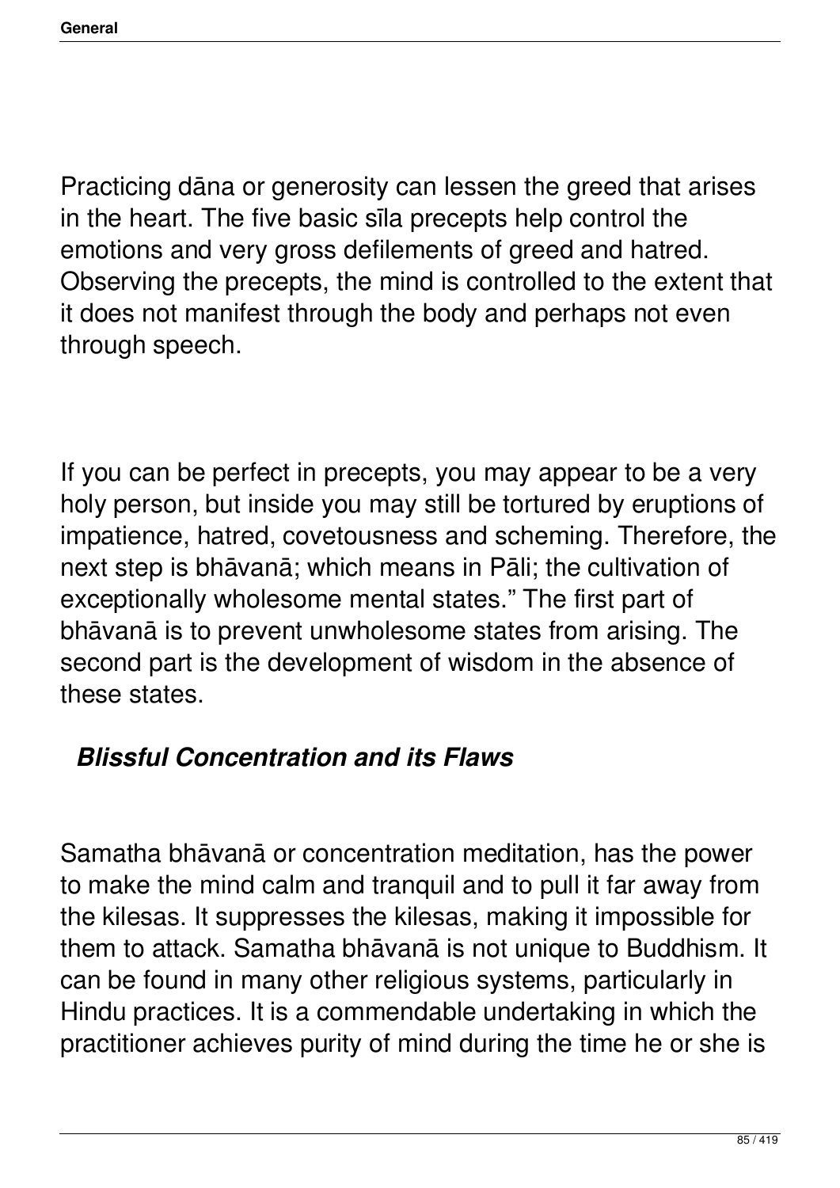Practicing dāna or generosity can lessen the greed that arises in the heart. The five basic sīla precepts help control the emotions and very gross defilements of greed and hatred. Observing the precepts, the mind is controlled to the extent that it does not manifest through the body and perhaps not even through speech.

If you can be perfect in precepts, you may appear to be a very holy person, but inside you may still be tortured by eruptions of impatience, hatred, covetousness and scheming. Therefore, the next step is bhāvanā; which means in Pāli; the cultivation of exceptionally wholesome mental states." The first part of bhāvanā is to prevent unwholesome states from arising. The second part is the development of wisdom in the absence of these states.

### *Blissful Concentration and its Flaws*

Samatha bhāvanā or concentration meditation, has the power to make the mind calm and tranquil and to pull it far away from the kilesas. It suppresses the kilesas, making it impossible for them to attack. Samatha bhāvanā is not unique to Buddhism. It can be found in many other religious systems, particularly in Hindu practices. It is a commendable undertaking in which the practitioner achieves purity of mind during the time he or she is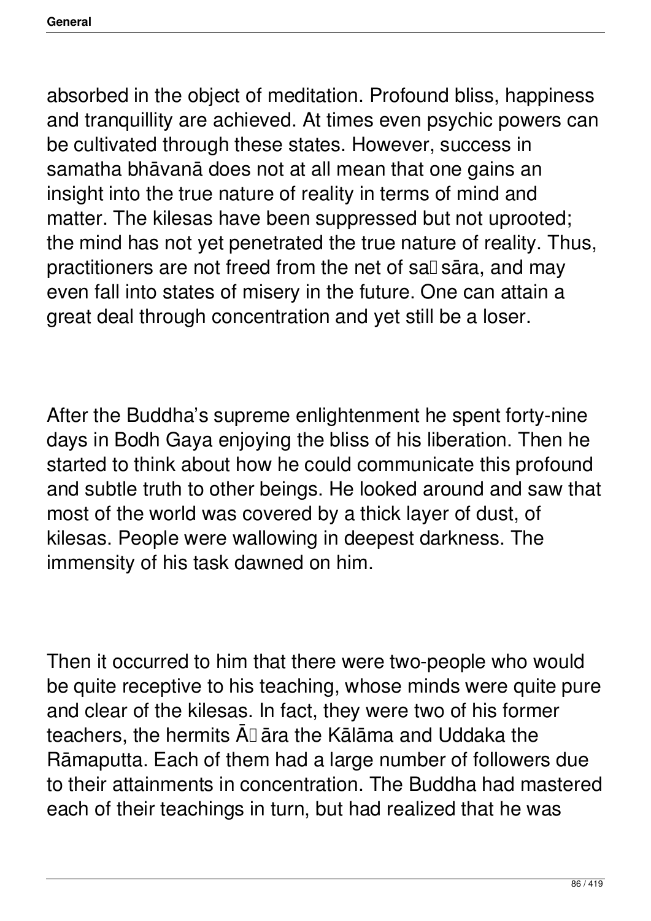absorbed in the object of meditation. Profound bliss, happiness and tranquillity are achieved. At times even psychic powers can be cultivated through these states. However, success in samatha bhāvanā does not at all mean that one gains an insight into the true nature of reality in terms of mind and matter. The kilesas have been suppressed but not uprooted; the mind has not yet penetrated the true nature of reality. Thus, practitioners are not freed from the net of saṃsāra, and may even fall into states of misery in the future. One can attain a great deal through concentration and yet still be a loser.

After the Buddha's supreme enlightenment he spent forty-nine days in Bodh Gaya enjoying the bliss of his liberation. Then he started to think about how he could communicate this profound and subtle truth to other beings. He looked around and saw that most of the world was covered by a thick layer of dust, of kilesas. People were wallowing in deepest darkness. The immensity of his task dawned on him.

Then it occurred to him that there were two-people who would be quite receptive to his teaching, whose minds were quite pure and clear of the kilesas. In fact, they were two of his former teachers, the hermits Āḷāra the Kālāma and Uddaka the Rāmaputta. Each of them had a large number of followers due to their attainments in concentration. The Buddha had mastered each of their teachings in turn, but had realized that he was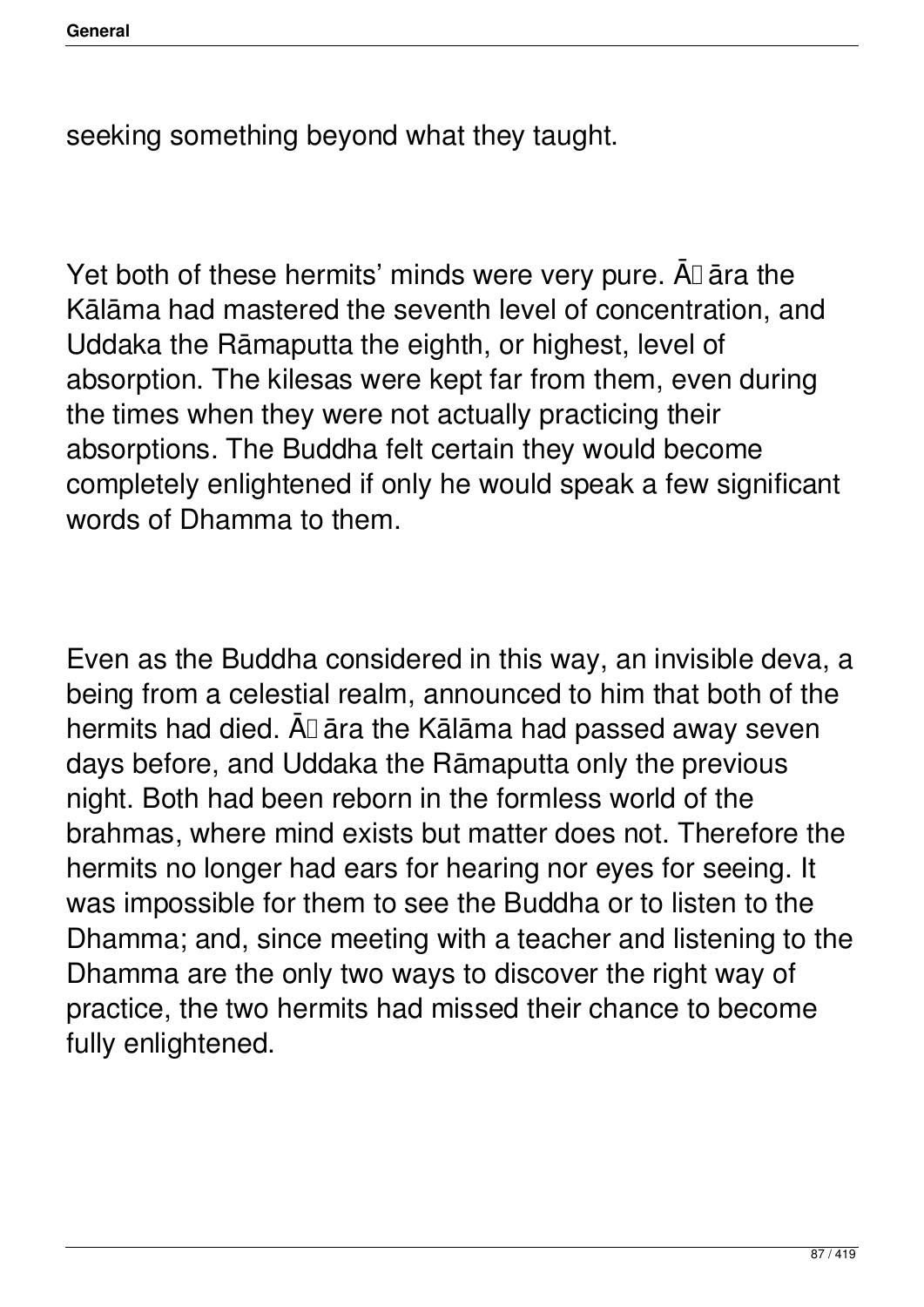seeking something beyond what they taught.

Yet both of these hermits' minds were very pure. Āḷāra the Kālāma had mastered the seventh level of concentration, and Uddaka the Rāmaputta the eighth, or highest, level of absorption. The kilesas were kept far from them, even during the times when they were not actually practicing their absorptions. The Buddha felt certain they would become completely enlightened if only he would speak a few significant words of Dhamma to them.

Even as the Buddha considered in this way, an invisible deva, a being from a celestial realm, announced to him that both of the hermits had died. Āḷāra the Kālāma had passed away seven days before, and Uddaka the Rāmaputta only the previous night. Both had been reborn in the formless world of the brahmas, where mind exists but matter does not. Therefore the hermits no longer had ears for hearing nor eyes for seeing. It was impossible for them to see the Buddha or to listen to the Dhamma; and, since meeting with a teacher and listening to the Dhamma are the only two ways to discover the right way of practice, the two hermits had missed their chance to become fully enlightened.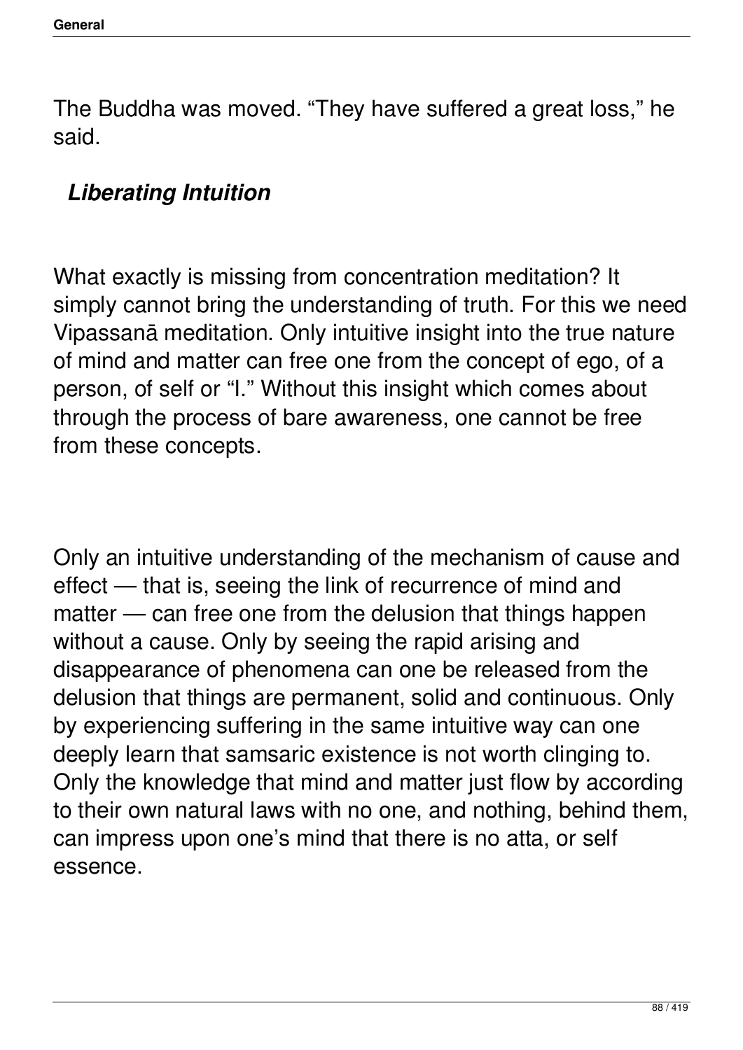The Buddha was moved. "They have suffered a great loss," he said.

## *Liberating Intuition*

What exactly is missing from concentration meditation? It simply cannot bring the understanding of truth. For this we need Vipassanā meditation. Only intuitive insight into the true nature of mind and matter can free one from the concept of ego, of a person, of self or "I." Without this insight which comes about through the process of bare awareness, one cannot be free from these concepts.

Only an intuitive understanding of the mechanism of cause and effect — that is, seeing the link of recurrence of mind and matter — can free one from the delusion that things happen without a cause. Only by seeing the rapid arising and disappearance of phenomena can one be released from the delusion that things are permanent, solid and continuous. Only by experiencing suffering in the same intuitive way can one deeply learn that samsaric existence is not worth clinging to. Only the knowledge that mind and matter just flow by according to their own natural laws with no one, and nothing, behind them, can impress upon one's mind that there is no atta, or self essence.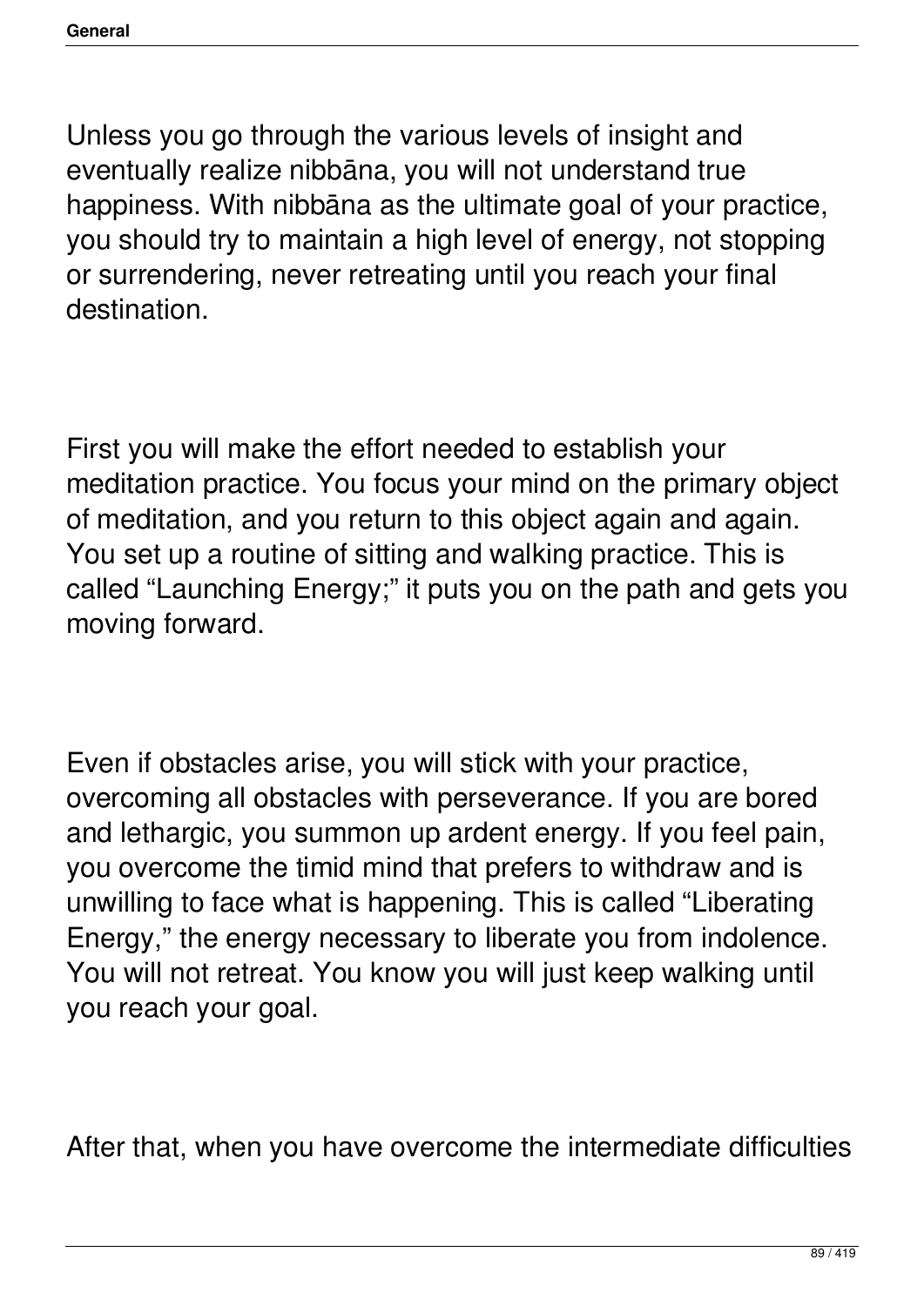Unless you go through the various levels of insight and eventually realize nibbāna, you will not understand true happiness. With nibbāna as the ultimate goal of your practice, you should try to maintain a high level of energy, not stopping or surrendering, never retreating until you reach your final destination.

First you will make the effort needed to establish your meditation practice. You focus your mind on the primary object of meditation, and you return to this object again and again. You set up a routine of sitting and walking practice. This is called "Launching Energy;" it puts you on the path and gets you moving forward.

Even if obstacles arise, you will stick with your practice, overcoming all obstacles with perseverance. If you are bored and lethargic, you summon up ardent energy. If you feel pain, you overcome the timid mind that prefers to withdraw and is unwilling to face what is happening. This is called "Liberating Energy," the energy necessary to liberate you from indolence. You will not retreat. You know you will just keep walking until you reach your goal.

After that, when you have overcome the intermediate difficulties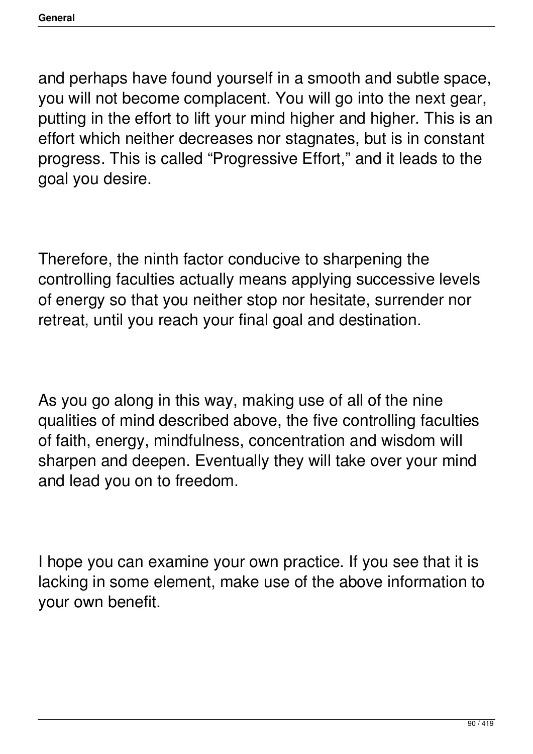and perhaps have found yourself in a smooth and subtle space, you will not become complacent. You will go into the next gear, putting in the effort to lift your mind higher and higher. This is an effort which neither decreases nor stagnates, but is in constant progress. This is called "Progressive Effort," and it leads to the goal you desire.

Therefore, the ninth factor conducive to sharpening the controlling faculties actually means applying successive levels of energy so that you neither stop nor hesitate, surrender nor retreat, until you reach your final goal and destination.

As you go along in this way, making use of all of the nine qualities of mind described above, the five controlling faculties of faith, energy, mindfulness, concentration and wisdom will sharpen and deepen. Eventually they will take over your mind and lead you on to freedom.

I hope you can examine your own practice. If you see that it is lacking in some element, make use of the above information to your own benefit.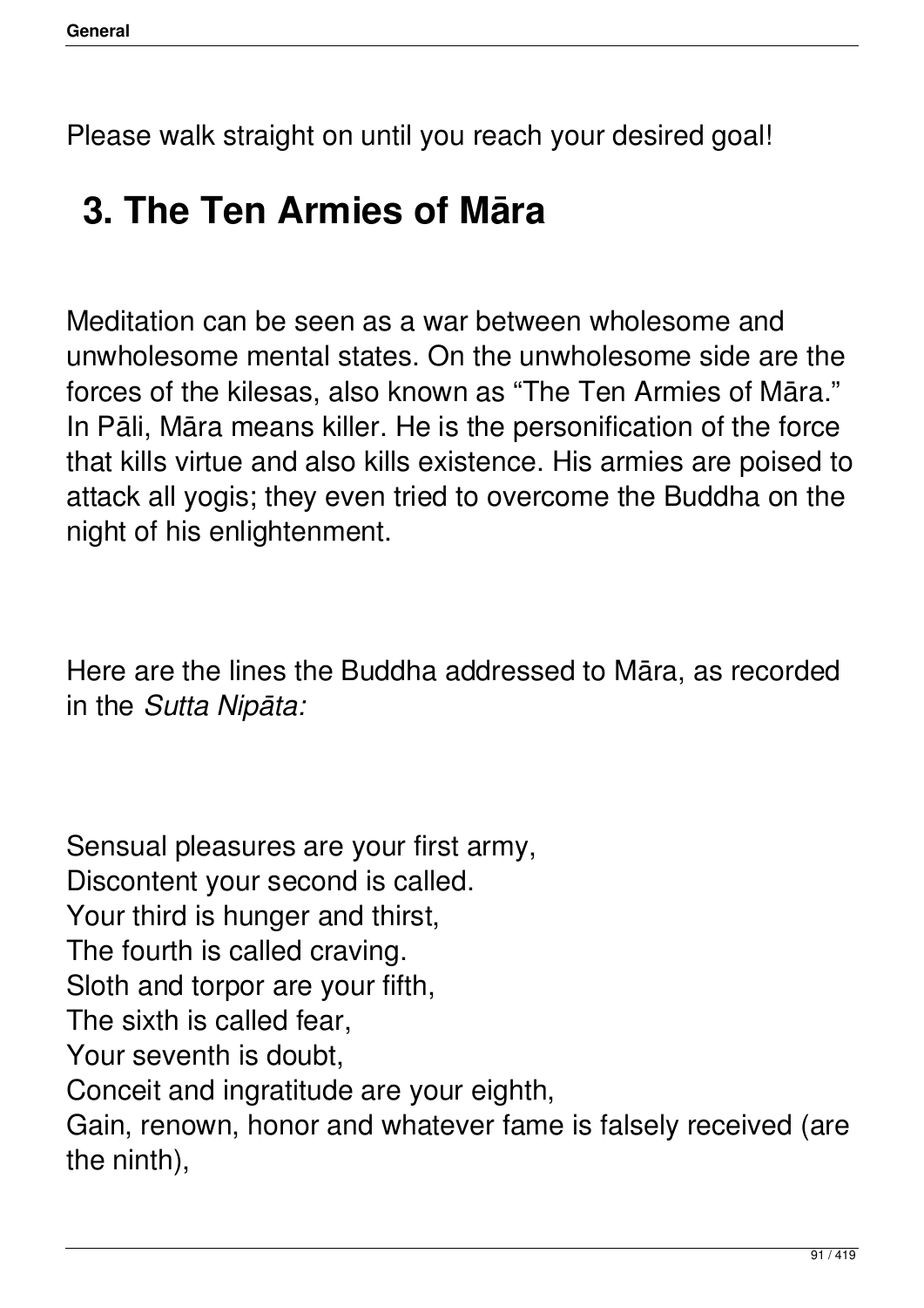Please walk straight on until you reach your desired goal!

## 3. The Ten Armies of Māra

Meditation can be seen as a war between wholesome and unwholesome mental states. On the unwholesome side are the forces of the kilesas, also known as “The Ten Armies of Māra.” In Pāli, Māra means killer. He is the personification of the force that kills virtue and also kills existence. His armies are poised to attack all yogis; they even tried to overcome the Buddha on the night of his enlightenment.

Here are the lines the Buddha addressed to Māra, as recorded in the *Sutta Nipāta:*

Sensual pleasures are your first army,  
Discontent your second is called.  
Your third is hunger and thirst,  
The fourth is called craving.  
Sloth and torpor are your fifth,  
The sixth is called fear,  
Your seventh is doubt,  
Conceit and ingratitude are your eighth,  
Gain, renown, honor and whatever fame is falsely received (are the ninth),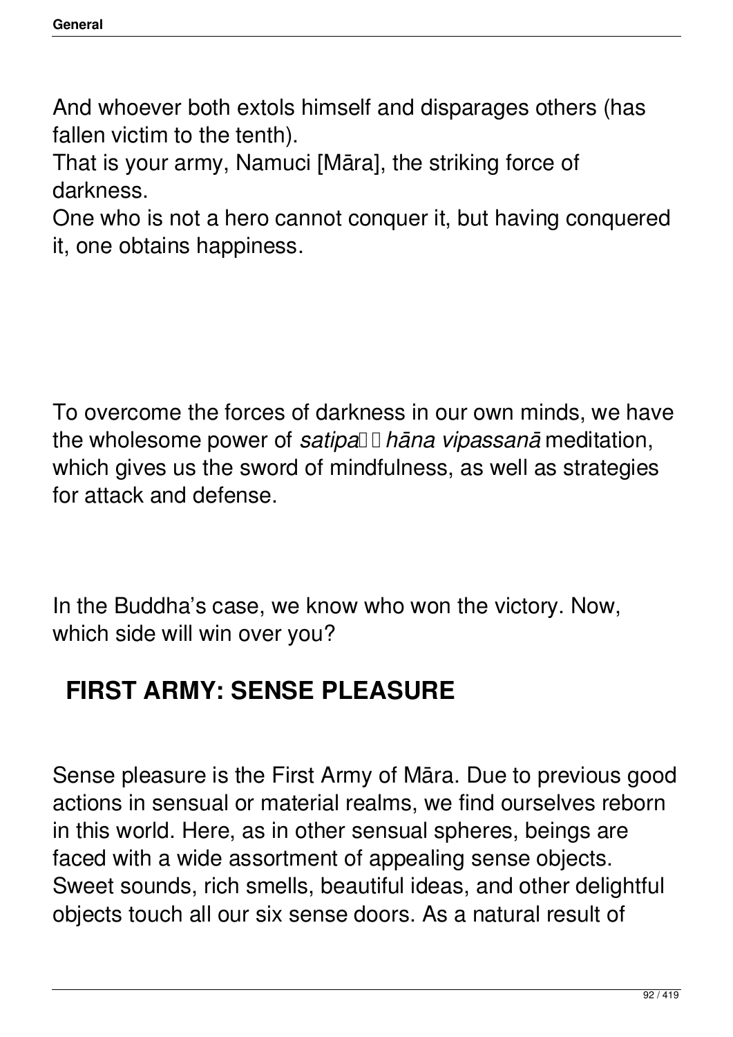And whoever both extols himself and disparages others (has fallen victim to the tenth).
That is your army, Namuci [Māra], the striking force of darkness.
One who is not a hero cannot conquer it, but having conquered it, one obtains happiness.

To overcome the forces of darkness in our own minds, we have the wholesome power of *satipaṭṭhāna vipassanā* meditation, which gives us the sword of mindfulness, as well as strategies for attack and defense.

In the Buddha's case, we know who won the victory. Now, which side will win over you?

## FIRST ARMY: SENSE PLEASURE

Sense pleasure is the First Army of Māra. Due to previous good actions in sensual or material realms, we find ourselves reborn in this world. Here, as in other sensual spheres, beings are faced with a wide assortment of appealing sense objects. Sweet sounds, rich smells, beautiful ideas, and other delightful objects touch all our six sense doors. As a natural result of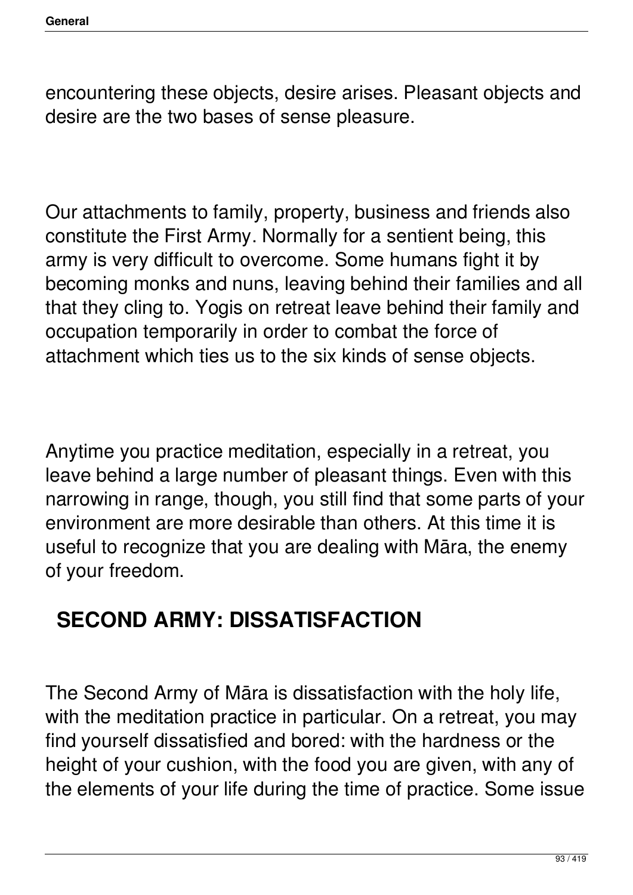encountering these objects, desire arises. Pleasant objects and desire are the two bases of sense pleasure.

Our attachments to family, property, business and friends also constitute the First Army. Normally for a sentient being, this army is very difficult to overcome. Some humans fight it by becoming monks and nuns, leaving behind their families and all that they cling to. Yogis on retreat leave behind their family and occupation temporarily in order to combat the force of attachment which ties us to the six kinds of sense objects.

Anytime you practice meditation, especially in a retreat, you leave behind a large number of pleasant things. Even with this narrowing in range, though, you still find that some parts of your environment are more desirable than others. At this time it is useful to recognize that you are dealing with Māra, the enemy of your freedom.

## SECOND ARMY: DISSATISFACTION

The Second Army of Māra is dissatisfaction with the holy life, with the meditation practice in particular. On a retreat, you may find yourself dissatisfied and bored: with the hardness or the height of your cushion, with the food you are given, with any of the elements of your life during the time of practice. Some issue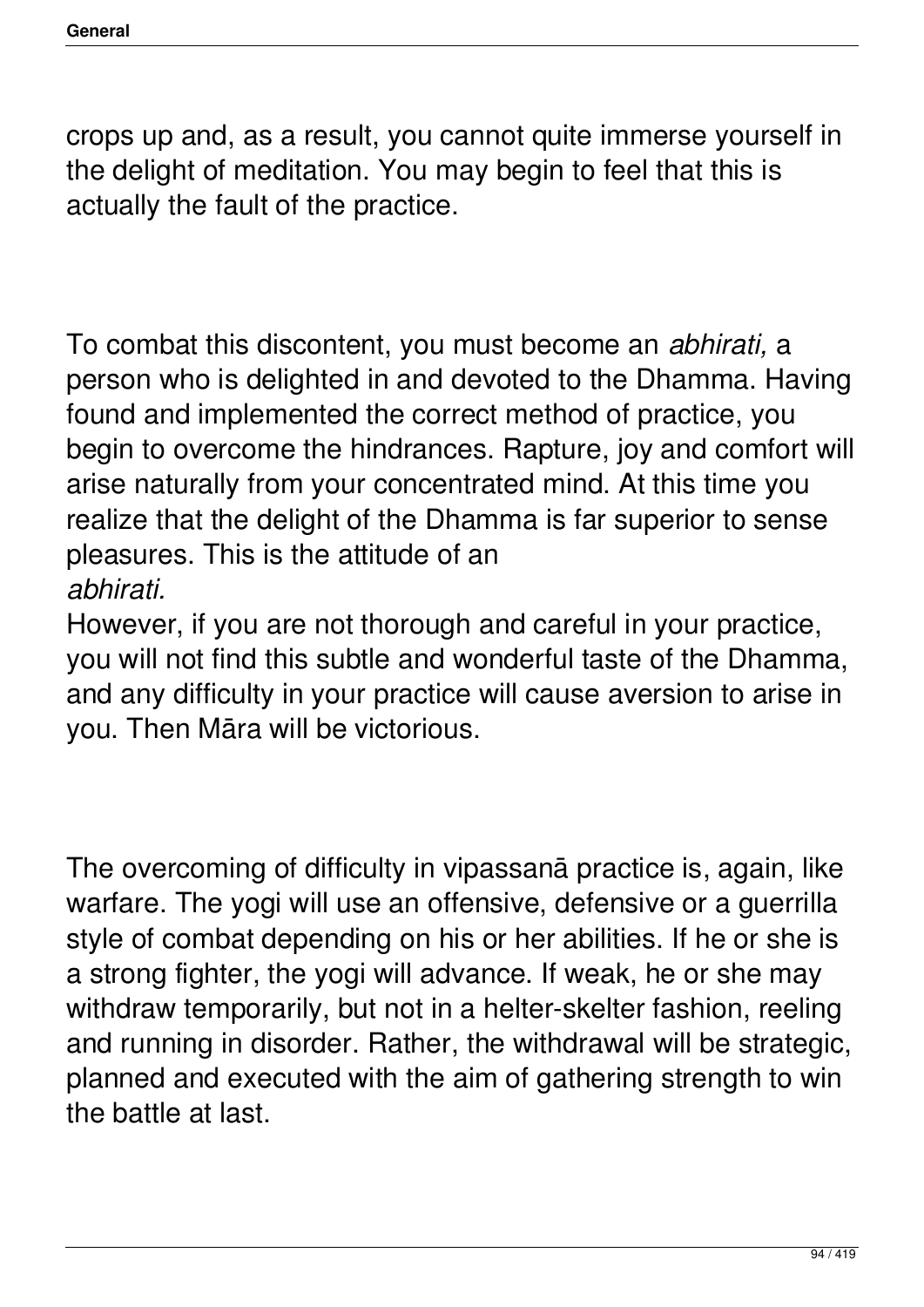crops up and, as a result, you cannot quite immerse yourself in the delight of meditation. You may begin to feel that this is actually the fault of the practice.

To combat this discontent, you must become an *abhirati,* a person who is delighted in and devoted to the Dhamma. Having found and implemented the correct method of practice, you begin to overcome the hindrances. Rapture, joy and comfort will arise naturally from your concentrated mind. At this time you realize that the delight of the Dhamma is far superior to sense pleasures. This is the attitude of an *abhirati.*

However, if you are not thorough and careful in your practice, you will not find this subtle and wonderful taste of the Dhamma, and any difficulty in your practice will cause aversion to arise in you. Then Māra will be victorious.

The overcoming of difficulty in vipassanā practice is, again, like warfare. The yogi will use an offensive, defensive or a guerrilla style of combat depending on his or her abilities. If he or she is a strong fighter, the yogi will advance. If weak, he or she may withdraw temporarily, but not in a helter-skelter fashion, reeling and running in disorder. Rather, the withdrawal will be strategic, planned and executed with the aim of gathering strength to win the battle at last.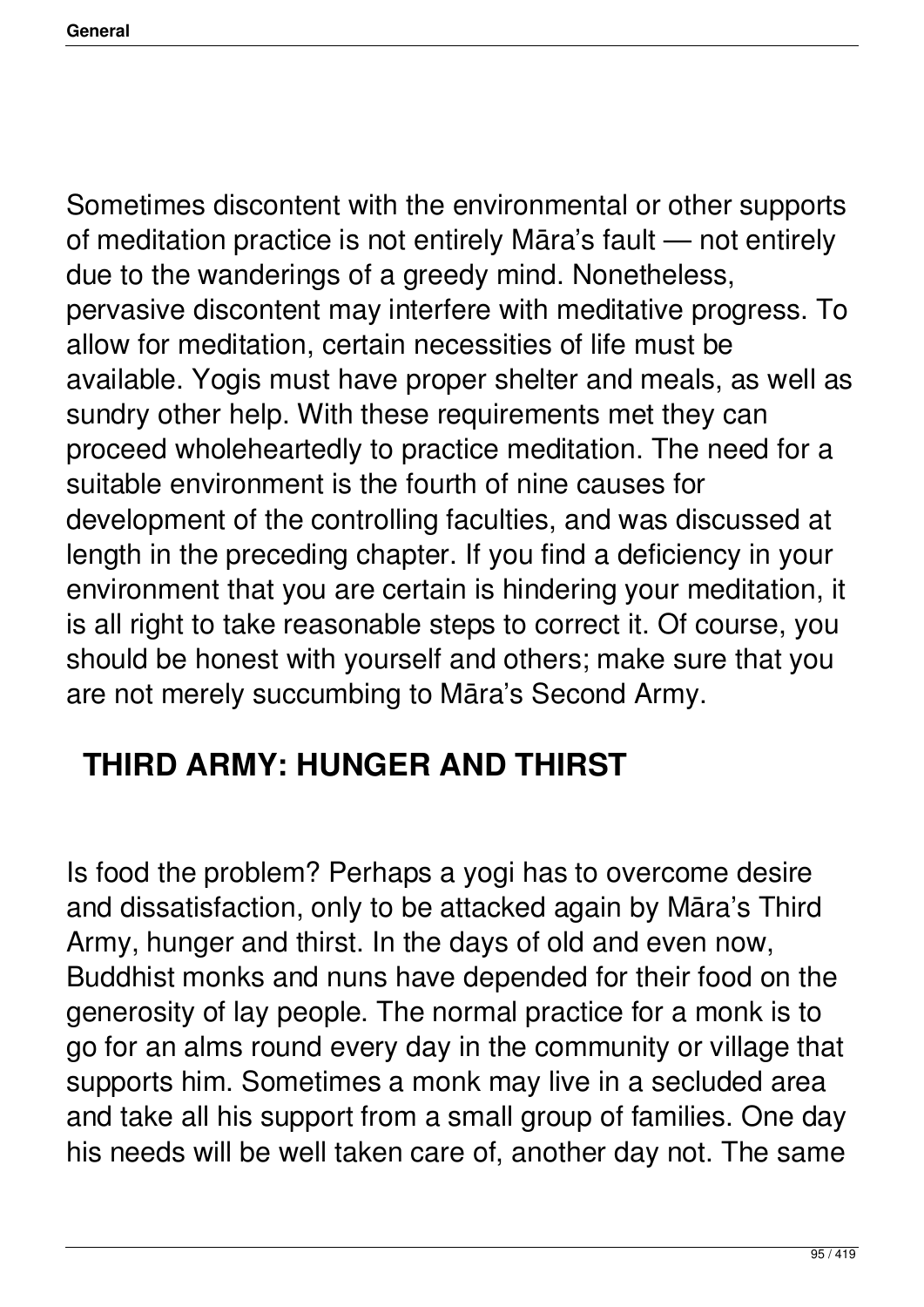Sometimes discontent with the environmental or other supports of meditation practice is not entirely Māra's fault — not entirely due to the wanderings of a greedy mind. Nonetheless, pervasive discontent may interfere with meditative progress. To allow for meditation, certain necessities of life must be available. Yogis must have proper shelter and meals, as well as sundry other help. With these requirements met they can proceed wholeheartedly to practice meditation. The need for a suitable environment is the fourth of nine causes for development of the controlling faculties, and was discussed at length in the preceding chapter. If you find a deficiency in your environment that you are certain is hindering your meditation, it is all right to take reasonable steps to correct it. Of course, you should be honest with yourself and others; make sure that you are not merely succumbing to Māra's Second Army.

## THIRD ARMY: HUNGER AND THIRST

Is food the problem? Perhaps a yogi has to overcome desire and dissatisfaction, only to be attacked again by Māra's Third Army, hunger and thirst. In the days of old and even now, Buddhist monks and nuns have depended for their food on the generosity of lay people. The normal practice for a monk is to go for an alms round every day in the community or village that supports him. Sometimes a monk may live in a secluded area and take all his support from a small group of families. One day his needs will be well taken care of, another day not. The same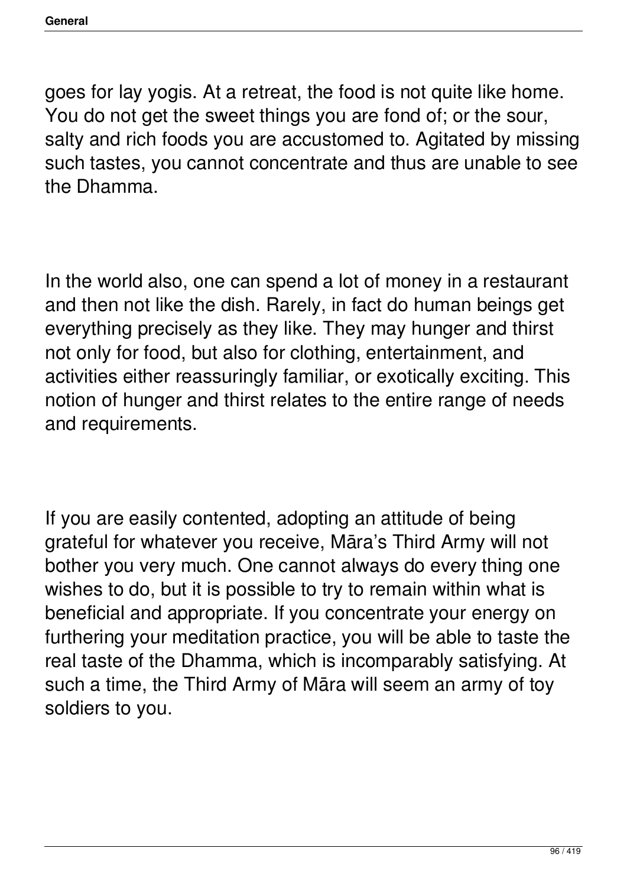goes for lay yogis. At a retreat, the food is not quite like home. You do not get the sweet things you are fond of; or the sour, salty and rich foods you are accustomed to. Agitated by missing such tastes, you cannot concentrate and thus are unable to see the Dhamma.

In the world also, one can spend a lot of money in a restaurant and then not like the dish. Rarely, in fact do human beings get everything precisely as they like. They may hunger and thirst not only for food, but also for clothing, entertainment, and activities either reassuringly familiar, or exotically exciting. This notion of hunger and thirst relates to the entire range of needs and requirements.

If you are easily contented, adopting an attitude of being grateful for whatever you receive, Māra's Third Army will not bother you very much. One cannot always do every thing one wishes to do, but it is possible to try to remain within what is beneficial and appropriate. If you concentrate your energy on furthering your meditation practice, you will be able to taste the real taste of the Dhamma, which is incomparably satisfying. At such a time, the Third Army of Māra will seem an army of toy soldiers to you.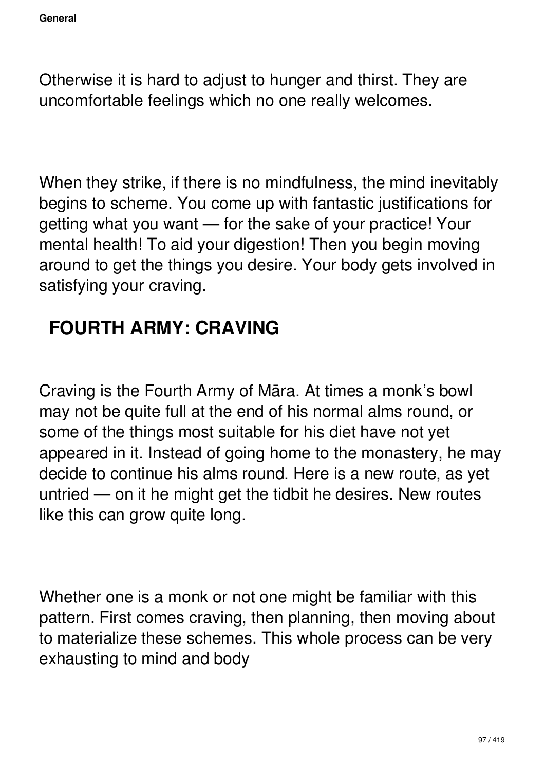Otherwise it is hard to adjust to hunger and thirst. They are uncomfortable feelings which no one really welcomes.

When they strike, if there is no mindfulness, the mind inevitably begins to scheme. You come up with fantastic justifications for getting what you want — for the sake of your practice! Your mental health! To aid your digestion! Then you begin moving around to get the things you desire. Your body gets involved in satisfying your craving.

## FOURTH ARMY: CRAVING

Craving is the Fourth Army of Māra. At times a monk's bowl may not be quite full at the end of his normal alms round, or some of the things most suitable for his diet have not yet appeared in it. Instead of going home to the monastery, he may decide to continue his alms round. Here is a new route, as yet untried — on it he might get the tidbit he desires. New routes like this can grow quite long.

Whether one is a monk or not one might be familiar with this pattern. First comes craving, then planning, then moving about to materialize these schemes. This whole process can be very exhausting to mind and body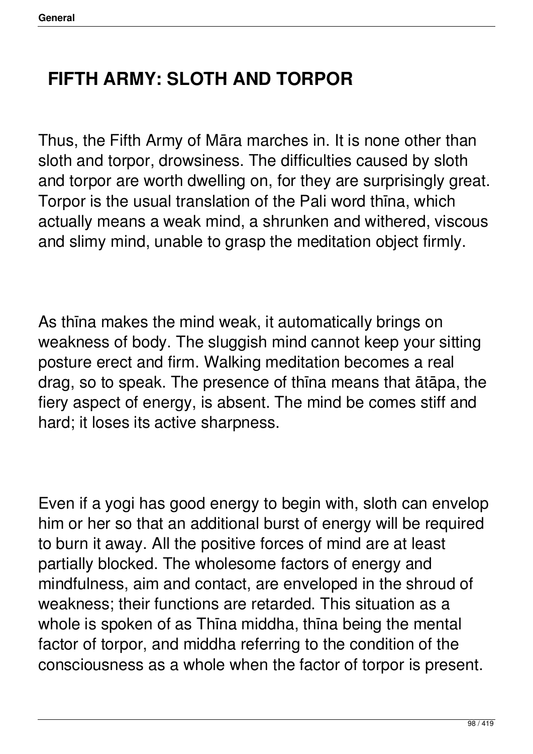## FIFTH ARMY: SLOTH AND TORPOR

Thus, the Fifth Army of Māra marches in. It is none other than sloth and torpor, drowsiness. The difficulties caused by sloth and torpor are worth dwelling on, for they are surprisingly great. Torpor is the usual translation of the Pali word thīna, which actually means a weak mind, a shrunken and withered, viscous and slimy mind, unable to grasp the meditation object firmly.

As thīna makes the mind weak, it automatically brings on weakness of body. The sluggish mind cannot keep your sitting posture erect and firm. Walking meditation becomes a real drag, so to speak. The presence of thīna means that ātāpa, the fiery aspect of energy, is absent. The mind be comes stiff and hard; it loses its active sharpness.

Even if a yogi has good energy to begin with, sloth can envelop him or her so that an additional burst of energy will be required to burn it away. All the positive forces of mind are at least partially blocked. The wholesome factors of energy and mindfulness, aim and contact, are enveloped in the shroud of weakness; their functions are retarded. This situation as a whole is spoken of as Thīna middha, thīna being the mental factor of torpor, and middha referring to the condition of the consciousness as a whole when the factor of torpor is present.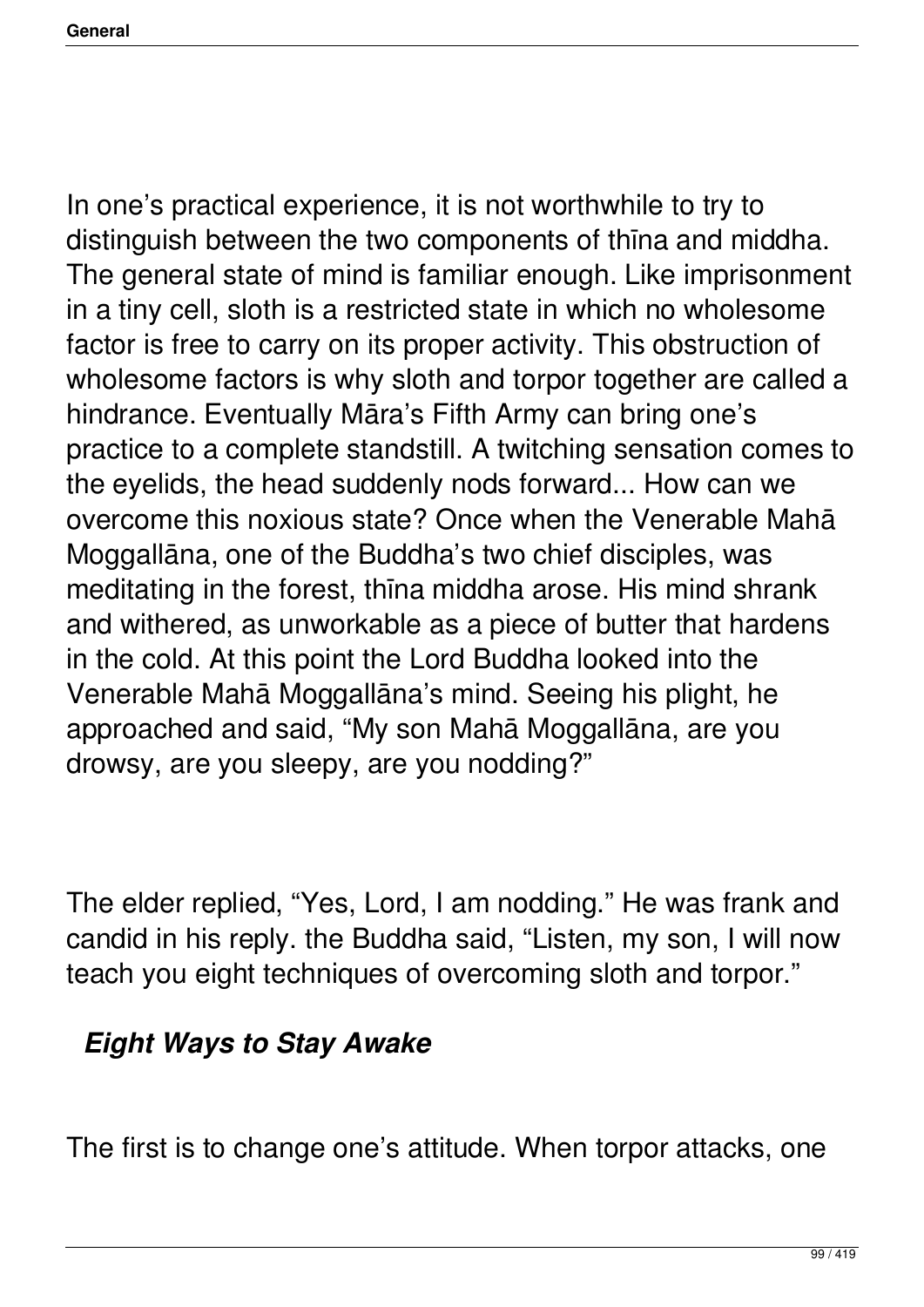In one's practical experience, it is not worthwhile to try to distinguish between the two components of thīna and middha. The general state of mind is familiar enough. Like imprisonment in a tiny cell, sloth is a restricted state in which no wholesome factor is free to carry on its proper activity. This obstruction of wholesome factors is why sloth and torpor together are called a hindrance. Eventually Māra's Fifth Army can bring one's practice to a complete standstill. A twitching sensation comes to the eyelids, the head suddenly nods forward... How can we overcome this noxious state? Once when the Venerable Mahā Moggallāna, one of the Buddha's two chief disciples, was meditating in the forest, thīna middha arose. His mind shrank and withered, as unworkable as a piece of butter that hardens in the cold. At this point the Lord Buddha looked into the Venerable Mahā Moggallāna's mind. Seeing his plight, he approached and said, "My son Mahā Moggallāna, are you drowsy, are you sleepy, are you nodding?"

The elder replied, "Yes, Lord, I am nodding." He was frank and candid in his reply. the Buddha said, "Listen, my son, I will now teach you eight techniques of overcoming sloth and torpor."

### *Eight Ways to Stay Awake*

The first is to change one's attitude. When torpor attacks, one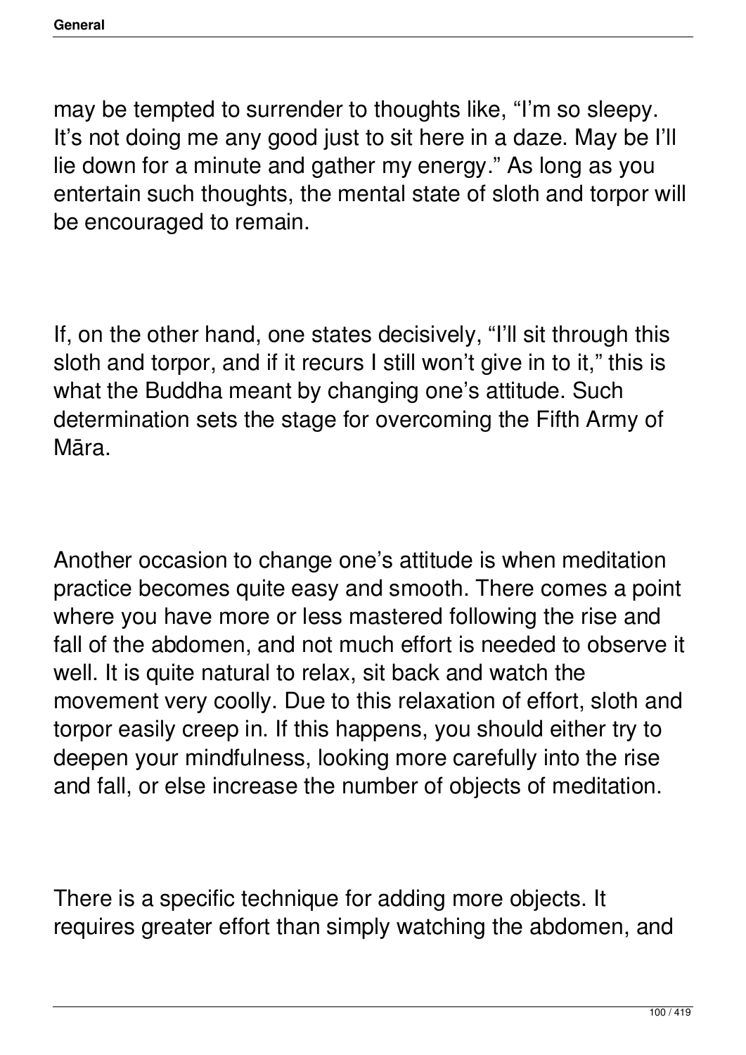may be tempted to surrender to thoughts like, “I’m so sleepy. It’s not doing me any good just to sit here in a daze. May be I’ll lie down for a minute and gather my energy.” As long as you entertain such thoughts, the mental state of sloth and torpor will be encouraged to remain.

If, on the other hand, one states decisively, “I’ll sit through this sloth and torpor, and if it recurs I still won’t give in to it,” this is what the Buddha meant by changing one’s attitude. Such determination sets the stage for overcoming the Fifth Army of Māra.

Another occasion to change one’s attitude is when meditation practice becomes quite easy and smooth. There comes a point where you have more or less mastered following the rise and fall of the abdomen, and not much effort is needed to observe it well. It is quite natural to relax, sit back and watch the movement very coolly. Due to this relaxation of effort, sloth and torpor easily creep in. If this happens, you should either try to deepen your mindfulness, looking more carefully into the rise and fall, or else increase the number of objects of meditation.

There is a specific technique for adding more objects. It requires greater effort than simply watching the abdomen, and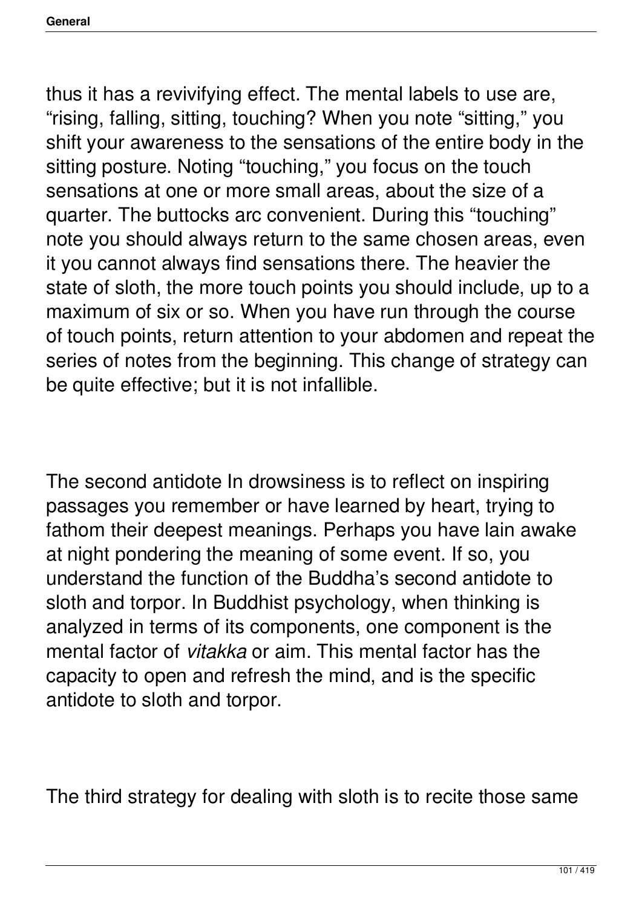thus it has a revivifying effect. The mental labels to use are, “rising, falling, sitting, touching? When you note “sitting,” you shift your awareness to the sensations of the entire body in the sitting posture. Noting “touching,” you focus on the touch sensations at one or more small areas, about the size of a quarter. The buttocks arc convenient. During this “touching” note you should always return to the same chosen areas, even it you cannot always find sensations there. The heavier the state of sloth, the more touch points you should include, up to a maximum of six or so. When you have run through the course of touch points, return attention to your abdomen and repeat the series of notes from the beginning. This change of strategy can be quite effective; but it is not infallible.

The second antidote In drowsiness is to reflect on inspiring passages you remember or have learned by heart, trying to fathom their deepest meanings. Perhaps you have lain awake at night pondering the meaning of some event. If so, you understand the function of the Buddha’s second antidote to sloth and torpor. In Buddhist psychology, when thinking is analyzed in terms of its components, one component is the mental factor of *vitakka* or aim. This mental factor has the capacity to open and refresh the mind, and is the specific antidote to sloth and torpor.

The third strategy for dealing with sloth is to recite those same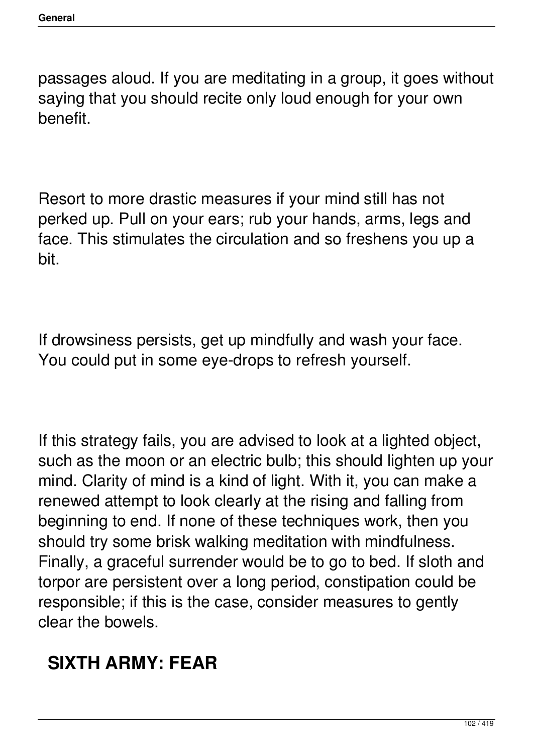passages aloud. If you are meditating in a group, it goes without saying that you should recite only loud enough for your own benefit.

Resort to more drastic measures if your mind still has not perked up. Pull on your ears; rub your hands, arms, legs and face. This stimulates the circulation and so freshens you up a bit.

If drowsiness persists, get up mindfully and wash your face. You could put in some eye-drops to refresh yourself.

If this strategy fails, you are advised to look at a lighted object, such as the moon or an electric bulb; this should lighten up your mind. Clarity of mind is a kind of light. With it, you can make a renewed attempt to look clearly at the rising and falling from beginning to end. If none of these techniques work, then you should try some brisk walking meditation with mindfulness. Finally, a graceful surrender would be to go to bed. If sloth and torpor are persistent over a long period, constipation could be responsible; if this is the case, consider measures to gently clear the bowels.

## SIXTH ARMY: FEAR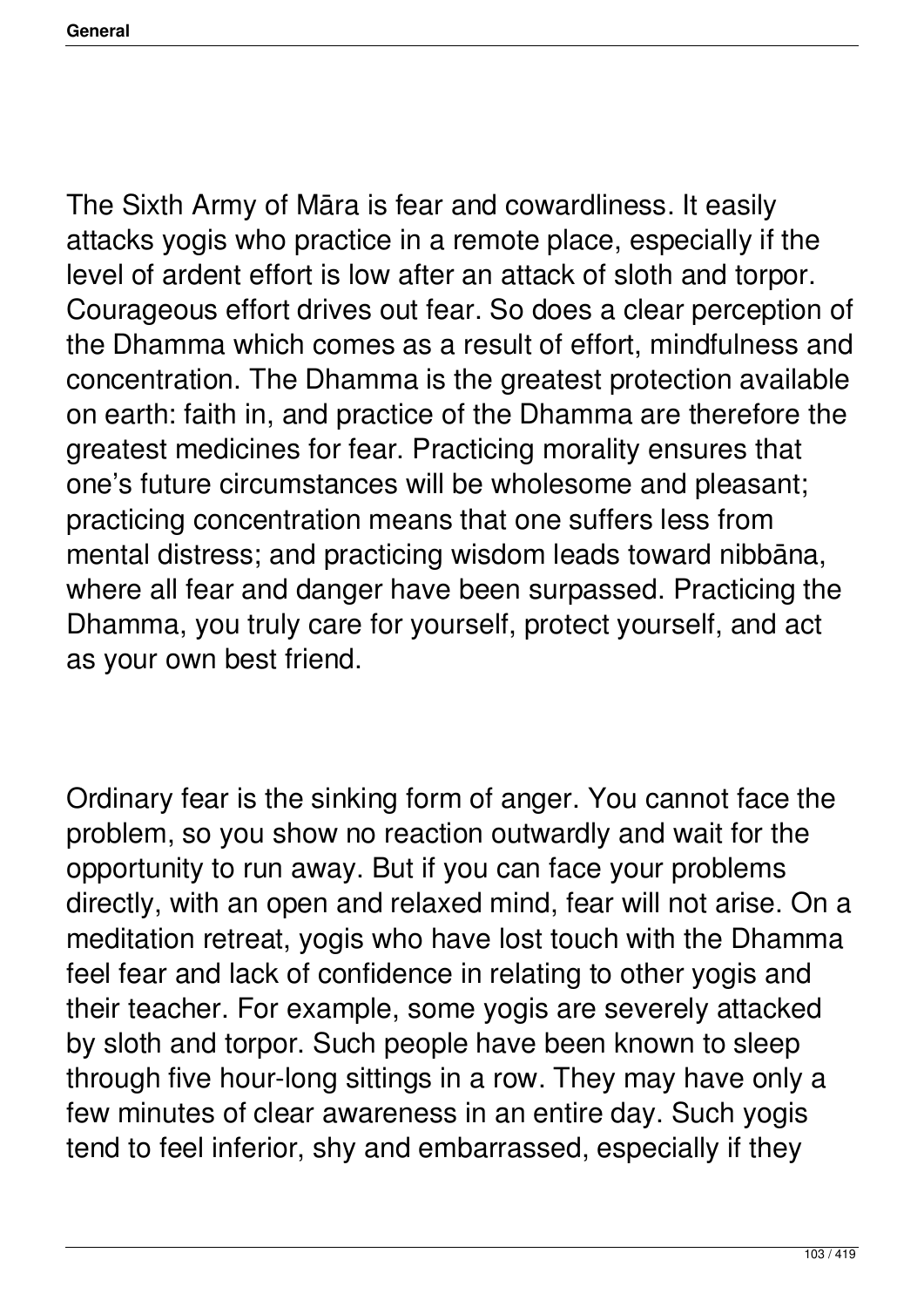The Sixth Army of Māra is fear and cowardliness. It easily attacks yogis who practice in a remote place, especially if the level of ardent effort is low after an attack of sloth and torpor. Courageous effort drives out fear. So does a clear perception of the Dhamma which comes as a result of effort, mindfulness and concentration. The Dhamma is the greatest protection available on earth: faith in, and practice of the Dhamma are therefore the greatest medicines for fear. Practicing morality ensures that one's future circumstances will be wholesome and pleasant; practicing concentration means that one suffers less from mental distress; and practicing wisdom leads toward nibbāna, where all fear and danger have been surpassed. Practicing the Dhamma, you truly care for yourself, protect yourself, and act as your own best friend.

Ordinary fear is the sinking form of anger. You cannot face the problem, so you show no reaction outwardly and wait for the opportunity to run away. But if you can face your problems directly, with an open and relaxed mind, fear will not arise. On a meditation retreat, yogis who have lost touch with the Dhamma feel fear and lack of confidence in relating to other yogis and their teacher. For example, some yogis are severely attacked by sloth and torpor. Such people have been known to sleep through five hour-long sittings in a row. They may have only a few minutes of clear awareness in an entire day. Such yogis tend to feel inferior, shy and embarrassed, especially if they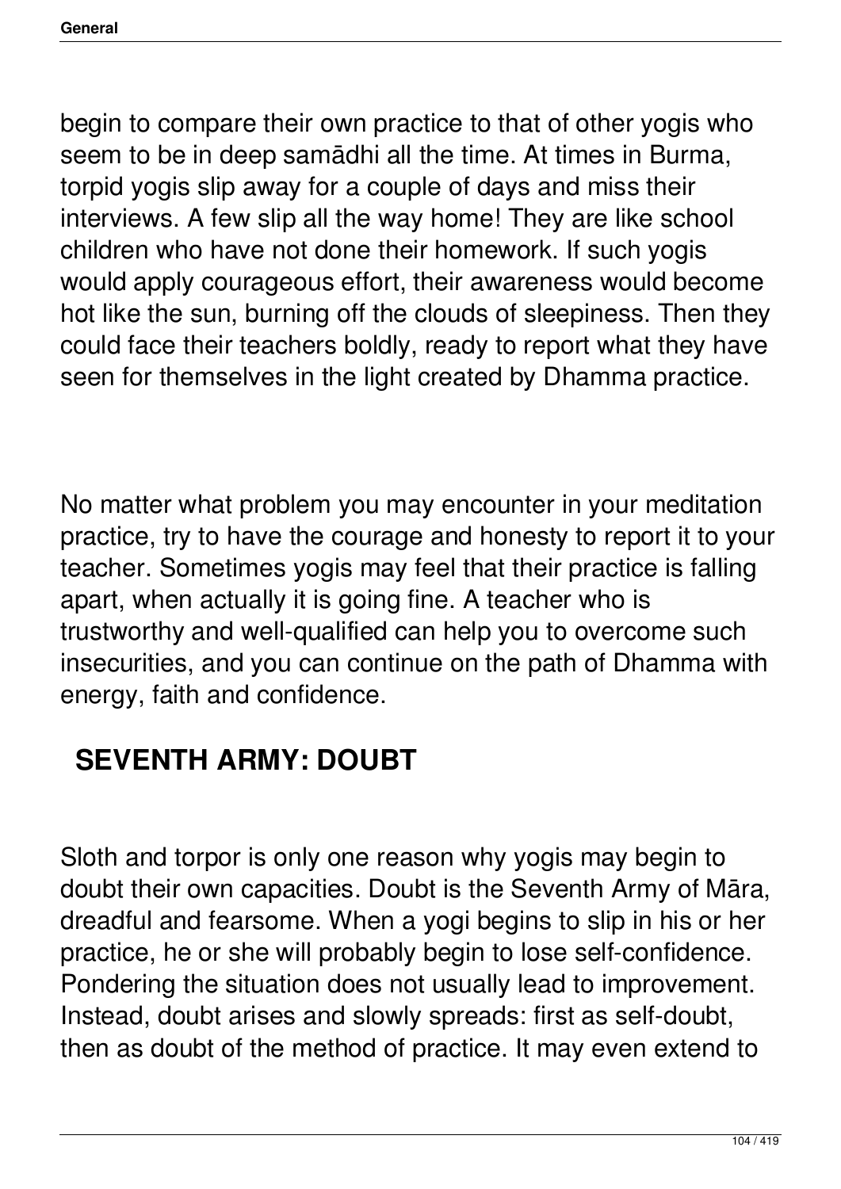begin to compare their own practice to that of other yogis who seem to be in deep samādhi all the time. At times in Burma, torpid yogis slip away for a couple of days and miss their interviews. A few slip all the way home! They are like school children who have not done their homework. If such yogis would apply courageous effort, their awareness would become hot like the sun, burning off the clouds of sleepiness. Then they could face their teachers boldly, ready to report what they have seen for themselves in the light created by Dhamma practice.

No matter what problem you may encounter in your meditation practice, try to have the courage and honesty to report it to your teacher. Sometimes yogis may feel that their practice is falling apart, when actually it is going fine. A teacher who is trustworthy and well-qualified can help you to overcome such insecurities, and you can continue on the path of Dhamma with energy, faith and confidence.

## SEVENTH ARMY: DOUBT

Sloth and torpor is only one reason why yogis may begin to doubt their own capacities. Doubt is the Seventh Army of Māra, dreadful and fearsome. When a yogi begins to slip in his or her practice, he or she will probably begin to lose self-confidence. Pondering the situation does not usually lead to improvement. Instead, doubt arises and slowly spreads: first as self-doubt, then as doubt of the method of practice. It may even extend to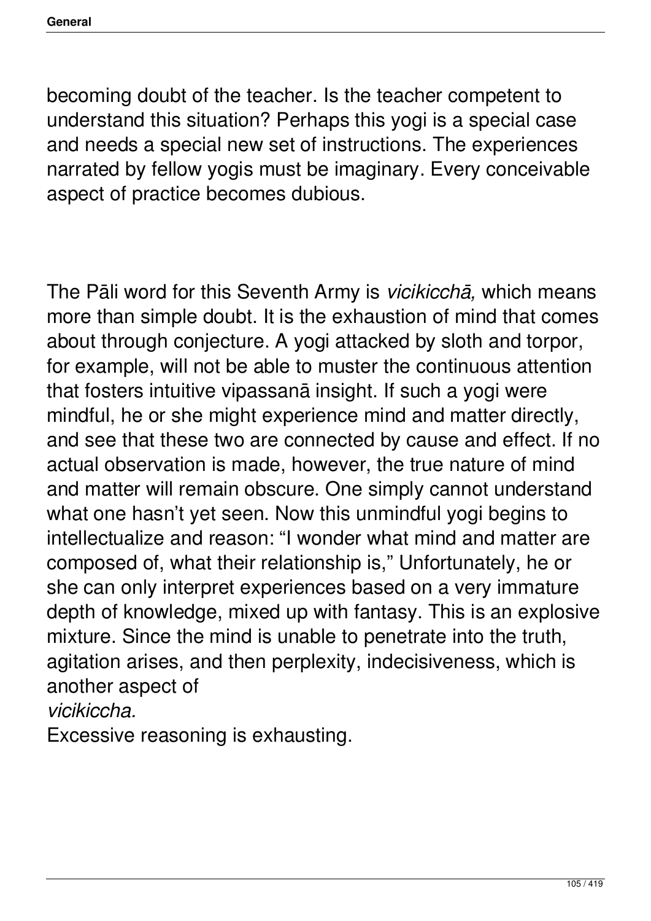becoming doubt of the teacher. Is the teacher competent to understand this situation? Perhaps this yogi is a special case and needs a special new set of instructions. The experiences narrated by fellow yogis must be imaginary. Every conceivable aspect of practice becomes dubious.

The Pāli word for this Seventh Army is *vicikicchā,* which means more than simple doubt. It is the exhaustion of mind that comes about through conjecture. A yogi attacked by sloth and torpor, for example, will not be able to muster the continuous attention that fosters intuitive vipassanā insight. If such a yogi were mindful, he or she might experience mind and matter directly, and see that these two are connected by cause and effect. If no actual observation is made, however, the true nature of mind and matter will remain obscure. One simply cannot understand what one hasn't yet seen. Now this unmindful yogi begins to intellectualize and reason: "I wonder what mind and matter are composed of, what their relationship is," Unfortunately, he or she can only interpret experiences based on a very immature depth of knowledge, mixed up with fantasy. This is an explosive mixture. Since the mind is unable to penetrate into the truth, agitation arises, and then perplexity, indecisiveness, which is another aspect of *vicikiccha.*

Excessive reasoning is exhausting.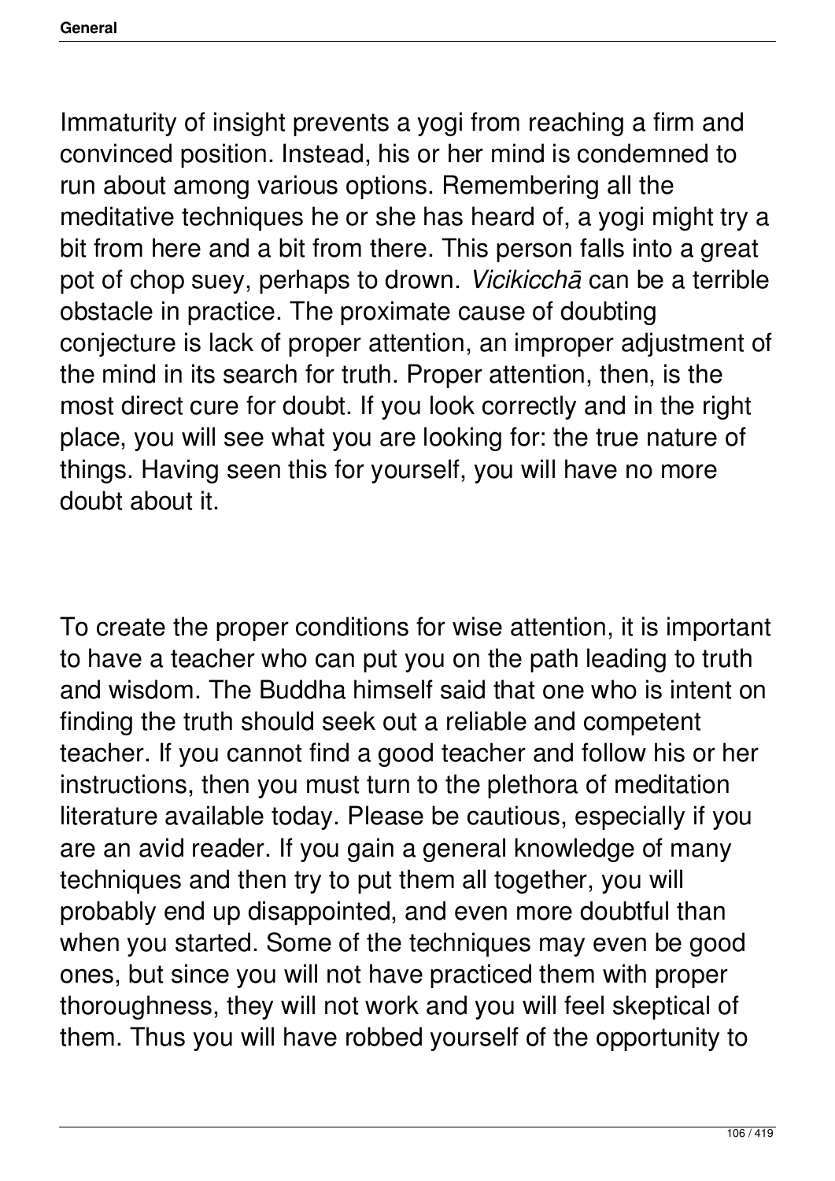Immaturity of insight prevents a yogi from reaching a firm and convinced position. Instead, his or her mind is condemned to run about among various options. Remembering all the meditative techniques he or she has heard of, a yogi might try a bit from here and a bit from there. This person falls into a great pot of chop suey, perhaps to drown. *Vicikicchā* can be a terrible obstacle in practice. The proximate cause of doubting conjecture is lack of proper attention, an improper adjustment of the mind in its search for truth. Proper attention, then, is the most direct cure for doubt. If you look correctly and in the right place, you will see what you are looking for: the true nature of things. Having seen this for yourself, you will have no more doubt about it.

To create the proper conditions for wise attention, it is important to have a teacher who can put you on the path leading to truth and wisdom. The Buddha himself said that one who is intent on finding the truth should seek out a reliable and competent teacher. If you cannot find a good teacher and follow his or her instructions, then you must turn to the plethora of meditation literature available today. Please be cautious, especially if you are an avid reader. If you gain a general knowledge of many techniques and then try to put them all together, you will probably end up disappointed, and even more doubtful than when you started. Some of the techniques may even be good ones, but since you will not have practiced them with proper thoroughness, they will not work and you will feel skeptical of them. Thus you will have robbed yourself of the opportunity to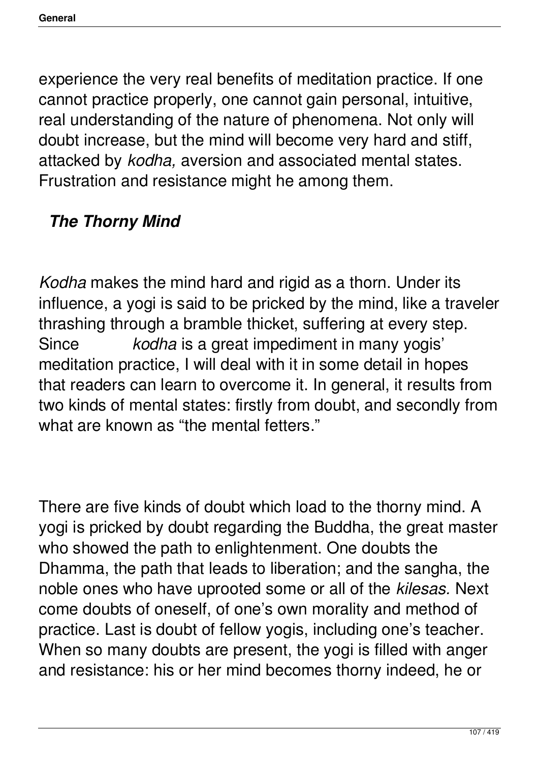experience the very real benefits of meditation practice. If one cannot practice properly, one cannot gain personal, intuitive, real understanding of the nature of phenomena. Not only will doubt increase, but the mind will become very hard and stiff, attacked by *kodha,* aversion and associated mental states. Frustration and resistance might he among them.

### *The Thorny Mind*

*Kodha* makes the mind hard and rigid as a thorn. Under its influence, a yogi is said to be pricked by the mind, like a traveler thrashing through a bramble thicket, suffering at every step. Since *kodha* is a great impediment in many yogis' meditation practice, I will deal with it in some detail in hopes that readers can learn to overcome it. In general, it results from two kinds of mental states: firstly from doubt, and secondly from what are known as "the mental fetters."

There are five kinds of doubt which load to the thorny mind. A yogi is pricked by doubt regarding the Buddha, the great master who showed the path to enlightenment. One doubts the Dhamma, the path that leads to liberation; and the sangha, the noble ones who have uprooted some or all of the *kilesas.* Next come doubts of oneself, of one's own morality and method of practice. Last is doubt of fellow yogis, including one's teacher. When so many doubts are present, the yogi is filled with anger and resistance: his or her mind becomes thorny indeed, he or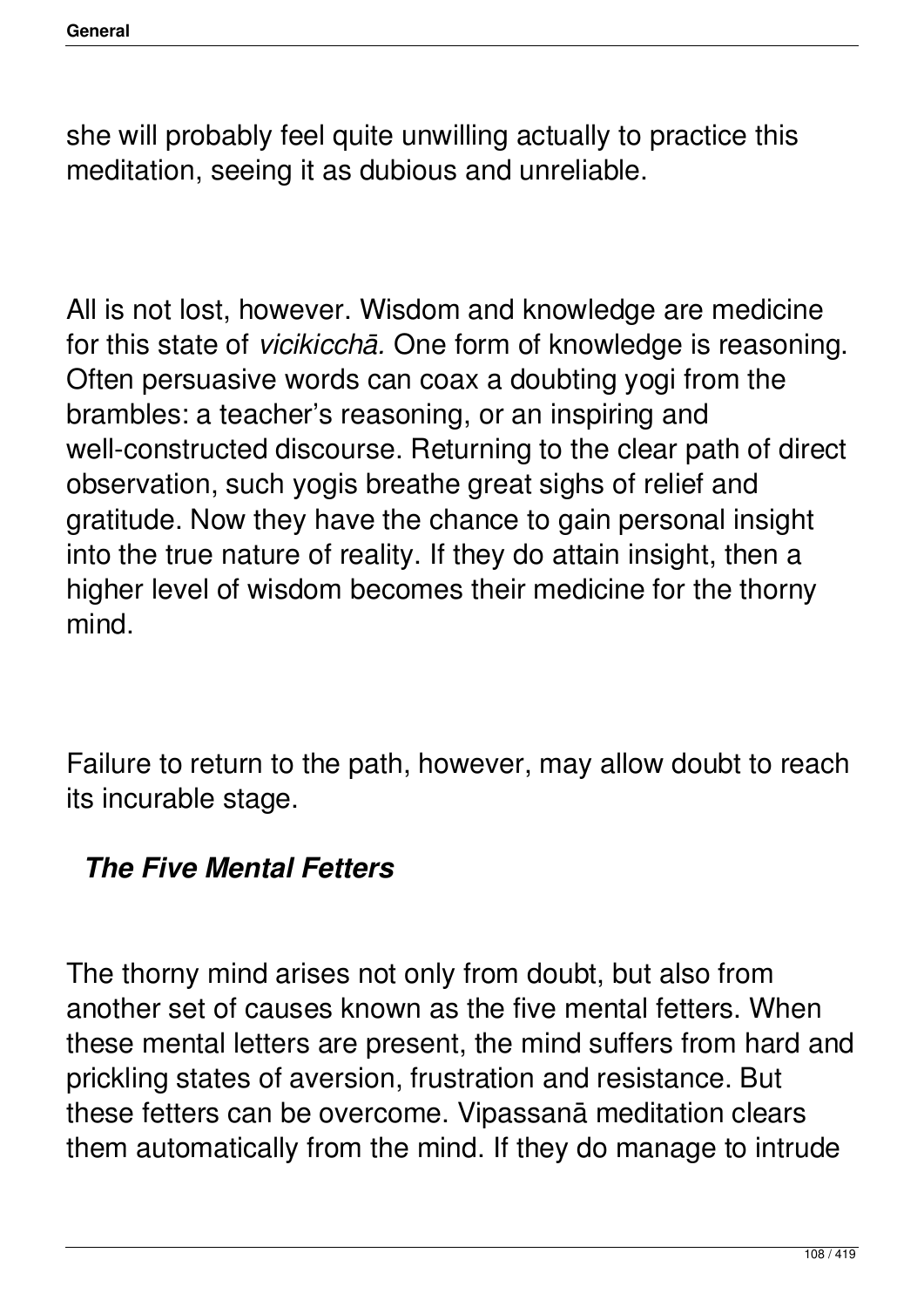she will probably feel quite unwilling actually to practice this meditation, seeing it as dubious and unreliable.

All is not lost, however. Wisdom and knowledge are medicine for this state of *vicikicchā.* One form of knowledge is reasoning. Often persuasive words can coax a doubting yogi from the brambles: a teacher's reasoning, or an inspiring and well-constructed discourse. Returning to the clear path of direct observation, such yogis breathe great sighs of relief and gratitude. Now they have the chance to gain personal insight into the true nature of reality. If they do attain insight, then a higher level of wisdom becomes their medicine for the thorny mind.

Failure to return to the path, however, may allow doubt to reach its incurable stage.

### *The Five Mental Fetters*

The thorny mind arises not only from doubt, but also from another set of causes known as the five mental fetters. When these mental letters are present, the mind suffers from hard and prickling states of aversion, frustration and resistance. But these fetters can be overcome. Vipassanā meditation clears them automatically from the mind. If they do manage to intrude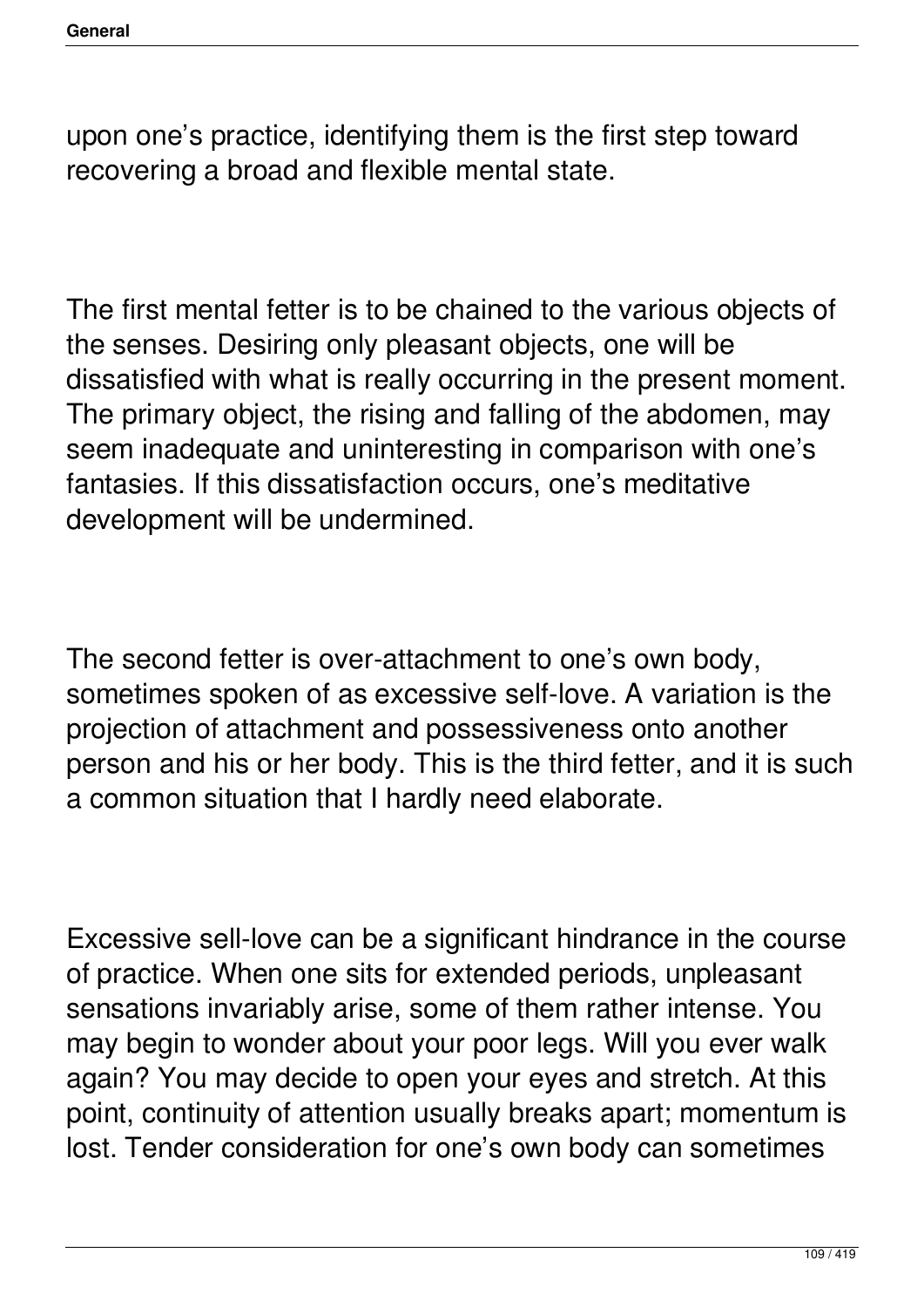upon one's practice, identifying them is the first step toward recovering a broad and flexible mental state.

The first mental fetter is to be chained to the various objects of the senses. Desiring only pleasant objects, one will be dissatisfied with what is really occurring in the present moment. The primary object, the rising and falling of the abdomen, may seem inadequate and uninteresting in comparison with one's fantasies. If this dissatisfaction occurs, one's meditative development will be undermined.

The second fetter is over-attachment to one's own body, sometimes spoken of as excessive self-love. A variation is the projection of attachment and possessiveness onto another person and his or her body. This is the third fetter, and it is such a common situation that I hardly need elaborate.

Excessive sell-love can be a significant hindrance in the course of practice. When one sits for extended periods, unpleasant sensations invariably arise, some of them rather intense. You may begin to wonder about your poor legs. Will you ever walk again? You may decide to open your eyes and stretch. At this point, continuity of attention usually breaks apart; momentum is lost. Tender consideration for one's own body can sometimes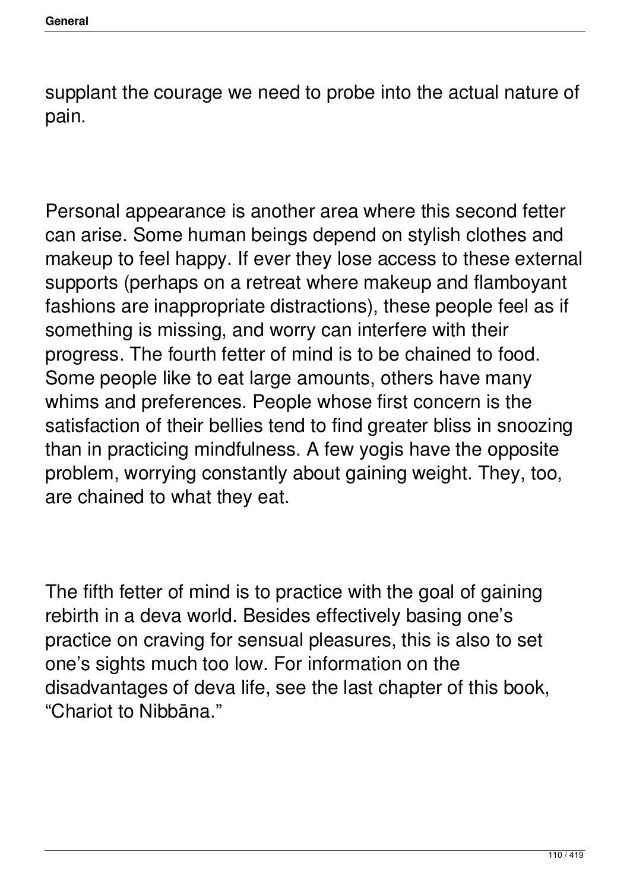supplant the courage we need to probe into the actual nature of pain.

Personal appearance is another area where this second fetter can arise. Some human beings depend on stylish clothes and makeup to feel happy. If ever they lose access to these external supports (perhaps on a retreat where makeup and flamboyant fashions are inappropriate distractions), these people feel as if something is missing, and worry can interfere with their progress. The fourth fetter of mind is to be chained to food. Some people like to eat large amounts, others have many whims and preferences. People whose first concern is the satisfaction of their bellies tend to find greater bliss in snoozing than in practicing mindfulness. A few yogis have the opposite problem, worrying constantly about gaining weight. They, too, are chained to what they eat.

The fifth fetter of mind is to practice with the goal of gaining rebirth in a deva world. Besides effectively basing one's practice on craving for sensual pleasures, this is also to set one's sights much too low. For information on the disadvantages of deva life, see the last chapter of this book, "Chariot to Nibbāna."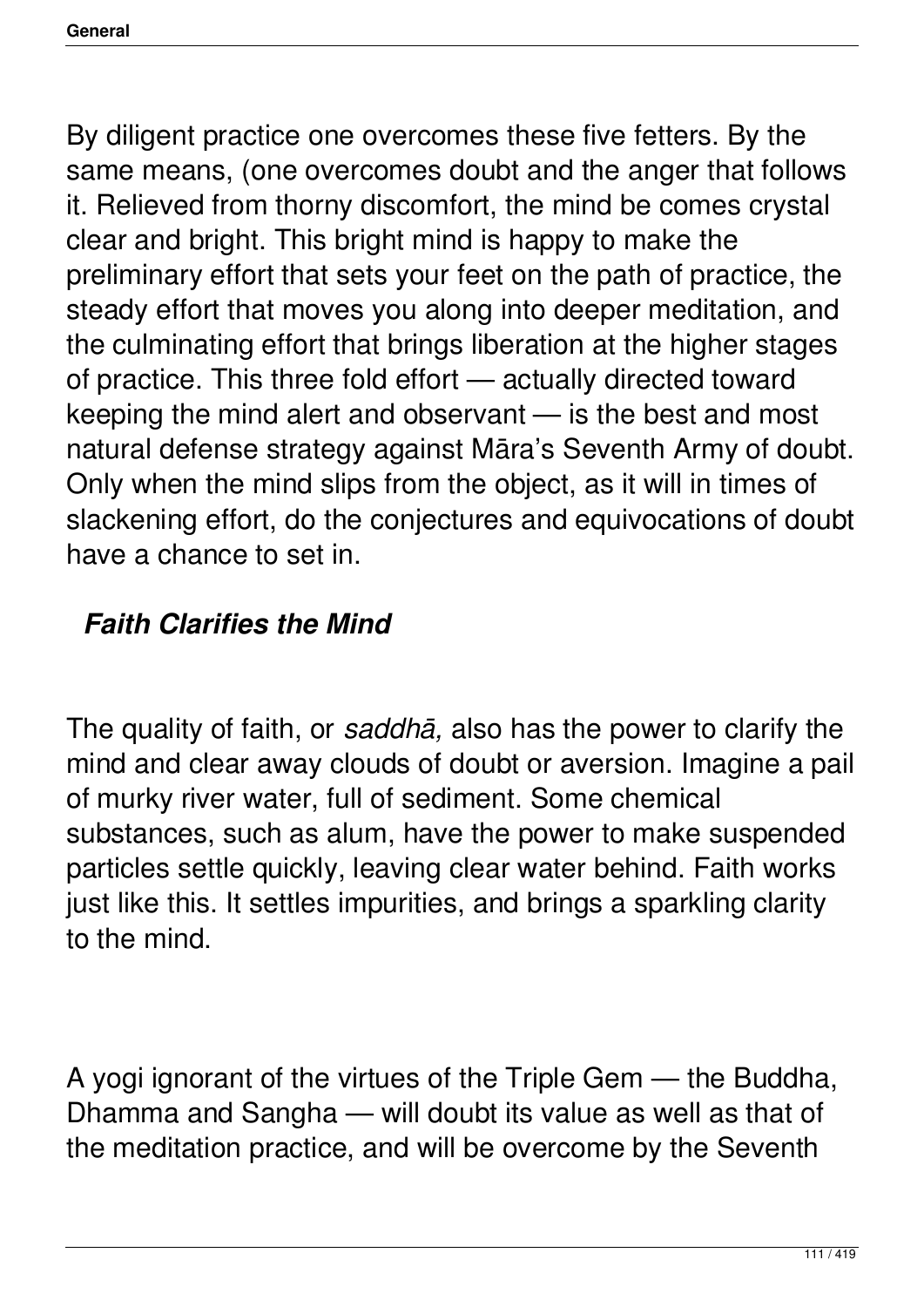By diligent practice one overcomes these five fetters. By the same means, (one overcomes doubt and the anger that follows it. Relieved from thorny discomfort, the mind be comes crystal clear and bright. This bright mind is happy to make the preliminary effort that sets your feet on the path of practice, the steady effort that moves you along into deeper meditation, and the culminating effort that brings liberation at the higher stages of practice. This three fold effort — actually directed toward keeping the mind alert and observant — is the best and most natural defense strategy against Māra's Seventh Army of doubt. Only when the mind slips from the object, as it will in times of slackening effort, do the conjectures and equivocations of doubt have a chance to set in.

### ***Faith Clarifies the Mind***

The quality of faith, or *saddhā,* also has the power to clarify the mind and clear away clouds of doubt or aversion. Imagine a pail of murky river water, full of sediment. Some chemical substances, such as alum, have the power to make suspended particles settle quickly, leaving clear water behind. Faith works just like this. It settles impurities, and brings a sparkling clarity to the mind.

A yogi ignorant of the virtues of the Triple Gem — the Buddha, Dhamma and Sangha — will doubt its value as well as that of the meditation practice, and will be overcome by the Seventh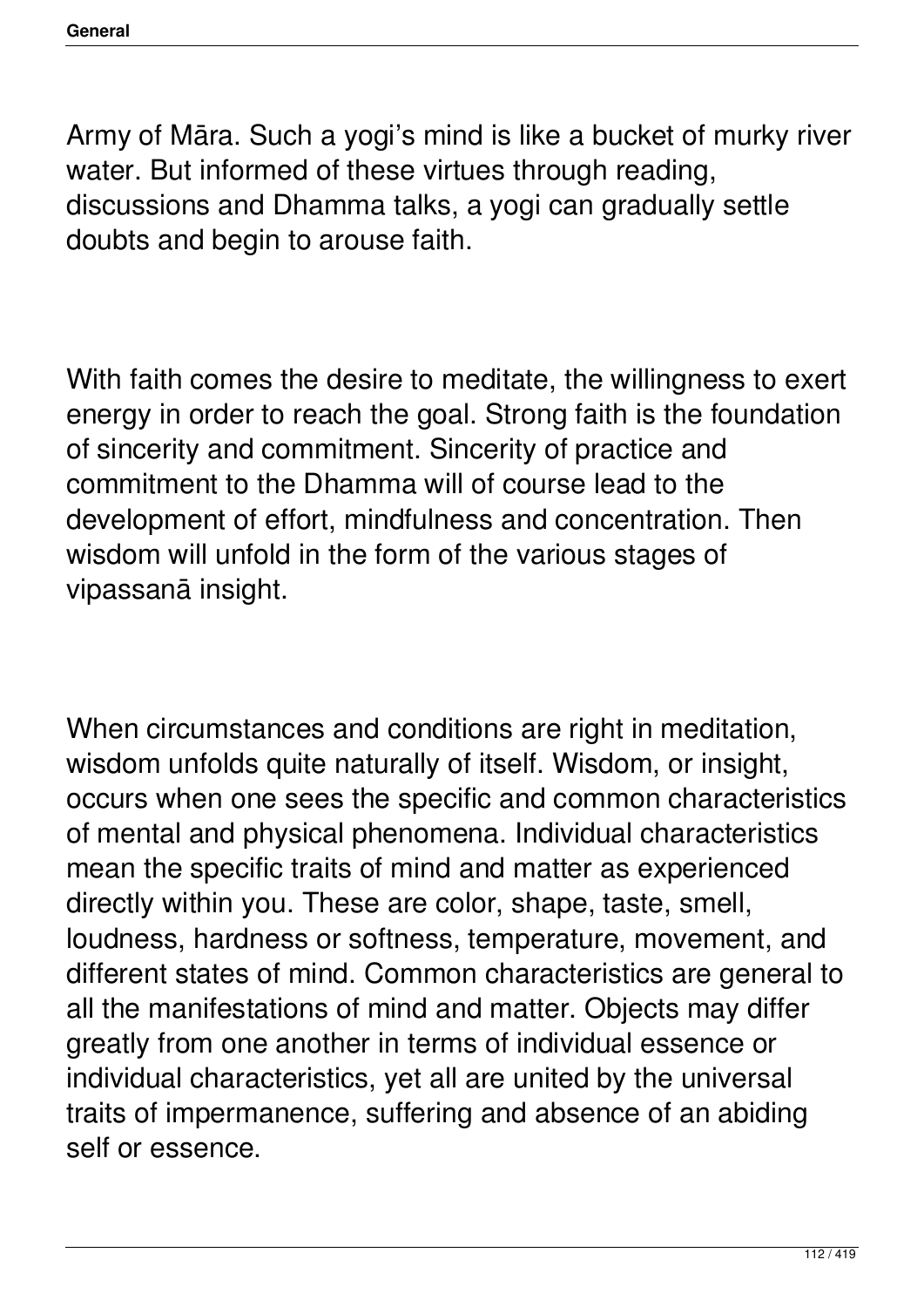Army of Māra. Such a yogi's mind is like a bucket of murky river water. But informed of these virtues through reading, discussions and Dhamma talks, a yogi can gradually settle doubts and begin to arouse faith.

With faith comes the desire to meditate, the willingness to exert energy in order to reach the goal. Strong faith is the foundation of sincerity and commitment. Sincerity of practice and commitment to the Dhamma will of course lead to the development of effort, mindfulness and concentration. Then wisdom will unfold in the form of the various stages of vipassanā insight.

When circumstances and conditions are right in meditation, wisdom unfolds quite naturally of itself. Wisdom, or insight, occurs when one sees the specific and common characteristics of mental and physical phenomena. Individual characteristics mean the specific traits of mind and matter as experienced directly within you. These are color, shape, taste, smell, loudness, hardness or softness, temperature, movement, and different states of mind. Common characteristics are general to all the manifestations of mind and matter. Objects may differ greatly from one another in terms of individual essence or individual characteristics, yet all are united by the universal traits of impermanence, suffering and absence of an abiding self or essence.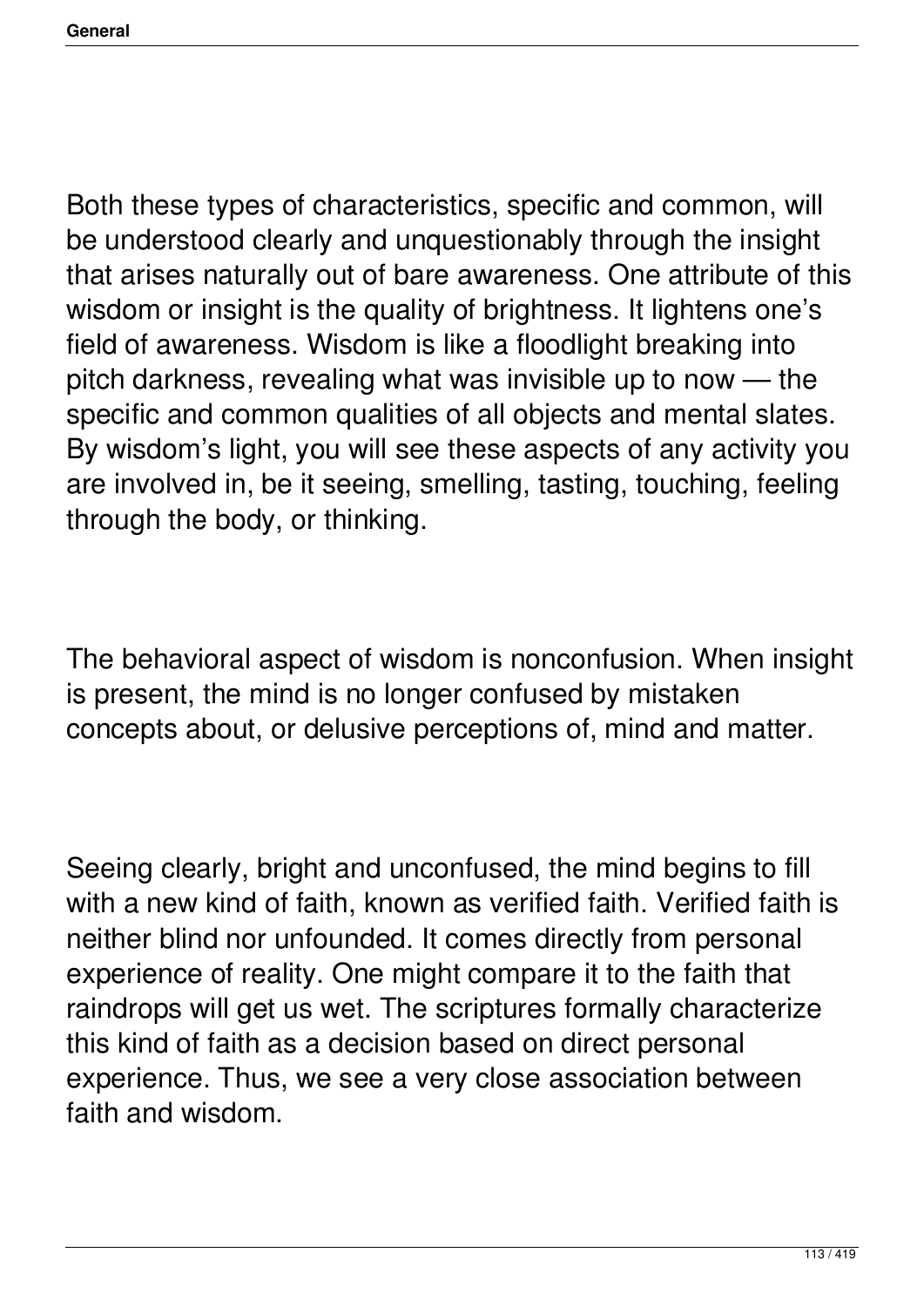Both these types of characteristics, specific and common, will be understood clearly and unquestionably through the insight that arises naturally out of bare awareness. One attribute of this wisdom or insight is the quality of brightness. It lightens one's field of awareness. Wisdom is like a floodlight breaking into pitch darkness, revealing what was invisible up to now — the specific and common qualities of all objects and mental slates. By wisdom's light, you will see these aspects of any activity you are involved in, be it seeing, smelling, tasting, touching, feeling through the body, or thinking.

The behavioral aspect of wisdom is nonconfusion. When insight is present, the mind is no longer confused by mistaken concepts about, or delusive perceptions of, mind and matter.

Seeing clearly, bright and unconfused, the mind begins to fill with a new kind of faith, known as verified faith. Verified faith is neither blind nor unfounded. It comes directly from personal experience of reality. One might compare it to the faith that raindrops will get us wet. The scriptures formally characterize this kind of faith as a decision based on direct personal experience. Thus, we see a very close association between faith and wisdom.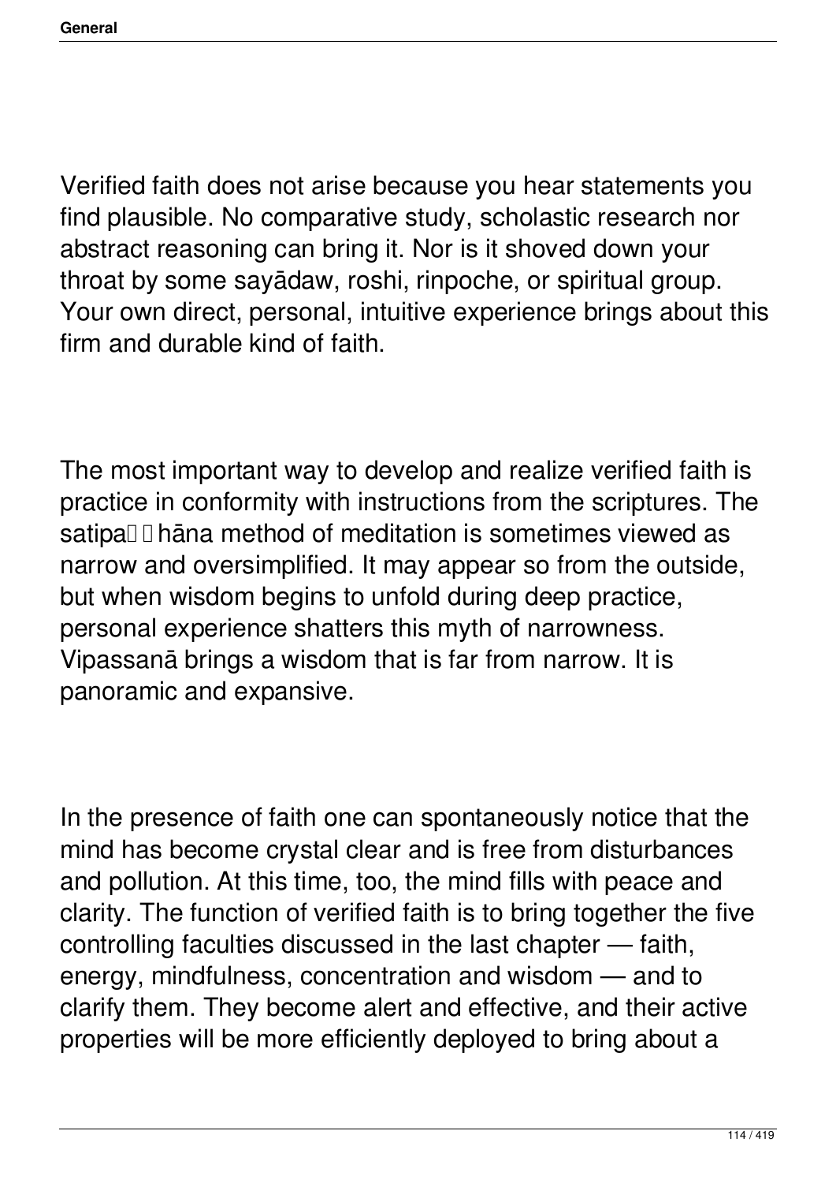Verified faith does not arise because you hear statements you find plausible. No comparative study, scholastic research nor abstract reasoning can bring it. Nor is it shoved down your throat by some sayādaw, roshi, rinpoche, or spiritual group. Your own direct, personal, intuitive experience brings about this firm and durable kind of faith.

The most important way to develop and realize verified faith is practice in conformity with instructions from the scriptures. The satipaṭṭhāna method of meditation is sometimes viewed as narrow and oversimplified. It may appear so from the outside, but when wisdom begins to unfold during deep practice, personal experience shatters this myth of narrowness. Vipassanā brings a wisdom that is far from narrow. It is panoramic and expansive.

In the presence of faith one can spontaneously notice that the mind has become crystal clear and is free from disturbances and pollution. At this time, too, the mind fills with peace and clarity. The function of verified faith is to bring together the five controlling faculties discussed in the last chapter — faith, energy, mindfulness, concentration and wisdom — and to clarify them. They become alert and effective, and their active properties will be more efficiently deployed to bring about a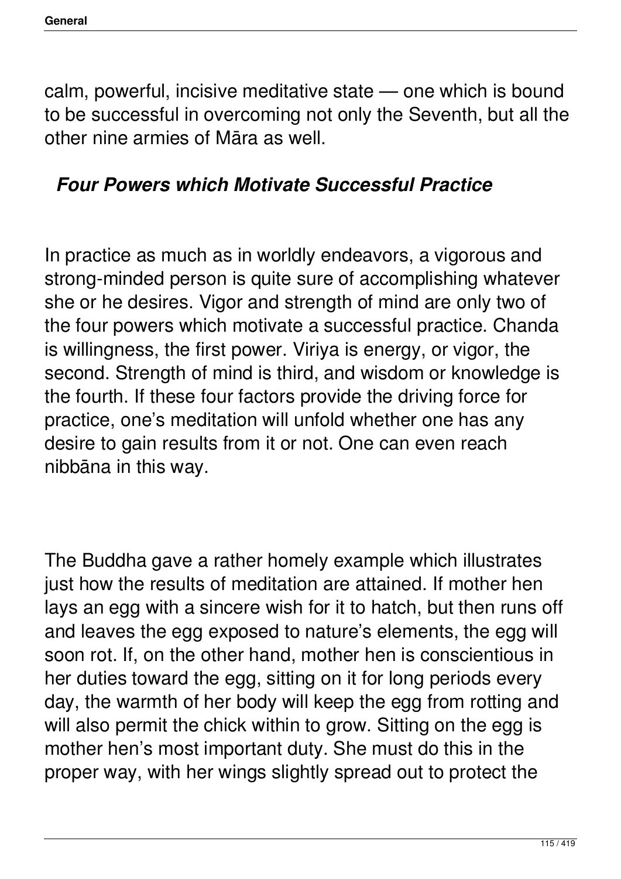calm, powerful, incisive meditative state — one which is bound to be successful in overcoming not only the Seventh, but all the other nine armies of Māra as well.

### *Four Powers which Motivate Successful Practice*

In practice as much as in worldly endeavors, a vigorous and strong-minded person is quite sure of accomplishing whatever she or he desires. Vigor and strength of mind are only two of the four powers which motivate a successful practice. Chanda is willingness, the first power. Viriya is energy, or vigor, the second. Strength of mind is third, and wisdom or knowledge is the fourth. If these four factors provide the driving force for practice, one's meditation will unfold whether one has any desire to gain results from it or not. One can even reach nibbāna in this way.

The Buddha gave a rather homely example which illustrates just how the results of meditation are attained. If mother hen lays an egg with a sincere wish for it to hatch, but then runs off and leaves the egg exposed to nature's elements, the egg will soon rot. If, on the other hand, mother hen is conscientious in her duties toward the egg, sitting on it for long periods every day, the warmth of her body will keep the egg from rotting and will also permit the chick within to grow. Sitting on the egg is mother hen's most important duty. She must do this in the proper way, with her wings slightly spread out to protect the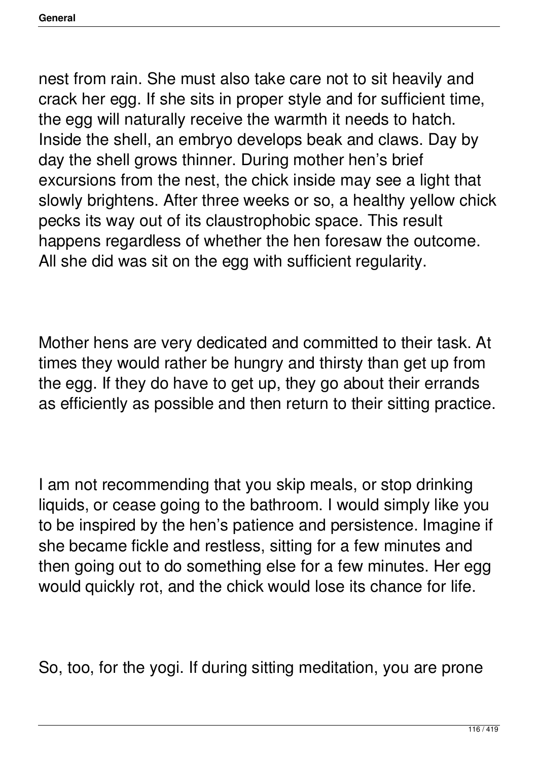nest from rain. She must also take care not to sit heavily and crack her egg. If she sits in proper style and for sufficient time, the egg will naturally receive the warmth it needs to hatch. Inside the shell, an embryo develops beak and claws. Day by day the shell grows thinner. During mother hen's brief excursions from the nest, the chick inside may see a light that slowly brightens. After three weeks or so, a healthy yellow chick pecks its way out of its claustrophobic space. This result happens regardless of whether the hen foresaw the outcome. All she did was sit on the egg with sufficient regularity.

Mother hens are very dedicated and committed to their task. At times they would rather be hungry and thirsty than get up from the egg. If they do have to get up, they go about their errands as efficiently as possible and then return to their sitting practice.

I am not recommending that you skip meals, or stop drinking liquids, or cease going to the bathroom. I would simply like you to be inspired by the hen's patience and persistence. Imagine if she became fickle and restless, sitting for a few minutes and then going out to do something else for a few minutes. Her egg would quickly rot, and the chick would lose its chance for life.

So, too, for the yogi. If during sitting meditation, you are prone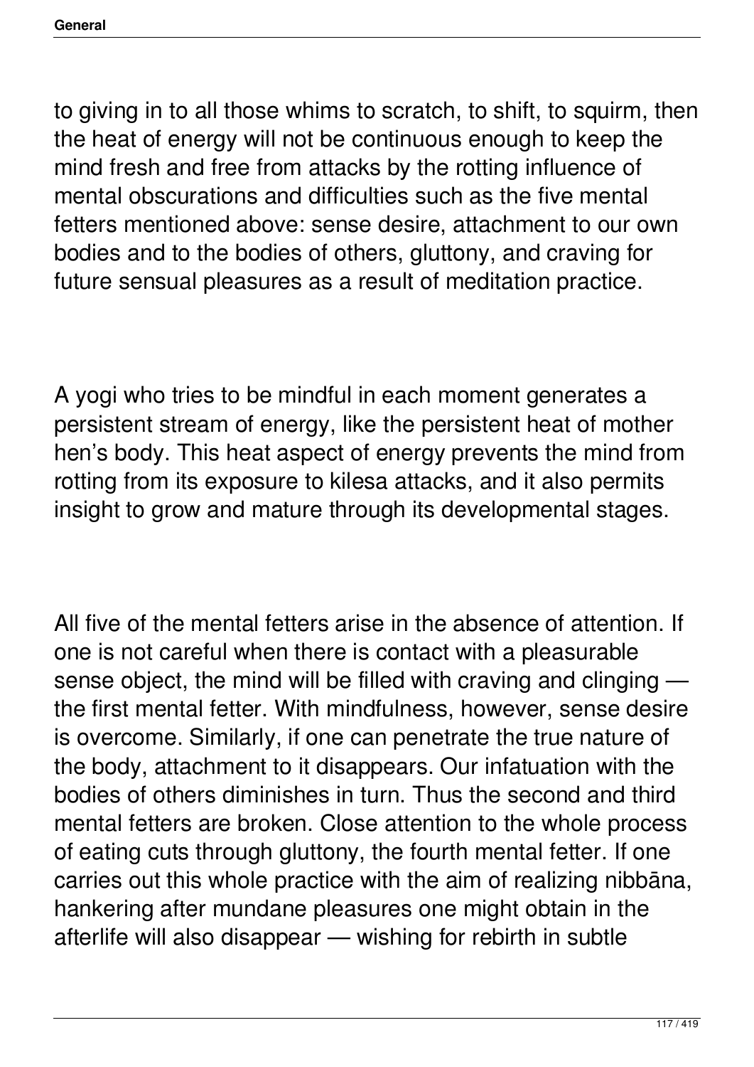to giving in to all those whims to scratch, to shift, to squirm, then the heat of energy will not be continuous enough to keep the mind fresh and free from attacks by the rotting influence of mental obscurations and difficulties such as the five mental fetters mentioned above: sense desire, attachment to our own bodies and to the bodies of others, gluttony, and craving for future sensual pleasures as a result of meditation practice.

A yogi who tries to be mindful in each moment generates a persistent stream of energy, like the persistent heat of mother hen's body. This heat aspect of energy prevents the mind from rotting from its exposure to kilesa attacks, and it also permits insight to grow and mature through its developmental stages.

All five of the mental fetters arise in the absence of attention. If one is not careful when there is contact with a pleasurable sense object, the mind will be filled with craving and clinging — the first mental fetter. With mindfulness, however, sense desire is overcome. Similarly, if one can penetrate the true nature of the body, attachment to it disappears. Our infatuation with the bodies of others diminishes in turn. Thus the second and third mental fetters are broken. Close attention to the whole process of eating cuts through gluttony, the fourth mental fetter. If one carries out this whole practice with the aim of realizing nibbāna, hankering after mundane pleasures one might obtain in the afterlife will also disappear — wishing for rebirth in subtle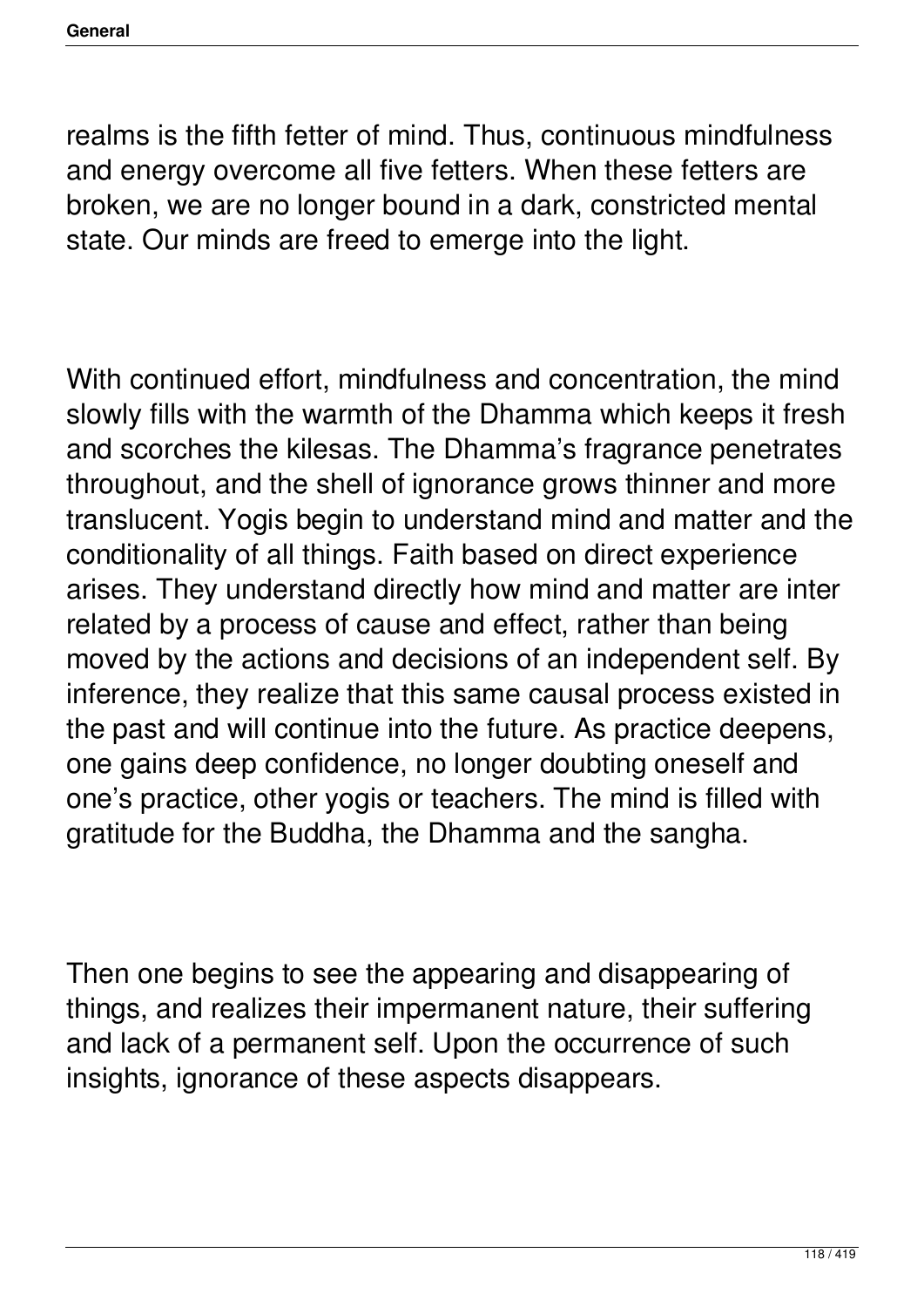realms is the fifth fetter of mind. Thus, continuous mindfulness and energy overcome all five fetters. When these fetters are broken, we are no longer bound in a dark, constricted mental state. Our minds are freed to emerge into the light.

With continued effort, mindfulness and concentration, the mind slowly fills with the warmth of the Dhamma which keeps it fresh and scorches the kilesas. The Dhamma's fragrance penetrates throughout, and the shell of ignorance grows thinner and more translucent. Yogis begin to understand mind and matter and the conditionality of all things. Faith based on direct experience arises. They understand directly how mind and matter are inter related by a process of cause and effect, rather than being moved by the actions and decisions of an independent self. By inference, they realize that this same causal process existed in the past and will continue into the future. As practice deepens, one gains deep confidence, no longer doubting oneself and one's practice, other yogis or teachers. The mind is filled with gratitude for the Buddha, the Dhamma and the sangha.

Then one begins to see the appearing and disappearing of things, and realizes their impermanent nature, their suffering and lack of a permanent self. Upon the occurrence of such insights, ignorance of these aspects disappears.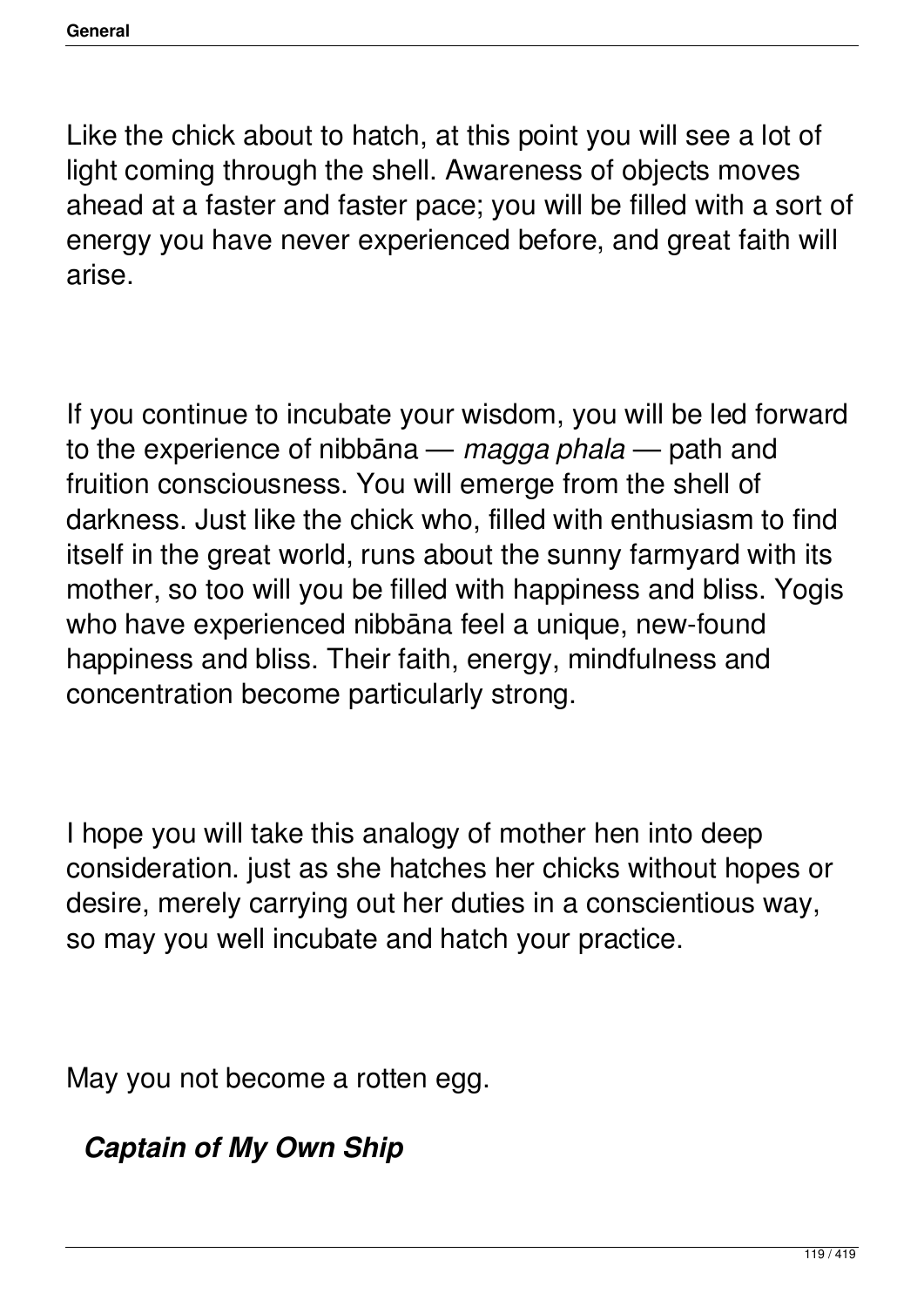Like the chick about to hatch, at this point you will see a lot of light coming through the shell. Awareness of objects moves ahead at a faster and faster pace; you will be filled with a sort of energy you have never experienced before, and great faith will arise.

If you continue to incubate your wisdom, you will be led forward to the experience of nibbāna — *magga phala* — path and fruition consciousness. You will emerge from the shell of darkness. Just like the chick who, filled with enthusiasm to find itself in the great world, runs about the sunny farmyard with its mother, so too will you be filled with happiness and bliss. Yogis who have experienced nibbāna feel a unique, new-found happiness and bliss. Their faith, energy, mindfulness and concentration become particularly strong.

I hope you will take this analogy of mother hen into deep consideration. just as she hatches her chicks without hopes or desire, merely carrying out her duties in a conscientious way, so may you well incubate and hatch your practice.

May you not become a rotten egg.

## ***Captain of My Own Ship***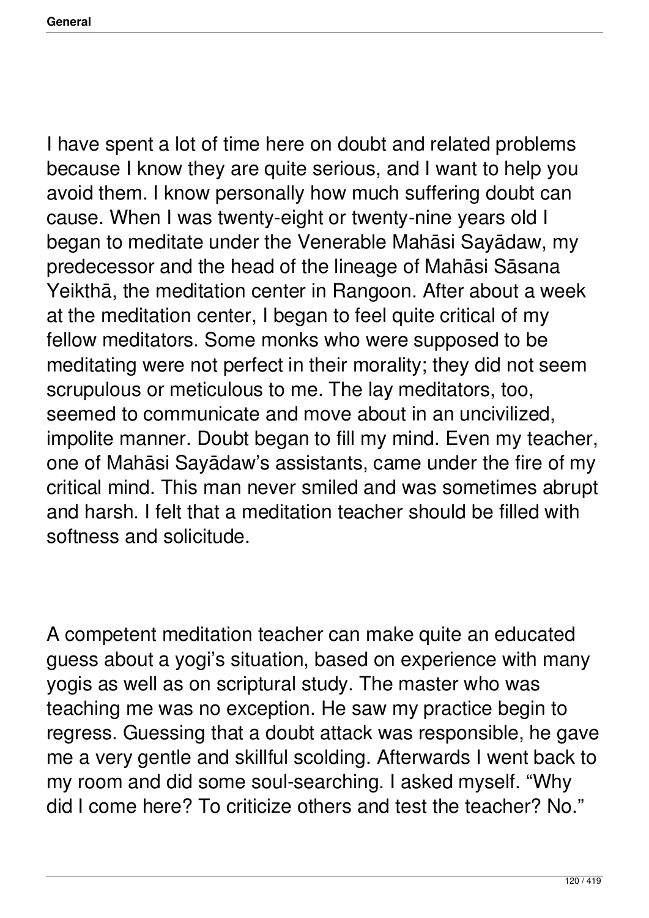I have spent a lot of time here on doubt and related problems because I know they are quite serious, and I want to help you avoid them. I know personally how much suffering doubt can cause. When I was twenty-eight or twenty-nine years old I began to meditate under the Venerable Mahāsi Sayādaw, my predecessor and the head of the lineage of Mahāsi Sāsana Yeikthā, the meditation center in Rangoon. After about a week at the meditation center, I began to feel quite critical of my fellow meditators. Some monks who were supposed to be meditating were not perfect in their morality; they did not seem scrupulous or meticulous to me. The lay meditators, too, seemed to communicate and move about in an uncivilized, impolite manner. Doubt began to fill my mind. Even my teacher, one of Mahāsi Sayādaw's assistants, came under the fire of my critical mind. This man never smiled and was sometimes abrupt and harsh. I felt that a meditation teacher should be filled with softness and solicitude.

A competent meditation teacher can make quite an educated guess about a yogi's situation, based on experience with many yogis as well as on scriptural study. The master who was teaching me was no exception. He saw my practice begin to regress. Guessing that a doubt attack was responsible, he gave me a very gentle and skillful scolding. Afterwards I went back to my room and did some soul-searching. I asked myself. "Why did I come here? To criticize others and test the teacher? No."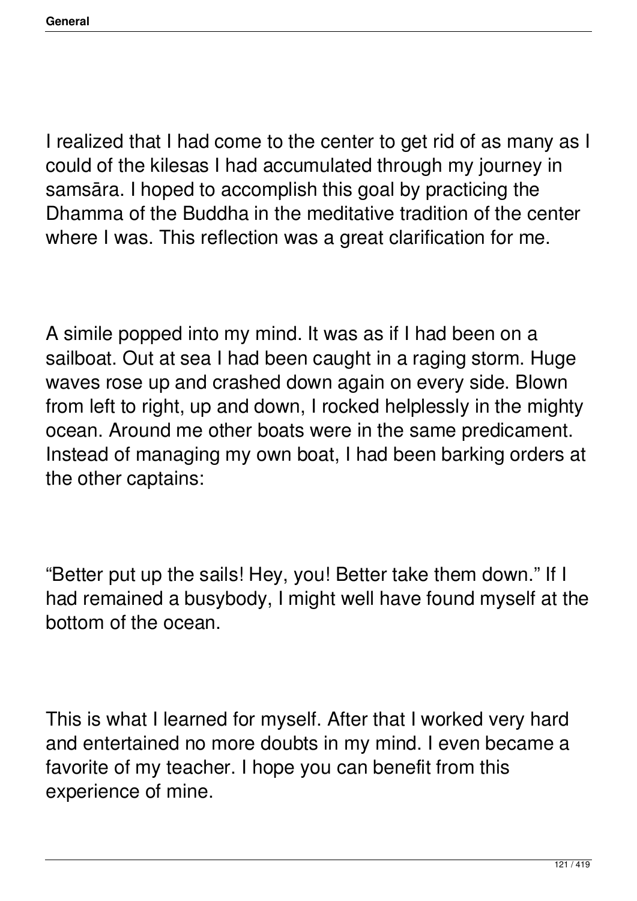I realized that I had come to the center to get rid of as many as I could of the kilesas I had accumulated through my journey in samsāra. I hoped to accomplish this goal by practicing the Dhamma of the Buddha in the meditative tradition of the center where I was. This reflection was a great clarification for me.

A simile popped into my mind. It was as if I had been on a sailboat. Out at sea I had been caught in a raging storm. Huge waves rose up and crashed down again on every side. Blown from left to right, up and down, I rocked helplessly in the mighty ocean. Around me other boats were in the same predicament. Instead of managing my own boat, I had been barking orders at the other captains:

"Better put up the sails! Hey, you! Better take them down." If I had remained a busybody, I might well have found myself at the bottom of the ocean.

This is what I learned for myself. After that I worked very hard and entertained no more doubts in my mind. I even became a favorite of my teacher. I hope you can benefit from this experience of mine.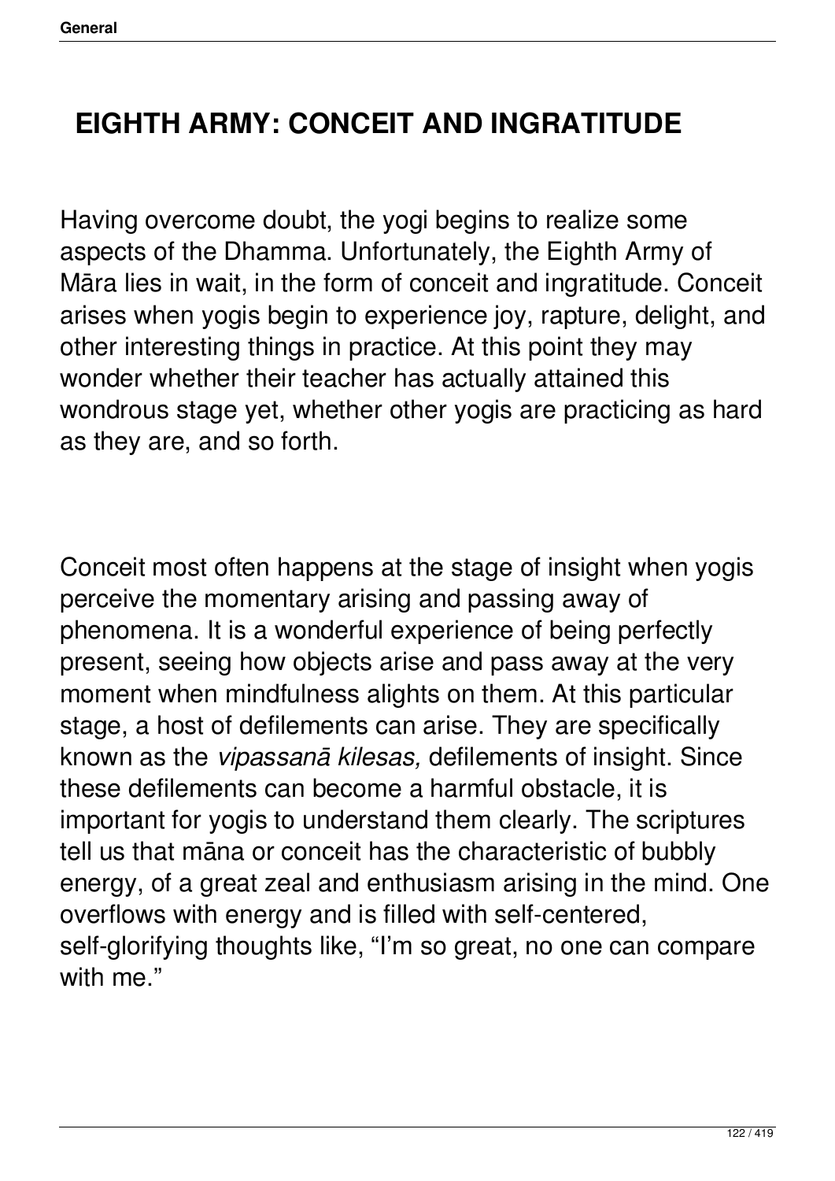# EIGHTH ARMY: CONCEIT AND INGRATITUDE

Having overcome doubt, the yogi begins to realize some aspects of the Dhamma. Unfortunately, the Eighth Army of Māra lies in wait, in the form of conceit and ingratitude. Conceit arises when yogis begin to experience joy, rapture, delight, and other interesting things in practice. At this point they may wonder whether their teacher has actually attained this wondrous stage yet, whether other yogis are practicing as hard as they are, and so forth.

Conceit most often happens at the stage of insight when yogis perceive the momentary arising and passing away of phenomena. It is a wonderful experience of being perfectly present, seeing how objects arise and pass away at the very moment when mindfulness alights on them. At this particular stage, a host of defilements can arise. They are specifically known as the *vipassanā kilesas,* defilements of insight. Since these defilements can become a harmful obstacle, it is important for yogis to understand them clearly. The scriptures tell us that māna or conceit has the characteristic of bubbly energy, of a great zeal and enthusiasm arising in the mind. One overflows with energy and is filled with self-centered, self-glorifying thoughts like, "I'm so great, no one can compare with me."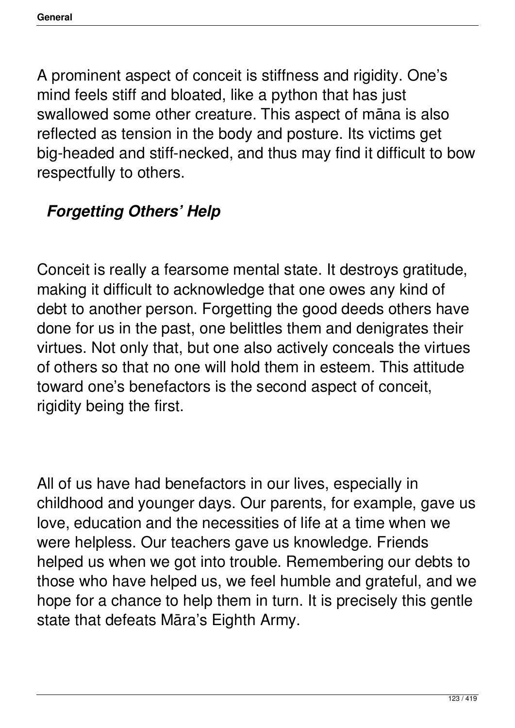A prominent aspect of conceit is stiffness and rigidity. One's mind feels stiff and bloated, like a python that has just swallowed some other creature. This aspect of māna is also reflected as tension in the body and posture. Its victims get big-headed and stiff-necked, and thus may find it difficult to bow respectfully to others.

### ***Forgetting Others' Help***

Conceit is really a fearsome mental state. It destroys gratitude, making it difficult to acknowledge that one owes any kind of debt to another person. Forgetting the good deeds others have done for us in the past, one belittles them and denigrates their virtues. Not only that, but one also actively conceals the virtues of others so that no one will hold them in esteem. This attitude toward one's benefactors is the second aspect of conceit, rigidity being the first.

All of us have had benefactors in our lives, especially in childhood and younger days. Our parents, for example, gave us love, education and the necessities of life at a time when we were helpless. Our teachers gave us knowledge. Friends helped us when we got into trouble. Remembering our debts to those who have helped us, we feel humble and grateful, and we hope for a chance to help them in turn. It is precisely this gentle state that defeats Māra's Eighth Army.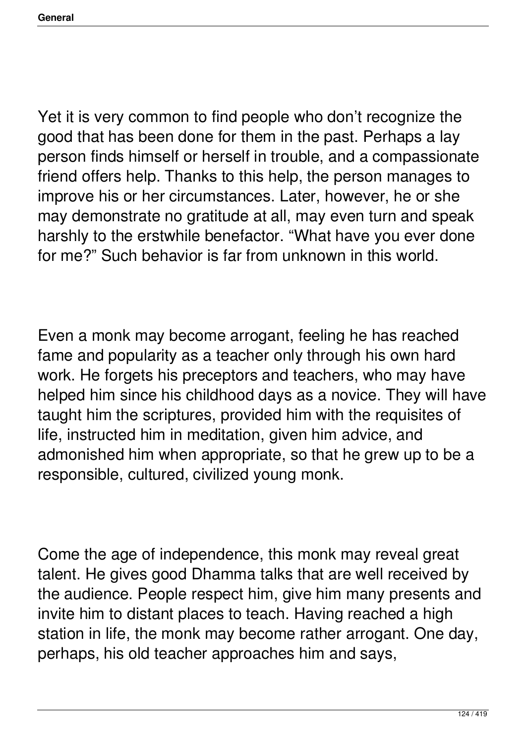Yet it is very common to find people who don’t recognize the good that has been done for them in the past. Perhaps a lay person finds himself or herself in trouble, and a compassionate friend offers help. Thanks to this help, the person manages to improve his or her circumstances. Later, however, he or she may demonstrate no gratitude at all, may even turn and speak harshly to the erstwhile benefactor. “What have you ever done for me?” Such behavior is far from unknown in this world.

Even a monk may become arrogant, feeling he has reached fame and popularity as a teacher only through his own hard work. He forgets his preceptors and teachers, who may have helped him since his childhood days as a novice. They will have taught him the scriptures, provided him with the requisites of life, instructed him in meditation, given him advice, and admonished him when appropriate, so that he grew up to be a responsible, cultured, civilized young monk.

Come the age of independence, this monk may reveal great talent. He gives good Dhamma talks that are well received by the audience. People respect him, give him many presents and invite him to distant places to teach. Having reached a high station in life, the monk may become rather arrogant. One day, perhaps, his old teacher approaches him and says,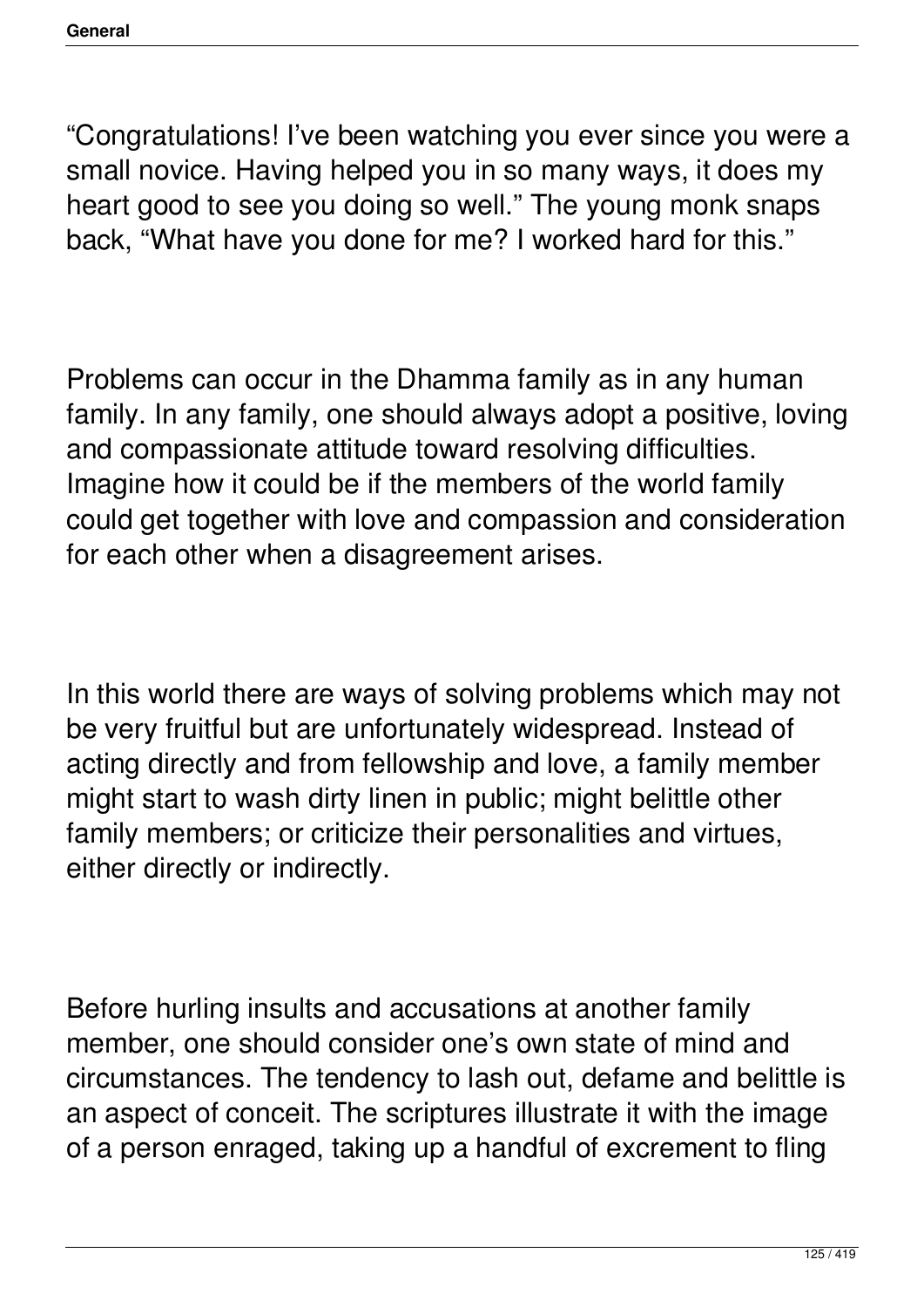“Congratulations! I’ve been watching you ever since you were a small novice. Having helped you in so many ways, it does my heart good to see you doing so well.” The young monk snaps back, “What have you done for me? I worked hard for this.”

Problems can occur in the Dhamma family as in any human family. In any family, one should always adopt a positive, loving and compassionate attitude toward resolving difficulties. Imagine how it could be if the members of the world family could get together with love and compassion and consideration for each other when a disagreement arises.

In this world there are ways of solving problems which may not be very fruitful but are unfortunately widespread. Instead of acting directly and from fellowship and love, a family member might start to wash dirty linen in public; might belittle other family members; or criticize their personalities and virtues, either directly or indirectly.

Before hurling insults and accusations at another family member, one should consider one’s own state of mind and circumstances. The tendency to lash out, defame and belittle is an aspect of conceit. The scriptures illustrate it with the image of a person enraged, taking up a handful of excrement to fling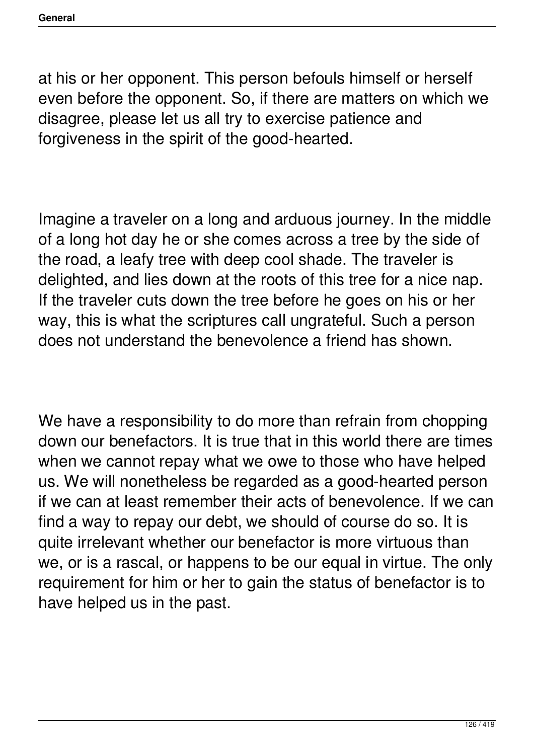at his or her opponent. This person befouls himself or herself even before the opponent. So, if there are matters on which we disagree, please let us all try to exercise patience and forgiveness in the spirit of the good-hearted.

Imagine a traveler on a long and arduous journey. In the middle of a long hot day he or she comes across a tree by the side of the road, a leafy tree with deep cool shade. The traveler is delighted, and lies down at the roots of this tree for a nice nap. If the traveler cuts down the tree before he goes on his or her way, this is what the scriptures call ungrateful. Such a person does not understand the benevolence a friend has shown.

We have a responsibility to do more than refrain from chopping down our benefactors. It is true that in this world there are times when we cannot repay what we owe to those who have helped us. We will nonetheless be regarded as a good-hearted person if we can at least remember their acts of benevolence. If we can find a way to repay our debt, we should of course do so. It is quite irrelevant whether our benefactor is more virtuous than we, or is a rascal, or happens to be our equal in virtue. The only requirement for him or her to gain the status of benefactor is to have helped us in the past.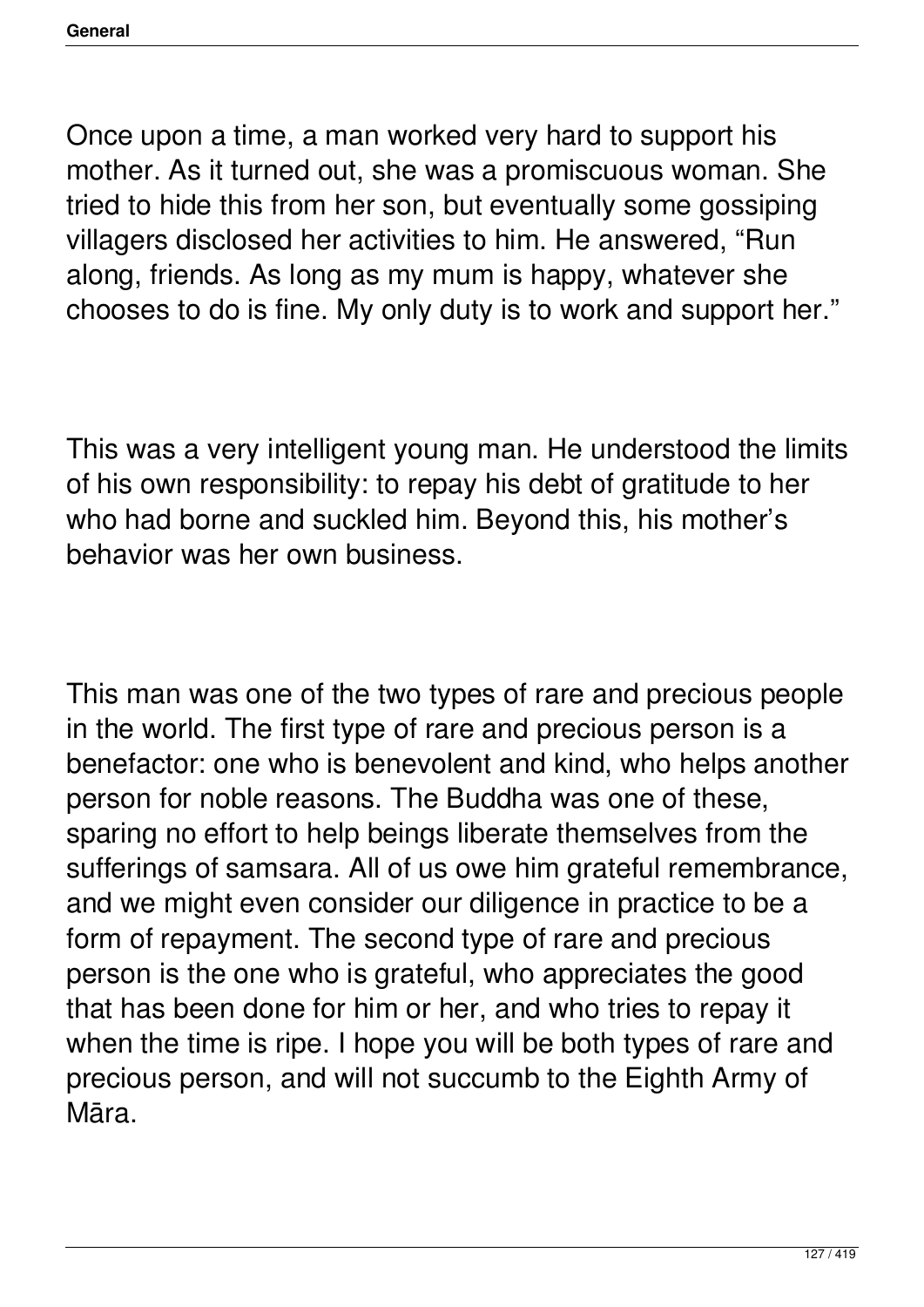Once upon a time, a man worked very hard to support his mother. As it turned out, she was a promiscuous woman. She tried to hide this from her son, but eventually some gossiping villagers disclosed her activities to him. He answered, “Run along, friends. As long as my mum is happy, whatever she chooses to do is fine. My only duty is to work and support her.”

This was a very intelligent young man. He understood the limits of his own responsibility: to repay his debt of gratitude to her who had borne and suckled him. Beyond this, his mother’s behavior was her own business.

This man was one of the two types of rare and precious people in the world. The first type of rare and precious person is a benefactor: one who is benevolent and kind, who helps another person for noble reasons. The Buddha was one of these, sparing no effort to help beings liberate themselves from the sufferings of samsara. All of us owe him grateful remembrance, and we might even consider our diligence in practice to be a form of repayment. The second type of rare and precious person is the one who is grateful, who appreciates the good that has been done for him or her, and who tries to repay it when the time is ripe. I hope you will be both types of rare and precious person, and will not succumb to the Eighth Army of Māra.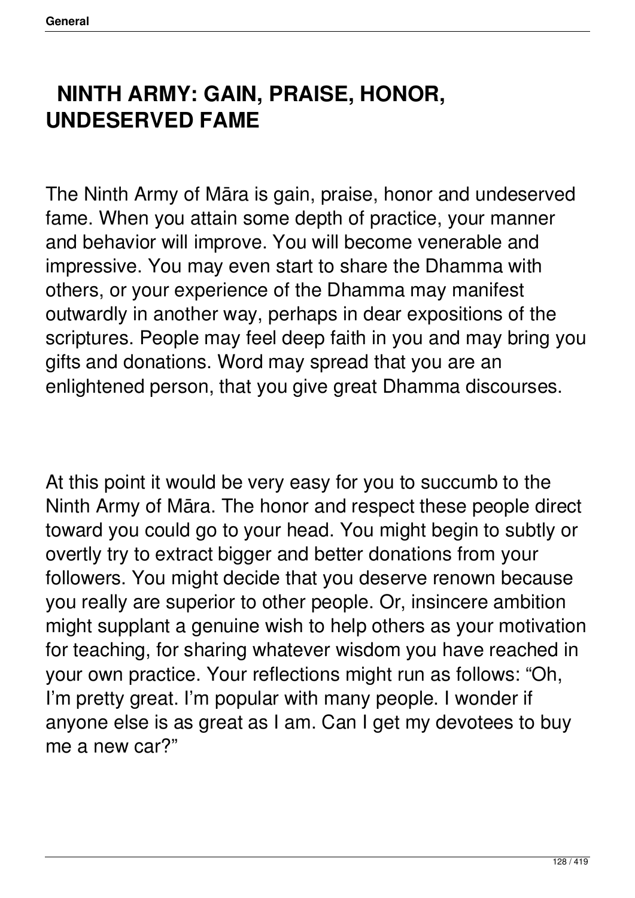# NINTH ARMY: GAIN, PRAISE, HONOR, UNDESERVED FAME

The Ninth Army of Māra is gain, praise, honor and undeserved fame. When you attain some depth of practice, your manner and behavior will improve. You will become venerable and impressive. You may even start to share the Dhamma with others, or your experience of the Dhamma may manifest outwardly in another way, perhaps in dear expositions of the scriptures. People may feel deep faith in you and may bring you gifts and donations. Word may spread that you are an enlightened person, that you give great Dhamma discourses.

At this point it would be very easy for you to succumb to the Ninth Army of Māra. The honor and respect these people direct toward you could go to your head. You might begin to subtly or overtly try to extract bigger and better donations from your followers. You might decide that you deserve renown because you really are superior to other people. Or, insincere ambition might supplant a genuine wish to help others as your motivation for teaching, for sharing whatever wisdom you have reached in your own practice. Your reflections might run as follows: “Oh, I’m pretty great. I’m popular with many people. I wonder if anyone else is as great as I am. Can I get my devotees to buy me a new car?”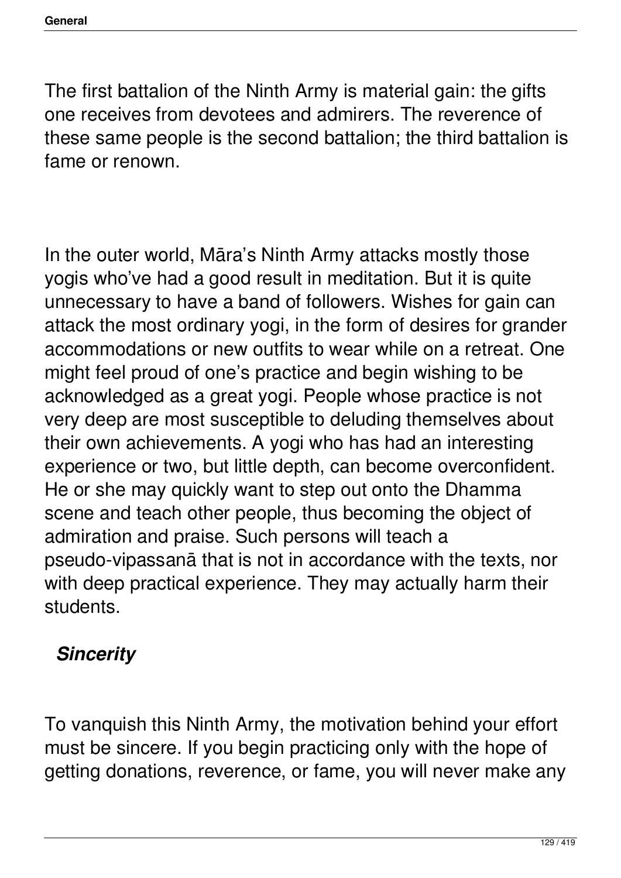The first battalion of the Ninth Army is material gain: the gifts one receives from devotees and admirers. The reverence of these same people is the second battalion; the third battalion is fame or renown.

In the outer world, Māra's Ninth Army attacks mostly those yogis who've had a good result in meditation. But it is quite unnecessary to have a band of followers. Wishes for gain can attack the most ordinary yogi, in the form of desires for grander accommodations or new outfits to wear while on a retreat. One might feel proud of one's practice and begin wishing to be acknowledged as a great yogi. People whose practice is not very deep are most susceptible to deluding themselves about their own achievements. A yogi who has had an interesting experience or two, but little depth, can become overconfident. He or she may quickly want to step out onto the Dhamma scene and teach other people, thus becoming the object of admiration and praise. Such persons will teach a pseudo-vipassanā that is not in accordance with the texts, nor with deep practical experience. They may actually harm their students.

### *Sincerity*

To vanquish this Ninth Army, the motivation behind your effort must be sincere. If you begin practicing only with the hope of getting donations, reverence, or fame, you will never make any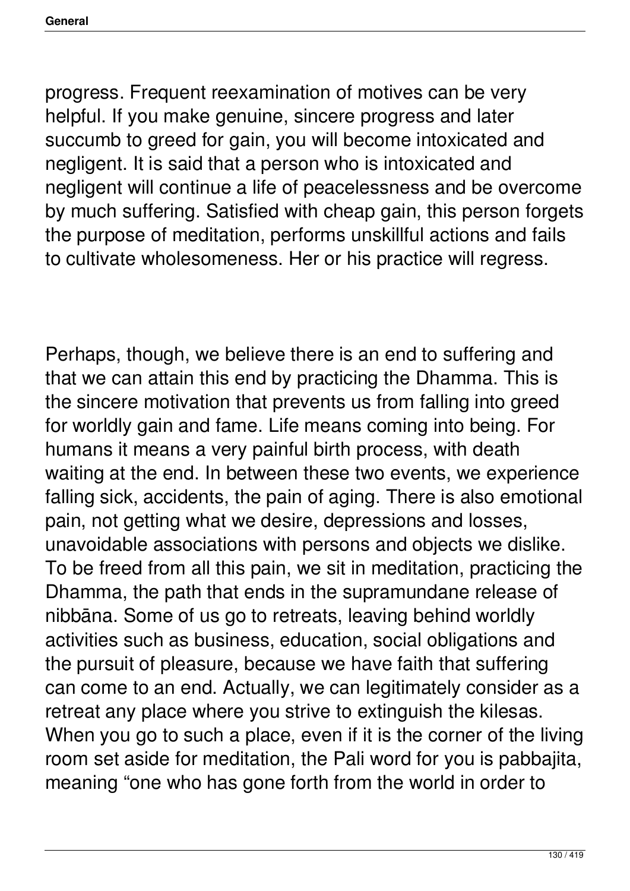progress. Frequent reexamination of motives can be very helpful. If you make genuine, sincere progress and later succumb to greed for gain, you will become intoxicated and negligent. It is said that a person who is intoxicated and negligent will continue a life of peacelessness and be overcome by much suffering. Satisfied with cheap gain, this person forgets the purpose of meditation, performs unskillful actions and fails to cultivate wholesomeness. Her or his practice will regress.

Perhaps, though, we believe there is an end to suffering and that we can attain this end by practicing the Dhamma. This is the sincere motivation that prevents us from falling into greed for worldly gain and fame. Life means coming into being. For humans it means a very painful birth process, with death waiting at the end. In between these two events, we experience falling sick, accidents, the pain of aging. There is also emotional pain, not getting what we desire, depressions and losses, unavoidable associations with persons and objects we dislike. To be freed from all this pain, we sit in meditation, practicing the Dhamma, the path that ends in the supramundane release of nibbāna. Some of us go to retreats, leaving behind worldly activities such as business, education, social obligations and the pursuit of pleasure, because we have faith that suffering can come to an end. Actually, we can legitimately consider as a retreat any place where you strive to extinguish the kilesas. When you go to such a place, even if it is the corner of the living room set aside for meditation, the Pali word for you is pabbajita, meaning "one who has gone forth from the world in order to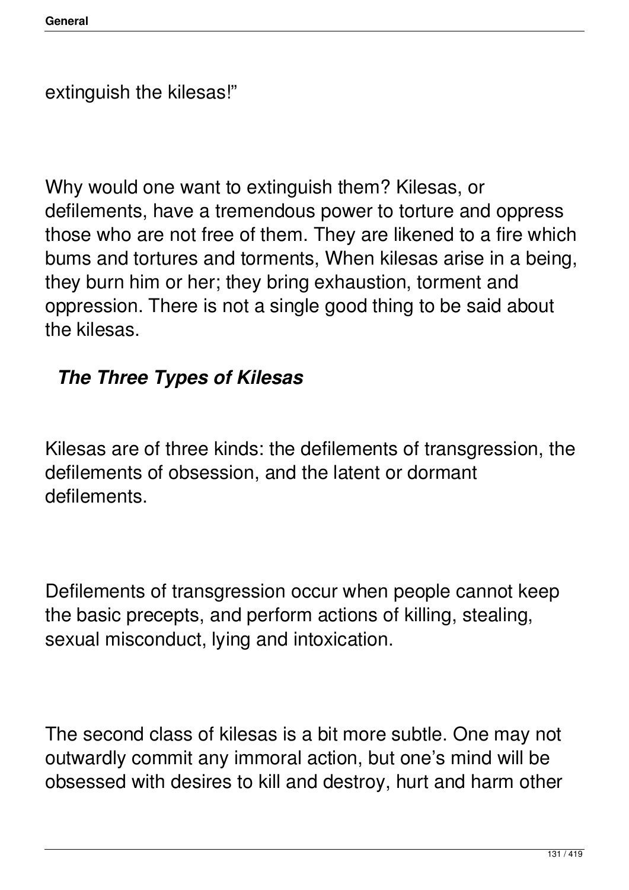extinguish the kilesas!"

Why would one want to extinguish them? Kilesas, or defilements, have a tremendous power to torture and oppress those who are not free of them. They are likened to a fire which bums and tortures and torments, When kilesas arise in a being, they burn him or her; they bring exhaustion, torment and oppression. There is not a single good thing to be said about the kilesas.

### *The Three Types of Kilesas*

Kilesas are of three kinds: the defilements of transgression, the defilements of obsession, and the latent or dormant defilements.

Defilements of transgression occur when people cannot keep the basic precepts, and perform actions of killing, stealing, sexual misconduct, lying and intoxication.

The second class of kilesas is a bit more subtle. One may not outwardly commit any immoral action, but one's mind will be obsessed with desires to kill and destroy, hurt and harm other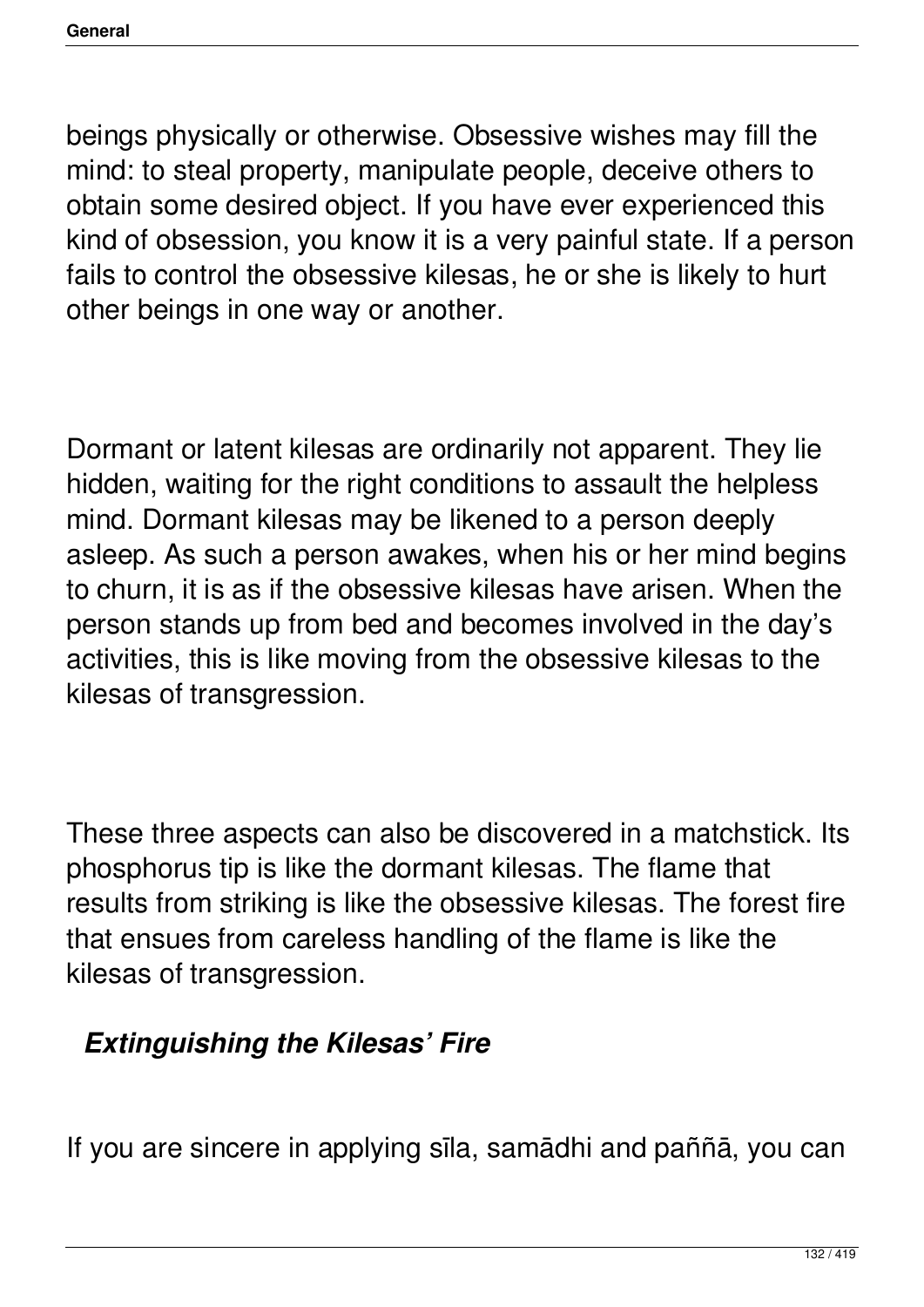beings physically or otherwise. Obsessive wishes may fill the mind: to steal property, manipulate people, deceive others to obtain some desired object. If you have ever experienced this kind of obsession, you know it is a very painful state. If a person fails to control the obsessive kilesas, he or she is likely to hurt other beings in one way or another.

Dormant or latent kilesas are ordinarily not apparent. They lie hidden, waiting for the right conditions to assault the helpless mind. Dormant kilesas may be likened to a person deeply asleep. As such a person awakes, when his or her mind begins to churn, it is as if the obsessive kilesas have arisen. When the person stands up from bed and becomes involved in the day's activities, this is like moving from the obsessive kilesas to the kilesas of transgression.

These three aspects can also be discovered in a matchstick. Its phosphorus tip is like the dormant kilesas. The flame that results from striking is like the obsessive kilesas. The forest fire that ensues from careless handling of the flame is like the kilesas of transgression.

### *Extinguishing the Kilesas' Fire*

If you are sincere in applying sīla, samādhi and paññā, you can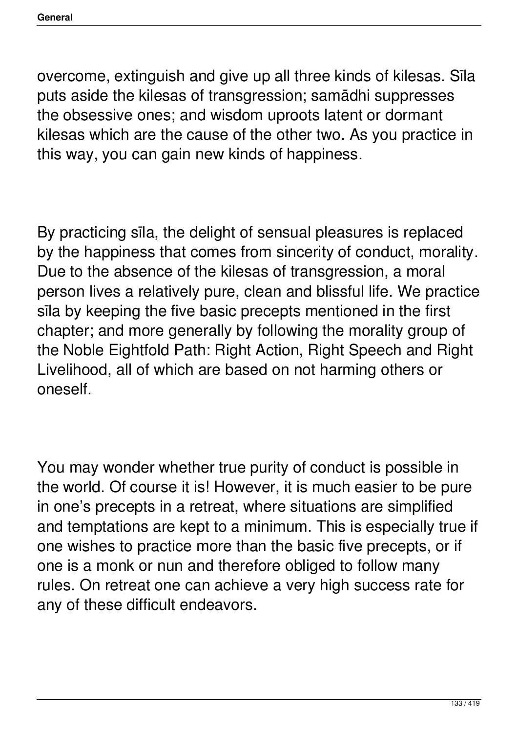overcome, extinguish and give up all three kinds of kilesas. Sīla puts aside the kilesas of transgression; samādhi suppresses the obsessive ones; and wisdom uproots latent or dormant kilesas which are the cause of the other two. As you practice in this way, you can gain new kinds of happiness.

By practicing sīla, the delight of sensual pleasures is replaced by the happiness that comes from sincerity of conduct, morality. Due to the absence of the kilesas of transgression, a moral person lives a relatively pure, clean and blissful life. We practice sīla by keeping the five basic precepts mentioned in the first chapter; and more generally by following the morality group of the Noble Eightfold Path: Right Action, Right Speech and Right Livelihood, all of which are based on not harming others or oneself.

You may wonder whether true purity of conduct is possible in the world. Of course it is! However, it is much easier to be pure in one's precepts in a retreat, where situations are simplified and temptations are kept to a minimum. This is especially true if one wishes to practice more than the basic five precepts, or if one is a monk or nun and therefore obliged to follow many rules. On retreat one can achieve a very high success rate for any of these difficult endeavors.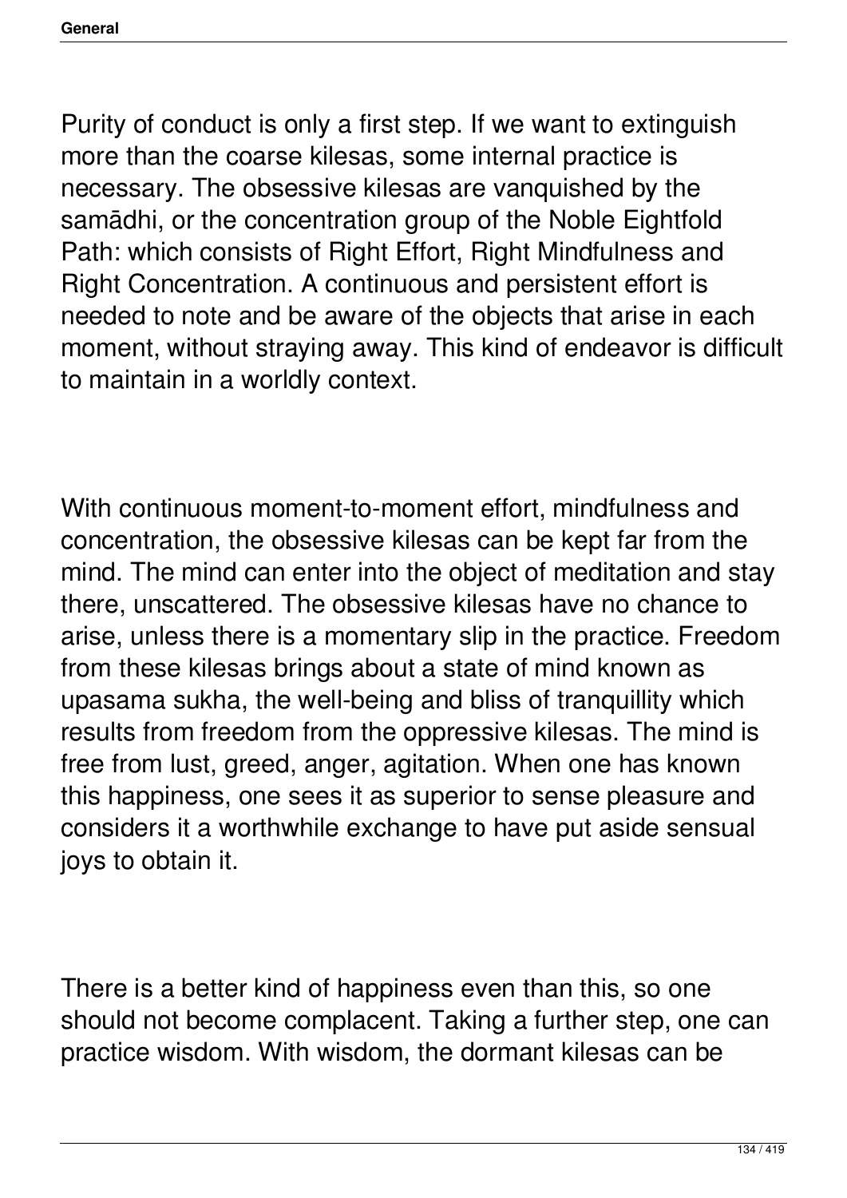Purity of conduct is only a first step. If we want to extinguish more than the coarse kilesas, some internal practice is necessary. The obsessive kilesas are vanquished by the samādhi, or the concentration group of the Noble Eightfold Path: which consists of Right Effort, Right Mindfulness and Right Concentration. A continuous and persistent effort is needed to note and be aware of the objects that arise in each moment, without straying away. This kind of endeavor is difficult to maintain in a worldly context.

With continuous moment-to-moment effort, mindfulness and concentration, the obsessive kilesas can be kept far from the mind. The mind can enter into the object of meditation and stay there, unscattered. The obsessive kilesas have no chance to arise, unless there is a momentary slip in the practice. Freedom from these kilesas brings about a state of mind known as upasama sukha, the well-being and bliss of tranquillity which results from freedom from the oppressive kilesas. The mind is free from lust, greed, anger, agitation. When one has known this happiness, one sees it as superior to sense pleasure and considers it a worthwhile exchange to have put aside sensual joys to obtain it.

There is a better kind of happiness even than this, so one should not become complacent. Taking a further step, one can practice wisdom. With wisdom, the dormant kilesas can be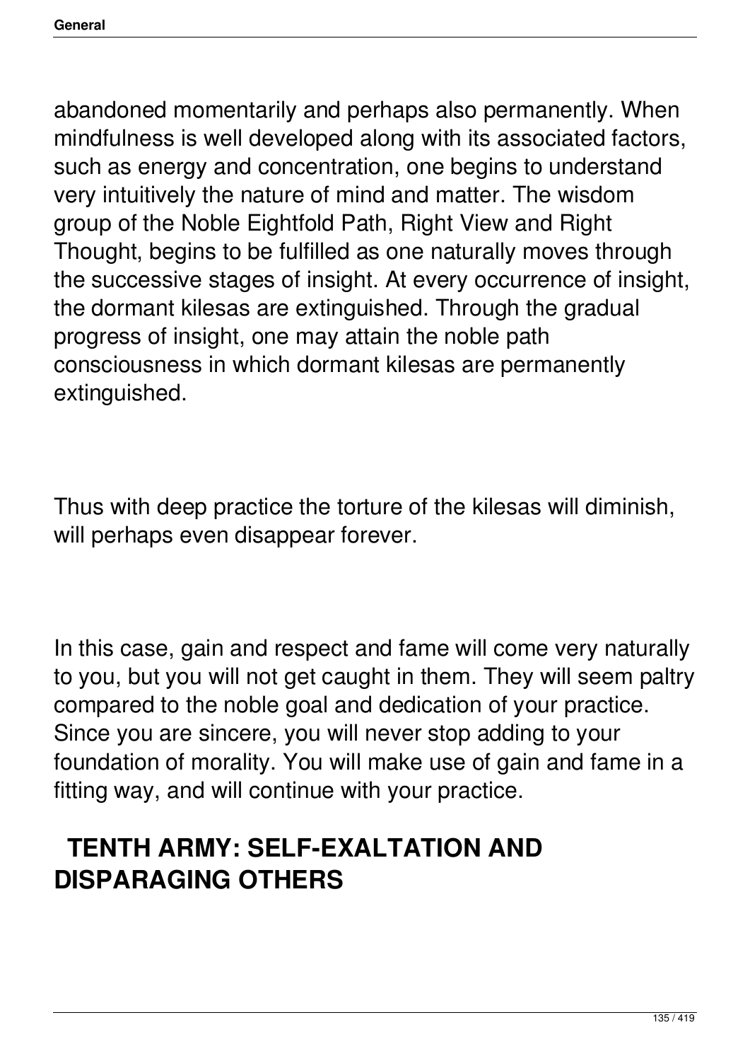abandoned momentarily and perhaps also permanently. When mindfulness is well developed along with its associated factors, such as energy and concentration, one begins to understand very intuitively the nature of mind and matter. The wisdom group of the Noble Eightfold Path, Right View and Right Thought, begins to be fulfilled as one naturally moves through the successive stages of insight. At every occurrence of insight, the dormant kilesas are extinguished. Through the gradual progress of insight, one may attain the noble path consciousness in which dormant kilesas are permanently extinguished.

Thus with deep practice the torture of the kilesas will diminish, will perhaps even disappear forever.

In this case, gain and respect and fame will come very naturally to you, but you will not get caught in them. They will seem paltry compared to the noble goal and dedication of your practice. Since you are sincere, you will never stop adding to your foundation of morality. You will make use of gain and fame in a fitting way, and will continue with your practice.

## TENTH ARMY: SELF-EXALTATION AND DISPARAGING OTHERS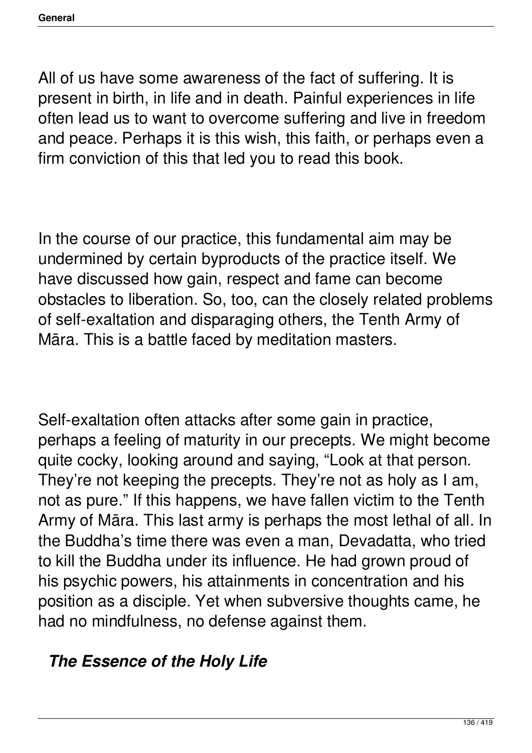All of us have some awareness of the fact of suffering. It is present in birth, in life and in death. Painful experiences in life often lead us to want to overcome suffering and live in freedom and peace. Perhaps it is this wish, this faith, or perhaps even a firm conviction of this that led you to read this book.

In the course of our practice, this fundamental aim may be undermined by certain byproducts of the practice itself. We have discussed how gain, respect and fame can become obstacles to liberation. So, too, can the closely related problems of self-exaltation and disparaging others, the Tenth Army of Māra. This is a battle faced by meditation masters.

Self-exaltation often attacks after some gain in practice, perhaps a feeling of maturity in our precepts. We might become quite cocky, looking around and saying, "Look at that person. They're not keeping the precepts. They're not as holy as I am, not as pure." If this happens, we have fallen victim to the Tenth Army of Māra. This last army is perhaps the most lethal of all. In the Buddha's time there was even a man, Devadatta, who tried to kill the Buddha under its influence. He had grown proud of his psychic powers, his attainments in concentration and his position as a disciple. Yet when subversive thoughts came, he had no mindfulness, no defense against them.

### *The Essence of the Holy Life*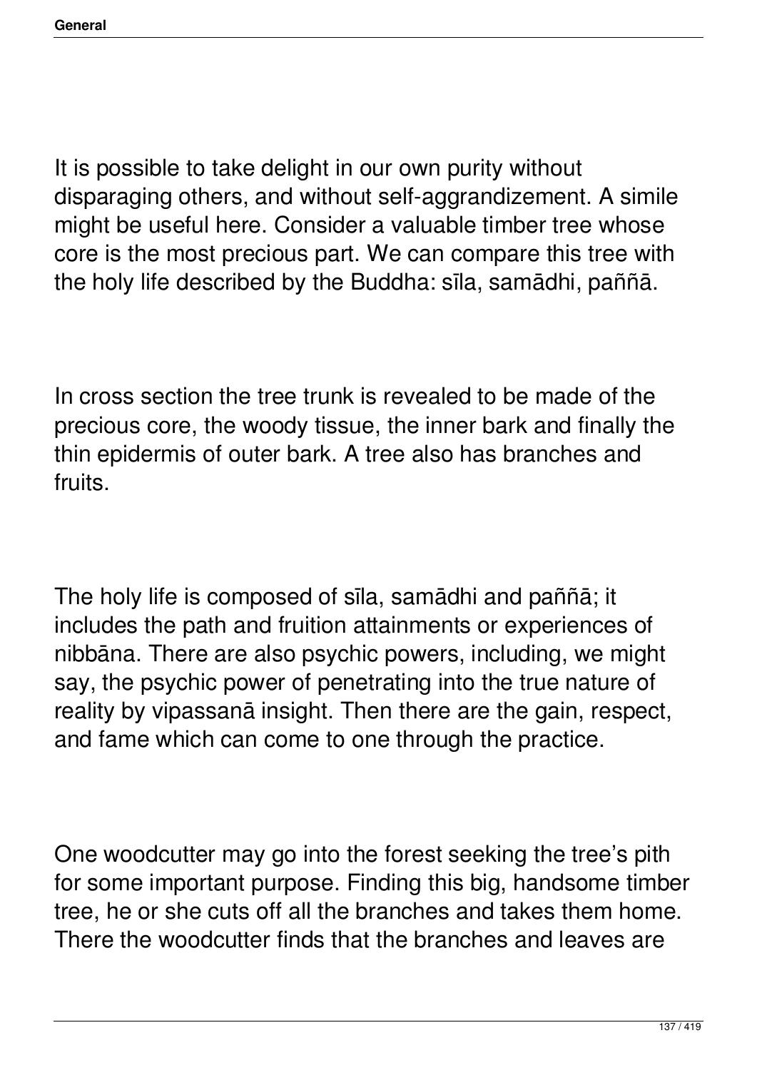It is possible to take delight in our own purity without disparaging others, and without self-aggrandizement. A simile might be useful here. Consider a valuable timber tree whose core is the most precious part. We can compare this tree with the holy life described by the Buddha: sīla, samādhi, paññā.

In cross section the tree trunk is revealed to be made of the precious core, the woody tissue, the inner bark and finally the thin epidermis of outer bark. A tree also has branches and fruits.

The holy life is composed of sīla, samādhi and paññā; it includes the path and fruition attainments or experiences of nibbāna. There are also psychic powers, including, we might say, the psychic power of penetrating into the true nature of reality by vipassanā insight. Then there are the gain, respect, and fame which can come to one through the practice.

One woodcutter may go into the forest seeking the tree's pith for some important purpose. Finding this big, handsome timber tree, he or she cuts off all the branches and takes them home. There the woodcutter finds that the branches and leaves are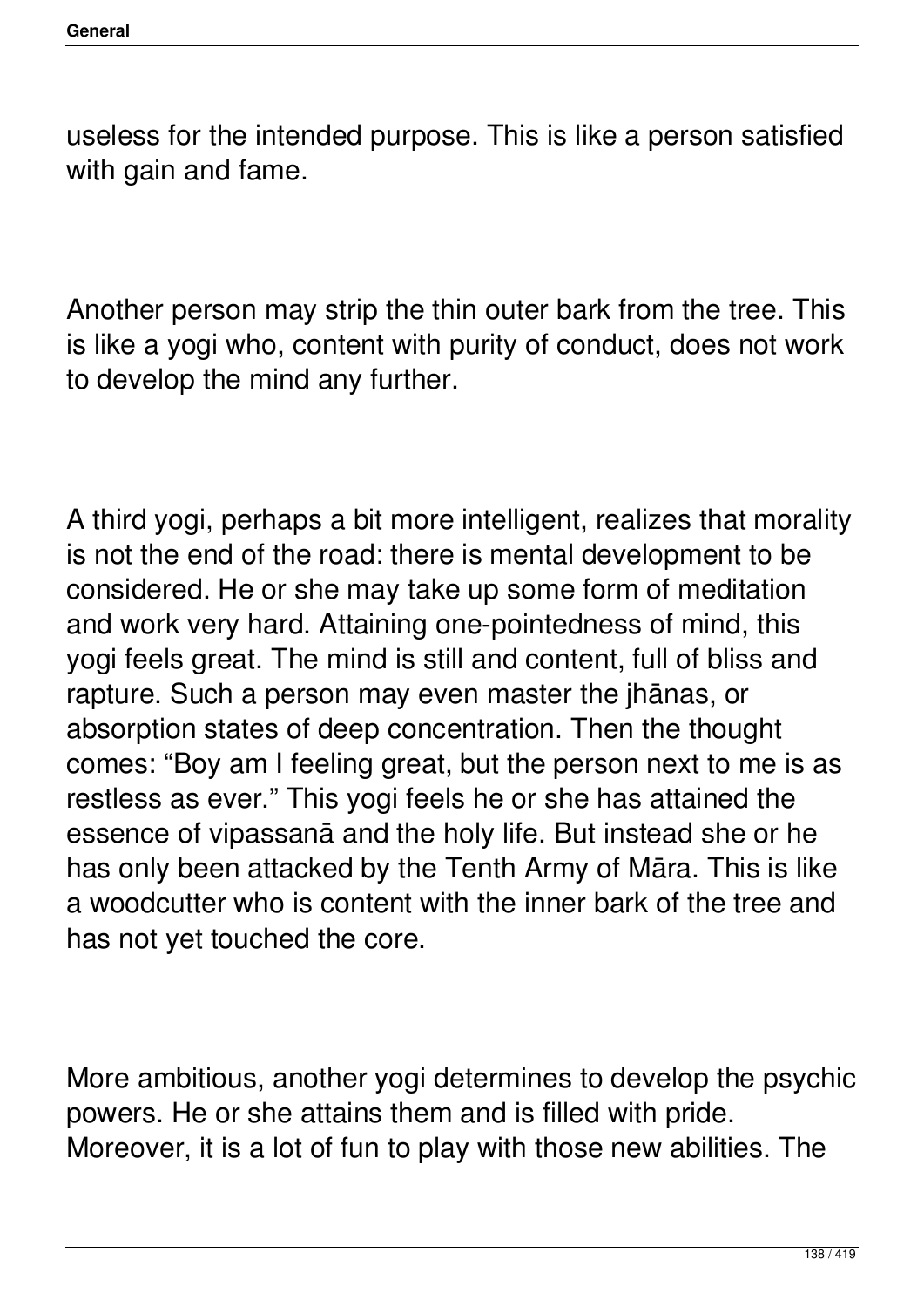useless for the intended purpose. This is like a person satisfied with gain and fame.

Another person may strip the thin outer bark from the tree. This is like a yogi who, content with purity of conduct, does not work to develop the mind any further.

A third yogi, perhaps a bit more intelligent, realizes that morality is not the end of the road: there is mental development to be considered. He or she may take up some form of meditation and work very hard. Attaining one-pointedness of mind, this yogi feels great. The mind is still and content, full of bliss and rapture. Such a person may even master the jhānas, or absorption states of deep concentration. Then the thought comes: "Boy am I feeling great, but the person next to me is as restless as ever." This yogi feels he or she has attained the essence of vipassanā and the holy life. But instead she or he has only been attacked by the Tenth Army of Māra. This is like a woodcutter who is content with the inner bark of the tree and has not yet touched the core.

More ambitious, another yogi determines to develop the psychic powers. He or she attains them and is filled with pride. Moreover, it is a lot of fun to play with those new abilities. The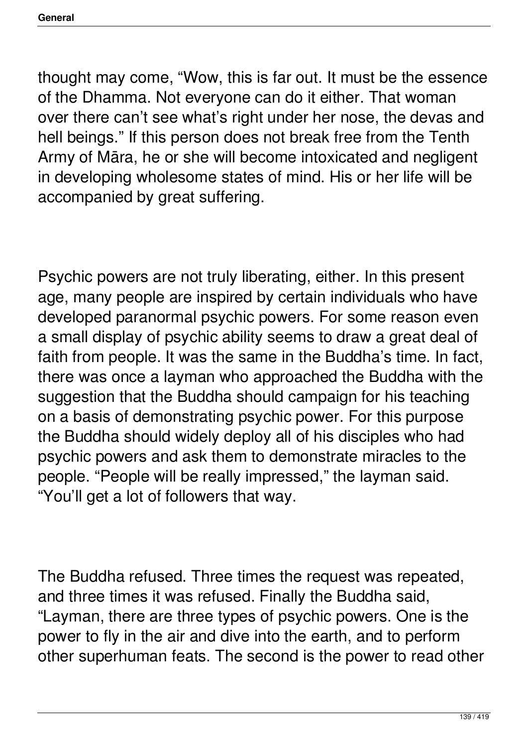thought may come, “Wow, this is far out. It must be the essence of the Dhamma. Not everyone can do it either. That woman over there can’t see what’s right under her nose, the devas and hell beings.” If this person does not break free from the Tenth Army of Māra, he or she will become intoxicated and negligent in developing wholesome states of mind. His or her life will be accompanied by great suffering.

Psychic powers are not truly liberating, either. In this present age, many people are inspired by certain individuals who have developed paranormal psychic powers. For some reason even a small display of psychic ability seems to draw a great deal of faith from people. It was the same in the Buddha’s time. In fact, there was once a layman who approached the Buddha with the suggestion that the Buddha should campaign for his teaching on a basis of demonstrating psychic power. For this purpose the Buddha should widely deploy all of his disciples who had psychic powers and ask them to demonstrate miracles to the people. “People will be really impressed,” the layman said. “You’ll get a lot of followers that way.

The Buddha refused. Three times the request was repeated, and three times it was refused. Finally the Buddha said, “Layman, there are three types of psychic powers. One is the power to fly in the air and dive into the earth, and to perform other superhuman feats. The second is the power to read other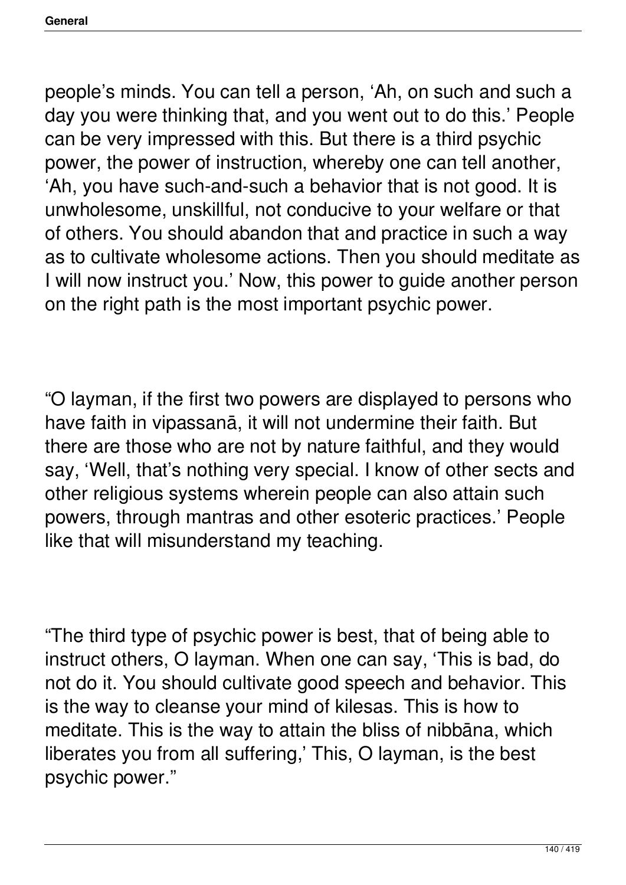people's minds. You can tell a person, 'Ah, on such and such a day you were thinking that, and you went out to do this.' People can be very impressed with this. But there is a third psychic power, the power of instruction, whereby one can tell another, 'Ah, you have such-and-such a behavior that is not good. It is unwholesome, unskillful, not conducive to your welfare or that of others. You should abandon that and practice in such a way as to cultivate wholesome actions. Then you should meditate as I will now instruct you.' Now, this power to guide another person on the right path is the most important psychic power.

"O layman, if the first two powers are displayed to persons who have faith in vipassanā, it will not undermine their faith. But there are those who are not by nature faithful, and they would say, 'Well, that's nothing very special. I know of other sects and other religious systems wherein people can also attain such powers, through mantras and other esoteric practices.' People like that will misunderstand my teaching.

"The third type of psychic power is best, that of being able to instruct others, O layman. When one can say, 'This is bad, do not do it. You should cultivate good speech and behavior. This is the way to cleanse your mind of kilesas. This is how to meditate. This is the way to attain the bliss of nibbāna, which liberates you from all suffering,' This, O layman, is the best psychic power."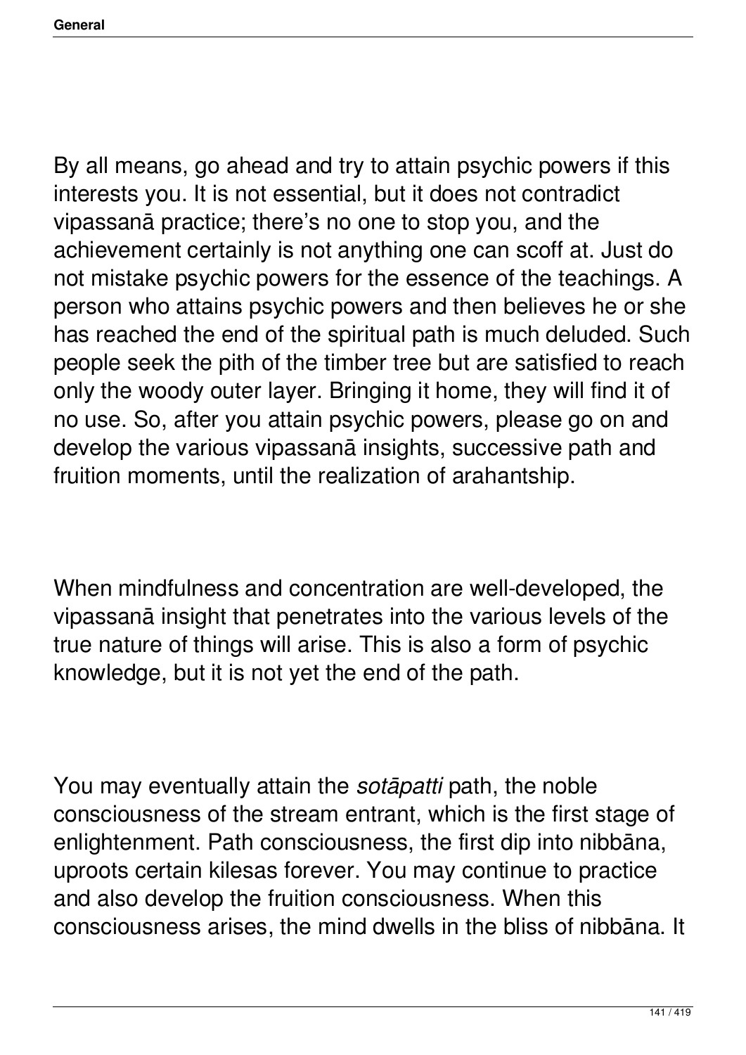By all means, go ahead and try to attain psychic powers if this interests you. It is not essential, but it does not contradict vipassanā practice; there's no one to stop you, and the achievement certainly is not anything one can scoff at. Just do not mistake psychic powers for the essence of the teachings. A person who attains psychic powers and then believes he or she has reached the end of the spiritual path is much deluded. Such people seek the pith of the timber tree but are satisfied to reach only the woody outer layer. Bringing it home, they will find it of no use. So, after you attain psychic powers, please go on and develop the various vipassanā insights, successive path and fruition moments, until the realization of arahantship.

When mindfulness and concentration are well-developed, the vipassanā insight that penetrates into the various levels of the true nature of things will arise. This is also a form of psychic knowledge, but it is not yet the end of the path.

You may eventually attain the *sotāpatti* path, the noble consciousness of the stream entrant, which is the first stage of enlightenment. Path consciousness, the first dip into nibbāna, uproots certain kilesas forever. You may continue to practice and also develop the fruition consciousness. When this consciousness arises, the mind dwells in the bliss of nibbāna. It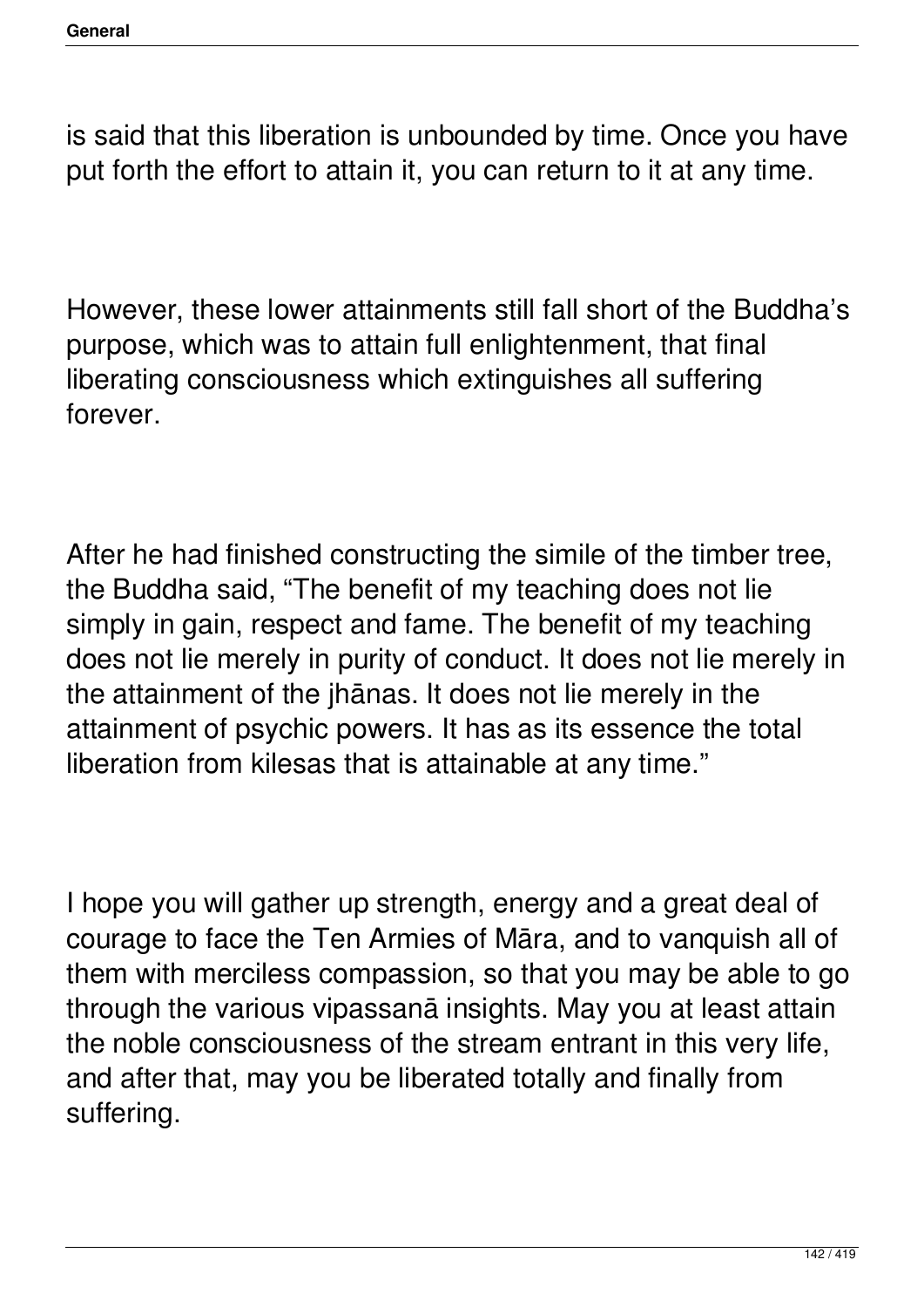is said that this liberation is unbounded by time. Once you have put forth the effort to attain it, you can return to it at any time.

However, these lower attainments still fall short of the Buddha's purpose, which was to attain full enlightenment, that final liberating consciousness which extinguishes all suffering forever.

After he had finished constructing the simile of the timber tree, the Buddha said, "The benefit of my teaching does not lie simply in gain, respect and fame. The benefit of my teaching does not lie merely in purity of conduct. It does not lie merely in the attainment of the jhānas. It does not lie merely in the attainment of psychic powers. It has as its essence the total liberation from kilesas that is attainable at any time."

I hope you will gather up strength, energy and a great deal of courage to face the Ten Armies of Māra, and to vanquish all of them with merciless compassion, so that you may be able to go through the various vipassanā insights. May you at least attain the noble consciousness of the stream entrant in this very life, and after that, may you be liberated totally and finally from suffering.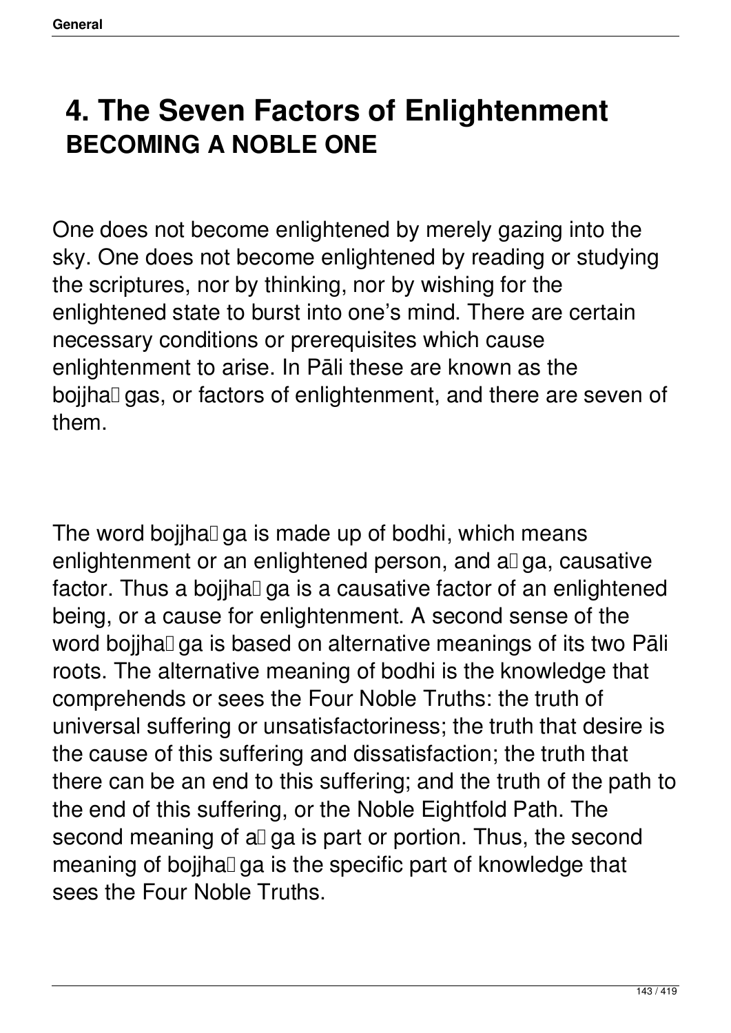# 4. The Seven Factors of Enlightenment

## BECOMING A NOBLE ONE

One does not become enlightened by merely gazing into the sky. One does not become enlightened by reading or studying the scriptures, nor by thinking, nor by wishing for the enlightened state to burst into one's mind. There are certain necessary conditions or prerequisites which cause enlightenment to arise. In Pāli these are known as the bojjha gas, or factors of enlightenment, and there are seven of them.

The word bojjha ga is made up of bodhi, which means enlightenment or an enlightened person, and a ga, causative factor. Thus a bojjha ga is a causative factor of an enlightened being, or a cause for enlightenment. A second sense of the word bojjha ga is based on alternative meanings of its two Pāli roots. The alternative meaning of bodhi is the knowledge that comprehends or sees the Four Noble Truths: the truth of universal suffering or unsatisfactoriness; the truth that desire is the cause of this suffering and dissatisfaction; the truth that there can be an end to this suffering; and the truth of the path to the end of this suffering, or the Noble Eightfold Path. The second meaning of a ga is part or portion. Thus, the second meaning of bojjha ga is the specific part of knowledge that sees the Four Noble Truths.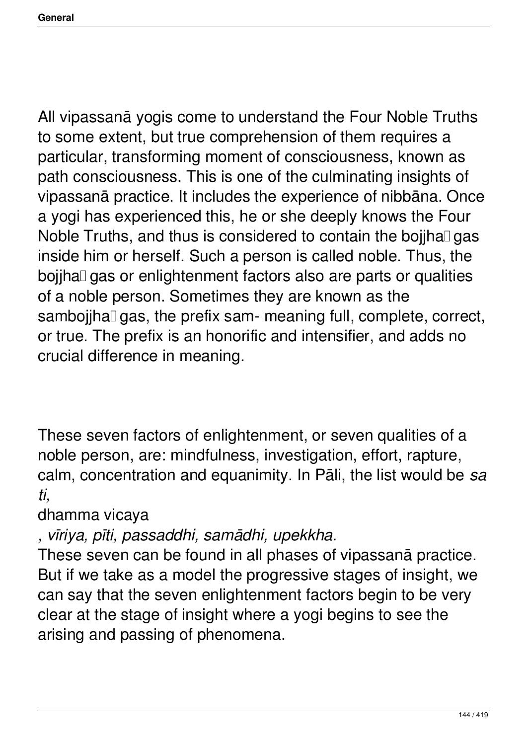All vipassanā yogis come to understand the Four Noble Truths to some extent, but true comprehension of them requires a particular, transforming moment of consciousness, known as path consciousness. This is one of the culminating insights of vipassanā practice. It includes the experience of nibbāna. Once a yogi has experienced this, he or she deeply knows the Four Noble Truths, and thus is considered to contain the bojjhaṅgas inside him or herself. Such a person is called noble. Thus, the bojjhaṅgas or enlightenment factors also are parts or qualities of a noble person. Sometimes they are known as the sambojjhaṅgas, the prefix sam- meaning full, complete, correct, or true. The prefix is an honorific and intensifier, and adds no crucial difference in meaning.

These seven factors of enlightenment, or seven qualities of a noble person, are: mindfulness, investigation, effort, rapture, calm, concentration and equanimity. In Pāli, the list would be *sati,* dhamma vicaya*, vīriya, pīti, passaddhi, samādhi, upekkha.*

These seven can be found in all phases of vipassanā practice. But if we take as a model the progressive stages of insight, we can say that the seven enlightenment factors begin to be very clear at the stage of insight where a yogi begins to see the arising and passing of phenomena.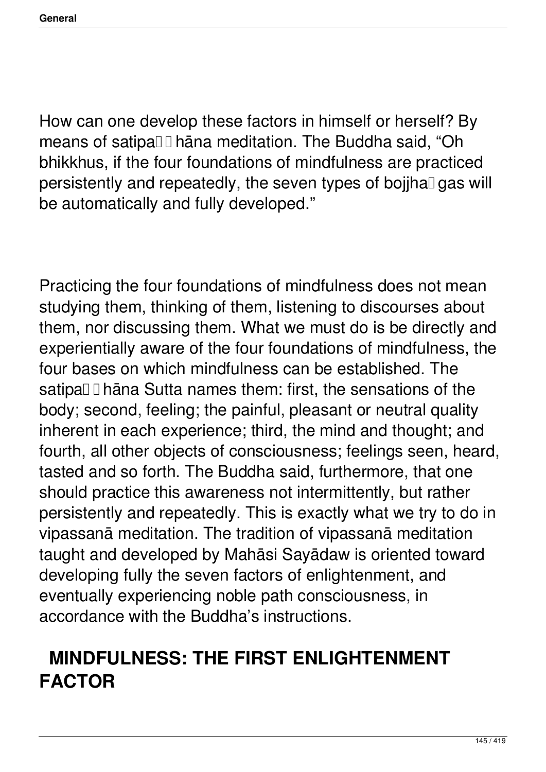How can one develop these factors in himself or herself? By means of satipaṭṭhāna meditation. The Buddha said, “Oh bhikkhus, if the four foundations of mindfulness are practiced persistently and repeatedly, the seven types of bojjhaṅgas will be automatically and fully developed.”

Practicing the four foundations of mindfulness does not mean studying them, thinking of them, listening to discourses about them, nor discussing them. What we must do is be directly and experientially aware of the four foundations of mindfulness, the four bases on which mindfulness can be established. The satipaṭṭhāna Sutta names them: first, the sensations of the body; second, feeling; the painful, pleasant or neutral quality inherent in each experience; third, the mind and thought; and fourth, all other objects of consciousness; feelings seen, heard, tasted and so forth. The Buddha said, furthermore, that one should practice this awareness not intermittently, but rather persistently and repeatedly. This is exactly what we try to do in vipassanā meditation. The tradition of vipassanā meditation taught and developed by Mahāsi Sayādaw is oriented toward developing fully the seven factors of enlightenment, and eventually experiencing noble path consciousness, in accordance with the Buddha’s instructions.

## MINDFULNESS: THE FIRST ENLIGHTENMENT FACTOR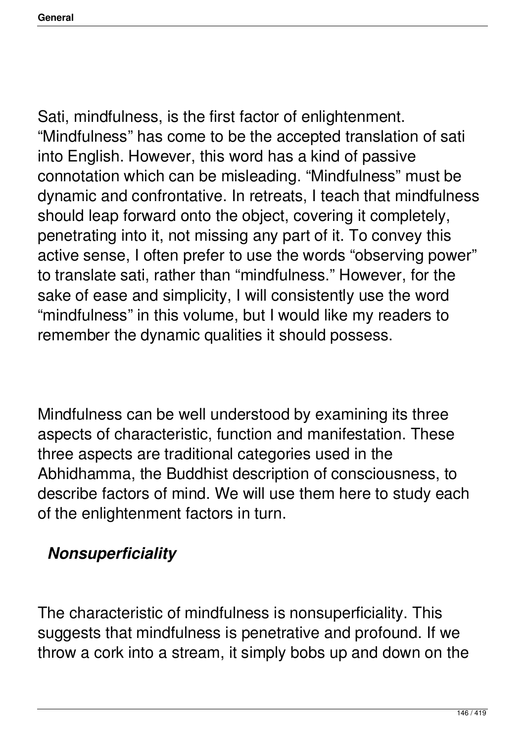Sati, mindfulness, is the first factor of enlightenment. "Mindfulness" has come to be the accepted translation of sati into English. However, this word has a kind of passive connotation which can be misleading. "Mindfulness" must be dynamic and confrontative. In retreats, I teach that mindfulness should leap forward onto the object, covering it completely, penetrating into it, not missing any part of it. To convey this active sense, I often prefer to use the words "observing power" to translate sati, rather than "mindfulness." However, for the sake of ease and simplicity, I will consistently use the word "mindfulness" in this volume, but I would like my readers to remember the dynamic qualities it should possess.

Mindfulness can be well understood by examining its three aspects of characteristic, function and manifestation. These three aspects are traditional categories used in the Abhidhamma, the Buddhist description of consciousness, to describe factors of mind. We will use them here to study each of the enlightenment factors in turn.

### *Nonsuperficiality*

The characteristic of mindfulness is nonsuperficiality. This suggests that mindfulness is penetrative and profound. If we throw a cork into a stream, it simply bobs up and down on the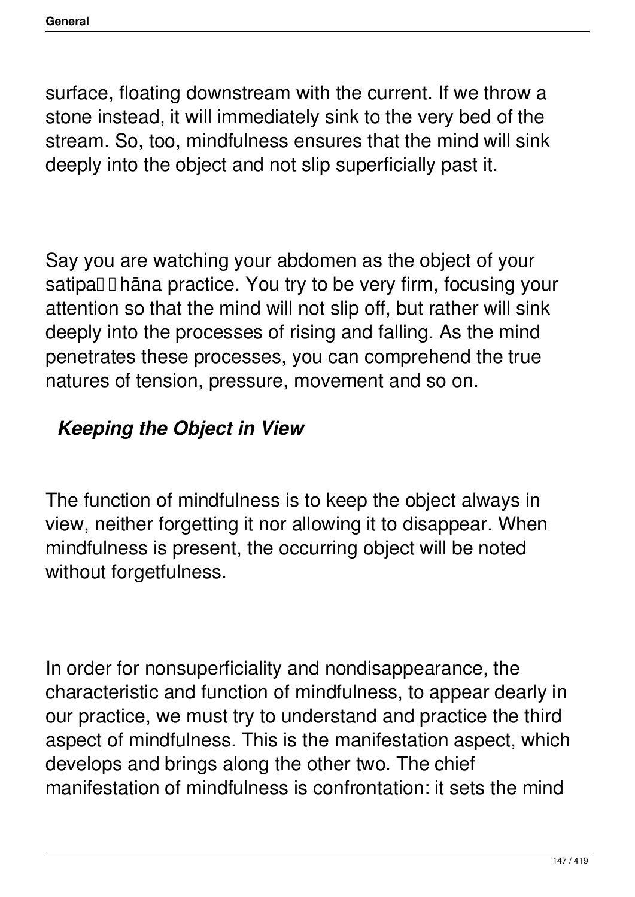surface, floating downstream with the current. If we throw a stone instead, it will immediately sink to the very bed of the stream. So, too, mindfulness ensures that the mind will sink deeply into the object and not slip superficially past it.

Say you are watching your abdomen as the object of your satipaṭṭhāna practice. You try to be very firm, focusing your attention so that the mind will not slip off, but rather will sink deeply into the processes of rising and falling. As the mind penetrates these processes, you can comprehend the true natures of tension, pressure, movement and so on.

### *Keeping the Object in View*

The function of mindfulness is to keep the object always in view, neither forgetting it nor allowing it to disappear. When mindfulness is present, the occurring object will be noted without forgetfulness.

In order for nonsuperficiality and nondisappearance, the characteristic and function of mindfulness, to appear dearly in our practice, we must try to understand and practice the third aspect of mindfulness. This is the manifestation aspect, which develops and brings along the other two. The chief manifestation of mindfulness is confrontation: it sets the mind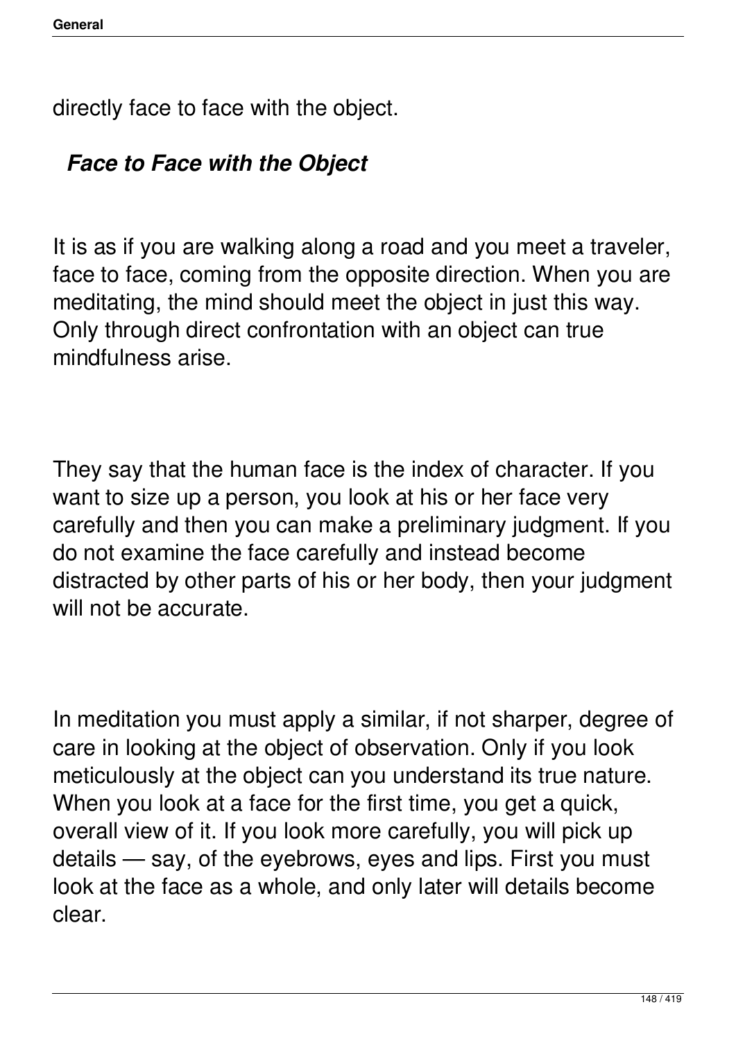directly face to face with the object.

### ***Face to Face with the Object***

It is as if you are walking along a road and you meet a traveler, face to face, coming from the opposite direction. When you are meditating, the mind should meet the object in just this way. Only through direct confrontation with an object can true mindfulness arise.

They say that the human face is the index of character. If you want to size up a person, you look at his or her face very carefully and then you can make a preliminary judgment. If you do not examine the face carefully and instead become distracted by other parts of his or her body, then your judgment will not be accurate.

In meditation you must apply a similar, if not sharper, degree of care in looking at the object of observation. Only if you look meticulously at the object can you understand its true nature. When you look at a face for the first time, you get a quick, overall view of it. If you look more carefully, you will pick up details — say, of the eyebrows, eyes and lips. First you must look at the face as a whole, and only later will details become clear.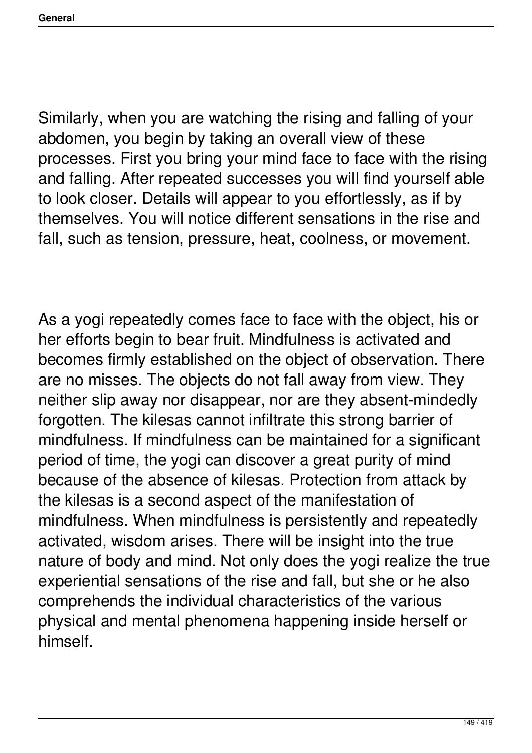Similarly, when you are watching the rising and falling of your abdomen, you begin by taking an overall view of these processes. First you bring your mind face to face with the rising and falling. After repeated successes you will find yourself able to look closer. Details will appear to you effortlessly, as if by themselves. You will notice different sensations in the rise and fall, such as tension, pressure, heat, coolness, or movement.

As a yogi repeatedly comes face to face with the object, his or her efforts begin to bear fruit. Mindfulness is activated and becomes firmly established on the object of observation. There are no misses. The objects do not fall away from view. They neither slip away nor disappear, nor are they absent-mindedly forgotten. The kilesas cannot infiltrate this strong barrier of mindfulness. If mindfulness can be maintained for a significant period of time, the yogi can discover a great purity of mind because of the absence of kilesas. Protection from attack by the kilesas is a second aspect of the manifestation of mindfulness. When mindfulness is persistently and repeatedly activated, wisdom arises. There will be insight into the true nature of body and mind. Not only does the yogi realize the true experiential sensations of the rise and fall, but she or he also comprehends the individual characteristics of the various physical and mental phenomena happening inside herself or himself.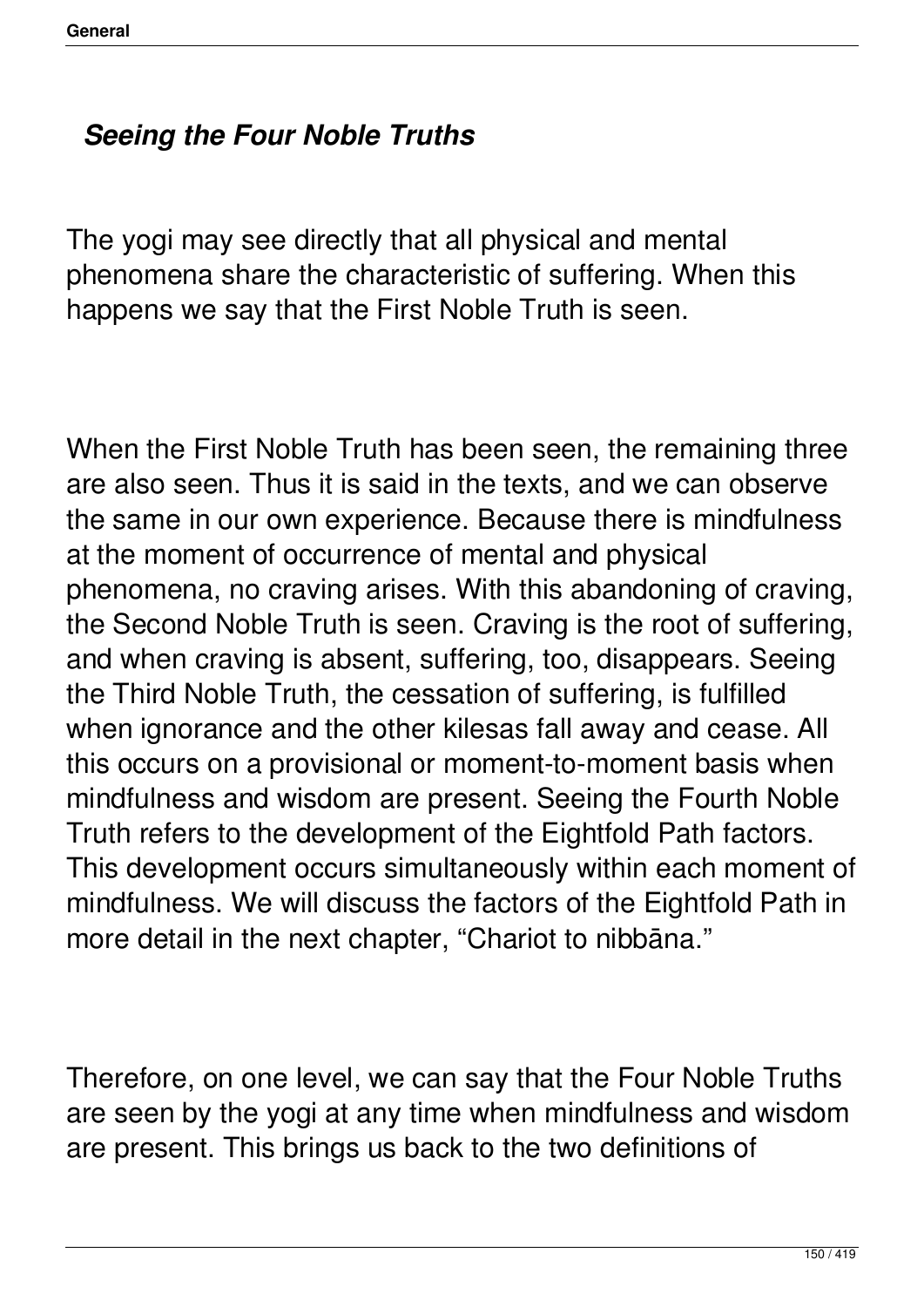## *Seeing the Four Noble Truths*

The yogi may see directly that all physical and mental phenomena share the characteristic of suffering. When this happens we say that the First Noble Truth is seen.

When the First Noble Truth has been seen, the remaining three are also seen. Thus it is said in the texts, and we can observe the same in our own experience. Because there is mindfulness at the moment of occurrence of mental and physical phenomena, no craving arises. With this abandoning of craving, the Second Noble Truth is seen. Craving is the root of suffering, and when craving is absent, suffering, too, disappears. Seeing the Third Noble Truth, the cessation of suffering, is fulfilled when ignorance and the other kilesas fall away and cease. All this occurs on a provisional or moment-to-moment basis when mindfulness and wisdom are present. Seeing the Fourth Noble Truth refers to the development of the Eightfold Path factors. This development occurs simultaneously within each moment of mindfulness. We will discuss the factors of the Eightfold Path in more detail in the next chapter, "Chariot to nibbāna."

Therefore, on one level, we can say that the Four Noble Truths are seen by the yogi at any time when mindfulness and wisdom are present. This brings us back to the two definitions of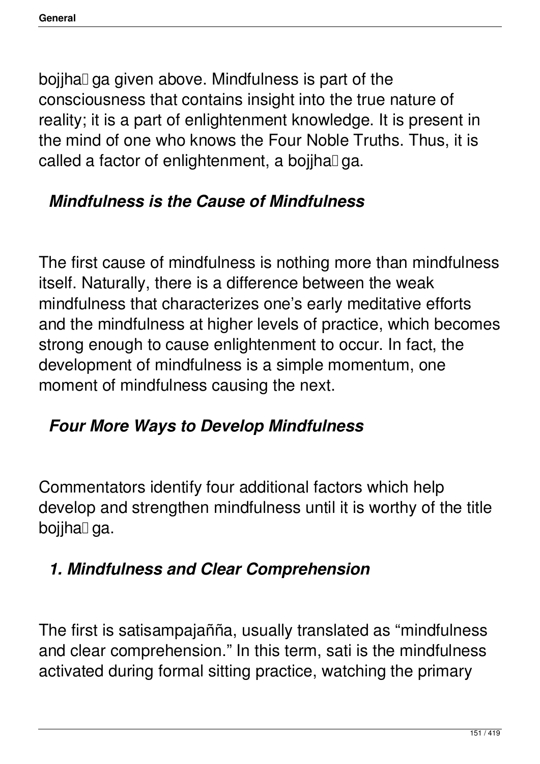bojjha ga given above. Mindfulness is part of the consciousness that contains insight into the true nature of reality; it is a part of enlightenment knowledge. It is present in the mind of one who knows the Four Noble Truths. Thus, it is called a factor of enlightenment, a bojjha ga.

### *Mindfulness is the Cause of Mindfulness*

The first cause of mindfulness is nothing more than mindfulness itself. Naturally, there is a difference between the weak mindfulness that characterizes one's early meditative efforts and the mindfulness at higher levels of practice, which becomes strong enough to cause enlightenment to occur. In fact, the development of mindfulness is a simple momentum, one moment of mindfulness causing the next.

### *Four More Ways to Develop Mindfulness*

Commentators identify four additional factors which help develop and strengthen mindfulness until it is worthy of the title bojjha ga.

### *1. Mindfulness and Clear Comprehension*

The first is satisampajañña, usually translated as "mindfulness and clear comprehension." In this term, sati is the mindfulness activated during formal sitting practice, watching the primary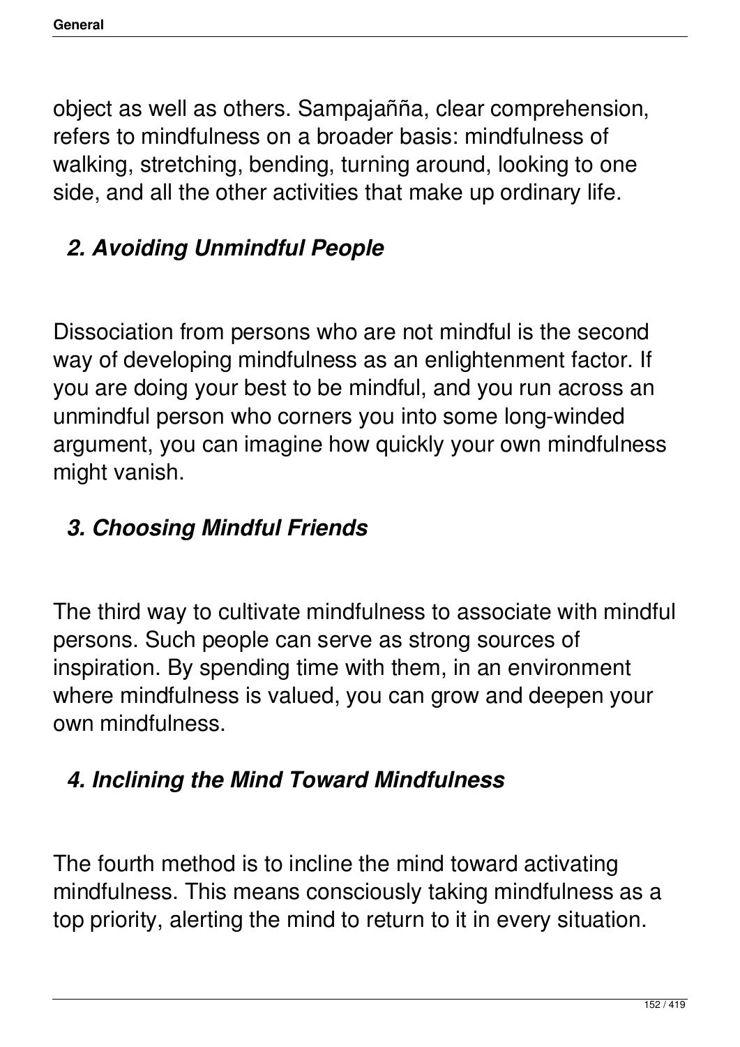object as well as others. Sampajañña, clear comprehension, refers to mindfulness on a broader basis: mindfulness of walking, stretching, bending, turning around, looking to one side, and all the other activities that make up ordinary life.

### *2. Avoiding Unmindful People*

Dissociation from persons who are not mindful is the second way of developing mindfulness as an enlightenment factor. If you are doing your best to be mindful, and you run across an unmindful person who corners you into some long-winded argument, you can imagine how quickly your own mindfulness might vanish.

### *3. Choosing Mindful Friends*

The third way to cultivate mindfulness to associate with mindful persons. Such people can serve as strong sources of inspiration. By spending time with them, in an environment where mindfulness is valued, you can grow and deepen your own mindfulness.

### *4. Inclining the Mind Toward Mindfulness*

The fourth method is to incline the mind toward activating mindfulness. This means consciously taking mindfulness as a top priority, alerting the mind to return to it in every situation.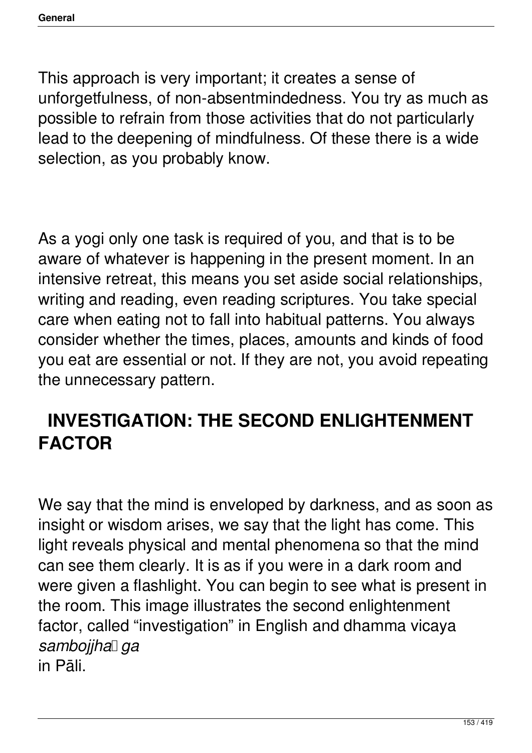This approach is very important; it creates a sense of unforgetfulness, of non-absentmindedness. You try as much as possible to refrain from those activities that do not particularly lead to the deepening of mindfulness. Of these there is a wide selection, as you probably know.

As a yogi only one task is required of you, and that is to be aware of whatever is happening in the present moment. In an intensive retreat, this means you set aside social relationships, writing and reading, even reading scriptures. You take special care when eating not to fall into habitual patterns. You always consider whether the times, places, amounts and kinds of food you eat are essential or not. If they are not, you avoid repeating the unnecessary pattern.

## INVESTIGATION: THE SECOND ENLIGHTENMENT FACTOR

We say that the mind is enveloped by darkness, and as soon as insight or wisdom arises, we say that the light has come. This light reveals physical and mental phenomena so that the mind can see them clearly. It is as if you were in a dark room and were given a flashlight. You can begin to see what is present in the room. This image illustrates the second enlightenment factor, called "investigation" in English and dhamma vicaya *sambojjhaṅga* in Pāli.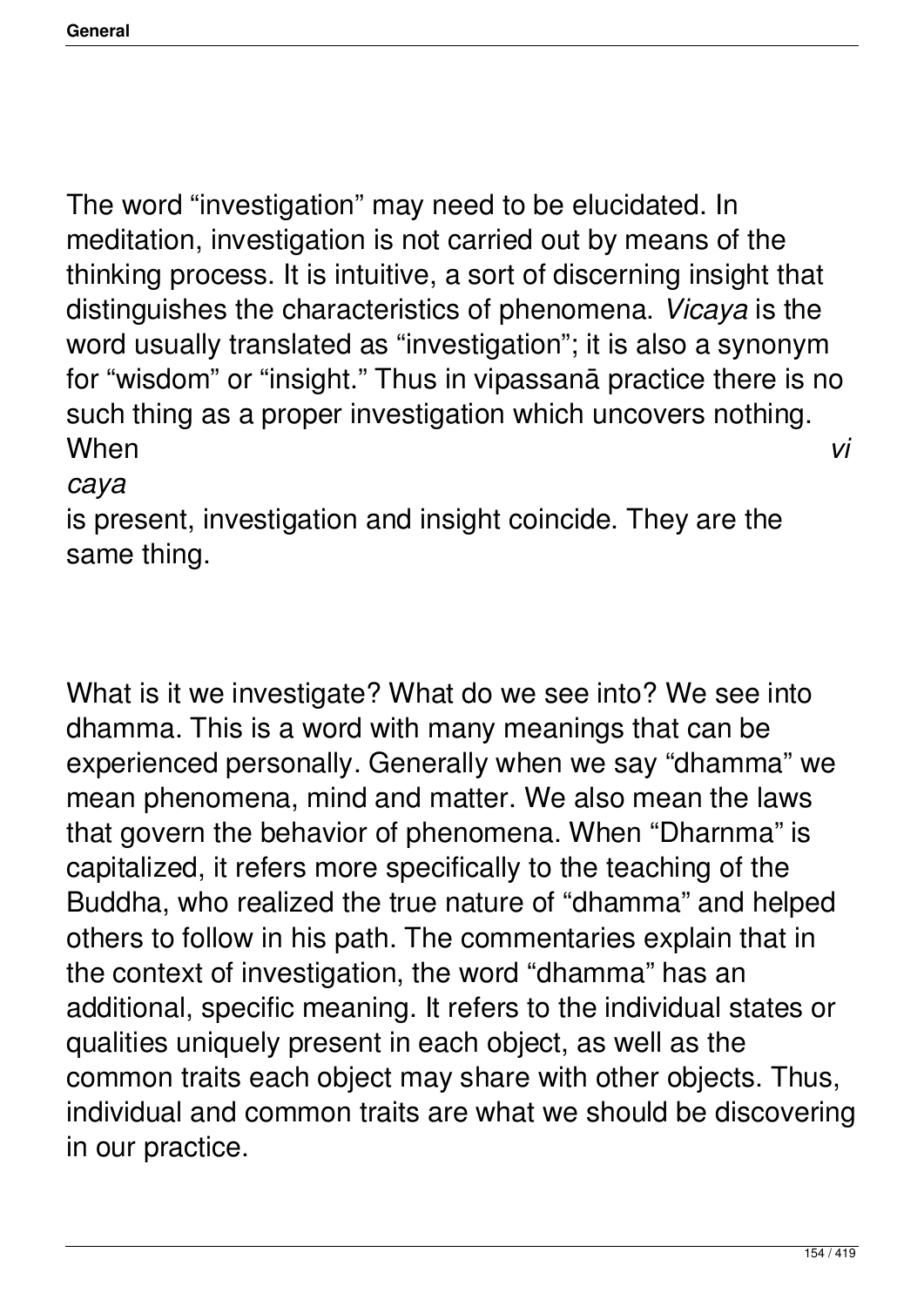The word “investigation” may need to be elucidated. In meditation, investigation is not carried out by means of the thinking process. It is intuitive, a sort of discerning insight that distinguishes the characteristics of phenomena. *Vicaya* is the word usually translated as “investigation”; it is also a synonym for “wisdom” or “insight.” Thus in vipassanā practice there is no such thing as a proper investigation which uncovers nothing. When *vicaya* is present, investigation and insight coincide. They are the same thing.

What is it we investigate? What do we see into? We see into dhamma. This is a word with many meanings that can be experienced personally. Generally when we say “dhamma” we mean phenomena, mind and matter. We also mean the laws that govern the behavior of phenomena. When “Dharnma” is capitalized, it refers more specifically to the teaching of the Buddha, who realized the true nature of “dhamma” and helped others to follow in his path. The commentaries explain that in the context of investigation, the word “dhamma” has an additional, specific meaning. It refers to the individual states or qualities uniquely present in each object, as well as the common traits each object may share with other objects. Thus, individual and common traits are what we should be discovering in our practice.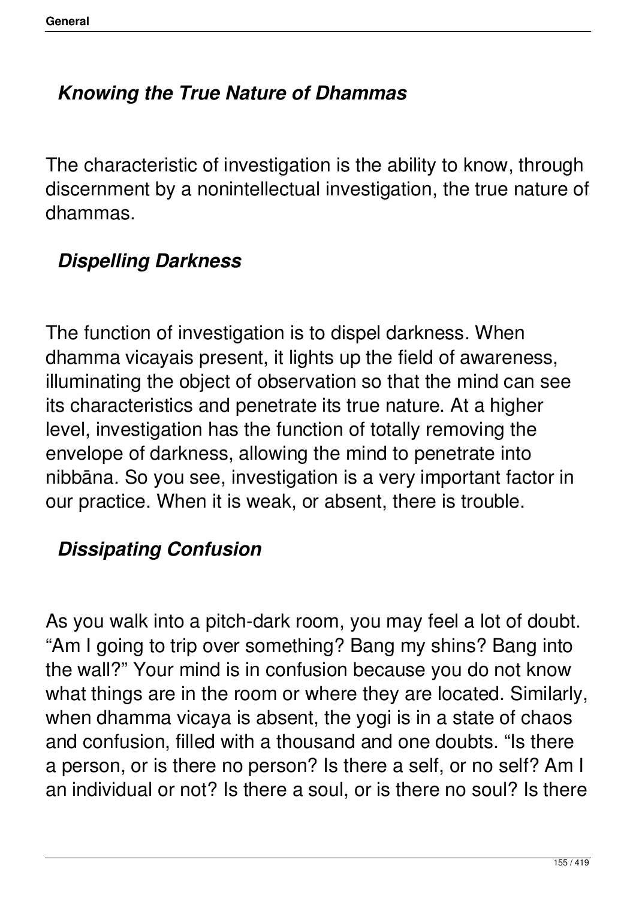### *Knowing the True Nature of Dhammas*

The characteristic of investigation is the ability to know, through discernment by a nonintellectual investigation, the true nature of dhammas.

### *Dispelling Darkness*

The function of investigation is to dispel darkness. When dhamma vicayais present, it lights up the field of awareness, illuminating the object of observation so that the mind can see its characteristics and penetrate its true nature. At a higher level, investigation has the function of totally removing the envelope of darkness, allowing the mind to penetrate into nibbāna. So you see, investigation is a very important factor in our practice. When it is weak, or absent, there is trouble.

### *Dissipating Confusion*

As you walk into a pitch-dark room, you may feel a lot of doubt. “Am I going to trip over something? Bang my shins? Bang into the wall?” Your mind is in confusion because you do not know what things are in the room or where they are located. Similarly, when dhamma vicaya is absent, the yogi is in a state of chaos and confusion, filled with a thousand and one doubts. “Is there a person, or is there no person? Is there a self, or no self? Am I an individual or not? Is there a soul, or is there no soul? Is there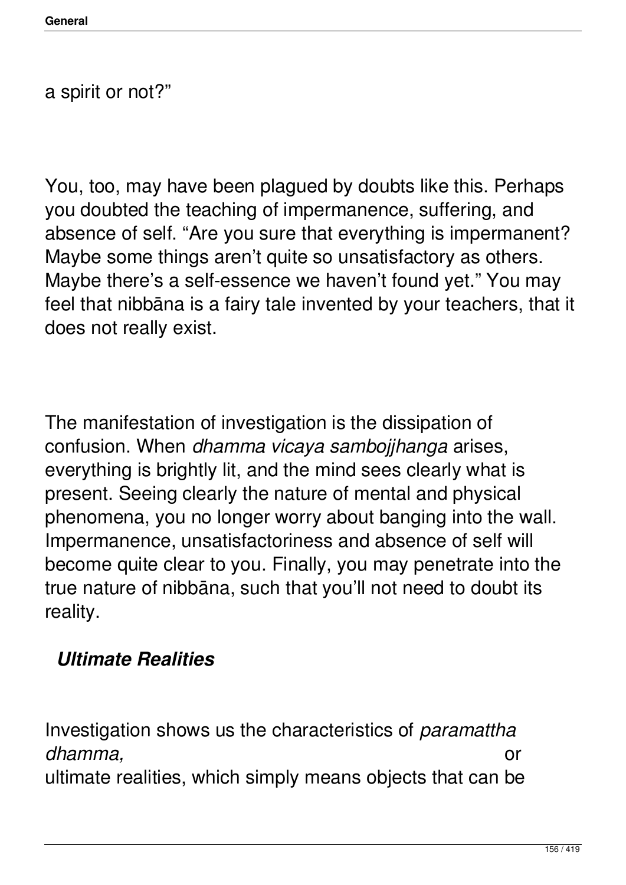a spirit or not?"

You, too, may have been plagued by doubts like this. Perhaps you doubted the teaching of impermanence, suffering, and absence of self. "Are you sure that everything is impermanent? Maybe some things aren't quite so unsatisfactory as others. Maybe there's a self-essence we haven't found yet." You may feel that nibbāna is a fairy tale invented by your teachers, that it does not really exist.

The manifestation of investigation is the dissipation of confusion. When *dhamma vicaya sambojjhanga* arises, everything is brightly lit, and the mind sees clearly what is present. Seeing clearly the nature of mental and physical phenomena, you no longer worry about banging into the wall. Impermanence, unsatisfactoriness and absence of self will become quite clear to you. Finally, you may penetrate into the true nature of nibbāna, such that you'll not need to doubt its reality.

### *Ultimate Realities*

Investigation shows us the characteristics of *paramattha dhamma,* or ultimate realities, which simply means objects that can be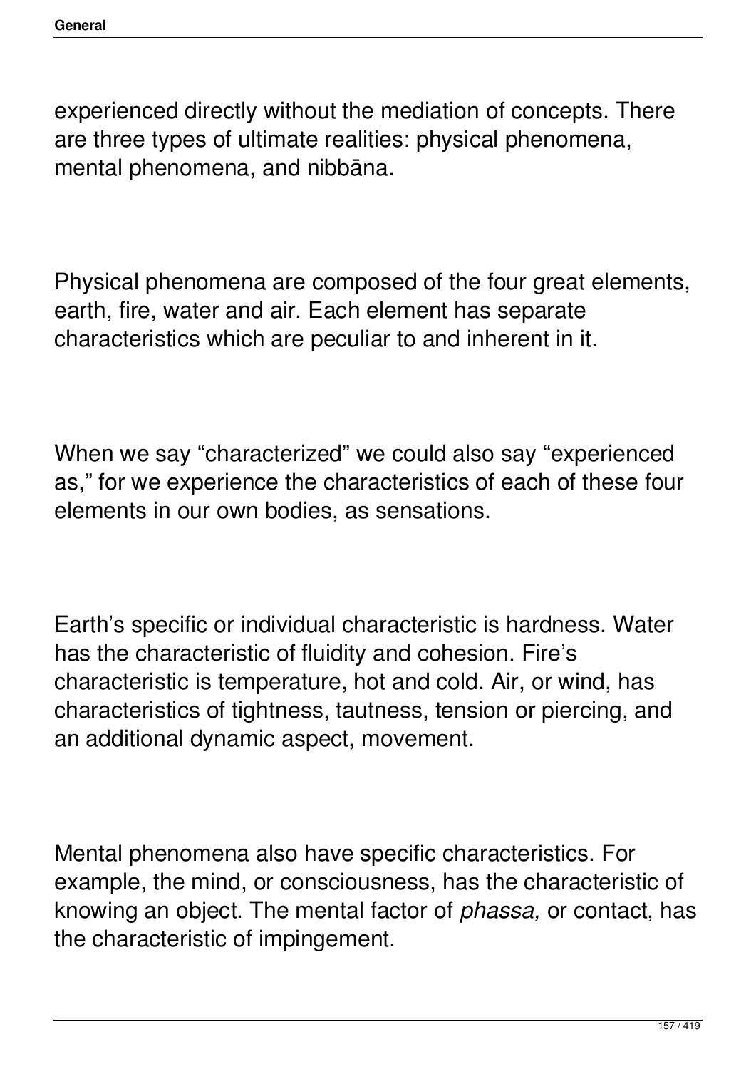experienced directly without the mediation of concepts. There are three types of ultimate realities: physical phenomena, mental phenomena, and nibbāna.

Physical phenomena are composed of the four great elements, earth, fire, water and air. Each element has separate characteristics which are peculiar to and inherent in it.

When we say “characterized” we could also say “experienced as,” for we experience the characteristics of each of these four elements in our own bodies, as sensations.

Earth’s specific or individual characteristic is hardness. Water has the characteristic of fluidity and cohesion. Fire’s characteristic is temperature, hot and cold. Air, or wind, has characteristics of tightness, tautness, tension or piercing, and an additional dynamic aspect, movement.

Mental phenomena also have specific characteristics. For example, the mind, or consciousness, has the characteristic of knowing an object. The mental factor of *phassa,* or contact, has the characteristic of impingement.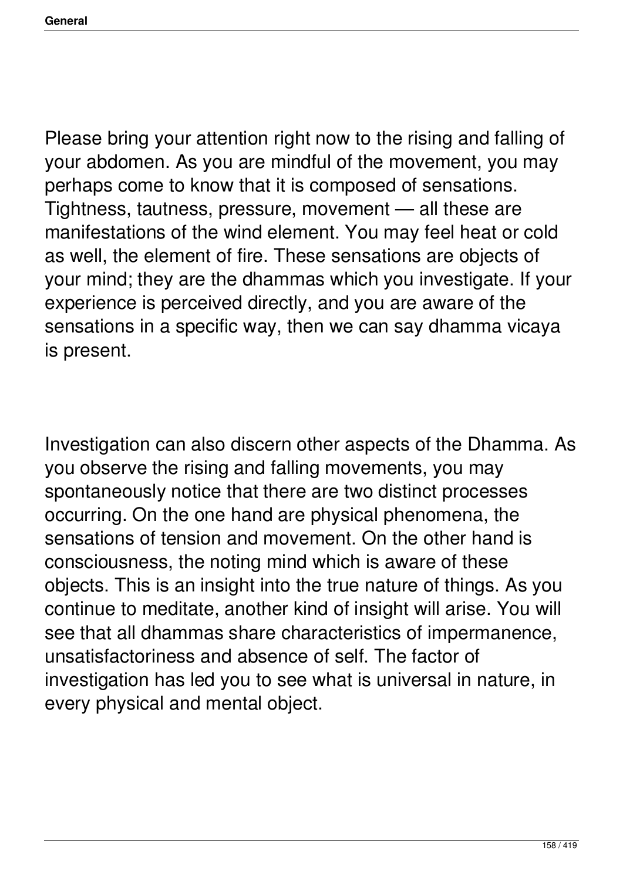Please bring your attention right now to the rising and falling of your abdomen. As you are mindful of the movement, you may perhaps come to know that it is composed of sensations. Tightness, tautness, pressure, movement — all these are manifestations of the wind element. You may feel heat or cold as well, the element of fire. These sensations are objects of your mind; they are the dhammas which you investigate. If your experience is perceived directly, and you are aware of the sensations in a specific way, then we can say dhamma vicaya is present.

Investigation can also discern other aspects of the Dhamma. As you observe the rising and falling movements, you may spontaneously notice that there are two distinct processes occurring. On the one hand are physical phenomena, the sensations of tension and movement. On the other hand is consciousness, the noting mind which is aware of these objects. This is an insight into the true nature of things. As you continue to meditate, another kind of insight will arise. You will see that all dhammas share characteristics of impermanence, unsatisfactoriness and absence of self. The factor of investigation has led you to see what is universal in nature, in every physical and mental object.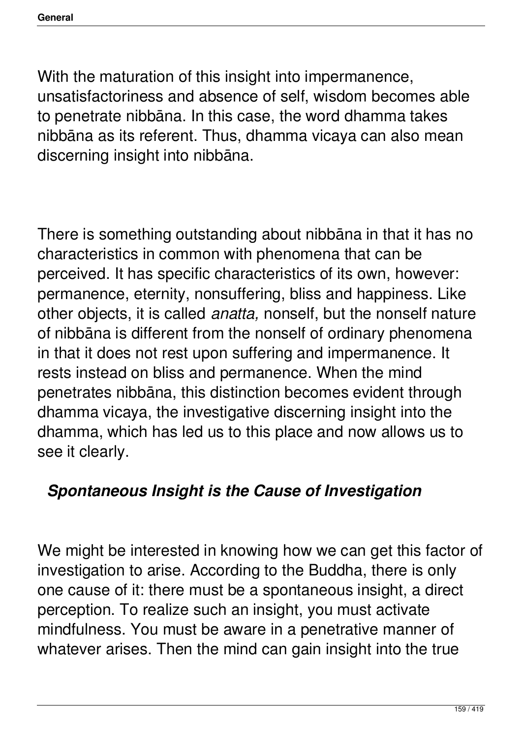With the maturation of this insight into impermanence, unsatisfactoriness and absence of self, wisdom becomes able to penetrate nibbāna. In this case, the word dhamma takes nibbāna as its referent. Thus, dhamma vicaya can also mean discerning insight into nibbāna.

There is something outstanding about nibbāna in that it has no characteristics in common with phenomena that can be perceived. It has specific characteristics of its own, however: permanence, eternity, nonsuffering, bliss and happiness. Like other objects, it is called *anatta,* nonself, but the nonself nature of nibbāna is different from the nonself of ordinary phenomena in that it does not rest upon suffering and impermanence. It rests instead on bliss and permanence. When the mind penetrates nibbāna, this distinction becomes evident through dhamma vicaya, the investigative discerning insight into the dhamma, which has led us to this place and now allows us to see it clearly.

### *Spontaneous Insight is the Cause of Investigation*

We might be interested in knowing how we can get this factor of investigation to arise. According to the Buddha, there is only one cause of it: there must be a spontaneous insight, a direct perception. To realize such an insight, you must activate mindfulness. You must be aware in a penetrative manner of whatever arises. Then the mind can gain insight into the true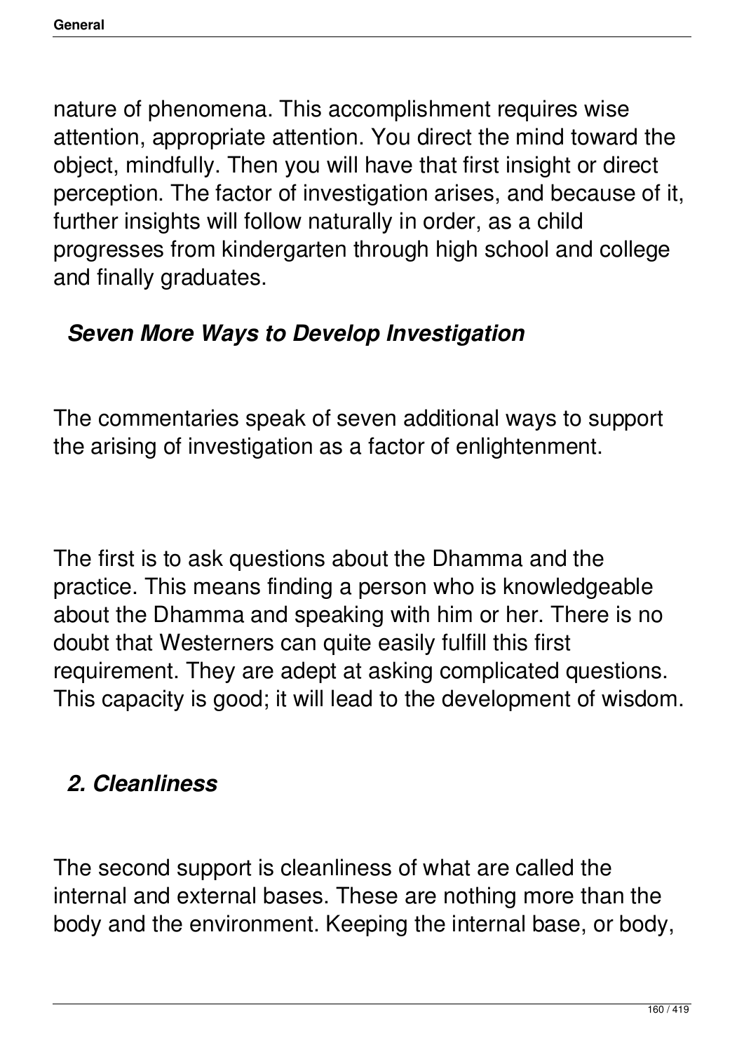nature of phenomena. This accomplishment requires wise attention, appropriate attention. You direct the mind toward the object, mindfully. Then you will have that first insight or direct perception. The factor of investigation arises, and because of it, further insights will follow naturally in order, as a child progresses from kindergarten through high school and college and finally graduates.

### *Seven More Ways to Develop Investigation*

The commentaries speak of seven additional ways to support the arising of investigation as a factor of enlightenment.

The first is to ask questions about the Dhamma and the practice. This means finding a person who is knowledgeable about the Dhamma and speaking with him or her. There is no doubt that Westerners can quite easily fulfill this first requirement. They are adept at asking complicated questions. This capacity is good; it will lead to the development of wisdom.

### *2. Cleanliness*

The second support is cleanliness of what are called the internal and external bases. These are nothing more than the body and the environment. Keeping the internal base, or body,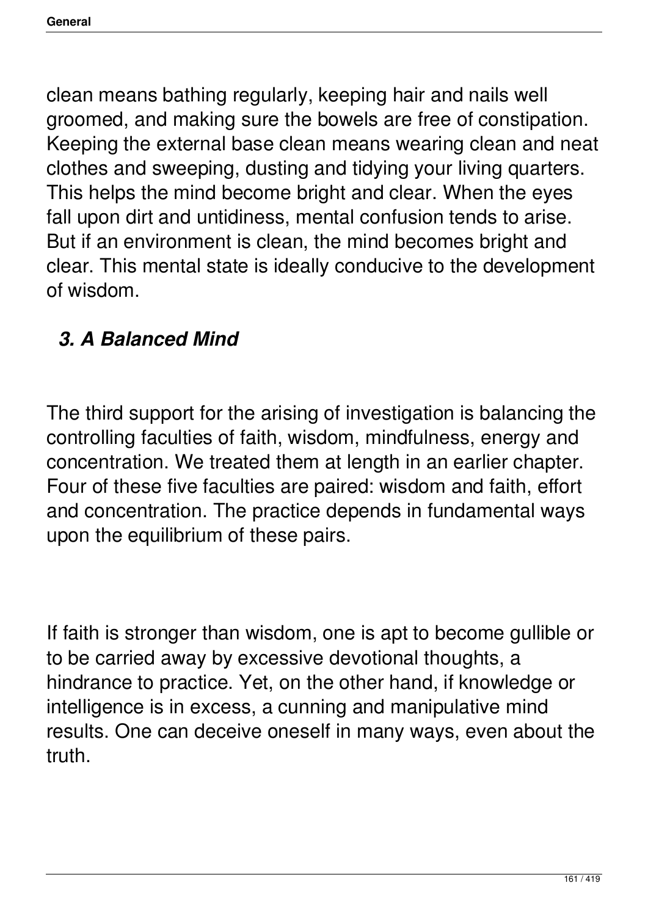clean means bathing regularly, keeping hair and nails well groomed, and making sure the bowels are free of constipation. Keeping the external base clean means wearing clean and neat clothes and sweeping, dusting and tidying your living quarters. This helps the mind become bright and clear. When the eyes fall upon dirt and untidiness, mental confusion tends to arise. But if an environment is clean, the mind becomes bright and clear. This mental state is ideally conducive to the development of wisdom.

### *3. A Balanced Mind*

The third support for the arising of investigation is balancing the controlling faculties of faith, wisdom, mindfulness, energy and concentration. We treated them at length in an earlier chapter. Four of these five faculties are paired: wisdom and faith, effort and concentration. The practice depends in fundamental ways upon the equilibrium of these pairs.

If faith is stronger than wisdom, one is apt to become gullible or to be carried away by excessive devotional thoughts, a hindrance to practice. Yet, on the other hand, if knowledge or intelligence is in excess, a cunning and manipulative mind results. One can deceive oneself in many ways, even about the truth.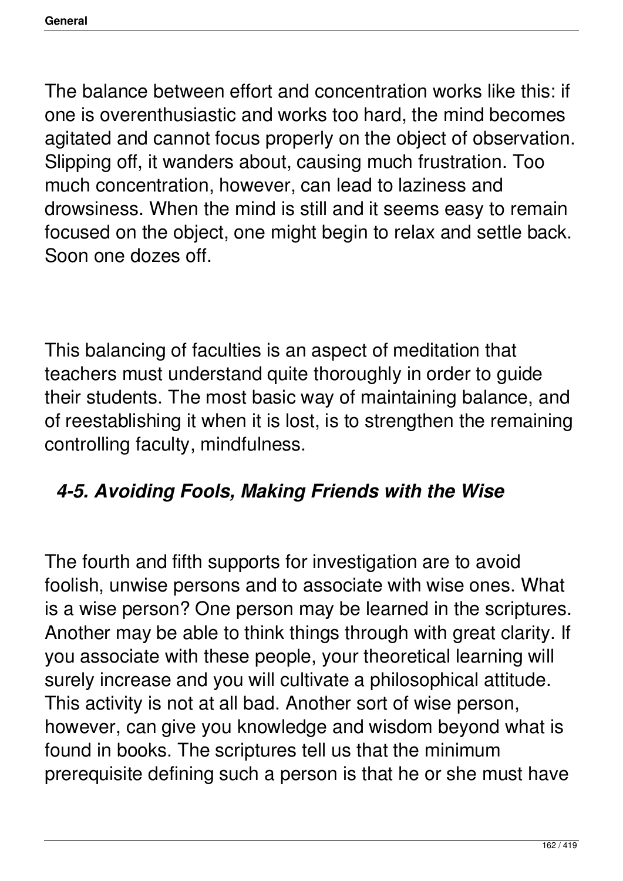The balance between effort and concentration works like this: if one is overenthusiastic and works too hard, the mind becomes agitated and cannot focus properly on the object of observation. Slipping off, it wanders about, causing much frustration. Too much concentration, however, can lead to laziness and drowsiness. When the mind is still and it seems easy to remain focused on the object, one might begin to relax and settle back. Soon one dozes off.

This balancing of faculties is an aspect of meditation that teachers must understand quite thoroughly in order to guide their students. The most basic way of maintaining balance, and of reestablishing it when it is lost, is to strengthen the remaining controlling faculty, mindfulness.

### *4-5. Avoiding Fools, Making Friends with the Wise*

The fourth and fifth supports for investigation are to avoid foolish, unwise persons and to associate with wise ones. What is a wise person? One person may be learned in the scriptures. Another may be able to think things through with great clarity. If you associate with these people, your theoretical learning will surely increase and you will cultivate a philosophical attitude. This activity is not at all bad. Another sort of wise person, however, can give you knowledge and wisdom beyond what is found in books. The scriptures tell us that the minimum prerequisite defining such a person is that he or she must have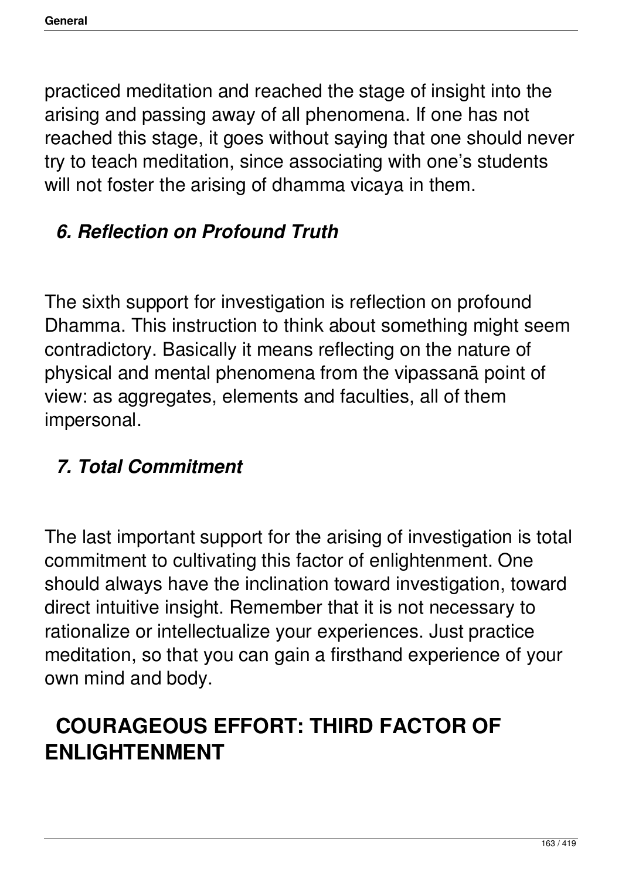practiced meditation and reached the stage of insight into the arising and passing away of all phenomena. If one has not reached this stage, it goes without saying that one should never try to teach meditation, since associating with one's students will not foster the arising of dhamma vicaya in them.

### *6. Reflection on Profound Truth*

The sixth support for investigation is reflection on profound Dhamma. This instruction to think about something might seem contradictory. Basically it means reflecting on the nature of physical and mental phenomena from the vipassanā point of view: as aggregates, elements and faculties, all of them impersonal.

### *7. Total Commitment*

The last important support for the arising of investigation is total commitment to cultivating this factor of enlightenment. One should always have the inclination toward investigation, toward direct intuitive insight. Remember that it is not necessary to rationalize or intellectualize your experiences. Just practice meditation, so that you can gain a firsthand experience of your own mind and body.

## COURAGEOUS EFFORT: THIRD FACTOR OF ENLIGHTENMENT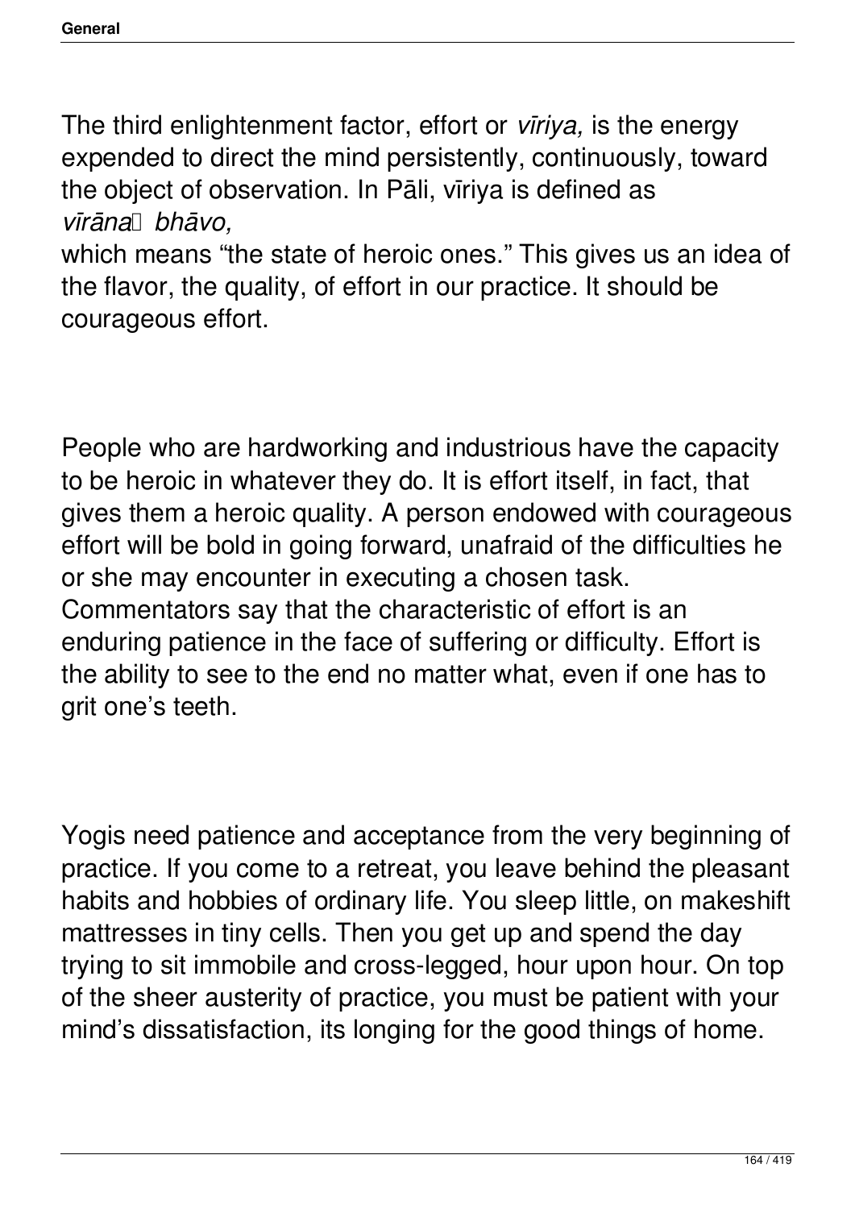The third enlightenment factor, effort or *vīriya,* is the energy expended to direct the mind persistently, continuously, toward the object of observation. In Pāli, vīriya is defined as *vīrānaṃ bhāvo,* which means "the state of heroic ones." This gives us an idea of the flavor, the quality, of effort in our practice. It should be courageous effort.

People who are hardworking and industrious have the capacity to be heroic in whatever they do. It is effort itself, in fact, that gives them a heroic quality. A person endowed with courageous effort will be bold in going forward, unafraid of the difficulties he or she may encounter in executing a chosen task. Commentators say that the characteristic of effort is an enduring patience in the face of suffering or difficulty. Effort is the ability to see to the end no matter what, even if one has to grit one's teeth.

Yogis need patience and acceptance from the very beginning of practice. If you come to a retreat, you leave behind the pleasant habits and hobbies of ordinary life. You sleep little, on makeshift mattresses in tiny cells. Then you get up and spend the day trying to sit immobile and cross-legged, hour upon hour. On top of the sheer austerity of practice, you must be patient with your mind's dissatisfaction, its longing for the good things of home.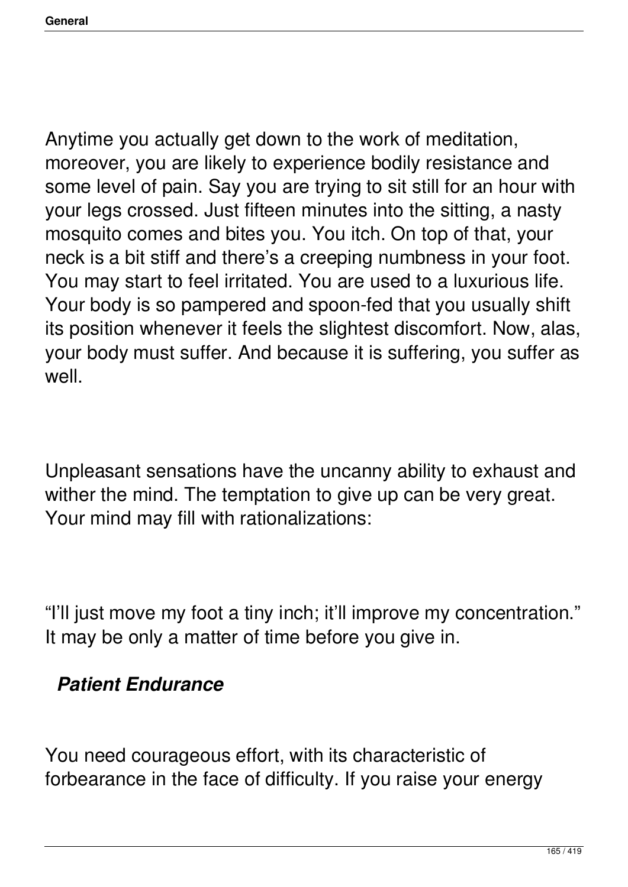Anytime you actually get down to the work of meditation, moreover, you are likely to experience bodily resistance and some level of pain. Say you are trying to sit still for an hour with your legs crossed. Just fifteen minutes into the sitting, a nasty mosquito comes and bites you. You itch. On top of that, your neck is a bit stiff and there's a creeping numbness in your foot. You may start to feel irritated. You are used to a luxurious life. Your body is so pampered and spoon-fed that you usually shift its position whenever it feels the slightest discomfort. Now, alas, your body must suffer. And because it is suffering, you suffer as well.

Unpleasant sensations have the uncanny ability to exhaust and wither the mind. The temptation to give up can be very great. Your mind may fill with rationalizations:

"I'll just move my foot a tiny inch; it'll improve my concentration." It may be only a matter of time before you give in.

### *Patient Endurance*

You need courageous effort, with its characteristic of forbearance in the face of difficulty. If you raise your energy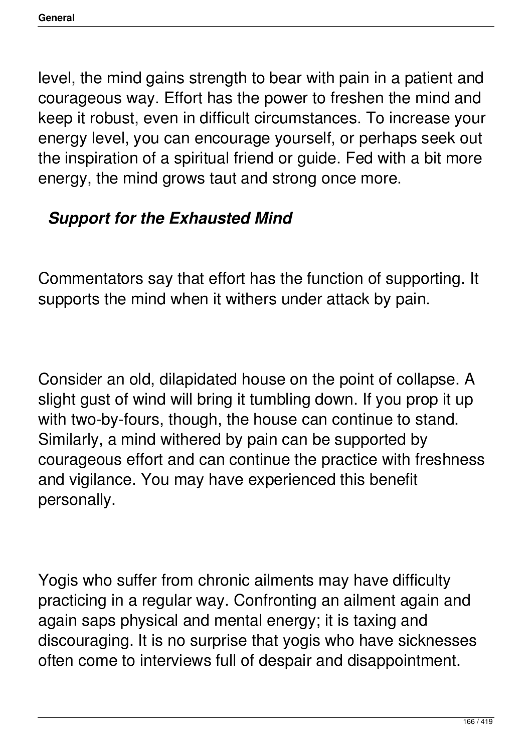level, the mind gains strength to bear with pain in a patient and courageous way. Effort has the power to freshen the mind and keep it robust, even in difficult circumstances. To increase your energy level, you can encourage yourself, or perhaps seek out the inspiration of a spiritual friend or guide. Fed with a bit more energy, the mind grows taut and strong once more.

### *Support for the Exhausted Mind*

Commentators say that effort has the function of supporting. It supports the mind when it withers under attack by pain.

Consider an old, dilapidated house on the point of collapse. A slight gust of wind will bring it tumbling down. If you prop it up with two-by-fours, though, the house can continue to stand. Similarly, a mind withered by pain can be supported by courageous effort and can continue the practice with freshness and vigilance. You may have experienced this benefit personally.

Yogis who suffer from chronic ailments may have difficulty practicing in a regular way. Confronting an ailment again and again saps physical and mental energy; it is taxing and discouraging. It is no surprise that yogis who have sicknesses often come to interviews full of despair and disappointment.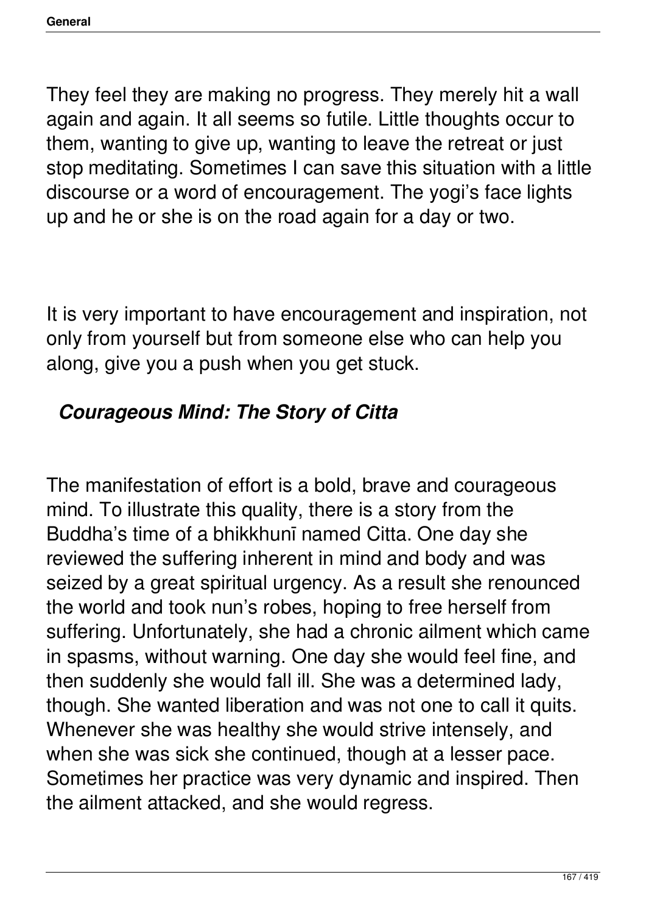They feel they are making no progress. They merely hit a wall again and again. It all seems so futile. Little thoughts occur to them, wanting to give up, wanting to leave the retreat or just stop meditating. Sometimes I can save this situation with a little discourse or a word of encouragement. The yogi's face lights up and he or she is on the road again for a day or two.

It is very important to have encouragement and inspiration, not only from yourself but from someone else who can help you along, give you a push when you get stuck.

### *Courageous Mind: The Story of Citta*

The manifestation of effort is a bold, brave and courageous mind. To illustrate this quality, there is a story from the Buddha's time of a bhikkhunī named Citta. One day she reviewed the suffering inherent in mind and body and was seized by a great spiritual urgency. As a result she renounced the world and took nun's robes, hoping to free herself from suffering. Unfortunately, she had a chronic ailment which came in spasms, without warning. One day she would feel fine, and then suddenly she would fall ill. She was a determined lady, though. She wanted liberation and was not one to call it quits. Whenever she was healthy she would strive intensely, and when she was sick she continued, though at a lesser pace. Sometimes her practice was very dynamic and inspired. Then the ailment attacked, and she would regress.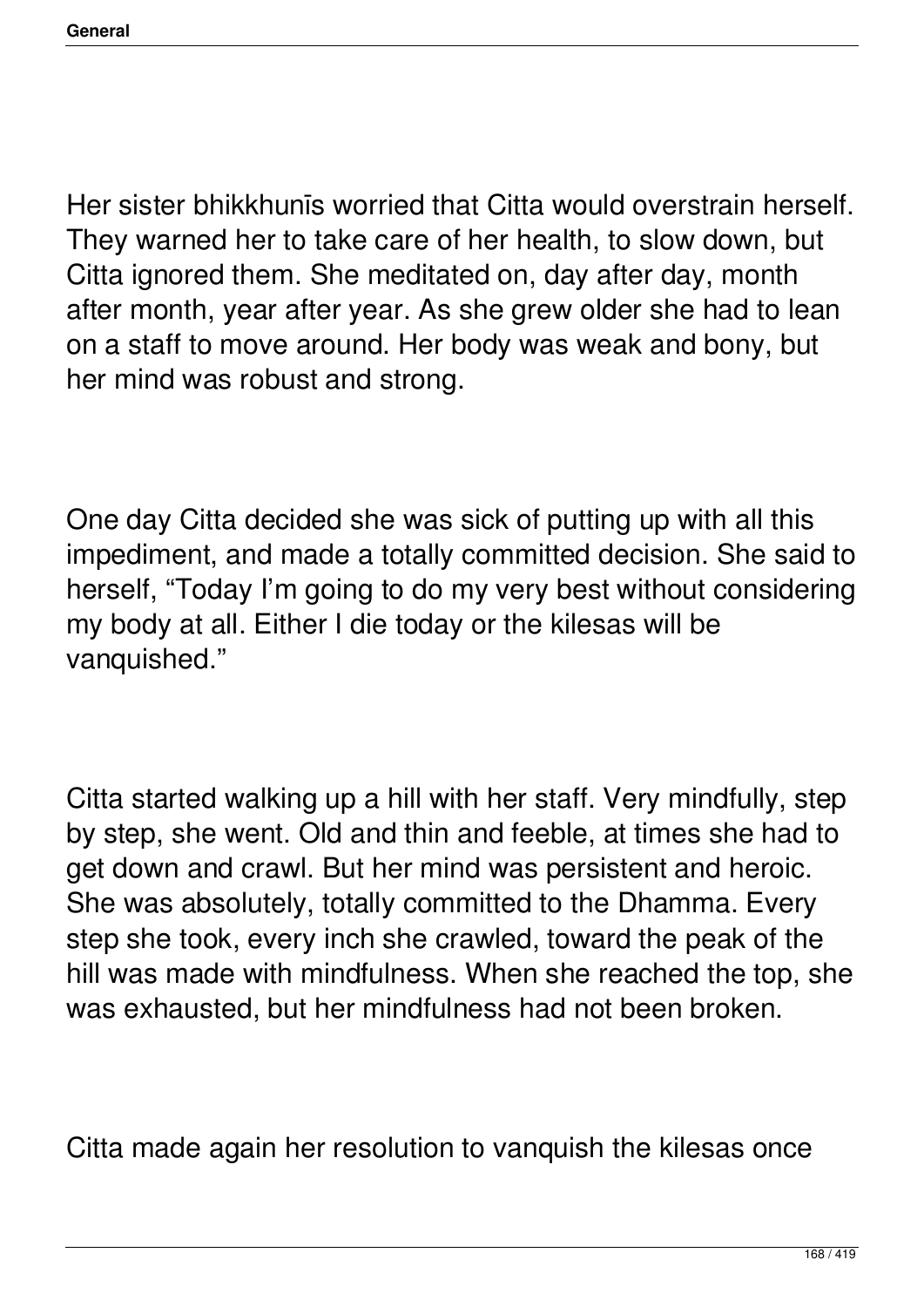Her sister bhikkhunīs worried that Citta would overstrain herself. They warned her to take care of her health, to slow down, but Citta ignored them. She meditated on, day after day, month after month, year after year. As she grew older she had to lean on a staff to move around. Her body was weak and bony, but her mind was robust and strong.

One day Citta decided she was sick of putting up with all this impediment, and made a totally committed decision. She said to herself, "Today I'm going to do my very best without considering my body at all. Either I die today or the kilesas will be vanquished."

Citta started walking up a hill with her staff. Very mindfully, step by step, she went. Old and thin and feeble, at times she had to get down and crawl. But her mind was persistent and heroic. She was absolutely, totally committed to the Dhamma. Every step she took, every inch she crawled, toward the peak of the hill was made with mindfulness. When she reached the top, she was exhausted, but her mindfulness had not been broken.

Citta made again her resolution to vanquish the kilesas once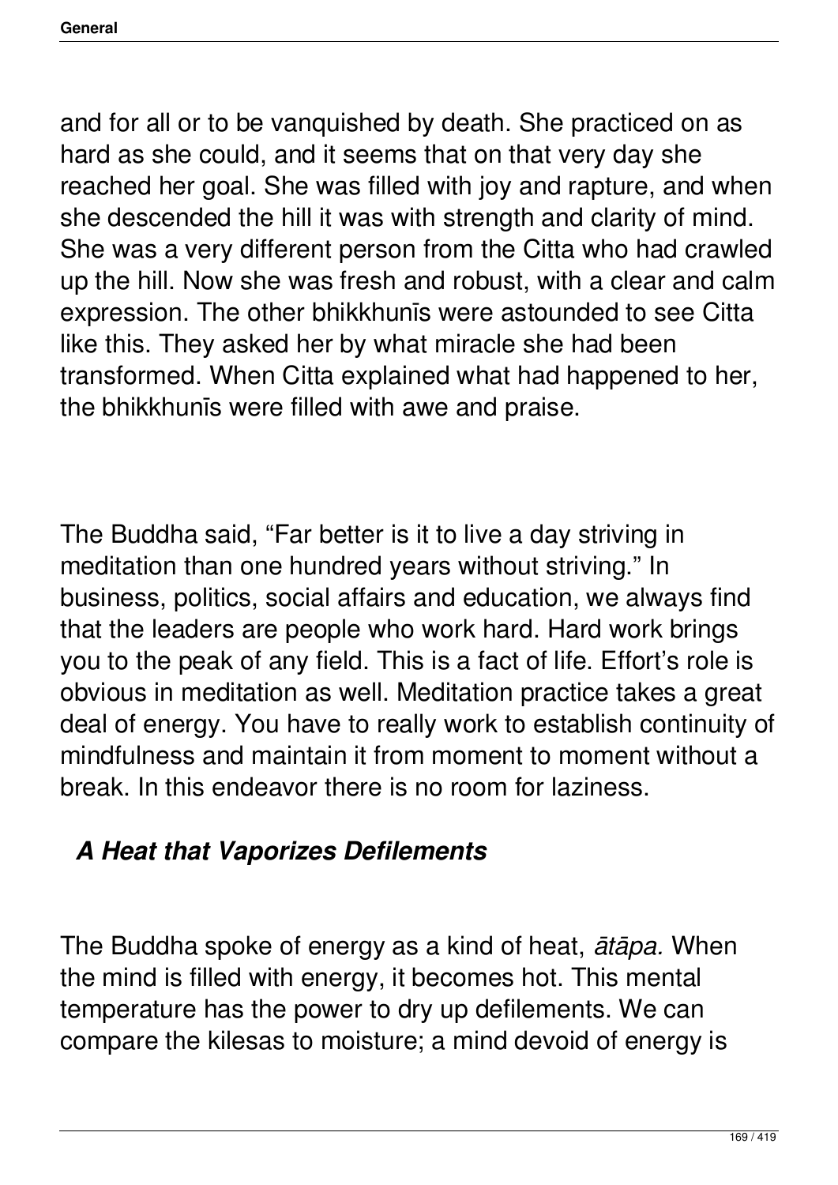and for all or to be vanquished by death. She practiced on as hard as she could, and it seems that on that very day she reached her goal. She was filled with joy and rapture, and when she descended the hill it was with strength and clarity of mind. She was a very different person from the Citta who had crawled up the hill. Now she was fresh and robust, with a clear and calm expression. The other bhikkhunīs were astounded to see Citta like this. They asked her by what miracle she had been transformed. When Citta explained what had happened to her, the bhikkhunīs were filled with awe and praise.

The Buddha said, "Far better is it to live a day striving in meditation than one hundred years without striving." In business, politics, social affairs and education, we always find that the leaders are people who work hard. Hard work brings you to the peak of any field. This is a fact of life. Effort's role is obvious in meditation as well. Meditation practice takes a great deal of energy. You have to really work to establish continuity of mindfulness and maintain it from moment to moment without a break. In this endeavor there is no room for laziness.

### *A Heat that Vaporizes Defilements*

The Buddha spoke of energy as a kind of heat, *ātāpa.* When the mind is filled with energy, it becomes hot. This mental temperature has the power to dry up defilements. We can compare the kilesas to moisture; a mind devoid of energy is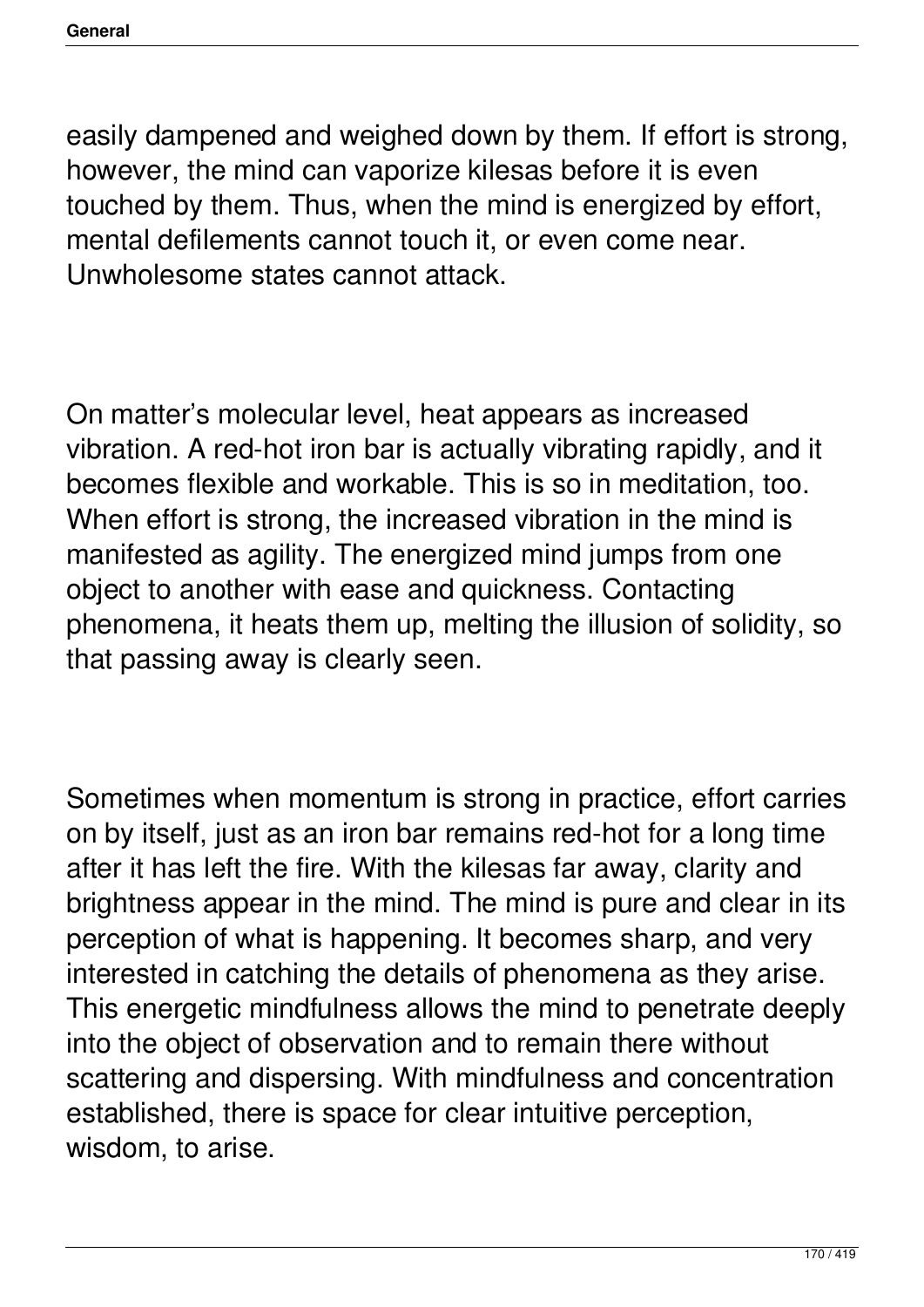easily dampened and weighed down by them. If effort is strong, however, the mind can vaporize kilesas before it is even touched by them. Thus, when the mind is energized by effort, mental defilements cannot touch it, or even come near. Unwholesome states cannot attack.

On matter's molecular level, heat appears as increased vibration. A red-hot iron bar is actually vibrating rapidly, and it becomes flexible and workable. This is so in meditation, too. When effort is strong, the increased vibration in the mind is manifested as agility. The energized mind jumps from one object to another with ease and quickness. Contacting phenomena, it heats them up, melting the illusion of solidity, so that passing away is clearly seen.

Sometimes when momentum is strong in practice, effort carries on by itself, just as an iron bar remains red-hot for a long time after it has left the fire. With the kilesas far away, clarity and brightness appear in the mind. The mind is pure and clear in its perception of what is happening. It becomes sharp, and very interested in catching the details of phenomena as they arise. This energetic mindfulness allows the mind to penetrate deeply into the object of observation and to remain there without scattering and dispersing. With mindfulness and concentration established, there is space for clear intuitive perception, wisdom, to arise.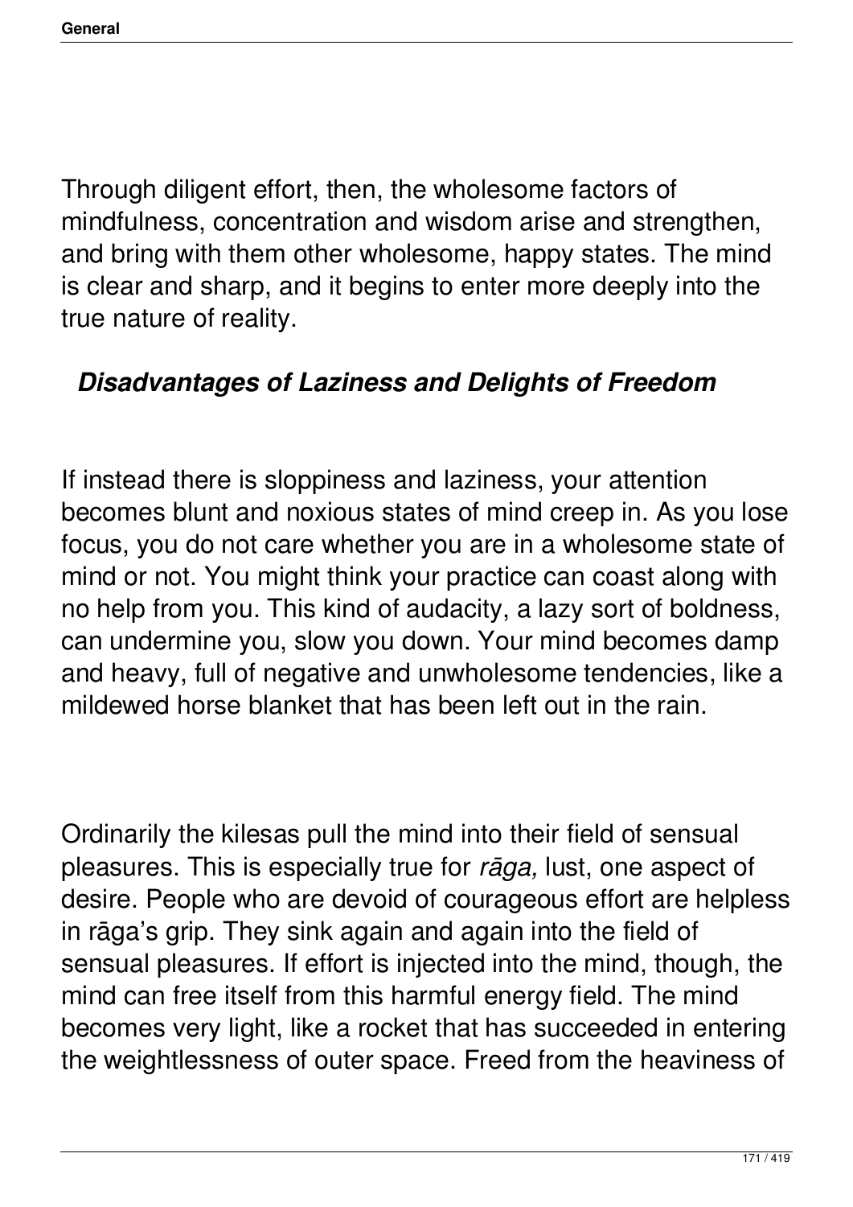Through diligent effort, then, the wholesome factors of mindfulness, concentration and wisdom arise and strengthen, and bring with them other wholesome, happy states. The mind is clear and sharp, and it begins to enter more deeply into the true nature of reality.

### *Disadvantages of Laziness and Delights of Freedom*

If instead there is sloppiness and laziness, your attention becomes blunt and noxious states of mind creep in. As you lose focus, you do not care whether you are in a wholesome state of mind or not. You might think your practice can coast along with no help from you. This kind of audacity, a lazy sort of boldness, can undermine you, slow you down. Your mind becomes damp and heavy, full of negative and unwholesome tendencies, like a mildewed horse blanket that has been left out in the rain.

Ordinarily the kilesas pull the mind into their field of sensual pleasures. This is especially true for *rāga,* lust, one aspect of desire. People who are devoid of courageous effort are helpless in rāga's grip. They sink again and again into the field of sensual pleasures. If effort is injected into the mind, though, the mind can free itself from this harmful energy field. The mind becomes very light, like a rocket that has succeeded in entering the weightlessness of outer space. Freed from the heaviness of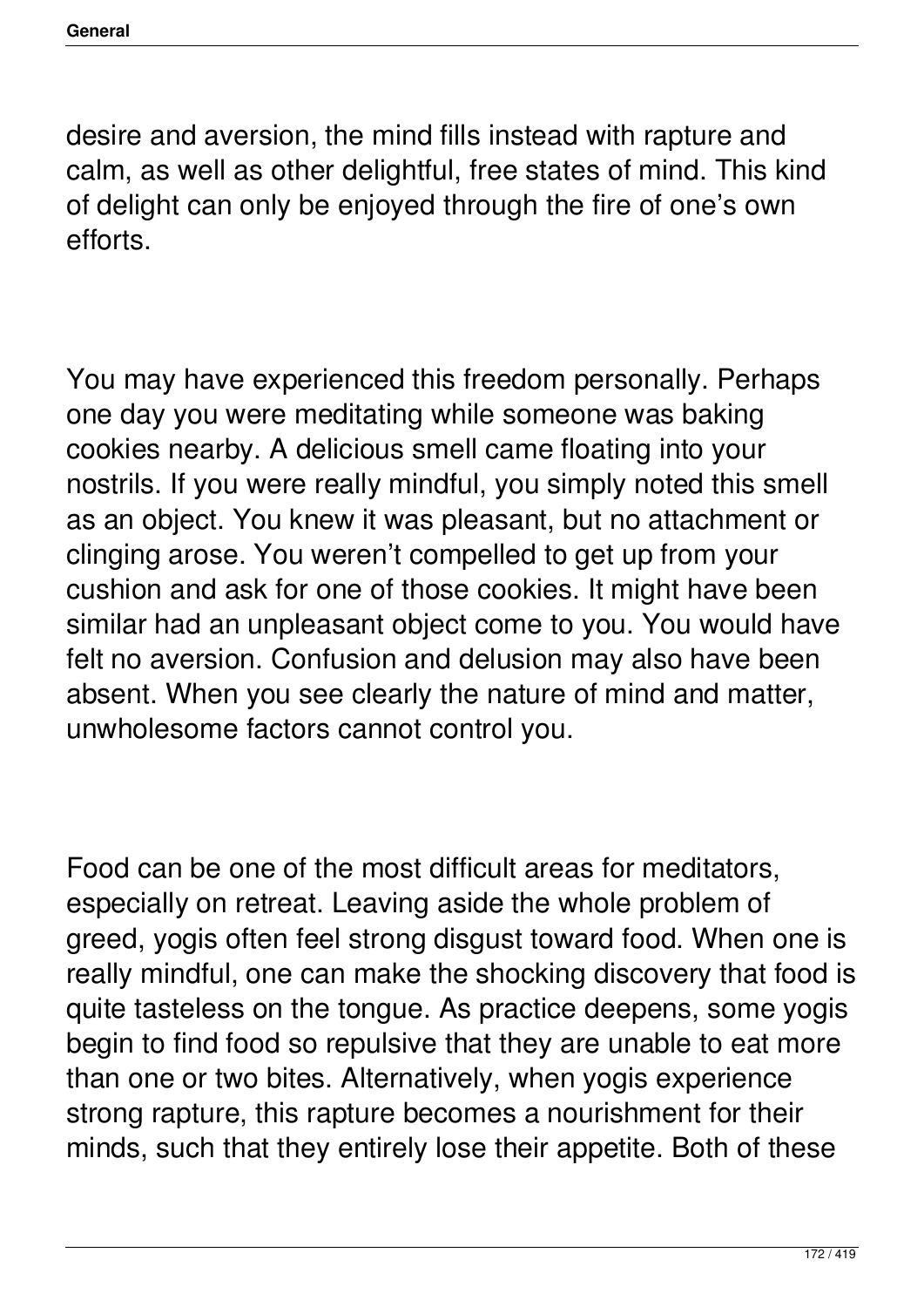desire and aversion, the mind fills instead with rapture and calm, as well as other delightful, free states of mind. This kind of delight can only be enjoyed through the fire of one's own efforts.

You may have experienced this freedom personally. Perhaps one day you were meditating while someone was baking cookies nearby. A delicious smell came floating into your nostrils. If you were really mindful, you simply noted this smell as an object. You knew it was pleasant, but no attachment or clinging arose. You weren't compelled to get up from your cushion and ask for one of those cookies. It might have been similar had an unpleasant object come to you. You would have felt no aversion. Confusion and delusion may also have been absent. When you see clearly the nature of mind and matter, unwholesome factors cannot control you.

Food can be one of the most difficult areas for meditators, especially on retreat. Leaving aside the whole problem of greed, yogis often feel strong disgust toward food. When one is really mindful, one can make the shocking discovery that food is quite tasteless on the tongue. As practice deepens, some yogis begin to find food so repulsive that they are unable to eat more than one or two bites. Alternatively, when yogis experience strong rapture, this rapture becomes a nourishment for their minds, such that they entirely lose their appetite. Both of these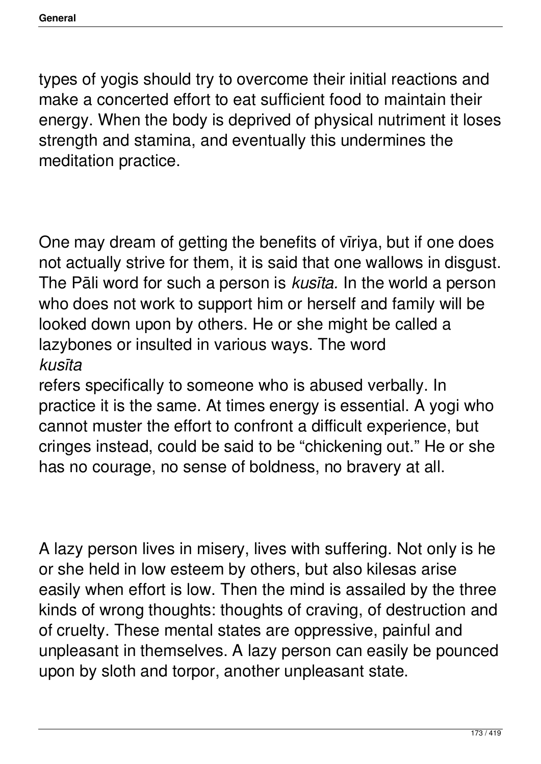types of yogis should try to overcome their initial reactions and make a concerted effort to eat sufficient food to maintain their energy. When the body is deprived of physical nutriment it loses strength and stamina, and eventually this undermines the meditation practice.

One may dream of getting the benefits of vīriya, but if one does not actually strive for them, it is said that one wallows in disgust. The Pāli word for such a person is *kusīta.* In the world a person who does not work to support him or herself and family will be looked down upon by others. He or she might be called a lazybones or insulted in various ways. The word *kusīta* refers specifically to someone who is abused verbally. In practice it is the same. At times energy is essential. A yogi who cannot muster the effort to confront a difficult experience, but cringes instead, could be said to be "chickening out." He or she has no courage, no sense of boldness, no bravery at all.

A lazy person lives in misery, lives with suffering. Not only is he or she held in low esteem by others, but also kilesas arise easily when effort is low. Then the mind is assailed by the three kinds of wrong thoughts: thoughts of craving, of destruction and of cruelty. These mental states are oppressive, painful and unpleasant in themselves. A lazy person can easily be pounced upon by sloth and torpor, another unpleasant state.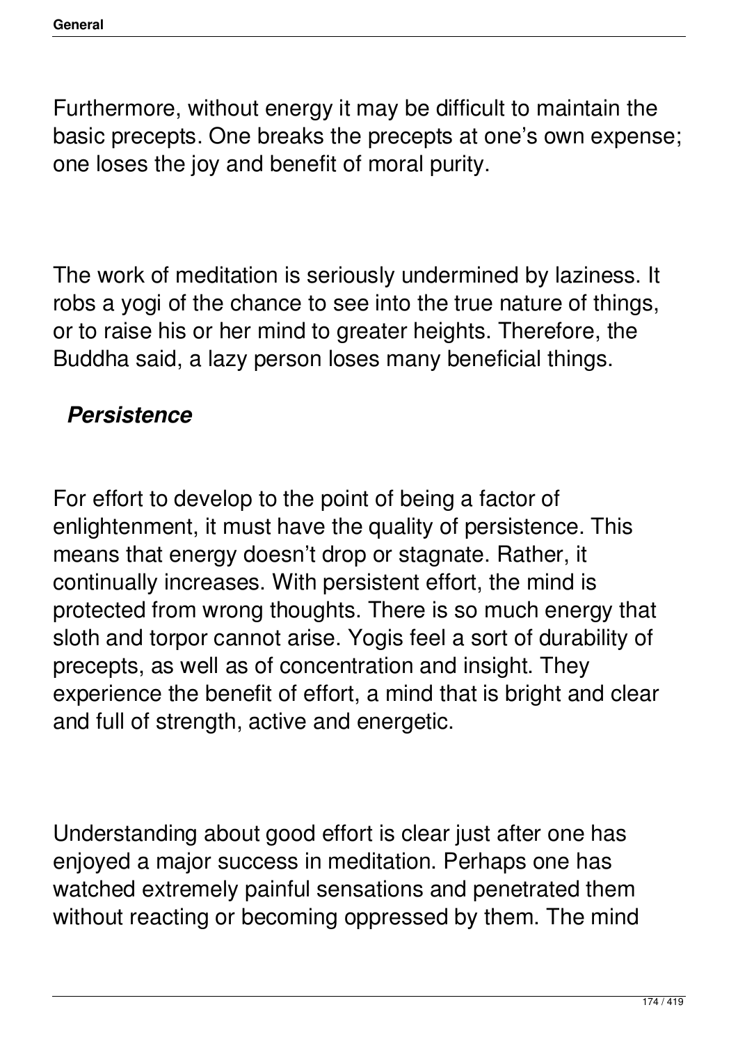Furthermore, without energy it may be difficult to maintain the basic precepts. One breaks the precepts at one's own expense; one loses the joy and benefit of moral purity.

The work of meditation is seriously undermined by laziness. It robs a yogi of the chance to see into the true nature of things, or to raise his or her mind to greater heights. Therefore, the Buddha said, a lazy person loses many beneficial things.

### *Persistence*

For effort to develop to the point of being a factor of enlightenment, it must have the quality of persistence. This means that energy doesn't drop or stagnate. Rather, it continually increases. With persistent effort, the mind is protected from wrong thoughts. There is so much energy that sloth and torpor cannot arise. Yogis feel a sort of durability of precepts, as well as of concentration and insight. They experience the benefit of effort, a mind that is bright and clear and full of strength, active and energetic.

Understanding about good effort is clear just after one has enjoyed a major success in meditation. Perhaps one has watched extremely painful sensations and penetrated them without reacting or becoming oppressed by them. The mind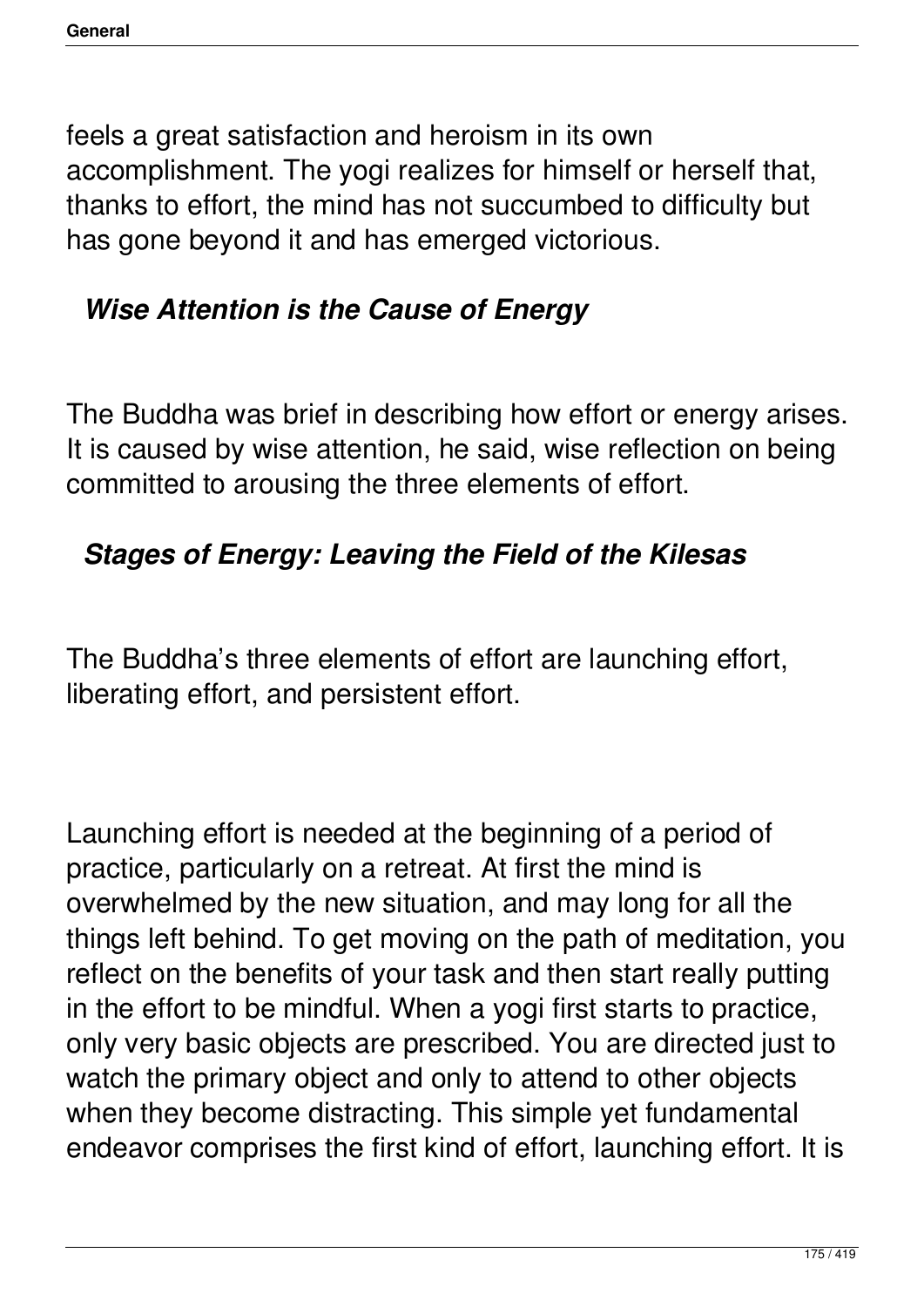feels a great satisfaction and heroism in its own accomplishment. The yogi realizes for himself or herself that, thanks to effort, the mind has not succumbed to difficulty but has gone beyond it and has emerged victorious.

### *Wise Attention is the Cause of Energy*

The Buddha was brief in describing how effort or energy arises. It is caused by wise attention, he said, wise reflection on being committed to arousing the three elements of effort.

### *Stages of Energy: Leaving the Field of the Kilesas*

The Buddha's three elements of effort are launching effort, liberating effort, and persistent effort.

Launching effort is needed at the beginning of a period of practice, particularly on a retreat. At first the mind is overwhelmed by the new situation, and may long for all the things left behind. To get moving on the path of meditation, you reflect on the benefits of your task and then start really putting in the effort to be mindful. When a yogi first starts to practice, only very basic objects are prescribed. You are directed just to watch the primary object and only to attend to other objects when they become distracting. This simple yet fundamental endeavor comprises the first kind of effort, launching effort. It is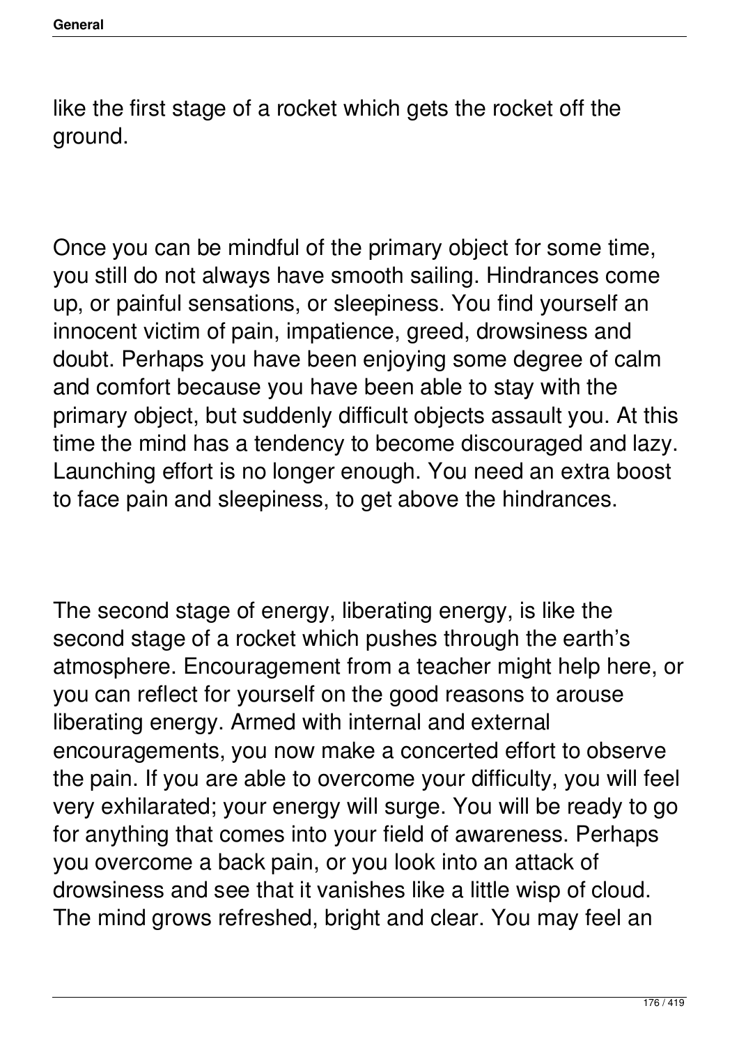like the first stage of a rocket which gets the rocket off the ground.

Once you can be mindful of the primary object for some time, you still do not always have smooth sailing. Hindrances come up, or painful sensations, or sleepiness. You find yourself an innocent victim of pain, impatience, greed, drowsiness and doubt. Perhaps you have been enjoying some degree of calm and comfort because you have been able to stay with the primary object, but suddenly difficult objects assault you. At this time the mind has a tendency to become discouraged and lazy. Launching effort is no longer enough. You need an extra boost to face pain and sleepiness, to get above the hindrances.

The second stage of energy, liberating energy, is like the second stage of a rocket which pushes through the earth's atmosphere. Encouragement from a teacher might help here, or you can reflect for yourself on the good reasons to arouse liberating energy. Armed with internal and external encouragements, you now make a concerted effort to observe the pain. If you are able to overcome your difficulty, you will feel very exhilarated; your energy will surge. You will be ready to go for anything that comes into your field of awareness. Perhaps you overcome a back pain, or you look into an attack of drowsiness and see that it vanishes like a little wisp of cloud. The mind grows refreshed, bright and clear. You may feel an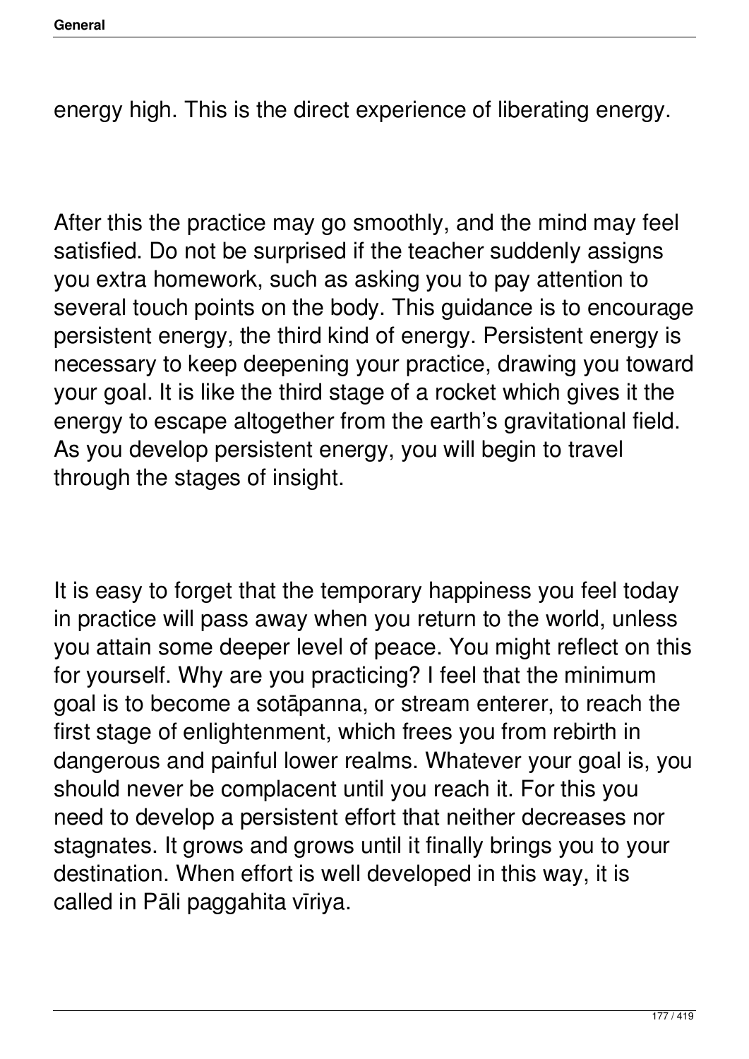energy high. This is the direct experience of liberating energy.

After this the practice may go smoothly, and the mind may feel satisfied. Do not be surprised if the teacher suddenly assigns you extra homework, such as asking you to pay attention to several touch points on the body. This guidance is to encourage persistent energy, the third kind of energy. Persistent energy is necessary to keep deepening your practice, drawing you toward your goal. It is like the third stage of a rocket which gives it the energy to escape altogether from the earth's gravitational field. As you develop persistent energy, you will begin to travel through the stages of insight.

It is easy to forget that the temporary happiness you feel today in practice will pass away when you return to the world, unless you attain some deeper level of peace. You might reflect on this for yourself. Why are you practicing? I feel that the minimum goal is to become a sotāpanna, or stream enterer, to reach the first stage of enlightenment, which frees you from rebirth in dangerous and painful lower realms. Whatever your goal is, you should never be complacent until you reach it. For this you need to develop a persistent effort that neither decreases nor stagnates. It grows and grows until it finally brings you to your destination. When effort is well developed in this way, it is called in Pāli paggahita vīriya.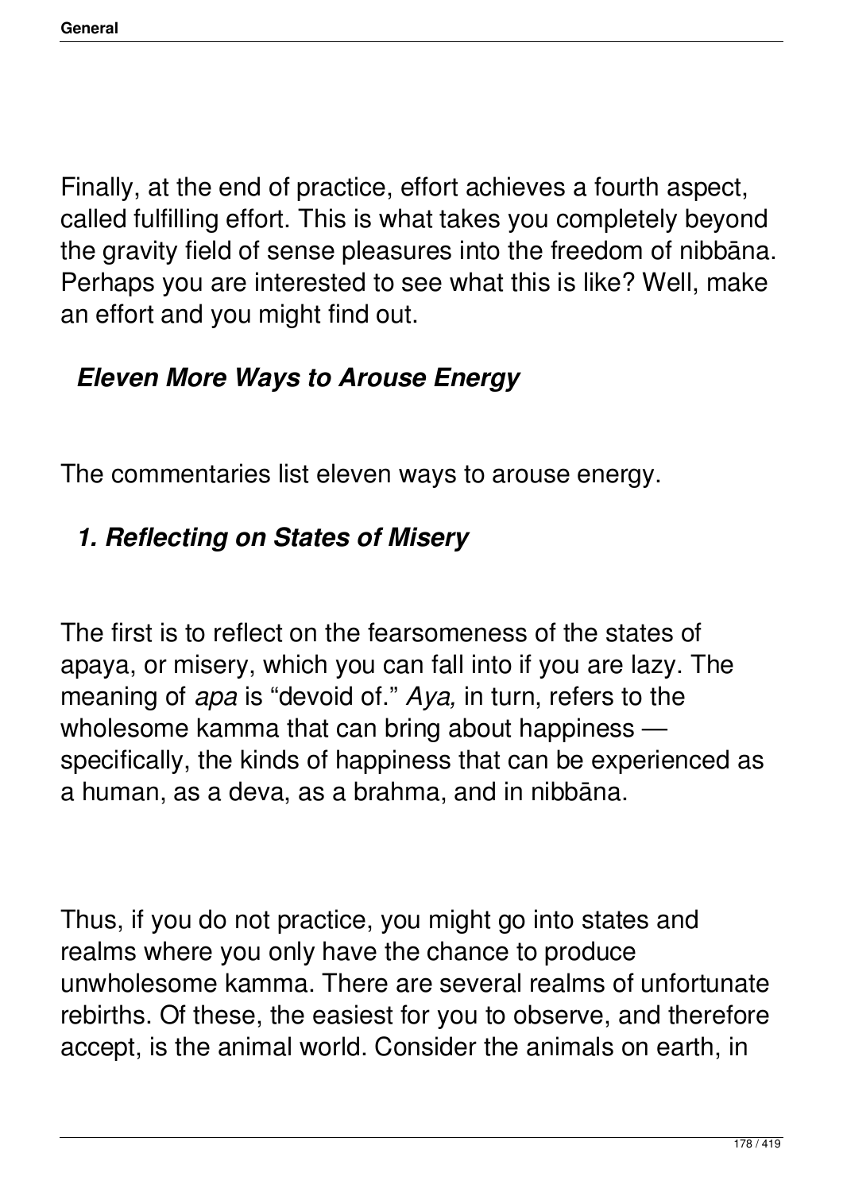Finally, at the end of practice, effort achieves a fourth aspect, called fulfilling effort. This is what takes you completely beyond the gravity field of sense pleasures into the freedom of nibbāna. Perhaps you are interested to see what this is like? Well, make an effort and you might find out.

### *Eleven More Ways to Arouse Energy*

The commentaries list eleven ways to arouse energy.

### *1. Reflecting on States of Misery*

The first is to reflect on the fearsomeness of the states of apaya, or misery, which you can fall into if you are lazy. The meaning of *apa* is "devoid of." *Aya,* in turn, refers to the wholesome kamma that can bring about happiness — specifically, the kinds of happiness that can be experienced as a human, as a deva, as a brahma, and in nibbāna.

Thus, if you do not practice, you might go into states and realms where you only have the chance to produce unwholesome kamma. There are several realms of unfortunate rebirths. Of these, the easiest for you to observe, and therefore accept, is the animal world. Consider the animals on earth, in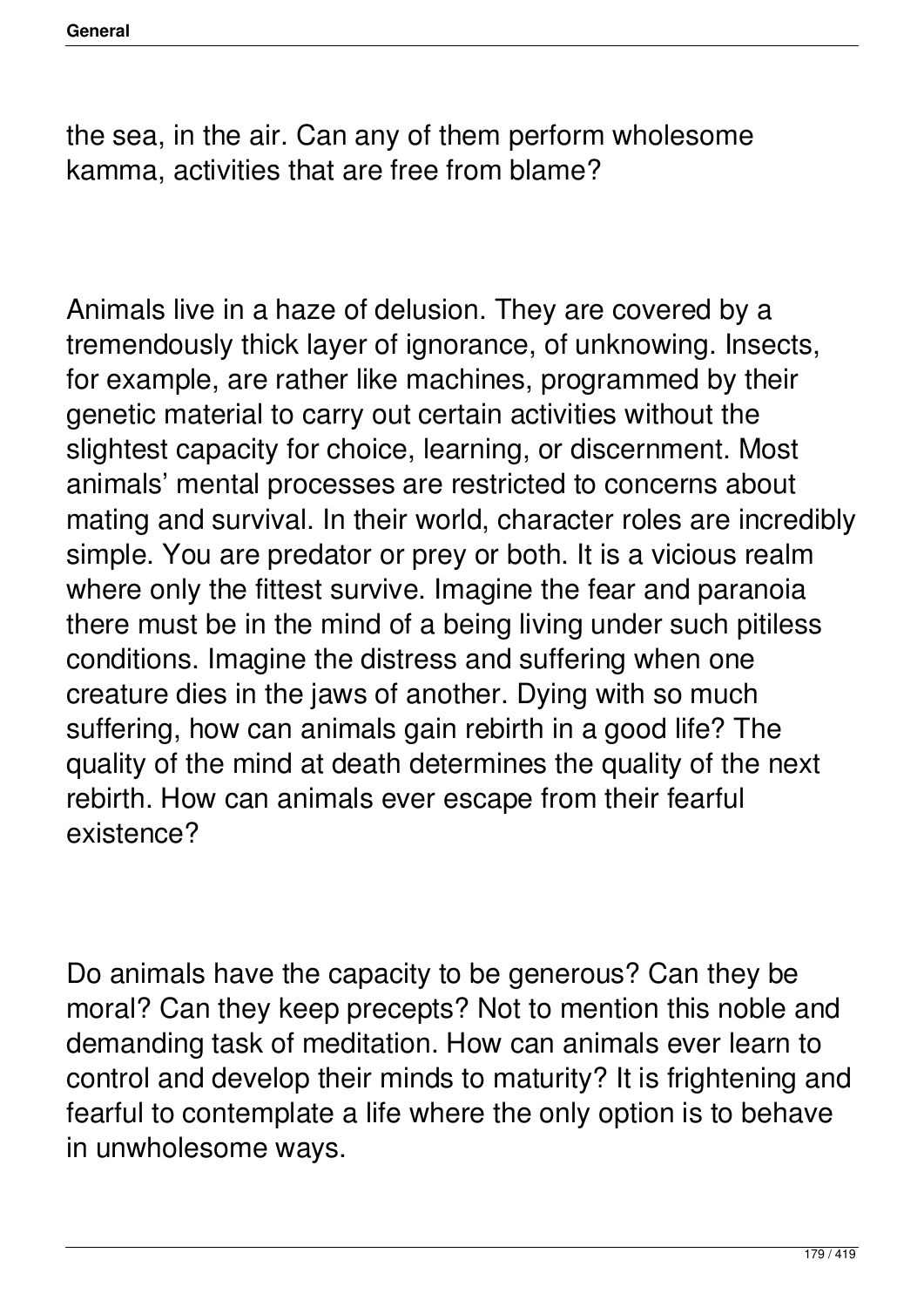the sea, in the air. Can any of them perform wholesome kamma, activities that are free from blame?

Animals live in a haze of delusion. They are covered by a tremendously thick layer of ignorance, of unknowing. Insects, for example, are rather like machines, programmed by their genetic material to carry out certain activities without the slightest capacity for choice, learning, or discernment. Most animals' mental processes are restricted to concerns about mating and survival. In their world, character roles are incredibly simple. You are predator or prey or both. It is a vicious realm where only the fittest survive. Imagine the fear and paranoia there must be in the mind of a being living under such pitiless conditions. Imagine the distress and suffering when one creature dies in the jaws of another. Dying with so much suffering, how can animals gain rebirth in a good life? The quality of the mind at death determines the quality of the next rebirth. How can animals ever escape from their fearful existence?

Do animals have the capacity to be generous? Can they be moral? Can they keep precepts? Not to mention this noble and demanding task of meditation. How can animals ever learn to control and develop their minds to maturity? It is frightening and fearful to contemplate a life where the only option is to behave in unwholesome ways.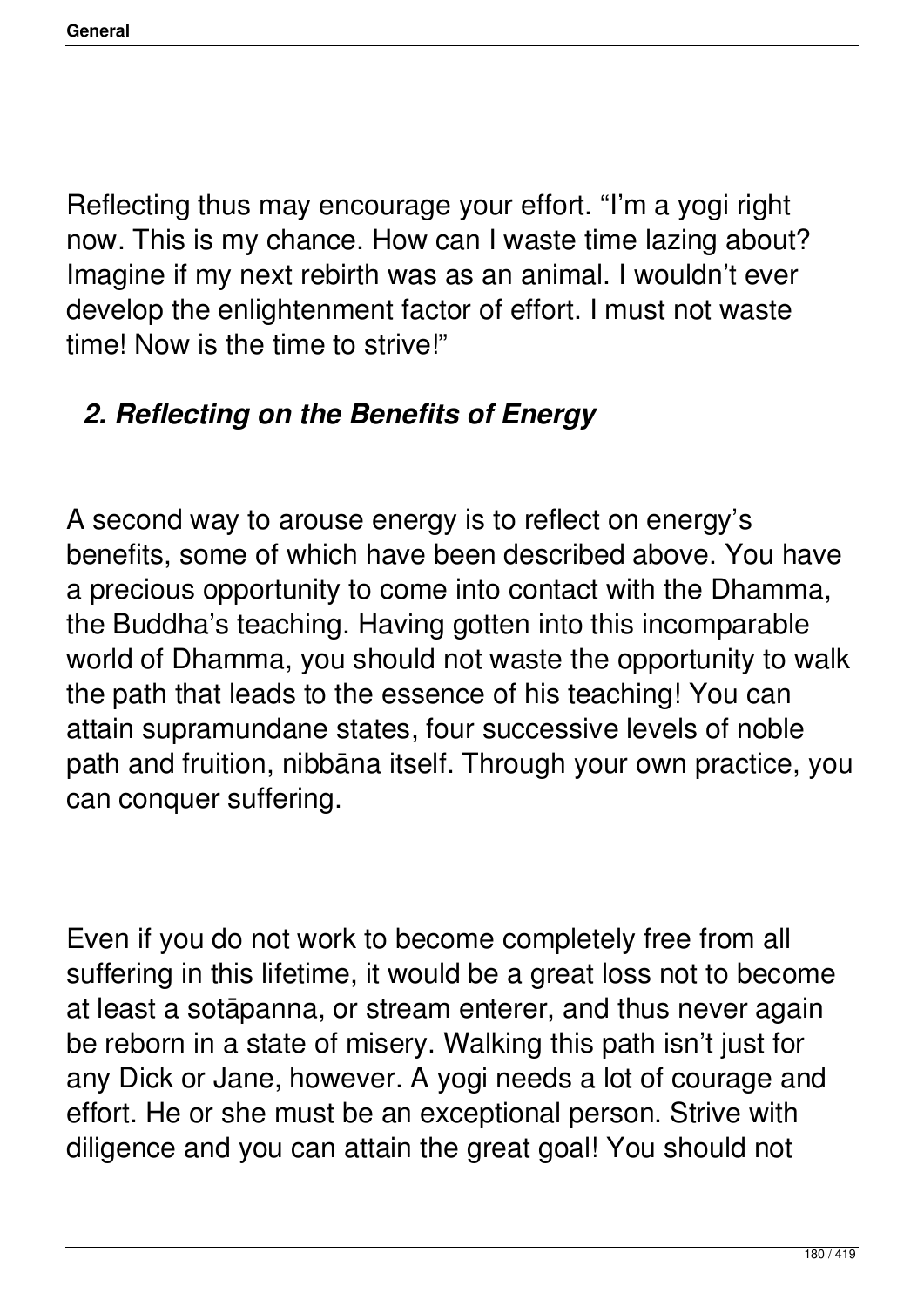Reflecting thus may encourage your effort. “I’m a yogi right now. This is my chance. How can I waste time lazing about? Imagine if my next rebirth was as an animal. I wouldn’t ever develop the enlightenment factor of effort. I must not waste time! Now is the time to strive!”

### *2. Reflecting on the Benefits of Energy*

A second way to arouse energy is to reflect on energy’s benefits, some of which have been described above. You have a precious opportunity to come into contact with the Dhamma, the Buddha’s teaching. Having gotten into this incomparable world of Dhamma, you should not waste the opportunity to walk the path that leads to the essence of his teaching! You can attain supramundane states, four successive levels of noble path and fruition, nibbāna itself. Through your own practice, you can conquer suffering.

Even if you do not work to become completely free from all suffering in this lifetime, it would be a great loss not to become at least a sotāpanna, or stream enterer, and thus never again be reborn in a state of misery. Walking this path isn’t just for any Dick or Jane, however. A yogi needs a lot of courage and effort. He or she must be an exceptional person. Strive with diligence and you can attain the great goal! You should not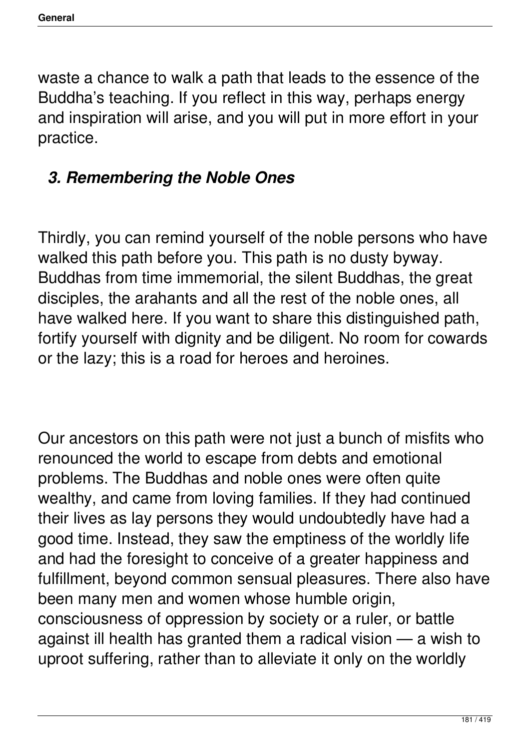waste a chance to walk a path that leads to the essence of the Buddha's teaching. If you reflect in this way, perhaps energy and inspiration will arise, and you will put in more effort in your practice.

### *3. Remembering the Noble Ones*

Thirdly, you can remind yourself of the noble persons who have walked this path before you. This path is no dusty byway. Buddhas from time immemorial, the silent Buddhas, the great disciples, the arahants and all the rest of the noble ones, all have walked here. If you want to share this distinguished path, fortify yourself with dignity and be diligent. No room for cowards or the lazy; this is a road for heroes and heroines.

Our ancestors on this path were not just a bunch of misfits who renounced the world to escape from debts and emotional problems. The Buddhas and noble ones were often quite wealthy, and came from loving families. If they had continued their lives as lay persons they would undoubtedly have had a good time. Instead, they saw the emptiness of the worldly life and had the foresight to conceive of a greater happiness and fulfillment, beyond common sensual pleasures. There also have been many men and women whose humble origin, consciousness of oppression by society or a ruler, or battle against ill health has granted them a radical vision — a wish to uproot suffering, rather than to alleviate it only on the worldly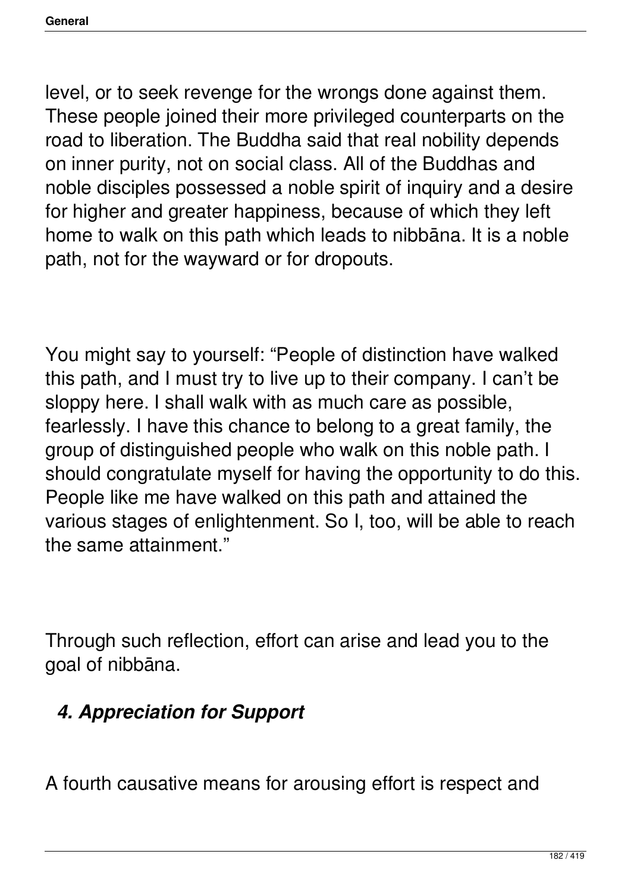level, or to seek revenge for the wrongs done against them. These people joined their more privileged counterparts on the road to liberation. The Buddha said that real nobility depends on inner purity, not on social class. All of the Buddhas and noble disciples possessed a noble spirit of inquiry and a desire for higher and greater happiness, because of which they left home to walk on this path which leads to nibbāna. It is a noble path, not for the wayward or for dropouts.

You might say to yourself: "People of distinction have walked this path, and I must try to live up to their company. I can't be sloppy here. I shall walk with as much care as possible, fearlessly. I have this chance to belong to a great family, the group of distinguished people who walk on this noble path. I should congratulate myself for having the opportunity to do this. People like me have walked on this path and attained the various stages of enlightenment. So I, too, will be able to reach the same attainment."

Through such reflection, effort can arise and lead you to the goal of nibbāna.

### *4. Appreciation for Support*

A fourth causative means for arousing effort is respect and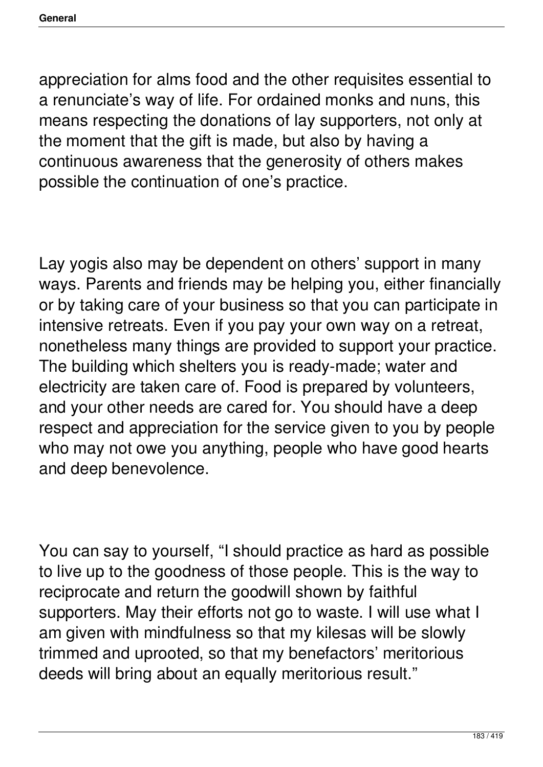appreciation for alms food and the other requisites essential to a renunciate's way of life. For ordained monks and nuns, this means respecting the donations of lay supporters, not only at the moment that the gift is made, but also by having a continuous awareness that the generosity of others makes possible the continuation of one's practice.

Lay yogis also may be dependent on others' support in many ways. Parents and friends may be helping you, either financially or by taking care of your business so that you can participate in intensive retreats. Even if you pay your own way on a retreat, nonetheless many things are provided to support your practice. The building which shelters you is ready-made; water and electricity are taken care of. Food is prepared by volunteers, and your other needs are cared for. You should have a deep respect and appreciation for the service given to you by people who may not owe you anything, people who have good hearts and deep benevolence.

You can say to yourself, "I should practice as hard as possible to live up to the goodness of those people. This is the way to reciprocate and return the goodwill shown by faithful supporters. May their efforts not go to waste. I will use what I am given with mindfulness so that my kilesas will be slowly trimmed and uprooted, so that my benefactors' meritorious deeds will bring about an equally meritorious result."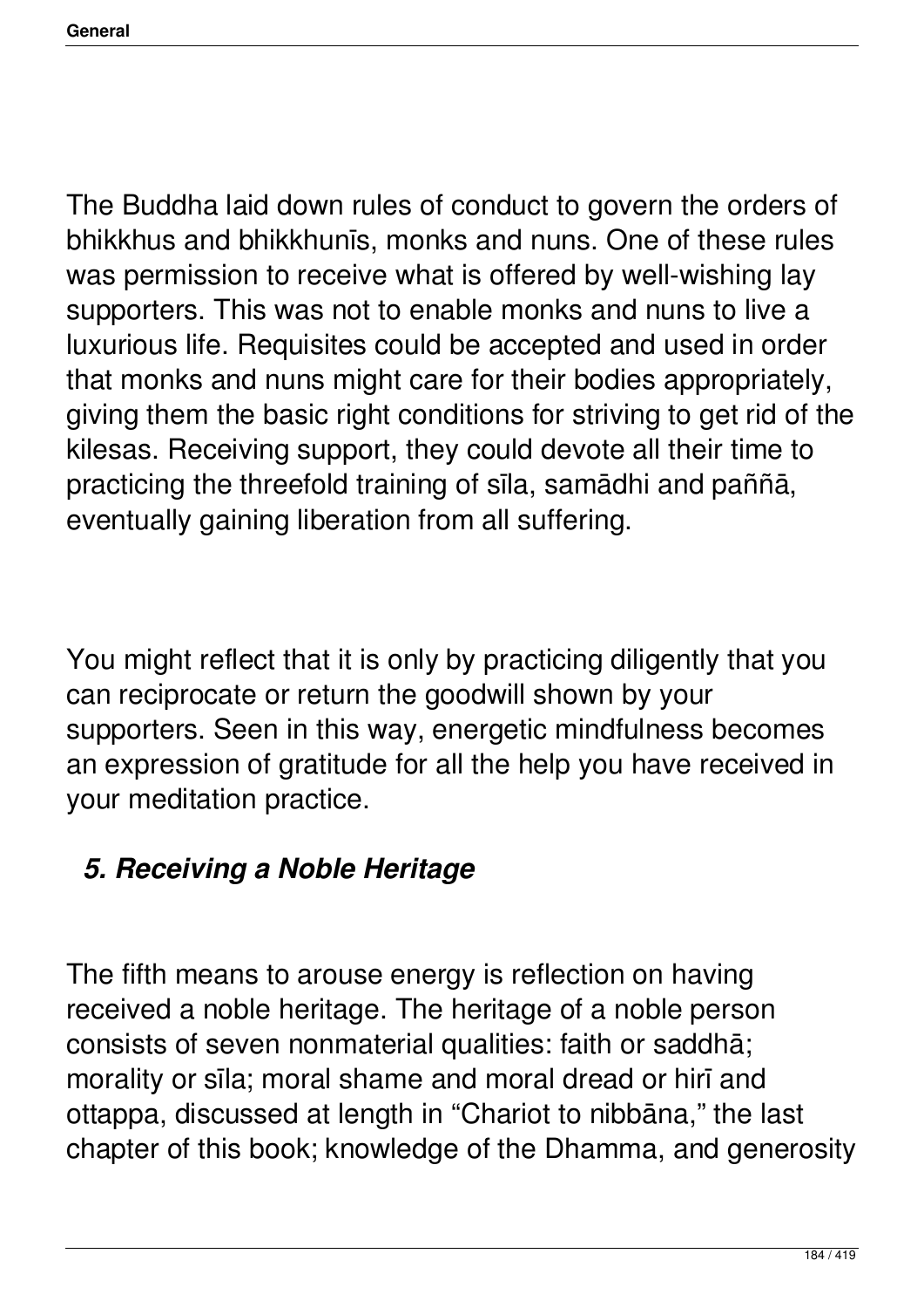The Buddha laid down rules of conduct to govern the orders of bhikkhus and bhikkhunīs, monks and nuns. One of these rules was permission to receive what is offered by well-wishing lay supporters. This was not to enable monks and nuns to live a luxurious life. Requisites could be accepted and used in order that monks and nuns might care for their bodies appropriately, giving them the basic right conditions for striving to get rid of the kilesas. Receiving support, they could devote all their time to practicing the threefold training of sīla, samādhi and paññā, eventually gaining liberation from all suffering.

You might reflect that it is only by practicing diligently that you can reciprocate or return the goodwill shown by your supporters. Seen in this way, energetic mindfulness becomes an expression of gratitude for all the help you have received in your meditation practice.

### *5. Receiving a Noble Heritage*

The fifth means to arouse energy is reflection on having received a noble heritage. The heritage of a noble person consists of seven nonmaterial qualities: faith or saddhā; morality or sīla; moral shame and moral dread or hirī and ottappa, discussed at length in "Chariot to nibbāna," the last chapter of this book; knowledge of the Dhamma, and generosity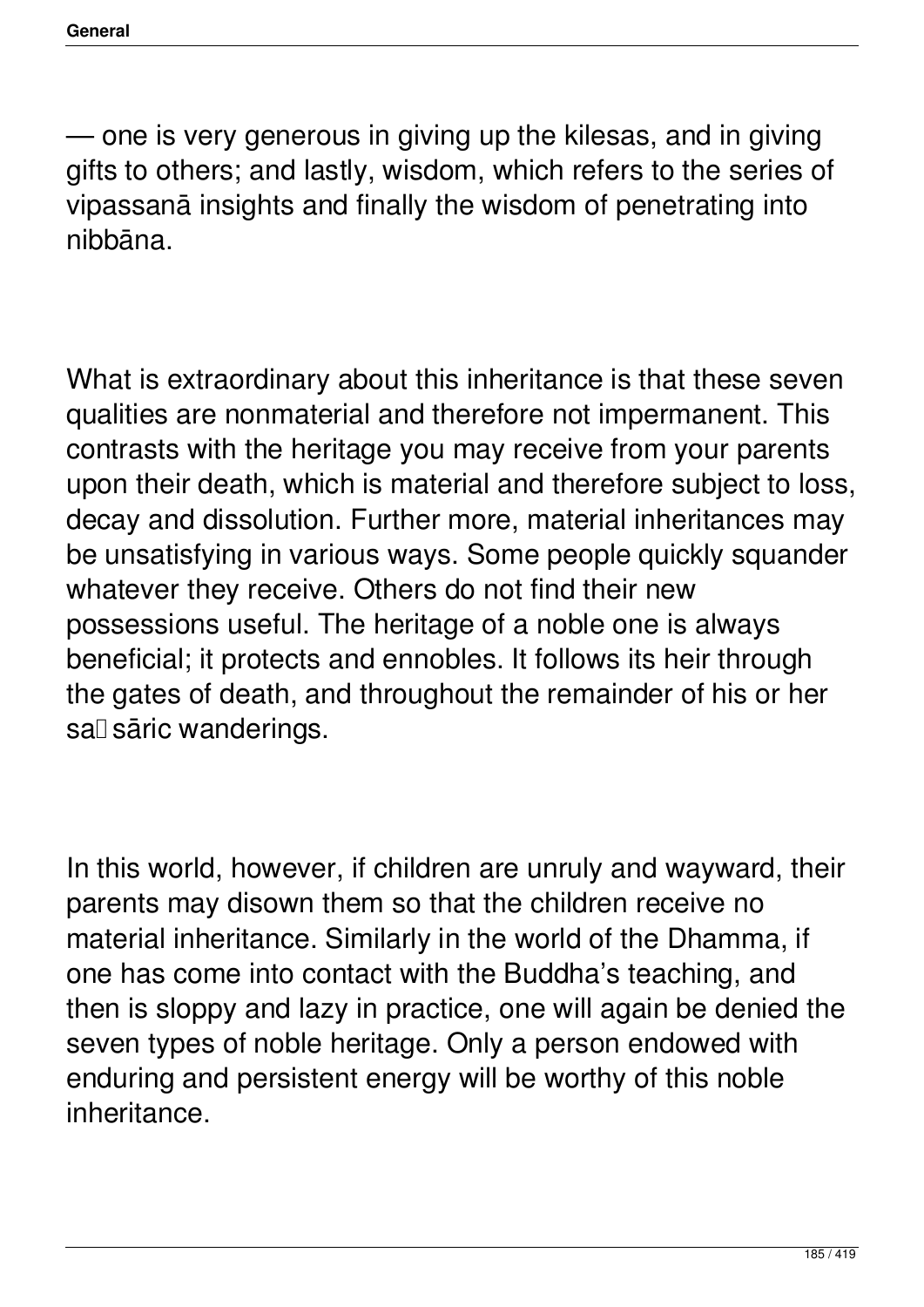— one is very generous in giving up the kilesas, and in giving gifts to others; and lastly, wisdom, which refers to the series of vipassanā insights and finally the wisdom of penetrating into nibbāna.

What is extraordinary about this inheritance is that these seven qualities are nonmaterial and therefore not impermanent. This contrasts with the heritage you may receive from your parents upon their death, which is material and therefore subject to loss, decay and dissolution. Further more, material inheritances may be unsatisfying in various ways. Some people quickly squander whatever they receive. Others do not find their new possessions useful. The heritage of a noble one is always beneficial; it protects and ennobles. It follows its heir through the gates of death, and throughout the remainder of his or her saṃsāric wanderings.

In this world, however, if children are unruly and wayward, their parents may disown them so that the children receive no material inheritance. Similarly in the world of the Dhamma, if one has come into contact with the Buddha’s teaching, and then is sloppy and lazy in practice, one will again be denied the seven types of noble heritage. Only a person endowed with enduring and persistent energy will be worthy of this noble inheritance.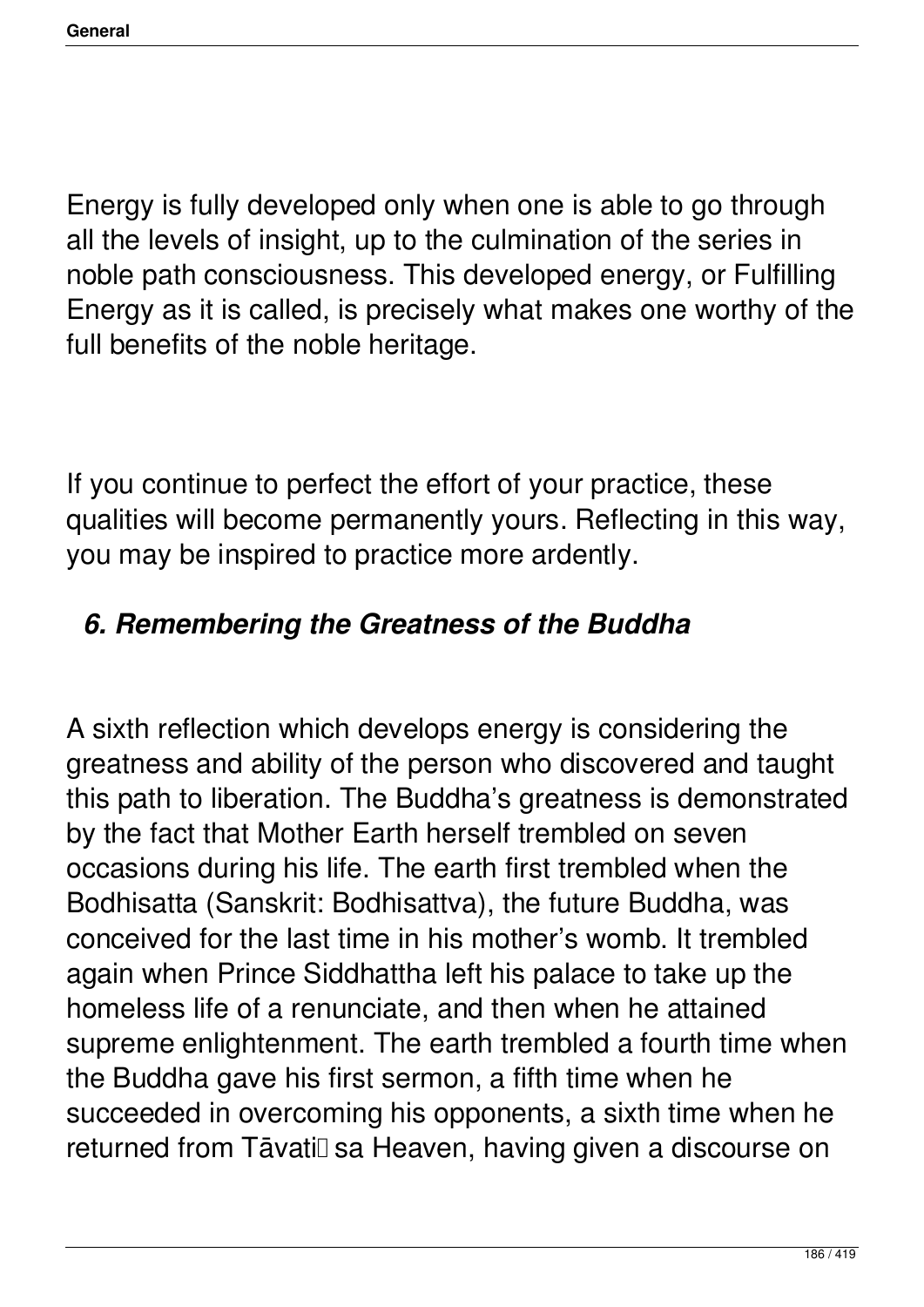Energy is fully developed only when one is able to go through all the levels of insight, up to the culmination of the series in noble path consciousness. This developed energy, or Fulfilling Energy as it is called, is precisely what makes one worthy of the full benefits of the noble heritage.

If you continue to perfect the effort of your practice, these qualities will become permanently yours. Reflecting in this way, you may be inspired to practice more ardently.

### *6. Remembering the Greatness of the Buddha*

A sixth reflection which develops energy is considering the greatness and ability of the person who discovered and taught this path to liberation. The Buddha's greatness is demonstrated by the fact that Mother Earth herself trembled on seven occasions during his life. The earth first trembled when the Bodhisatta (Sanskrit: Bodhisattva), the future Buddha, was conceived for the last time in his mother's womb. It trembled again when Prince Siddhattha left his palace to take up the homeless life of a renunciate, and then when he attained supreme enlightenment. The earth trembled a fourth time when the Buddha gave his first sermon, a fifth time when he succeeded in overcoming his opponents, a sixth time when he returned from Tāvatiṃsa Heaven, having given a discourse on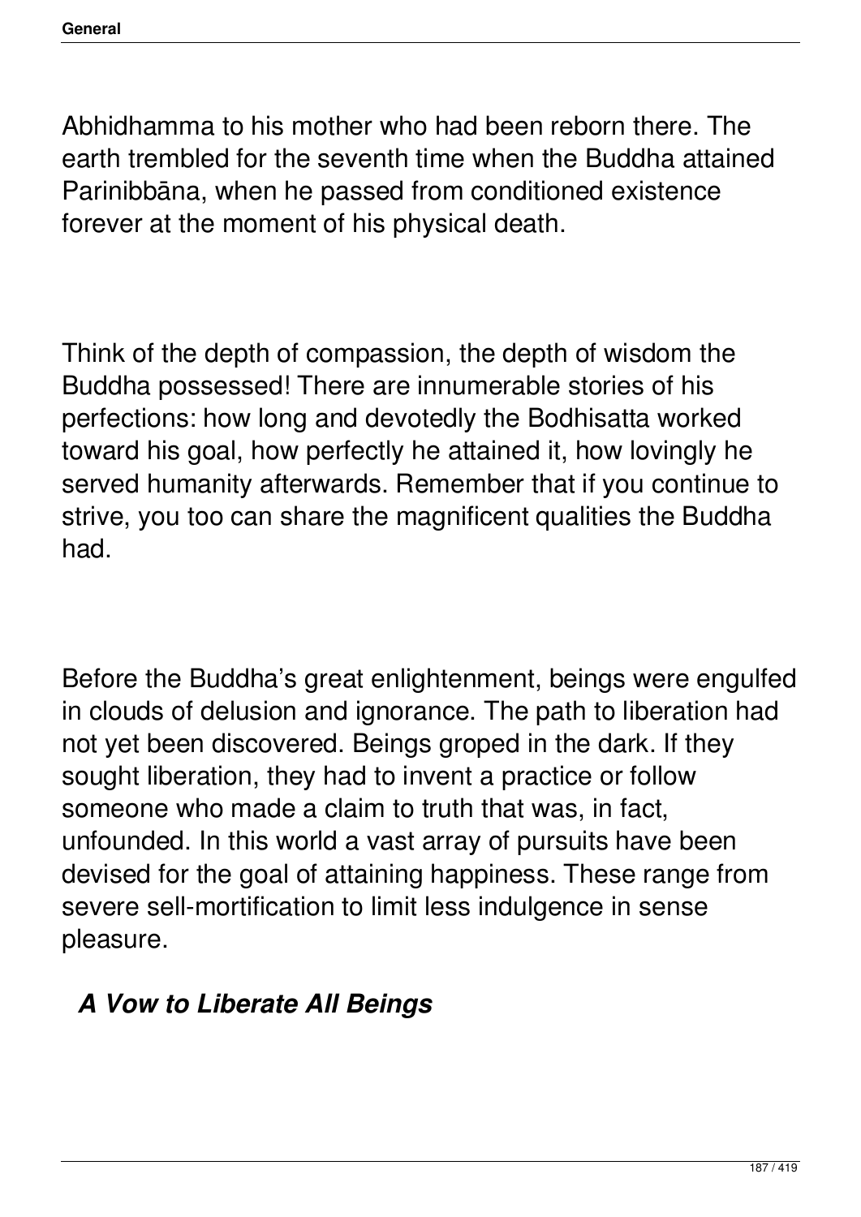Abhidhamma to his mother who had been reborn there. The earth trembled for the seventh time when the Buddha attained Parinibbāna, when he passed from conditioned existence forever at the moment of his physical death.

Think of the depth of compassion, the depth of wisdom the Buddha possessed! There are innumerable stories of his perfections: how long and devotedly the Bodhisatta worked toward his goal, how perfectly he attained it, how lovingly he served humanity afterwards. Remember that if you continue to strive, you too can share the magnificent qualities the Buddha had.

Before the Buddha's great enlightenment, beings were engulfed in clouds of delusion and ignorance. The path to liberation had not yet been discovered. Beings groped in the dark. If they sought liberation, they had to invent a practice or follow someone who made a claim to truth that was, in fact, unfounded. In this world a vast array of pursuits have been devised for the goal of attaining happiness. These range from severe sell-mortification to limit less indulgence in sense pleasure.

### *A Vow to Liberate All Beings*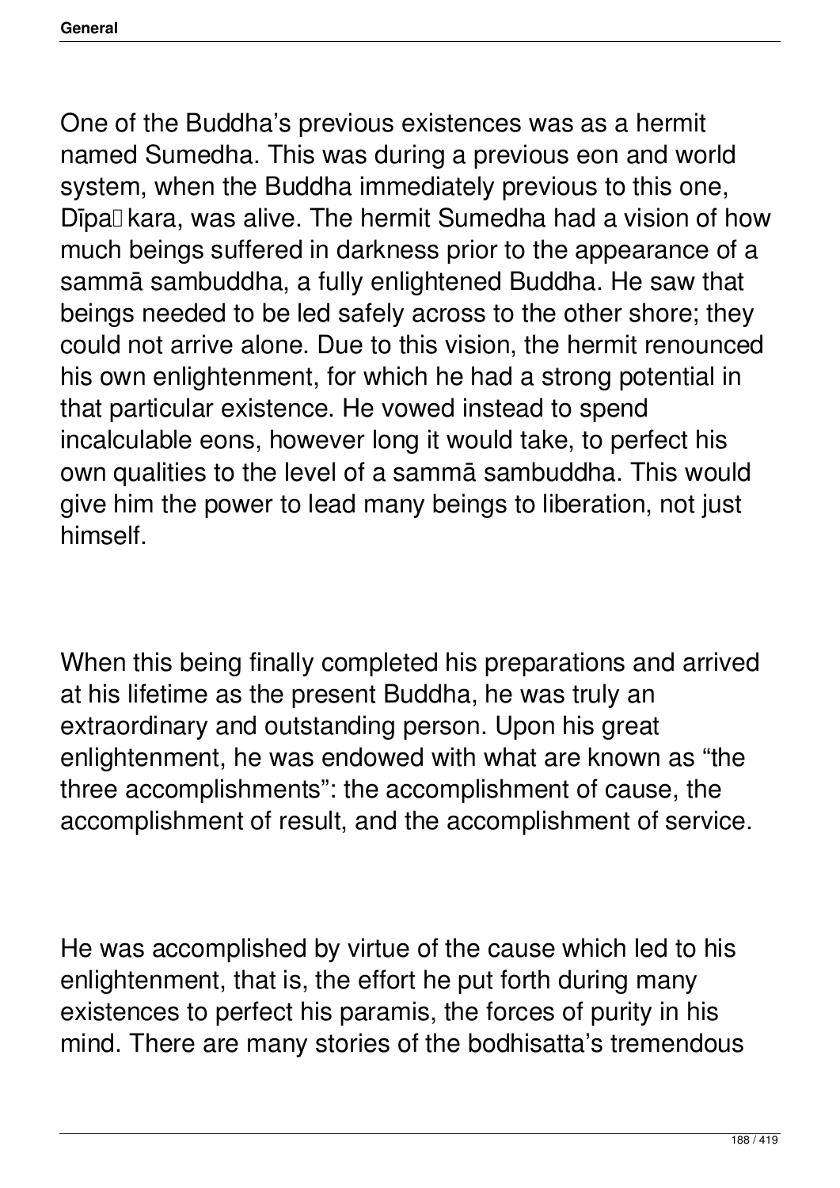One of the Buddha's previous existences was as a hermit named Sumedha. This was during a previous eon and world system, when the Buddha immediately previous to this one, Dīpa�kara, was alive. The hermit Sumedha had a vision of how much beings suffered in darkness prior to the appearance of a sammā sambuddha, a fully enlightened Buddha. He saw that beings needed to be led safely across to the other shore; they could not arrive alone. Due to this vision, the hermit renounced his own enlightenment, for which he had a strong potential in that particular existence. He vowed instead to spend incalculable eons, however long it would take, to perfect his own qualities to the level of a sammā sambuddha. This would give him the power to lead many beings to liberation, not just himself.

When this being finally completed his preparations and arrived at his lifetime as the present Buddha, he was truly an extraordinary and outstanding person. Upon his great enlightenment, he was endowed with what are known as "the three accomplishments": the accomplishment of cause, the accomplishment of result, and the accomplishment of service.

He was accomplished by virtue of the cause which led to his enlightenment, that is, the effort he put forth during many existences to perfect his paramis, the forces of purity in his mind. There are many stories of the bodhisatta's tremendous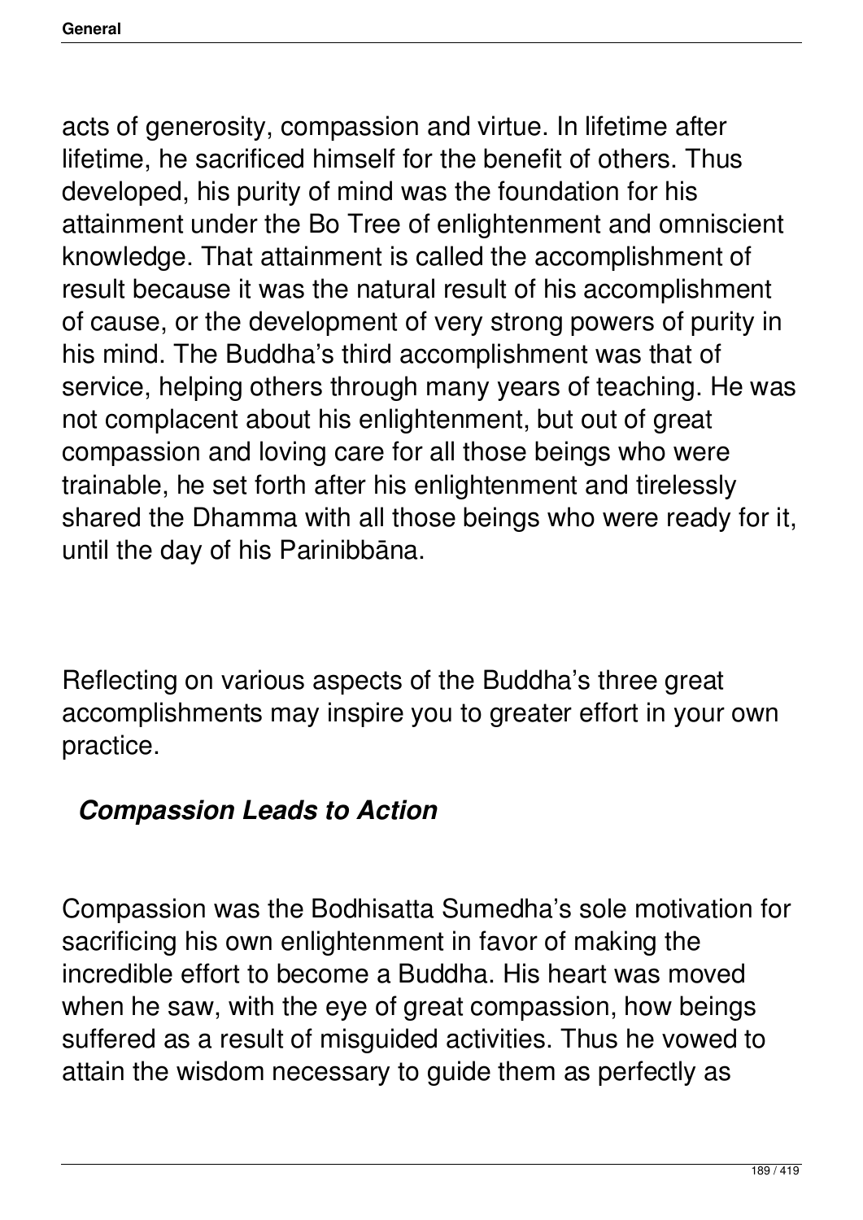acts of generosity, compassion and virtue. In lifetime after lifetime, he sacrificed himself for the benefit of others. Thus developed, his purity of mind was the foundation for his attainment under the Bo Tree of enlightenment and omniscient knowledge. That attainment is called the accomplishment of result because it was the natural result of his accomplishment of cause, or the development of very strong powers of purity in his mind. The Buddha's third accomplishment was that of service, helping others through many years of teaching. He was not complacent about his enlightenment, but out of great compassion and loving care for all those beings who were trainable, he set forth after his enlightenment and tirelessly shared the Dhamma with all those beings who were ready for it, until the day of his Parinibbāna.

Reflecting on various aspects of the Buddha's three great accomplishments may inspire you to greater effort in your own practice.

### *Compassion Leads to Action*

Compassion was the Bodhisatta Sumedha's sole motivation for sacrificing his own enlightenment in favor of making the incredible effort to become a Buddha. His heart was moved when he saw, with the eye of great compassion, how beings suffered as a result of misguided activities. Thus he vowed to attain the wisdom necessary to guide them as perfectly as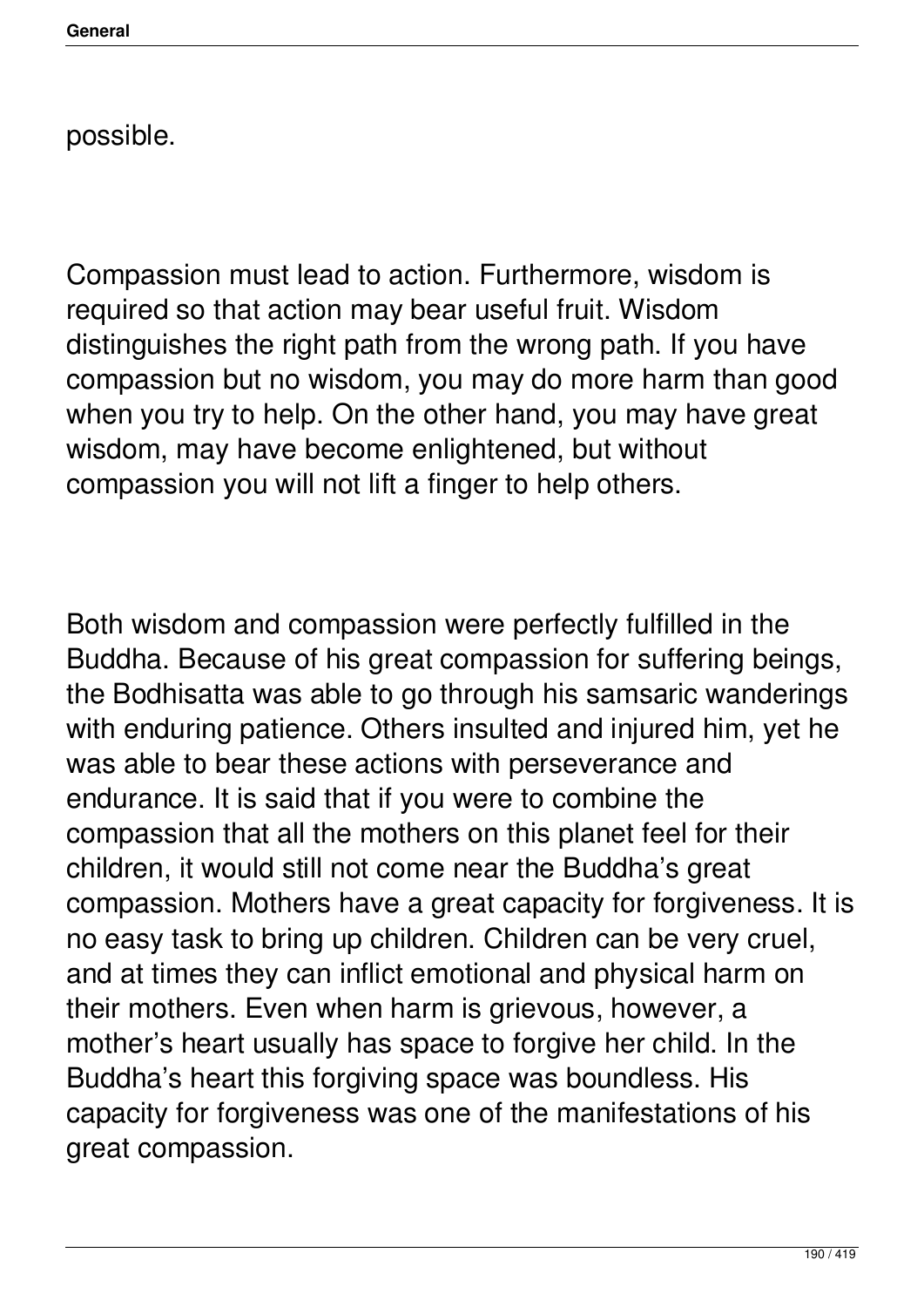possible.

Compassion must lead to action. Furthermore, wisdom is required so that action may bear useful fruit. Wisdom distinguishes the right path from the wrong path. If you have compassion but no wisdom, you may do more harm than good when you try to help. On the other hand, you may have great wisdom, may have become enlightened, but without compassion you will not lift a finger to help others.

Both wisdom and compassion were perfectly fulfilled in the Buddha. Because of his great compassion for suffering beings, the Bodhisatta was able to go through his samsaric wanderings with enduring patience. Others insulted and injured him, yet he was able to bear these actions with perseverance and endurance. It is said that if you were to combine the compassion that all the mothers on this planet feel for their children, it would still not come near the Buddha's great compassion. Mothers have a great capacity for forgiveness. It is no easy task to bring up children. Children can be very cruel, and at times they can inflict emotional and physical harm on their mothers. Even when harm is grievous, however, a mother's heart usually has space to forgive her child. In the Buddha's heart this forgiving space was boundless. His capacity for forgiveness was one of the manifestations of his great compassion.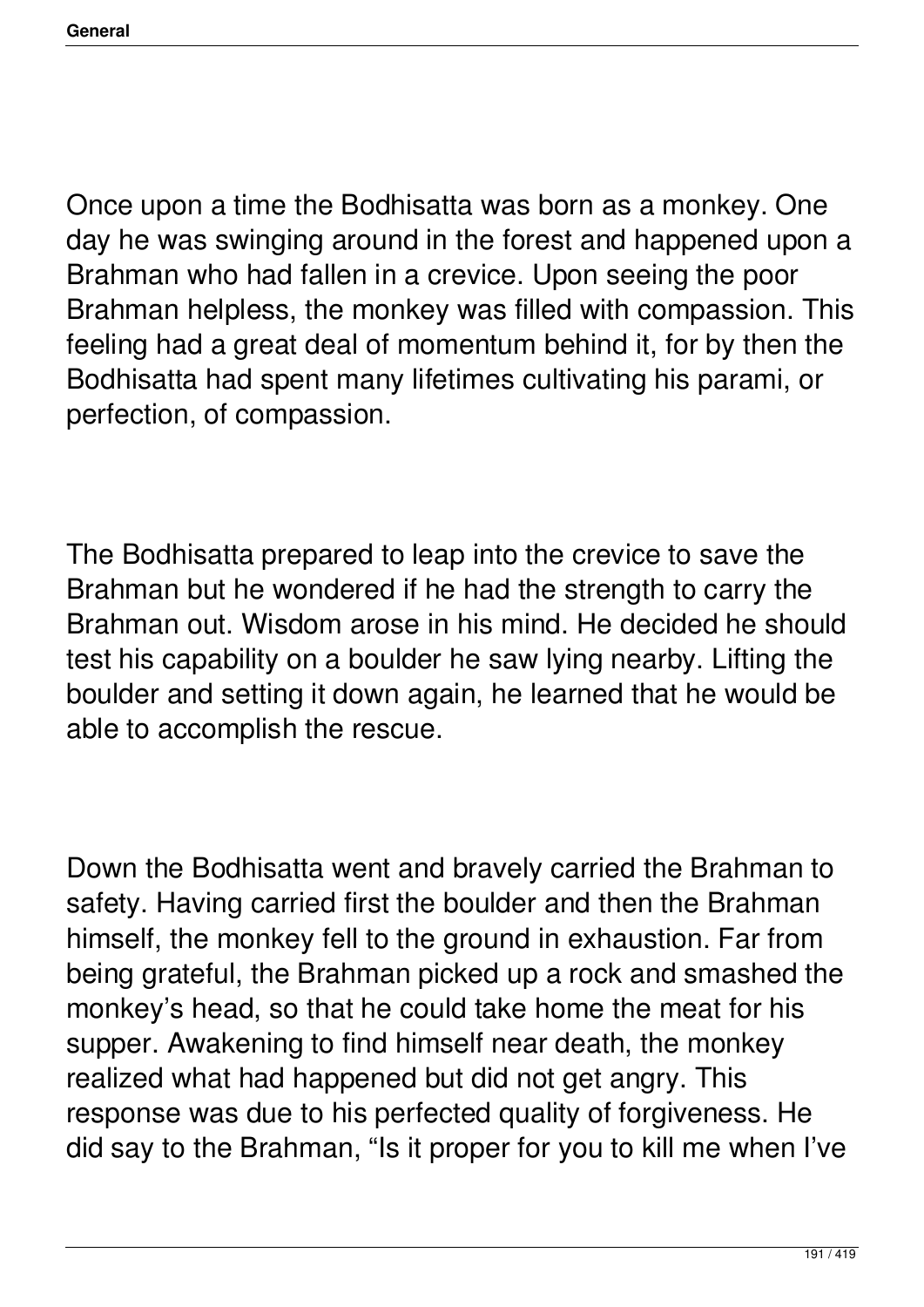Once upon a time the Bodhisatta was born as a monkey. One day he was swinging around in the forest and happened upon a Brahman who had fallen in a crevice. Upon seeing the poor Brahman helpless, the monkey was filled with compassion. This feeling had a great deal of momentum behind it, for by then the Bodhisatta had spent many lifetimes cultivating his parami, or perfection, of compassion.

The Bodhisatta prepared to leap into the crevice to save the Brahman but he wondered if he had the strength to carry the Brahman out. Wisdom arose in his mind. He decided he should test his capability on a boulder he saw lying nearby. Lifting the boulder and setting it down again, he learned that he would be able to accomplish the rescue.

Down the Bodhisatta went and bravely carried the Brahman to safety. Having carried first the boulder and then the Brahman himself, the monkey fell to the ground in exhaustion. Far from being grateful, the Brahman picked up a rock and smashed the monkey's head, so that he could take home the meat for his supper. Awakening to find himself near death, the monkey realized what had happened but did not get angry. This response was due to his perfected quality of forgiveness. He did say to the Brahman, "Is it proper for you to kill me when I've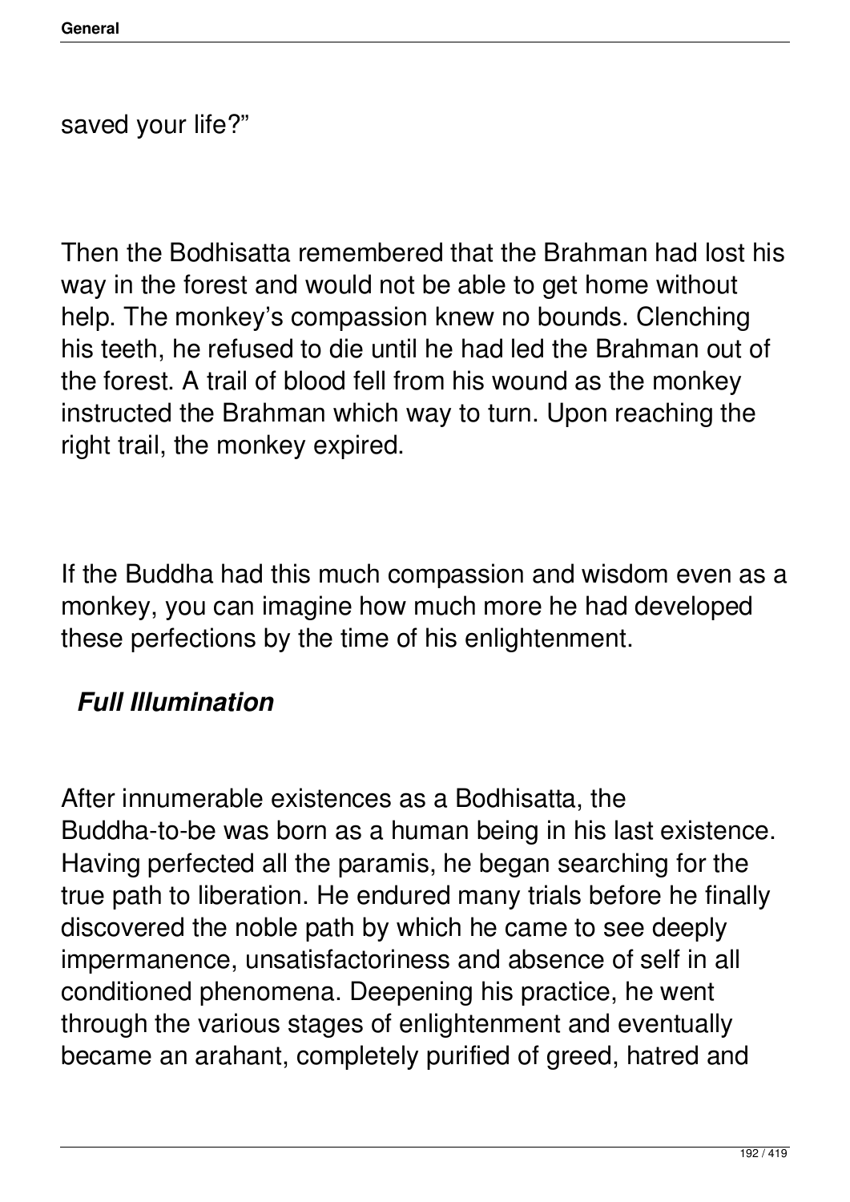saved your life?"

Then the Bodhisatta remembered that the Brahman had lost his way in the forest and would not be able to get home without help. The monkey's compassion knew no bounds. Clenching his teeth, he refused to die until he had led the Brahman out of the forest. A trail of blood fell from his wound as the monkey instructed the Brahman which way to turn. Upon reaching the right trail, the monkey expired.

If the Buddha had this much compassion and wisdom even as a monkey, you can imagine how much more he had developed these perfections by the time of his enlightenment.

### ***Full Illumination***

After innumerable existences as a Bodhisatta, the Buddha-to-be was born as a human being in his last existence. Having perfected all the paramis, he began searching for the true path to liberation. He endured many trials before he finally discovered the noble path by which he came to see deeply impermanence, unsatisfactoriness and absence of self in all conditioned phenomena. Deepening his practice, he went through the various stages of enlightenment and eventually became an arahant, completely purified of greed, hatred and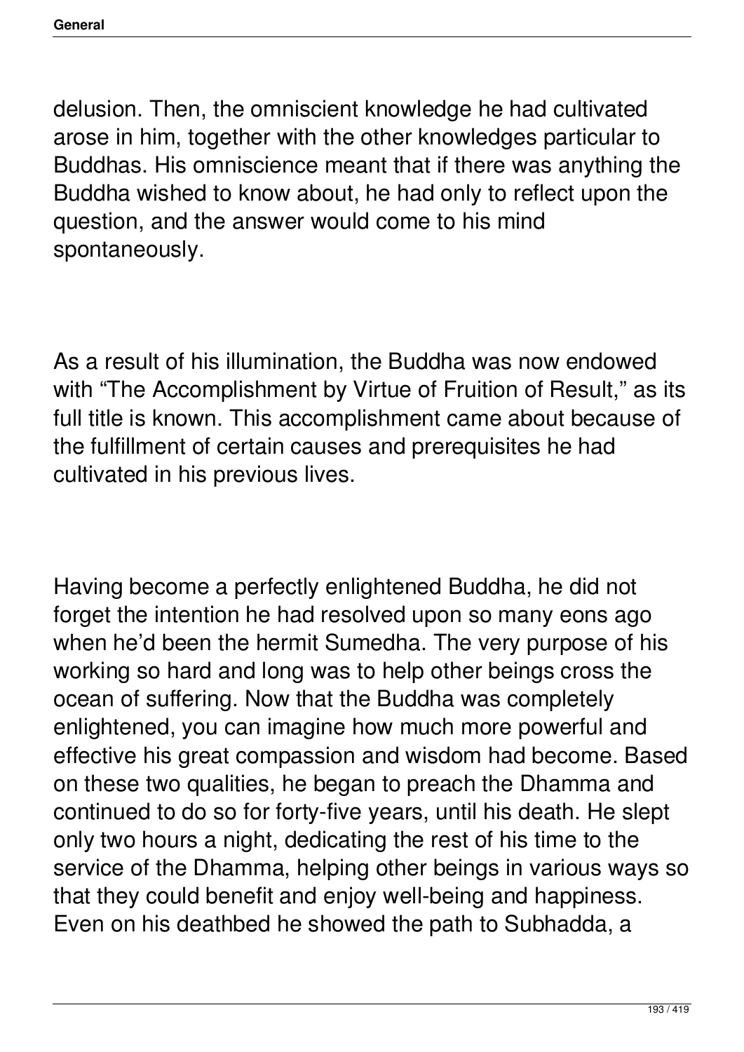delusion. Then, the omniscient knowledge he had cultivated arose in him, together with the other knowledges particular to Buddhas. His omniscience meant that if there was anything the Buddha wished to know about, he had only to reflect upon the question, and the answer would come to his mind spontaneously.

As a result of his illumination, the Buddha was now endowed with "The Accomplishment by Virtue of Fruition of Result," as its full title is known. This accomplishment came about because of the fulfillment of certain causes and prerequisites he had cultivated in his previous lives.

Having become a perfectly enlightened Buddha, he did not forget the intention he had resolved upon so many eons ago when he'd been the hermit Sumedha. The very purpose of his working so hard and long was to help other beings cross the ocean of suffering. Now that the Buddha was completely enlightened, you can imagine how much more powerful and effective his great compassion and wisdom had become. Based on these two qualities, he began to preach the Dhamma and continued to do so for forty-five years, until his death. He slept only two hours a night, dedicating the rest of his time to the service of the Dhamma, helping other beings in various ways so that they could benefit and enjoy well-being and happiness. Even on his deathbed he showed the path to Subhadda, a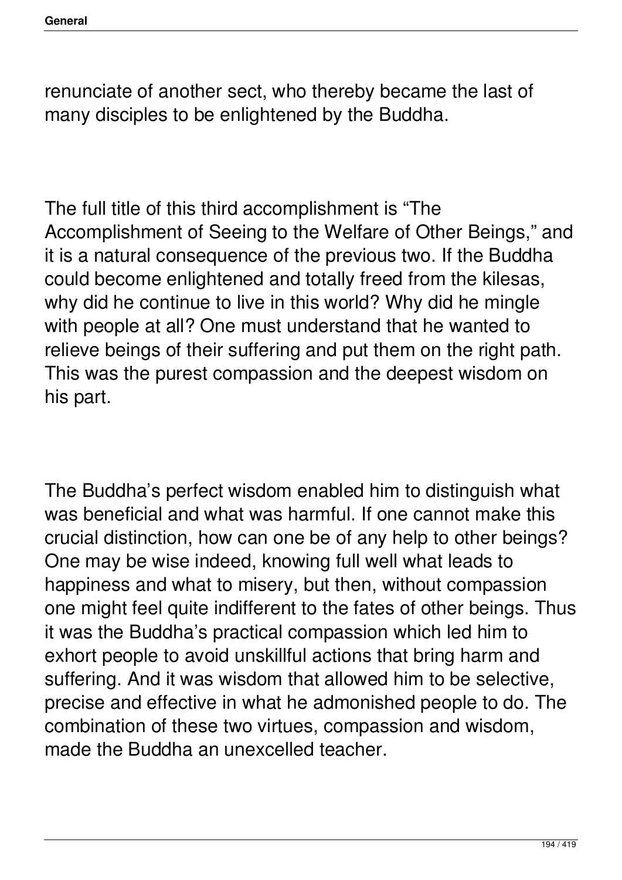renunciate of another sect, who thereby became the last of many disciples to be enlightened by the Buddha.

The full title of this third accomplishment is “The Accomplishment of Seeing to the Welfare of Other Beings,” and it is a natural consequence of the previous two. If the Buddha could become enlightened and totally freed from the kilesas, why did he continue to live in this world? Why did he mingle with people at all? One must understand that he wanted to relieve beings of their suffering and put them on the right path. This was the purest compassion and the deepest wisdom on his part.

The Buddha’s perfect wisdom enabled him to distinguish what was beneficial and what was harmful. If one cannot make this crucial distinction, how can one be of any help to other beings? One may be wise indeed, knowing full well what leads to happiness and what to misery, but then, without compassion one might feel quite indifferent to the fates of other beings. Thus it was the Buddha’s practical compassion which led him to exhort people to avoid unskillful actions that bring harm and suffering. And it was wisdom that allowed him to be selective, precise and effective in what he admonished people to do. The combination of these two virtues, compassion and wisdom, made the Buddha an unexcelled teacher.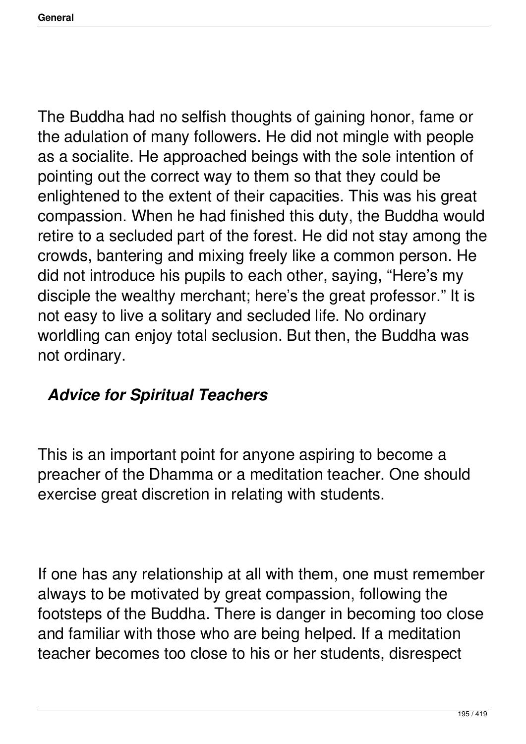The Buddha had no selfish thoughts of gaining honor, fame or the adulation of many followers. He did not mingle with people as a socialite. He approached beings with the sole intention of pointing out the correct way to them so that they could be enlightened to the extent of their capacities. This was his great compassion. When he had finished this duty, the Buddha would retire to a secluded part of the forest. He did not stay among the crowds, bantering and mixing freely like a common person. He did not introduce his pupils to each other, saying, "Here's my disciple the wealthy merchant; here's the great professor." It is not easy to live a solitary and secluded life. No ordinary worldling can enjoy total seclusion. But then, the Buddha was not ordinary.

### *Advice for Spiritual Teachers*

This is an important point for anyone aspiring to become a preacher of the Dhamma or a meditation teacher. One should exercise great discretion in relating with students.

If one has any relationship at all with them, one must remember always to be motivated by great compassion, following the footsteps of the Buddha. There is danger in becoming too close and familiar with those who are being helped. If a meditation teacher becomes too close to his or her students, disrespect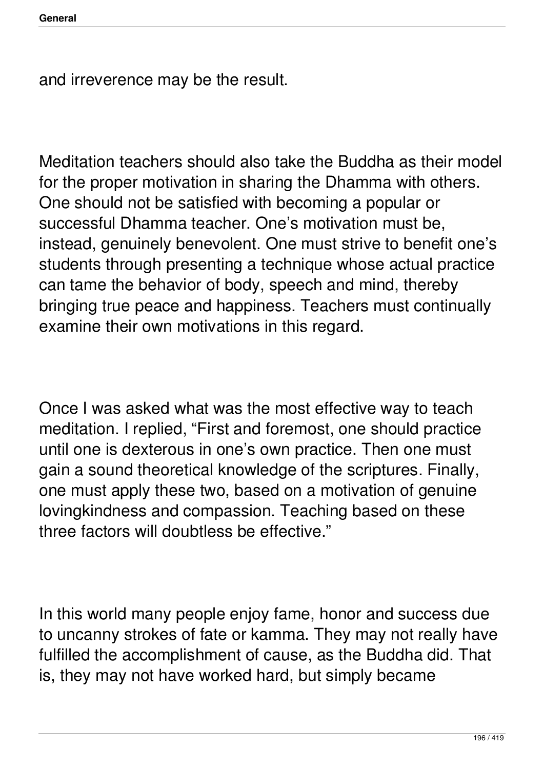and irreverence may be the result.

Meditation teachers should also take the Buddha as their model for the proper motivation in sharing the Dhamma with others. One should not be satisfied with becoming a popular or successful Dhamma teacher. One's motivation must be, instead, genuinely benevolent. One must strive to benefit one's students through presenting a technique whose actual practice can tame the behavior of body, speech and mind, thereby bringing true peace and happiness. Teachers must continually examine their own motivations in this regard.

Once I was asked what was the most effective way to teach meditation. I replied, "First and foremost, one should practice until one is dexterous in one's own practice. Then one must gain a sound theoretical knowledge of the scriptures. Finally, one must apply these two, based on a motivation of genuine lovingkindness and compassion. Teaching based on these three factors will doubtless be effective."

In this world many people enjoy fame, honor and success due to uncanny strokes of fate or kamma. They may not really have fulfilled the accomplishment of cause, as the Buddha did. That is, they may not have worked hard, but simply became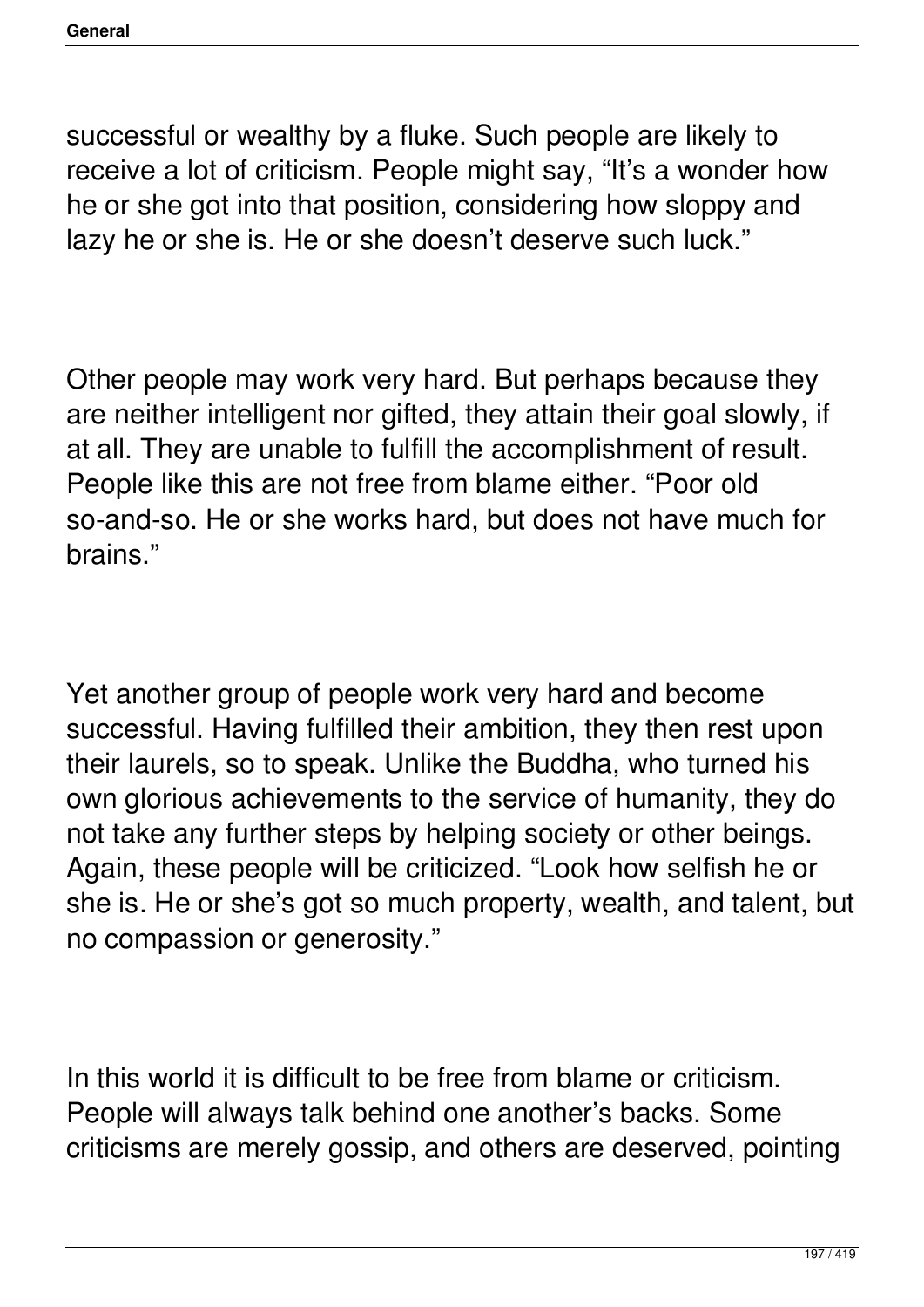successful or wealthy by a fluke. Such people are likely to receive a lot of criticism. People might say, "It's a wonder how he or she got into that position, considering how sloppy and lazy he or she is. He or she doesn't deserve such luck."

Other people may work very hard. But perhaps because they are neither intelligent nor gifted, they attain their goal slowly, if at all. They are unable to fulfill the accomplishment of result. People like this are not free from blame either. "Poor old so-and-so. He or she works hard, but does not have much for brains."

Yet another group of people work very hard and become successful. Having fulfilled their ambition, they then rest upon their laurels, so to speak. Unlike the Buddha, who turned his own glorious achievements to the service of humanity, they do not take any further steps by helping society or other beings. Again, these people will be criticized. "Look how selfish he or she is. He or she's got so much property, wealth, and talent, but no compassion or generosity."

In this world it is difficult to be free from blame or criticism. People will always talk behind one another's backs. Some criticisms are merely gossip, and others are deserved, pointing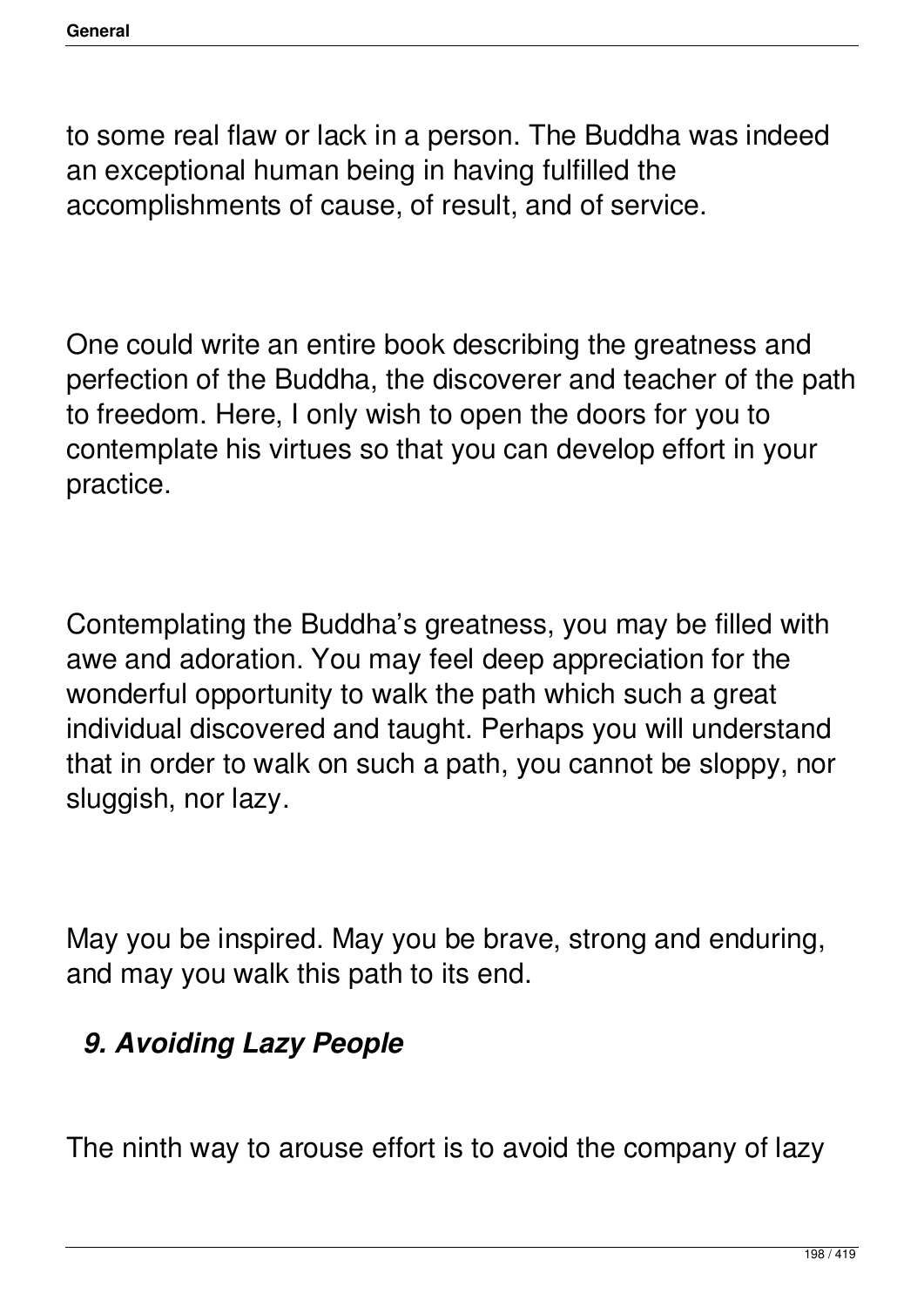to some real flaw or lack in a person. The Buddha was indeed an exceptional human being in having fulfilled the accomplishments of cause, of result, and of service.

One could write an entire book describing the greatness and perfection of the Buddha, the discoverer and teacher of the path to freedom. Here, I only wish to open the doors for you to contemplate his virtues so that you can develop effort in your practice.

Contemplating the Buddha's greatness, you may be filled with awe and adoration. You may feel deep appreciation for the wonderful opportunity to walk the path which such a great individual discovered and taught. Perhaps you will understand that in order to walk on such a path, you cannot be sloppy, nor sluggish, nor lazy.

May you be inspired. May you be brave, strong and enduring, and may you walk this path to its end.

### *9. Avoiding Lazy People*

The ninth way to arouse effort is to avoid the company of lazy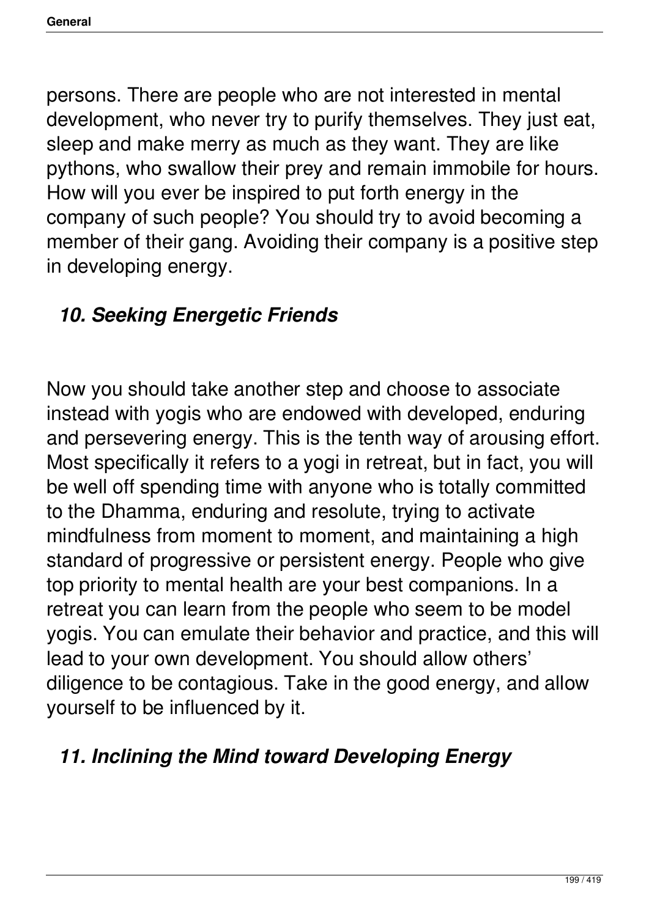persons. There are people who are not interested in mental development, who never try to purify themselves. They just eat, sleep and make merry as much as they want. They are like pythons, who swallow their prey and remain immobile for hours. How will you ever be inspired to put forth energy in the company of such people? You should try to avoid becoming a member of their gang. Avoiding their company is a positive step in developing energy.

### *10. Seeking Energetic Friends*

Now you should take another step and choose to associate instead with yogis who are endowed with developed, enduring and persevering energy. This is the tenth way of arousing effort. Most specifically it refers to a yogi in retreat, but in fact, you will be well off spending time with anyone who is totally committed to the Dhamma, enduring and resolute, trying to activate mindfulness from moment to moment, and maintaining a high standard of progressive or persistent energy. People who give top priority to mental health are your best companions. In a retreat you can learn from the people who seem to be model yogis. You can emulate their behavior and practice, and this will lead to your own development. You should allow others' diligence to be contagious. Take in the good energy, and allow yourself to be influenced by it.

### *11. Inclining the Mind toward Developing Energy*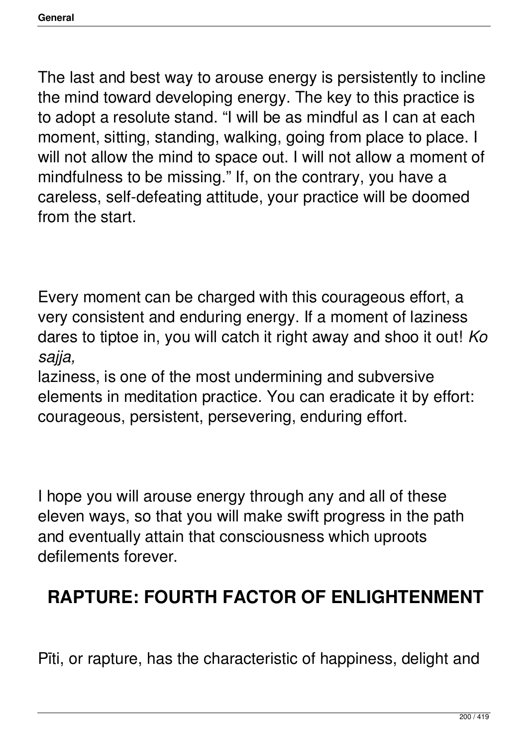The last and best way to arouse energy is persistently to incline the mind toward developing energy. The key to this practice is to adopt a resolute stand. "I will be as mindful as I can at each moment, sitting, standing, walking, going from place to place. I will not allow the mind to space out. I will not allow a moment of mindfulness to be missing." If, on the contrary, you have a careless, self-defeating attitude, your practice will be doomed from the start.

Every moment can be charged with this courageous effort, a very consistent and enduring energy. If a moment of laziness dares to tiptoe in, you will catch it right away and shoo it out! *Ko sajja,*
laziness, is one of the most undermining and subversive elements in meditation practice. You can eradicate it by effort: courageous, persistent, persevering, enduring effort.

I hope you will arouse energy through any and all of these eleven ways, so that you will make swift progress in the path and eventually attain that consciousness which uproots defilements forever.

## RAPTURE: FOURTH FACTOR OF ENLIGHTENMENT

Pīti, or rapture, has the characteristic of happiness, delight and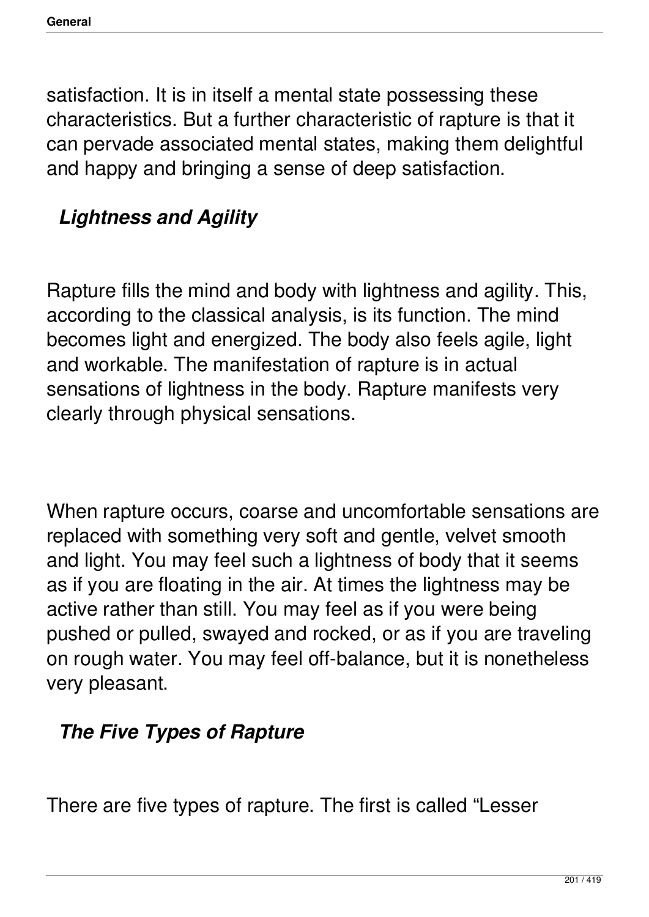satisfaction. It is in itself a mental state possessing these characteristics. But a further characteristic of rapture is that it can pervade associated mental states, making them delightful and happy and bringing a sense of deep satisfaction.

### *Lightness and Agility*

Rapture fills the mind and body with lightness and agility. This, according to the classical analysis, is its function. The mind becomes light and energized. The body also feels agile, light and workable. The manifestation of rapture is in actual sensations of lightness in the body. Rapture manifests very clearly through physical sensations.

When rapture occurs, coarse and uncomfortable sensations are replaced with something very soft and gentle, velvet smooth and light. You may feel such a lightness of body that it seems as if you are floating in the air. At times the lightness may be active rather than still. You may feel as if you were being pushed or pulled, swayed and rocked, or as if you are traveling on rough water. You may feel off-balance, but it is nonetheless very pleasant.

### *The Five Types of Rapture*

There are five types of rapture. The first is called "Lesser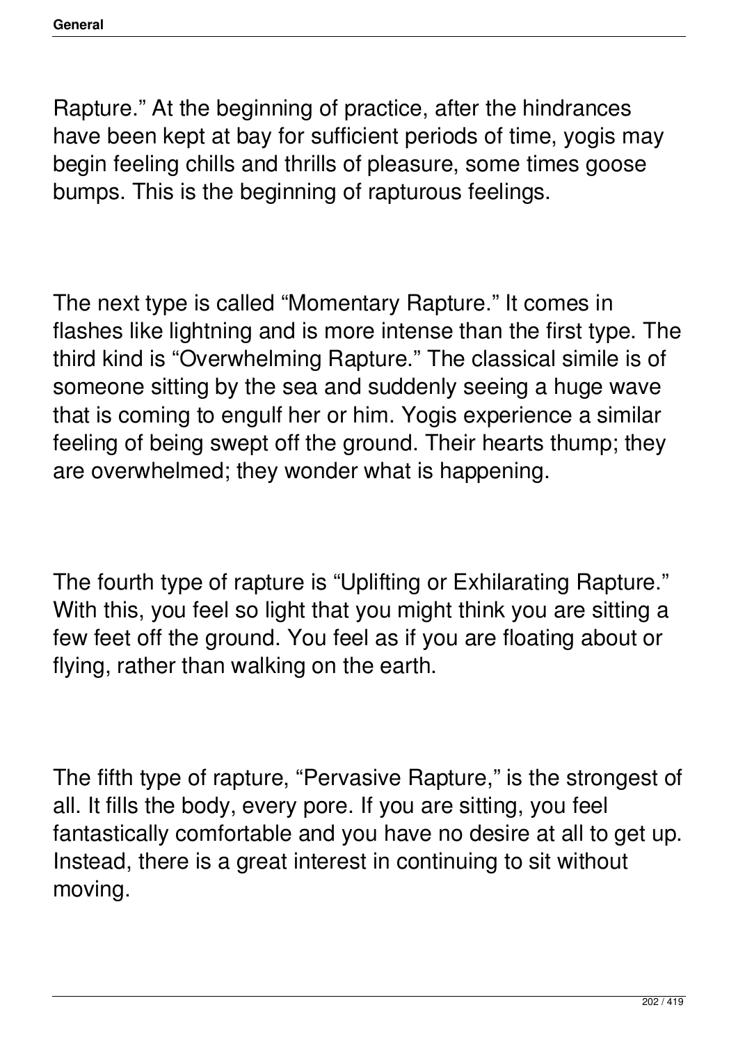Rapture." At the beginning of practice, after the hindrances have been kept at bay for sufficient periods of time, yogis may begin feeling chills and thrills of pleasure, some times goose bumps. This is the beginning of rapturous feelings.

The next type is called "Momentary Rapture." It comes in flashes like lightning and is more intense than the first type. The third kind is "Overwhelming Rapture." The classical simile is of someone sitting by the sea and suddenly seeing a huge wave that is coming to engulf her or him. Yogis experience a similar feeling of being swept off the ground. Their hearts thump; they are overwhelmed; they wonder what is happening.

The fourth type of rapture is "Uplifting or Exhilarating Rapture." With this, you feel so light that you might think you are sitting a few feet off the ground. You feel as if you are floating about or flying, rather than walking on the earth.

The fifth type of rapture, "Pervasive Rapture," is the strongest of all. It fills the body, every pore. If you are sitting, you feel fantastically comfortable and you have no desire at all to get up. Instead, there is a great interest in continuing to sit without moving.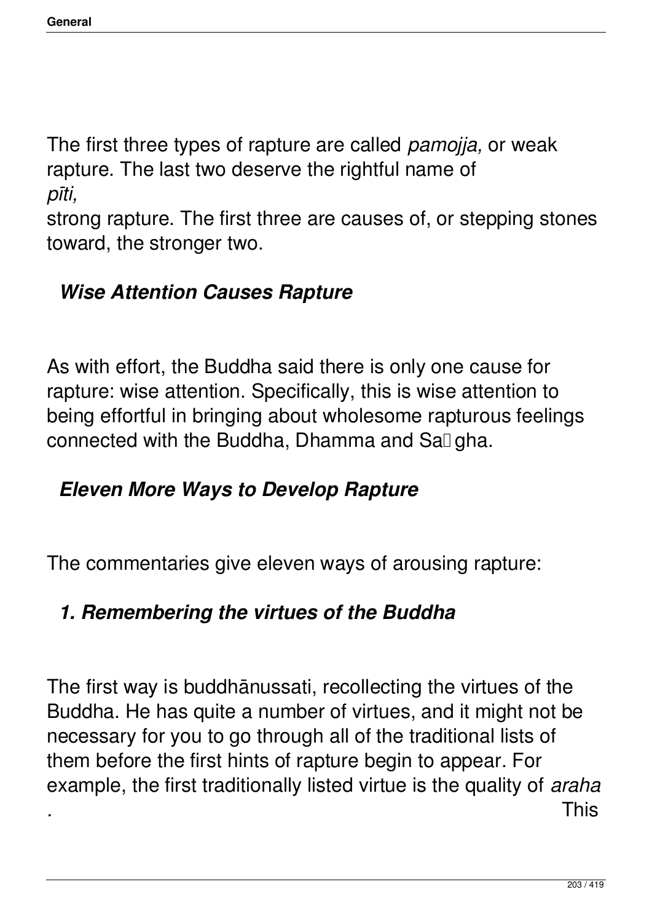The first three types of rapture are called *pamojja,* or weak rapture. The last two deserve the rightful name of *pīti,* strong rapture. The first three are causes of, or stepping stones toward, the stronger two.

### *Wise Attention Causes Rapture*

As with effort, the Buddha said there is only one cause for rapture: wise attention. Specifically, this is wise attention to being effortful in bringing about wholesome rapturous feelings connected with the Buddha, Dhamma and Saṅgha.

### *Eleven More Ways to Develop Rapture*

The commentaries give eleven ways of arousing rapture:

### *1. Remembering the virtues of the Buddha*

The first way is buddhānussati, recollecting the virtues of the Buddha. He has quite a number of virtues, and it might not be necessary for you to go through all of the traditional lists of them before the first hints of rapture begin to appear. For example, the first traditionally listed virtue is the quality of *araha.* This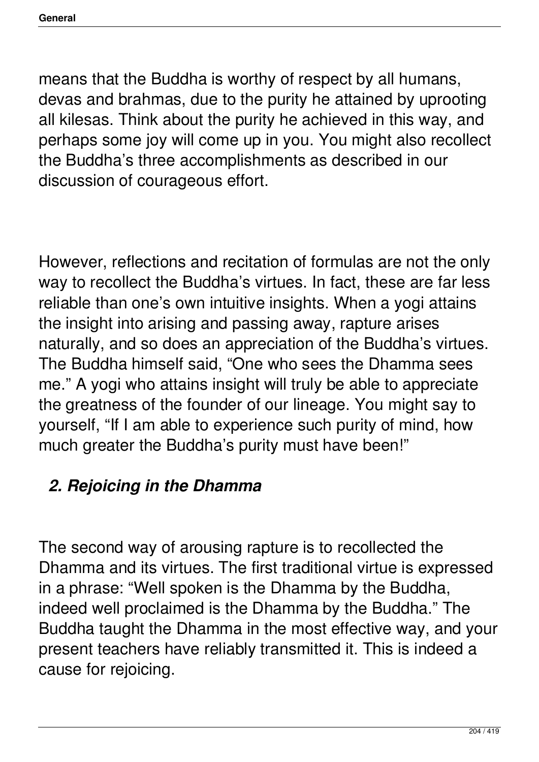means that the Buddha is worthy of respect by all humans, devas and brahmas, due to the purity he attained by uprooting all kilesas. Think about the purity he achieved in this way, and perhaps some joy will come up in you. You might also recollect the Buddha's three accomplishments as described in our discussion of courageous effort.

However, reflections and recitation of formulas are not the only way to recollect the Buddha's virtues. In fact, these are far less reliable than one's own intuitive insights. When a yogi attains the insight into arising and passing away, rapture arises naturally, and so does an appreciation of the Buddha's virtues. The Buddha himself said, "One who sees the Dhamma sees me." A yogi who attains insight will truly be able to appreciate the greatness of the founder of our lineage. You might say to yourself, "If I am able to experience such purity of mind, how much greater the Buddha's purity must have been!"

### *2. Rejoicing in the Dhamma*

The second way of arousing rapture is to recollected the Dhamma and its virtues. The first traditional virtue is expressed in a phrase: "Well spoken is the Dhamma by the Buddha, indeed well proclaimed is the Dhamma by the Buddha." The Buddha taught the Dhamma in the most effective way, and your present teachers have reliably transmitted it. This is indeed a cause for rejoicing.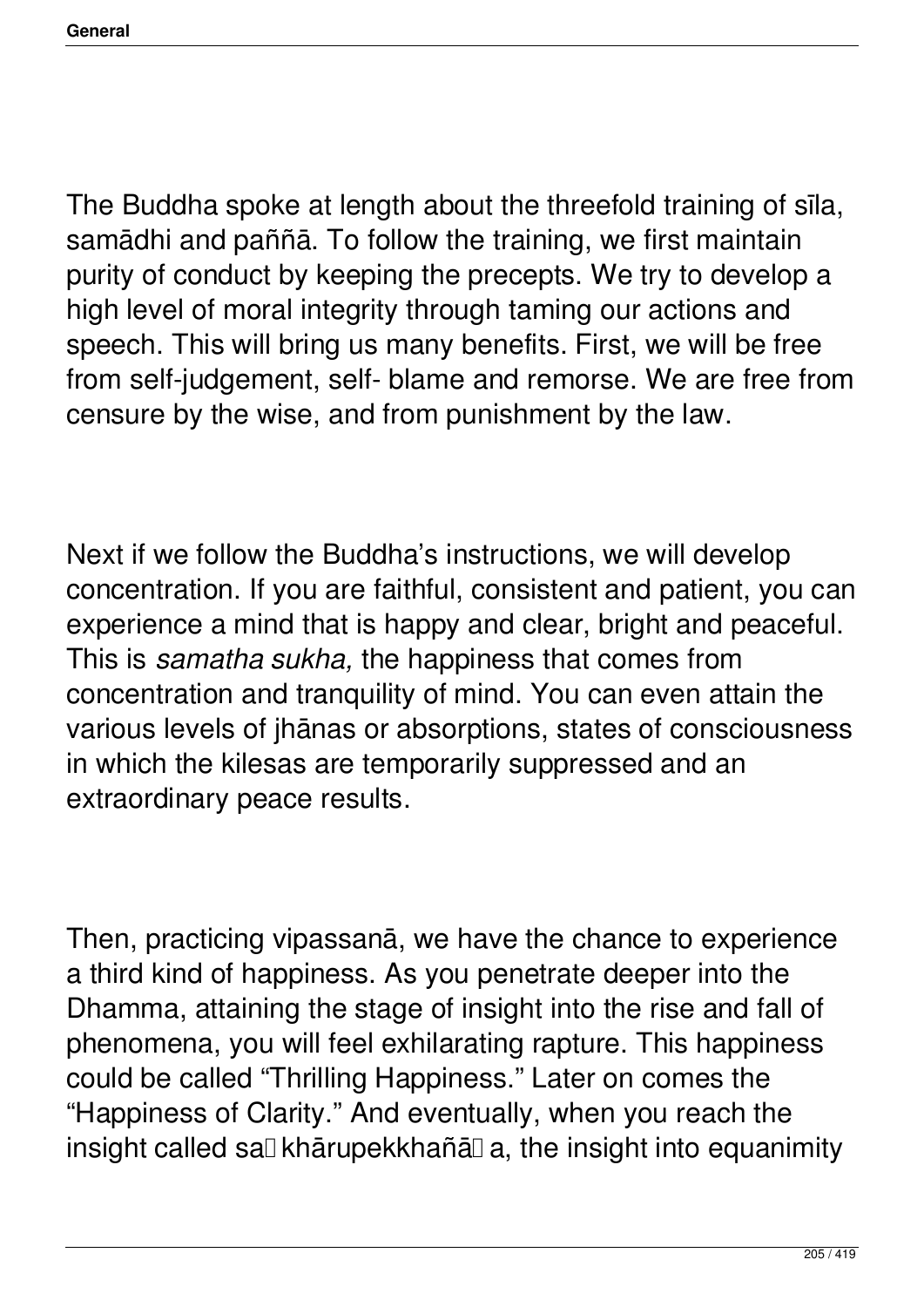The Buddha spoke at length about the threefold training of sīla, samādhi and paññā. To follow the training, we first maintain purity of conduct by keeping the precepts. We try to develop a high level of moral integrity through taming our actions and speech. This will bring us many benefits. First, we will be free from self-judgement, self- blame and remorse. We are free from censure by the wise, and from punishment by the law.

Next if we follow the Buddha's instructions, we will develop concentration. If you are faithful, consistent and patient, you can experience a mind that is happy and clear, bright and peaceful. This is *samatha sukha,* the happiness that comes from concentration and tranquility of mind. You can even attain the various levels of jhānas or absorptions, states of consciousness in which the kilesas are temporarily suppressed and an extraordinary peace results.

Then, practicing vipassanā, we have the chance to experience a third kind of happiness. As you penetrate deeper into the Dhamma, attaining the stage of insight into the rise and fall of phenomena, you will feel exhilarating rapture. This happiness could be called "Thrilling Happiness." Later on comes the "Happiness of Clarity." And eventually, when you reach the insight called saṅkhārupekkhañāṇa, the insight into equanimity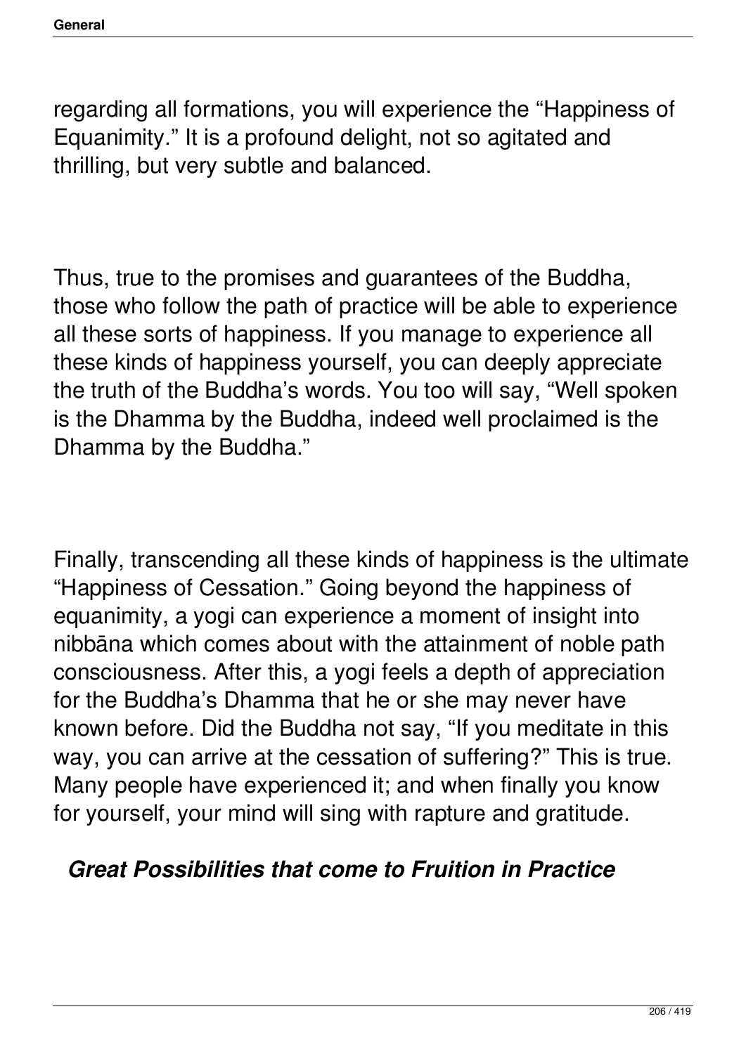regarding all formations, you will experience the "Happiness of Equanimity." It is a profound delight, not so agitated and thrilling, but very subtle and balanced.

Thus, true to the promises and guarantees of the Buddha, those who follow the path of practice will be able to experience all these sorts of happiness. If you manage to experience all these kinds of happiness yourself, you can deeply appreciate the truth of the Buddha's words. You too will say, "Well spoken is the Dhamma by the Buddha, indeed well proclaimed is the Dhamma by the Buddha."

Finally, transcending all these kinds of happiness is the ultimate "Happiness of Cessation." Going beyond the happiness of equanimity, a yogi can experience a moment of insight into nibbāna which comes about with the attainment of noble path consciousness. After this, a yogi feels a depth of appreciation for the Buddha's Dhamma that he or she may never have known before. Did the Buddha not say, "If you meditate in this way, you can arrive at the cessation of suffering?" This is true. Many people have experienced it; and when finally you know for yourself, your mind will sing with rapture and gratitude.

### *Great Possibilities that come to Fruition in Practice*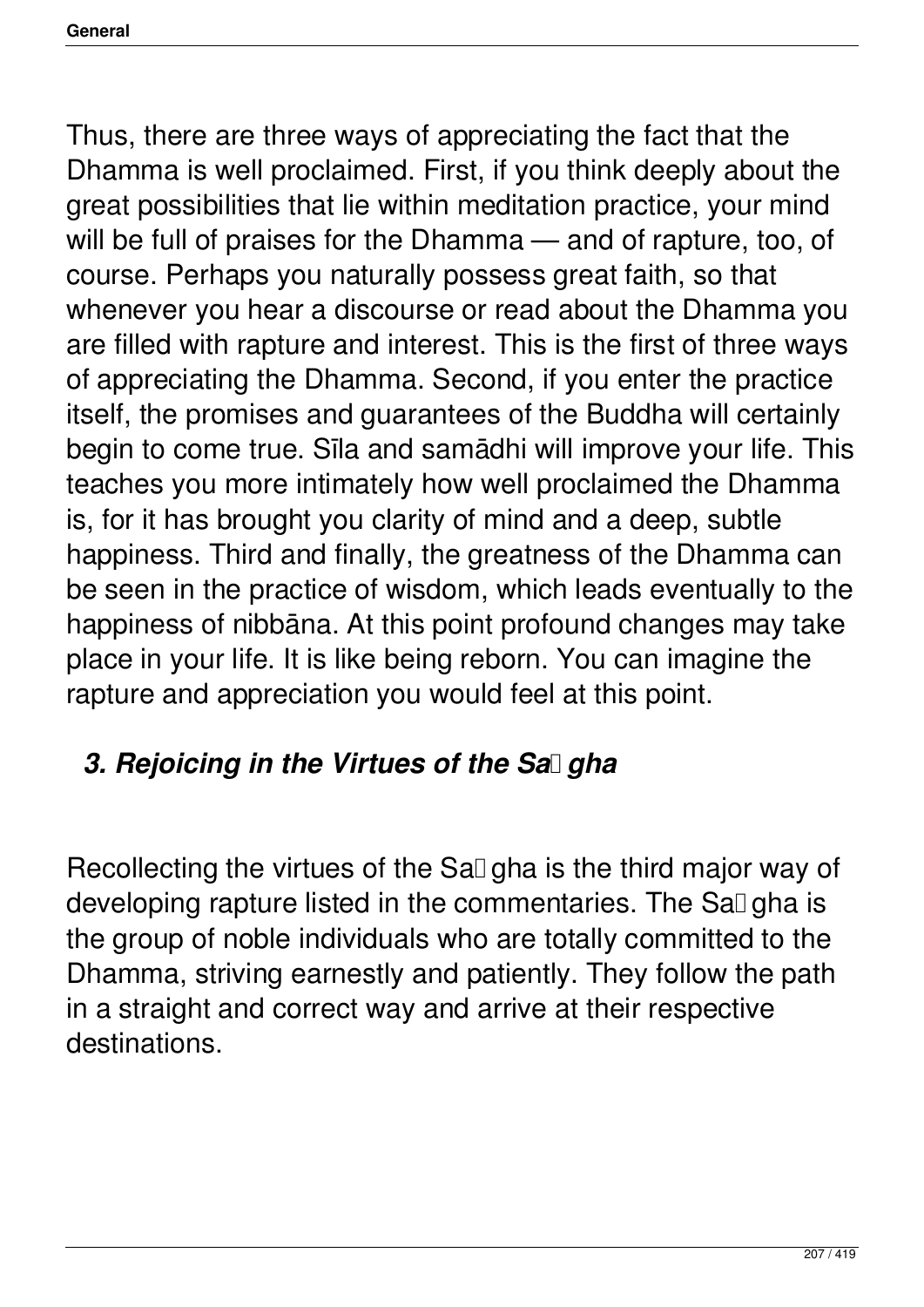Thus, there are three ways of appreciating the fact that the Dhamma is well proclaimed. First, if you think deeply about the great possibilities that lie within meditation practice, your mind will be full of praises for the Dhamma — and of rapture, too, of course. Perhaps you naturally possess great faith, so that whenever you hear a discourse or read about the Dhamma you are filled with rapture and interest. This is the first of three ways of appreciating the Dhamma. Second, if you enter the practice itself, the promises and guarantees of the Buddha will certainly begin to come true. Sīla and samādhi will improve your life. This teaches you more intimately how well proclaimed the Dhamma is, for it has brought you clarity of mind and a deep, subtle happiness. Third and finally, the greatness of the Dhamma can be seen in the practice of wisdom, which leads eventually to the happiness of nibbāna. At this point profound changes may take place in your life. It is like being reborn. You can imagine the rapture and appreciation you would feel at this point.

### *3. Rejoicing in the Virtues of the Saṅgha*

Recollecting the virtues of the Saṅgha is the third major way of developing rapture listed in the commentaries. The Saṅgha is the group of noble individuals who are totally committed to the Dhamma, striving earnestly and patiently. They follow the path in a straight and correct way and arrive at their respective destinations.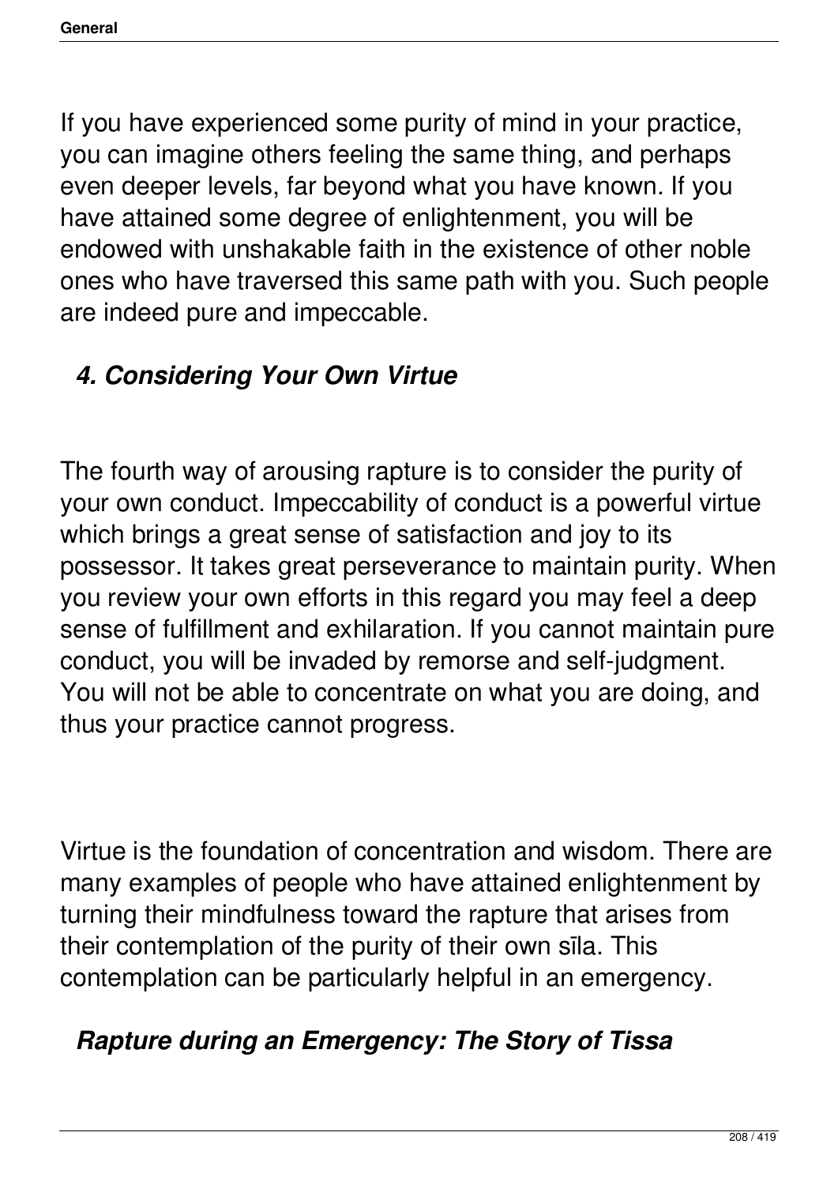If you have experienced some purity of mind in your practice, you can imagine others feeling the same thing, and perhaps even deeper levels, far beyond what you have known. If you have attained some degree of enlightenment, you will be endowed with unshakable faith in the existence of other noble ones who have traversed this same path with you. Such people are indeed pure and impeccable.

### *4. Considering Your Own Virtue*

The fourth way of arousing rapture is to consider the purity of your own conduct. Impeccability of conduct is a powerful virtue which brings a great sense of satisfaction and joy to its possessor. It takes great perseverance to maintain purity. When you review your own efforts in this regard you may feel a deep sense of fulfillment and exhilaration. If you cannot maintain pure conduct, you will be invaded by remorse and self-judgment. You will not be able to concentrate on what you are doing, and thus your practice cannot progress.

Virtue is the foundation of concentration and wisdom. There are many examples of people who have attained enlightenment by turning their mindfulness toward the rapture that arises from their contemplation of the purity of their own sīla. This contemplation can be particularly helpful in an emergency.

### *Rapture during an Emergency: The Story of Tissa*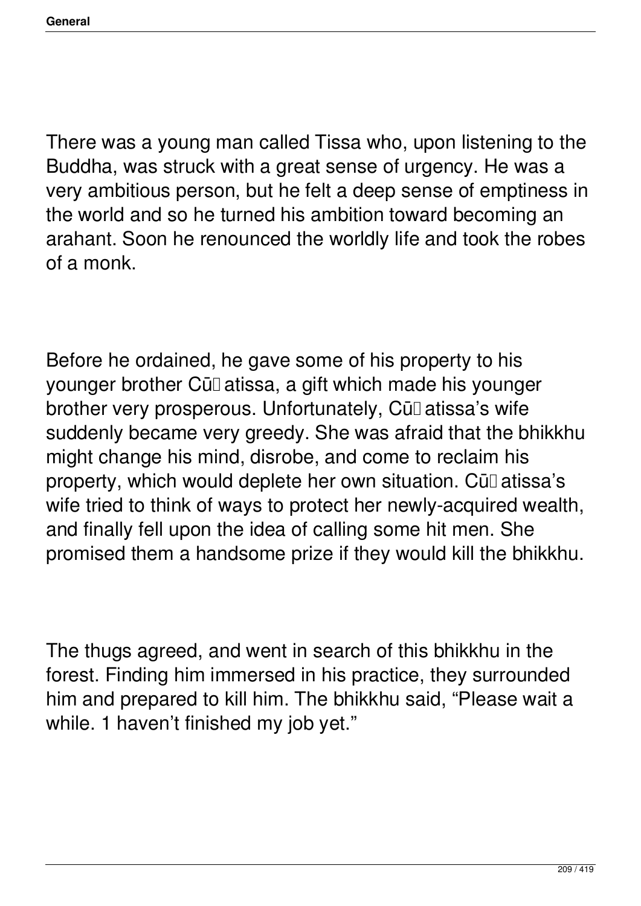There was a young man called Tissa who, upon listening to the Buddha, was struck with a great sense of urgency. He was a very ambitious person, but he felt a deep sense of emptiness in the world and so he turned his ambition toward becoming an arahant. Soon he renounced the worldly life and took the robes of a monk.

Before he ordained, he gave some of his property to his younger brother Cū atissa, a gift which made his younger brother very prosperous. Unfortunately, Cū atissa's wife suddenly became very greedy. She was afraid that the bhikkhu might change his mind, disrobe, and come to reclaim his property, which would deplete her own situation. Cū atissa's wife tried to think of ways to protect her newly-acquired wealth, and finally fell upon the idea of calling some hit men. She promised them a handsome prize if they would kill the bhikkhu.

The thugs agreed, and went in search of this bhikkhu in the forest. Finding him immersed in his practice, they surrounded him and prepared to kill him. The bhikkhu said, "Please wait a while. 1 haven't finished my job yet."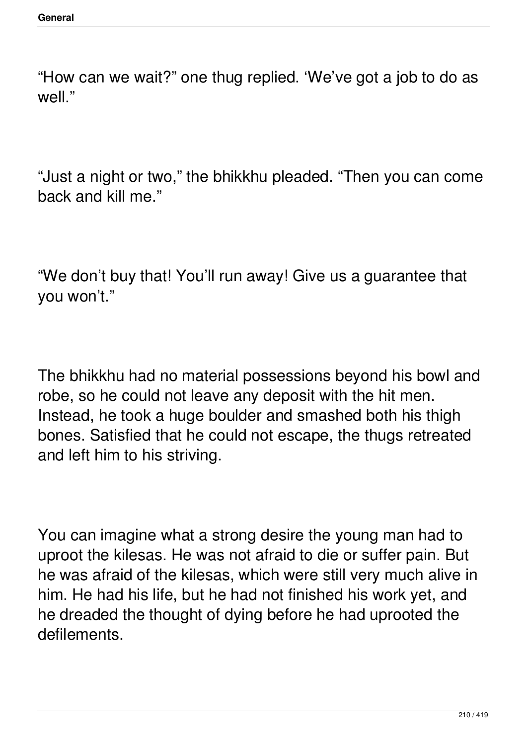"How can we wait?" one thug replied. 'We've got a job to do as well."

"Just a night or two," the bhikkhu pleaded. "Then you can come back and kill me."

"We don't buy that! You'll run away! Give us a guarantee that you won't."

The bhikkhu had no material possessions beyond his bowl and robe, so he could not leave any deposit with the hit men. Instead, he took a huge boulder and smashed both his thigh bones. Satisfied that he could not escape, the thugs retreated and left him to his striving.

You can imagine what a strong desire the young man had to uproot the kilesas. He was not afraid to die or suffer pain. But he was afraid of the kilesas, which were still very much alive in him. He had his life, but he had not finished his work yet, and he dreaded the thought of dying before he had uprooted the defilements.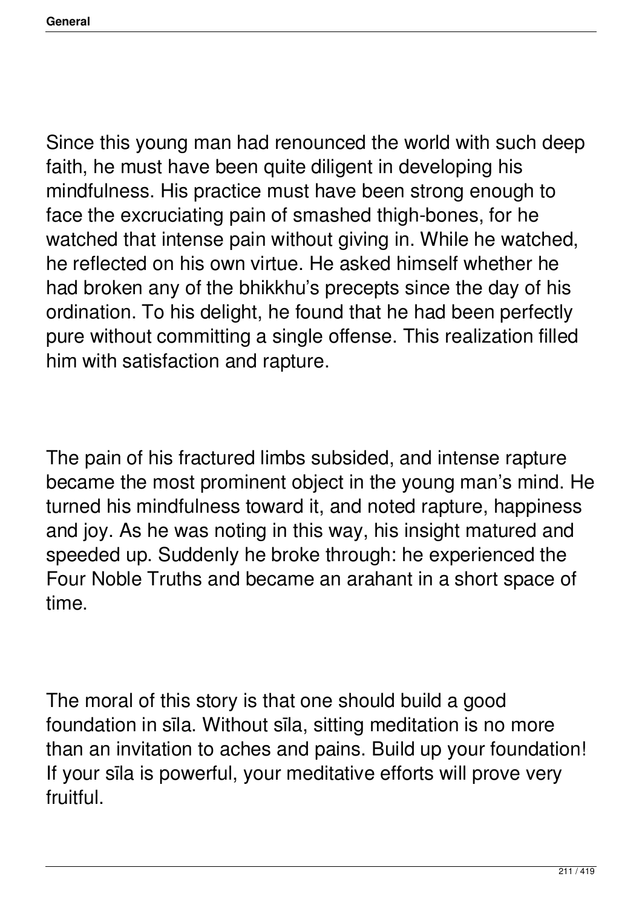Since this young man had renounced the world with such deep faith, he must have been quite diligent in developing his mindfulness. His practice must have been strong enough to face the excruciating pain of smashed thigh-bones, for he watched that intense pain without giving in. While he watched, he reflected on his own virtue. He asked himself whether he had broken any of the bhikkhu's precepts since the day of his ordination. To his delight, he found that he had been perfectly pure without committing a single offense. This realization filled him with satisfaction and rapture.

The pain of his fractured limbs subsided, and intense rapture became the most prominent object in the young man's mind. He turned his mindfulness toward it, and noted rapture, happiness and joy. As he was noting in this way, his insight matured and speeded up. Suddenly he broke through: he experienced the Four Noble Truths and became an arahant in a short space of time.

The moral of this story is that one should build a good foundation in sīla. Without sīla, sitting meditation is no more than an invitation to aches and pains. Build up your foundation! If your sīla is powerful, your meditative efforts will prove very fruitful.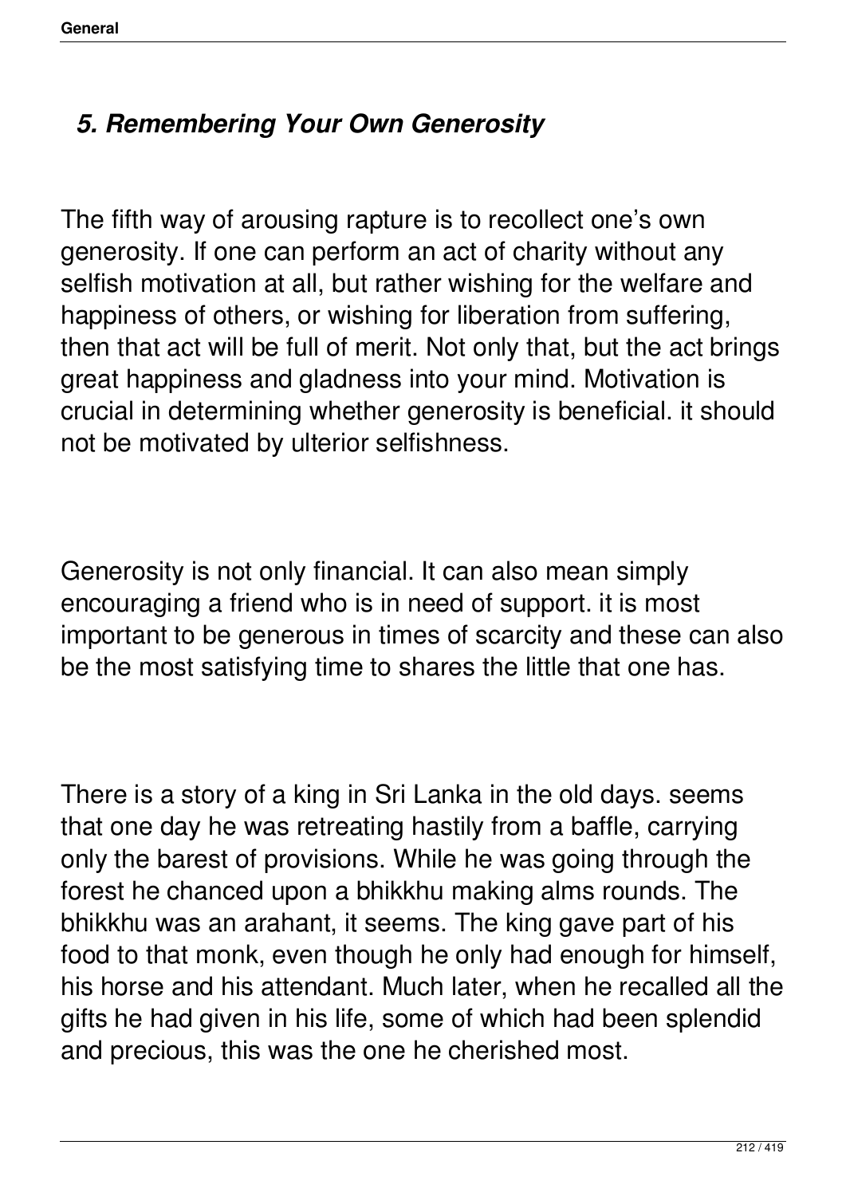## *5. Remembering Your Own Generosity*

The fifth way of arousing rapture is to recollect one's own generosity. If one can perform an act of charity without any selfish motivation at all, but rather wishing for the welfare and happiness of others, or wishing for liberation from suffering, then that act will be full of merit. Not only that, but the act brings great happiness and gladness into your mind. Motivation is crucial in determining whether generosity is beneficial. it should not be motivated by ulterior selfishness.

Generosity is not only financial. It can also mean simply encouraging a friend who is in need of support. it is most important to be generous in times of scarcity and these can also be the most satisfying time to shares the little that one has.

There is a story of a king in Sri Lanka in the old days. seems that one day he was retreating hastily from a baffle, carrying only the barest of provisions. While he was going through the forest he chanced upon a bhikkhu making alms rounds. The bhikkhu was an arahant, it seems. The king gave part of his food to that monk, even though he only had enough for himself, his horse and his attendant. Much later, when he recalled all the gifts he had given in his life, some of which had been splendid and precious, this was the one he cherished most.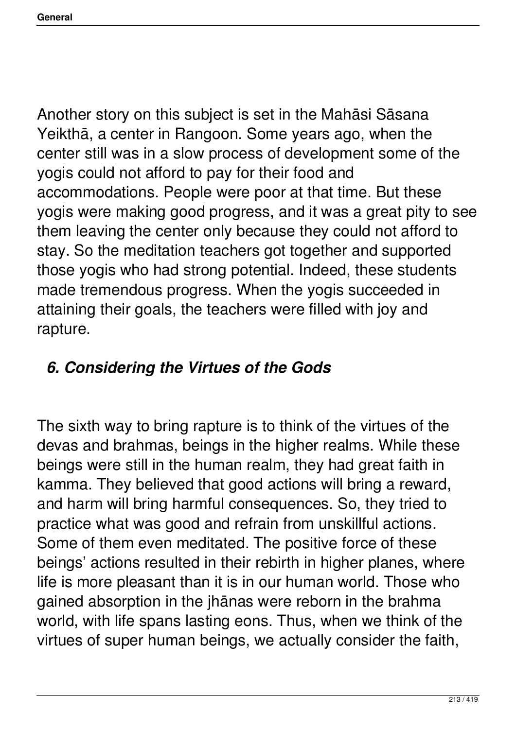Another story on this subject is set in the Mahāsi Sāsana Yeikthā, a center in Rangoon. Some years ago, when the center still was in a slow process of development some of the yogis could not afford to pay for their food and accommodations. People were poor at that time. But these yogis were making good progress, and it was a great pity to see them leaving the center only because they could not afford to stay. So the meditation teachers got together and supported those yogis who had strong potential. Indeed, these students made tremendous progress. When the yogis succeeded in attaining their goals, the teachers were filled with joy and rapture.

### *6. Considering the Virtues of the Gods*

The sixth way to bring rapture is to think of the virtues of the devas and brahmas, beings in the higher realms. While these beings were still in the human realm, they had great faith in kamma. They believed that good actions will bring a reward, and harm will bring harmful consequences. So, they tried to practice what was good and refrain from unskillful actions. Some of them even meditated. The positive force of these beings' actions resulted in their rebirth in higher planes, where life is more pleasant than it is in our human world. Those who gained absorption in the jhānas were reborn in the brahma world, with life spans lasting eons. Thus, when we think of the virtues of super human beings, we actually consider the faith,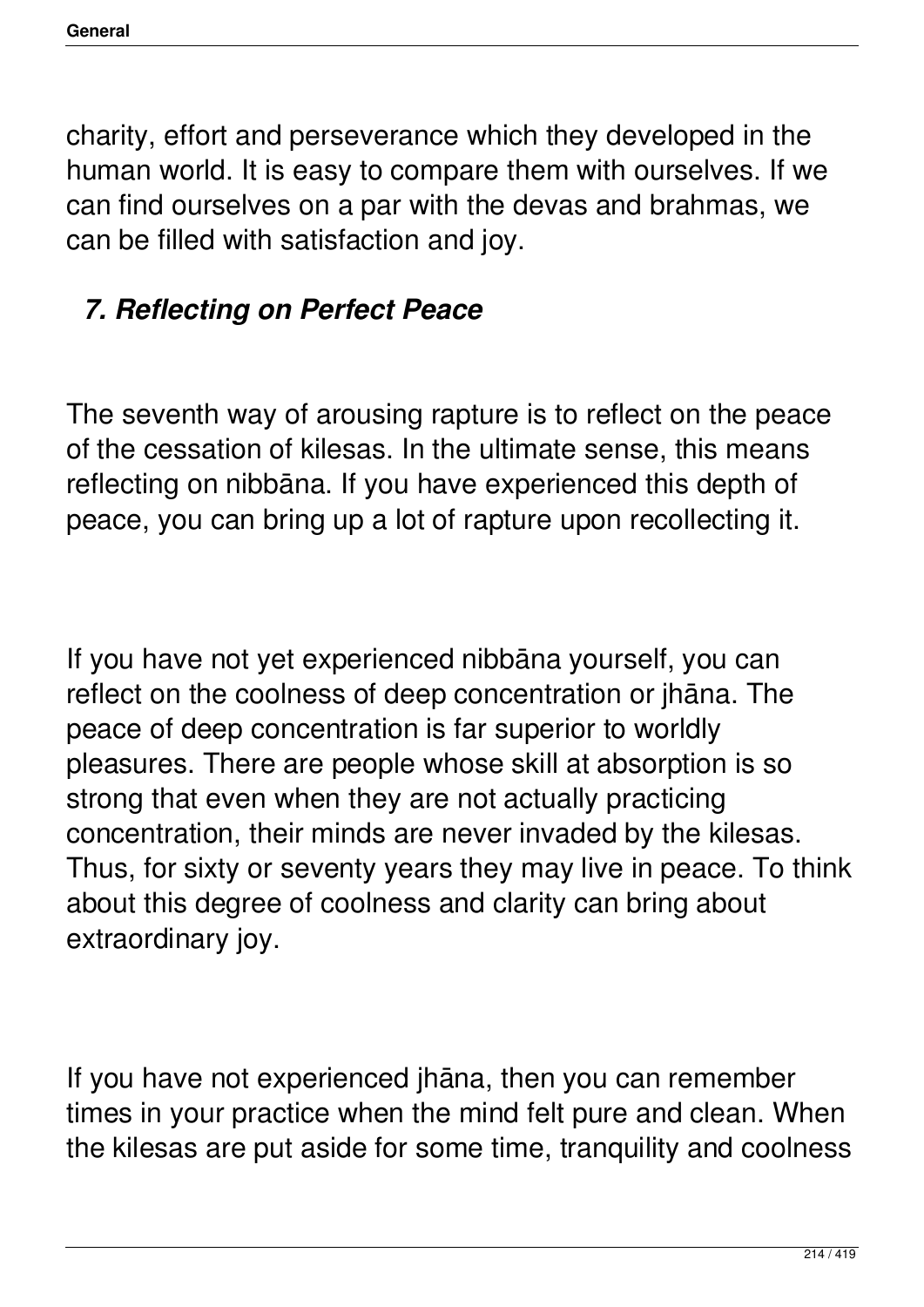charity, effort and perseverance which they developed in the human world. It is easy to compare them with ourselves. If we can find ourselves on a par with the devas and brahmas, we can be filled with satisfaction and joy.

### *7. Reflecting on Perfect Peace*

The seventh way of arousing rapture is to reflect on the peace of the cessation of kilesas. In the ultimate sense, this means reflecting on nibbāna. If you have experienced this depth of peace, you can bring up a lot of rapture upon recollecting it.

If you have not yet experienced nibbāna yourself, you can reflect on the coolness of deep concentration or jhāna. The peace of deep concentration is far superior to worldly pleasures. There are people whose skill at absorption is so strong that even when they are not actually practicing concentration, their minds are never invaded by the kilesas. Thus, for sixty or seventy years they may live in peace. To think about this degree of coolness and clarity can bring about extraordinary joy.

If you have not experienced jhāna, then you can remember times in your practice when the mind felt pure and clean. When the kilesas are put aside for some time, tranquility and coolness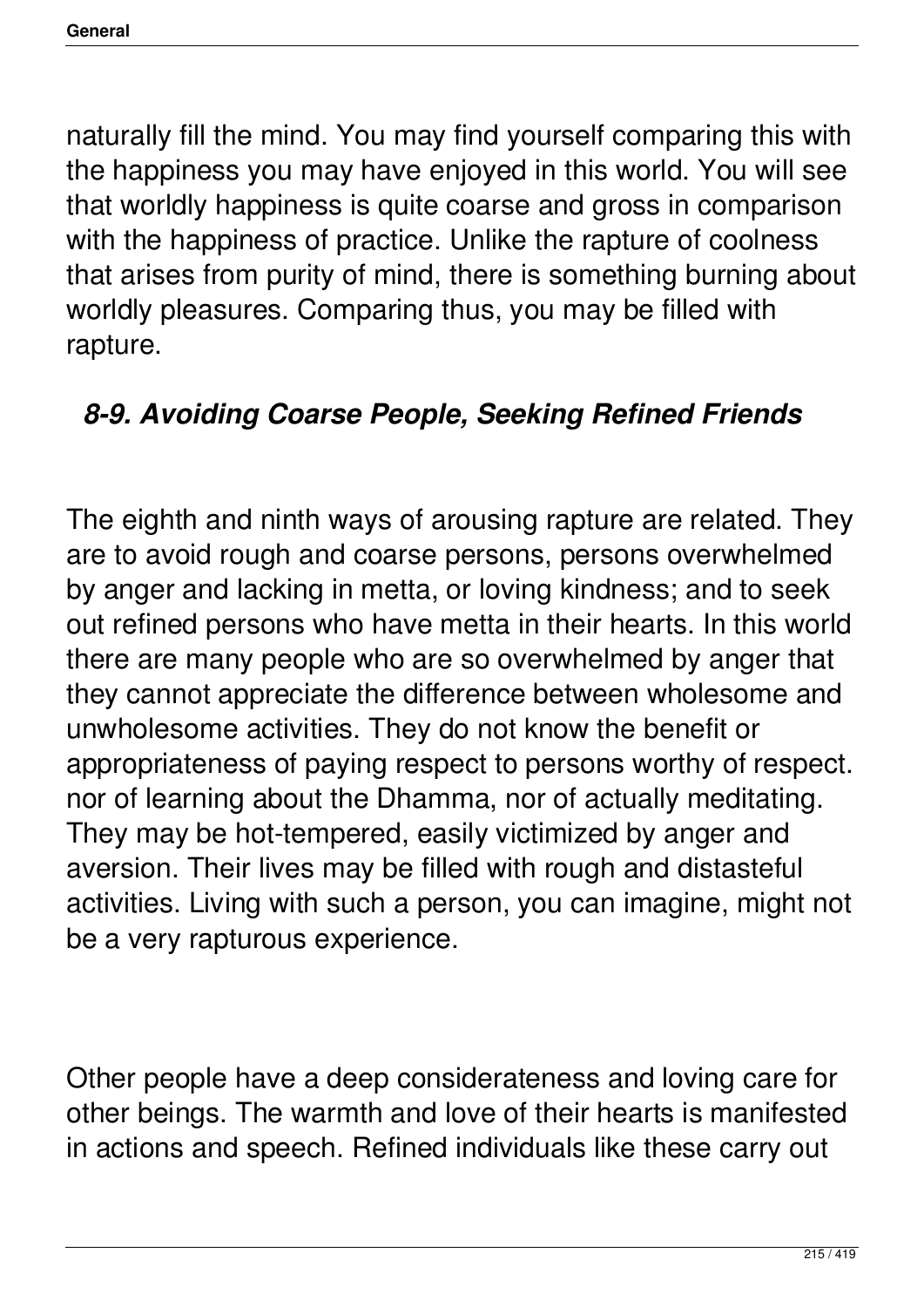naturally fill the mind. You may find yourself comparing this with the happiness you may have enjoyed in this world. You will see that worldly happiness is quite coarse and gross in comparison with the happiness of practice. Unlike the rapture of coolness that arises from purity of mind, there is something burning about worldly pleasures. Comparing thus, you may be filled with rapture.

### *8-9. Avoiding Coarse People, Seeking Refined Friends*

The eighth and ninth ways of arousing rapture are related. They are to avoid rough and coarse persons, persons overwhelmed by anger and lacking in metta, or loving kindness; and to seek out refined persons who have metta in their hearts. In this world there are many people who are so overwhelmed by anger that they cannot appreciate the difference between wholesome and unwholesome activities. They do not know the benefit or appropriateness of paying respect to persons worthy of respect. nor of learning about the Dhamma, nor of actually meditating. They may be hot-tempered, easily victimized by anger and aversion. Their lives may be filled with rough and distasteful activities. Living with such a person, you can imagine, might not be a very rapturous experience.

Other people have a deep considerateness and loving care for other beings. The warmth and love of their hearts is manifested in actions and speech. Refined individuals like these carry out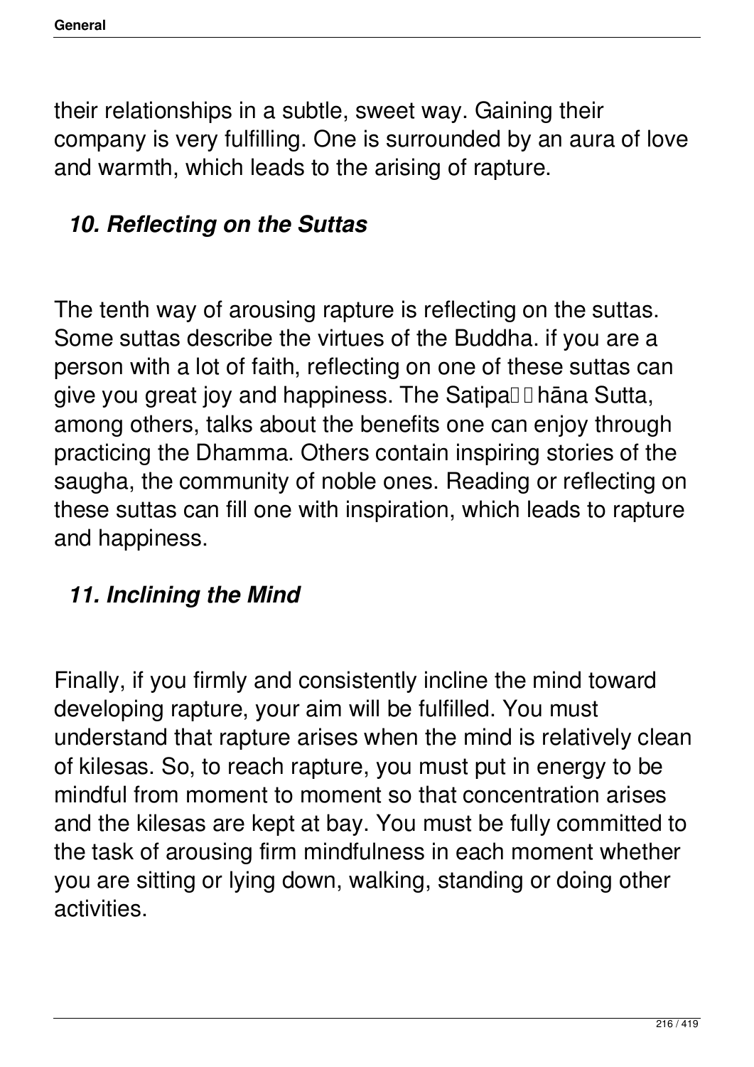their relationships in a subtle, sweet way. Gaining their company is very fulfilling. One is surrounded by an aura of love and warmth, which leads to the arising of rapture.

### *10. Reflecting on the Suttas*

The tenth way of arousing rapture is reflecting on the suttas. Some suttas describe the virtues of the Buddha. if you are a person with a lot of faith, reflecting on one of these suttas can give you great joy and happiness. The Satipaṭṭhāna Sutta, among others, talks about the benefits one can enjoy through practicing the Dhamma. Others contain inspiring stories of the saugha, the community of noble ones. Reading or reflecting on these suttas can fill one with inspiration, which leads to rapture and happiness.

### *11. Inclining the Mind*

Finally, if you firmly and consistently incline the mind toward developing rapture, your aim will be fulfilled. You must understand that rapture arises when the mind is relatively clean of kilesas. So, to reach rapture, you must put in energy to be mindful from moment to moment so that concentration arises and the kilesas are kept at bay. You must be fully committed to the task of arousing firm mindfulness in each moment whether you are sitting or lying down, walking, standing or doing other activities.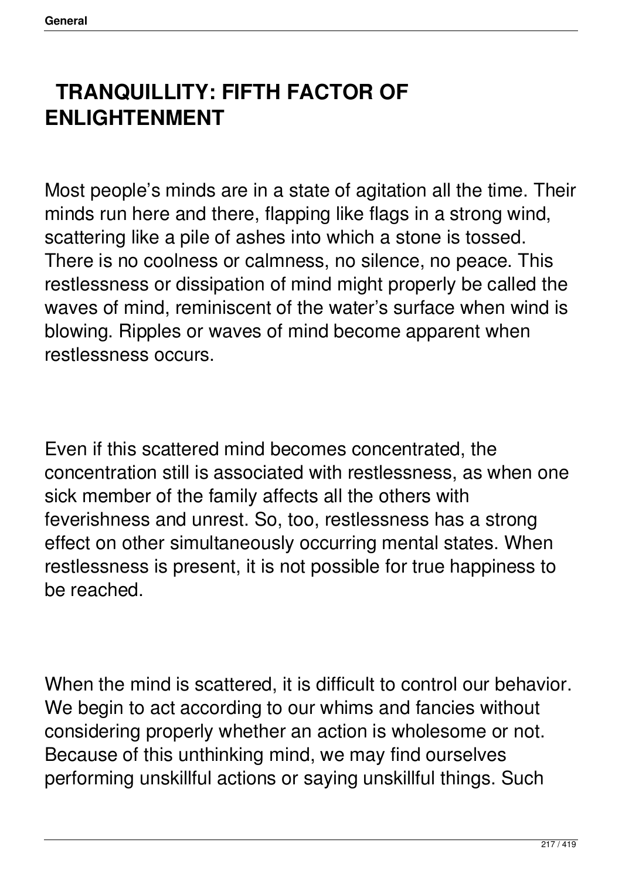# TRANQUILLITY: FIFTH FACTOR OF ENLIGHTENMENT

Most people's minds are in a state of agitation all the time. Their minds run here and there, flapping like flags in a strong wind, scattering like a pile of ashes into which a stone is tossed. There is no coolness or calmness, no silence, no peace. This restlessness or dissipation of mind might properly be called the waves of mind, reminiscent of the water's surface when wind is blowing. Ripples or waves of mind become apparent when restlessness occurs.

Even if this scattered mind becomes concentrated, the concentration still is associated with restlessness, as when one sick member of the family affects all the others with feverishness and unrest. So, too, restlessness has a strong effect on other simultaneously occurring mental states. When restlessness is present, it is not possible for true happiness to be reached.

When the mind is scattered, it is difficult to control our behavior. We begin to act according to our whims and fancies without considering properly whether an action is wholesome or not. Because of this unthinking mind, we may find ourselves performing unskillful actions or saying unskillful things. Such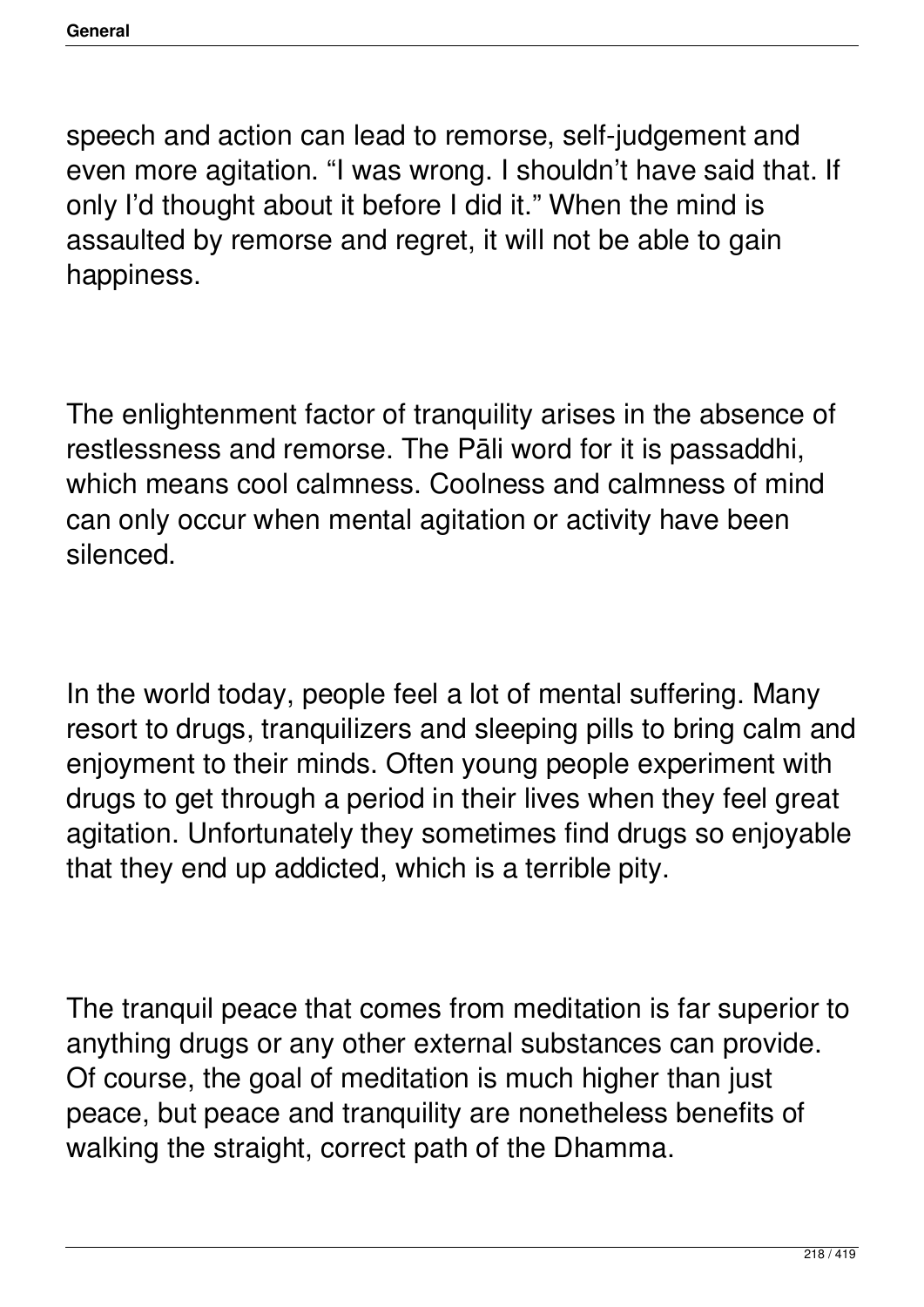speech and action can lead to remorse, self-judgement and even more agitation. “I was wrong. I shouldn’t have said that. If only I’d thought about it before I did it.” When the mind is assaulted by remorse and regret, it will not be able to gain happiness.

The enlightenment factor of tranquility arises in the absence of restlessness and remorse. The Pāli word for it is passaddhi, which means cool calmness. Coolness and calmness of mind can only occur when mental agitation or activity have been silenced.

In the world today, people feel a lot of mental suffering. Many resort to drugs, tranquilizers and sleeping pills to bring calm and enjoyment to their minds. Often young people experiment with drugs to get through a period in their lives when they feel great agitation. Unfortunately they sometimes find drugs so enjoyable that they end up addicted, which is a terrible pity.

The tranquil peace that comes from meditation is far superior to anything drugs or any other external substances can provide. Of course, the goal of meditation is much higher than just peace, but peace and tranquility are nonetheless benefits of walking the straight, correct path of the Dhamma.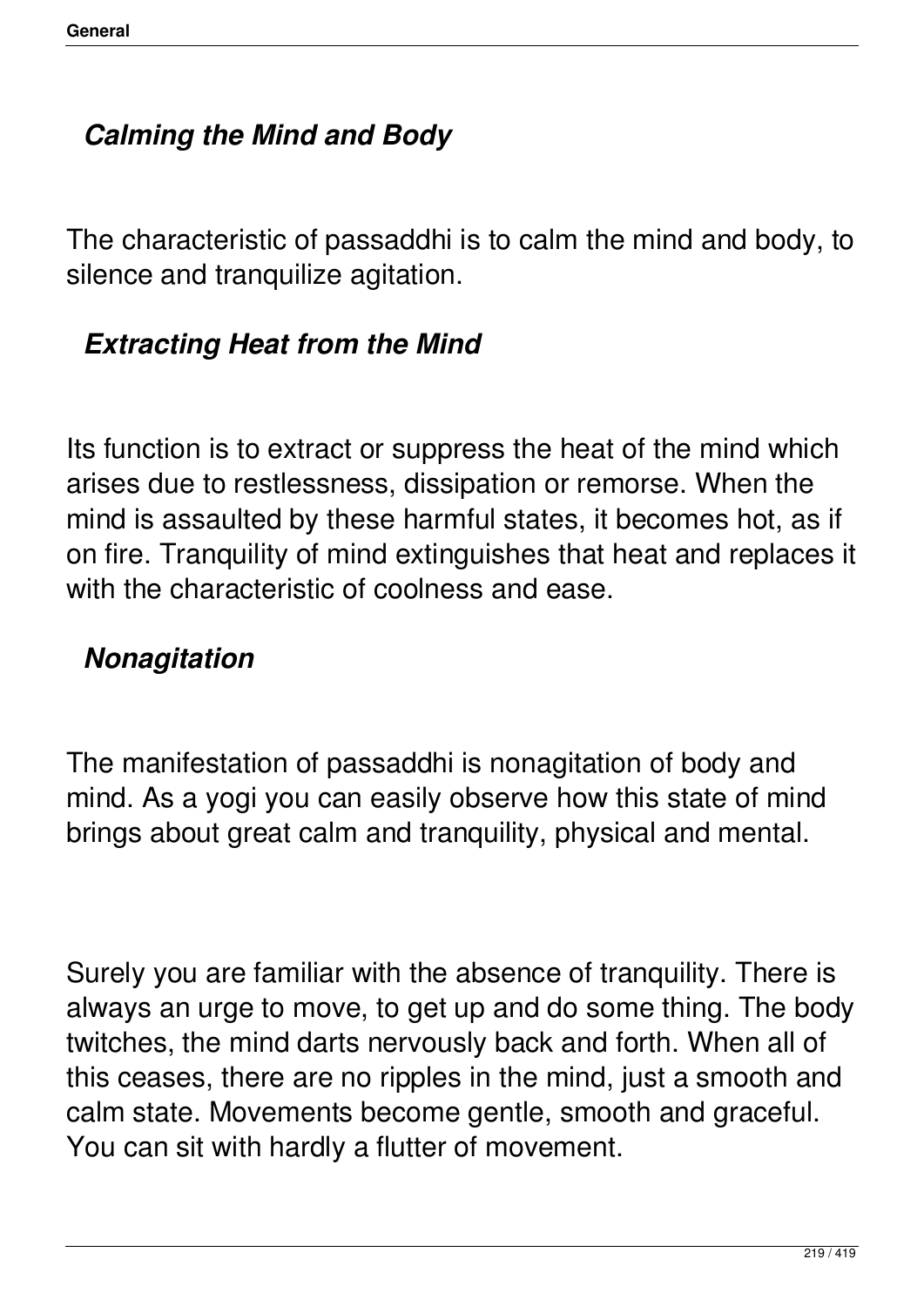### *Calming the Mind and Body*

The characteristic of passaddhi is to calm the mind and body, to silence and tranquilize agitation.

### *Extracting Heat from the Mind*

Its function is to extract or suppress the heat of the mind which arises due to restlessness, dissipation or remorse. When the mind is assaulted by these harmful states, it becomes hot, as if on fire. Tranquility of mind extinguishes that heat and replaces it with the characteristic of coolness and ease.

### *Nonagitation*

The manifestation of passaddhi is nonagitation of body and mind. As a yogi you can easily observe how this state of mind brings about great calm and tranquility, physical and mental.

Surely you are familiar with the absence of tranquility. There is always an urge to move, to get up and do some thing. The body twitches, the mind darts nervously back and forth. When all of this ceases, there are no ripples in the mind, just a smooth and calm state. Movements become gentle, smooth and graceful. You can sit with hardly a flutter of movement.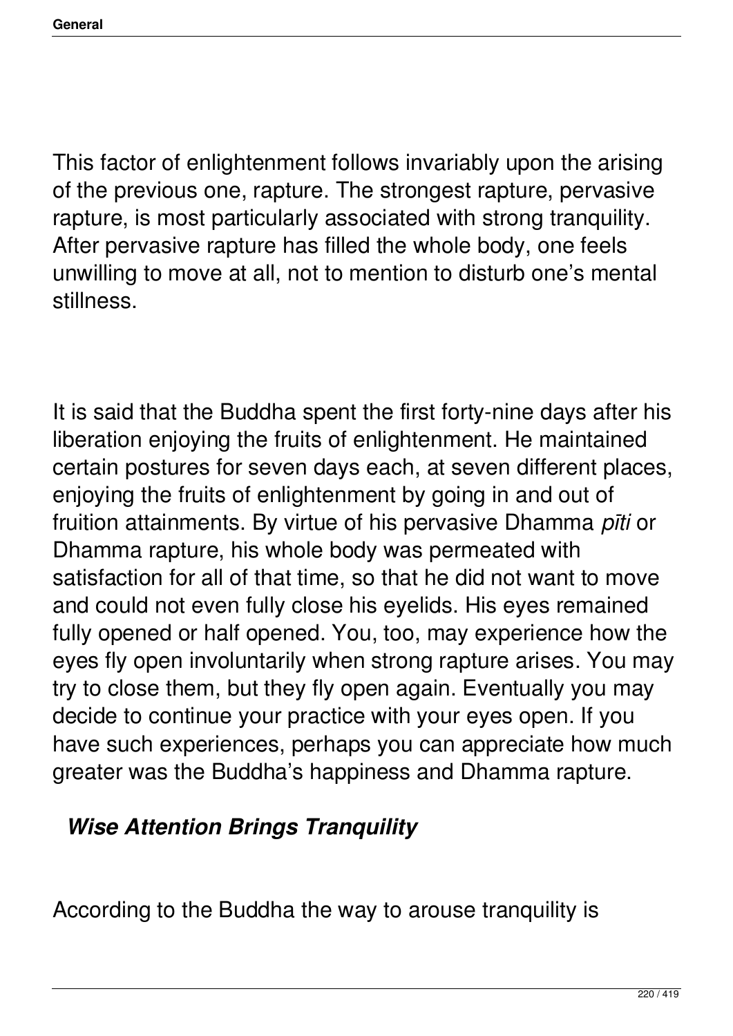This factor of enlightenment follows invariably upon the arising of the previous one, rapture. The strongest rapture, pervasive rapture, is most particularly associated with strong tranquility. After pervasive rapture has filled the whole body, one feels unwilling to move at all, not to mention to disturb one's mental stillness.

It is said that the Buddha spent the first forty-nine days after his liberation enjoying the fruits of enlightenment. He maintained certain postures for seven days each, at seven different places, enjoying the fruits of enlightenment by going in and out of fruition attainments. By virtue of his pervasive Dhamma *pīti* or Dhamma rapture, his whole body was permeated with satisfaction for all of that time, so that he did not want to move and could not even fully close his eyelids. His eyes remained fully opened or half opened. You, too, may experience how the eyes fly open involuntarily when strong rapture arises. You may try to close them, but they fly open again. Eventually you may decide to continue your practice with your eyes open. If you have such experiences, perhaps you can appreciate how much greater was the Buddha's happiness and Dhamma rapture.

### *Wise Attention Brings Tranquility*

According to the Buddha the way to arouse tranquility is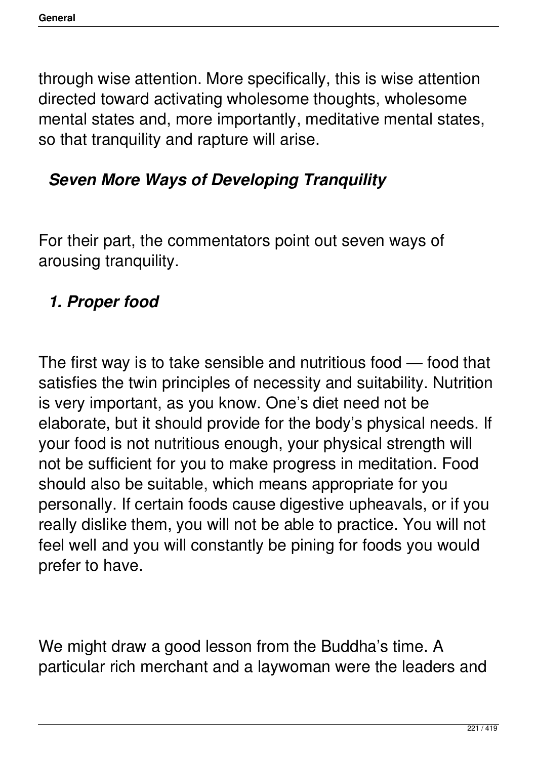through wise attention. More specifically, this is wise attention directed toward activating wholesome thoughts, wholesome mental states and, more importantly, meditative mental states, so that tranquility and rapture will arise.

### *Seven More Ways of Developing Tranquility*

For their part, the commentators point out seven ways of arousing tranquility.

#### *1. Proper food*

The first way is to take sensible and nutritious food — food that satisfies the twin principles of necessity and suitability. Nutrition is very important, as you know. One's diet need not be elaborate, but it should provide for the body's physical needs. If your food is not nutritious enough, your physical strength will not be sufficient for you to make progress in meditation. Food should also be suitable, which means appropriate for you personally. If certain foods cause digestive upheavals, or if you really dislike them, you will not be able to practice. You will not feel well and you will constantly be pining for foods you would prefer to have.

We might draw a good lesson from the Buddha's time. A particular rich merchant and a laywoman were the leaders and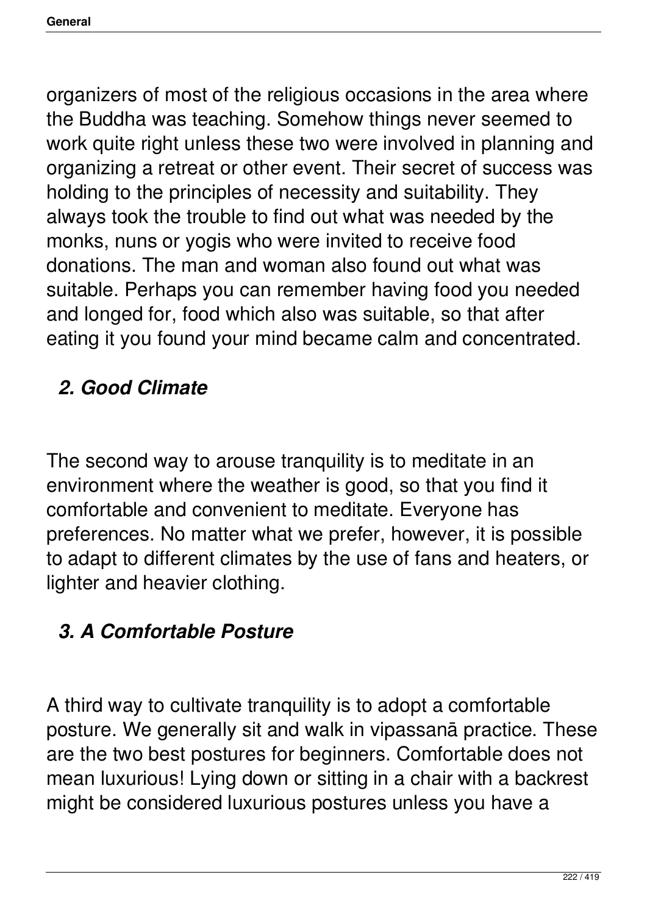organizers of most of the religious occasions in the area where the Buddha was teaching. Somehow things never seemed to work quite right unless these two were involved in planning and organizing a retreat or other event. Their secret of success was holding to the principles of necessity and suitability. They always took the trouble to find out what was needed by the monks, nuns or yogis who were invited to receive food donations. The man and woman also found out what was suitable. Perhaps you can remember having food you needed and longed for, food which also was suitable, so that after eating it you found your mind became calm and concentrated.

### *2. Good Climate*

The second way to arouse tranquility is to meditate in an environment where the weather is good, so that you find it comfortable and convenient to meditate. Everyone has preferences. No matter what we prefer, however, it is possible to adapt to different climates by the use of fans and heaters, or lighter and heavier clothing.

### *3. A Comfortable Posture*

A third way to cultivate tranquility is to adopt a comfortable posture. We generally sit and walk in vipassanā practice. These are the two best postures for beginners. Comfortable does not mean luxurious! Lying down or sitting in a chair with a backrest might be considered luxurious postures unless you have a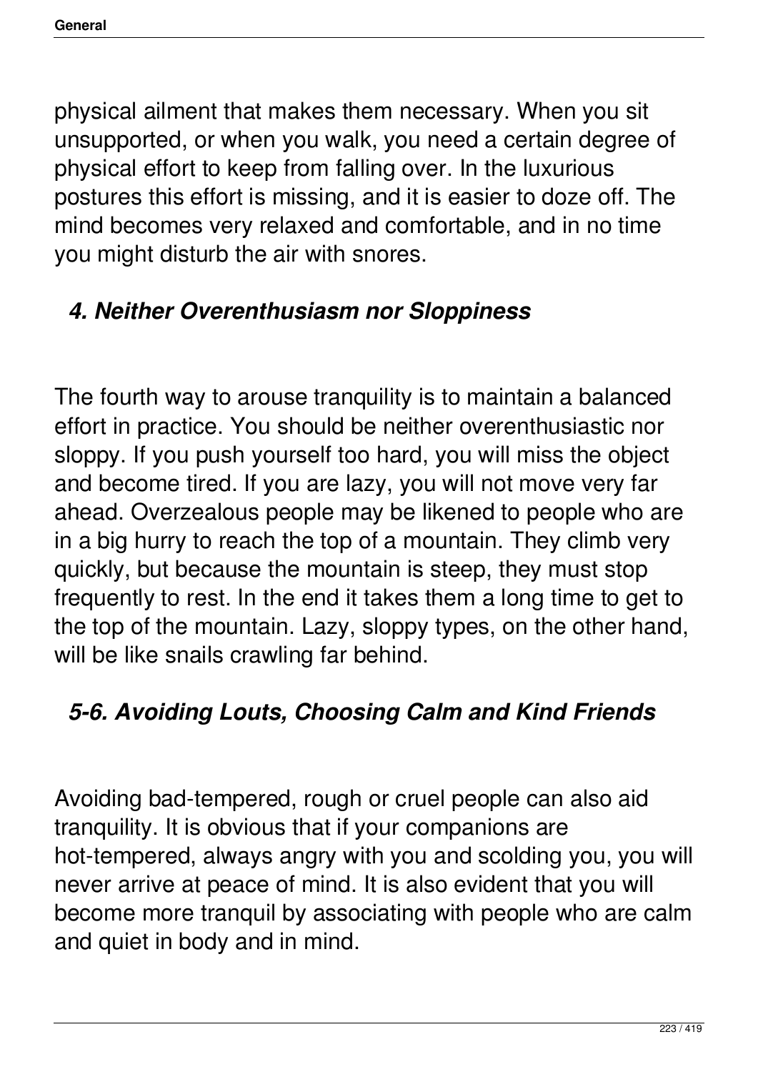physical ailment that makes them necessary. When you sit unsupported, or when you walk, you need a certain degree of physical effort to keep from falling over. In the luxurious postures this effort is missing, and it is easier to doze off. The mind becomes very relaxed and comfortable, and in no time you might disturb the air with snores.

### *4. Neither Overenthusiasm nor Sloppiness*

The fourth way to arouse tranquility is to maintain a balanced effort in practice. You should be neither overenthusiastic nor sloppy. If you push yourself too hard, you will miss the object and become tired. If you are lazy, you will not move very far ahead. Overzealous people may be likened to people who are in a big hurry to reach the top of a mountain. They climb very quickly, but because the mountain is steep, they must stop frequently to rest. In the end it takes them a long time to get to the top of the mountain. Lazy, sloppy types, on the other hand, will be like snails crawling far behind.

### *5-6. Avoiding Louts, Choosing Calm and Kind Friends*

Avoiding bad-tempered, rough or cruel people can also aid tranquility. It is obvious that if your companions are hot-tempered, always angry with you and scolding you, you will never arrive at peace of mind. It is also evident that you will become more tranquil by associating with people who are calm and quiet in body and in mind.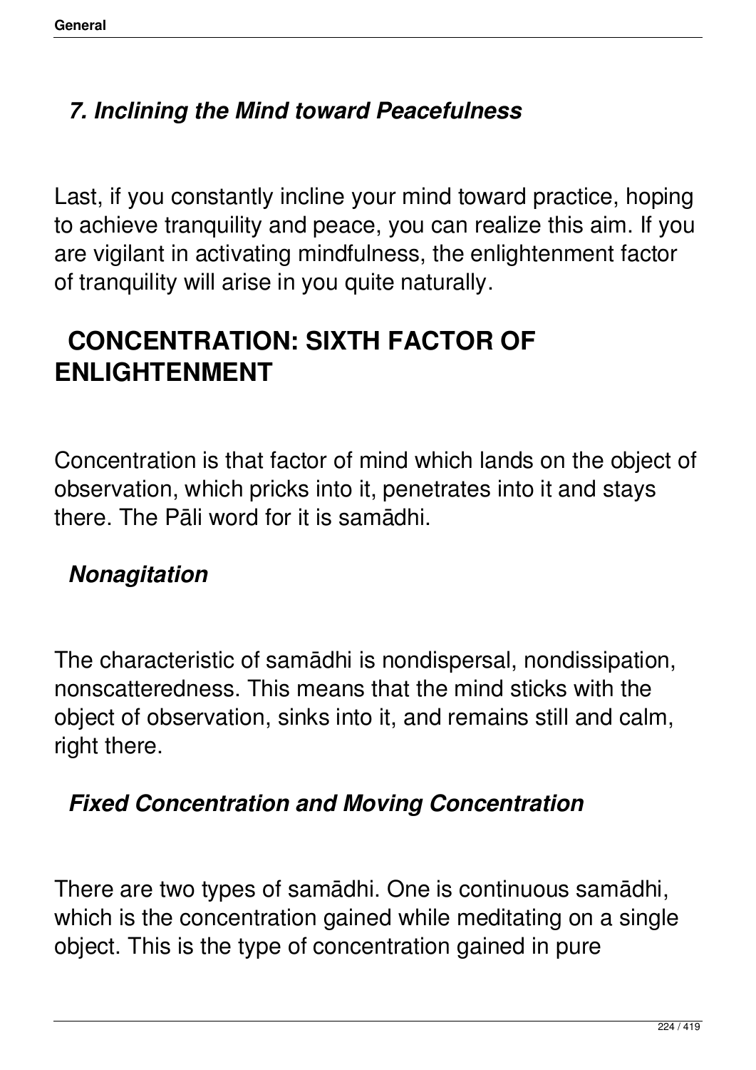### *7. Inclining the Mind toward Peacefulness*

Last, if you constantly incline your mind toward practice, hoping to achieve tranquility and peace, you can realize this aim. If you are vigilant in activating mindfulness, the enlightenment factor of tranquility will arise in you quite naturally.

## CONCENTRATION: SIXTH FACTOR OF ENLIGHTENMENT

Concentration is that factor of mind which lands on the object of observation, which pricks into it, penetrates into it and stays there. The Pāli word for it is samādhi.

### *Nonagitation*

The characteristic of samādhi is nondispersal, nondissipation, nonscatteredness. This means that the mind sticks with the object of observation, sinks into it, and remains still and calm, right there.

### *Fixed Concentration and Moving Concentration*

There are two types of samādhi. One is continuous samādhi, which is the concentration gained while meditating on a single object. This is the type of concentration gained in pure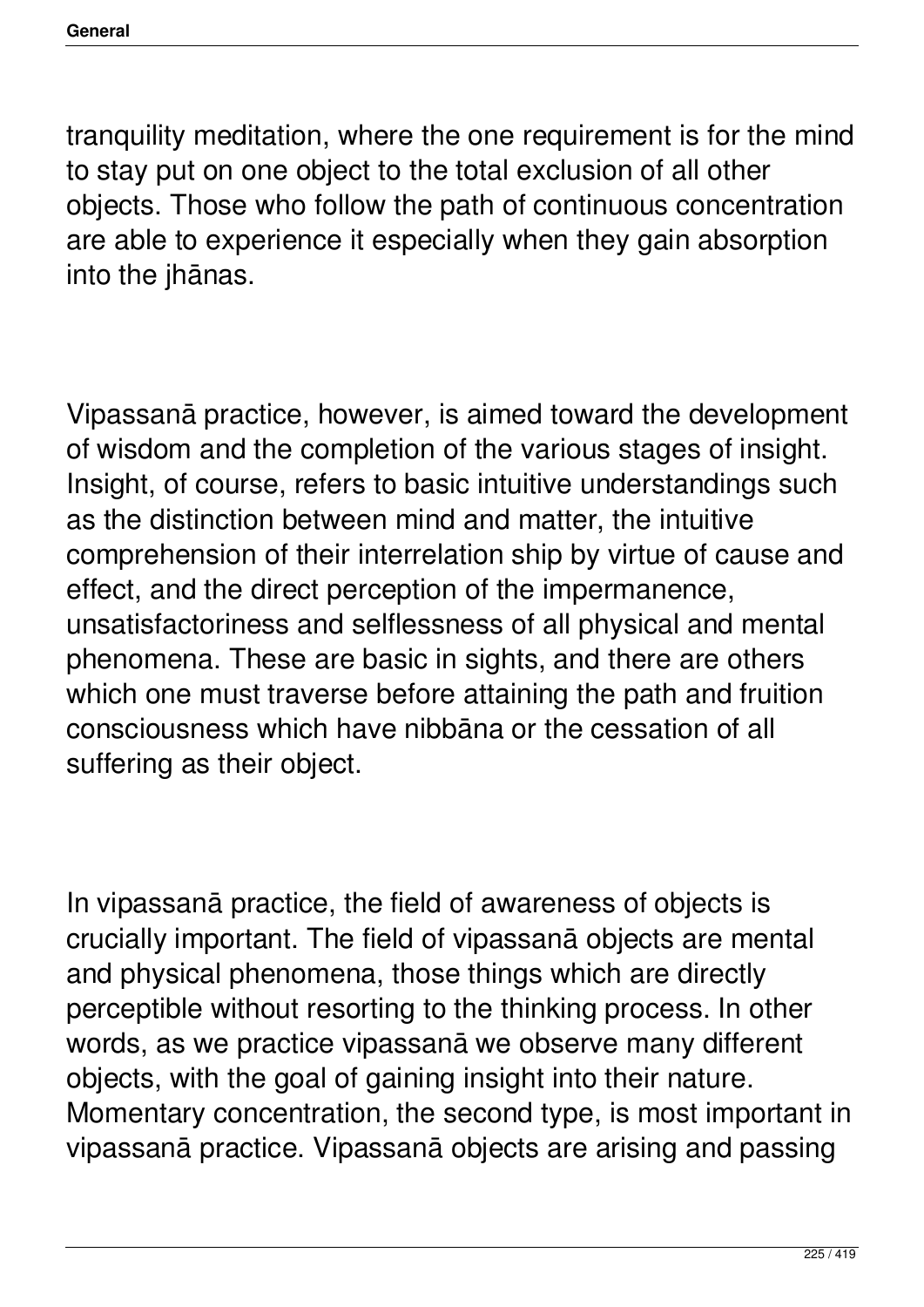tranquility meditation, where the one requirement is for the mind to stay put on one object to the total exclusion of all other objects. Those who follow the path of continuous concentration are able to experience it especially when they gain absorption into the jhānas.

Vipassanā practice, however, is aimed toward the development of wisdom and the completion of the various stages of insight. Insight, of course, refers to basic intuitive understandings such as the distinction between mind and matter, the intuitive comprehension of their interrelation ship by virtue of cause and effect, and the direct perception of the impermanence, unsatisfactoriness and selflessness of all physical and mental phenomena. These are basic in sights, and there are others which one must traverse before attaining the path and fruition consciousness which have nibbāna or the cessation of all suffering as their object.

In vipassanā practice, the field of awareness of objects is crucially important. The field of vipassanā objects are mental and physical phenomena, those things which are directly perceptible without resorting to the thinking process. In other words, as we practice vipassanā we observe many different objects, with the goal of gaining insight into their nature. Momentary concentration, the second type, is most important in vipassanā practice. Vipassanā objects are arising and passing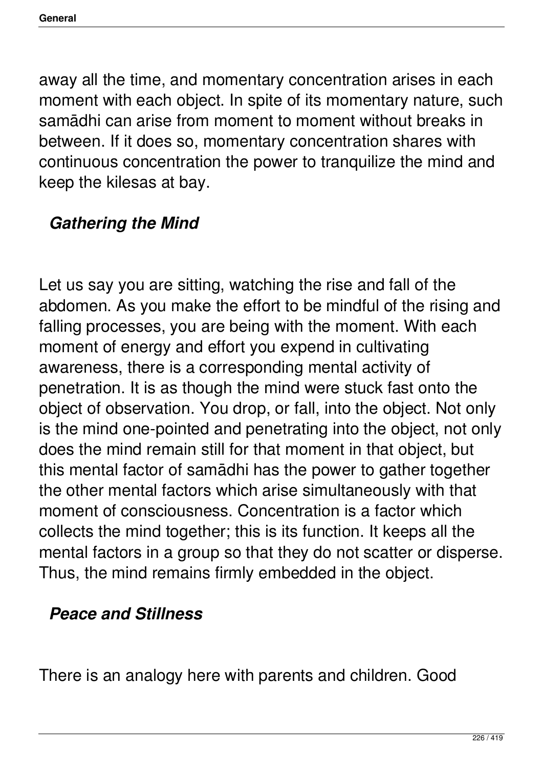away all the time, and momentary concentration arises in each moment with each object. In spite of its momentary nature, such samādhi can arise from moment to moment without breaks in between. If it does so, momentary concentration shares with continuous concentration the power to tranquilize the mind and keep the kilesas at bay.

### *Gathering the Mind*

Let us say you are sitting, watching the rise and fall of the abdomen. As you make the effort to be mindful of the rising and falling processes, you are being with the moment. With each moment of energy and effort you expend in cultivating awareness, there is a corresponding mental activity of penetration. It is as though the mind were stuck fast onto the object of observation. You drop, or fall, into the object. Not only is the mind one-pointed and penetrating into the object, not only does the mind remain still for that moment in that object, but this mental factor of samādhi has the power to gather together the other mental factors which arise simultaneously with that moment of consciousness. Concentration is a factor which collects the mind together; this is its function. It keeps all the mental factors in a group so that they do not scatter or disperse. Thus, the mind remains firmly embedded in the object.

### *Peace and Stillness*

There is an analogy here with parents and children. Good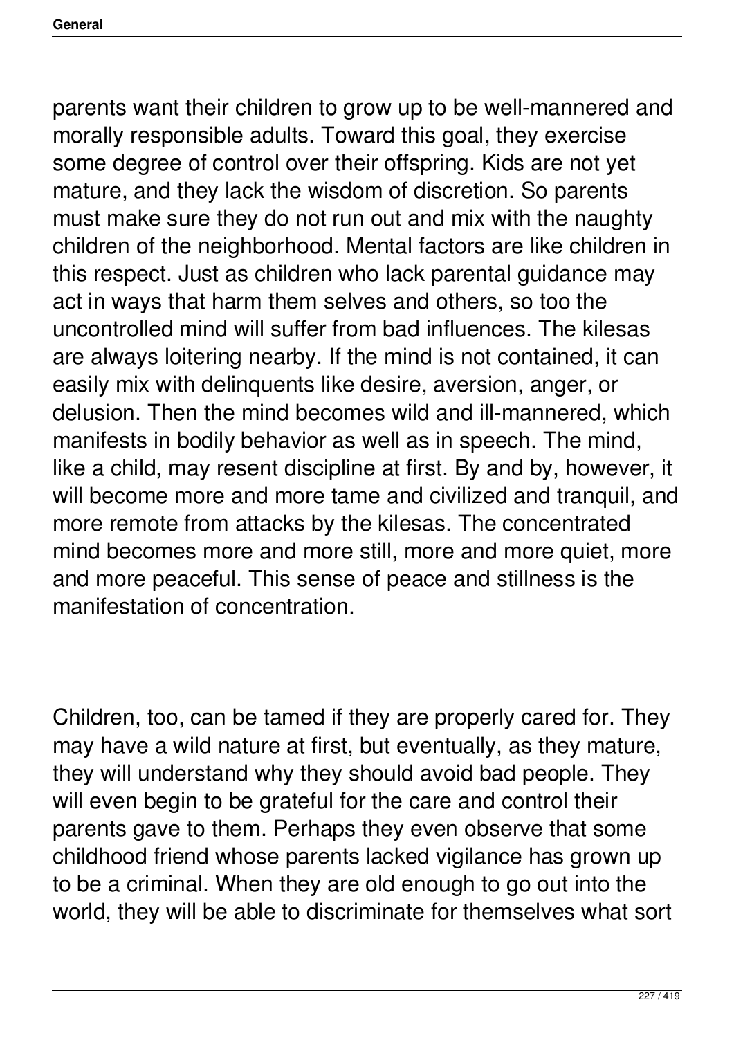parents want their children to grow up to be well-mannered and morally responsible adults. Toward this goal, they exercise some degree of control over their offspring. Kids are not yet mature, and they lack the wisdom of discretion. So parents must make sure they do not run out and mix with the naughty children of the neighborhood. Mental factors are like children in this respect. Just as children who lack parental guidance may act in ways that harm them selves and others, so too the uncontrolled mind will suffer from bad influences. The kilesas are always loitering nearby. If the mind is not contained, it can easily mix with delinquents like desire, aversion, anger, or delusion. Then the mind becomes wild and ill-mannered, which manifests in bodily behavior as well as in speech. The mind, like a child, may resent discipline at first. By and by, however, it will become more and more tame and civilized and tranquil, and more remote from attacks by the kilesas. The concentrated mind becomes more and more still, more and more quiet, more and more peaceful. This sense of peace and stillness is the manifestation of concentration.

Children, too, can be tamed if they are properly cared for. They may have a wild nature at first, but eventually, as they mature, they will understand why they should avoid bad people. They will even begin to be grateful for the care and control their parents gave to them. Perhaps they even observe that some childhood friend whose parents lacked vigilance has grown up to be a criminal. When they are old enough to go out into the world, they will be able to discriminate for themselves what sort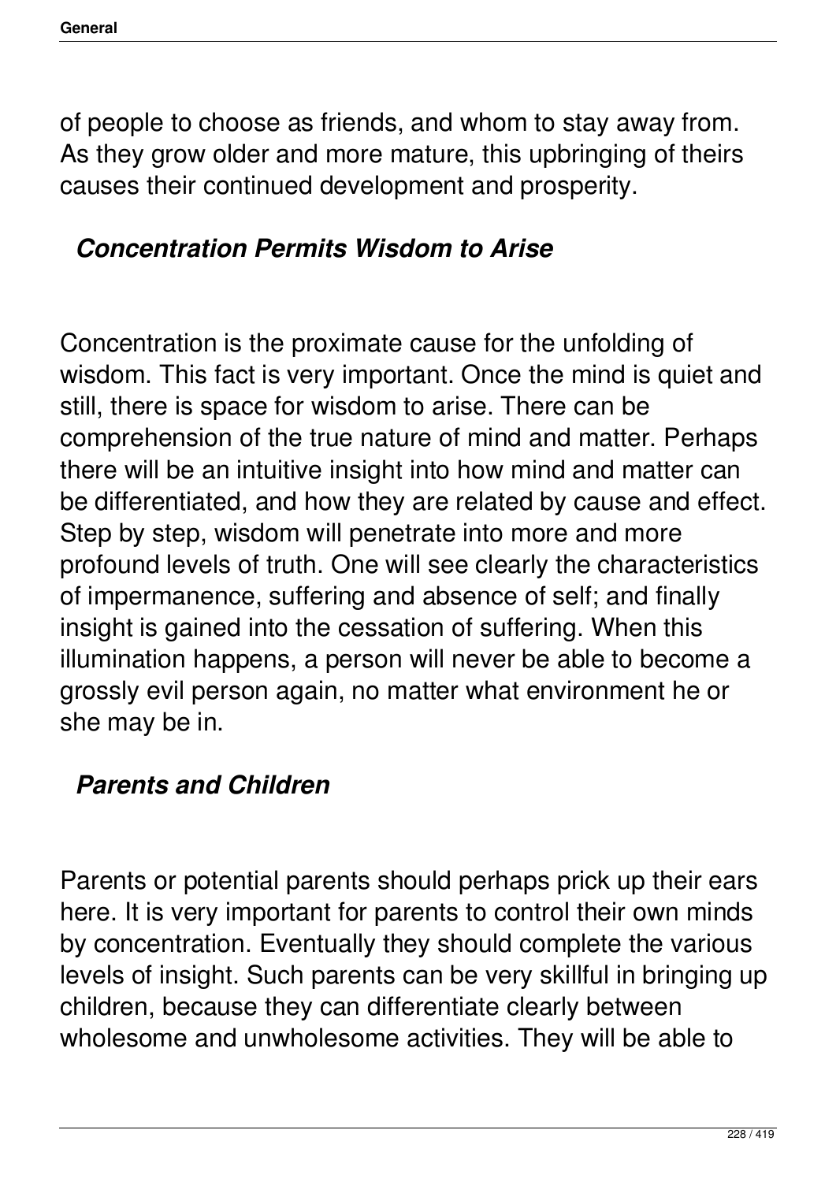of people to choose as friends, and whom to stay away from. As they grow older and more mature, this upbringing of theirs causes their continued development and prosperity.

### *Concentration Permits Wisdom to Arise*

Concentration is the proximate cause for the unfolding of wisdom. This fact is very important. Once the mind is quiet and still, there is space for wisdom to arise. There can be comprehension of the true nature of mind and matter. Perhaps there will be an intuitive insight into how mind and matter can be differentiated, and how they are related by cause and effect. Step by step, wisdom will penetrate into more and more profound levels of truth. One will see clearly the characteristics of impermanence, suffering and absence of self; and finally insight is gained into the cessation of suffering. When this illumination happens, a person will never be able to become a grossly evil person again, no matter what environment he or she may be in.

### *Parents and Children*

Parents or potential parents should perhaps prick up their ears here. It is very important for parents to control their own minds by concentration. Eventually they should complete the various levels of insight. Such parents can be very skillful in bringing up children, because they can differentiate clearly between wholesome and unwholesome activities. They will be able to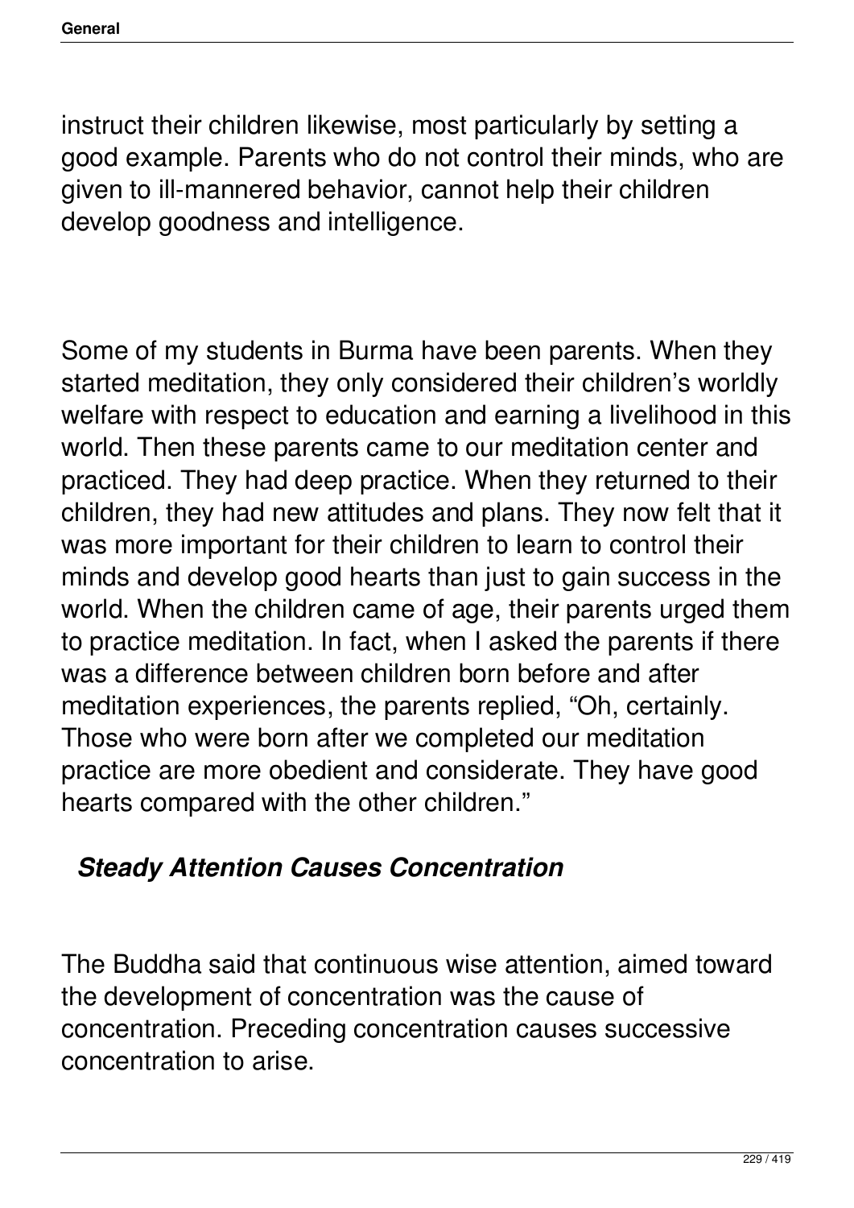instruct their children likewise, most particularly by setting a good example. Parents who do not control their minds, who are given to ill-mannered behavior, cannot help their children develop goodness and intelligence.

Some of my students in Burma have been parents. When they started meditation, they only considered their children's worldly welfare with respect to education and earning a livelihood in this world. Then these parents came to our meditation center and practiced. They had deep practice. When they returned to their children, they had new attitudes and plans. They now felt that it was more important for their children to learn to control their minds and develop good hearts than just to gain success in the world. When the children came of age, their parents urged them to practice meditation. In fact, when I asked the parents if there was a difference between children born before and after meditation experiences, the parents replied, "Oh, certainly. Those who were born after we completed our meditation practice are more obedient and considerate. They have good hearts compared with the other children."

### *Steady Attention Causes Concentration*

The Buddha said that continuous wise attention, aimed toward the development of concentration was the cause of concentration. Preceding concentration causes successive concentration to arise.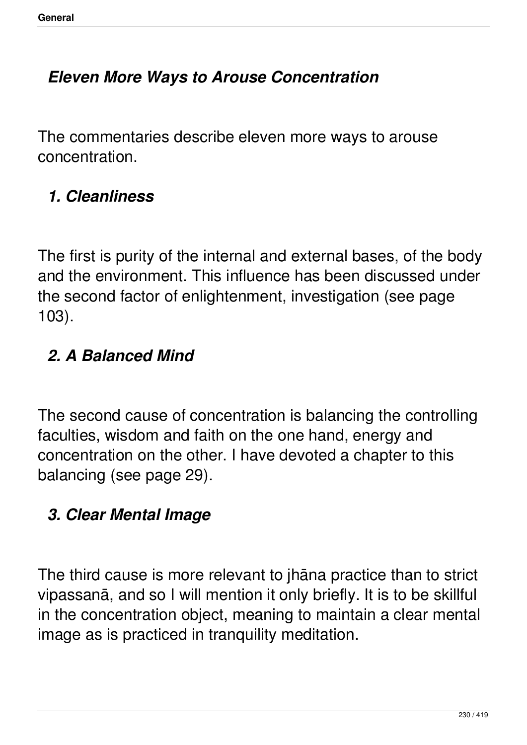## *Eleven More Ways to Arouse Concentration*

The commentaries describe eleven more ways to arouse concentration.

### *1. Cleanliness*

The first is purity of the internal and external bases, of the body and the environment. This influence has been discussed under the second factor of enlightenment, investigation (see page 103).

### *2. A Balanced Mind*

The second cause of concentration is balancing the controlling faculties, wisdom and faith on the one hand, energy and concentration on the other. I have devoted a chapter to this balancing (see page 29).

### *3. Clear Mental Image*

The third cause is more relevant to jhāna practice than to strict vipassanā, and so I will mention it only briefly. It is to be skillful in the concentration object, meaning to maintain a clear mental image as is practiced in tranquility meditation.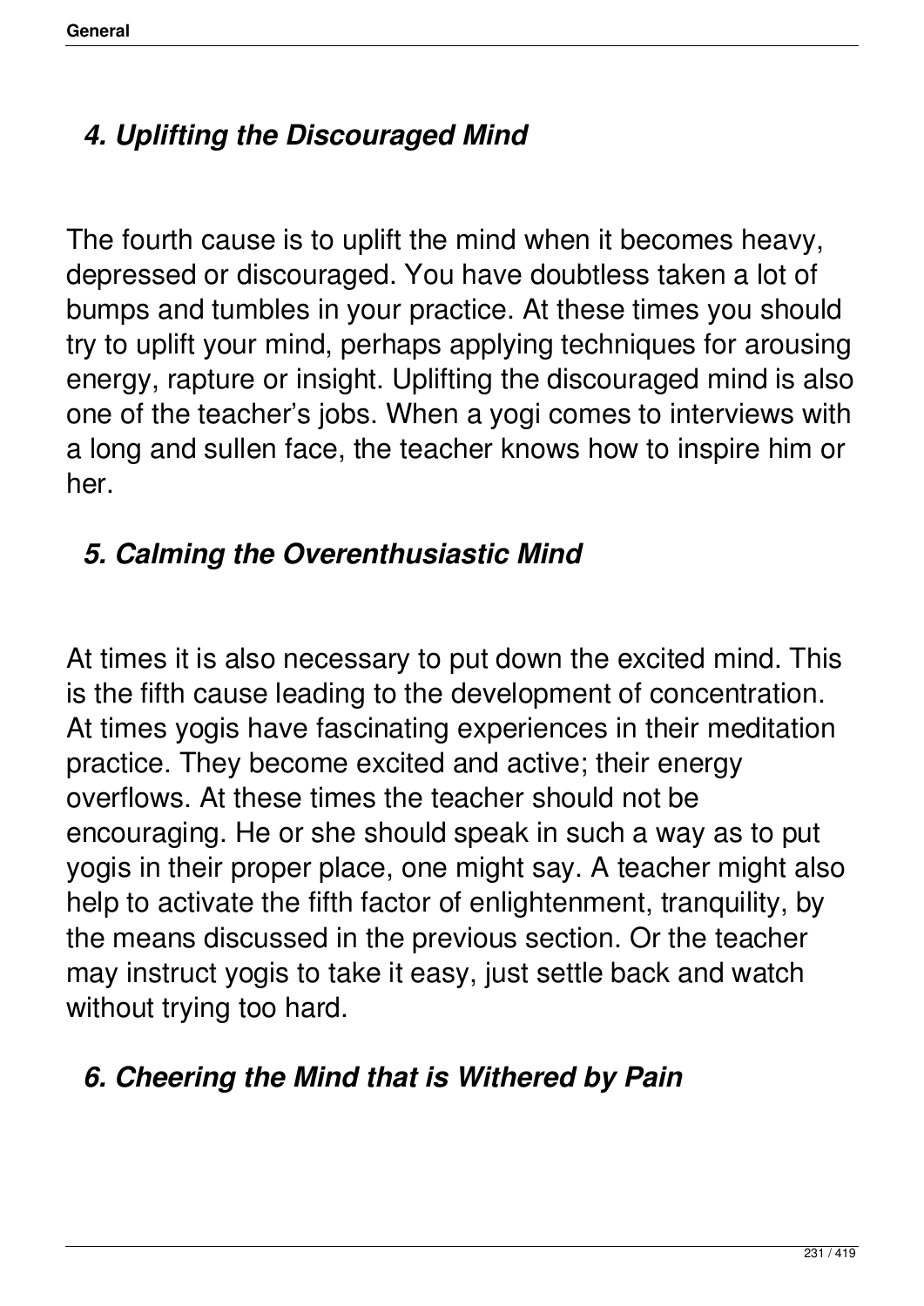## *4. Uplifting the Discouraged Mind*

The fourth cause is to uplift the mind when it becomes heavy, depressed or discouraged. You have doubtless taken a lot of bumps and tumbles in your practice. At these times you should try to uplift your mind, perhaps applying techniques for arousing energy, rapture or insight. Uplifting the discouraged mind is also one of the teacher's jobs. When a yogi comes to interviews with a long and sullen face, the teacher knows how to inspire him or her.

## *5. Calming the Overenthusiastic Mind*

At times it is also necessary to put down the excited mind. This is the fifth cause leading to the development of concentration. At times yogis have fascinating experiences in their meditation practice. They become excited and active; their energy overflows. At these times the teacher should not be encouraging. He or she should speak in such a way as to put yogis in their proper place, one might say. A teacher might also help to activate the fifth factor of enlightenment, tranquility, by the means discussed in the previous section. Or the teacher may instruct yogis to take it easy, just settle back and watch without trying too hard.

## *6. Cheering the Mind that is Withered by Pain*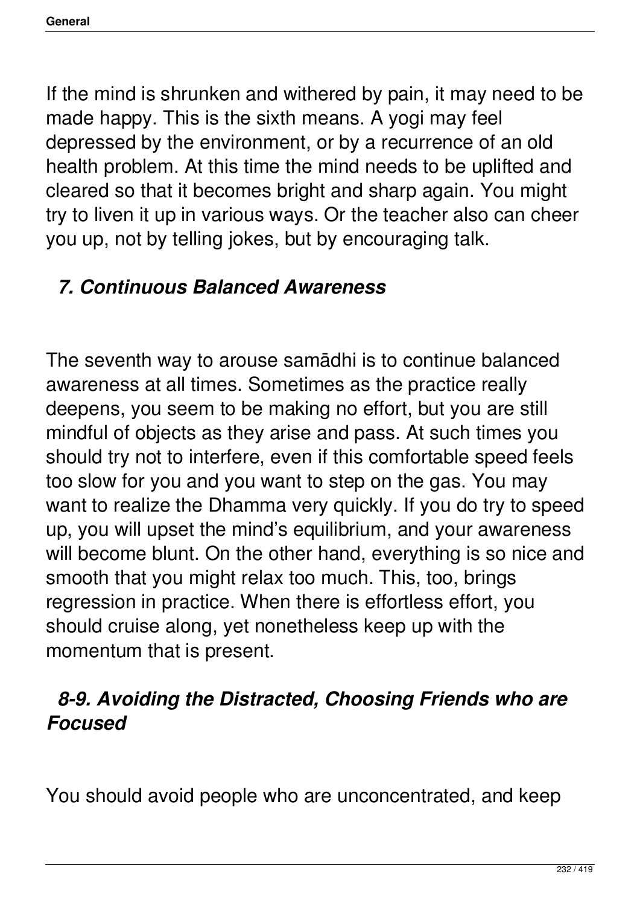If the mind is shrunken and withered by pain, it may need to be made happy. This is the sixth means. A yogi may feel depressed by the environment, or by a recurrence of an old health problem. At this time the mind needs to be uplifted and cleared so that it becomes bright and sharp again. You might try to liven it up in various ways. Or the teacher also can cheer you up, not by telling jokes, but by encouraging talk.

### *7. Continuous Balanced Awareness*

The seventh way to arouse samādhi is to continue balanced awareness at all times. Sometimes as the practice really deepens, you seem to be making no effort, but you are still mindful of objects as they arise and pass. At such times you should try not to interfere, even if this comfortable speed feels too slow for you and you want to step on the gas. You may want to realize the Dhamma very quickly. If you do try to speed up, you will upset the mind's equilibrium, and your awareness will become blunt. On the other hand, everything is so nice and smooth that you might relax too much. This, too, brings regression in practice. When there is effortless effort, you should cruise along, yet nonetheless keep up with the momentum that is present.

### *8-9. Avoiding the Distracted, Choosing Friends who are Focused*

You should avoid people who are unconcentrated, and keep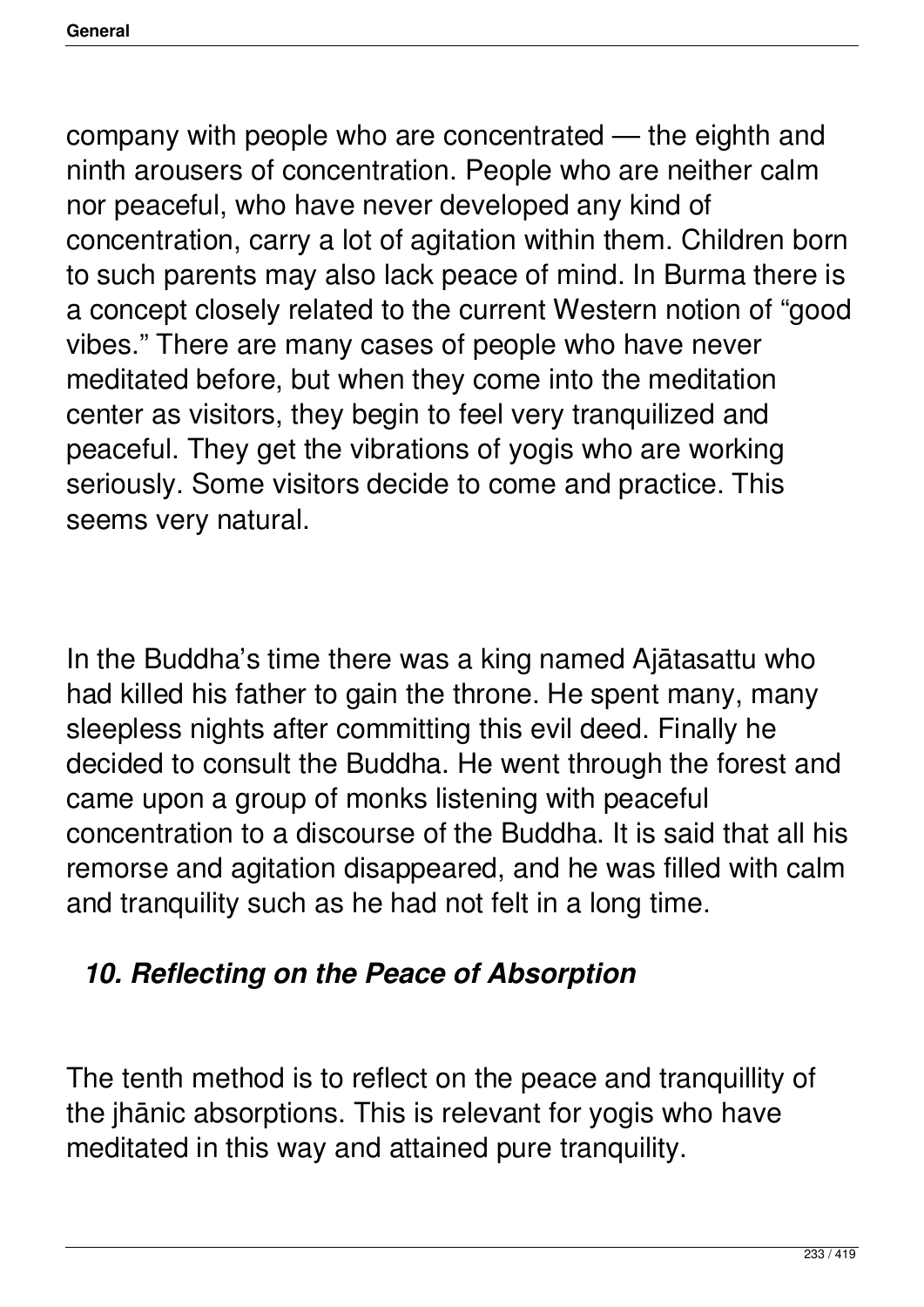company with people who are concentrated — the eighth and ninth arousers of concentration. People who are neither calm nor peaceful, who have never developed any kind of concentration, carry a lot of agitation within them. Children born to such parents may also lack peace of mind. In Burma there is a concept closely related to the current Western notion of "good vibes." There are many cases of people who have never meditated before, but when they come into the meditation center as visitors, they begin to feel very tranquilized and peaceful. They get the vibrations of yogis who are working seriously. Some visitors decide to come and practice. This seems very natural.

In the Buddha's time there was a king named Ajātasattu who had killed his father to gain the throne. He spent many, many sleepless nights after committing this evil deed. Finally he decided to consult the Buddha. He went through the forest and came upon a group of monks listening with peaceful concentration to a discourse of the Buddha. It is said that all his remorse and agitation disappeared, and he was filled with calm and tranquility such as he had not felt in a long time.

### *10. Reflecting on the Peace of Absorption*

The tenth method is to reflect on the peace and tranquillity of the jhānic absorptions. This is relevant for yogis who have meditated in this way and attained pure tranquility.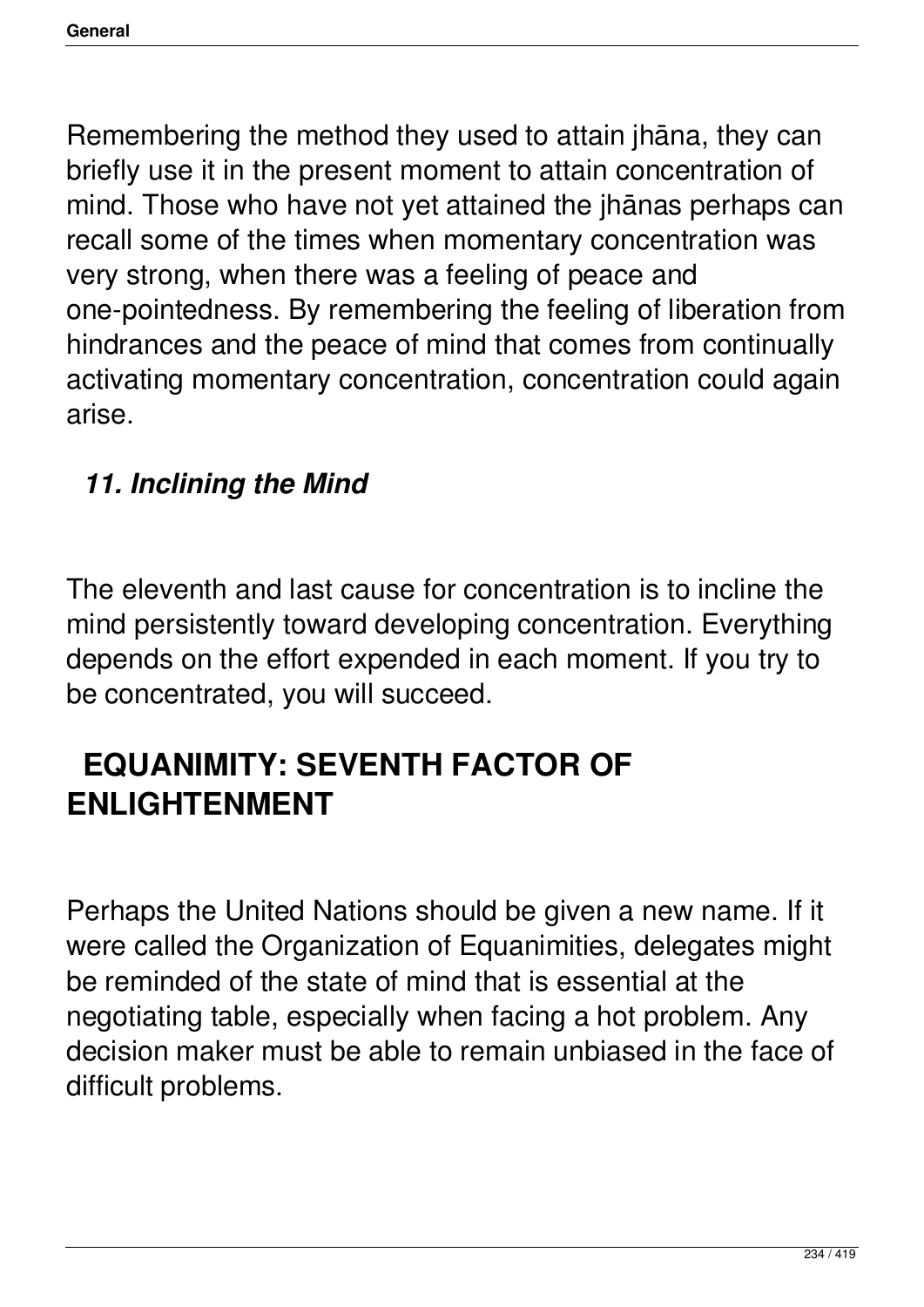Remembering the method they used to attain jhāna, they can briefly use it in the present moment to attain concentration of mind. Those who have not yet attained the jhānas perhaps can recall some of the times when momentary concentration was very strong, when there was a feeling of peace and one-pointedness. By remembering the feeling of liberation from hindrances and the peace of mind that comes from continually activating momentary concentration, concentration could again arise.

### *11. Inclining the Mind*

The eleventh and last cause for concentration is to incline the mind persistently toward developing concentration. Everything depends on the effort expended in each moment. If you try to be concentrated, you will succeed.

## EQUANIMITY: SEVENTH FACTOR OF ENLIGHTENMENT

Perhaps the United Nations should be given a new name. If it were called the Organization of Equanimities, delegates might be reminded of the state of mind that is essential at the negotiating table, especially when facing a hot problem. Any decision maker must be able to remain unbiased in the face of difficult problems.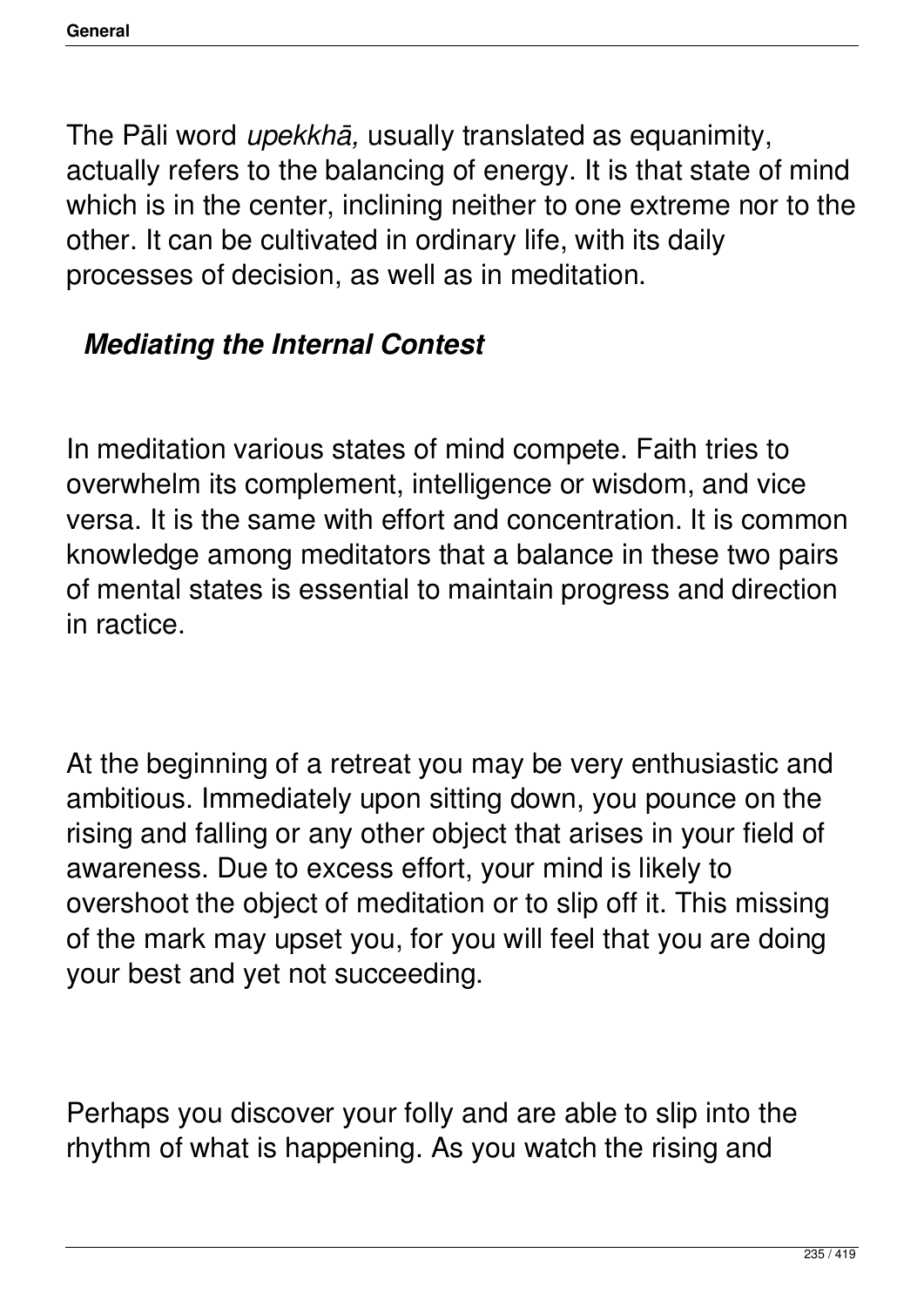The Pāli word *upekkhā,* usually translated as equanimity, actually refers to the balancing of energy. It is that state of mind which is in the center, inclining neither to one extreme nor to the other. It can be cultivated in ordinary life, with its daily processes of decision, as well as in meditation.

### *Mediating the Internal Contest*

In meditation various states of mind compete. Faith tries to overwhelm its complement, intelligence or wisdom, and vice versa. It is the same with effort and concentration. It is common knowledge among meditators that a balance in these two pairs of mental states is essential to maintain progress and direction in ractice.

At the beginning of a retreat you may be very enthusiastic and ambitious. Immediately upon sitting down, you pounce on the rising and falling or any other object that arises in your field of awareness. Due to excess effort, your mind is likely to overshoot the object of meditation or to slip off it. This missing of the mark may upset you, for you will feel that you are doing your best and yet not succeeding.

Perhaps you discover your folly and are able to slip into the rhythm of what is happening. As you watch the rising and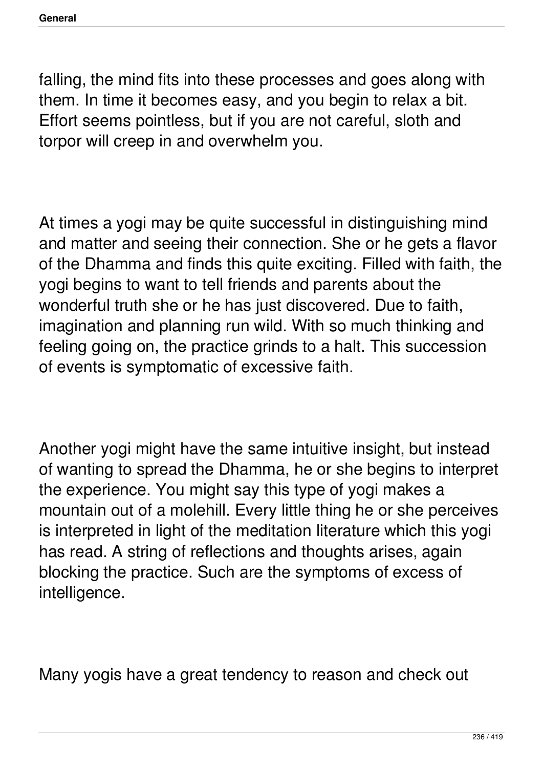falling, the mind fits into these processes and goes along with them. In time it becomes easy, and you begin to relax a bit. Effort seems pointless, but if you are not careful, sloth and torpor will creep in and overwhelm you.

At times a yogi may be quite successful in distinguishing mind and matter and seeing their connection. She or he gets a flavor of the Dhamma and finds this quite exciting. Filled with faith, the yogi begins to want to tell friends and parents about the wonderful truth she or he has just discovered. Due to faith, imagination and planning run wild. With so much thinking and feeling going on, the practice grinds to a halt. This succession of events is symptomatic of excessive faith.

Another yogi might have the same intuitive insight, but instead of wanting to spread the Dhamma, he or she begins to interpret the experience. You might say this type of yogi makes a mountain out of a molehill. Every little thing he or she perceives is interpreted in light of the meditation literature which this yogi has read. A string of reflections and thoughts arises, again blocking the practice. Such are the symptoms of excess of intelligence.

Many yogis have a great tendency to reason and check out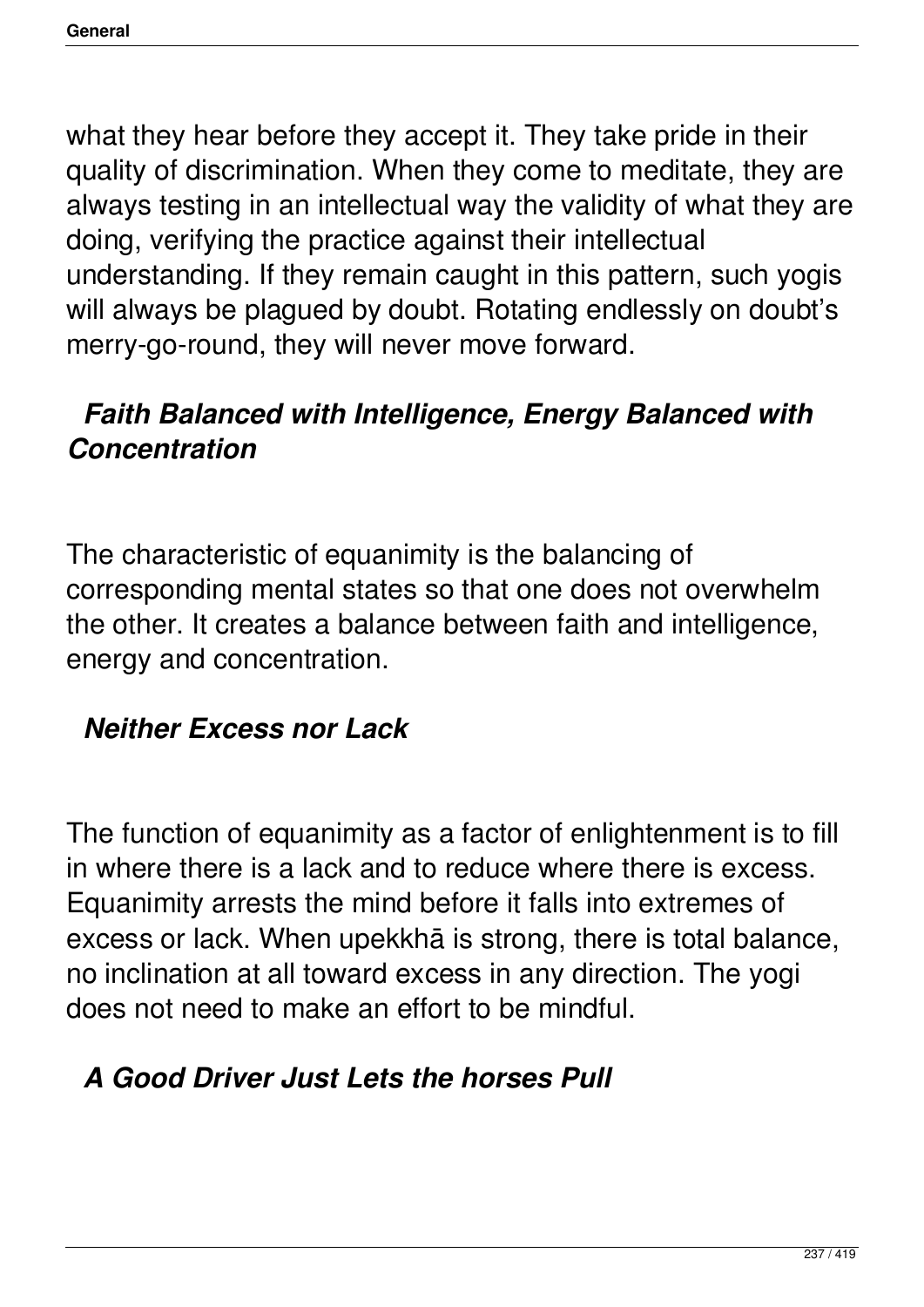what they hear before they accept it. They take pride in their quality of discrimination. When they come to meditate, they are always testing in an intellectual way the validity of what they are doing, verifying the practice against their intellectual understanding. If they remain caught in this pattern, such yogis will always be plagued by doubt. Rotating endlessly on doubt's merry-go-round, they will never move forward.

### *Faith Balanced with Intelligence, Energy Balanced with Concentration*

The characteristic of equanimity is the balancing of corresponding mental states so that one does not overwhelm the other. It creates a balance between faith and intelligence, energy and concentration.

### *Neither Excess nor Lack*

The function of equanimity as a factor of enlightenment is to fill in where there is a lack and to reduce where there is excess. Equanimity arrests the mind before it falls into extremes of excess or lack. When upekkhā is strong, there is total balance, no inclination at all toward excess in any direction. The yogi does not need to make an effort to be mindful.

### *A Good Driver Just Lets the horses Pull*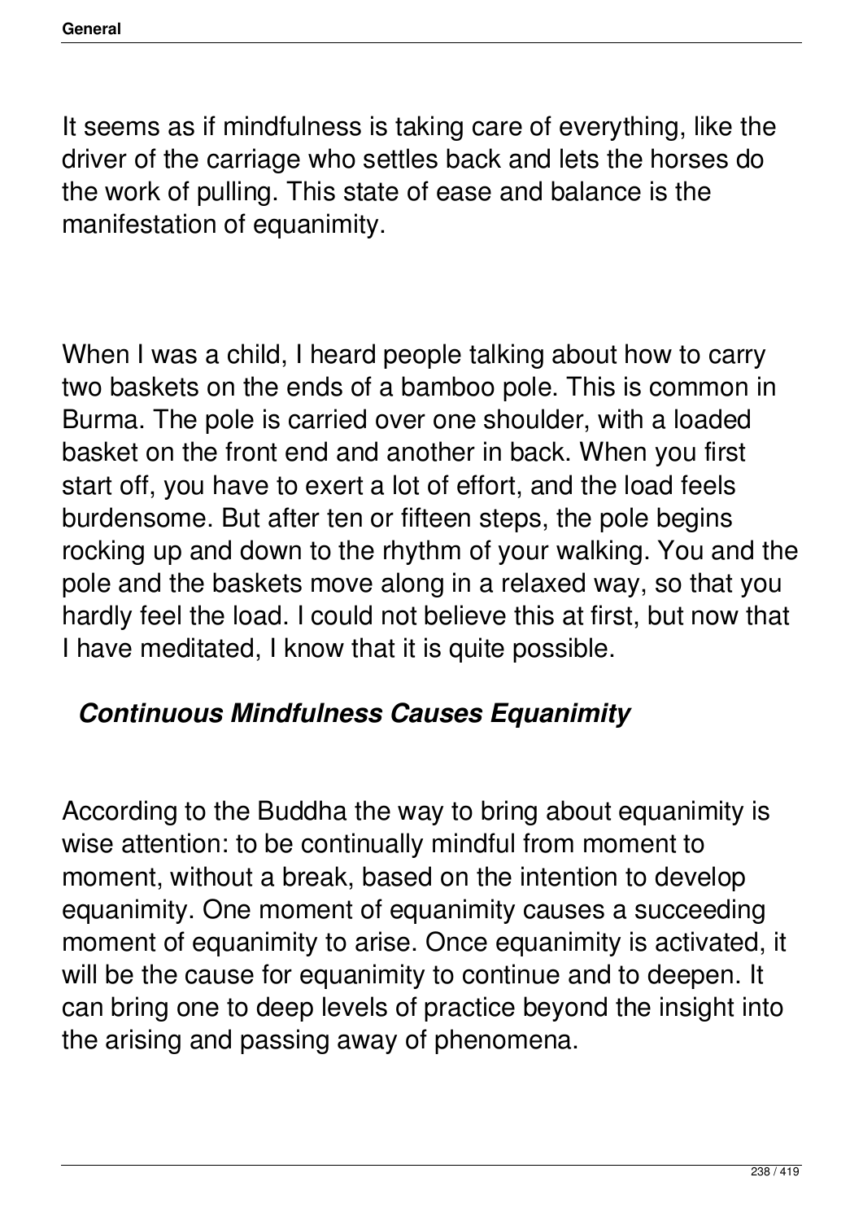It seems as if mindfulness is taking care of everything, like the driver of the carriage who settles back and lets the horses do the work of pulling. This state of ease and balance is the manifestation of equanimity.

When I was a child, I heard people talking about how to carry two baskets on the ends of a bamboo pole. This is common in Burma. The pole is carried over one shoulder, with a loaded basket on the front end and another in back. When you first start off, you have to exert a lot of effort, and the load feels burdensome. But after ten or fifteen steps, the pole begins rocking up and down to the rhythm of your walking. You and the pole and the baskets move along in a relaxed way, so that you hardly feel the load. I could not believe this at first, but now that I have meditated, I know that it is quite possible.

### *Continuous Mindfulness Causes Equanimity*

According to the Buddha the way to bring about equanimity is wise attention: to be continually mindful from moment to moment, without a break, based on the intention to develop equanimity. One moment of equanimity causes a succeeding moment of equanimity to arise. Once equanimity is activated, it will be the cause for equanimity to continue and to deepen. It can bring one to deep levels of practice beyond the insight into the arising and passing away of phenomena.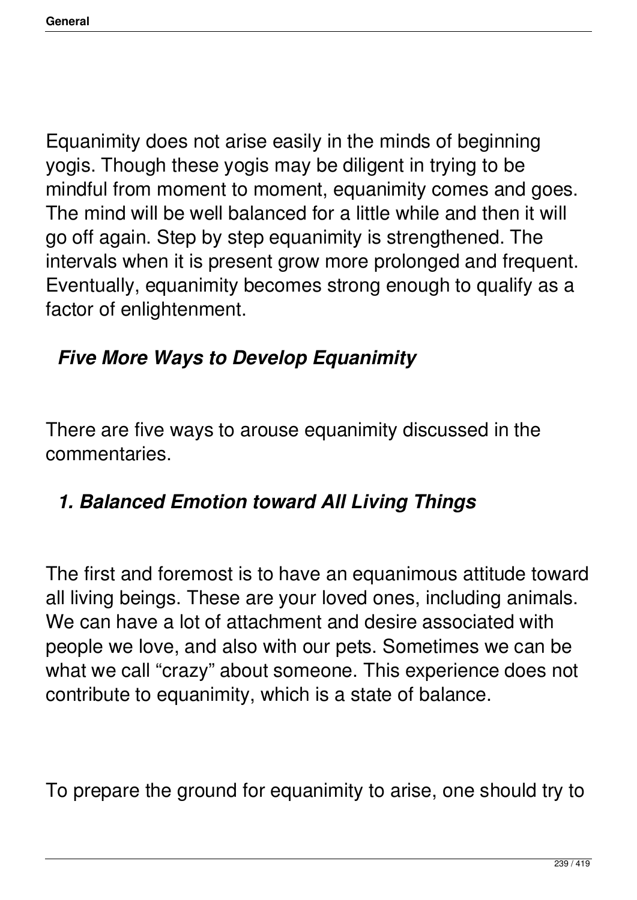Equanimity does not arise easily in the minds of beginning yogis. Though these yogis may be diligent in trying to be mindful from moment to moment, equanimity comes and goes. The mind will be well balanced for a little while and then it will go off again. Step by step equanimity is strengthened. The intervals when it is present grow more prolonged and frequent. Eventually, equanimity becomes strong enough to qualify as a factor of enlightenment.

### *Five More Ways to Develop Equanimity*

There are five ways to arouse equanimity discussed in the commentaries.

### *1. Balanced Emotion toward All Living Things*

The first and foremost is to have an equanimous attitude toward all living beings. These are your loved ones, including animals. We can have a lot of attachment and desire associated with people we love, and also with our pets. Sometimes we can be what we call “crazy” about someone. This experience does not contribute to equanimity, which is a state of balance.

To prepare the ground for equanimity to arise, one should try to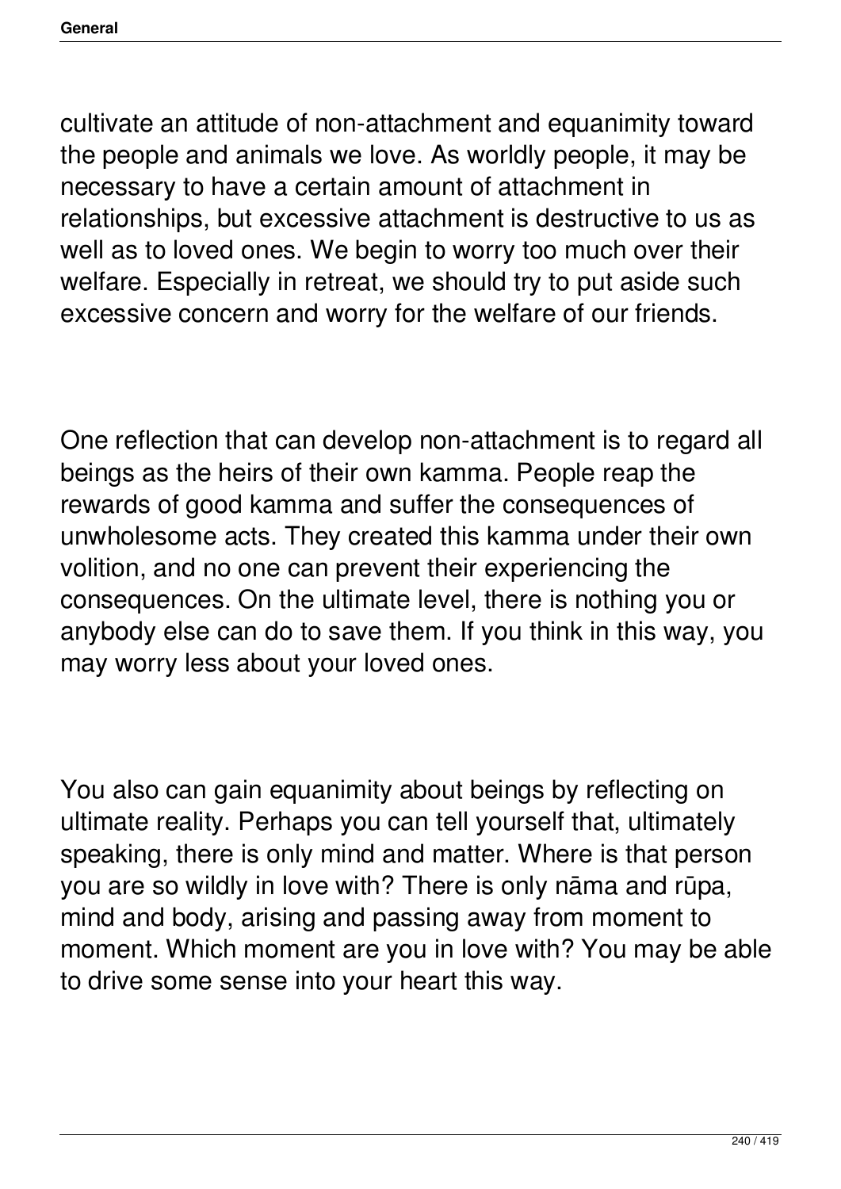cultivate an attitude of non-attachment and equanimity toward the people and animals we love. As worldly people, it may be necessary to have a certain amount of attachment in relationships, but excessive attachment is destructive to us as well as to loved ones. We begin to worry too much over their welfare. Especially in retreat, we should try to put aside such excessive concern and worry for the welfare of our friends.

One reflection that can develop non-attachment is to regard all beings as the heirs of their own kamma. People reap the rewards of good kamma and suffer the consequences of unwholesome acts. They created this kamma under their own volition, and no one can prevent their experiencing the consequences. On the ultimate level, there is nothing you or anybody else can do to save them. If you think in this way, you may worry less about your loved ones.

You also can gain equanimity about beings by reflecting on ultimate reality. Perhaps you can tell yourself that, ultimately speaking, there is only mind and matter. Where is that person you are so wildly in love with? There is only nāma and rūpa, mind and body, arising and passing away from moment to moment. Which moment are you in love with? You may be able to drive some sense into your heart this way.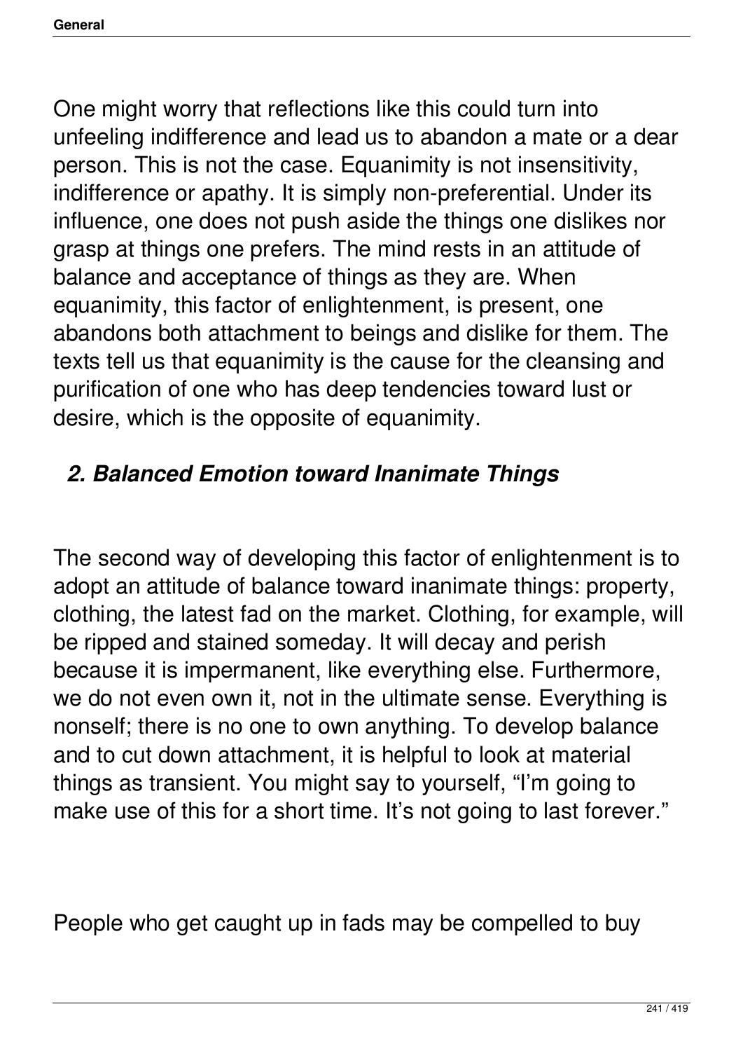One might worry that reflections like this could turn into unfeeling indifference and lead us to abandon a mate or a dear person. This is not the case. Equanimity is not insensitivity, indifference or apathy. It is simply non-preferential. Under its influence, one does not push aside the things one dislikes nor grasp at things one prefers. The mind rests in an attitude of balance and acceptance of things as they are. When equanimity, this factor of enlightenment, is present, one abandons both attachment to beings and dislike for them. The texts tell us that equanimity is the cause for the cleansing and purification of one who has deep tendencies toward lust or desire, which is the opposite of equanimity.

### *2. Balanced Emotion toward Inanimate Things*

The second way of developing this factor of enlightenment is to adopt an attitude of balance toward inanimate things: property, clothing, the latest fad on the market. Clothing, for example, will be ripped and stained someday. It will decay and perish because it is impermanent, like everything else. Furthermore, we do not even own it, not in the ultimate sense. Everything is nonself; there is no one to own anything. To develop balance and to cut down attachment, it is helpful to look at material things as transient. You might say to yourself, “I’m going to make use of this for a short time. It’s not going to last forever.”

People who get caught up in fads may be compelled to buy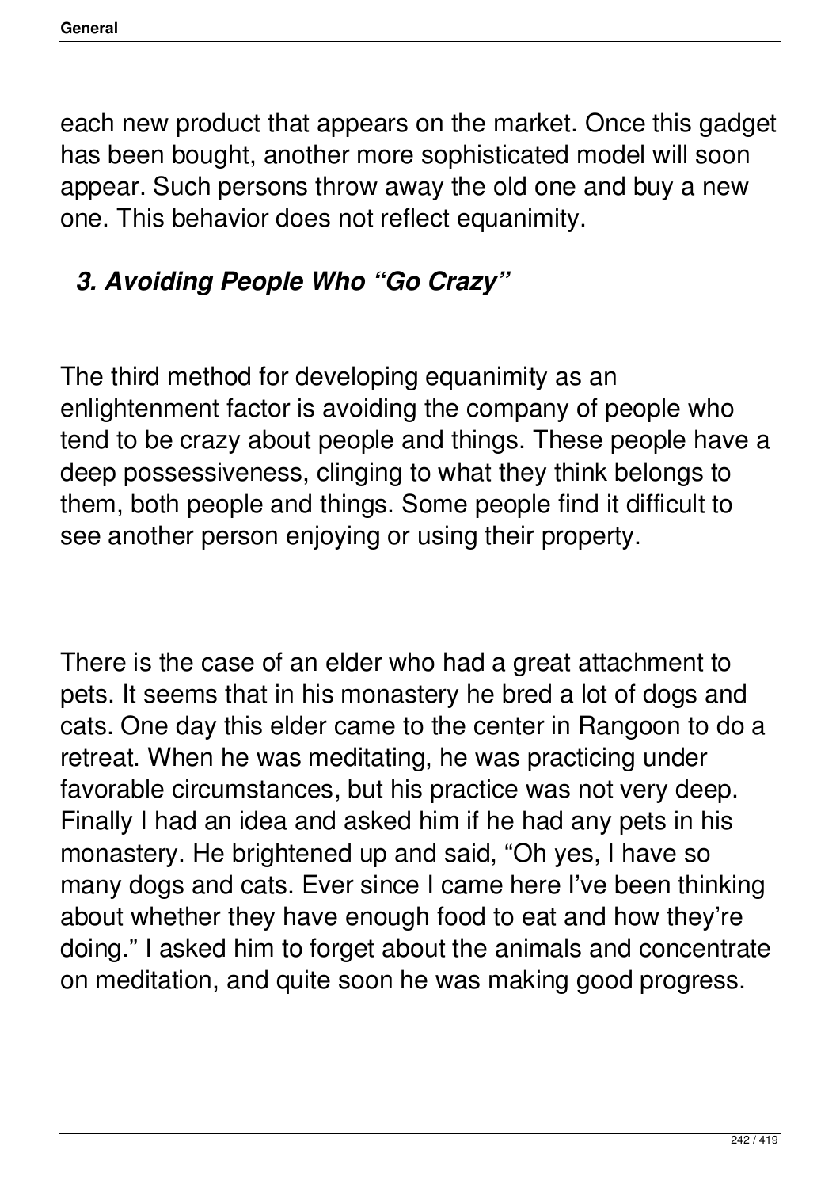each new product that appears on the market. Once this gadget has been bought, another more sophisticated model will soon appear. Such persons throw away the old one and buy a new one. This behavior does not reflect equanimity.

### *3. Avoiding People Who “Go Crazy”*

The third method for developing equanimity as an enlightenment factor is avoiding the company of people who tend to be crazy about people and things. These people have a deep possessiveness, clinging to what they think belongs to them, both people and things. Some people find it difficult to see another person enjoying or using their property.

There is the case of an elder who had a great attachment to pets. It seems that in his monastery he bred a lot of dogs and cats. One day this elder came to the center in Rangoon to do a retreat. When he was meditating, he was practicing under favorable circumstances, but his practice was not very deep. Finally I had an idea and asked him if he had any pets in his monastery. He brightened up and said, “Oh yes, I have so many dogs and cats. Ever since I came here I’ve been thinking about whether they have enough food to eat and how they’re doing.” I asked him to forget about the animals and concentrate on meditation, and quite soon he was making good progress.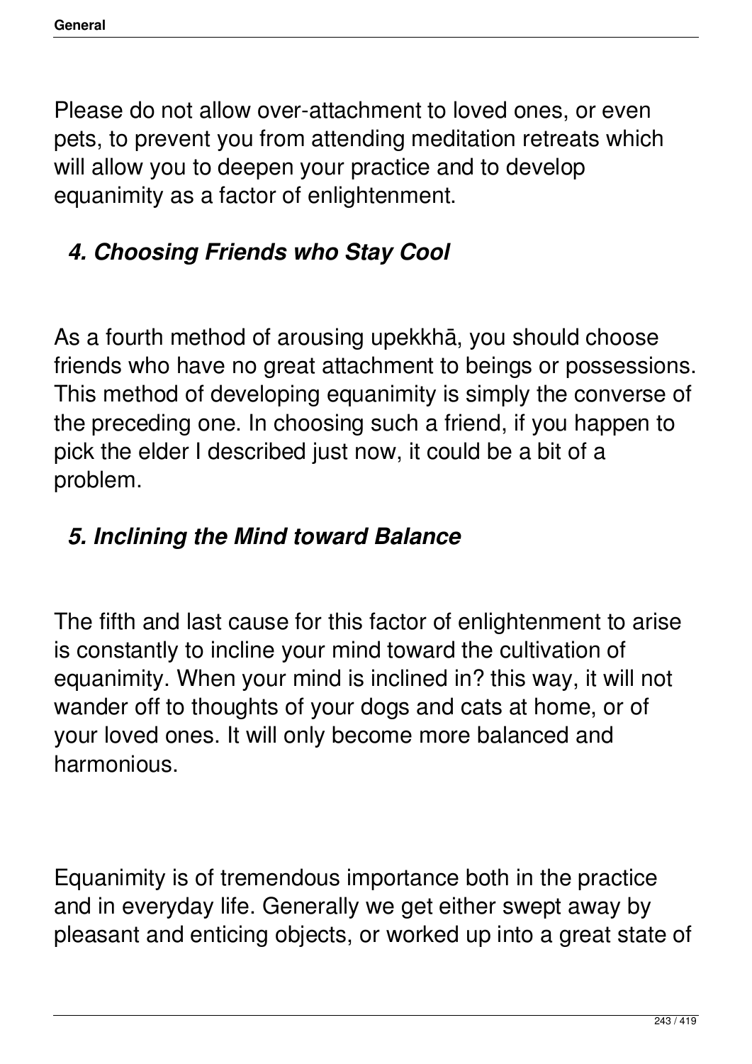Please do not allow over-attachment to loved ones, or even pets, to prevent you from attending meditation retreats which will allow you to deepen your practice and to develop equanimity as a factor of enlightenment.

### *4. Choosing Friends who Stay Cool*

As a fourth method of arousing upekkhā, you should choose friends who have no great attachment to beings or possessions. This method of developing equanimity is simply the converse of the preceding one. In choosing such a friend, if you happen to pick the elder I described just now, it could be a bit of a problem.

### *5. Inclining the Mind toward Balance*

The fifth and last cause for this factor of enlightenment to arise is constantly to incline your mind toward the cultivation of equanimity. When your mind is inclined in? this way, it will not wander off to thoughts of your dogs and cats at home, or of your loved ones. It will only become more balanced and harmonious.

Equanimity is of tremendous importance both in the practice and in everyday life. Generally we get either swept away by pleasant and enticing objects, or worked up into a great state of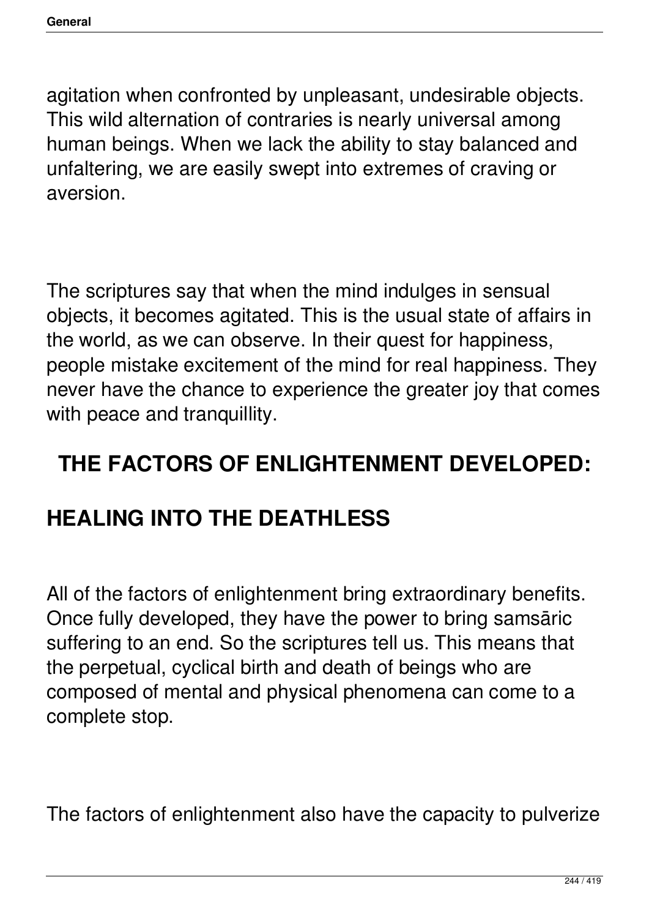agitation when confronted by unpleasant, undesirable objects. This wild alternation of contraries is nearly universal among human beings. When we lack the ability to stay balanced and unfaltering, we are easily swept into extremes of craving or aversion.

The scriptures say that when the mind indulges in sensual objects, it becomes agitated. This is the usual state of affairs in the world, as we can observe. In their quest for happiness, people mistake excitement of the mind for real happiness. They never have the chance to experience the greater joy that comes with peace and tranquillity.

## THE FACTORS OF ENLIGHTENMENT DEVELOPED:

## HEALING INTO THE DEATHLESS

All of the factors of enlightenment bring extraordinary benefits. Once fully developed, they have the power to bring samsāric suffering to an end. So the scriptures tell us. This means that the perpetual, cyclical birth and death of beings who are composed of mental and physical phenomena can come to a complete stop.

The factors of enlightenment also have the capacity to pulverize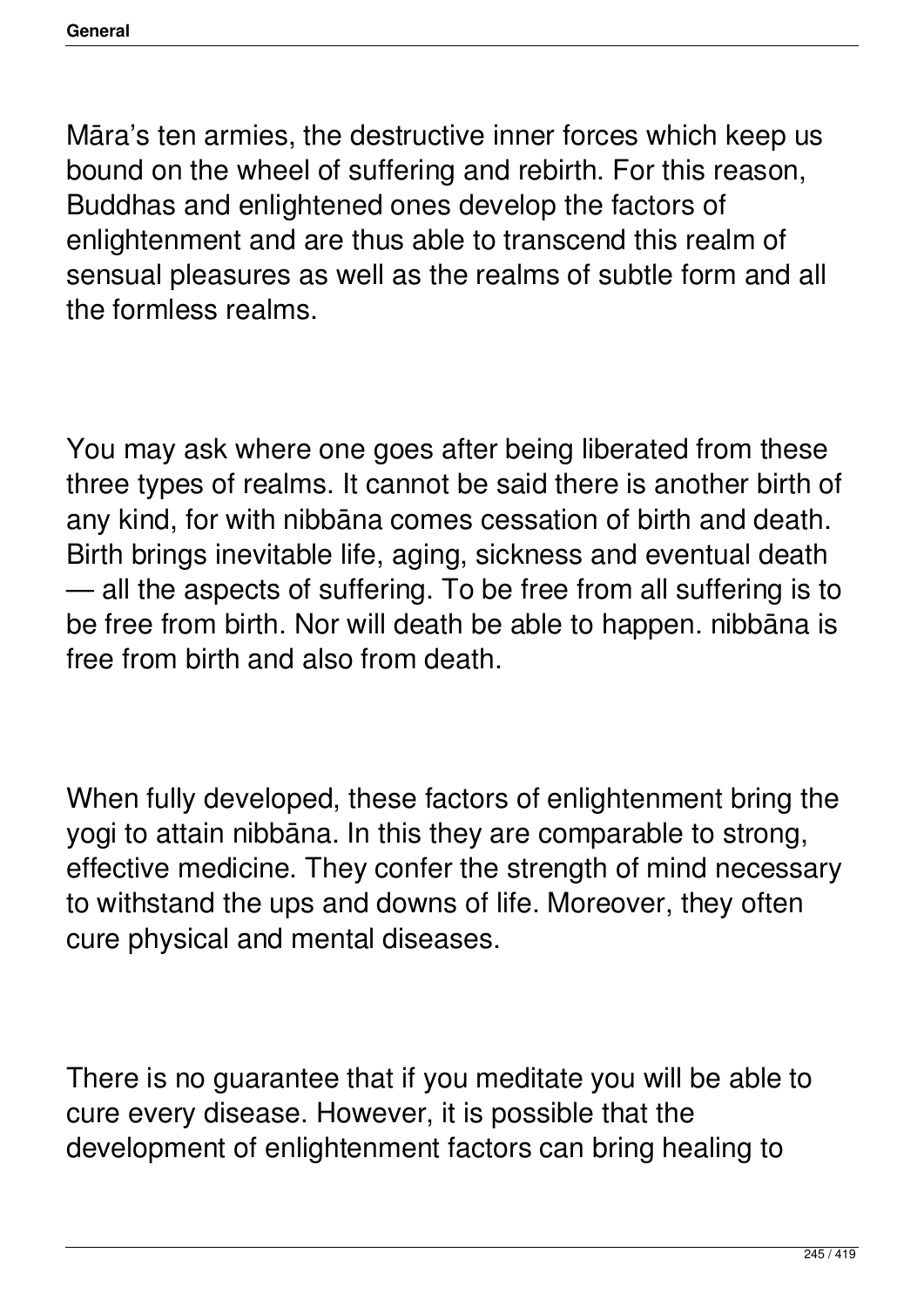Māra's ten armies, the destructive inner forces which keep us bound on the wheel of suffering and rebirth. For this reason, Buddhas and enlightened ones develop the factors of enlightenment and are thus able to transcend this realm of sensual pleasures as well as the realms of subtle form and all the formless realms.

You may ask where one goes after being liberated from these three types of realms. It cannot be said there is another birth of any kind, for with nibbāna comes cessation of birth and death. Birth brings inevitable life, aging, sickness and eventual death — all the aspects of suffering. To be free from all suffering is to be free from birth. Nor will death be able to happen. nibbāna is free from birth and also from death.

When fully developed, these factors of enlightenment bring the yogi to attain nibbāna. In this they are comparable to strong, effective medicine. They confer the strength of mind necessary to withstand the ups and downs of life. Moreover, they often cure physical and mental diseases.

There is no guarantee that if you meditate you will be able to cure every disease. However, it is possible that the development of enlightenment factors can bring healing to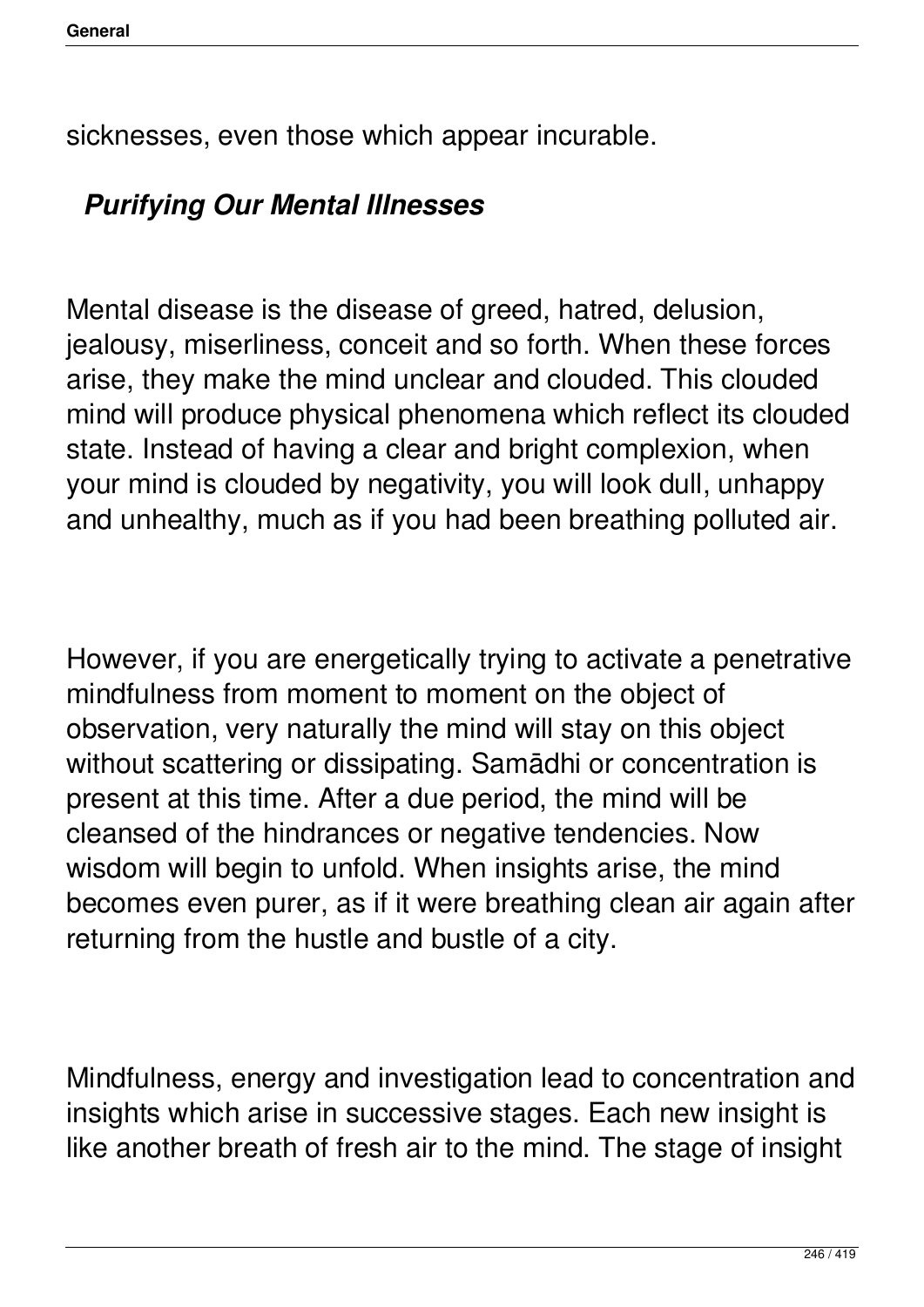sicknesses, even those which appear incurable.

### *Purifying Our Mental Illnesses*

Mental disease is the disease of greed, hatred, delusion, jealousy, miserliness, conceit and so forth. When these forces arise, they make the mind unclear and clouded. This clouded mind will produce physical phenomena which reflect its clouded state. Instead of having a clear and bright complexion, when your mind is clouded by negativity, you will look dull, unhappy and unhealthy, much as if you had been breathing polluted air.

However, if you are energetically trying to activate a penetrative mindfulness from moment to moment on the object of observation, very naturally the mind will stay on this object without scattering or dissipating. Samādhi or concentration is present at this time. After a due period, the mind will be cleansed of the hindrances or negative tendencies. Now wisdom will begin to unfold. When insights arise, the mind becomes even purer, as if it were breathing clean air again after returning from the hustle and bustle of a city.

Mindfulness, energy and investigation lead to concentration and insights which arise in successive stages. Each new insight is like another breath of fresh air to the mind. The stage of insight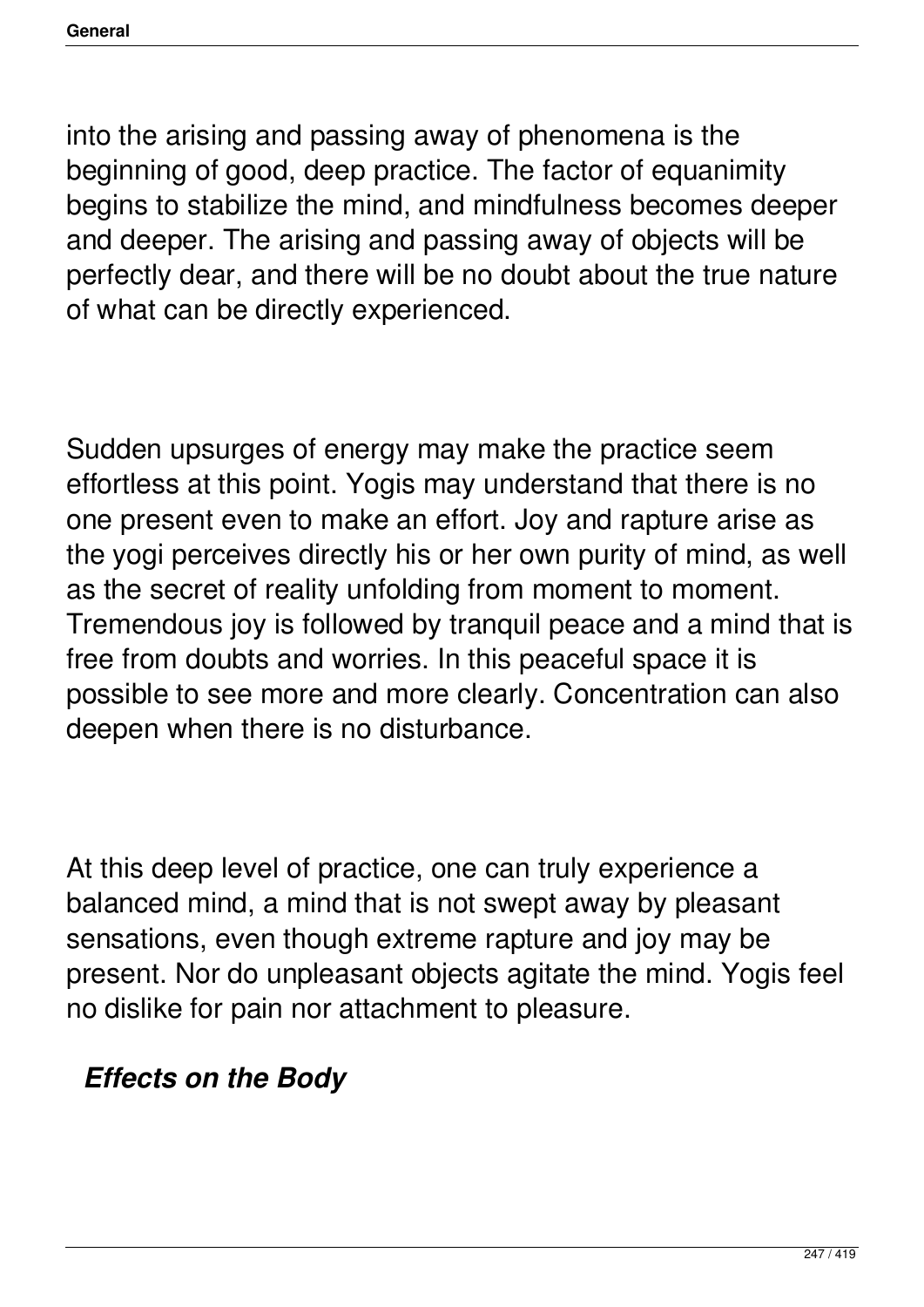into the arising and passing away of phenomena is the beginning of good, deep practice. The factor of equanimity begins to stabilize the mind, and mindfulness becomes deeper and deeper. The arising and passing away of objects will be perfectly dear, and there will be no doubt about the true nature of what can be directly experienced.

Sudden upsurges of energy may make the practice seem effortless at this point. Yogis may understand that there is no one present even to make an effort. Joy and rapture arise as the yogi perceives directly his or her own purity of mind, as well as the secret of reality unfolding from moment to moment. Tremendous joy is followed by tranquil peace and a mind that is free from doubts and worries. In this peaceful space it is possible to see more and more clearly. Concentration can also deepen when there is no disturbance.

At this deep level of practice, one can truly experience a balanced mind, a mind that is not swept away by pleasant sensations, even though extreme rapture and joy may be present. Nor do unpleasant objects agitate the mind. Yogis feel no dislike for pain nor attachment to pleasure.

### *Effects on the Body*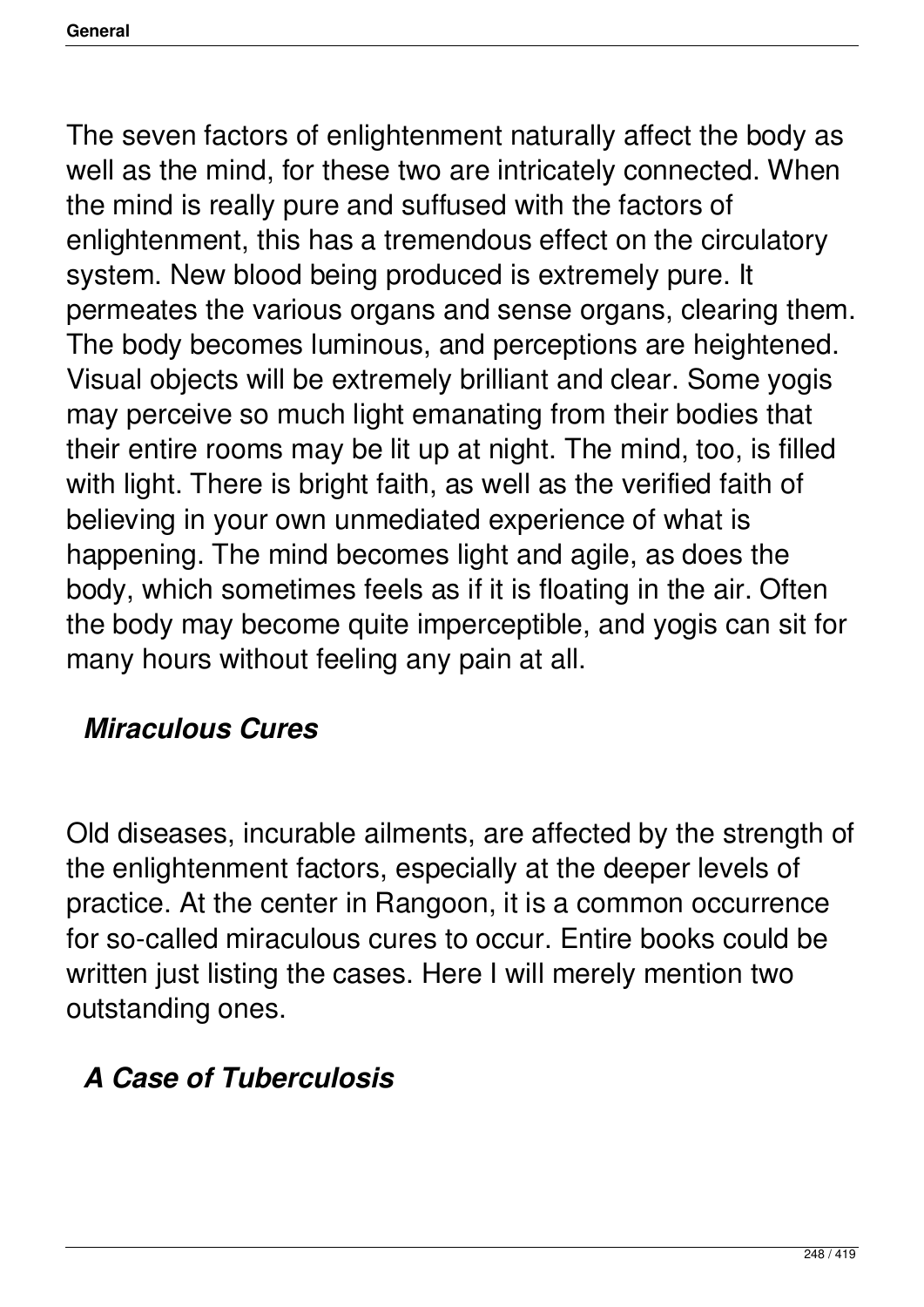The seven factors of enlightenment naturally affect the body as well as the mind, for these two are intricately connected. When the mind is really pure and suffused with the factors of enlightenment, this has a tremendous effect on the circulatory system. New blood being produced is extremely pure. It permeates the various organs and sense organs, clearing them. The body becomes luminous, and perceptions are heightened. Visual objects will be extremely brilliant and clear. Some yogis may perceive so much light emanating from their bodies that their entire rooms may be lit up at night. The mind, too, is filled with light. There is bright faith, as well as the verified faith of believing in your own unmediated experience of what is happening. The mind becomes light and agile, as does the body, which sometimes feels as if it is floating in the air. Often the body may become quite imperceptible, and yogis can sit for many hours without feeling any pain at all.

### *Miraculous Cures*

Old diseases, incurable ailments, are affected by the strength of the enlightenment factors, especially at the deeper levels of practice. At the center in Rangoon, it is a common occurrence for so-called miraculous cures to occur. Entire books could be written just listing the cases. Here I will merely mention two outstanding ones.

### *A Case of Tuberculosis*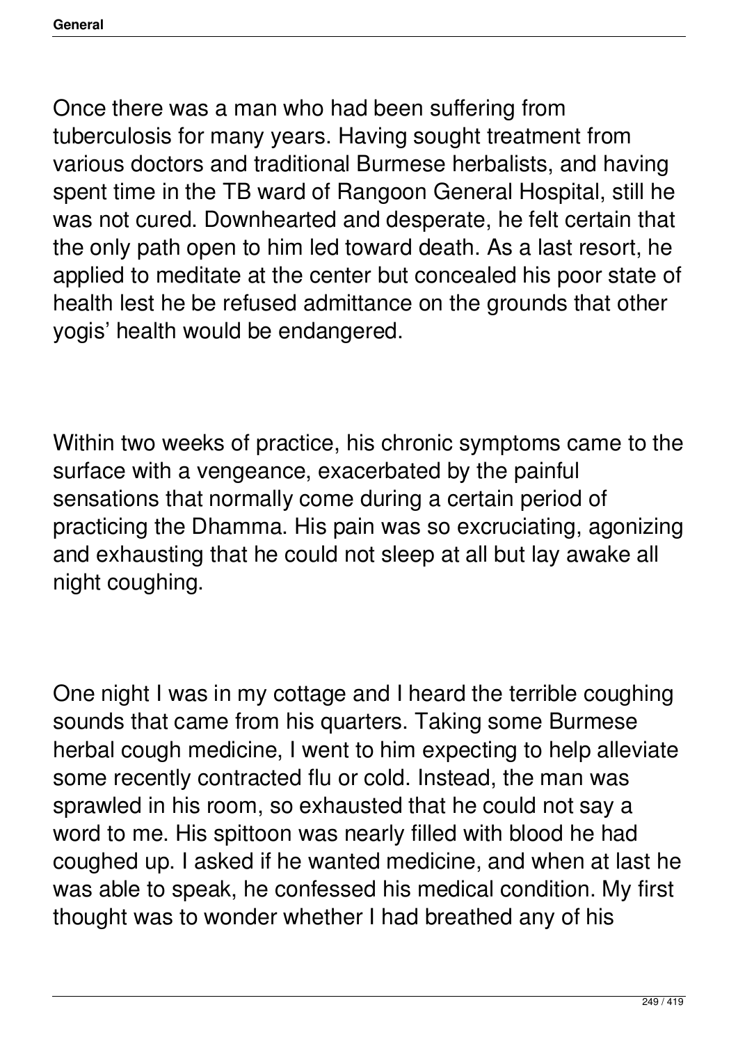Once there was a man who had been suffering from tuberculosis for many years. Having sought treatment from various doctors and traditional Burmese herbalists, and having spent time in the TB ward of Rangoon General Hospital, still he was not cured. Downhearted and desperate, he felt certain that the only path open to him led toward death. As a last resort, he applied to meditate at the center but concealed his poor state of health lest he be refused admittance on the grounds that other yogis' health would be endangered.

Within two weeks of practice, his chronic symptoms came to the surface with a vengeance, exacerbated by the painful sensations that normally come during a certain period of practicing the Dhamma. His pain was so excruciating, agonizing and exhausting that he could not sleep at all but lay awake all night coughing.

One night I was in my cottage and I heard the terrible coughing sounds that came from his quarters. Taking some Burmese herbal cough medicine, I went to him expecting to help alleviate some recently contracted flu or cold. Instead, the man was sprawled in his room, so exhausted that he could not say a word to me. His spittoon was nearly filled with blood he had coughed up. I asked if he wanted medicine, and when at last he was able to speak, he confessed his medical condition. My first thought was to wonder whether I had breathed any of his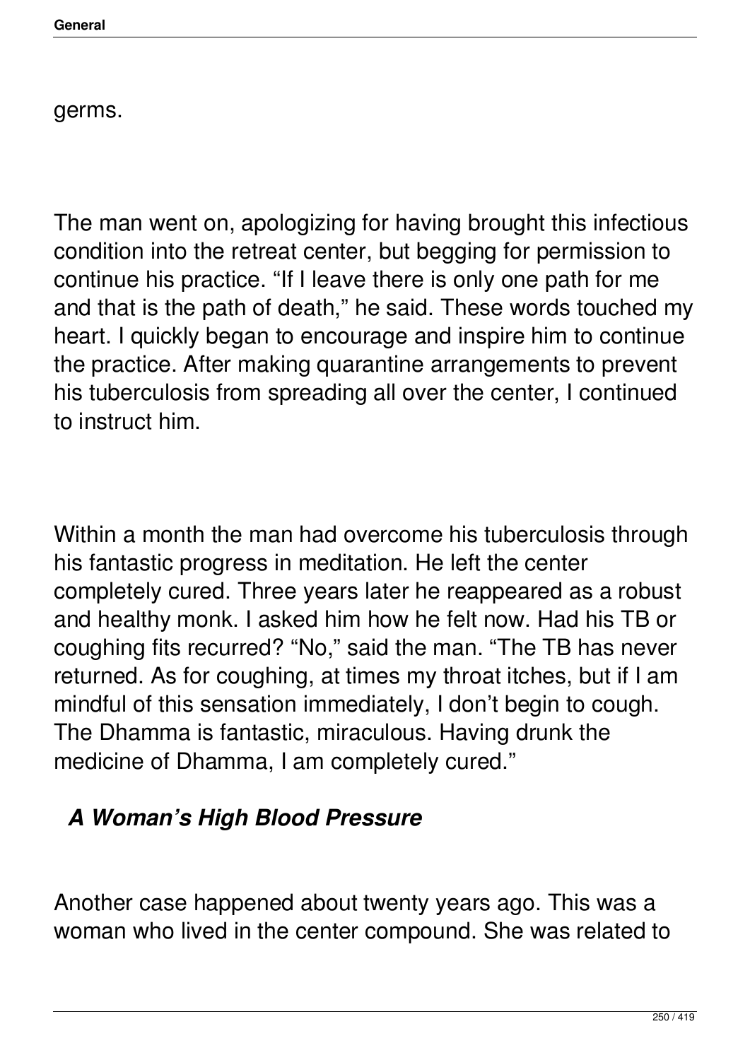germs.

The man went on, apologizing for having brought this infectious condition into the retreat center, but begging for permission to continue his practice. “If I leave there is only one path for me and that is the path of death,” he said. These words touched my heart. I quickly began to encourage and inspire him to continue the practice. After making quarantine arrangements to prevent his tuberculosis from spreading all over the center, I continued to instruct him.

Within a month the man had overcome his tuberculosis through his fantastic progress in meditation. He left the center completely cured. Three years later he reappeared as a robust and healthy monk. I asked him how he felt now. Had his TB or coughing fits recurred? “No,” said the man. “The TB has never returned. As for coughing, at times my throat itches, but if I am mindful of this sensation immediately, I don’t begin to cough. The Dhamma is fantastic, miraculous. Having drunk the medicine of Dhamma, I am completely cured.”

### *A Woman’s High Blood Pressure*

Another case happened about twenty years ago. This was a woman who lived in the center compound. She was related to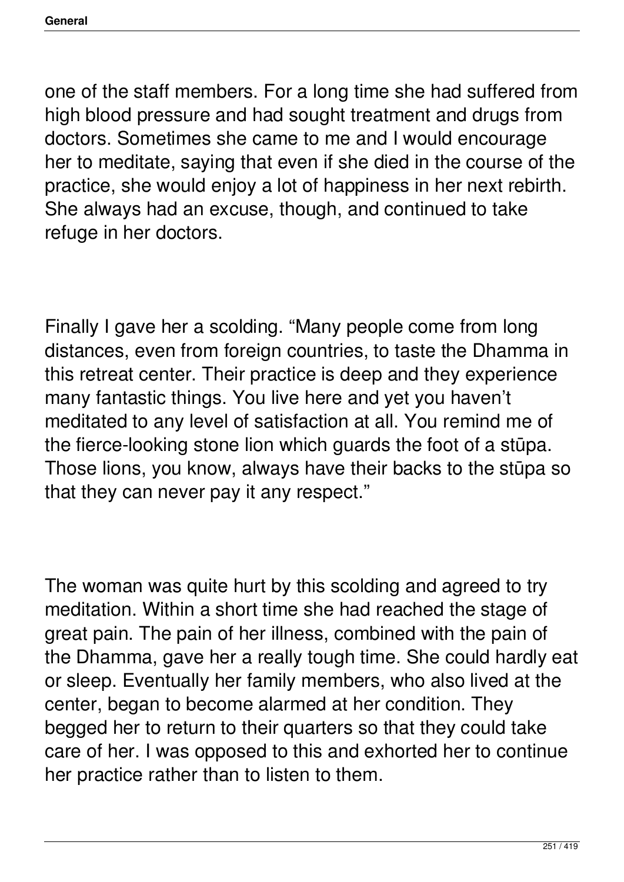one of the staff members. For a long time she had suffered from high blood pressure and had sought treatment and drugs from doctors. Sometimes she came to me and I would encourage her to meditate, saying that even if she died in the course of the practice, she would enjoy a lot of happiness in her next rebirth. She always had an excuse, though, and continued to take refuge in her doctors.

Finally I gave her a scolding. “Many people come from long distances, even from foreign countries, to taste the Dhamma in this retreat center. Their practice is deep and they experience many fantastic things. You live here and yet you haven’t meditated to any level of satisfaction at all. You remind me of the fierce-looking stone lion which guards the foot of a stūpa. Those lions, you know, always have their backs to the stūpa so that they can never pay it any respect.”

The woman was quite hurt by this scolding and agreed to try meditation. Within a short time she had reached the stage of great pain. The pain of her illness, combined with the pain of the Dhamma, gave her a really tough time. She could hardly eat or sleep. Eventually her family members, who also lived at the center, began to become alarmed at her condition. They begged her to return to their quarters so that they could take care of her. I was opposed to this and exhorted her to continue her practice rather than to listen to them.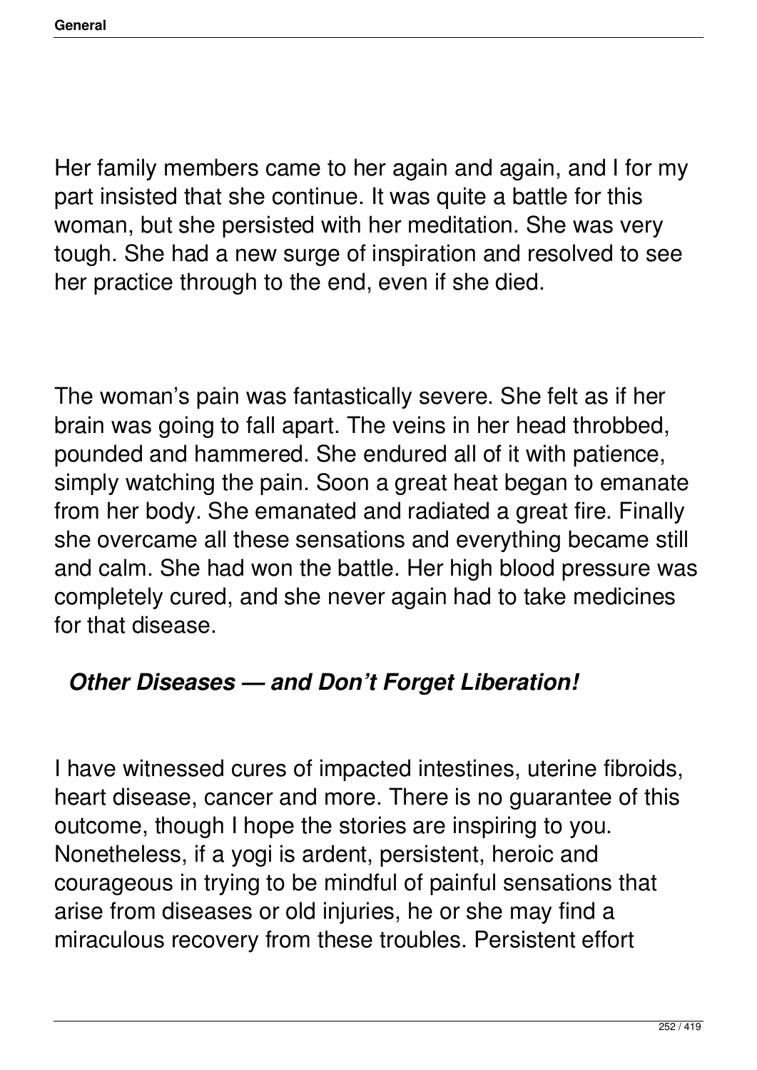Her family members came to her again and again, and I for my part insisted that she continue. It was quite a battle for this woman, but she persisted with her meditation. She was very tough. She had a new surge of inspiration and resolved to see her practice through to the end, even if she died.

The woman's pain was fantastically severe. She felt as if her brain was going to fall apart. The veins in her head throbbed, pounded and hammered. She endured all of it with patience, simply watching the pain. Soon a great heat began to emanate from her body. She emanated and radiated a great fire. Finally she overcame all these sensations and everything became still and calm. She had won the battle. Her high blood pressure was completely cured, and she never again had to take medicines for that disease.

### *Other Diseases — and Don't Forget Liberation!*

I have witnessed cures of impacted intestines, uterine fibroids, heart disease, cancer and more. There is no guarantee of this outcome, though I hope the stories are inspiring to you. Nonetheless, if a yogi is ardent, persistent, heroic and courageous in trying to be mindful of painful sensations that arise from diseases or old injuries, he or she may find a miraculous recovery from these troubles. Persistent effort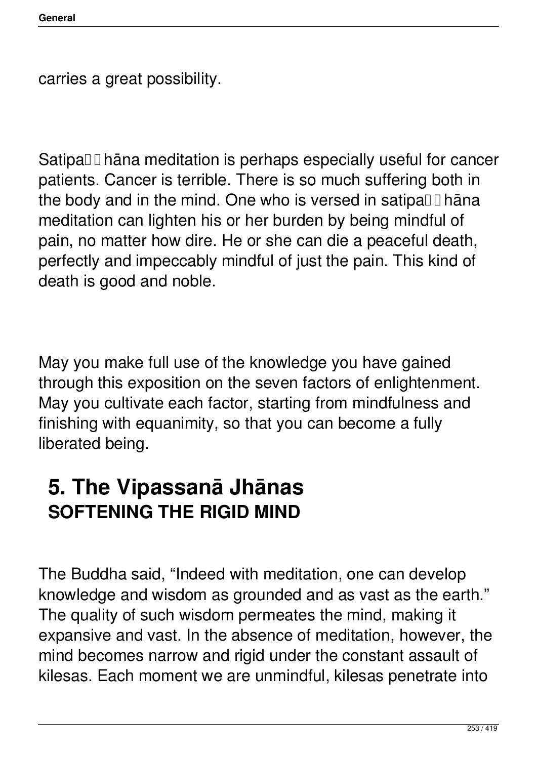carries a great possibility.

Satipaṭṭhāna meditation is perhaps especially useful for cancer patients. Cancer is terrible. There is so much suffering both in the body and in the mind. One who is versed in satipaṭṭhāna meditation can lighten his or her burden by being mindful of pain, no matter how dire. He or she can die a peaceful death, perfectly and impeccably mindful of just the pain. This kind of death is good and noble.

May you make full use of the knowledge you have gained through this exposition on the seven factors of enlightenment. May you cultivate each factor, starting from mindfulness and finishing with equanimity, so that you can become a fully liberated being.

# 5. The Vipassanā Jhānas

## SOFTENING THE RIGID MIND

The Buddha said, "Indeed with meditation, one can develop knowledge and wisdom as grounded and as vast as the earth." The quality of such wisdom permeates the mind, making it expansive and vast. In the absence of meditation, however, the mind becomes narrow and rigid under the constant assault of kilesas. Each moment we are unmindful, kilesas penetrate into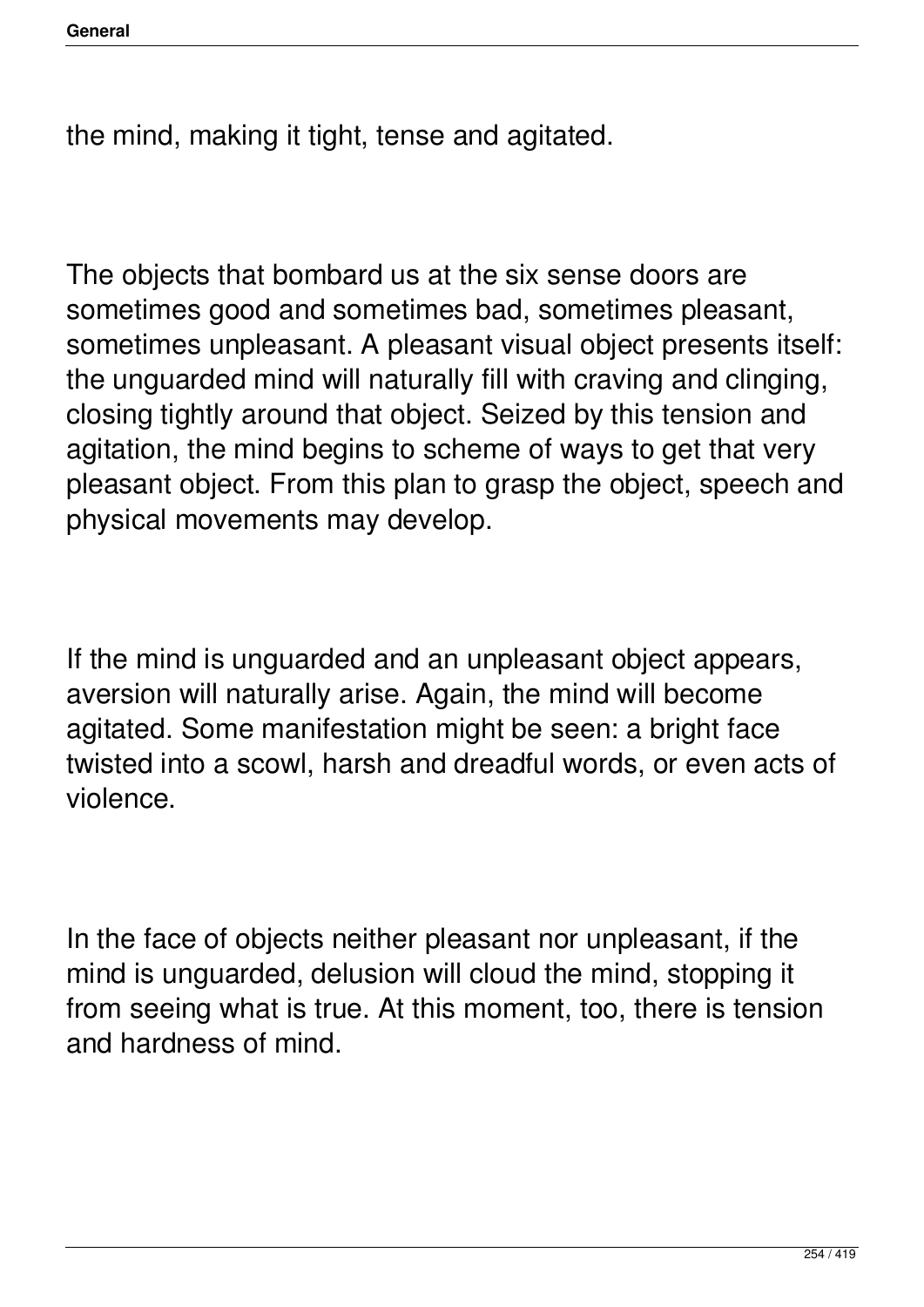the mind, making it tight, tense and agitated.

The objects that bombard us at the six sense doors are sometimes good and sometimes bad, sometimes pleasant, sometimes unpleasant. A pleasant visual object presents itself: the unguarded mind will naturally fill with craving and clinging, closing tightly around that object. Seized by this tension and agitation, the mind begins to scheme of ways to get that very pleasant object. From this plan to grasp the object, speech and physical movements may develop.

If the mind is unguarded and an unpleasant object appears, aversion will naturally arise. Again, the mind will become agitated. Some manifestation might be seen: a bright face twisted into a scowl, harsh and dreadful words, or even acts of violence.

In the face of objects neither pleasant nor unpleasant, if the mind is unguarded, delusion will cloud the mind, stopping it from seeing what is true. At this moment, too, there is tension and hardness of mind.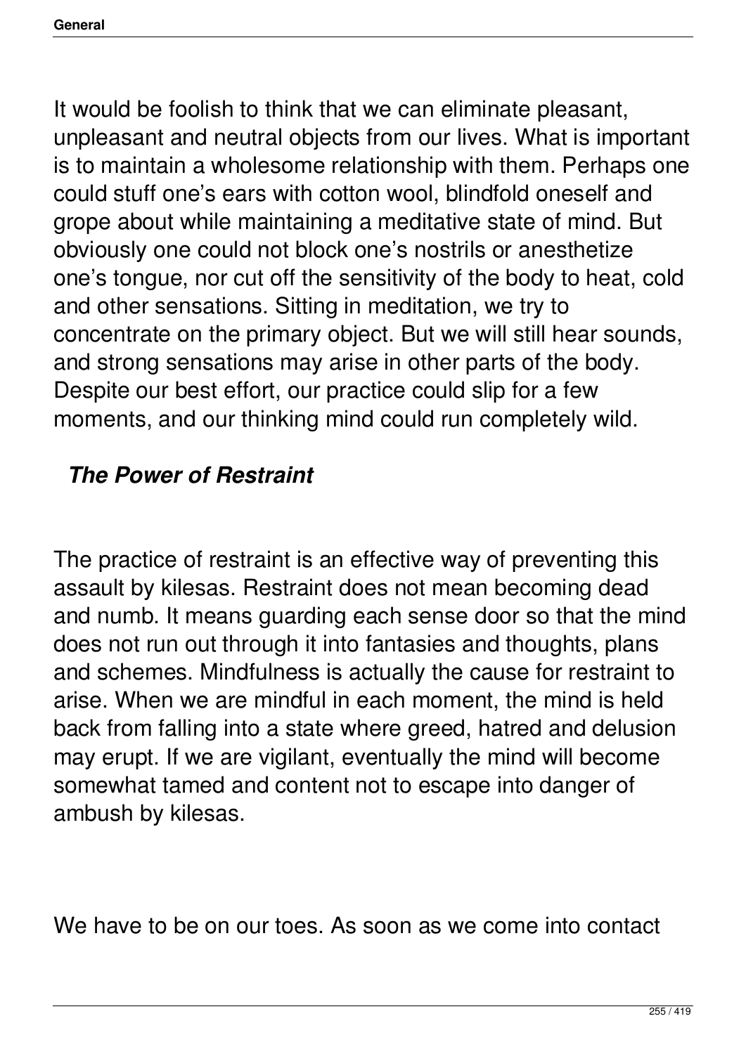It would be foolish to think that we can eliminate pleasant, unpleasant and neutral objects from our lives. What is important is to maintain a wholesome relationship with them. Perhaps one could stuff one's ears with cotton wool, blindfold oneself and grope about while maintaining a meditative state of mind. But obviously one could not block one's nostrils or anesthetize one's tongue, nor cut off the sensitivity of the body to heat, cold and other sensations. Sitting in meditation, we try to concentrate on the primary object. But we will still hear sounds, and strong sensations may arise in other parts of the body. Despite our best effort, our practice could slip for a few moments, and our thinking mind could run completely wild.

### *The Power of Restraint*

The practice of restraint is an effective way of preventing this assault by kilesas. Restraint does not mean becoming dead and numb. It means guarding each sense door so that the mind does not run out through it into fantasies and thoughts, plans and schemes. Mindfulness is actually the cause for restraint to arise. When we are mindful in each moment, the mind is held back from falling into a state where greed, hatred and delusion may erupt. If we are vigilant, eventually the mind will become somewhat tamed and content not to escape into danger of ambush by kilesas.

We have to be on our toes. As soon as we come into contact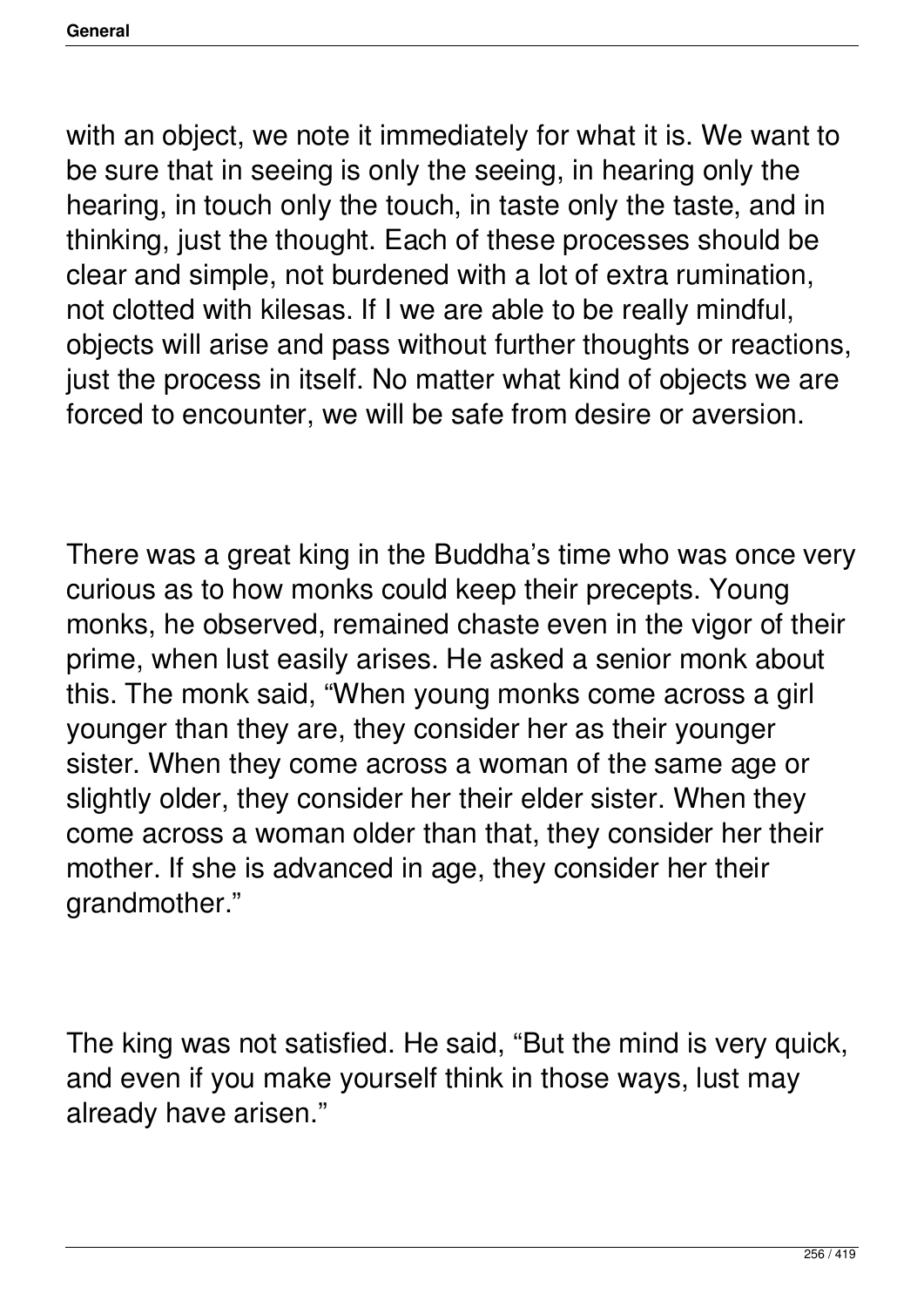with an object, we note it immediately for what it is. We want to be sure that in seeing is only the seeing, in hearing only the hearing, in touch only the touch, in taste only the taste, and in thinking, just the thought. Each of these processes should be clear and simple, not burdened with a lot of extra rumination, not clotted with kilesas. If I we are able to be really mindful, objects will arise and pass without further thoughts or reactions, just the process in itself. No matter what kind of objects we are forced to encounter, we will be safe from desire or aversion.

There was a great king in the Buddha's time who was once very curious as to how monks could keep their precepts. Young monks, he observed, remained chaste even in the vigor of their prime, when lust easily arises. He asked a senior monk about this. The monk said, "When young monks come across a girl younger than they are, they consider her as their younger sister. When they come across a woman of the same age or slightly older, they consider her their elder sister. When they come across a woman older than that, they consider her their mother. If she is advanced in age, they consider her their grandmother."

The king was not satisfied. He said, "But the mind is very quick, and even if you make yourself think in those ways, lust may already have arisen."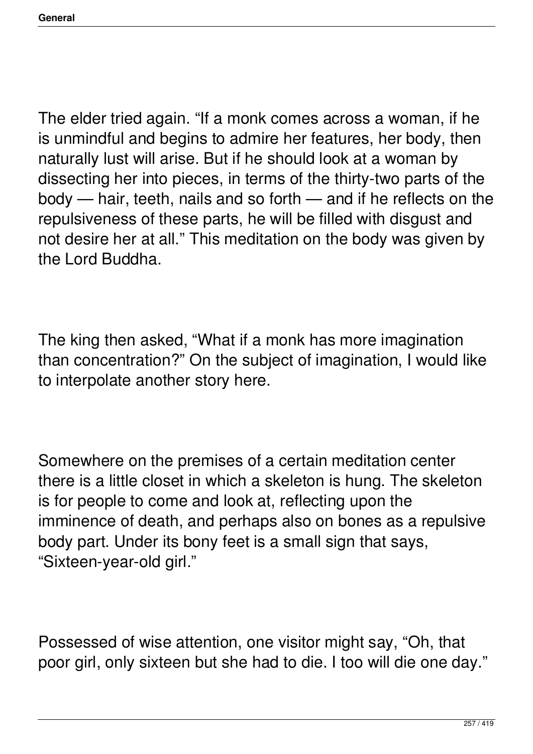The elder tried again. "If a monk comes across a woman, if he is unmindful and begins to admire her features, her body, then naturally lust will arise. But if he should look at a woman by dissecting her into pieces, in terms of the thirty-two parts of the body — hair, teeth, nails and so forth — and if he reflects on the repulsiveness of these parts, he will be filled with disgust and not desire her at all." This meditation on the body was given by the Lord Buddha.

The king then asked, "What if a monk has more imagination than concentration?" On the subject of imagination, I would like to interpolate another story here.

Somewhere on the premises of a certain meditation center there is a little closet in which a skeleton is hung. The skeleton is for people to come and look at, reflecting upon the imminence of death, and perhaps also on bones as a repulsive body part. Under its bony feet is a small sign that says, "Sixteen-year-old girl."

Possessed of wise attention, one visitor might say, "Oh, that poor girl, only sixteen but she had to die. I too will die one day."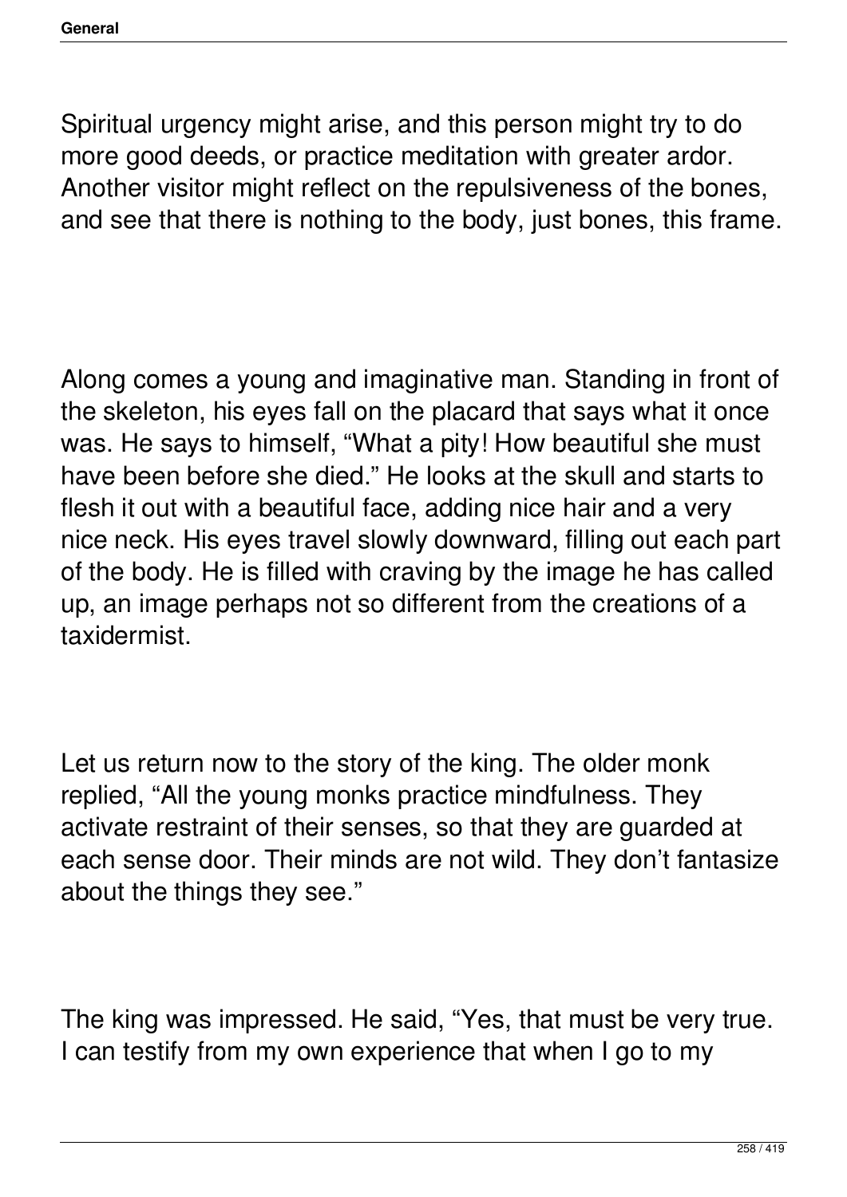Spiritual urgency might arise, and this person might try to do more good deeds, or practice meditation with greater ardor. Another visitor might reflect on the repulsiveness of the bones, and see that there is nothing to the body, just bones, this frame.

Along comes a young and imaginative man. Standing in front of the skeleton, his eyes fall on the placard that says what it once was. He says to himself, “What a pity! How beautiful she must have been before she died.” He looks at the skull and starts to flesh it out with a beautiful face, adding nice hair and a very nice neck. His eyes travel slowly downward, filling out each part of the body. He is filled with craving by the image he has called up, an image perhaps not so different from the creations of a taxidermist.

Let us return now to the story of the king. The older monk replied, “All the young monks practice mindfulness. They activate restraint of their senses, so that they are guarded at each sense door. Their minds are not wild. They don’t fantasize about the things they see.”

The king was impressed. He said, “Yes, that must be very true. I can testify from my own experience that when I go to my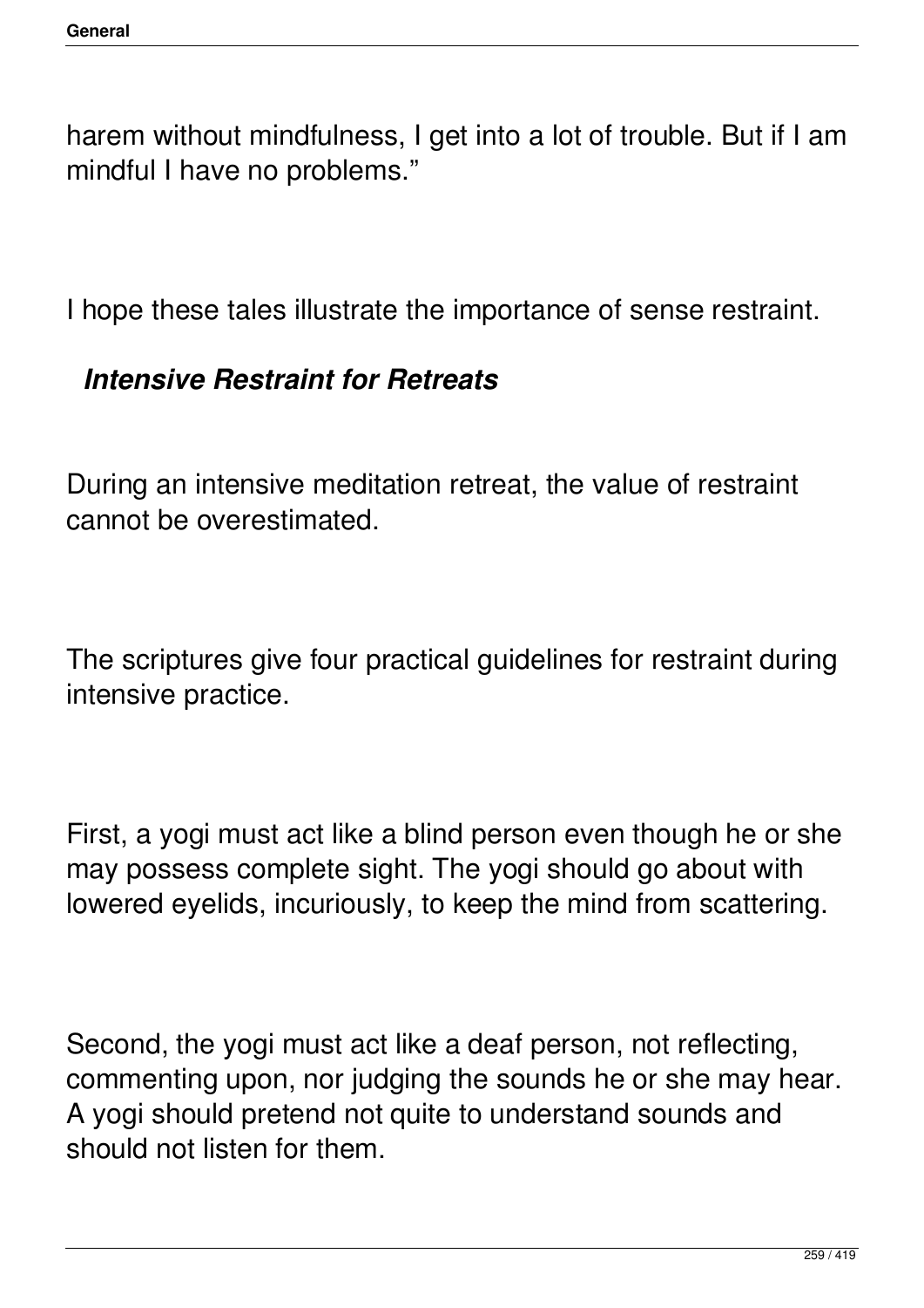harem without mindfulness, I get into a lot of trouble. But if I am mindful I have no problems."

I hope these tales illustrate the importance of sense restraint.

### ***Intensive Restraint for Retreats***

During an intensive meditation retreat, the value of restraint cannot be overestimated.

The scriptures give four practical guidelines for restraint during intensive practice.

First, a yogi must act like a blind person even though he or she may possess complete sight. The yogi should go about with lowered eyelids, incuriously, to keep the mind from scattering.

Second, the yogi must act like a deaf person, not reflecting, commenting upon, nor judging the sounds he or she may hear. A yogi should pretend not quite to understand sounds and should not listen for them.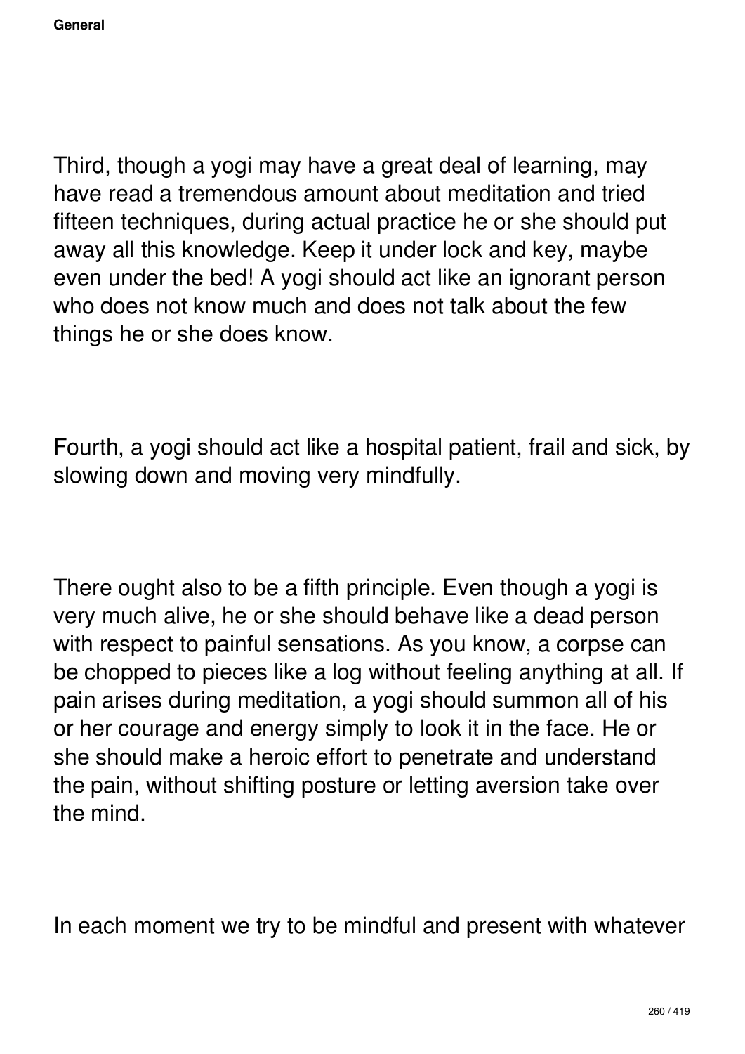Third, though a yogi may have a great deal of learning, may have read a tremendous amount about meditation and tried fifteen techniques, during actual practice he or she should put away all this knowledge. Keep it under lock and key, maybe even under the bed! A yogi should act like an ignorant person who does not know much and does not talk about the few things he or she does know.

Fourth, a yogi should act like a hospital patient, frail and sick, by slowing down and moving very mindfully.

There ought also to be a fifth principle. Even though a yogi is very much alive, he or she should behave like a dead person with respect to painful sensations. As you know, a corpse can be chopped to pieces like a log without feeling anything at all. If pain arises during meditation, a yogi should summon all of his or her courage and energy simply to look it in the face. He or she should make a heroic effort to penetrate and understand the pain, without shifting posture or letting aversion take over the mind.

In each moment we try to be mindful and present with whatever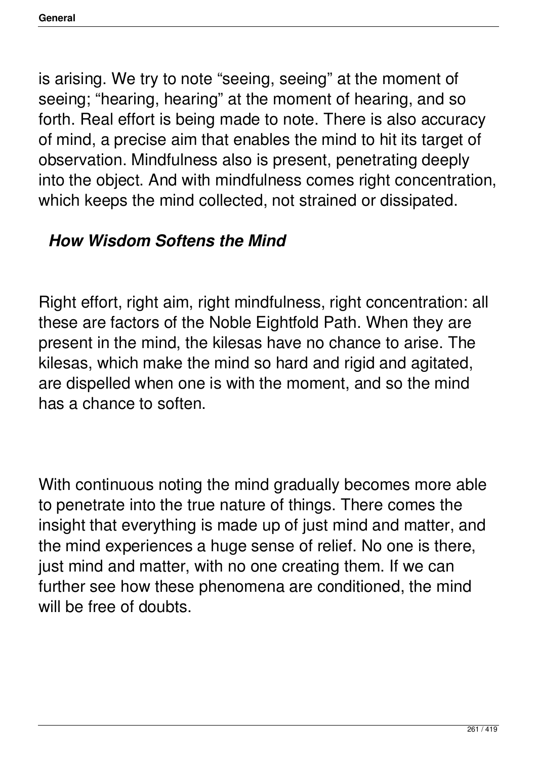is arising. We try to note “seeing, seeing” at the moment of seeing; “hearing, hearing” at the moment of hearing, and so forth. Real effort is being made to note. There is also accuracy of mind, a precise aim that enables the mind to hit its target of observation. Mindfulness also is present, penetrating deeply into the object. And with mindfulness comes right concentration, which keeps the mind collected, not strained or dissipated.

### *How Wisdom Softens the Mind*

Right effort, right aim, right mindfulness, right concentration: all these are factors of the Noble Eightfold Path. When they are present in the mind, the kilesas have no chance to arise. The kilesas, which make the mind so hard and rigid and agitated, are dispelled when one is with the moment, and so the mind has a chance to soften.

With continuous noting the mind gradually becomes more able to penetrate into the true nature of things. There comes the insight that everything is made up of just mind and matter, and the mind experiences a huge sense of relief. No one is there, just mind and matter, with no one creating them. If we can further see how these phenomena are conditioned, the mind will be free of doubts.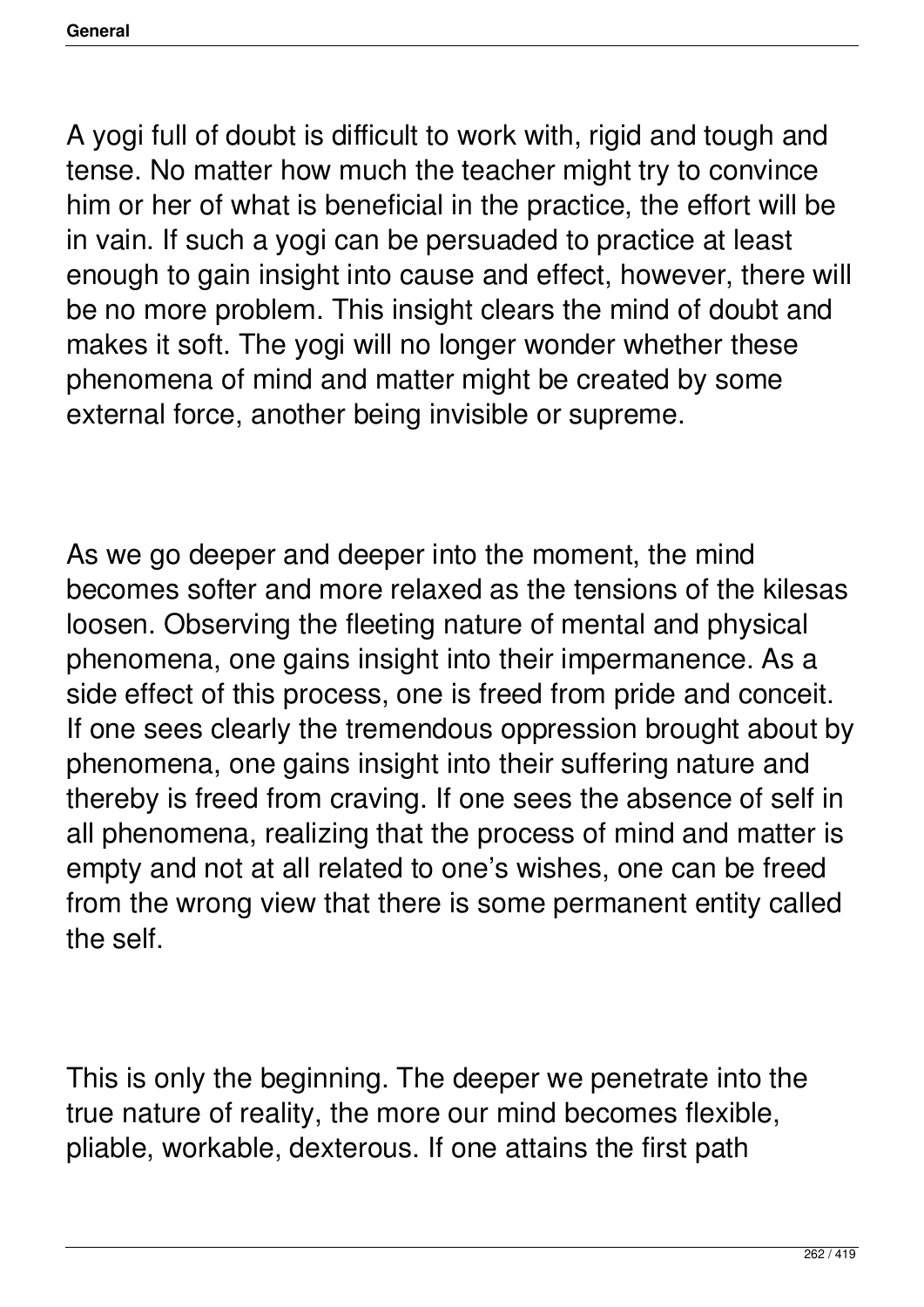A yogi full of doubt is difficult to work with, rigid and tough and tense. No matter how much the teacher might try to convince him or her of what is beneficial in the practice, the effort will be in vain. If such a yogi can be persuaded to practice at least enough to gain insight into cause and effect, however, there will be no more problem. This insight clears the mind of doubt and makes it soft. The yogi will no longer wonder whether these phenomena of mind and matter might be created by some external force, another being invisible or supreme.

As we go deeper and deeper into the moment, the mind becomes softer and more relaxed as the tensions of the kilesas loosen. Observing the fleeting nature of mental and physical phenomena, one gains insight into their impermanence. As a side effect of this process, one is freed from pride and conceit. If one sees clearly the tremendous oppression brought about by phenomena, one gains insight into their suffering nature and thereby is freed from craving. If one sees the absence of self in all phenomena, realizing that the process of mind and matter is empty and not at all related to one's wishes, one can be freed from the wrong view that there is some permanent entity called the self.

This is only the beginning. The deeper we penetrate into the true nature of reality, the more our mind becomes flexible, pliable, workable, dexterous. If one attains the first path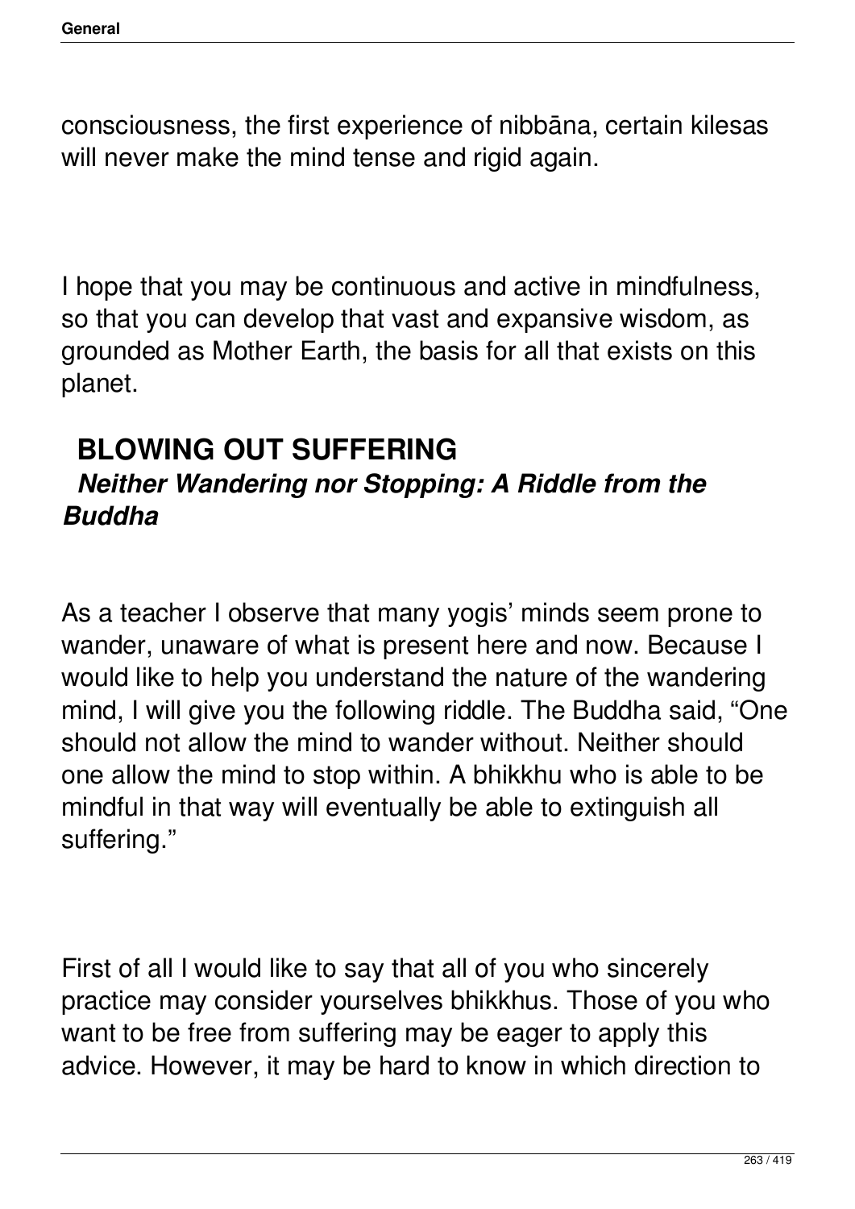consciousness, the first experience of nibbāna, certain kilesas will never make the mind tense and rigid again.

I hope that you may be continuous and active in mindfulness, so that you can develop that vast and expansive wisdom, as grounded as Mother Earth, the basis for all that exists on this planet.

## BLOWING OUT SUFFERING

### *Neither Wandering nor Stopping: A Riddle from the Buddha*

As a teacher I observe that many yogis' minds seem prone to wander, unaware of what is present here and now. Because I would like to help you understand the nature of the wandering mind, I will give you the following riddle. The Buddha said, "One should not allow the mind to wander without. Neither should one allow the mind to stop within. A bhikkhu who is able to be mindful in that way will eventually be able to extinguish all suffering."

First of all I would like to say that all of you who sincerely practice may consider yourselves bhikkhus. Those of you who want to be free from suffering may be eager to apply this advice. However, it may be hard to know in which direction to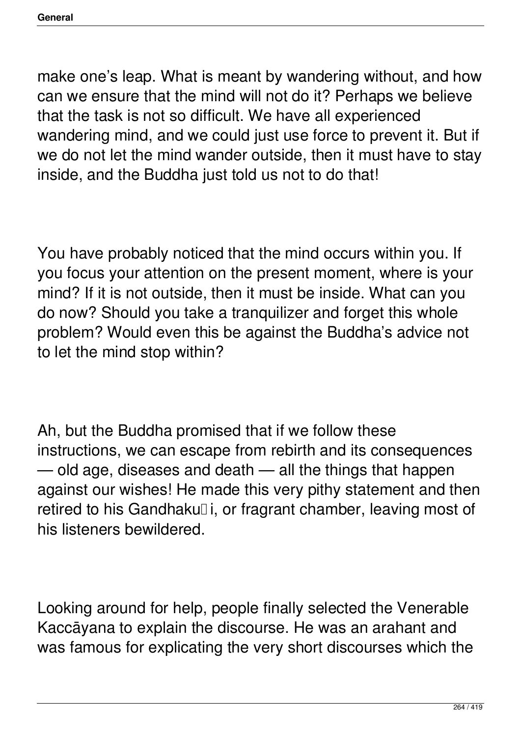make one's leap. What is meant by wandering without, and how can we ensure that the mind will not do it? Perhaps we believe that the task is not so difficult. We have all experienced wandering mind, and we could just use force to prevent it. But if we do not let the mind wander outside, then it must have to stay inside, and the Buddha just told us not to do that!

You have probably noticed that the mind occurs within you. If you focus your attention on the present moment, where is your mind? If it is not outside, then it must be inside. What can you do now? Should you take a tranquilizer and forget this whole problem? Would even this be against the Buddha's advice not to let the mind stop within?

Ah, but the Buddha promised that if we follow these instructions, we can escape from rebirth and its consequences — old age, diseases and death — all the things that happen against our wishes! He made this very pithy statement and then retired to his Gandhakuṭi, or fragrant chamber, leaving most of his listeners bewildered.

Looking around for help, people finally selected the Venerable Kaccāyana to explain the discourse. He was an arahant and was famous for explicating the very short discourses which the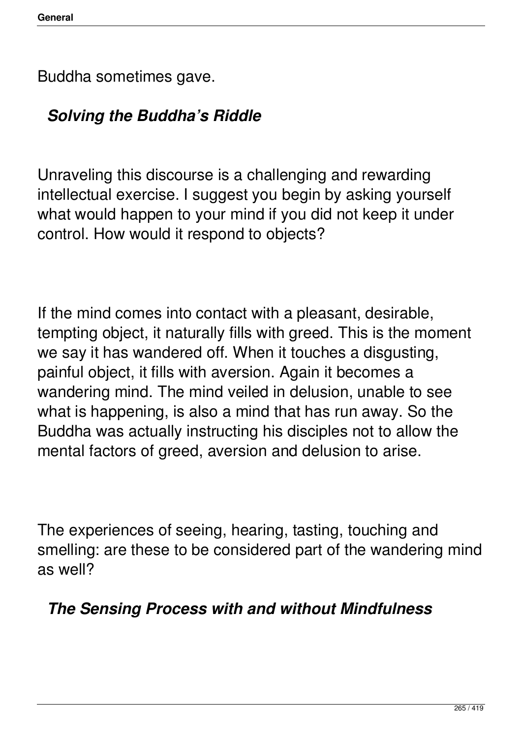Buddha sometimes gave.

## *Solving the Buddha's Riddle*

Unraveling this discourse is a challenging and rewarding intellectual exercise. I suggest you begin by asking yourself what would happen to your mind if you did not keep it under control. How would it respond to objects?

If the mind comes into contact with a pleasant, desirable, tempting object, it naturally fills with greed. This is the moment we say it has wandered off. When it touches a disgusting, painful object, it fills with aversion. Again it becomes a wandering mind. The mind veiled in delusion, unable to see what is happening, is also a mind that has run away. So the Buddha was actually instructing his disciples not to allow the mental factors of greed, aversion and delusion to arise.

The experiences of seeing, hearing, tasting, touching and smelling: are these to be considered part of the wandering mind as well?

## *The Sensing Process with and without Mindfulness*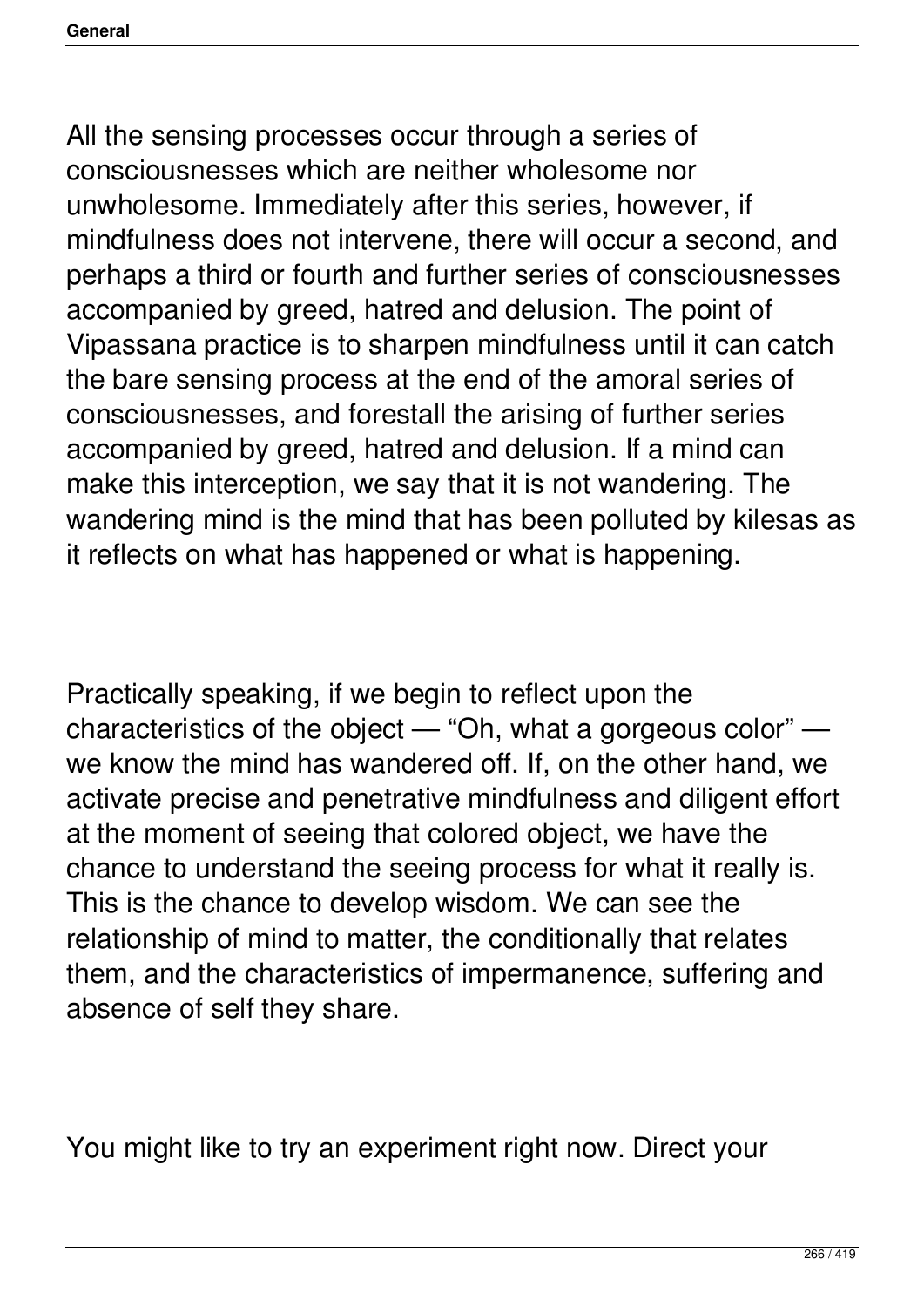All the sensing processes occur through a series of consciousnesses which are neither wholesome nor unwholesome. Immediately after this series, however, if mindfulness does not intervene, there will occur a second, and perhaps a third or fourth and further series of consciousnesses accompanied by greed, hatred and delusion. The point of Vipassana practice is to sharpen mindfulness until it can catch the bare sensing process at the end of the amoral series of consciousnesses, and forestall the arising of further series accompanied by greed, hatred and delusion. If a mind can make this interception, we say that it is not wandering. The wandering mind is the mind that has been polluted by kilesas as it reflects on what has happened or what is happening.

Practically speaking, if we begin to reflect upon the characteristics of the object — "Oh, what a gorgeous color" — we know the mind has wandered off. If, on the other hand, we activate precise and penetrative mindfulness and diligent effort at the moment of seeing that colored object, we have the chance to understand the seeing process for what it really is. This is the chance to develop wisdom. We can see the relationship of mind to matter, the conditionally that relates them, and the characteristics of impermanence, suffering and absence of self they share.

You might like to try an experiment right now. Direct your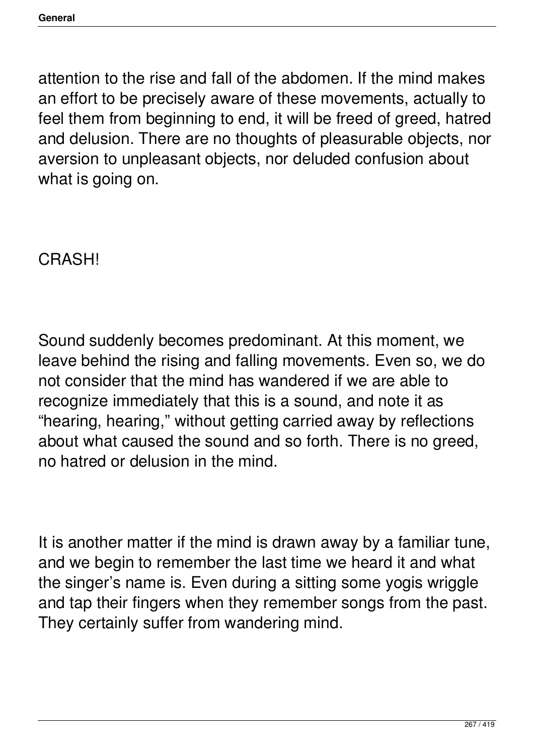attention to the rise and fall of the abdomen. If the mind makes an effort to be precisely aware of these movements, actually to feel them from beginning to end, it will be freed of greed, hatred and delusion. There are no thoughts of pleasurable objects, nor aversion to unpleasant objects, nor deluded confusion about what is going on.

CRASH!

Sound suddenly becomes predominant. At this moment, we leave behind the rising and falling movements. Even so, we do not consider that the mind has wandered if we are able to recognize immediately that this is a sound, and note it as "hearing, hearing," without getting carried away by reflections about what caused the sound and so forth. There is no greed, no hatred or delusion in the mind.

It is another matter if the mind is drawn away by a familiar tune, and we begin to remember the last time we heard it and what the singer's name is. Even during a sitting some yogis wriggle and tap their fingers when they remember songs from the past. They certainly suffer from wandering mind.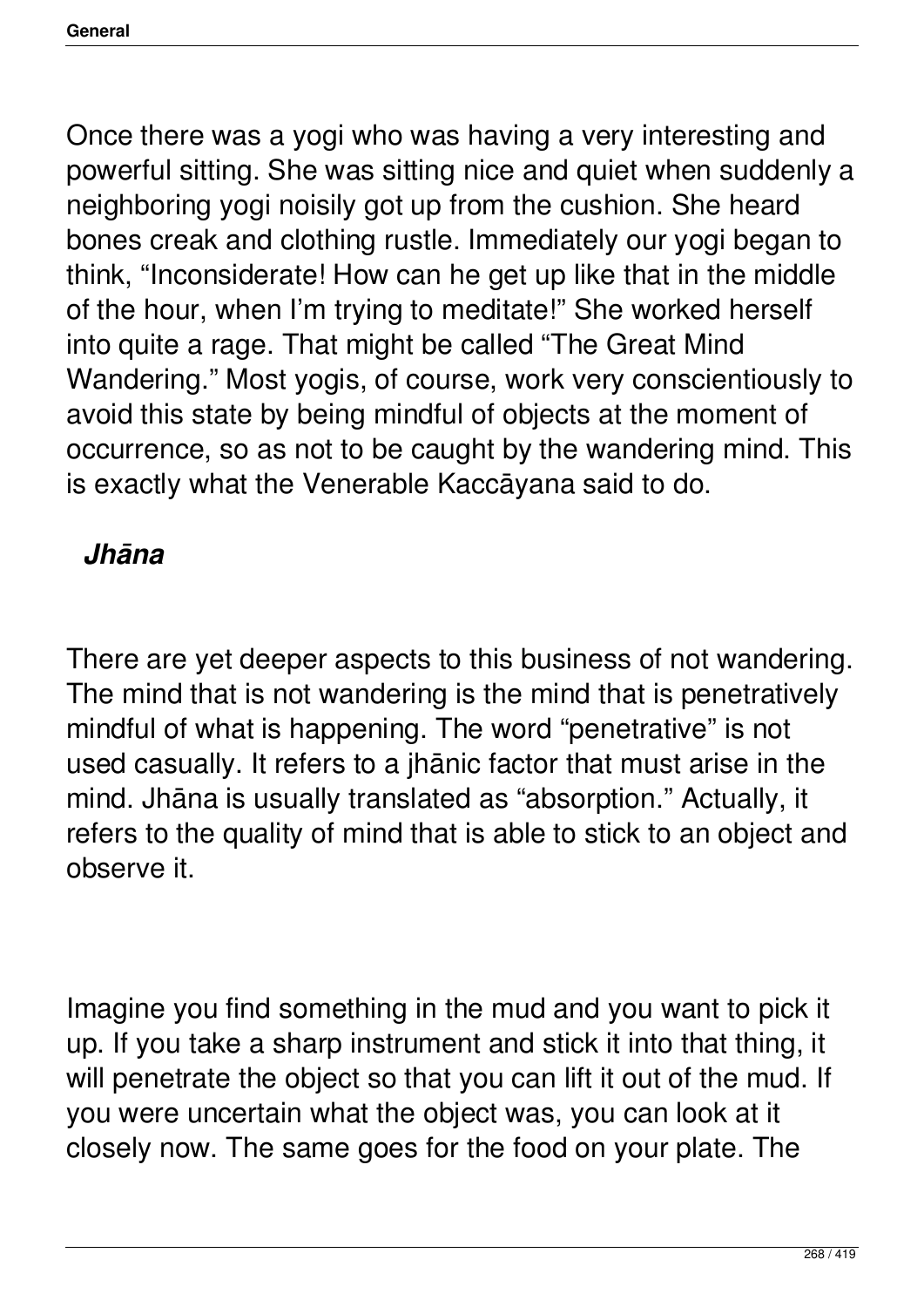Once there was a yogi who was having a very interesting and powerful sitting. She was sitting nice and quiet when suddenly a neighboring yogi noisily got up from the cushion. She heard bones creak and clothing rustle. Immediately our yogi began to think, “Inconsiderate! How can he get up like that in the middle of the hour, when I’m trying to meditate!” She worked herself into quite a rage. That might be called “The Great Mind Wandering.” Most yogis, of course, work very conscientiously to avoid this state by being mindful of objects at the moment of occurrence, so as not to be caught by the wandering mind. This is exactly what the Venerable Kaccāyana said to do.

### *Jhāna*

There are yet deeper aspects to this business of not wandering. The mind that is not wandering is the mind that is penetratively mindful of what is happening. The word “penetrative” is not used casually. It refers to a jhānic factor that must arise in the mind. Jhāna is usually translated as “absorption.” Actually, it refers to the quality of mind that is able to stick to an object and observe it.

Imagine you find something in the mud and you want to pick it up. If you take a sharp instrument and stick it into that thing, it will penetrate the object so that you can lift it out of the mud. If you were uncertain what the object was, you can look at it closely now. The same goes for the food on your plate. The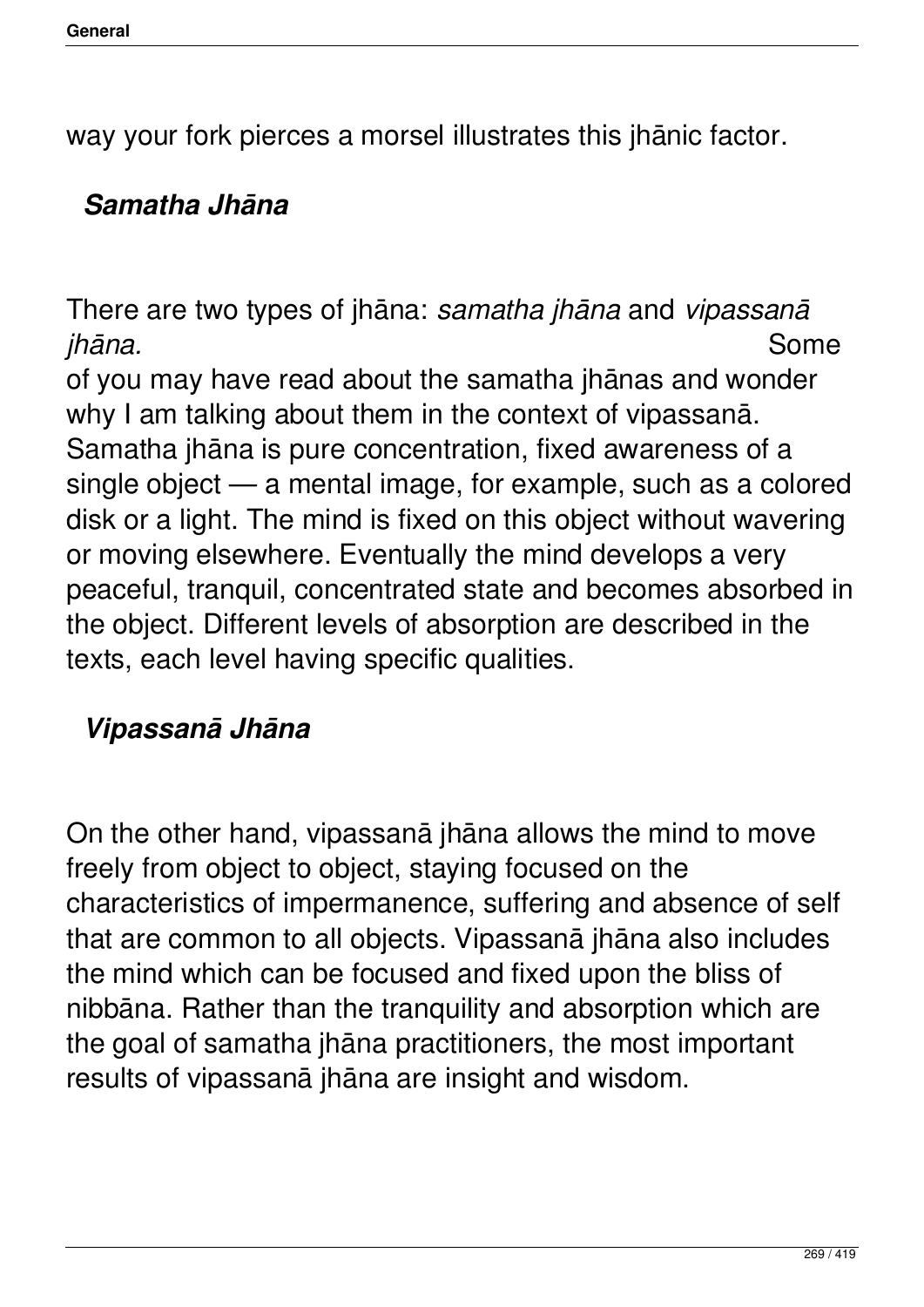way your fork pierces a morsel illustrates this jhānic factor.

### *Samatha Jhāna*

There are two types of jhāna: *samatha jhāna* and *vipassanā jhāna.* Some of you may have read about the samatha jhānas and wonder why I am talking about them in the context of vipassanā. Samatha jhāna is pure concentration, fixed awareness of a single object — a mental image, for example, such as a colored disk or a light. The mind is fixed on this object without wavering or moving elsewhere. Eventually the mind develops a very peaceful, tranquil, concentrated state and becomes absorbed in the object. Different levels of absorption are described in the texts, each level having specific qualities.

### *Vipassanā Jhāna*

On the other hand, vipassanā jhāna allows the mind to move freely from object to object, staying focused on the characteristics of impermanence, suffering and absence of self that are common to all objects. Vipassanā jhāna also includes the mind which can be focused and fixed upon the bliss of nibbāna. Rather than the tranquility and absorption which are the goal of samatha jhāna practitioners, the most important results of vipassanā jhāna are insight and wisdom.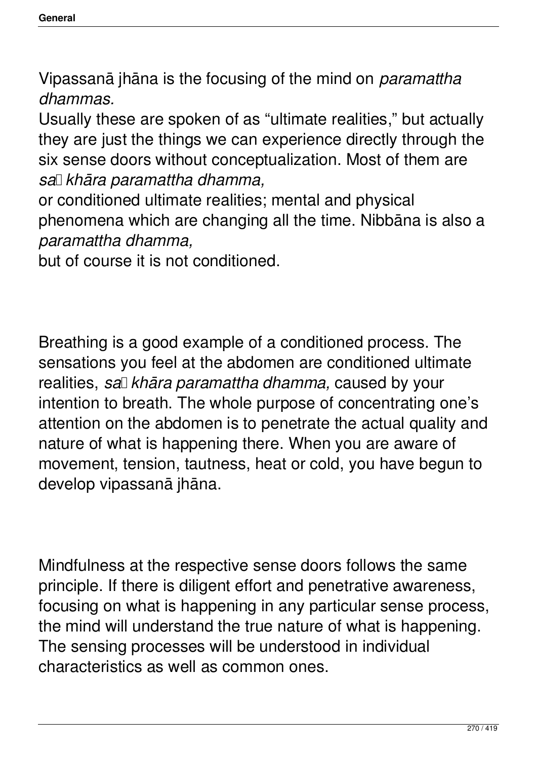Vipassanā jhāna is the focusing of the mind on *paramattha dhammas.*
Usually these are spoken of as “ultimate realities,” but actually they are just the things we can experience directly through the six sense doors without conceptualization. Most of them are *saṅkhāra paramattha dhamma,* or conditioned ultimate realities; mental and physical phenomena which are changing all the time. Nibbāna is also a *paramattha dhamma,* but of course it is not conditioned.

Breathing is a good example of a conditioned process. The sensations you feel at the abdomen are conditioned ultimate realities, *saṅkhāra paramattha dhamma,* caused by your intention to breath. The whole purpose of concentrating one’s attention on the abdomen is to penetrate the actual quality and nature of what is happening there. When you are aware of movement, tension, tautness, heat or cold, you have begun to develop vipassanā jhāna.

Mindfulness at the respective sense doors follows the same principle. If there is diligent effort and penetrative awareness, focusing on what is happening in any particular sense process, the mind will understand the true nature of what is happening. The sensing processes will be understood in individual characteristics as well as common ones.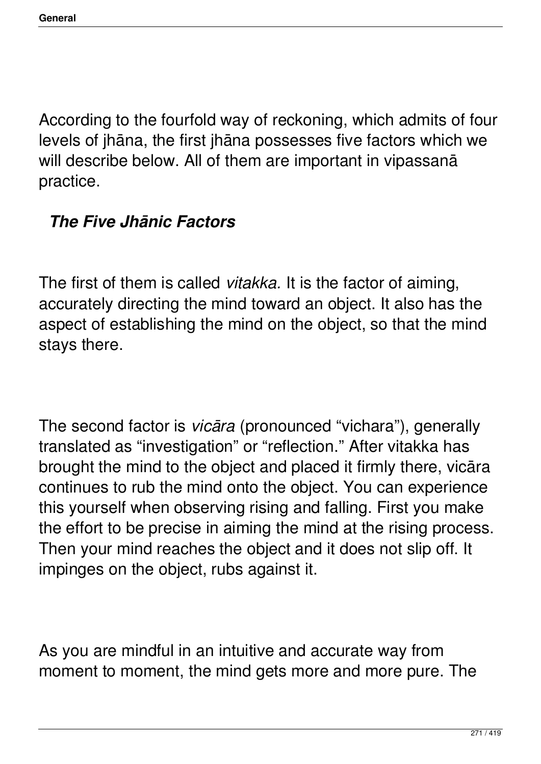According to the fourfold way of reckoning, which admits of four levels of jhāna, the first jhāna possesses five factors which we will describe below. All of them are important in vipassanā practice.

### *The Five Jhānic Factors*

The first of them is called *vitakka.* It is the factor of aiming, accurately directing the mind toward an object. It also has the aspect of establishing the mind on the object, so that the mind stays there.

The second factor is *vicāra* (pronounced "vichara"), generally translated as "investigation" or "reflection." After vitakka has brought the mind to the object and placed it firmly there, vicāra continues to rub the mind onto the object. You can experience this yourself when observing rising and falling. First you make the effort to be precise in aiming the mind at the rising process. Then your mind reaches the object and it does not slip off. It impinges on the object, rubs against it.

As you are mindful in an intuitive and accurate way from moment to moment, the mind gets more and more pure. The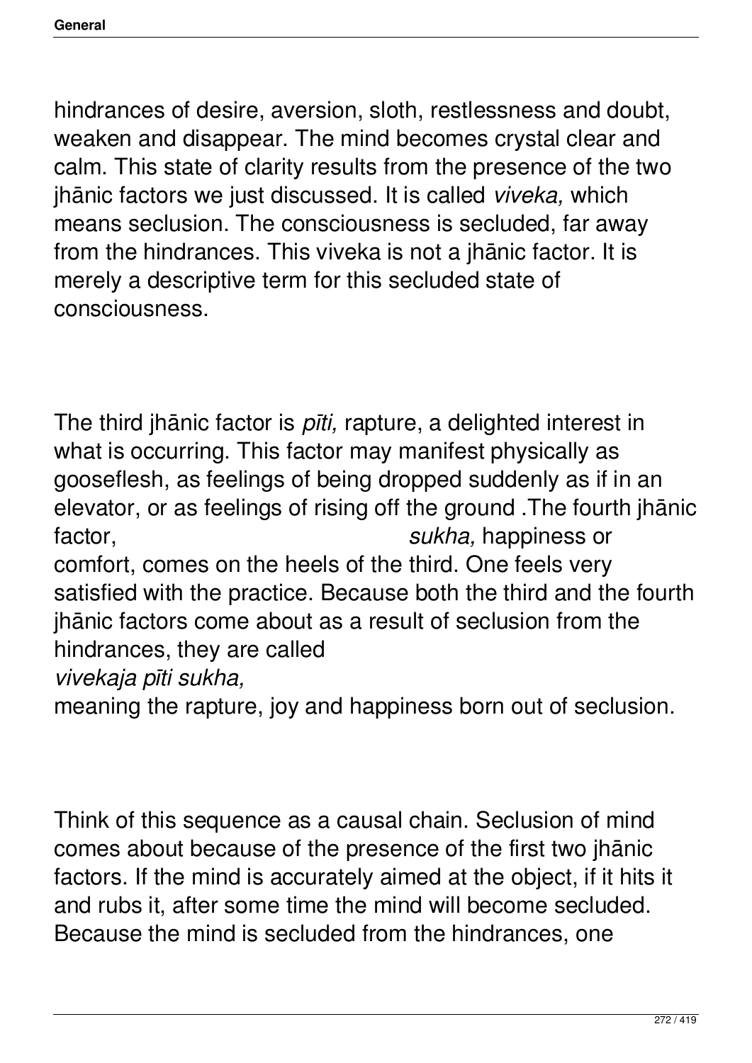hindrances of desire, aversion, sloth, restlessness and doubt, weaken and disappear. The mind becomes crystal clear and calm. This state of clarity results from the presence of the two jhānic factors we just discussed. It is called *viveka,* which means seclusion. The consciousness is secluded, far away from the hindrances. This viveka is not a jhānic factor. It is merely a descriptive term for this secluded state of consciousness.

The third jhānic factor is *pīti,* rapture, a delighted interest in what is occurring. This factor may manifest physically as gooseflesh, as feelings of being dropped suddenly as if in an elevator, or as feelings of rising off the ground .The fourth jhānic factor, *sukha,* happiness or comfort, comes on the heels of the third. One feels very satisfied with the practice. Because both the third and the fourth jhānic factors come about as a result of seclusion from the hindrances, they are called *vivekaja pīti sukha,* meaning the rapture, joy and happiness born out of seclusion.

Think of this sequence as a causal chain. Seclusion of mind comes about because of the presence of the first two jhānic factors. If the mind is accurately aimed at the object, if it hits it and rubs it, after some time the mind will become secluded. Because the mind is secluded from the hindrances, one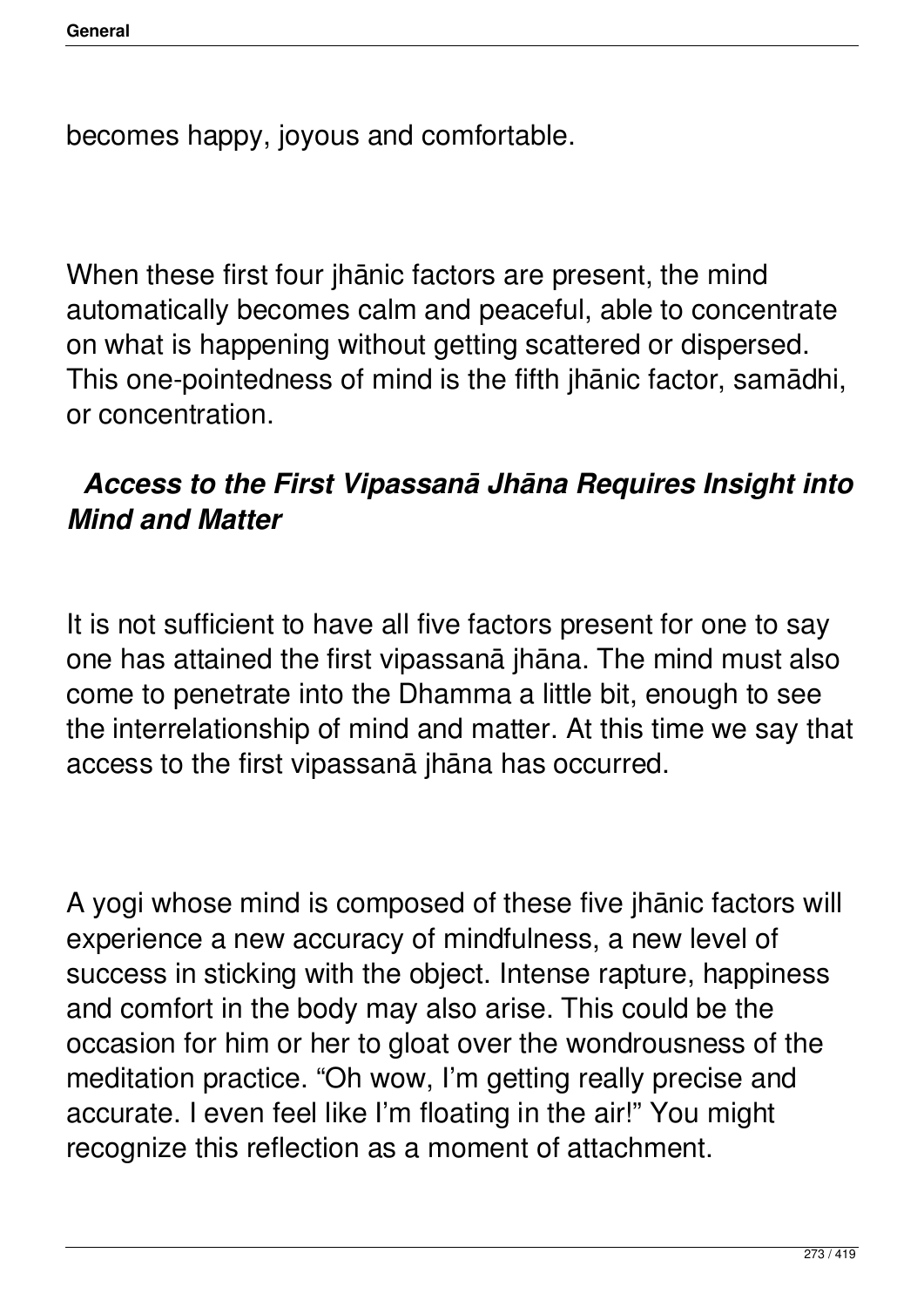becomes happy, joyous and comfortable.

When these first four jhānic factors are present, the mind automatically becomes calm and peaceful, able to concentrate on what is happening without getting scattered or dispersed. This one-pointedness of mind is the fifth jhānic factor, samādhi, or concentration.

### ***Access to the First Vipassanā Jhāna Requires Insight into Mind and Matter***

It is not sufficient to have all five factors present for one to say one has attained the first vipassanā jhāna. The mind must also come to penetrate into the Dhamma a little bit, enough to see the interrelationship of mind and matter. At this time we say that access to the first vipassanā jhāna has occurred.

A yogi whose mind is composed of these five jhānic factors will experience a new accuracy of mindfulness, a new level of success in sticking with the object. Intense rapture, happiness and comfort in the body may also arise. This could be the occasion for him or her to gloat over the wondrousness of the meditation practice. “Oh wow, I’m getting really precise and accurate. I even feel like I’m floating in the air!” You might recognize this reflection as a moment of attachment.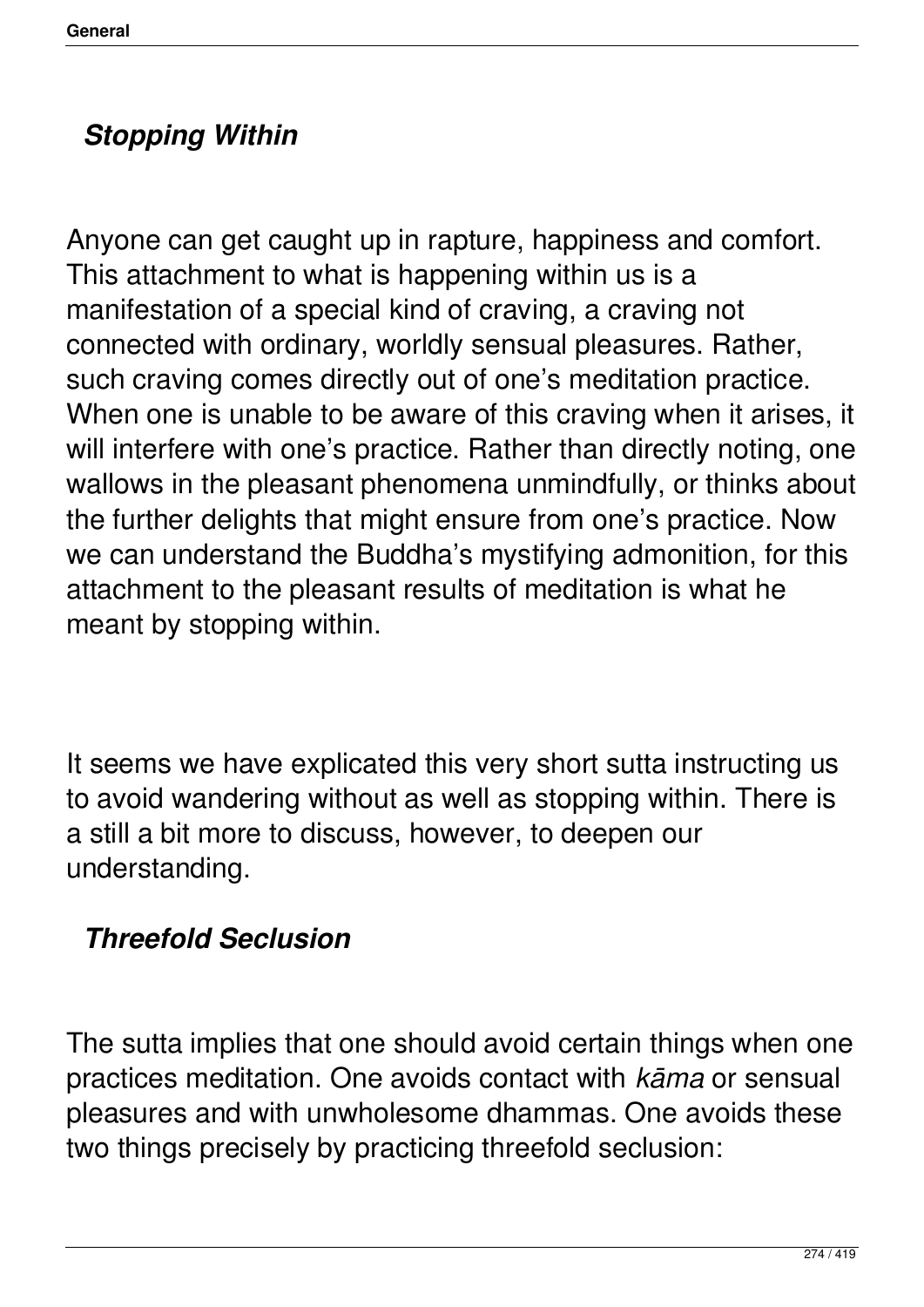### *Stopping Within*

Anyone can get caught up in rapture, happiness and comfort. This attachment to what is happening within us is a manifestation of a special kind of craving, a craving not connected with ordinary, worldly sensual pleasures. Rather, such craving comes directly out of one's meditation practice. When one is unable to be aware of this craving when it arises, it will interfere with one's practice. Rather than directly noting, one wallows in the pleasant phenomena unmindfully, or thinks about the further delights that might ensure from one's practice. Now we can understand the Buddha's mystifying admonition, for this attachment to the pleasant results of meditation is what he meant by stopping within.

It seems we have explicated this very short sutta instructing us to avoid wandering without as well as stopping within. There is a still a bit more to discuss, however, to deepen our understanding.

### *Threefold Seclusion*

The sutta implies that one should avoid certain things when one practices meditation. One avoids contact with *kāma* or sensual pleasures and with unwholesome dhammas. One avoids these two things precisely by practicing threefold seclusion: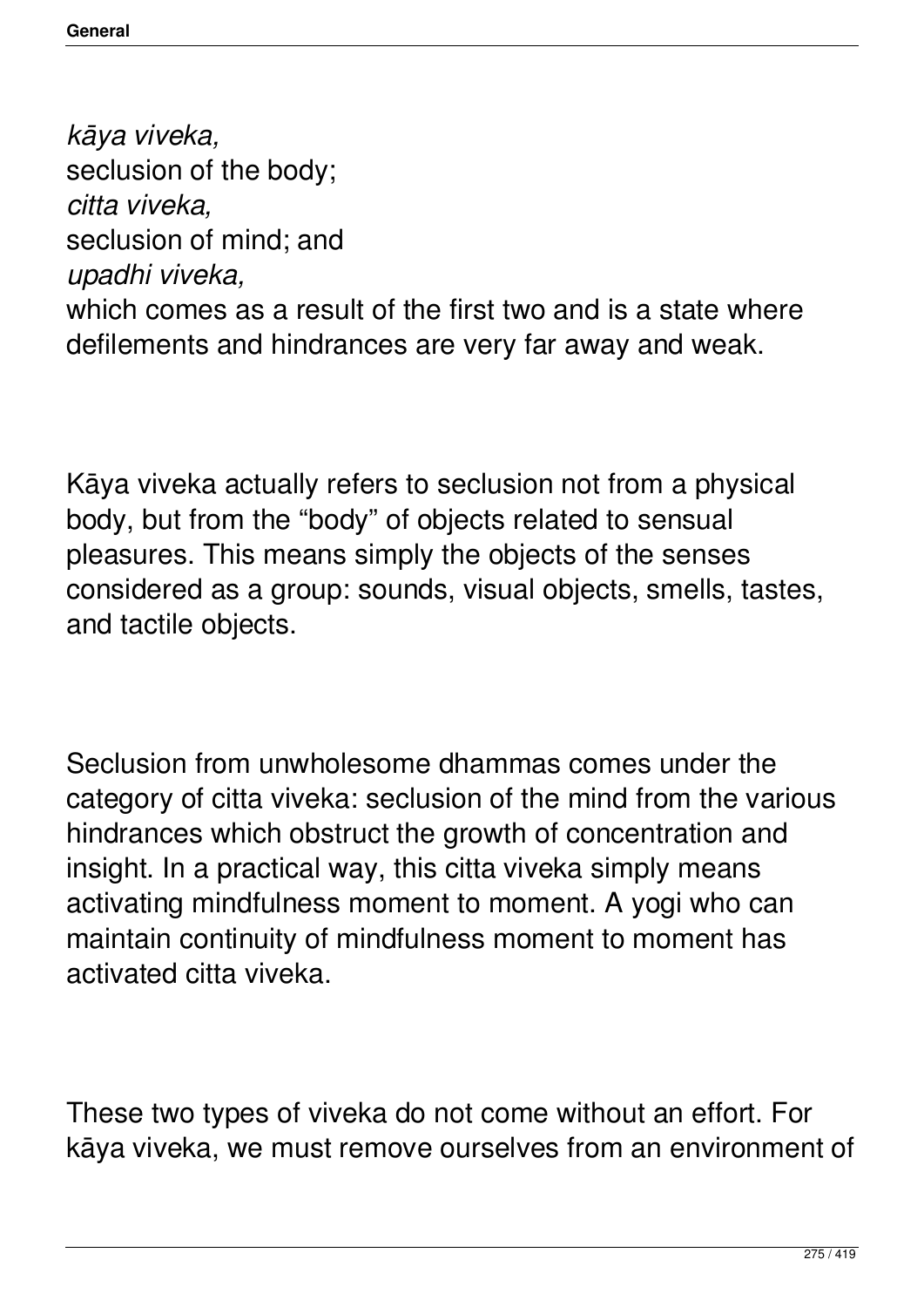*kāya viveka,*
seclusion of the body;
*citta viveka,*
seclusion of mind; and
*upadhi viveka,*
which comes as a result of the first two and is a state where defilements and hindrances are very far away and weak.

Kāya viveka actually refers to seclusion not from a physical body, but from the "body" of objects related to sensual pleasures. This means simply the objects of the senses considered as a group: sounds, visual objects, smells, tastes, and tactile objects.

Seclusion from unwholesome dhammas comes under the category of citta viveka: seclusion of the mind from the various hindrances which obstruct the growth of concentration and insight. In a practical way, this citta viveka simply means activating mindfulness moment to moment. A yogi who can maintain continuity of mindfulness moment to moment has activated citta viveka.

These two types of viveka do not come without an effort. For kāya viveka, we must remove ourselves from an environment of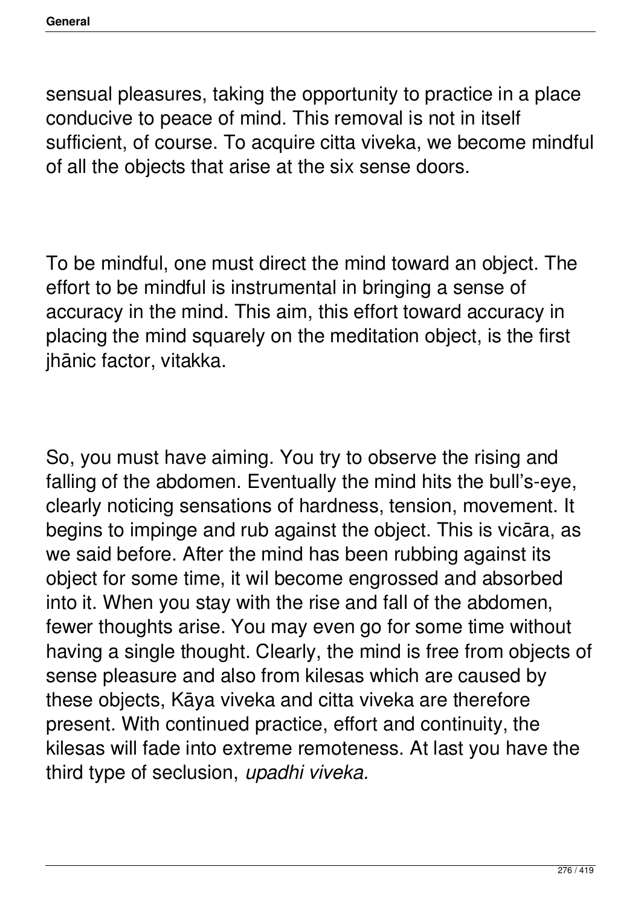sensual pleasures, taking the opportunity to practice in a place conducive to peace of mind. This removal is not in itself sufficient, of course. To acquire citta viveka, we become mindful of all the objects that arise at the six sense doors.

To be mindful, one must direct the mind toward an object. The effort to be mindful is instrumental in bringing a sense of accuracy in the mind. This aim, this effort toward accuracy in placing the mind squarely on the meditation object, is the first jhānic factor, vitakka.

So, you must have aiming. You try to observe the rising and falling of the abdomen. Eventually the mind hits the bull's-eye, clearly noticing sensations of hardness, tension, movement. It begins to impinge and rub against the object. This is vicāra, as we said before. After the mind has been rubbing against its object for some time, it wil become engrossed and absorbed into it. When you stay with the rise and fall of the abdomen, fewer thoughts arise. You may even go for some time without having a single thought. Clearly, the mind is free from objects of sense pleasure and also from kilesas which are caused by these objects, Kāya viveka and citta viveka are therefore present. With continued practice, effort and continuity, the kilesas will fade into extreme remoteness. At last you have the third type of seclusion, *upadhi viveka.*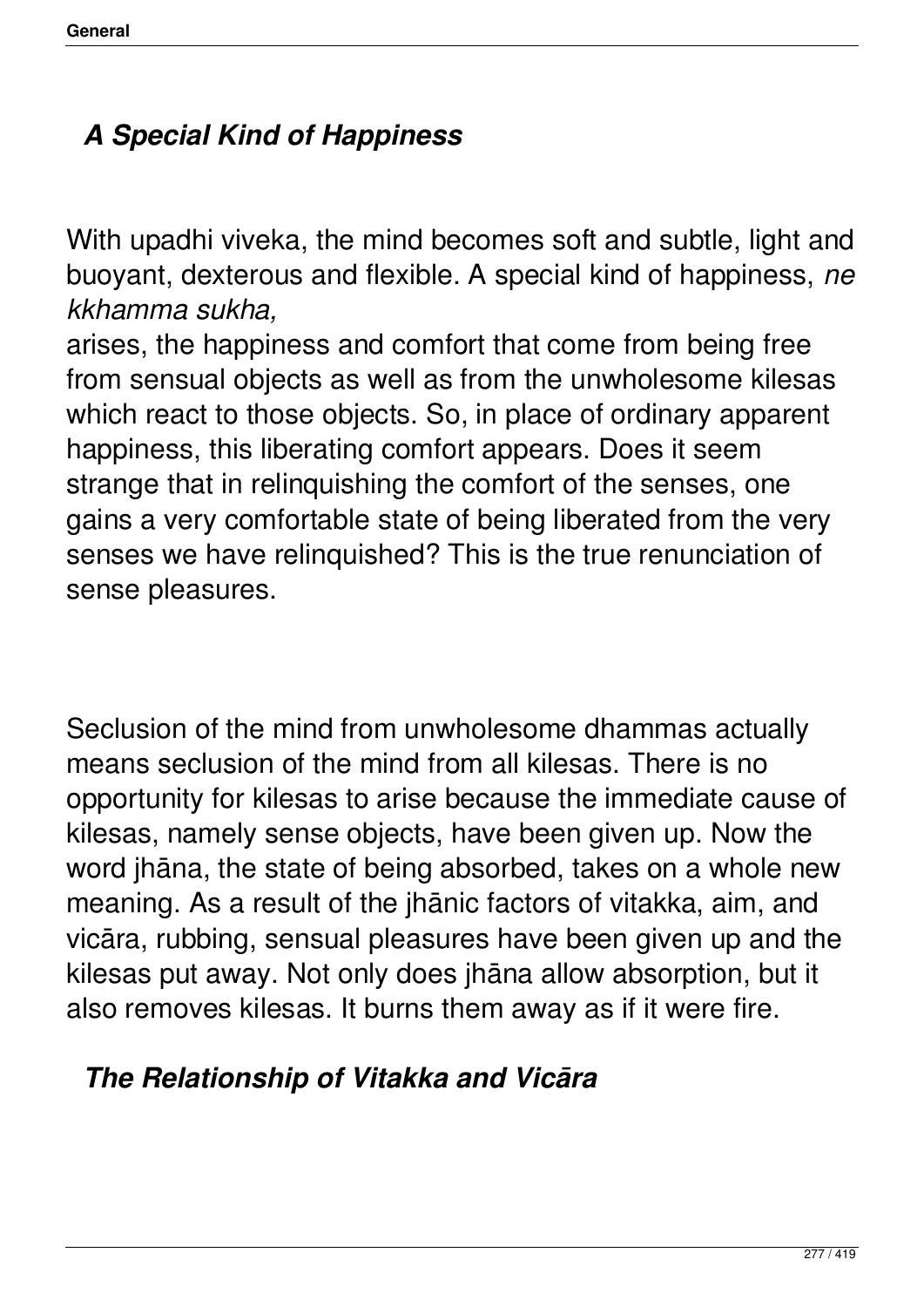## *A Special Kind of Happiness*

With upadhi viveka, the mind becomes soft and subtle, light and buoyant, dexterous and flexible. A special kind of happiness, *ne kkhamma sukha,* arises, the happiness and comfort that come from being free from sensual objects as well as from the unwholesome kilesas which react to those objects. So, in place of ordinary apparent happiness, this liberating comfort appears. Does it seem strange that in relinquishing the comfort of the senses, one gains a very comfortable state of being liberated from the very senses we have relinquished? This is the true renunciation of sense pleasures.

Seclusion of the mind from unwholesome dhammas actually means seclusion of the mind from all kilesas. There is no opportunity for kilesas to arise because the immediate cause of kilesas, namely sense objects, have been given up. Now the word jhāna, the state of being absorbed, takes on a whole new meaning. As a result of the jhānic factors of vitakka, aim, and vicāra, rubbing, sensual pleasures have been given up and the kilesas put away. Not only does jhāna allow absorption, but it also removes kilesas. It burns them away as if it were fire.

## *The Relationship of Vitakka and Vicāra*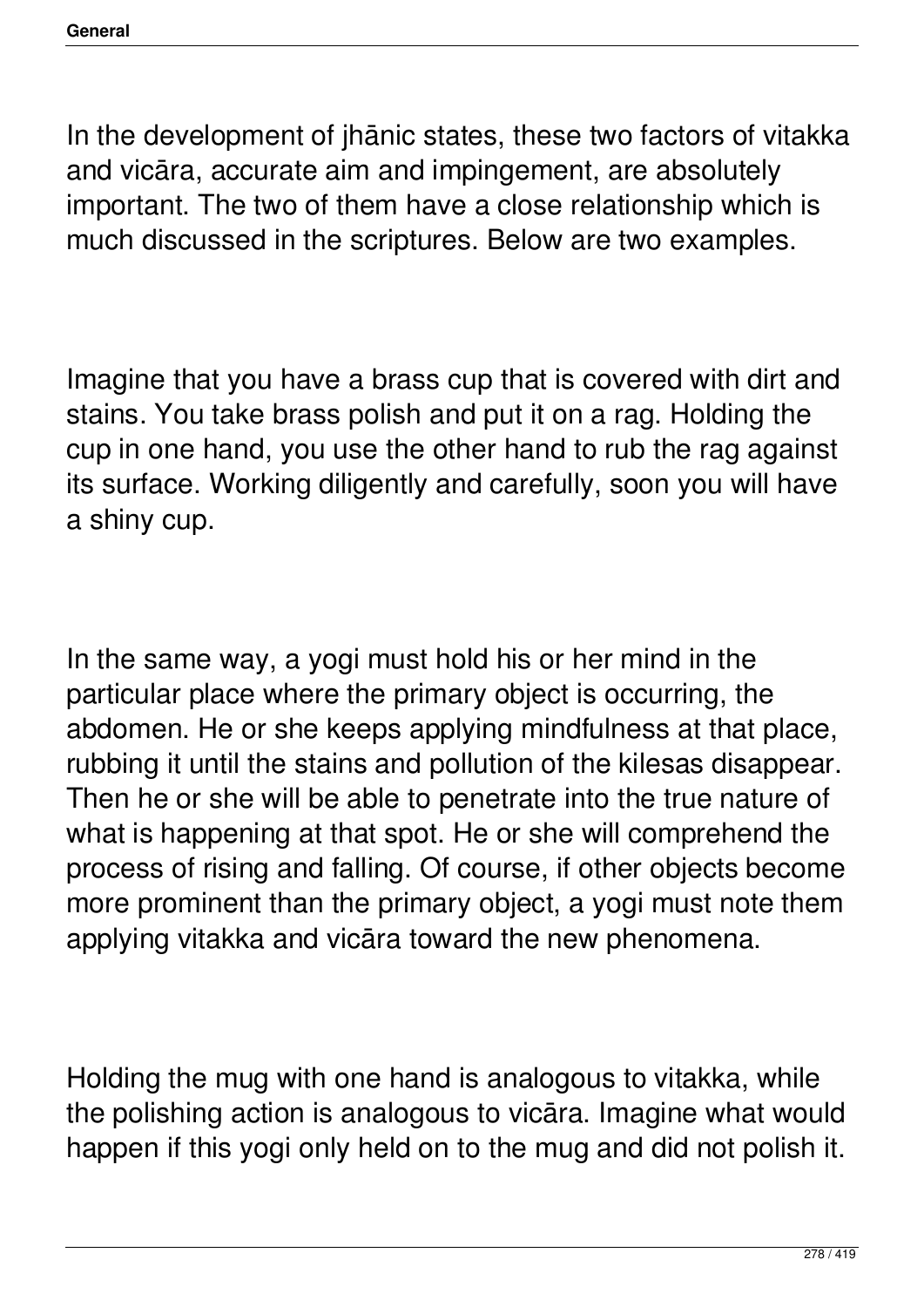In the development of jhānic states, these two factors of vitakka and vicāra, accurate aim and impingement, are absolutely important. The two of them have a close relationship which is much discussed in the scriptures. Below are two examples.

Imagine that you have a brass cup that is covered with dirt and stains. You take brass polish and put it on a rag. Holding the cup in one hand, you use the other hand to rub the rag against its surface. Working diligently and carefully, soon you will have a shiny cup.

In the same way, a yogi must hold his or her mind in the particular place where the primary object is occurring, the abdomen. He or she keeps applying mindfulness at that place, rubbing it until the stains and pollution of the kilesas disappear. Then he or she will be able to penetrate into the true nature of what is happening at that spot. He or she will comprehend the process of rising and falling. Of course, if other objects become more prominent than the primary object, a yogi must note them applying vitakka and vicāra toward the new phenomena.

Holding the mug with one hand is analogous to vitakka, while the polishing action is analogous to vicāra. Imagine what would happen if this yogi only held on to the mug and did not polish it.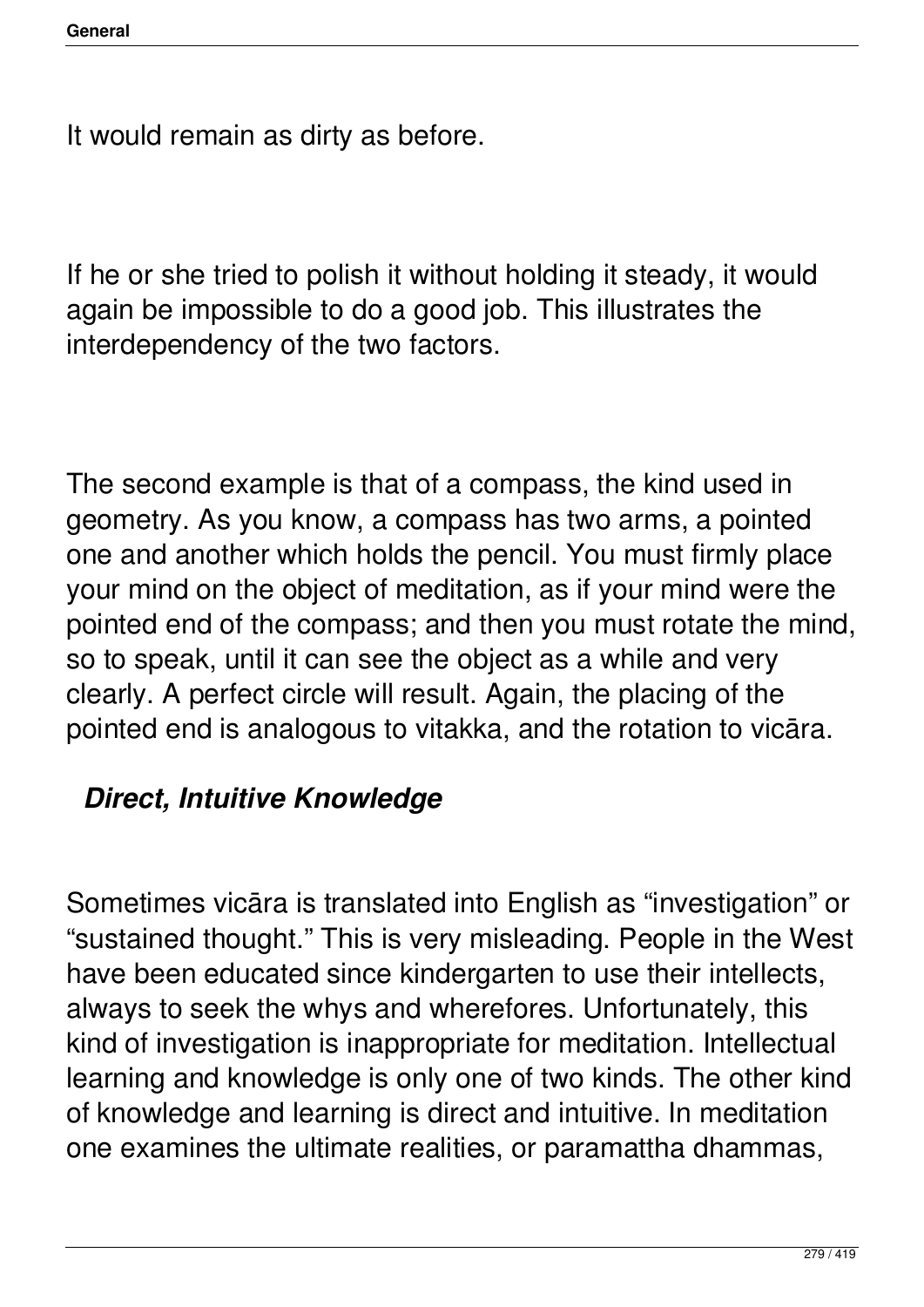It would remain as dirty as before.

If he or she tried to polish it without holding it steady, it would again be impossible to do a good job. This illustrates the interdependency of the two factors.

The second example is that of a compass, the kind used in geometry. As you know, a compass has two arms, a pointed one and another which holds the pencil. You must firmly place your mind on the object of meditation, as if your mind were the pointed end of the compass; and then you must rotate the mind, so to speak, until it can see the object as a while and very clearly. A perfect circle will result. Again, the placing of the pointed end is analogous to vitakka, and the rotation to vicāra.

### *Direct, Intuitive Knowledge*

Sometimes vicāra is translated into English as “investigation” or “sustained thought.” This is very misleading. People in the West have been educated since kindergarten to use their intellects, always to seek the whys and wherefores. Unfortunately, this kind of investigation is inappropriate for meditation. Intellectual learning and knowledge is only one of two kinds. The other kind of knowledge and learning is direct and intuitive. In meditation one examines the ultimate realities, or paramattha dhammas,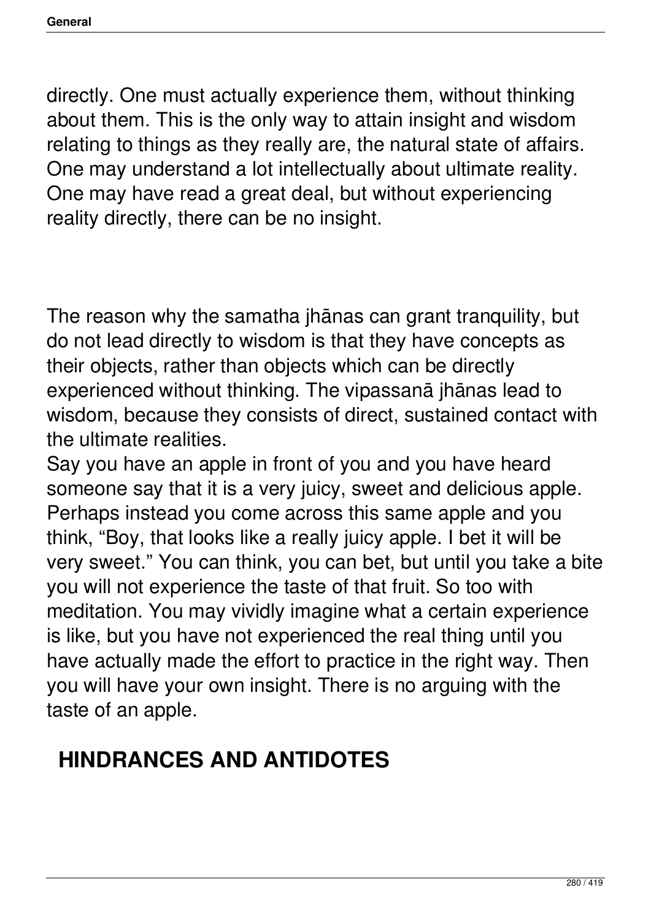directly. One must actually experience them, without thinking about them. This is the only way to attain insight and wisdom relating to things as they really are, the natural state of affairs. One may understand a lot intellectually about ultimate reality. One may have read a great deal, but without experiencing reality directly, there can be no insight.

The reason why the samatha jhānas can grant tranquility, but do not lead directly to wisdom is that they have concepts as their objects, rather than objects which can be directly experienced without thinking. The vipassanā jhānas lead to wisdom, because they consists of direct, sustained contact with the ultimate realities.

Say you have an apple in front of you and you have heard someone say that it is a very juicy, sweet and delicious apple. Perhaps instead you come across this same apple and you think, “Boy, that looks like a really juicy apple. I bet it will be very sweet.” You can think, you can bet, but until you take a bite you will not experience the taste of that fruit. So too with meditation. You may vividly imagine what a certain experience is like, but you have not experienced the real thing until you have actually made the effort to practice in the right way. Then you will have your own insight. There is no arguing with the taste of an apple.

## HINDRANCES AND ANTIDOTES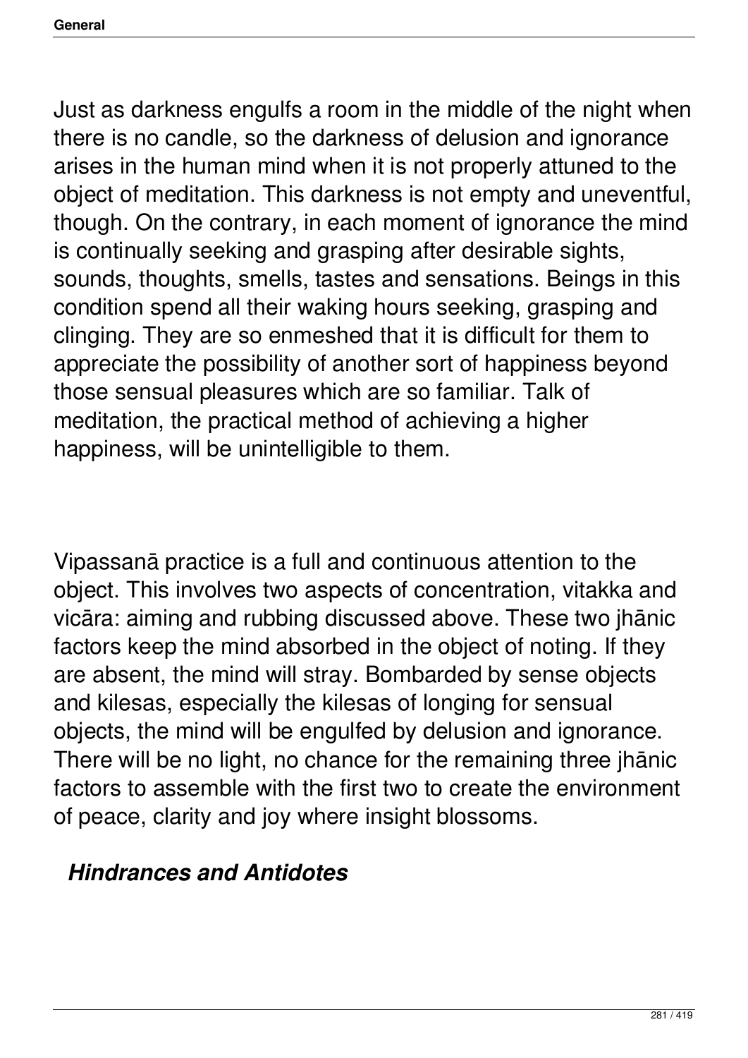Just as darkness engulfs a room in the middle of the night when there is no candle, so the darkness of delusion and ignorance arises in the human mind when it is not properly attuned to the object of meditation. This darkness is not empty and uneventful, though. On the contrary, in each moment of ignorance the mind is continually seeking and grasping after desirable sights, sounds, thoughts, smells, tastes and sensations. Beings in this condition spend all their waking hours seeking, grasping and clinging. They are so enmeshed that it is difficult for them to appreciate the possibility of another sort of happiness beyond those sensual pleasures which are so familiar. Talk of meditation, the practical method of achieving a higher happiness, will be unintelligible to them.

Vipassanā practice is a full and continuous attention to the object. This involves two aspects of concentration, vitakka and vicāra: aiming and rubbing discussed above. These two jhānic factors keep the mind absorbed in the object of noting. If they are absent, the mind will stray. Bombarded by sense objects and kilesas, especially the kilesas of longing for sensual objects, the mind will be engulfed by delusion and ignorance. There will be no light, no chance for the remaining three jhānic factors to assemble with the first two to create the environment of peace, clarity and joy where insight blossoms.

### *Hindrances and Antidotes*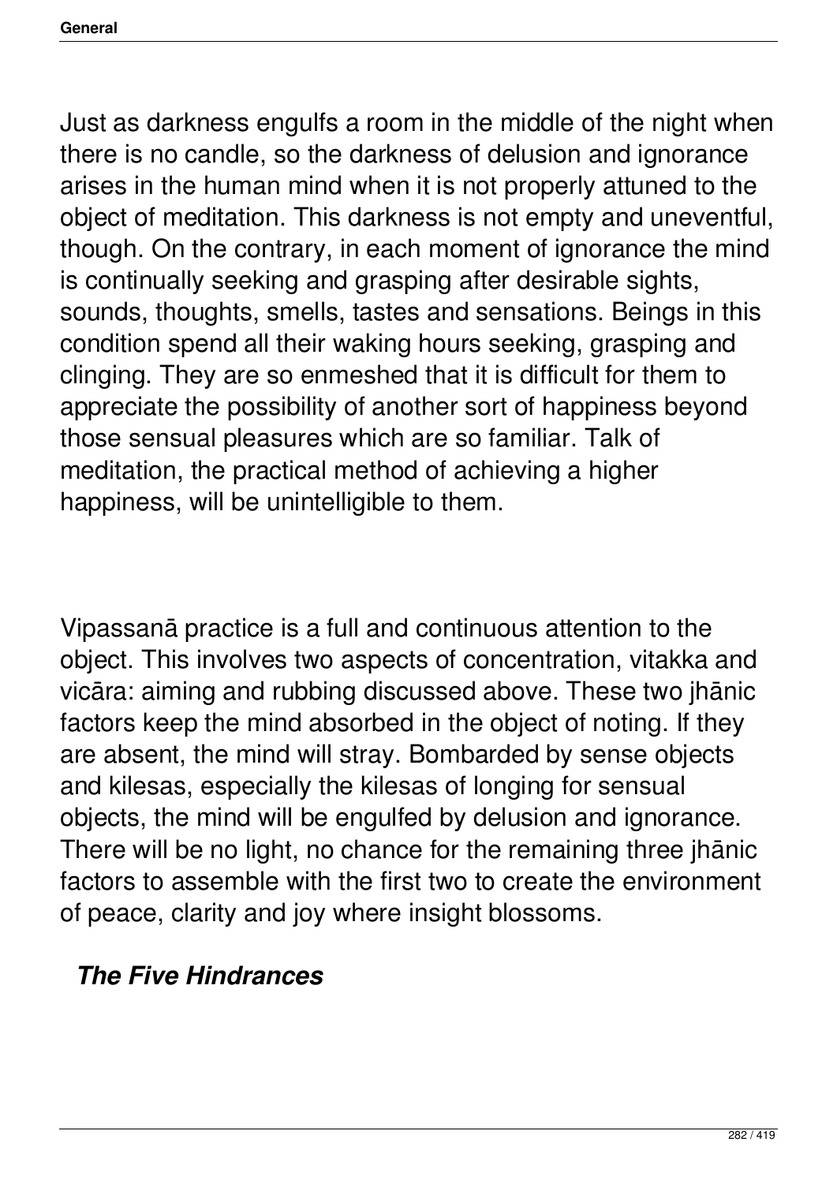Just as darkness engulfs a room in the middle of the night when there is no candle, so the darkness of delusion and ignorance arises in the human mind when it is not properly attuned to the object of meditation. This darkness is not empty and uneventful, though. On the contrary, in each moment of ignorance the mind is continually seeking and grasping after desirable sights, sounds, thoughts, smells, tastes and sensations. Beings in this condition spend all their waking hours seeking, grasping and clinging. They are so enmeshed that it is difficult for them to appreciate the possibility of another sort of happiness beyond those sensual pleasures which are so familiar. Talk of meditation, the practical method of achieving a higher happiness, will be unintelligible to them.

Vipassanā practice is a full and continuous attention to the object. This involves two aspects of concentration, vitakka and vicāra: aiming and rubbing discussed above. These two jhānic factors keep the mind absorbed in the object of noting. If they are absent, the mind will stray. Bombarded by sense objects and kilesas, especially the kilesas of longing for sensual objects, the mind will be engulfed by delusion and ignorance. There will be no light, no chance for the remaining three jhānic factors to assemble with the first two to create the environment of peace, clarity and joy where insight blossoms.

### *The Five Hindrances*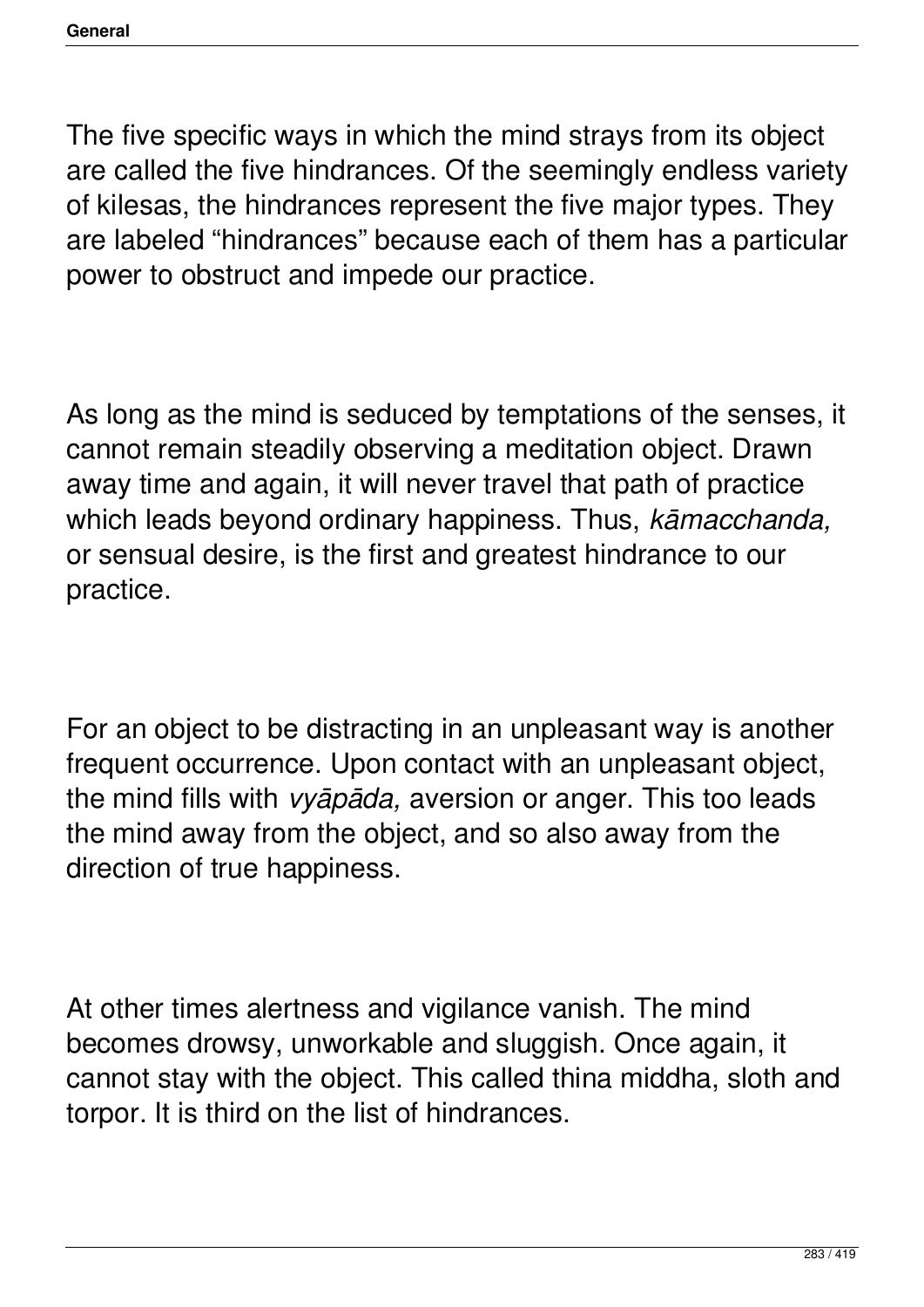The five specific ways in which the mind strays from its object are called the five hindrances. Of the seemingly endless variety of kilesas, the hindrances represent the five major types. They are labeled "hindrances" because each of them has a particular power to obstruct and impede our practice.

As long as the mind is seduced by temptations of the senses, it cannot remain steadily observing a meditation object. Drawn away time and again, it will never travel that path of practice which leads beyond ordinary happiness. Thus, *kāmacchanda,* or sensual desire, is the first and greatest hindrance to our practice.

For an object to be distracting in an unpleasant way is another frequent occurrence. Upon contact with an unpleasant object, the mind fills with *vyāpāda,* aversion or anger. This too leads the mind away from the object, and so also away from the direction of true happiness.

At other times alertness and vigilance vanish. The mind becomes drowsy, unworkable and sluggish. Once again, it cannot stay with the object. This called thina middha, sloth and torpor. It is third on the list of hindrances.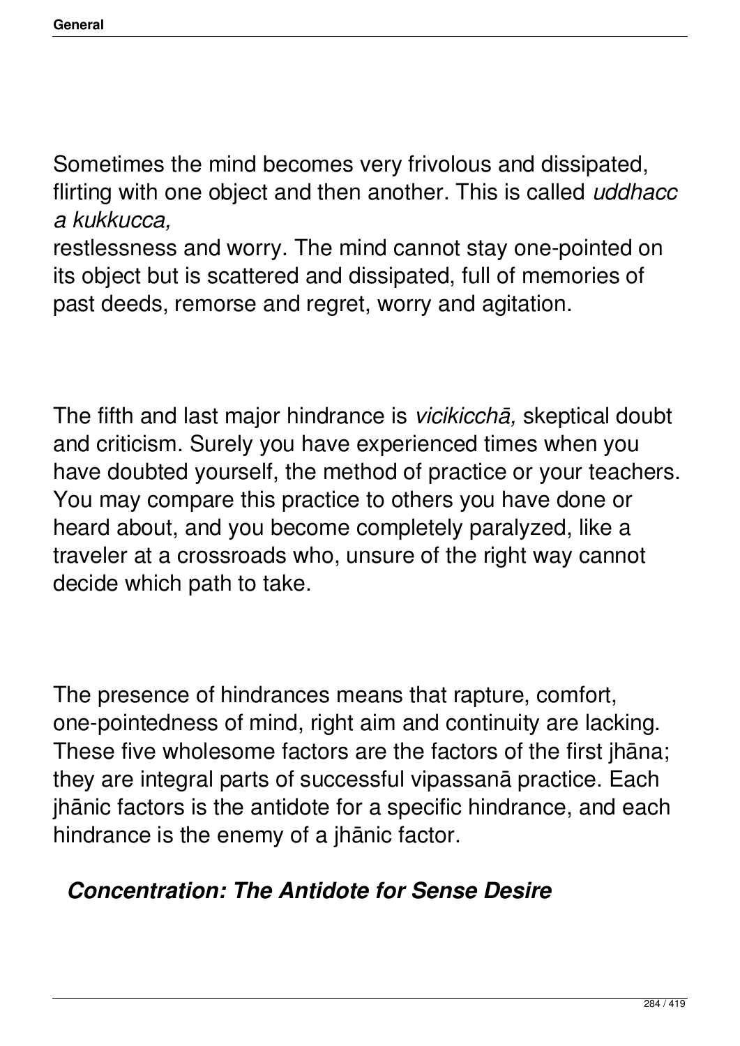Sometimes the mind becomes very frivolous and dissipated, flirting with one object and then another. This is called *uddhacc a kukkucca,*
restlessness and worry. The mind cannot stay one-pointed on its object but is scattered and dissipated, full of memories of past deeds, remorse and regret, worry and agitation.

The fifth and last major hindrance is *vicikicchā,* skeptical doubt and criticism. Surely you have experienced times when you have doubted yourself, the method of practice or your teachers. You may compare this practice to others you have done or heard about, and you become completely paralyzed, like a traveler at a crossroads who, unsure of the right way cannot decide which path to take.

The presence of hindrances means that rapture, comfort, one-pointedness of mind, right aim and continuity are lacking. These five wholesome factors are the factors of the first jhāna; they are integral parts of successful vipassanā practice. Each jhānic factors is the antidote for a specific hindrance, and each hindrance is the enemy of a jhānic factor.

### *Concentration: The Antidote for Sense Desire*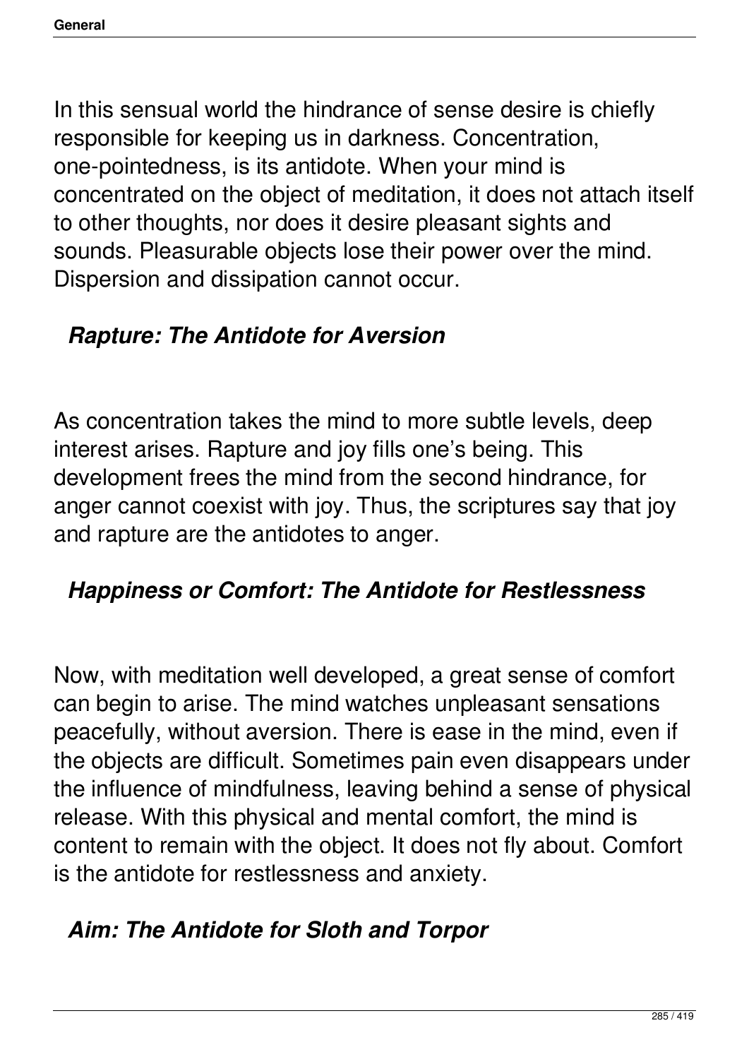In this sensual world the hindrance of sense desire is chiefly responsible for keeping us in darkness. Concentration, one-pointedness, is its antidote. When your mind is concentrated on the object of meditation, it does not attach itself to other thoughts, nor does it desire pleasant sights and sounds. Pleasurable objects lose their power over the mind. Dispersion and dissipation cannot occur.

### *Rapture: The Antidote for Aversion*

As concentration takes the mind to more subtle levels, deep interest arises. Rapture and joy fills one's being. This development frees the mind from the second hindrance, for anger cannot coexist with joy. Thus, the scriptures say that joy and rapture are the antidotes to anger.

### *Happiness or Comfort: The Antidote for Restlessness*

Now, with meditation well developed, a great sense of comfort can begin to arise. The mind watches unpleasant sensations peacefully, without aversion. There is ease in the mind, even if the objects are difficult. Sometimes pain even disappears under the influence of mindfulness, leaving behind a sense of physical release. With this physical and mental comfort, the mind is content to remain with the object. It does not fly about. Comfort is the antidote for restlessness and anxiety.

### *Aim: The Antidote for Sloth and Torpor*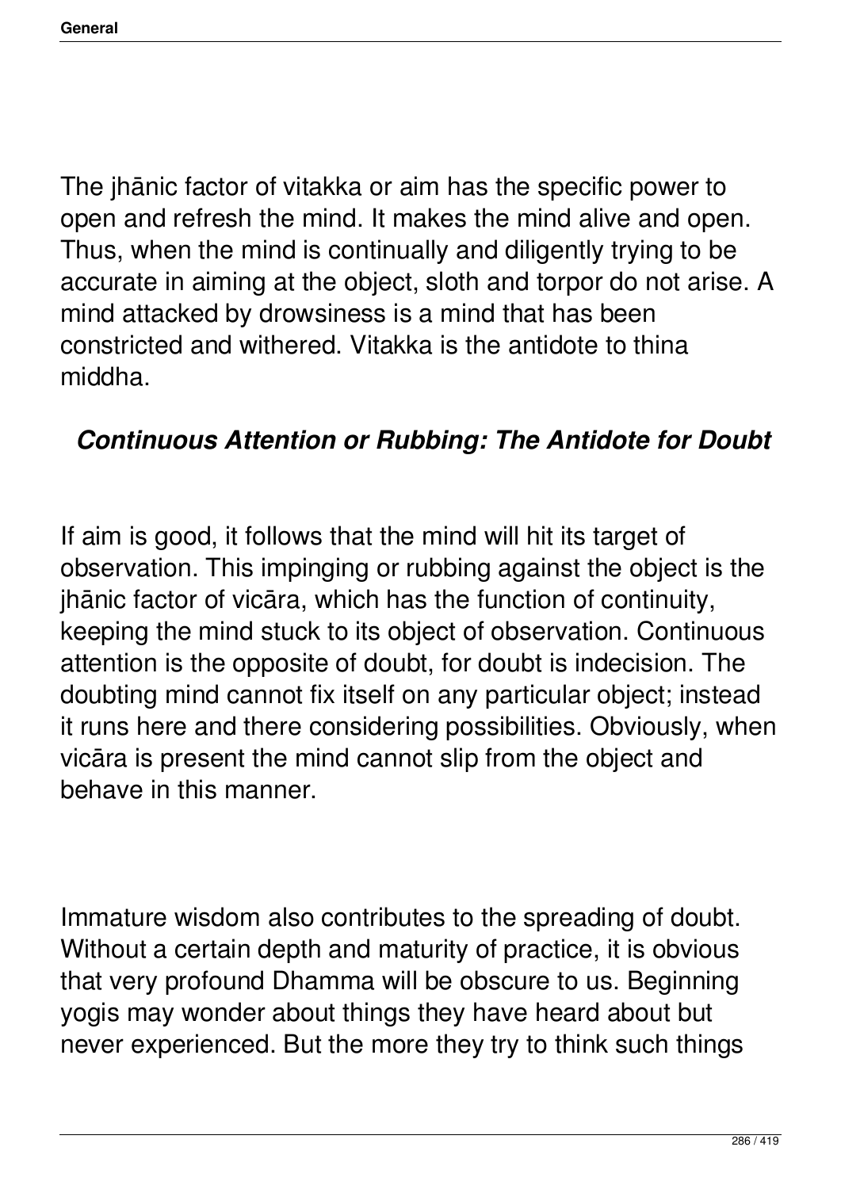The jhānic factor of vitakka or aim has the specific power to open and refresh the mind. It makes the mind alive and open. Thus, when the mind is continually and diligently trying to be accurate in aiming at the object, sloth and torpor do not arise. A mind attacked by drowsiness is a mind that has been constricted and withered. Vitakka is the antidote to thina middha.

### *Continuous Attention or Rubbing: The Antidote for Doubt*

If aim is good, it follows that the mind will hit its target of observation. This impinging or rubbing against the object is the jhānic factor of vicāra, which has the function of continuity, keeping the mind stuck to its object of observation. Continuous attention is the opposite of doubt, for doubt is indecision. The doubting mind cannot fix itself on any particular object; instead it runs here and there considering possibilities. Obviously, when vicāra is present the mind cannot slip from the object and behave in this manner.

Immature wisdom also contributes to the spreading of doubt. Without a certain depth and maturity of practice, it is obvious that very profound Dhamma will be obscure to us. Beginning yogis may wonder about things they have heard about but never experienced. But the more they try to think such things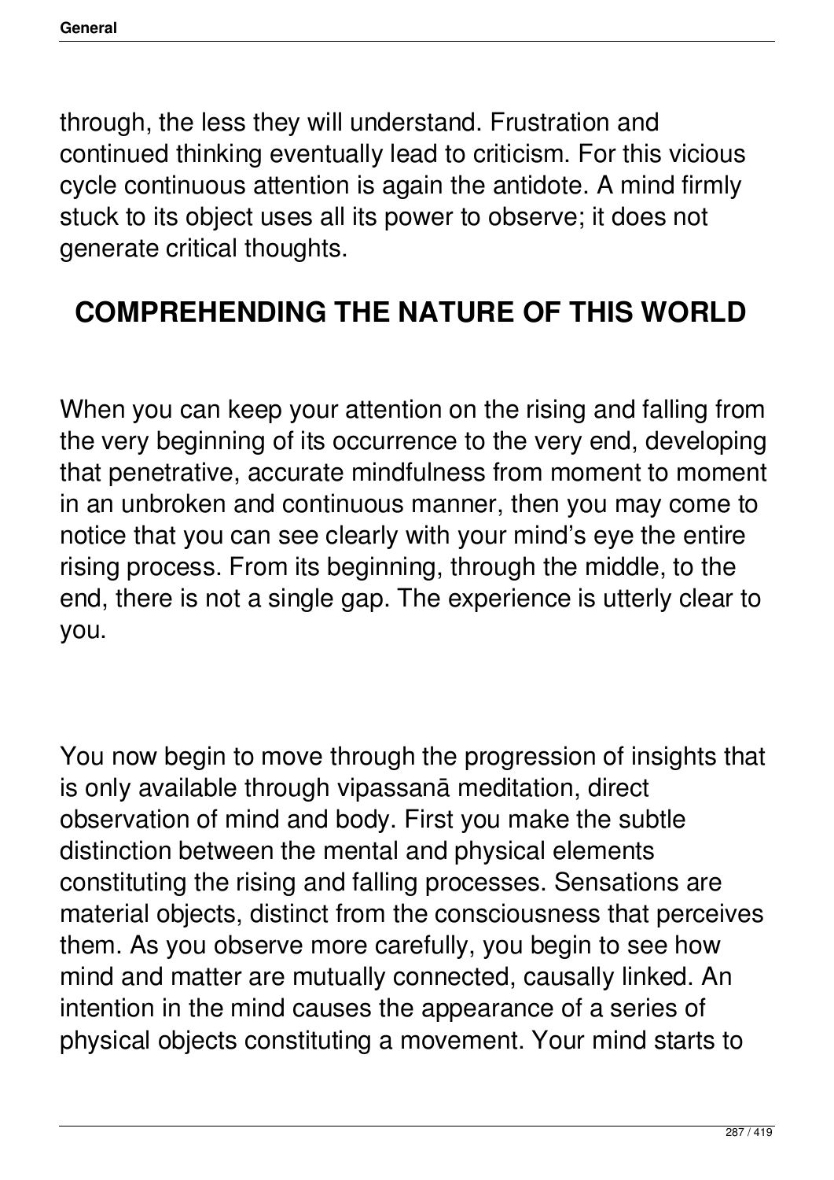through, the less they will understand. Frustration and continued thinking eventually lead to criticism. For this vicious cycle continuous attention is again the antidote. A mind firmly stuck to its object uses all its power to observe; it does not generate critical thoughts.

## COMPREHENDING THE NATURE OF THIS WORLD

When you can keep your attention on the rising and falling from the very beginning of its occurrence to the very end, developing that penetrative, accurate mindfulness from moment to moment in an unbroken and continuous manner, then you may come to notice that you can see clearly with your mind's eye the entire rising process. From its beginning, through the middle, to the end, there is not a single gap. The experience is utterly clear to you.

You now begin to move through the progression of insights that is only available through vipassanā meditation, direct observation of mind and body. First you make the subtle distinction between the mental and physical elements constituting the rising and falling processes. Sensations are material objects, distinct from the consciousness that perceives them. As you observe more carefully, you begin to see how mind and matter are mutually connected, causally linked. An intention in the mind causes the appearance of a series of physical objects constituting a movement. Your mind starts to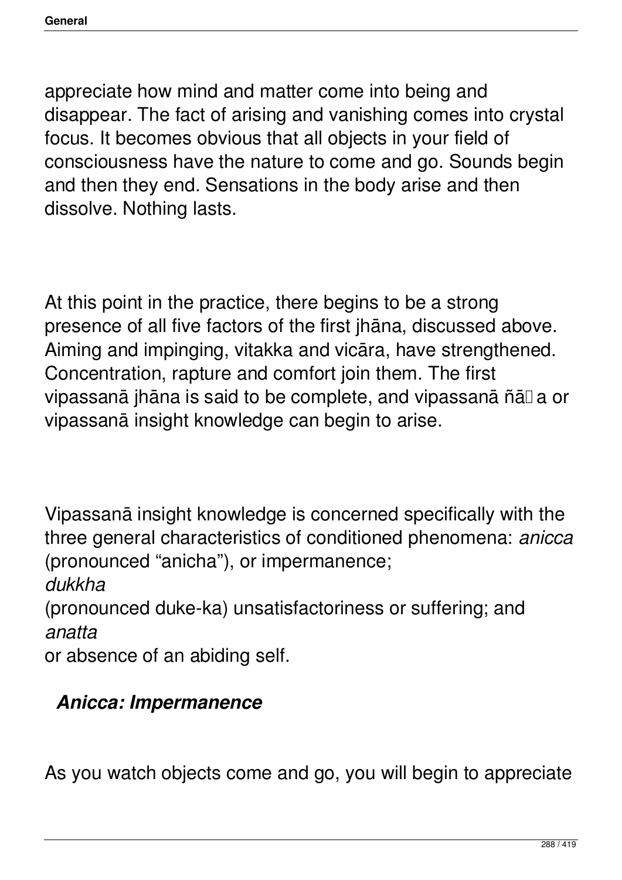appreciate how mind and matter come into being and disappear. The fact of arising and vanishing comes into crystal focus. It becomes obvious that all objects in your field of consciousness have the nature to come and go. Sounds begin and then they end. Sensations in the body arise and then dissolve. Nothing lasts.

At this point in the practice, there begins to be a strong presence of all five factors of the first jhāna, discussed above. Aiming and impinging, vitakka and vicāra, have strengthened. Concentration, rapture and comfort join them. The first vipassanā jhāna is said to be complete, and vipassanā ñā�a or vipassanā insight knowledge can begin to arise.

Vipassanā insight knowledge is concerned specifically with the three general characteristics of conditioned phenomena: *anicca* (pronounced "anicha"), or impermanence; *dukkha* (pronounced duke-ka) unsatisfactoriness or suffering; and *anatta* or absence of an abiding self.

### *Anicca: Impermanence*

As you watch objects come and go, you will begin to appreciate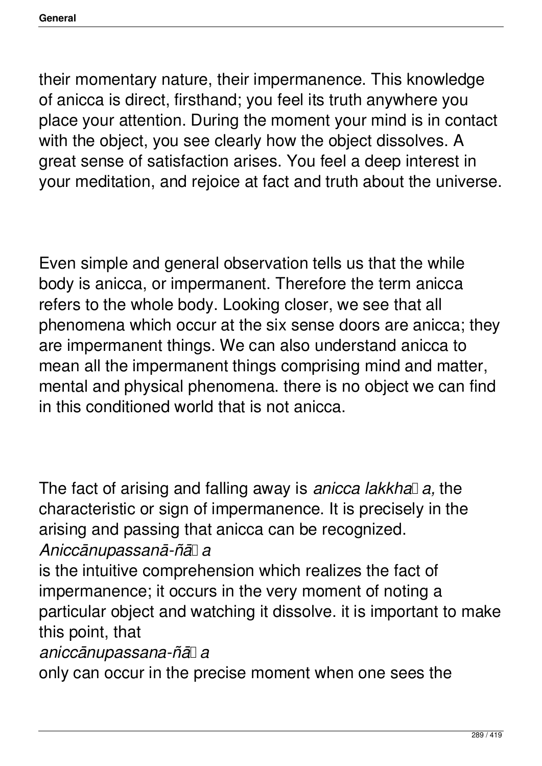their momentary nature, their impermanence. This knowledge of anicca is direct, firsthand; you feel its truth anywhere you place your attention. During the moment your mind is in contact with the object, you see clearly how the object dissolves. A great sense of satisfaction arises. You feel a deep interest in your meditation, and rejoice at fact and truth about the universe.

Even simple and general observation tells us that the while body is anicca, or impermanent. Therefore the term anicca refers to the whole body. Looking closer, we see that all phenomena which occur at the six sense doors are anicca; they are impermanent things. We can also understand anicca to mean all the impermanent things comprising mind and matter, mental and physical phenomena. there is no object we can find in this conditioned world that is not anicca.

The fact of arising and falling away is *anicca lakkhaṇa,* the characteristic or sign of impermanence. It is precisely in the arising and passing that anicca can be recognized. *Aniccānupassanā-ñāṇa* is the intuitive comprehension which realizes the fact of impermanence; it occurs in the very moment of noting a particular object and watching it dissolve. it is important to make this point, that *aniccānupassana-ñāṇa* only can occur in the precise moment when one sees the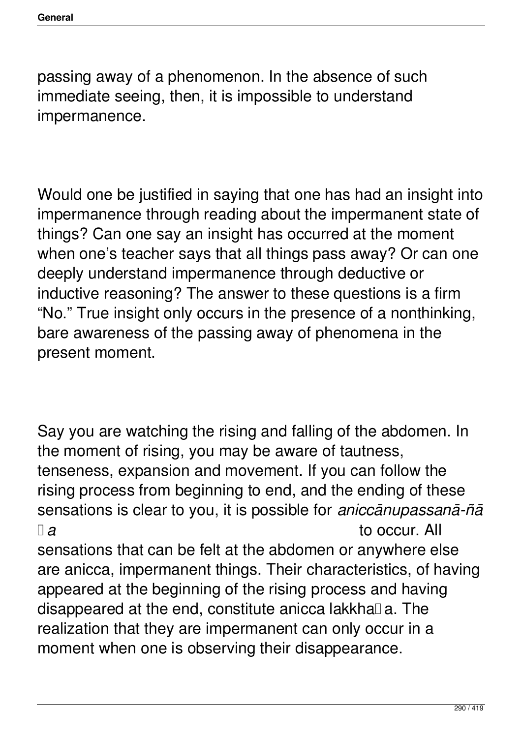passing away of a phenomenon. In the absence of such immediate seeing, then, it is impossible to understand impermanence.

Would one be justified in saying that one has had an insight into impermanence through reading about the impermanent state of things? Can one say an insight has occurred at the moment when one's teacher says that all things pass away? Or can one deeply understand impermanence through deductive or inductive reasoning? The answer to these questions is a firm "No." True insight only occurs in the presence of a nonthinking, bare awareness of the passing away of phenomena in the present moment.

Say you are watching the rising and falling of the abdomen. In the moment of rising, you may be aware of tautness, tenseness, expansion and movement. If you can follow the rising process from beginning to end, and the ending of these sensations is clear to you, it is possible for *aniccānupassanā-ñāṇa* to occur. All sensations that can be felt at the abdomen or anywhere else are anicca, impermanent things. Their characteristics, of having appeared at the beginning of the rising process and having disappeared at the end, constitute anicca lakkhaṇa. The realization that they are impermanent can only occur in a moment when one is observing their disappearance.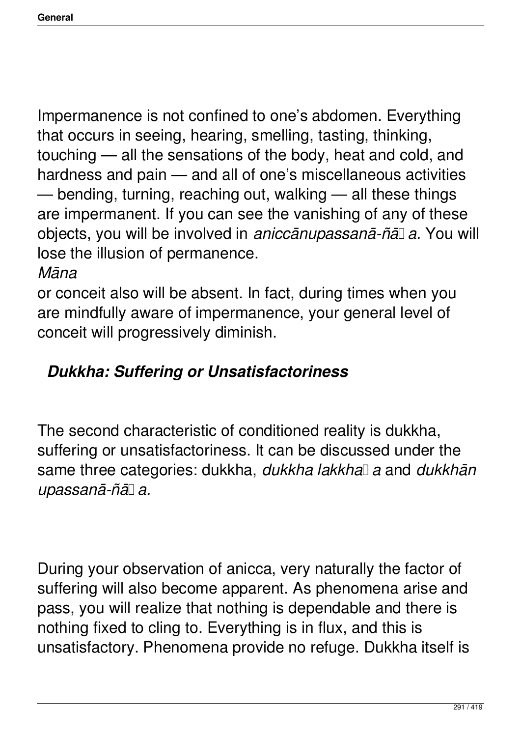Impermanence is not confined to one's abdomen. Everything that occurs in seeing, hearing, smelling, tasting, thinking, touching — all the sensations of the body, heat and cold, and hardness and pain — and all of one's miscellaneous activities — bending, turning, reaching out, walking — all these things are impermanent. If you can see the vanishing of any of these objects, you will be involved in *aniccānupassanā-ñāṇa.* You will lose the illusion of permanence.

*Māna*

or conceit also will be absent. In fact, during times when you are mindfully aware of impermanence, your general level of conceit will progressively diminish.

### *Dukkha: Suffering or Unsatisfactoriness*

The second characteristic of conditioned reality is dukkha, suffering or unsatisfactoriness. It can be discussed under the same three categories: dukkha, *dukkha lakkhaṇa* and *dukkhān upassanā-ñāṇa.*

During your observation of anicca, very naturally the factor of suffering will also become apparent. As phenomena arise and pass, you will realize that nothing is dependable and there is nothing fixed to cling to. Everything is in flux, and this is unsatisfactory. Phenomena provide no refuge. Dukkha itself is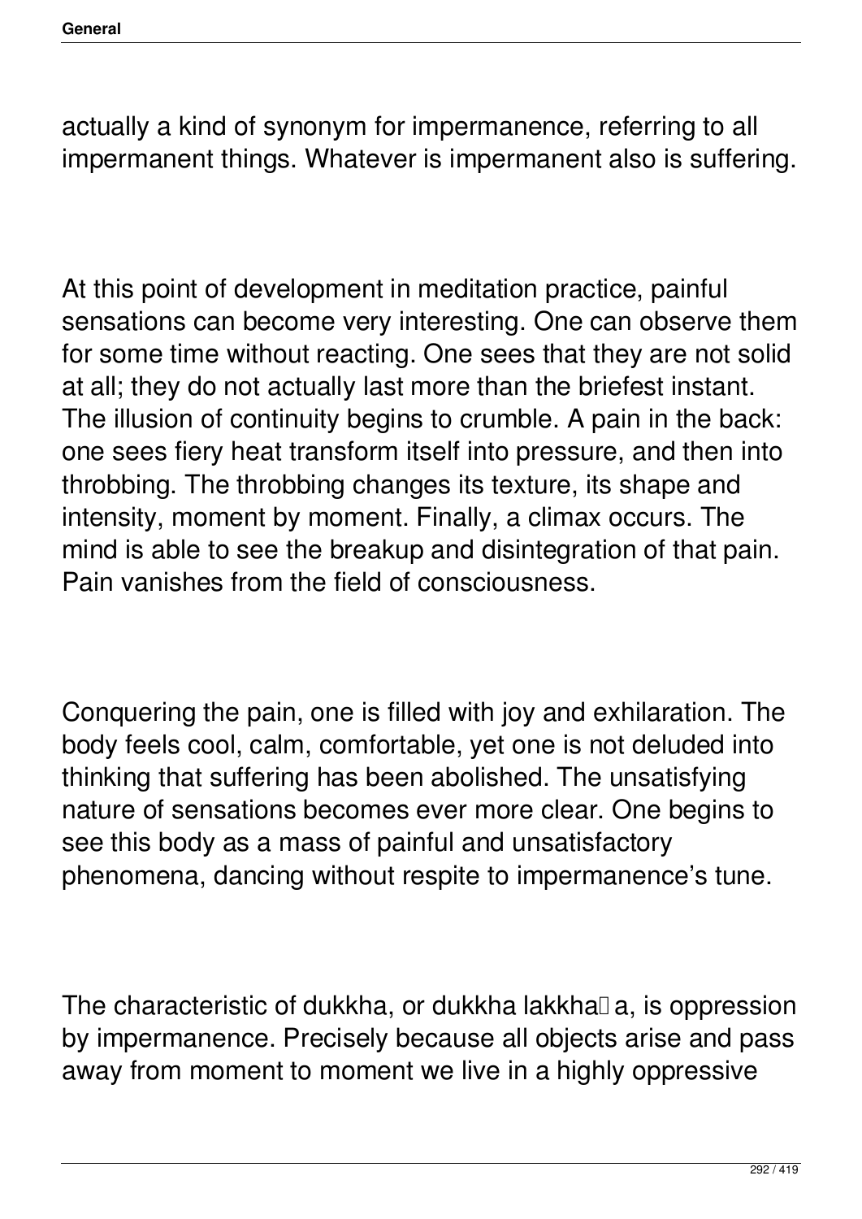actually a kind of synonym for impermanence, referring to all impermanent things. Whatever is impermanent also is suffering.

At this point of development in meditation practice, painful sensations can become very interesting. One can observe them for some time without reacting. One sees that they are not solid at all; they do not actually last more than the briefest instant. The illusion of continuity begins to crumble. A pain in the back: one sees fiery heat transform itself into pressure, and then into throbbing. The throbbing changes its texture, its shape and intensity, moment by moment. Finally, a climax occurs. The mind is able to see the breakup and disintegration of that pain. Pain vanishes from the field of consciousness.

Conquering the pain, one is filled with joy and exhilaration. The body feels cool, calm, comfortable, yet one is not deluded into thinking that suffering has been abolished. The unsatisfying nature of sensations becomes ever more clear. One begins to see this body as a mass of painful and unsatisfactory phenomena, dancing without respite to impermanence's tune.

The characteristic of dukkha, or dukkha lakkhaṇa, is oppression by impermanence. Precisely because all objects arise and pass away from moment to moment we live in a highly oppressive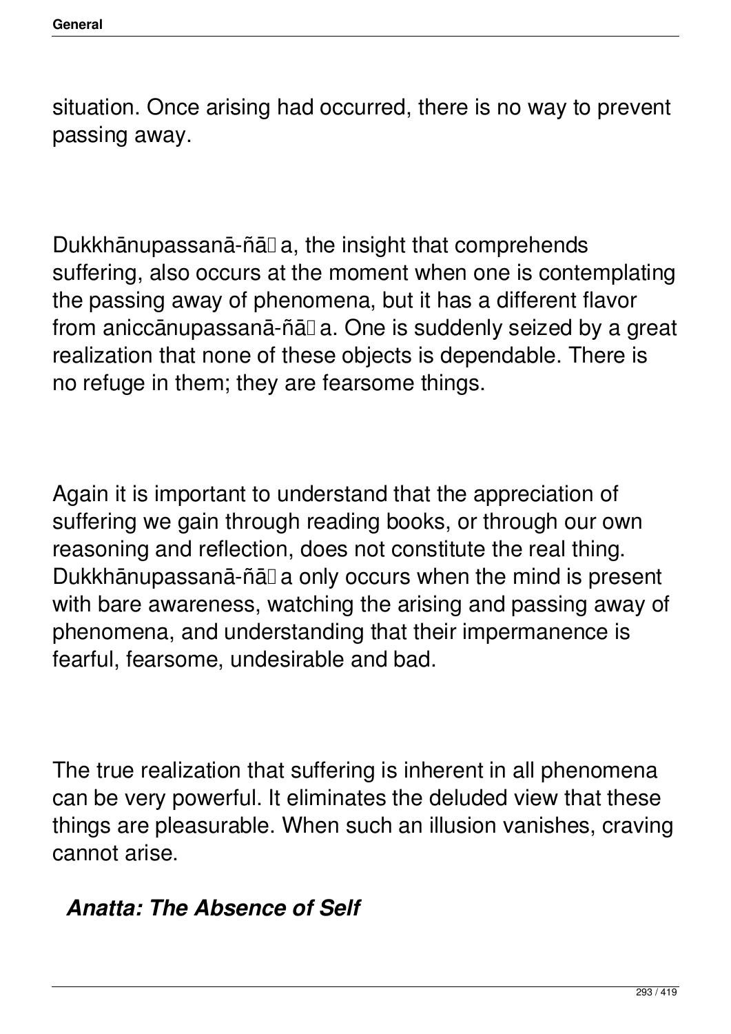situation. Once arising had occurred, there is no way to prevent passing away.

Dukkhānupassanā-ñāṇa, the insight that comprehends suffering, also occurs at the moment when one is contemplating the passing away of phenomena, but it has a different flavor from aniccānupassanā-ñāṇa. One is suddenly seized by a great realization that none of these objects is dependable. There is no refuge in them; they are fearsome things.

Again it is important to understand that the appreciation of suffering we gain through reading books, or through our own reasoning and reflection, does not constitute the real thing. Dukkhānupassanā-ñāṇa only occurs when the mind is present with bare awareness, watching the arising and passing away of phenomena, and understanding that their impermanence is fearful, fearsome, undesirable and bad.

The true realization that suffering is inherent in all phenomena can be very powerful. It eliminates the deluded view that these things are pleasurable. When such an illusion vanishes, craving cannot arise.

### *Anatta: The Absence of Self*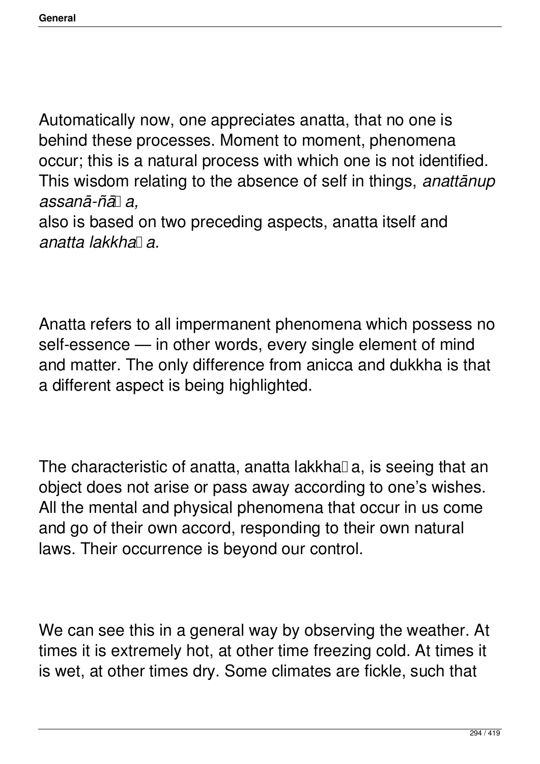Automatically now, one appreciates anatta, that no one is behind these processes. Moment to moment, phenomena occur; this is a natural process with which one is not identified. This wisdom relating to the absence of self in things, *anattānup assanā-ñāṇa,* also is based on two preceding aspects, anatta itself and *anatta lakkhaṇa.*

Anatta refers to all impermanent phenomena which possess no self-essence — in other words, every single element of mind and matter. The only difference from anicca and dukkha is that a different aspect is being highlighted.

The characteristic of anatta, anatta lakkhaṇa, is seeing that an object does not arise or pass away according to one's wishes. All the mental and physical phenomena that occur in us come and go of their own accord, responding to their own natural laws. Their occurrence is beyond our control.

We can see this in a general way by observing the weather. At times it is extremely hot, at other time freezing cold. At times it is wet, at other times dry. Some climates are fickle, such that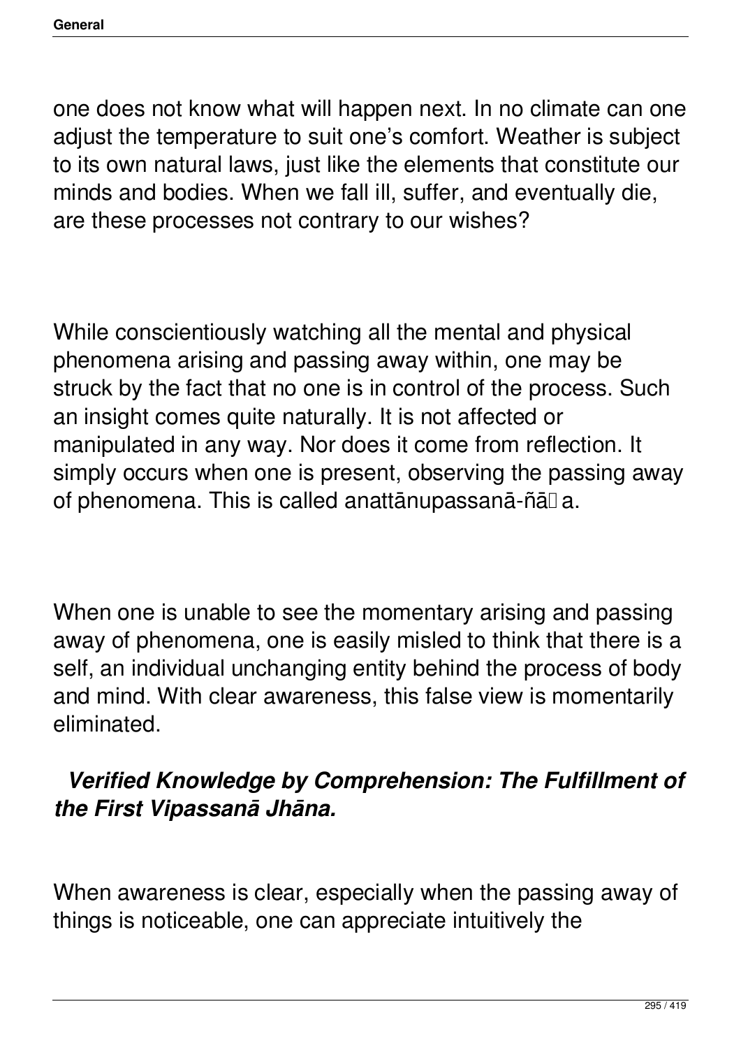one does not know what will happen next. In no climate can one adjust the temperature to suit one's comfort. Weather is subject to its own natural laws, just like the elements that constitute our minds and bodies. When we fall ill, suffer, and eventually die, are these processes not contrary to our wishes?

While conscientiously watching all the mental and physical phenomena arising and passing away within, one may be struck by the fact that no one is in control of the process. Such an insight comes quite naturally. It is not affected or manipulated in any way. Nor does it come from reflection. It simply occurs when one is present, observing the passing away of phenomena. This is called anattānupassanā-ñāṇa.

When one is unable to see the momentary arising and passing away of phenomena, one is easily misled to think that there is a self, an individual unchanging entity behind the process of body and mind. With clear awareness, this false view is momentarily eliminated.

### *Verified Knowledge by Comprehension: The Fulfillment of the First Vipassanā Jhāna.*

When awareness is clear, especially when the passing away of things is noticeable, one can appreciate intuitively the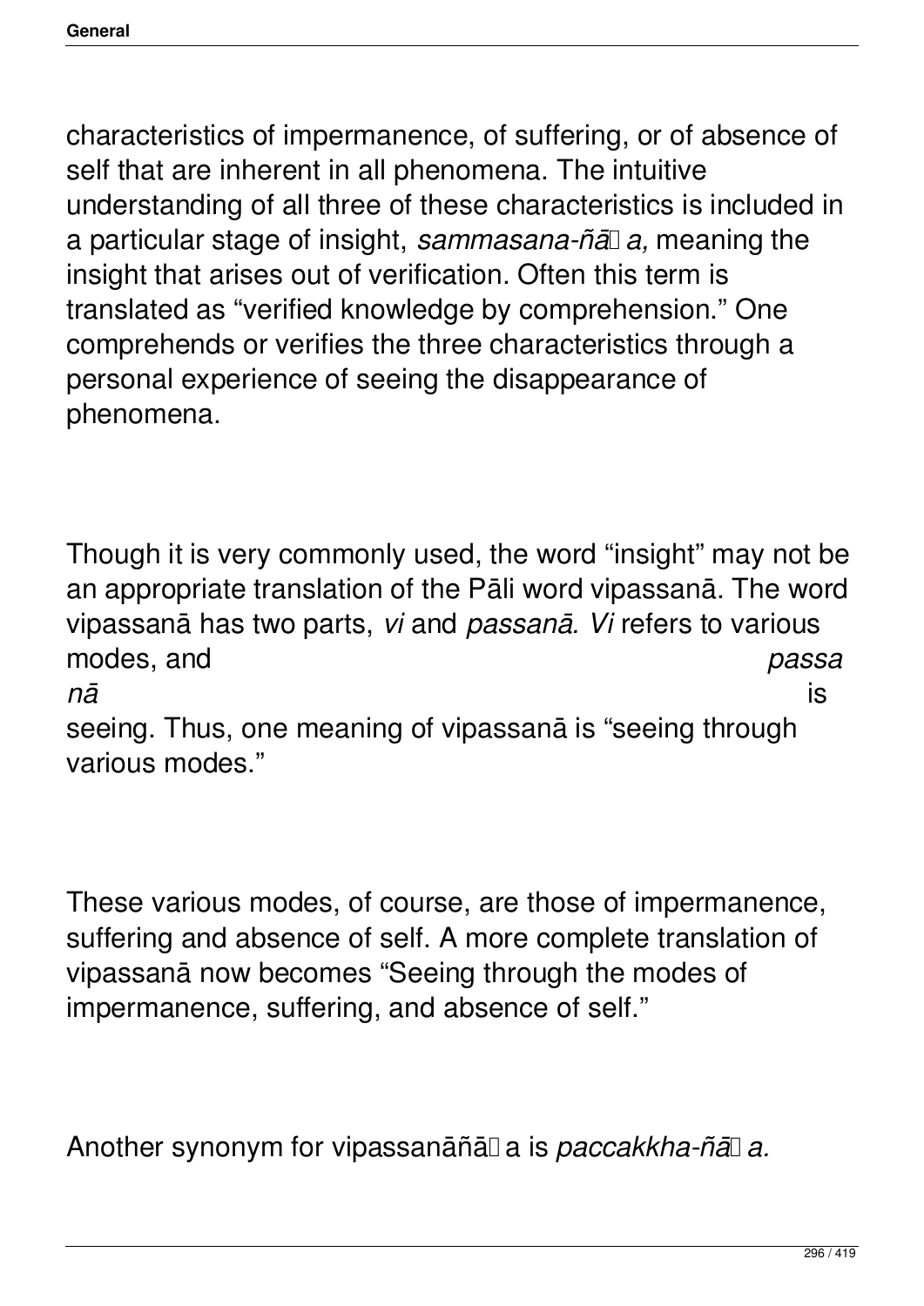characteristics of impermanence, of suffering, or of absence of self that are inherent in all phenomena. The intuitive understanding of all three of these characteristics is included in a particular stage of insight, *sammasana-ñāṇa,* meaning the insight that arises out of verification. Often this term is translated as "verified knowledge by comprehension." One comprehends or verifies the three characteristics through a personal experience of seeing the disappearance of phenomena.

Though it is very commonly used, the word "insight" may not be an appropriate translation of the Pāli word vipassanā. The word vipassanā has two parts, *vi* and *passanā. Vi* refers to various modes, and *passanā* is seeing. Thus, one meaning of vipassanā is "seeing through various modes."

These various modes, of course, are those of impermanence, suffering and absence of self. A more complete translation of vipassanā now becomes "Seeing through the modes of impermanence, suffering, and absence of self."

Another synonym for vipassanāñāṇa is *paccakkha-ñāṇa.*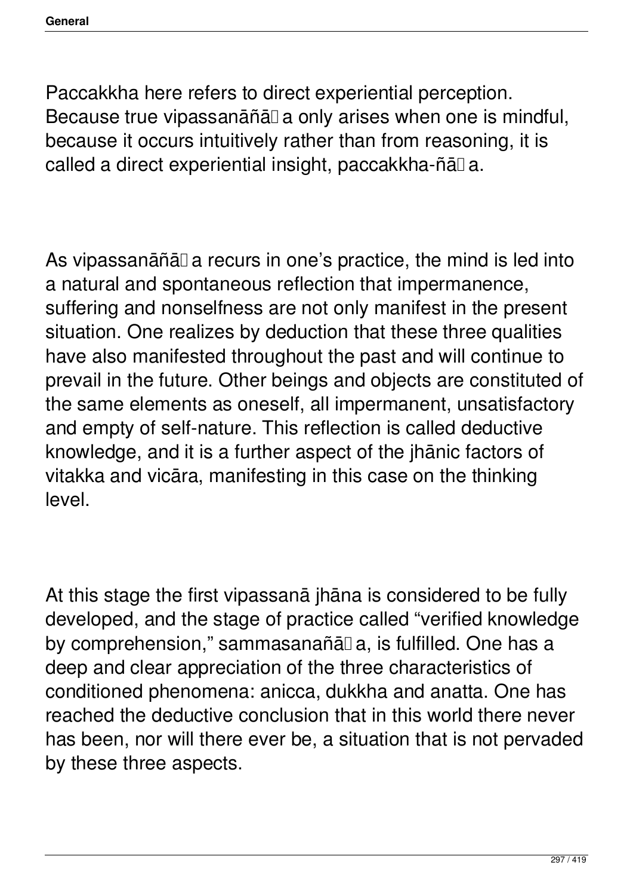Paccakkha here refers to direct experiential perception. Because true vipassanāñāṇa only arises when one is mindful, because it occurs intuitively rather than from reasoning, it is called a direct experiential insight, paccakkha-ñāṇa.

As vipassanāñāṇa recurs in one's practice, the mind is led into a natural and spontaneous reflection that impermanence, suffering and nonselfness are not only manifest in the present situation. One realizes by deduction that these three qualities have also manifested throughout the past and will continue to prevail in the future. Other beings and objects are constituted of the same elements as oneself, all impermanent, unsatisfactory and empty of self-nature. This reflection is called deductive knowledge, and it is a further aspect of the jhānic factors of vitakka and vicāra, manifesting in this case on the thinking level.

At this stage the first vipassanā jhāna is considered to be fully developed, and the stage of practice called "verified knowledge by comprehension," sammasanañāṇa, is fulfilled. One has a deep and clear appreciation of the three characteristics of conditioned phenomena: anicca, dukkha and anatta. One has reached the deductive conclusion that in this world there never has been, nor will there ever be, a situation that is not pervaded by these three aspects.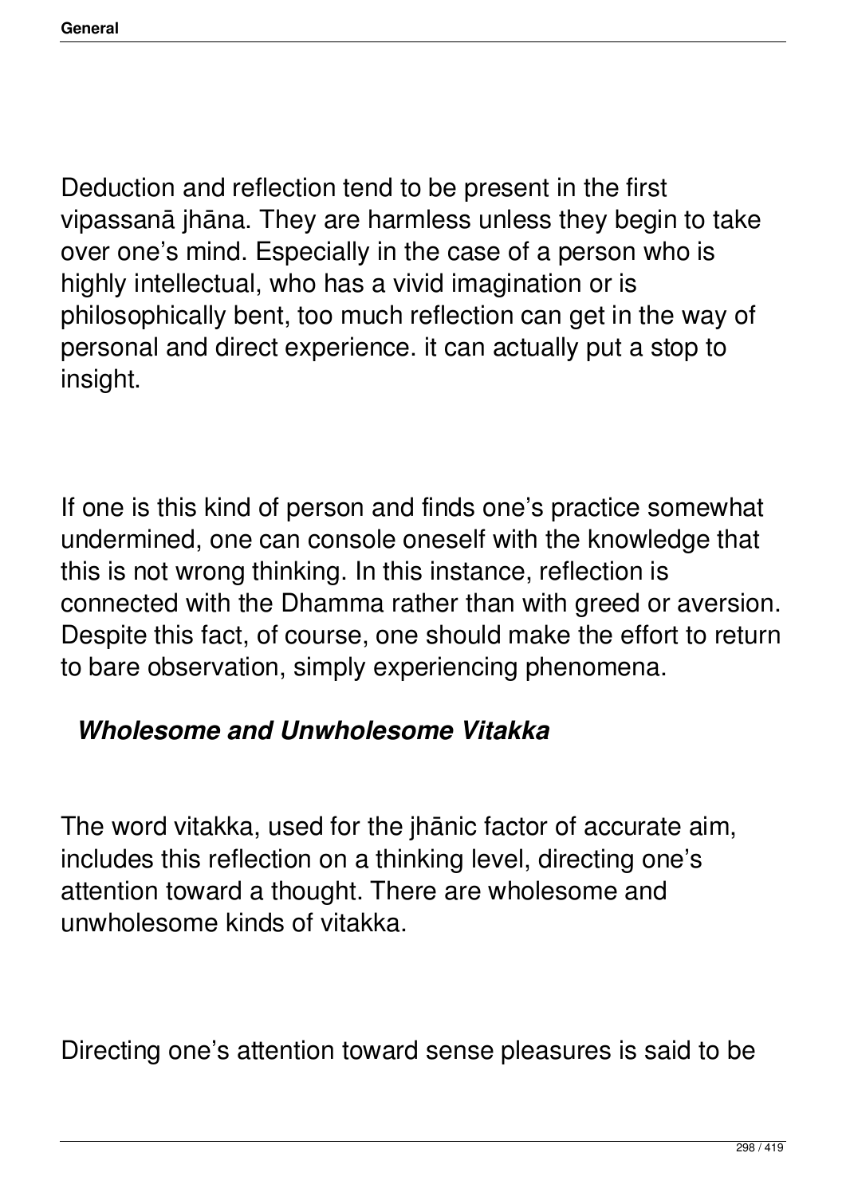Deduction and reflection tend to be present in the first vipassanā jhāna. They are harmless unless they begin to take over one's mind. Especially in the case of a person who is highly intellectual, who has a vivid imagination or is philosophically bent, too much reflection can get in the way of personal and direct experience. it can actually put a stop to insight.

If one is this kind of person and finds one's practice somewhat undermined, one can console oneself with the knowledge that this is not wrong thinking. In this instance, reflection is connected with the Dhamma rather than with greed or aversion. Despite this fact, of course, one should make the effort to return to bare observation, simply experiencing phenomena.

### *Wholesome and Unwholesome Vitakka*

The word vitakka, used for the jhānic factor of accurate aim, includes this reflection on a thinking level, directing one's attention toward a thought. There are wholesome and unwholesome kinds of vitakka.

Directing one's attention toward sense pleasures is said to be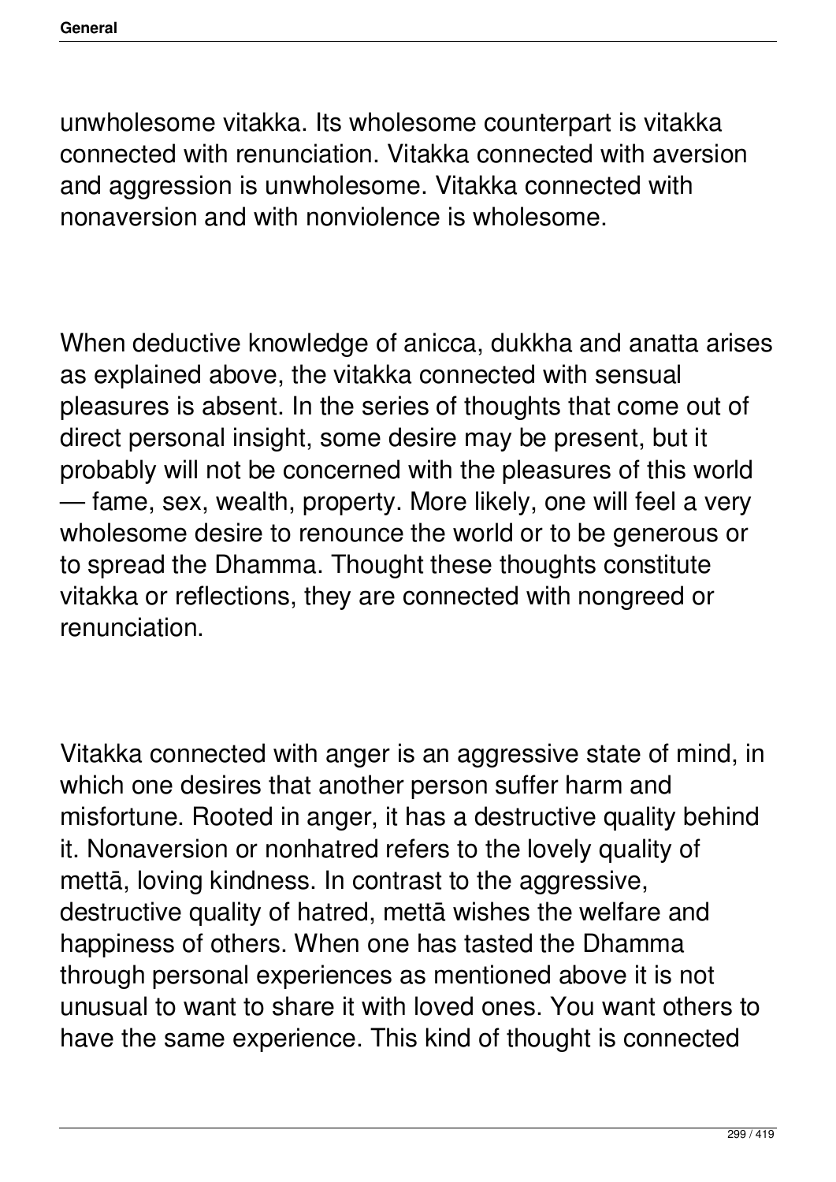unwholesome vitakka. Its wholesome counterpart is vitakka connected with renunciation. Vitakka connected with aversion and aggression is unwholesome. Vitakka connected with nonaversion and with nonviolence is wholesome.

When deductive knowledge of anicca, dukkha and anatta arises as explained above, the vitakka connected with sensual pleasures is absent. In the series of thoughts that come out of direct personal insight, some desire may be present, but it probably will not be concerned with the pleasures of this world — fame, sex, wealth, property. More likely, one will feel a very wholesome desire to renounce the world or to be generous or to spread the Dhamma. Thought these thoughts constitute vitakka or reflections, they are connected with nongreed or renunciation.

Vitakka connected with anger is an aggressive state of mind, in which one desires that another person suffer harm and misfortune. Rooted in anger, it has a destructive quality behind it. Nonaversion or nonhatred refers to the lovely quality of mettā, loving kindness. In contrast to the aggressive, destructive quality of hatred, mettā wishes the welfare and happiness of others. When one has tasted the Dhamma through personal experiences as mentioned above it is not unusual to want to share it with loved ones. You want others to have the same experience. This kind of thought is connected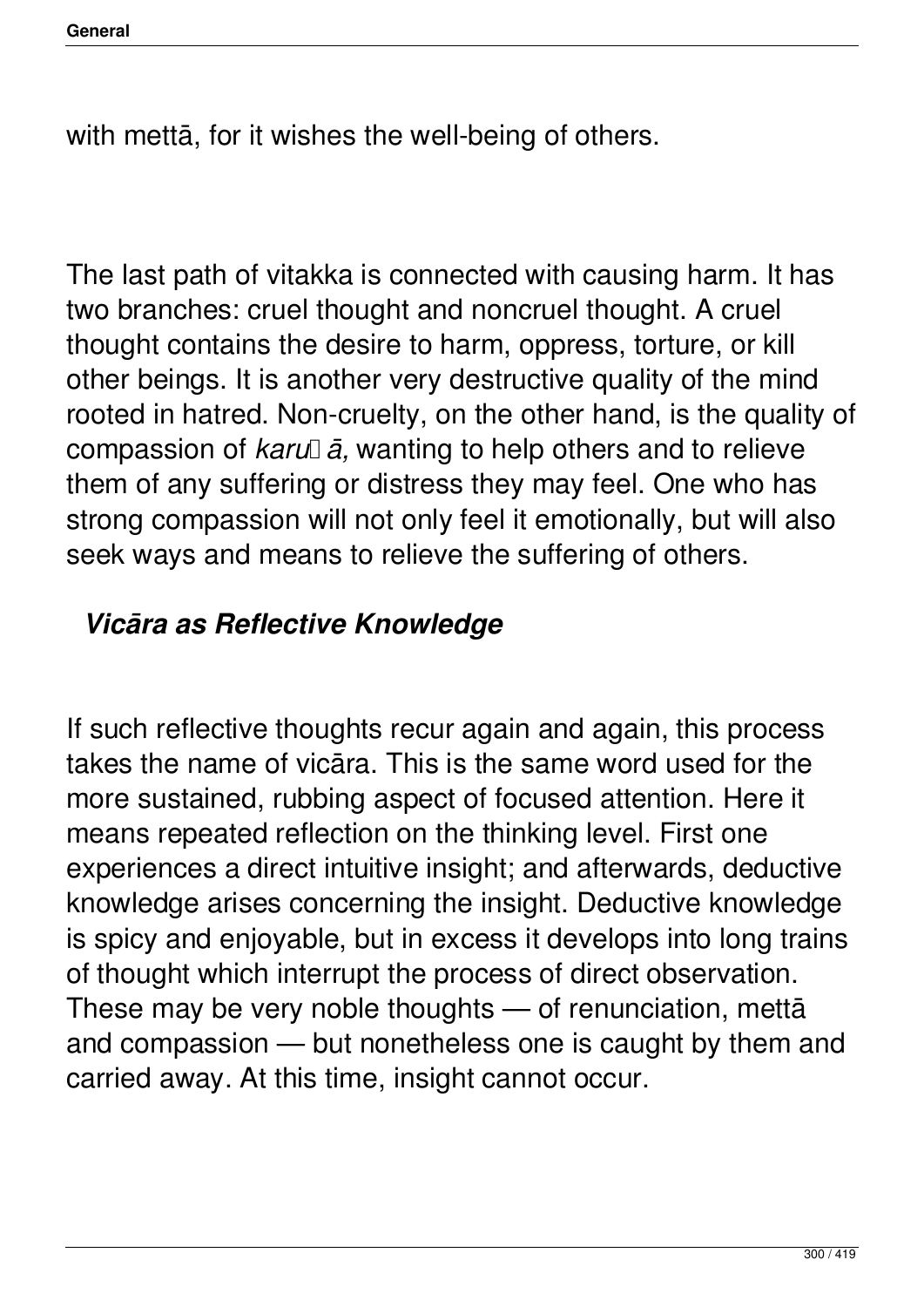with mettā, for it wishes the well-being of others.

The last path of vitakka is connected with causing harm. It has two branches: cruel thought and noncruel thought. A cruel thought contains the desire to harm, oppress, torture, or kill other beings. It is another very destructive quality of the mind rooted in hatred. Non-cruelty, on the other hand, is the quality of compassion of *karuṇā,* wanting to help others and to relieve them of any suffering or distress they may feel. One who has strong compassion will not only feel it emotionally, but will also seek ways and means to relieve the suffering of others.

## *Vicāra as Reflective Knowledge*

If such reflective thoughts recur again and again, this process takes the name of vicāra. This is the same word used for the more sustained, rubbing aspect of focused attention. Here it means repeated reflection on the thinking level. First one experiences a direct intuitive insight; and afterwards, deductive knowledge arises concerning the insight. Deductive knowledge is spicy and enjoyable, but in excess it develops into long trains of thought which interrupt the process of direct observation. These may be very noble thoughts — of renunciation, mettā and compassion — but nonetheless one is caught by them and carried away. At this time, insight cannot occur.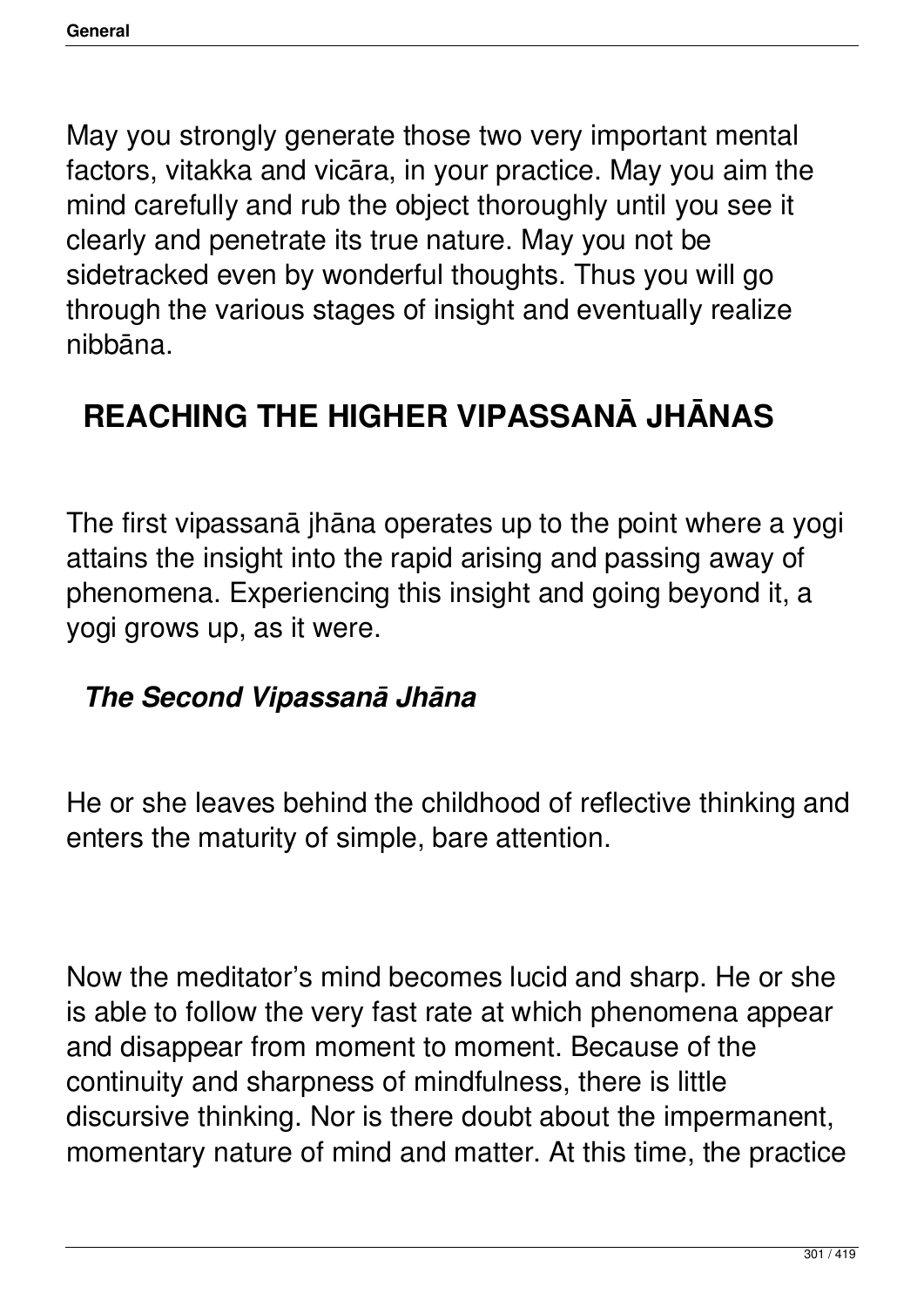May you strongly generate those two very important mental factors, vitakka and vicāra, in your practice. May you aim the mind carefully and rub the object thoroughly until you see it clearly and penetrate its true nature. May you not be sidetracked even by wonderful thoughts. Thus you will go through the various stages of insight and eventually realize nibbāna.

## REACHING THE HIGHER VIPASSANĀ JHĀNAS

The first vipassanā jhāna operates up to the point where a yogi attains the insight into the rapid arising and passing away of phenomena. Experiencing this insight and going beyond it, a yogi grows up, as it were.

### *The Second Vipassanā Jhāna*

He or she leaves behind the childhood of reflective thinking and enters the maturity of simple, bare attention.

Now the meditator's mind becomes lucid and sharp. He or she is able to follow the very fast rate at which phenomena appear and disappear from moment to moment. Because of the continuity and sharpness of mindfulness, there is little discursive thinking. Nor is there doubt about the impermanent, momentary nature of mind and matter. At this time, the practice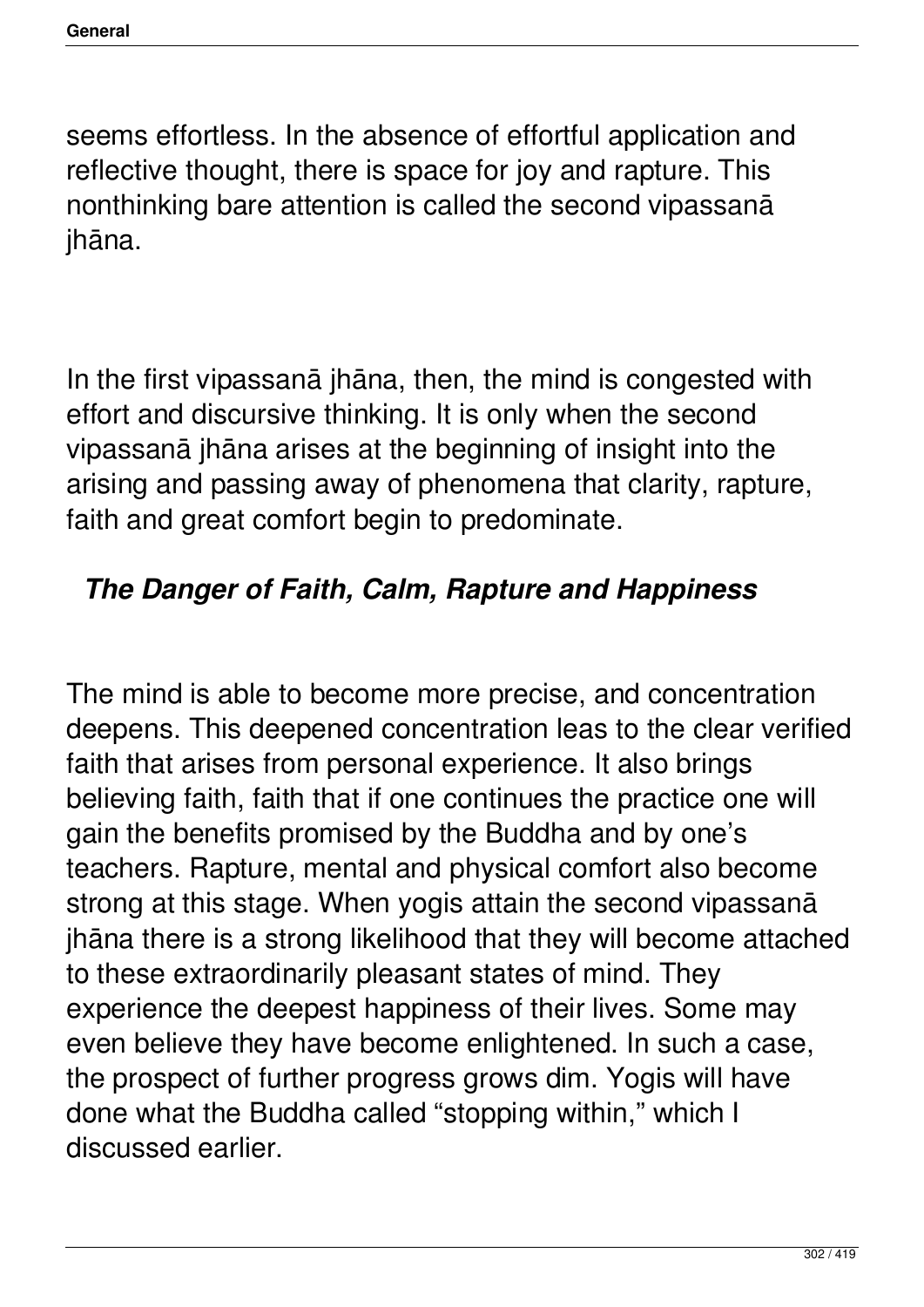seems effortless. In the absence of effortful application and reflective thought, there is space for joy and rapture. This nonthinking bare attention is called the second vipassanā jhāna.

In the first vipassanā jhāna, then, the mind is congested with effort and discursive thinking. It is only when the second vipassanā jhāna arises at the beginning of insight into the arising and passing away of phenomena that clarity, rapture, faith and great comfort begin to predominate.

### *The Danger of Faith, Calm, Rapture and Happiness*

The mind is able to become more precise, and concentration deepens. This deepened concentration leas to the clear verified faith that arises from personal experience. It also brings believing faith, faith that if one continues the practice one will gain the benefits promised by the Buddha and by one's teachers. Rapture, mental and physical comfort also become strong at this stage. When yogis attain the second vipassanā jhāna there is a strong likelihood that they will become attached to these extraordinarily pleasant states of mind. They experience the deepest happiness of their lives. Some may even believe they have become enlightened. In such a case, the prospect of further progress grows dim. Yogis will have done what the Buddha called "stopping within," which I discussed earlier.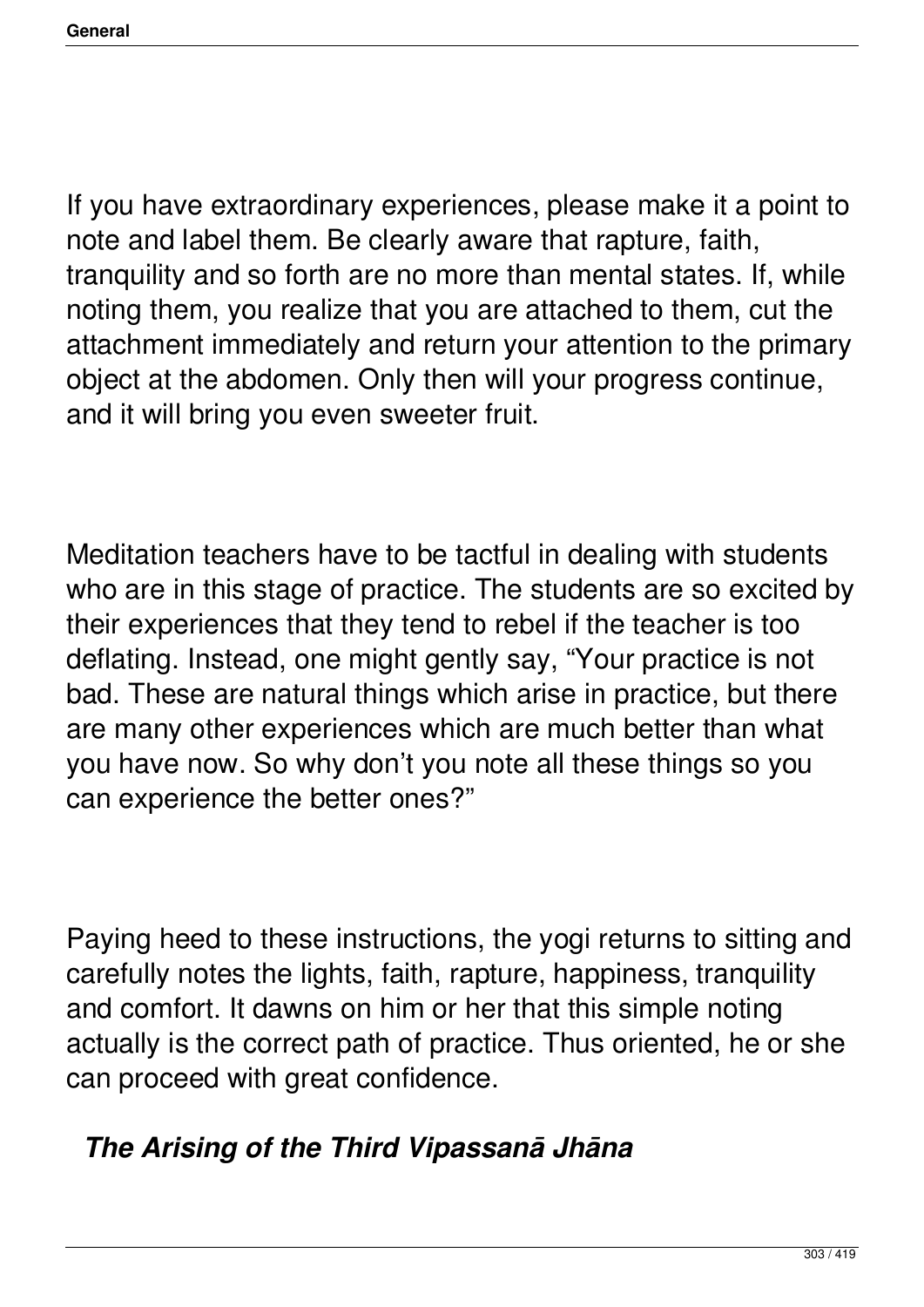If you have extraordinary experiences, please make it a point to note and label them. Be clearly aware that rapture, faith, tranquility and so forth are no more than mental states. If, while noting them, you realize that you are attached to them, cut the attachment immediately and return your attention to the primary object at the abdomen. Only then will your progress continue, and it will bring you even sweeter fruit.

Meditation teachers have to be tactful in dealing with students who are in this stage of practice. The students are so excited by their experiences that they tend to rebel if the teacher is too deflating. Instead, one might gently say, "Your practice is not bad. These are natural things which arise in practice, but there are many other experiences which are much better than what you have now. So why don't you note all these things so you can experience the better ones?"

Paying heed to these instructions, the yogi returns to sitting and carefully notes the lights, faith, rapture, happiness, tranquility and comfort. It dawns on him or her that this simple noting actually is the correct path of practice. Thus oriented, he or she can proceed with great confidence.

### *The Arising of the Third Vipassanā Jhāna*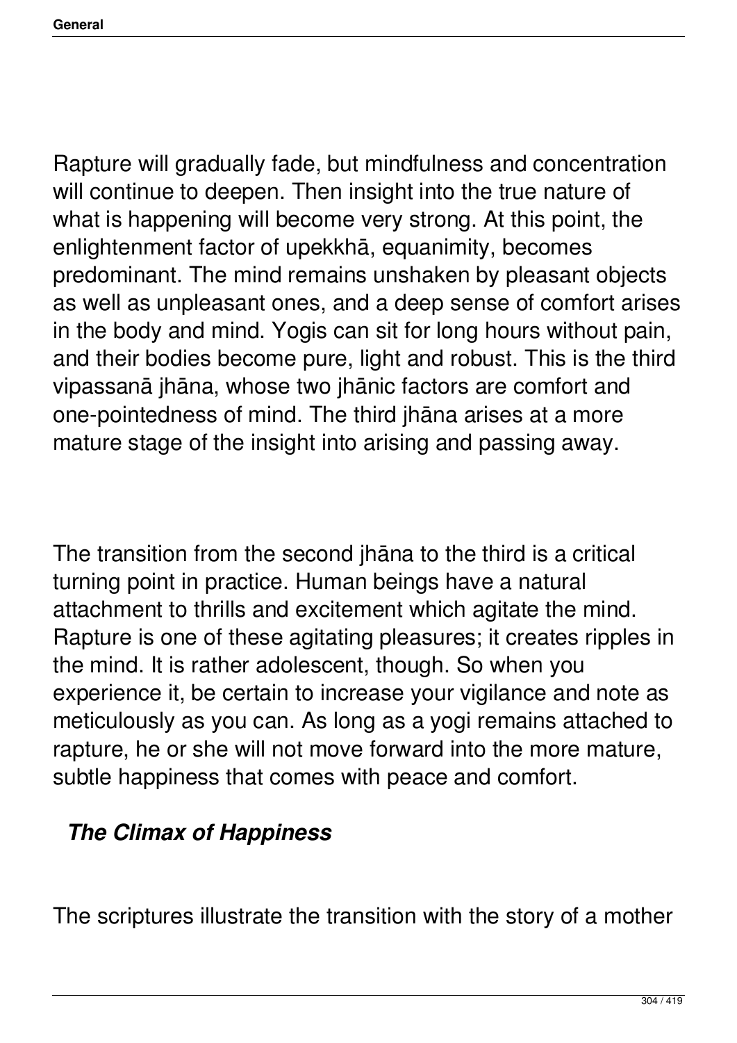Rapture will gradually fade, but mindfulness and concentration will continue to deepen. Then insight into the true nature of what is happening will become very strong. At this point, the enlightenment factor of upekkhā, equanimity, becomes predominant. The mind remains unshaken by pleasant objects as well as unpleasant ones, and a deep sense of comfort arises in the body and mind. Yogis can sit for long hours without pain, and their bodies become pure, light and robust. This is the third vipassanā jhāna, whose two jhānic factors are comfort and one-pointedness of mind. The third jhāna arises at a more mature stage of the insight into arising and passing away.

The transition from the second jhāna to the third is a critical turning point in practice. Human beings have a natural attachment to thrills and excitement which agitate the mind. Rapture is one of these agitating pleasures; it creates ripples in the mind. It is rather adolescent, though. So when you experience it, be certain to increase your vigilance and note as meticulously as you can. As long as a yogi remains attached to rapture, he or she will not move forward into the more mature, subtle happiness that comes with peace and comfort.

### *The Climax of Happiness*

The scriptures illustrate the transition with the story of a mother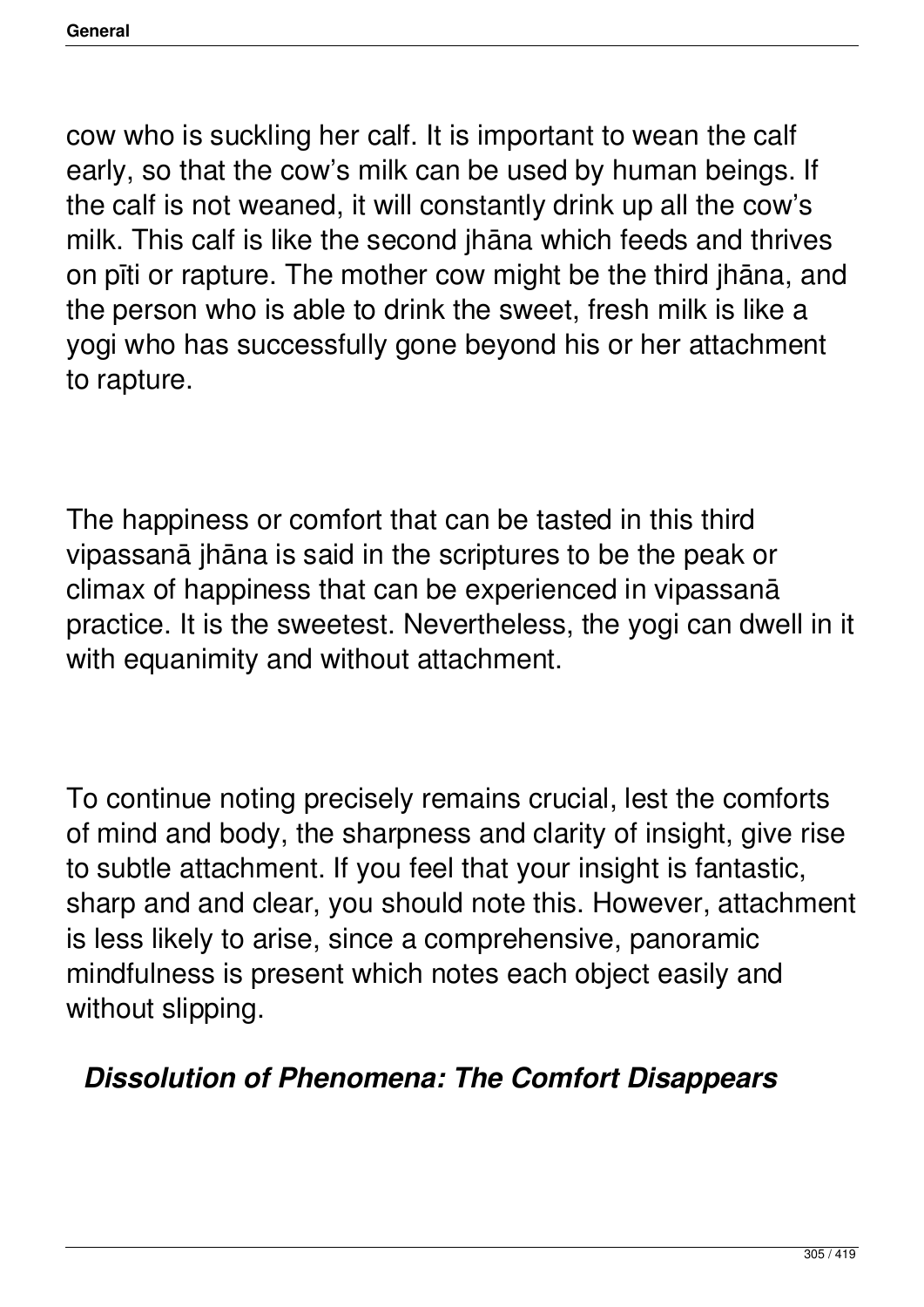cow who is suckling her calf. It is important to wean the calf early, so that the cow's milk can be used by human beings. If the calf is not weaned, it will constantly drink up all the cow's milk. This calf is like the second jhāna which feeds and thrives on pīti or rapture. The mother cow might be the third jhāna, and the person who is able to drink the sweet, fresh milk is like a yogi who has successfully gone beyond his or her attachment to rapture.

The happiness or comfort that can be tasted in this third vipassanā jhāna is said in the scriptures to be the peak or climax of happiness that can be experienced in vipassanā practice. It is the sweetest. Nevertheless, the yogi can dwell in it with equanimity and without attachment.

To continue noting precisely remains crucial, lest the comforts of mind and body, the sharpness and clarity of insight, give rise to subtle attachment. If you feel that your insight is fantastic, sharp and and clear, you should note this. However, attachment is less likely to arise, since a comprehensive, panoramic mindfulness is present which notes each object easily and without slipping.

### *Dissolution of Phenomena: The Comfort Disappears*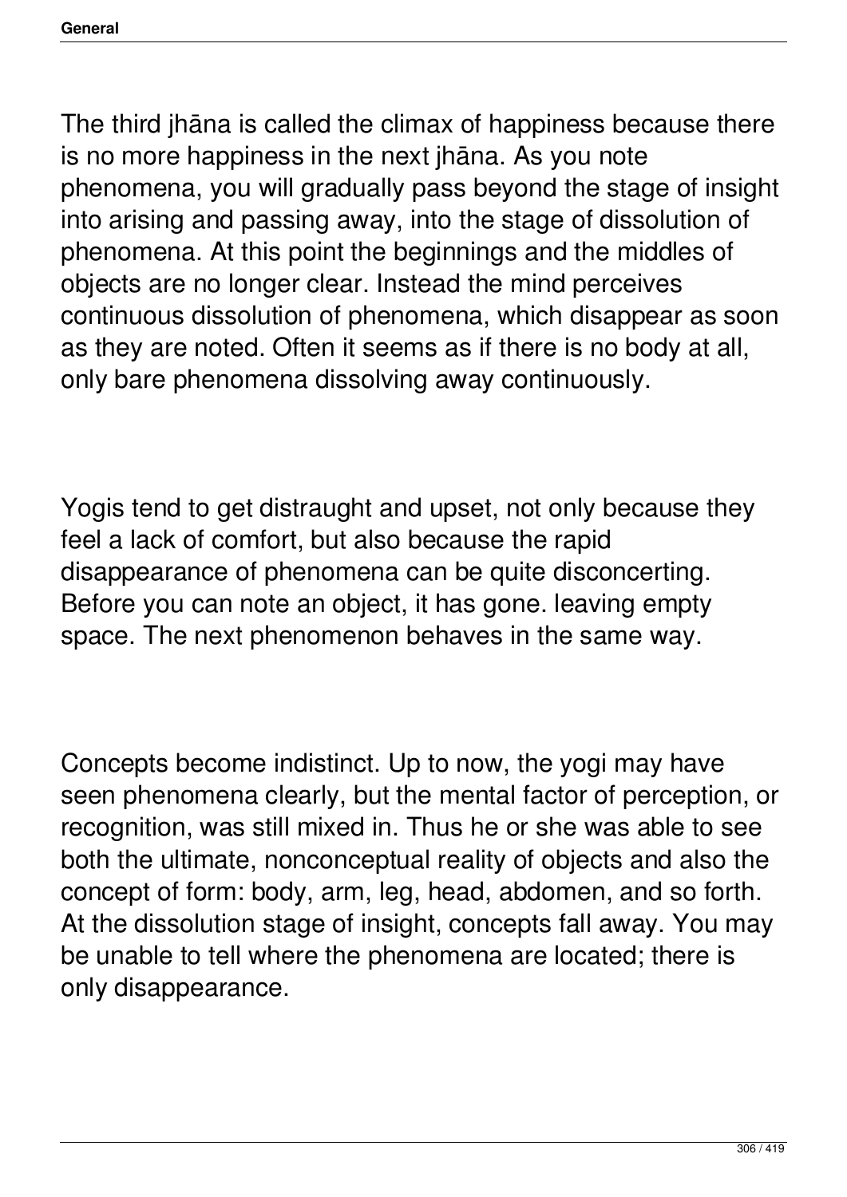The third jhāna is called the climax of happiness because there is no more happiness in the next jhāna. As you note phenomena, you will gradually pass beyond the stage of insight into arising and passing away, into the stage of dissolution of phenomena. At this point the beginnings and the middles of objects are no longer clear. Instead the mind perceives continuous dissolution of phenomena, which disappear as soon as they are noted. Often it seems as if there is no body at all, only bare phenomena dissolving away continuously.

Yogis tend to get distraught and upset, not only because they feel a lack of comfort, but also because the rapid disappearance of phenomena can be quite disconcerting. Before you can note an object, it has gone. leaving empty space. The next phenomenon behaves in the same way.

Concepts become indistinct. Up to now, the yogi may have seen phenomena clearly, but the mental factor of perception, or recognition, was still mixed in. Thus he or she was able to see both the ultimate, nonconceptual reality of objects and also the concept of form: body, arm, leg, head, abdomen, and so forth. At the dissolution stage of insight, concepts fall away. You may be unable to tell where the phenomena are located; there is only disappearance.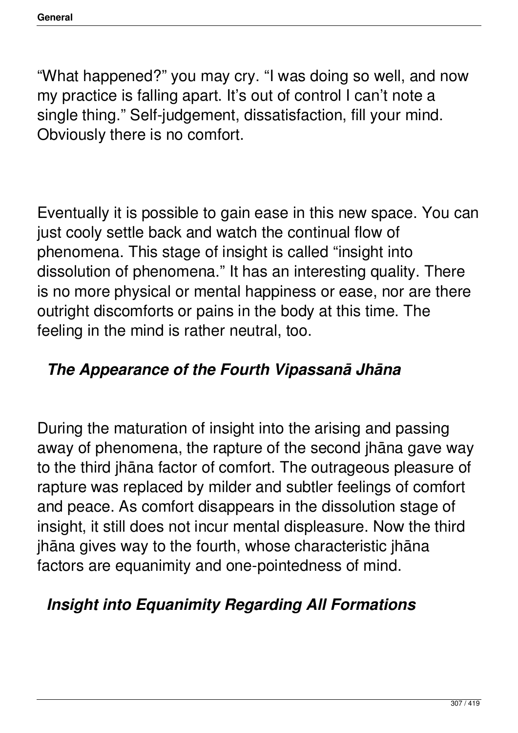"What happened?" you may cry. "I was doing so well, and now my practice is falling apart. It's out of control I can't note a single thing." Self-judgement, dissatisfaction, fill your mind. Obviously there is no comfort.

Eventually it is possible to gain ease in this new space. You can just cooly settle back and watch the continual flow of phenomena. This stage of insight is called "insight into dissolution of phenomena." It has an interesting quality. There is no more physical or mental happiness or ease, nor are there outright discomforts or pains in the body at this time. The feeling in the mind is rather neutral, too.

### *The Appearance of the Fourth Vipassanā Jhāna*

During the maturation of insight into the arising and passing away of phenomena, the rapture of the second jhāna gave way to the third jhāna factor of comfort. The outrageous pleasure of rapture was replaced by milder and subtler feelings of comfort and peace. As comfort disappears in the dissolution stage of insight, it still does not incur mental displeasure. Now the third jhāna gives way to the fourth, whose characteristic jhāna factors are equanimity and one-pointedness of mind.

### *Insight into Equanimity Regarding All Formations*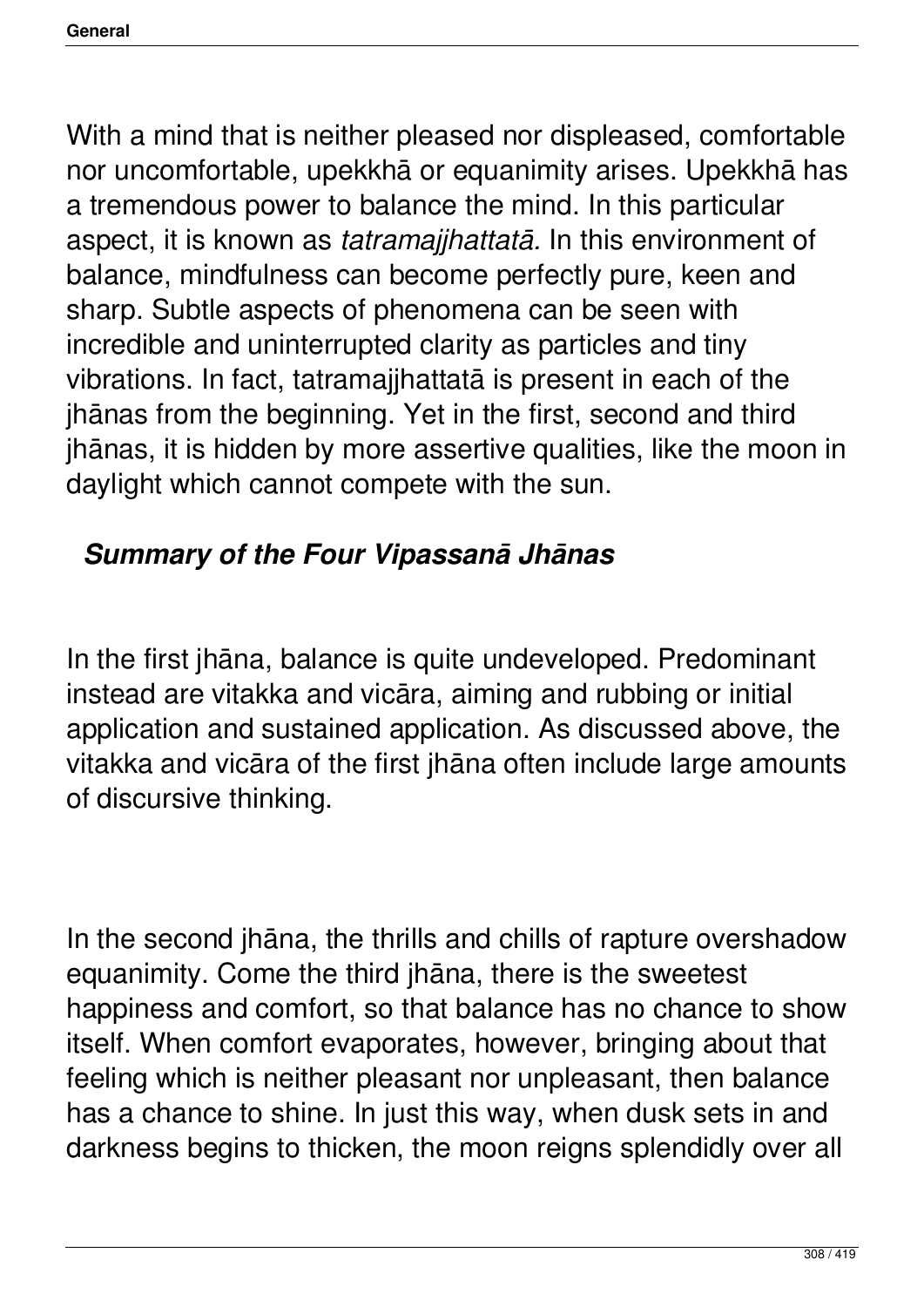With a mind that is neither pleased nor displeased, comfortable nor uncomfortable, upekkhā or equanimity arises. Upekkhā has a tremendous power to balance the mind. In this particular aspect, it is known as *tatramajjhattatā.* In this environment of balance, mindfulness can become perfectly pure, keen and sharp. Subtle aspects of phenomena can be seen with incredible and uninterrupted clarity as particles and tiny vibrations. In fact, tatramajjhattatā is present in each of the jhānas from the beginning. Yet in the first, second and third jhānas, it is hidden by more assertive qualities, like the moon in daylight which cannot compete with the sun.

### *Summary of the Four Vipassanā Jhānas*

In the first jhāna, balance is quite undeveloped. Predominant instead are vitakka and vicāra, aiming and rubbing or initial application and sustained application. As discussed above, the vitakka and vicāra of the first jhāna often include large amounts of discursive thinking.

In the second jhāna, the thrills and chills of rapture overshadow equanimity. Come the third jhāna, there is the sweetest happiness and comfort, so that balance has no chance to show itself. When comfort evaporates, however, bringing about that feeling which is neither pleasant nor unpleasant, then balance has a chance to shine. In just this way, when dusk sets in and darkness begins to thicken, the moon reigns splendidly over all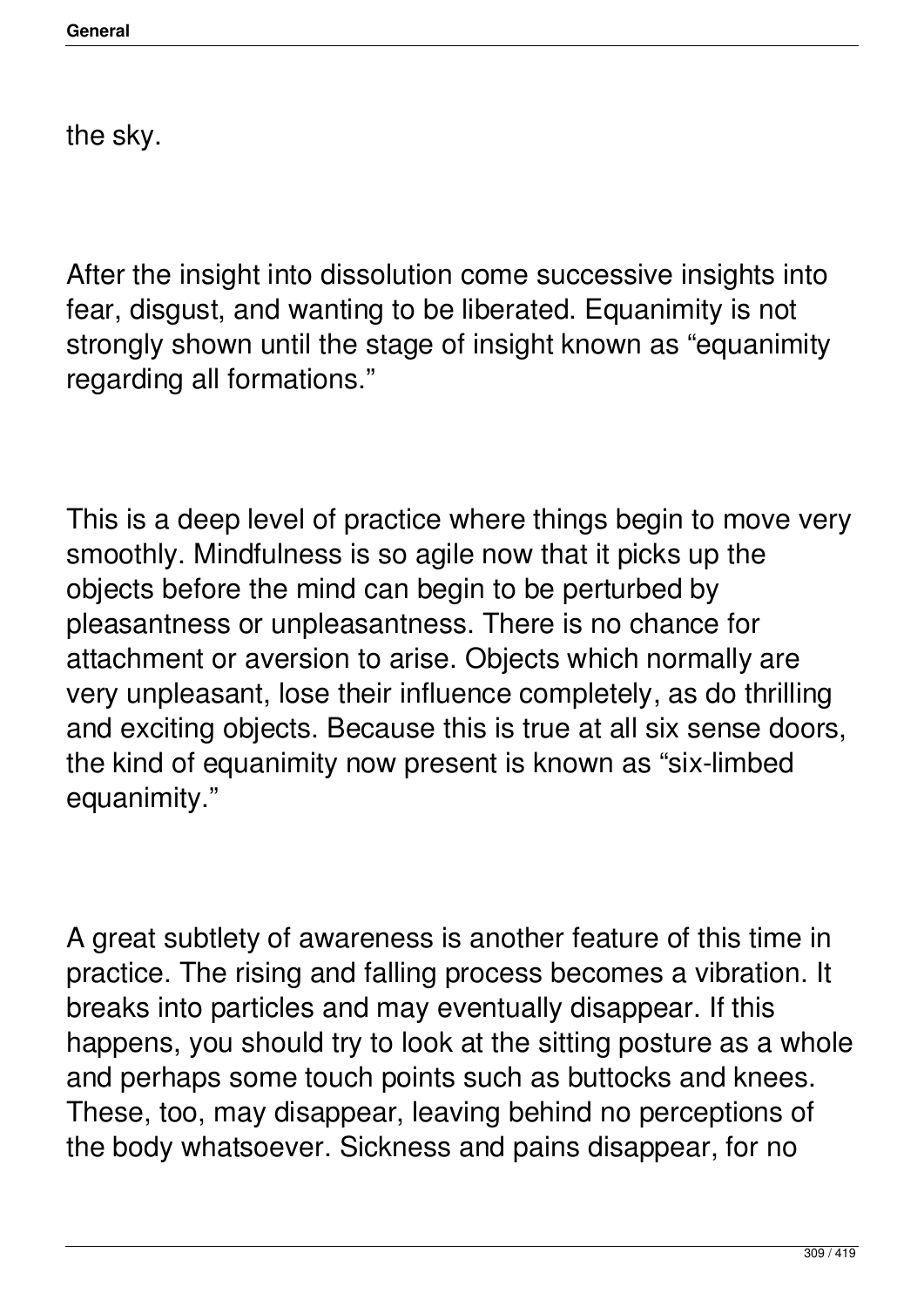the sky.

After the insight into dissolution come successive insights into fear, disgust, and wanting to be liberated. Equanimity is not strongly shown until the stage of insight known as “equanimity regarding all formations.”

This is a deep level of practice where things begin to move very smoothly. Mindfulness is so agile now that it picks up the objects before the mind can begin to be perturbed by pleasantness or unpleasantness. There is no chance for attachment or aversion to arise. Objects which normally are very unpleasant, lose their influence completely, as do thrilling and exciting objects. Because this is true at all six sense doors, the kind of equanimity now present is known as “six-limbed equanimity.”

A great subtlety of awareness is another feature of this time in practice. The rising and falling process becomes a vibration. It breaks into particles and may eventually disappear. If this happens, you should try to look at the sitting posture as a whole and perhaps some touch points such as buttocks and knees. These, too, may disappear, leaving behind no perceptions of the body whatsoever. Sickness and pains disappear, for no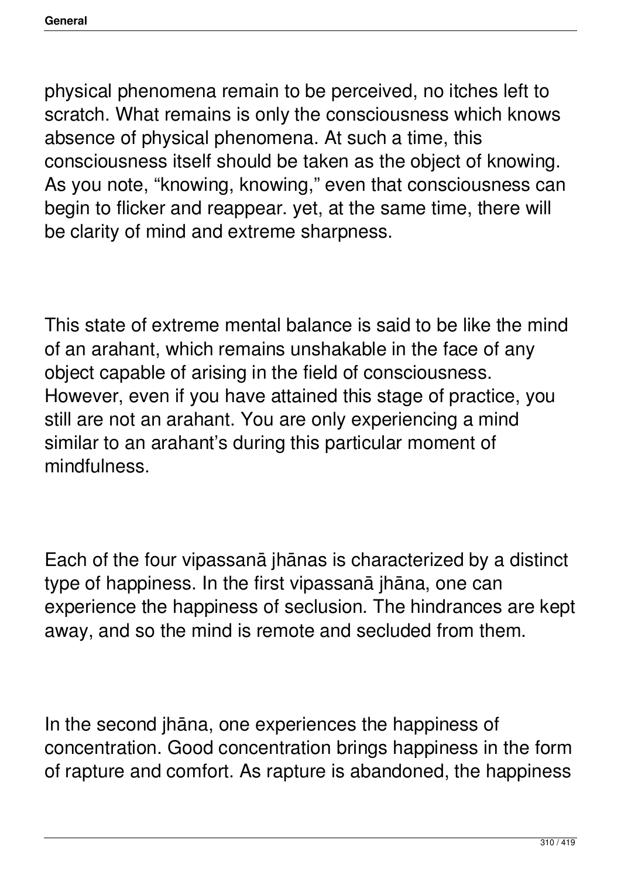physical phenomena remain to be perceived, no itches left to scratch. What remains is only the consciousness which knows absence of physical phenomena. At such a time, this consciousness itself should be taken as the object of knowing. As you note, "knowing, knowing," even that consciousness can begin to flicker and reappear. yet, at the same time, there will be clarity of mind and extreme sharpness.

This state of extreme mental balance is said to be like the mind of an arahant, which remains unshakable in the face of any object capable of arising in the field of consciousness. However, even if you have attained this stage of practice, you still are not an arahant. You are only experiencing a mind similar to an arahant's during this particular moment of mindfulness.

Each of the four vipassanā jhānas is characterized by a distinct type of happiness. In the first vipassanā jhāna, one can experience the happiness of seclusion. The hindrances are kept away, and so the mind is remote and secluded from them.

In the second jhāna, one experiences the happiness of concentration. Good concentration brings happiness in the form of rapture and comfort. As rapture is abandoned, the happiness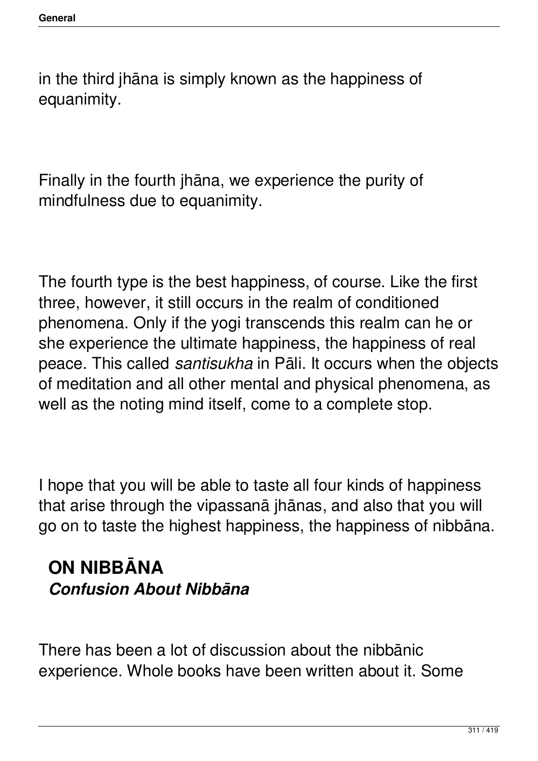in the third jhāna is simply known as the happiness of equanimity.

Finally in the fourth jhāna, we experience the purity of mindfulness due to equanimity.

The fourth type is the best happiness, of course. Like the first three, however, it still occurs in the realm of conditioned phenomena. Only if the yogi transcends this realm can he or she experience the ultimate happiness, the happiness of real peace. This called *santisukha* in Pāli. It occurs when the objects of meditation and all other mental and physical phenomena, as well as the noting mind itself, come to a complete stop.

I hope that you will be able to taste all four kinds of happiness that arise through the vipassanā jhānas, and also that you will go on to taste the highest happiness, the happiness of nibbāna.

## ON NIBBĀNA

### *Confusion About Nibbāna*

There has been a lot of discussion about the nibbānic experience. Whole books have been written about it. Some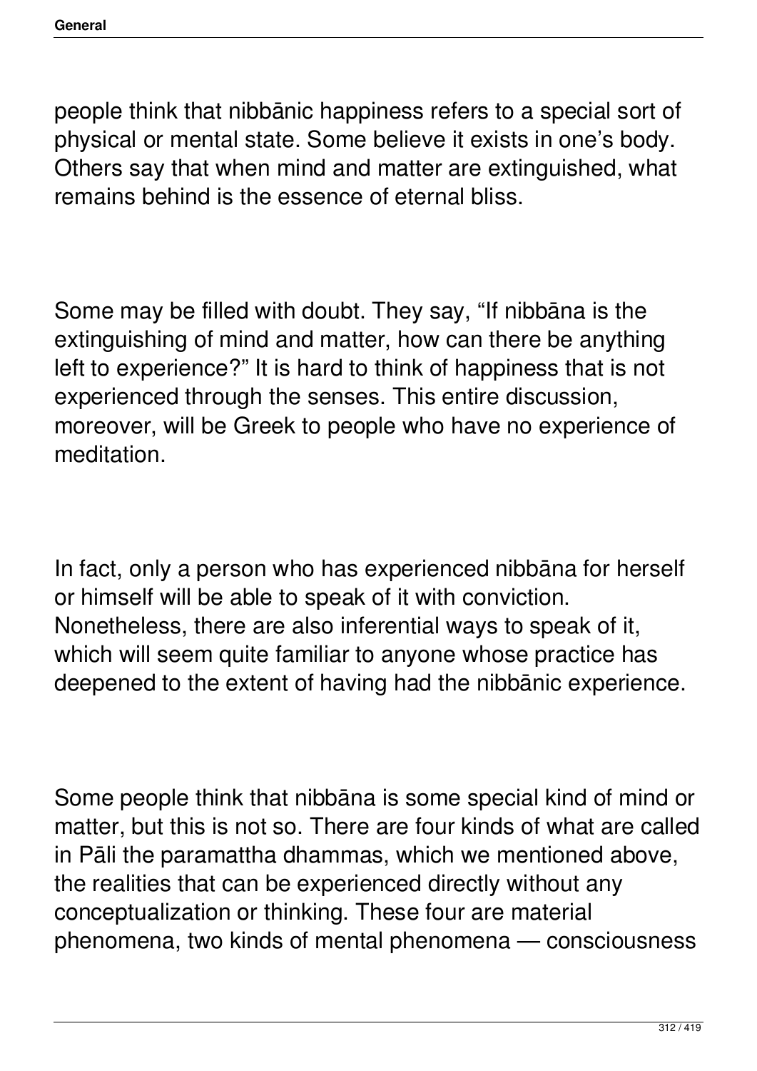people think that nibbānic happiness refers to a special sort of physical or mental state. Some believe it exists in one's body. Others say that when mind and matter are extinguished, what remains behind is the essence of eternal bliss.

Some may be filled with doubt. They say, "If nibbāna is the extinguishing of mind and matter, how can there be anything left to experience?" It is hard to think of happiness that is not experienced through the senses. This entire discussion, moreover, will be Greek to people who have no experience of meditation.

In fact, only a person who has experienced nibbāna for herself or himself will be able to speak of it with conviction. Nonetheless, there are also inferential ways to speak of it, which will seem quite familiar to anyone whose practice has deepened to the extent of having had the nibbānic experience.

Some people think that nibbāna is some special kind of mind or matter, but this is not so. There are four kinds of what are called in Pāli the paramattha dhammas, which we mentioned above, the realities that can be experienced directly without any conceptualization or thinking. These four are material phenomena, two kinds of mental phenomena — consciousness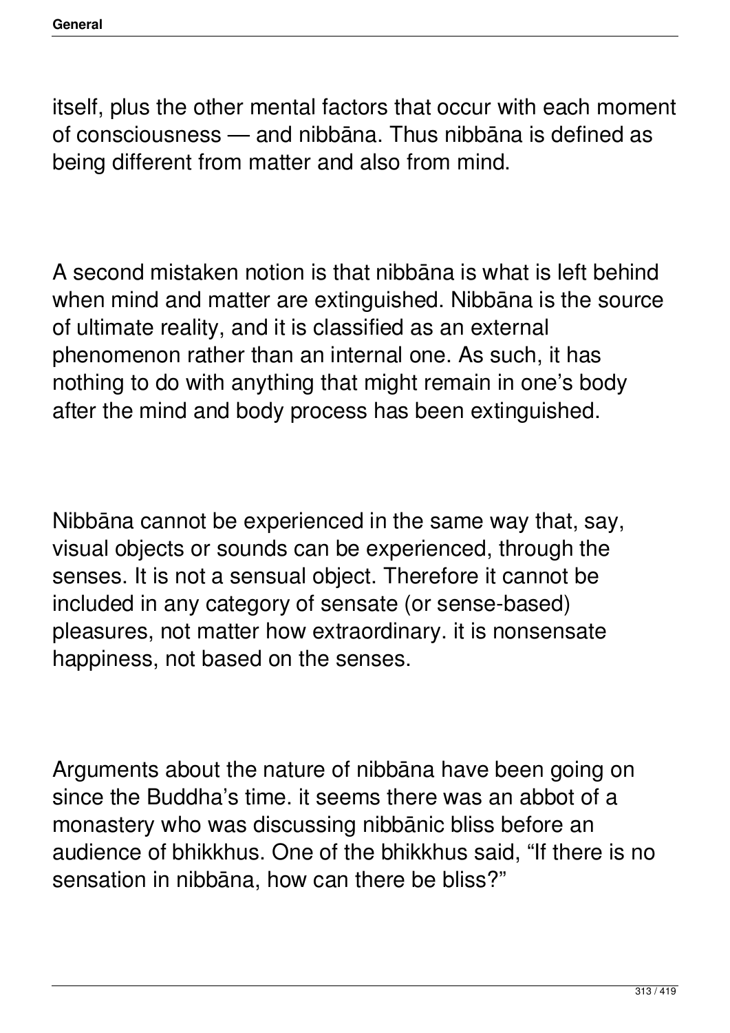itself, plus the other mental factors that occur with each moment of consciousness — and nibbāna. Thus nibbāna is defined as being different from matter and also from mind.

A second mistaken notion is that nibbāna is what is left behind when mind and matter are extinguished. Nibbāna is the source of ultimate reality, and it is classified as an external phenomenon rather than an internal one. As such, it has nothing to do with anything that might remain in one's body after the mind and body process has been extinguished.

Nibbāna cannot be experienced in the same way that, say, visual objects or sounds can be experienced, through the senses. It is not a sensual object. Therefore it cannot be included in any category of sensate (or sense-based) pleasures, not matter how extraordinary. it is nonsensate happiness, not based on the senses.

Arguments about the nature of nibbāna have been going on since the Buddha's time. it seems there was an abbot of a monastery who was discussing nibbānic bliss before an audience of bhikkhus. One of the bhikkhus said, "If there is no sensation in nibbāna, how can there be bliss?"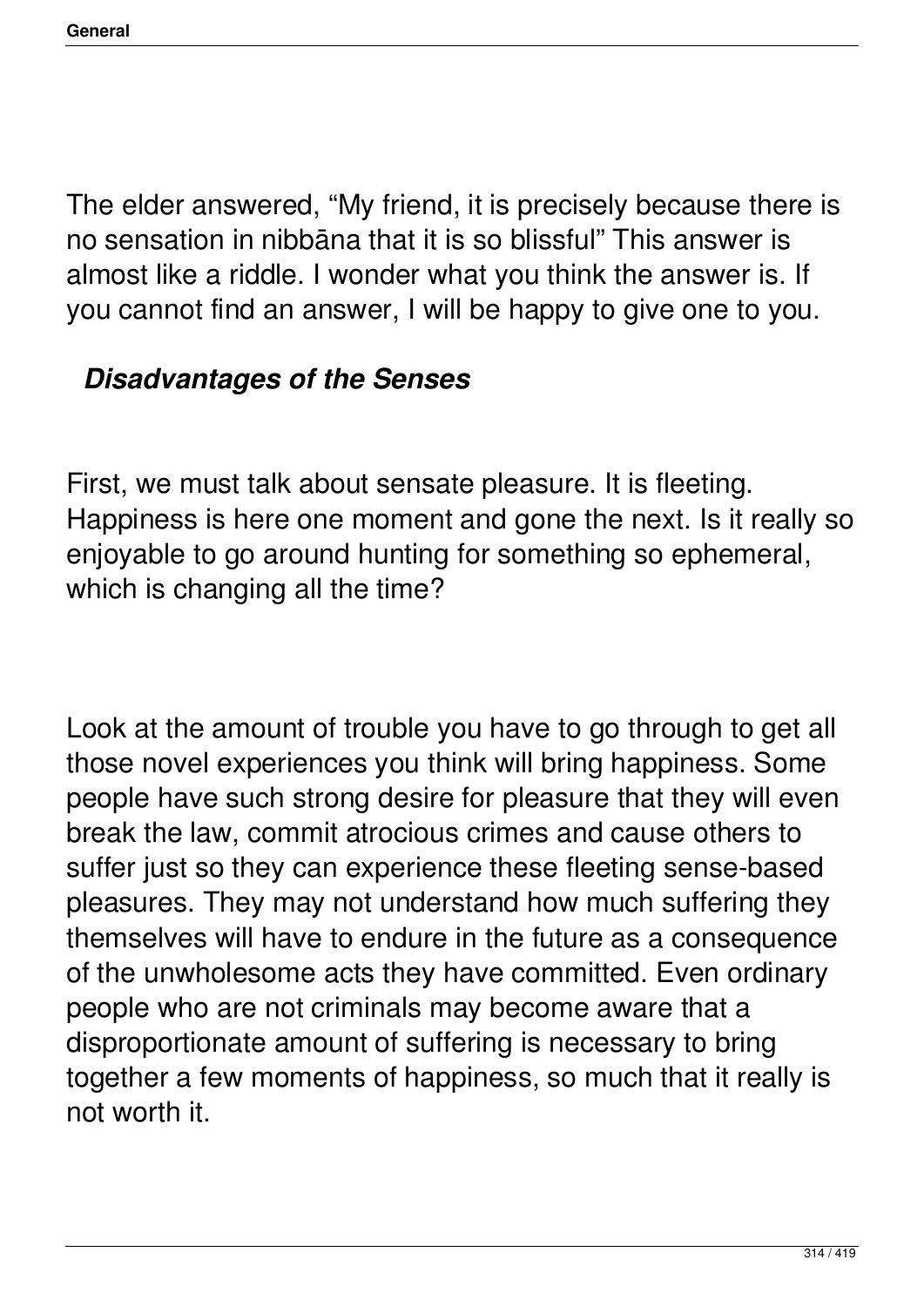The elder answered, “My friend, it is precisely because there is no sensation in nibbāna that it is so blissful” This answer is almost like a riddle. I wonder what you think the answer is. If you cannot find an answer, I will be happy to give one to you.

### *Disadvantages of the Senses*

First, we must talk about sensate pleasure. It is fleeting. Happiness is here one moment and gone the next. Is it really so enjoyable to go around hunting for something so ephemeral, which is changing all the time?

Look at the amount of trouble you have to go through to get all those novel experiences you think will bring happiness. Some people have such strong desire for pleasure that they will even break the law, commit atrocious crimes and cause others to suffer just so they can experience these fleeting sense-based pleasures. They may not understand how much suffering they themselves will have to endure in the future as a consequence of the unwholesome acts they have committed. Even ordinary people who are not criminals may become aware that a disproportionate amount of suffering is necessary to bring together a few moments of happiness, so much that it really is not worth it.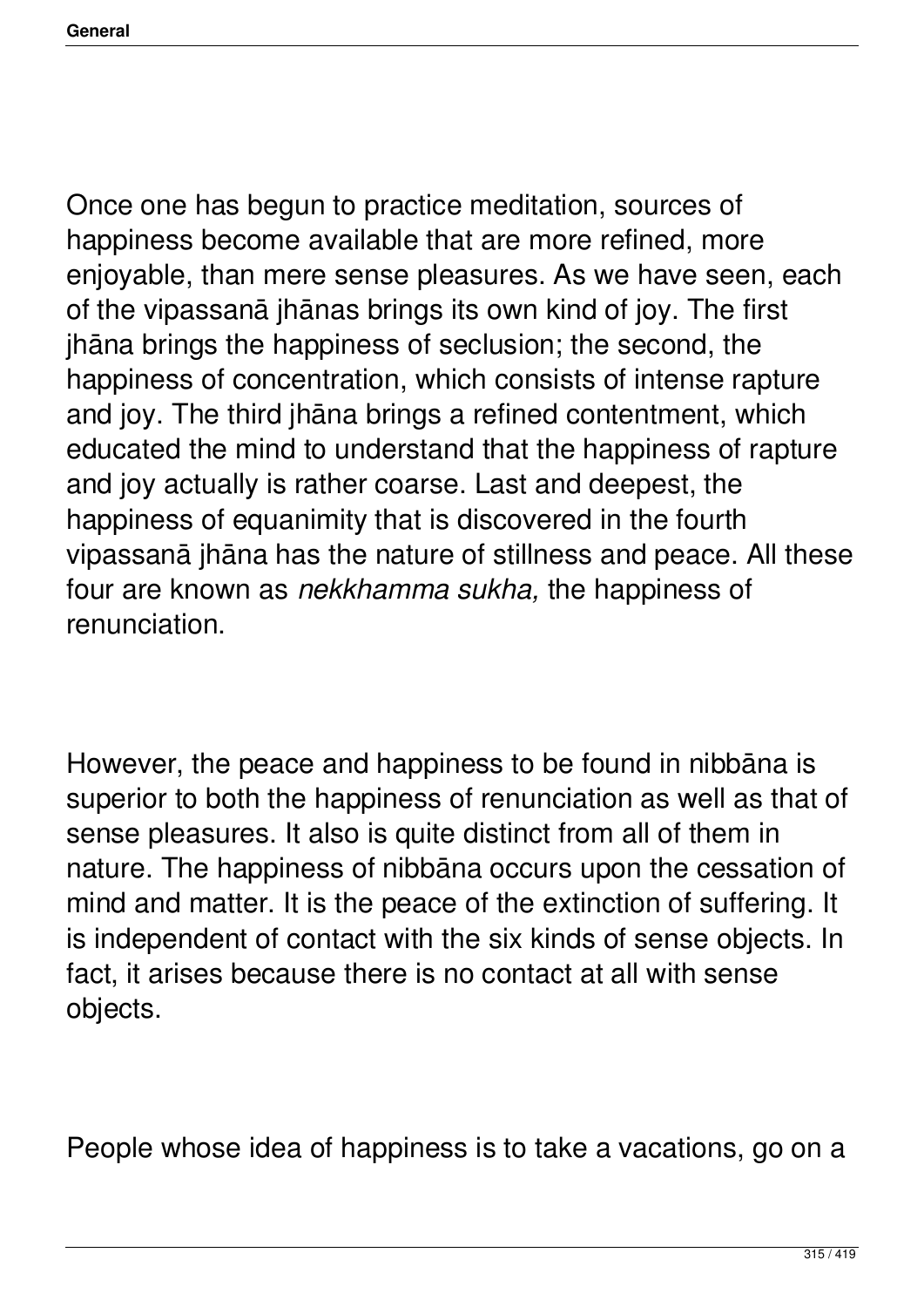Once one has begun to practice meditation, sources of happiness become available that are more refined, more enjoyable, than mere sense pleasures. As we have seen, each of the vipassanā jhānas brings its own kind of joy. The first jhāna brings the happiness of seclusion; the second, the happiness of concentration, which consists of intense rapture and joy. The third jhāna brings a refined contentment, which educated the mind to understand that the happiness of rapture and joy actually is rather coarse. Last and deepest, the happiness of equanimity that is discovered in the fourth vipassanā jhāna has the nature of stillness and peace. All these four are known as *nekkhamma sukha,* the happiness of renunciation.

However, the peace and happiness to be found in nibbāna is superior to both the happiness of renunciation as well as that of sense pleasures. It also is quite distinct from all of them in nature. The happiness of nibbāna occurs upon the cessation of mind and matter. It is the peace of the extinction of suffering. It is independent of contact with the six kinds of sense objects. In fact, it arises because there is no contact at all with sense objects.

People whose idea of happiness is to take a vacations, go on a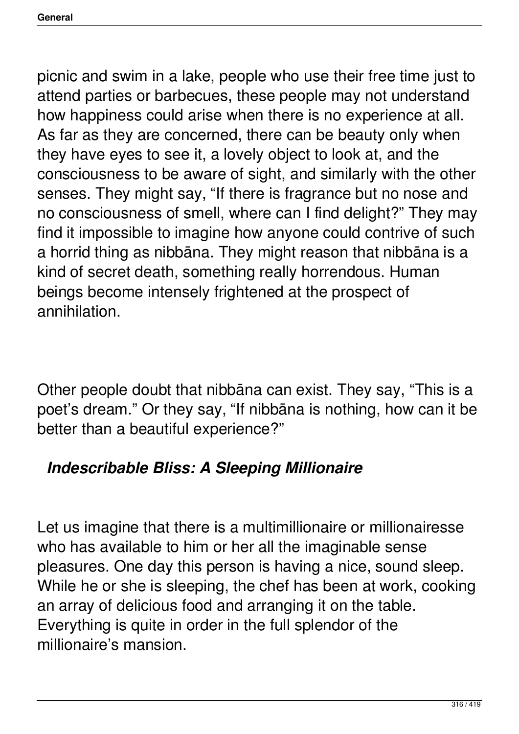picnic and swim in a lake, people who use their free time just to attend parties or barbecues, these people may not understand how happiness could arise when there is no experience at all. As far as they are concerned, there can be beauty only when they have eyes to see it, a lovely object to look at, and the consciousness to be aware of sight, and similarly with the other senses. They might say, "If there is fragrance but no nose and no consciousness of smell, where can I find delight?" They may find it impossible to imagine how anyone could contrive of such a horrid thing as nibbāna. They might reason that nibbāna is a kind of secret death, something really horrendous. Human beings become intensely frightened at the prospect of annihilation.

Other people doubt that nibbāna can exist. They say, "This is a poet's dream." Or they say, "If nibbāna is nothing, how can it be better than a beautiful experience?"

### *Indescribable Bliss: A Sleeping Millionaire*

Let us imagine that there is a multimillionaire or millionairesse who has available to him or her all the imaginable sense pleasures. One day this person is having a nice, sound sleep. While he or she is sleeping, the chef has been at work, cooking an array of delicious food and arranging it on the table. Everything is quite in order in the full splendor of the millionaire's mansion.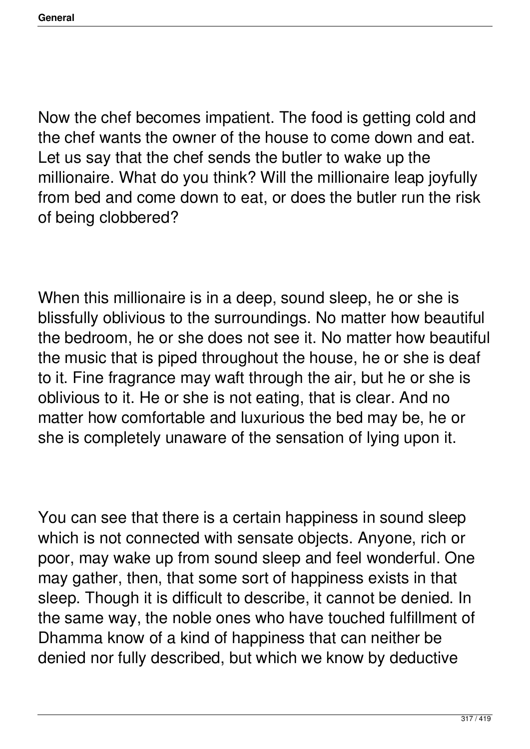Now the chef becomes impatient. The food is getting cold and the chef wants the owner of the house to come down and eat. Let us say that the chef sends the butler to wake up the millionaire. What do you think? Will the millionaire leap joyfully from bed and come down to eat, or does the butler run the risk of being clobbered?

When this millionaire is in a deep, sound sleep, he or she is blissfully oblivious to the surroundings. No matter how beautiful the bedroom, he or she does not see it. No matter how beautiful the music that is piped throughout the house, he or she is deaf to it. Fine fragrance may waft through the air, but he or she is oblivious to it. He or she is not eating, that is clear. And no matter how comfortable and luxurious the bed may be, he or she is completely unaware of the sensation of lying upon it.

You can see that there is a certain happiness in sound sleep which is not connected with sensate objects. Anyone, rich or poor, may wake up from sound sleep and feel wonderful. One may gather, then, that some sort of happiness exists in that sleep. Though it is difficult to describe, it cannot be denied. In the same way, the noble ones who have touched fulfillment of Dhamma know of a kind of happiness that can neither be denied nor fully described, but which we know by deductive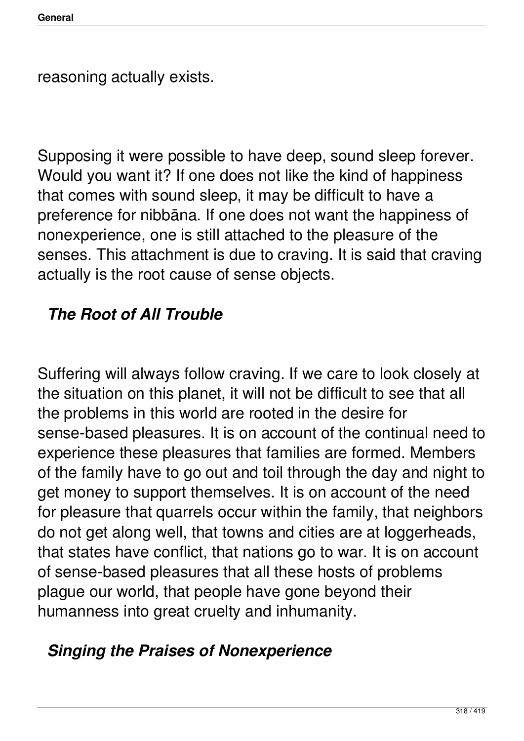reasoning actually exists.

Supposing it were possible to have deep, sound sleep forever. Would you want it? If one does not like the kind of happiness that comes with sound sleep, it may be difficult to have a preference for nibbāna. If one does not want the happiness of nonexperience, one is still attached to the pleasure of the senses. This attachment is due to craving. It is said that craving actually is the root cause of sense objects.

### *The Root of All Trouble*

Suffering will always follow craving. If we care to look closely at the situation on this planet, it will not be difficult to see that all the problems in this world are rooted in the desire for sense-based pleasures. It is on account of the continual need to experience these pleasures that families are formed. Members of the family have to go out and toil through the day and night to get money to support themselves. It is on account of the need for pleasure that quarrels occur within the family, that neighbors do not get along well, that towns and cities are at loggerheads, that states have conflict, that nations go to war. It is on account of sense-based pleasures that all these hosts of problems plague our world, that people have gone beyond their humanness into great cruelty and inhumanity.

### *Singing the Praises of Nonexperience*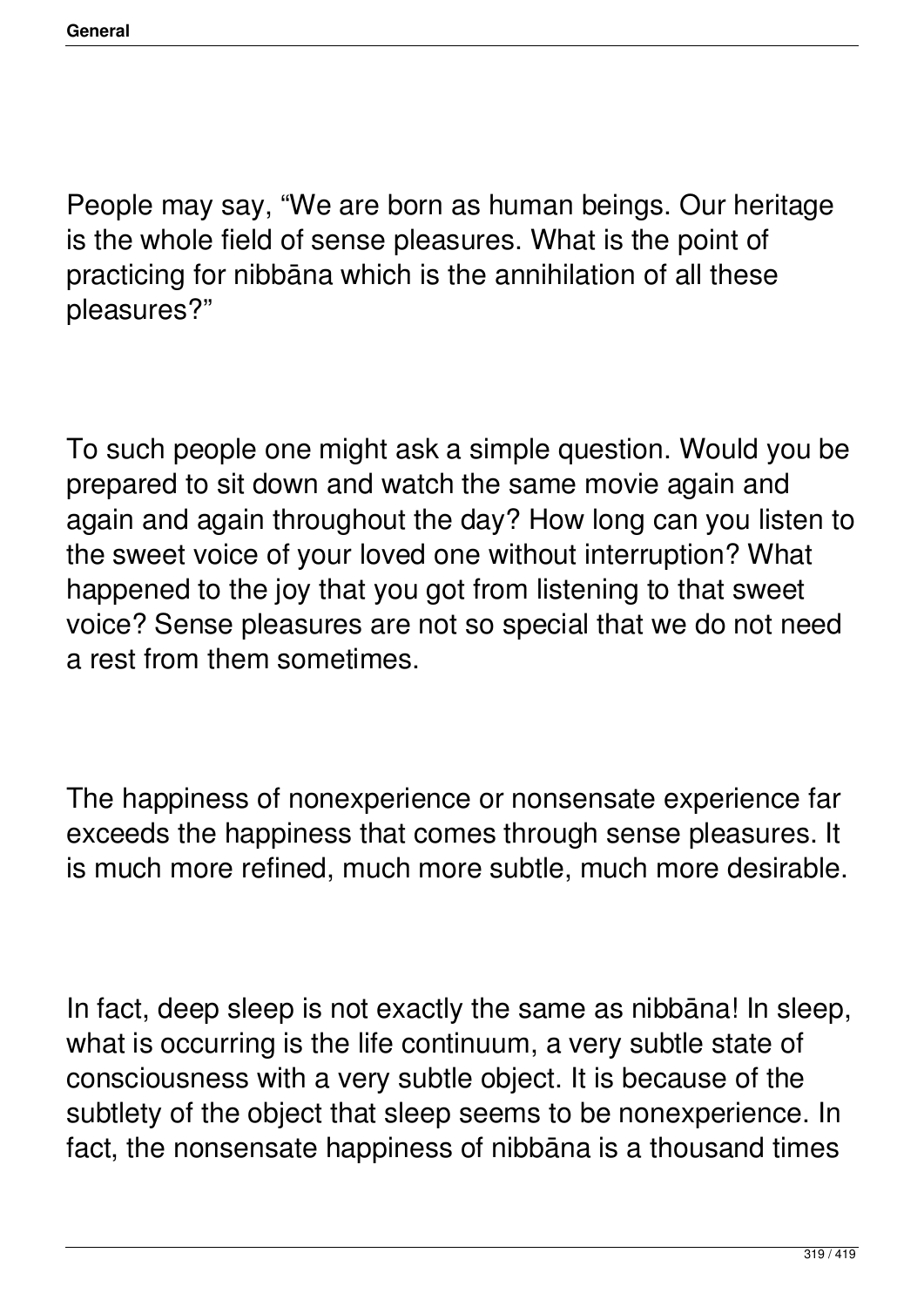People may say, "We are born as human beings. Our heritage is the whole field of sense pleasures. What is the point of practicing for nibbāna which is the annihilation of all these pleasures?"

To such people one might ask a simple question. Would you be prepared to sit down and watch the same movie again and again and again throughout the day? How long can you listen to the sweet voice of your loved one without interruption? What happened to the joy that you got from listening to that sweet voice? Sense pleasures are not so special that we do not need a rest from them sometimes.

The happiness of nonexperience or nonsensate experience far exceeds the happiness that comes through sense pleasures. It is much more refined, much more subtle, much more desirable.

In fact, deep sleep is not exactly the same as nibbāna! In sleep, what is occurring is the life continuum, a very subtle state of consciousness with a very subtle object. It is because of the subtlety of the object that sleep seems to be nonexperience. In fact, the nonsensate happiness of nibbāna is a thousand times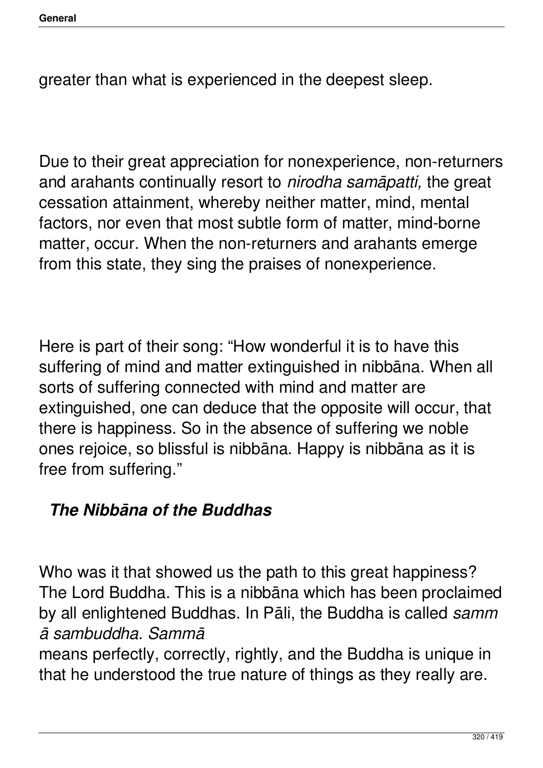greater than what is experienced in the deepest sleep.

Due to their great appreciation for nonexperience, non-returners and arahants continually resort to *nirodha samāpatti,* the great cessation attainment, whereby neither matter, mind, mental factors, nor even that most subtle form of matter, mind-borne matter, occur. When the non-returners and arahants emerge from this state, they sing the praises of nonexperience.

Here is part of their song: "How wonderful it is to have this suffering of mind and matter extinguished in nibbāna. When all sorts of suffering connected with mind and matter are extinguished, one can deduce that the opposite will occur, that there is happiness. So in the absence of suffering we noble ones rejoice, so blissful is nibbāna. Happy is nibbāna as it is free from suffering."

### *The Nibbāna of the Buddhas*

Who was it that showed us the path to this great happiness? The Lord Buddha. This is a nibbāna which has been proclaimed by all enlightened Buddhas. In Pāli, the Buddha is called *sammā sambuddha. Sammā* means perfectly, correctly, rightly, and the Buddha is unique in that he understood the true nature of things as they really are.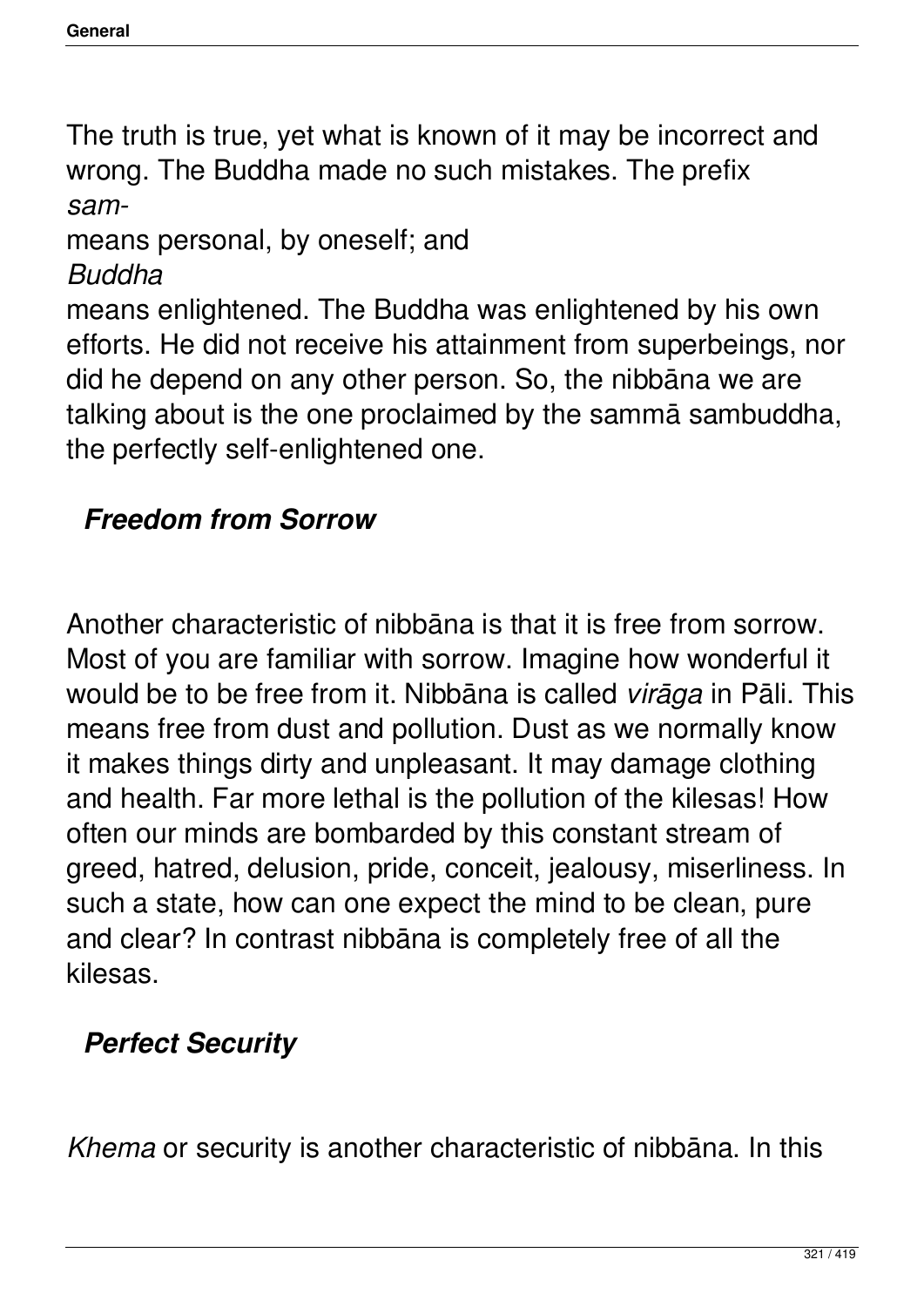The truth is true, yet what is known of it may be incorrect and wrong. The Buddha made no such mistakes. The prefix *sam-* means personal, by oneself; and *Buddha* means enlightened. The Buddha was enlightened by his own efforts. He did not receive his attainment from superbeings, nor did he depend on any other person. So, the nibbāna we are talking about is the one proclaimed by the sammā sambuddha, the perfectly self-enlightened one.

### ***Freedom from Sorrow***

Another characteristic of nibbāna is that it is free from sorrow. Most of you are familiar with sorrow. Imagine how wonderful it would be to be free from it. Nibbāna is called *virāga* in Pāli. This means free from dust and pollution. Dust as we normally know it makes things dirty and unpleasant. It may damage clothing and health. Far more lethal is the pollution of the kilesas! How often our minds are bombarded by this constant stream of greed, hatred, delusion, pride, conceit, jealousy, miserliness. In such a state, how can one expect the mind to be clean, pure and clear? In contrast nibbāna is completely free of all the kilesas.

### ***Perfect Security***

*Khema* or security is another characteristic of nibbāna. In this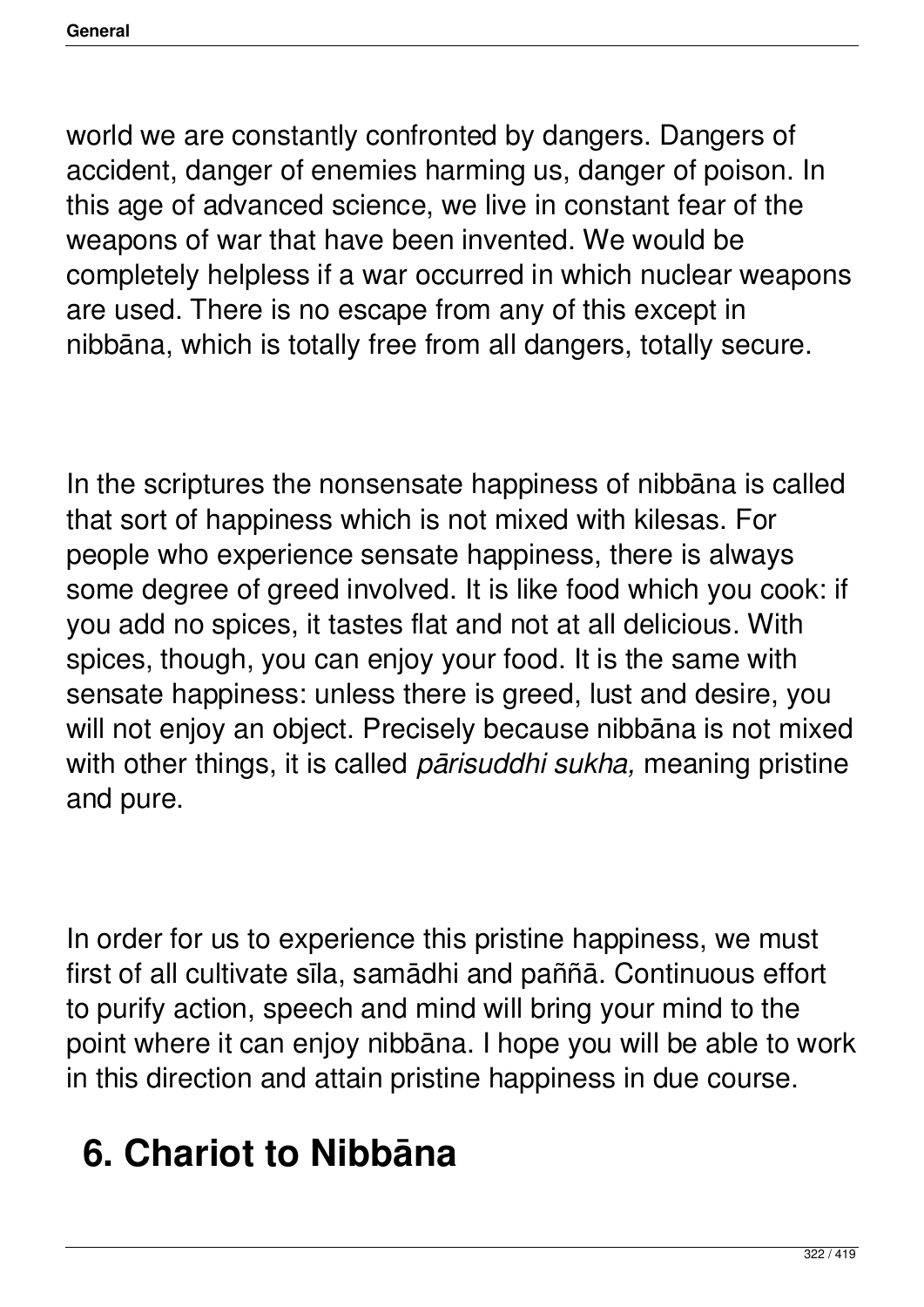world we are constantly confronted by dangers. Dangers of accident, danger of enemies harming us, danger of poison. In this age of advanced science, we live in constant fear of the weapons of war that have been invented. We would be completely helpless if a war occurred in which nuclear weapons are used. There is no escape from any of this except in nibbāna, which is totally free from all dangers, totally secure.

In the scriptures the nonsensate happiness of nibbāna is called that sort of happiness which is not mixed with kilesas. For people who experience sensate happiness, there is always some degree of greed involved. It is like food which you cook: if you add no spices, it tastes flat and not at all delicious. With spices, though, you can enjoy your food. It is the same with sensate happiness: unless there is greed, lust and desire, you will not enjoy an object. Precisely because nibbāna is not mixed with other things, it is called *pārisuddhi sukha,* meaning pristine and pure.

In order for us to experience this pristine happiness, we must first of all cultivate sīla, samādhi and paññā. Continuous effort to purify action, speech and mind will bring your mind to the point where it can enjoy nibbāna. I hope you will be able to work in this direction and attain pristine happiness in due course.

# 6. Chariot to Nibbāna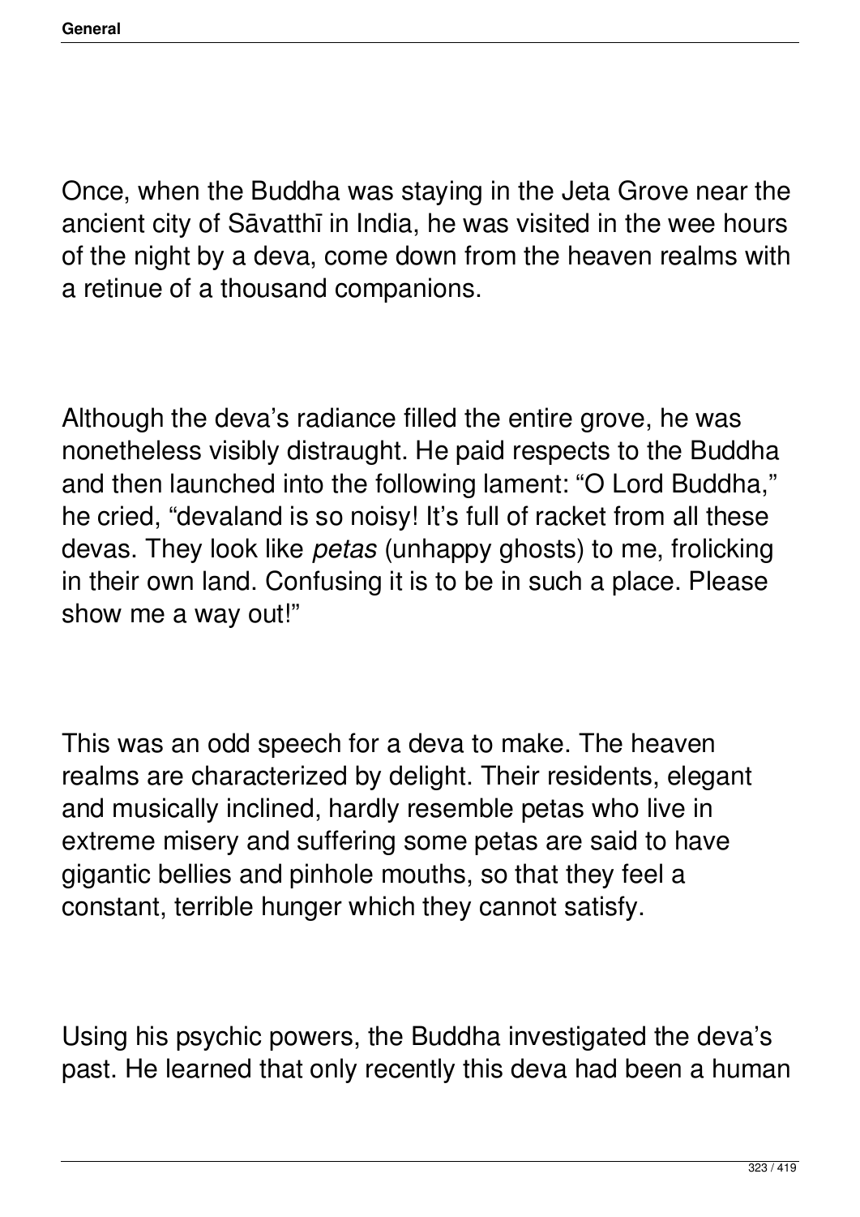Once, when the Buddha was staying in the Jeta Grove near the ancient city of Sāvatthī in India, he was visited in the wee hours of the night by a deva, come down from the heaven realms with a retinue of a thousand companions.

Although the deva's radiance filled the entire grove, he was nonetheless visibly distraught. He paid respects to the Buddha and then launched into the following lament: "O Lord Buddha," he cried, "devaland is so noisy! It's full of racket from all these devas. They look like *petas* (unhappy ghosts) to me, frolicking in their own land. Confusing it is to be in such a place. Please show me a way out!"

This was an odd speech for a deva to make. The heaven realms are characterized by delight. Their residents, elegant and musically inclined, hardly resemble petas who live in extreme misery and suffering some petas are said to have gigantic bellies and pinhole mouths, so that they feel a constant, terrible hunger which they cannot satisfy.

Using his psychic powers, the Buddha investigated the deva's past. He learned that only recently this deva had been a human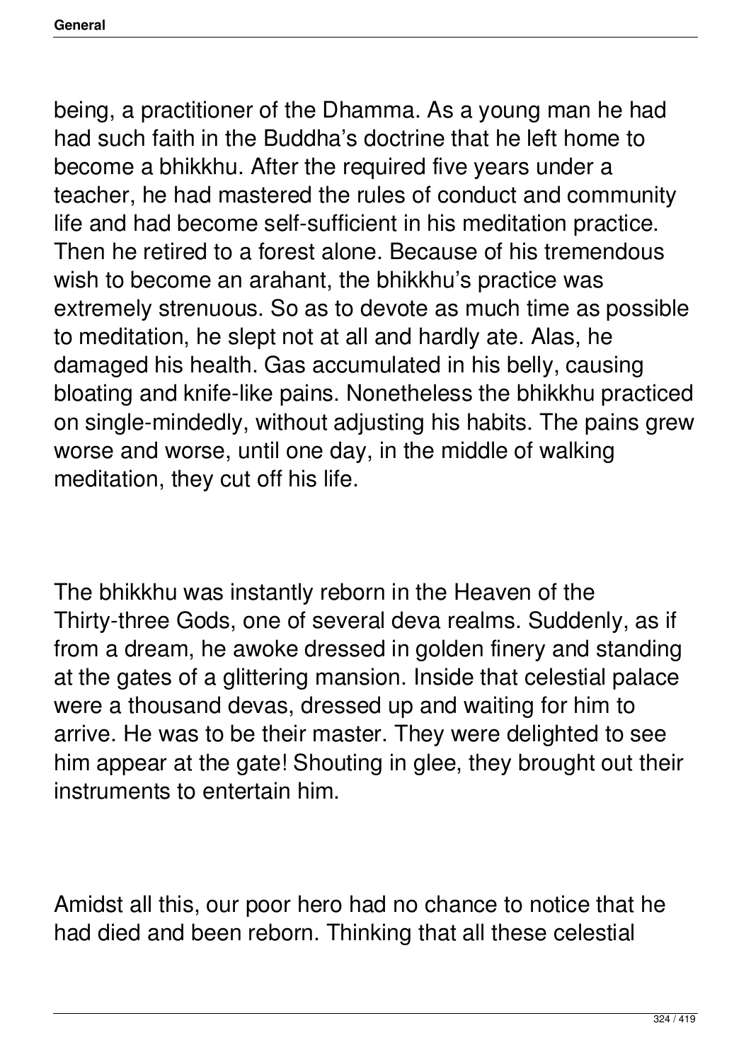being, a practitioner of the Dhamma. As a young man he had had such faith in the Buddha's doctrine that he left home to become a bhikkhu. After the required five years under a teacher, he had mastered the rules of conduct and community life and had become self-sufficient in his meditation practice. Then he retired to a forest alone. Because of his tremendous wish to become an arahant, the bhikkhu's practice was extremely strenuous. So as to devote as much time as possible to meditation, he slept not at all and hardly ate. Alas, he damaged his health. Gas accumulated in his belly, causing bloating and knife-like pains. Nonetheless the bhikkhu practiced on single-mindedly, without adjusting his habits. The pains grew worse and worse, until one day, in the middle of walking meditation, they cut off his life.

The bhikkhu was instantly reborn in the Heaven of the Thirty-three Gods, one of several deva realms. Suddenly, as if from a dream, he awoke dressed in golden finery and standing at the gates of a glittering mansion. Inside that celestial palace were a thousand devas, dressed up and waiting for him to arrive. He was to be their master. They were delighted to see him appear at the gate! Shouting in glee, they brought out their instruments to entertain him.

Amidst all this, our poor hero had no chance to notice that he had died and been reborn. Thinking that all these celestial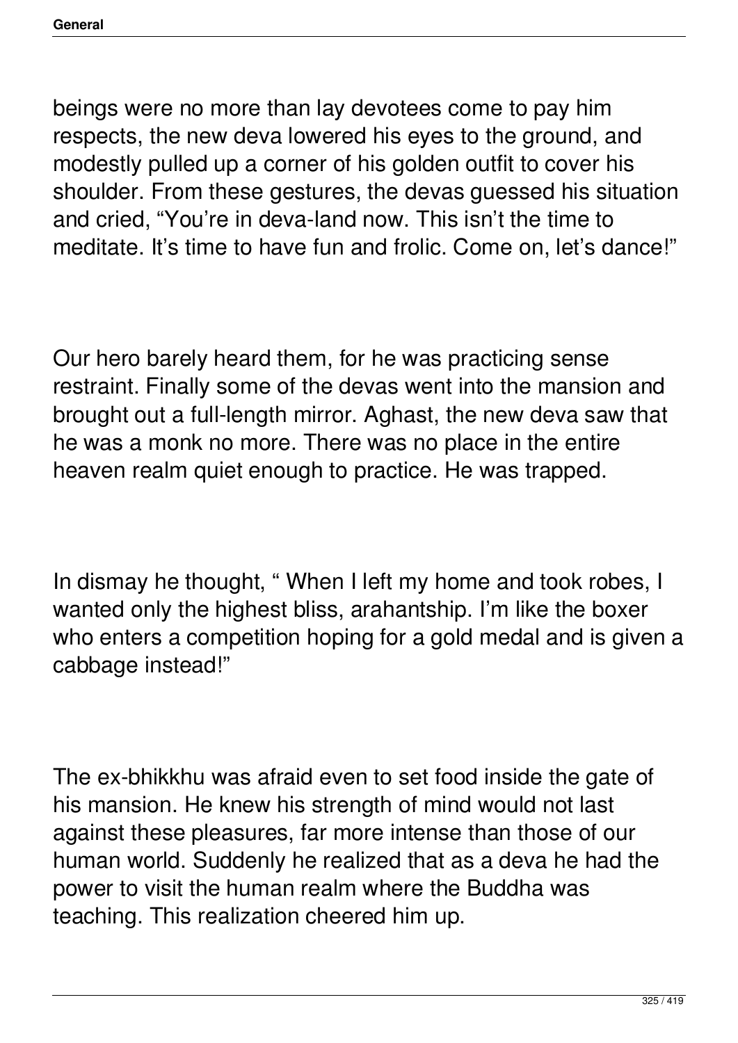beings were no more than lay devotees come to pay him respects, the new deva lowered his eyes to the ground, and modestly pulled up a corner of his golden outfit to cover his shoulder. From these gestures, the devas guessed his situation and cried, “You’re in deva-land now. This isn’t the time to meditate. It’s time to have fun and frolic. Come on, let’s dance!”

Our hero barely heard them, for he was practicing sense restraint. Finally some of the devas went into the mansion and brought out a full-length mirror. Aghast, the new deva saw that he was a monk no more. There was no place in the entire heaven realm quiet enough to practice. He was trapped.

In dismay he thought, “ When I left my home and took robes, I wanted only the highest bliss, arahantship. I’m like the boxer who enters a competition hoping for a gold medal and is given a cabbage instead!”

The ex-bhikkhu was afraid even to set food inside the gate of his mansion. He knew his strength of mind would not last against these pleasures, far more intense than those of our human world. Suddenly he realized that as a deva he had the power to visit the human realm where the Buddha was teaching. This realization cheered him up.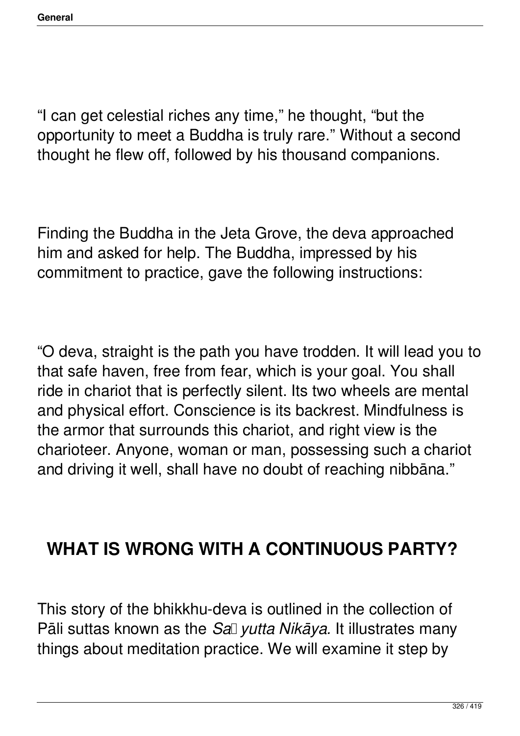"I can get celestial riches any time," he thought, "but the opportunity to meet a Buddha is truly rare." Without a second thought he flew off, followed by his thousand companions.

Finding the Buddha in the Jeta Grove, the deva approached him and asked for help. The Buddha, impressed by his commitment to practice, gave the following instructions:

"O deva, straight is the path you have trodden. It will lead you to that safe haven, free from fear, which is your goal. You shall ride in chariot that is perfectly silent. Its two wheels are mental and physical effort. Conscience is its backrest. Mindfulness is the armor that surrounds this chariot, and right view is the charioteer. Anyone, woman or man, possessing such a chariot and driving it well, shall have no doubt of reaching nibbāna."

## WHAT IS WRONG WITH A CONTINUOUS PARTY?

This story of the bhikkhu-deva is outlined in the collection of Pāli suttas known as the *Saṃyutta Nikāya.* It illustrates many things about meditation practice. We will examine it step by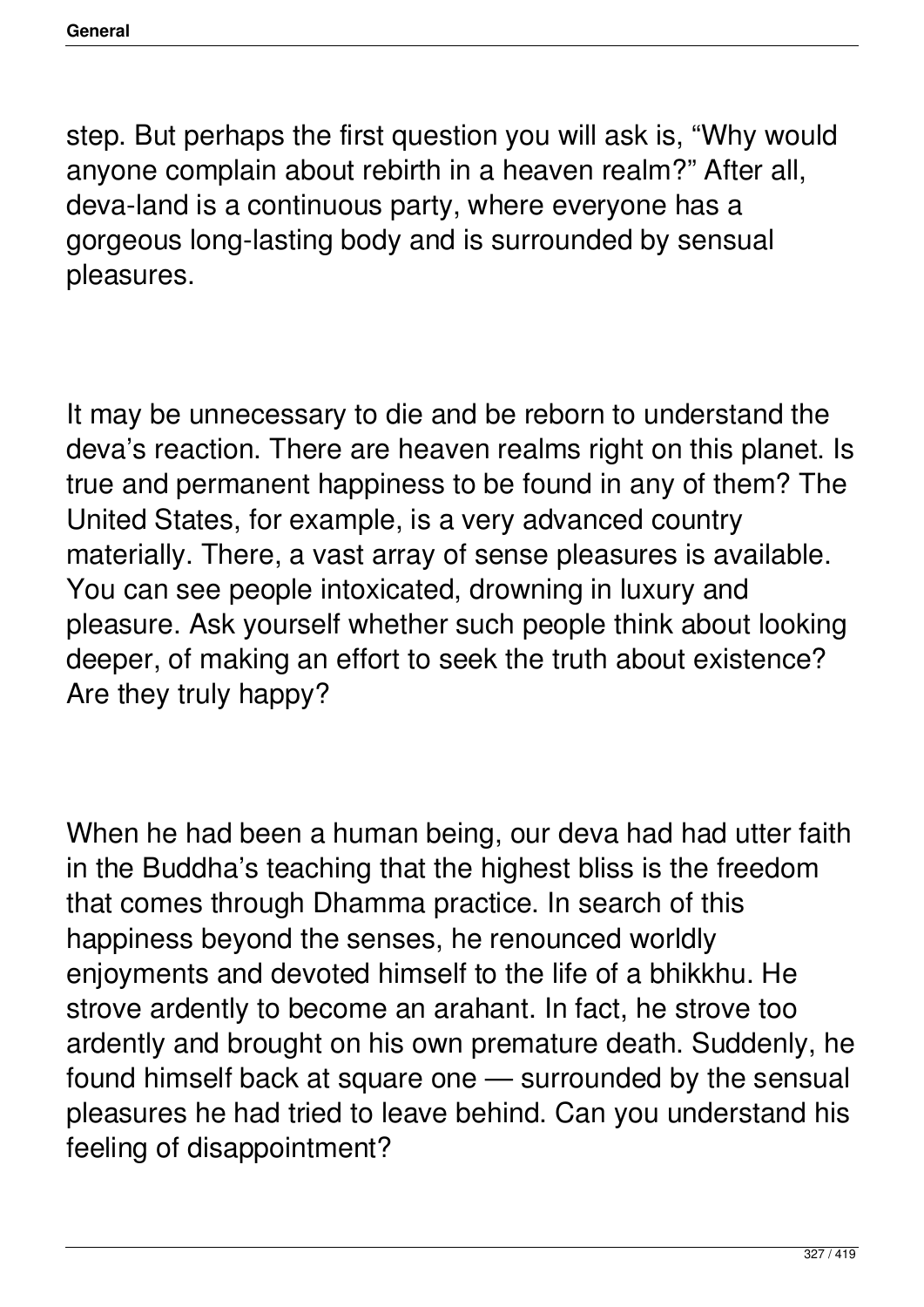step. But perhaps the first question you will ask is, "Why would anyone complain about rebirth in a heaven realm?" After all, deva-land is a continuous party, where everyone has a gorgeous long-lasting body and is surrounded by sensual pleasures.

It may be unnecessary to die and be reborn to understand the deva's reaction. There are heaven realms right on this planet. Is true and permanent happiness to be found in any of them? The United States, for example, is a very advanced country materially. There, a vast array of sense pleasures is available. You can see people intoxicated, drowning in luxury and pleasure. Ask yourself whether such people think about looking deeper, of making an effort to seek the truth about existence? Are they truly happy?

When he had been a human being, our deva had had utter faith in the Buddha's teaching that the highest bliss is the freedom that comes through Dhamma practice. In search of this happiness beyond the senses, he renounced worldly enjoyments and devoted himself to the life of a bhikkhu. He strove ardently to become an arahant. In fact, he strove too ardently and brought on his own premature death. Suddenly, he found himself back at square one — surrounded by the sensual pleasures he had tried to leave behind. Can you understand his feeling of disappointment?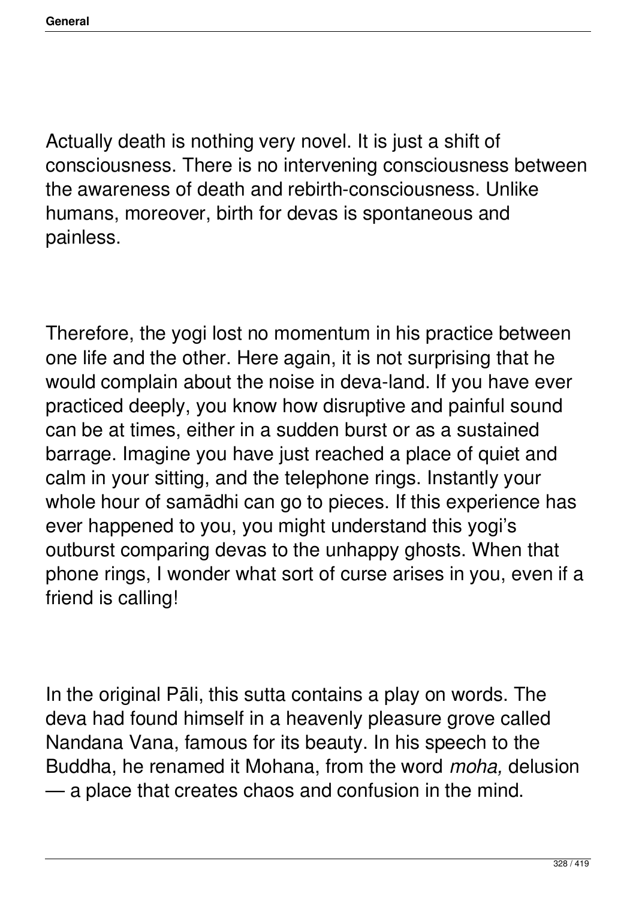Actually death is nothing very novel. It is just a shift of consciousness. There is no intervening consciousness between the awareness of death and rebirth-consciousness. Unlike humans, moreover, birth for devas is spontaneous and painless.

Therefore, the yogi lost no momentum in his practice between one life and the other. Here again, it is not surprising that he would complain about the noise in deva-land. If you have ever practiced deeply, you know how disruptive and painful sound can be at times, either in a sudden burst or as a sustained barrage. Imagine you have just reached a place of quiet and calm in your sitting, and the telephone rings. Instantly your whole hour of samādhi can go to pieces. If this experience has ever happened to you, you might understand this yogi's outburst comparing devas to the unhappy ghosts. When that phone rings, I wonder what sort of curse arises in you, even if a friend is calling!

In the original Pāli, this sutta contains a play on words. The deva had found himself in a heavenly pleasure grove called Nandana Vana, famous for its beauty. In his speech to the Buddha, he renamed it Mohana, from the word *moha,* delusion — a place that creates chaos and confusion in the mind.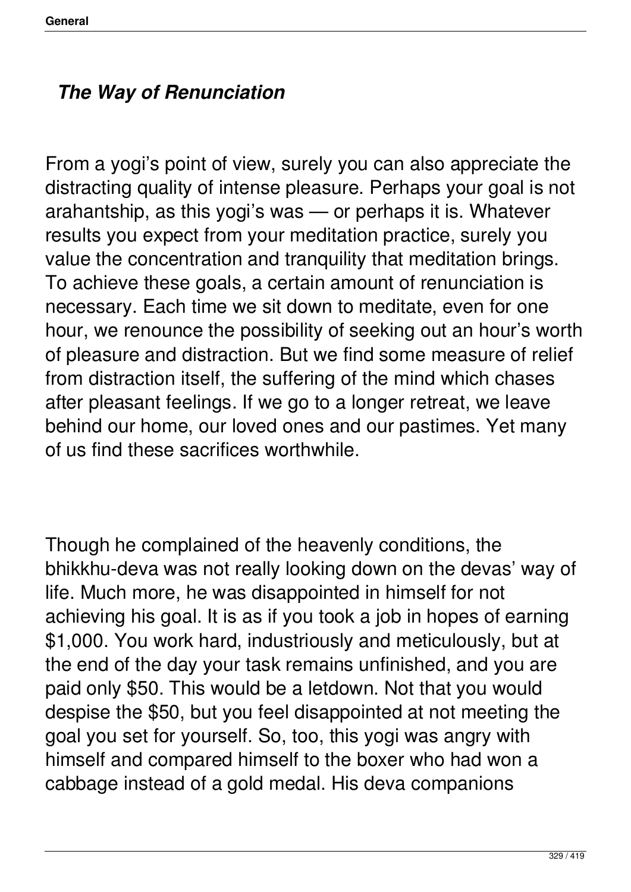## *The Way of Renunciation*

From a yogi's point of view, surely you can also appreciate the distracting quality of intense pleasure. Perhaps your goal is not arahantship, as this yogi's was — or perhaps it is. Whatever results you expect from your meditation practice, surely you value the concentration and tranquility that meditation brings. To achieve these goals, a certain amount of renunciation is necessary. Each time we sit down to meditate, even for one hour, we renounce the possibility of seeking out an hour's worth of pleasure and distraction. But we find some measure of relief from distraction itself, the suffering of the mind which chases after pleasant feelings. If we go to a longer retreat, we leave behind our home, our loved ones and our pastimes. Yet many of us find these sacrifices worthwhile.

Though he complained of the heavenly conditions, the bhikkhu-deva was not really looking down on the devas' way of life. Much more, he was disappointed in himself for not achieving his goal. It is as if you took a job in hopes of earning $1,000. You work hard, industriously and meticulously, but at the end of the day your task remains unfinished, and you are paid only $50. This would be a letdown. Not that you would despise the $50, but you feel disappointed at not meeting the goal you set for yourself. So, too, this yogi was angry with himself and compared himself to the boxer who had won a cabbage instead of a gold medal. His deva companions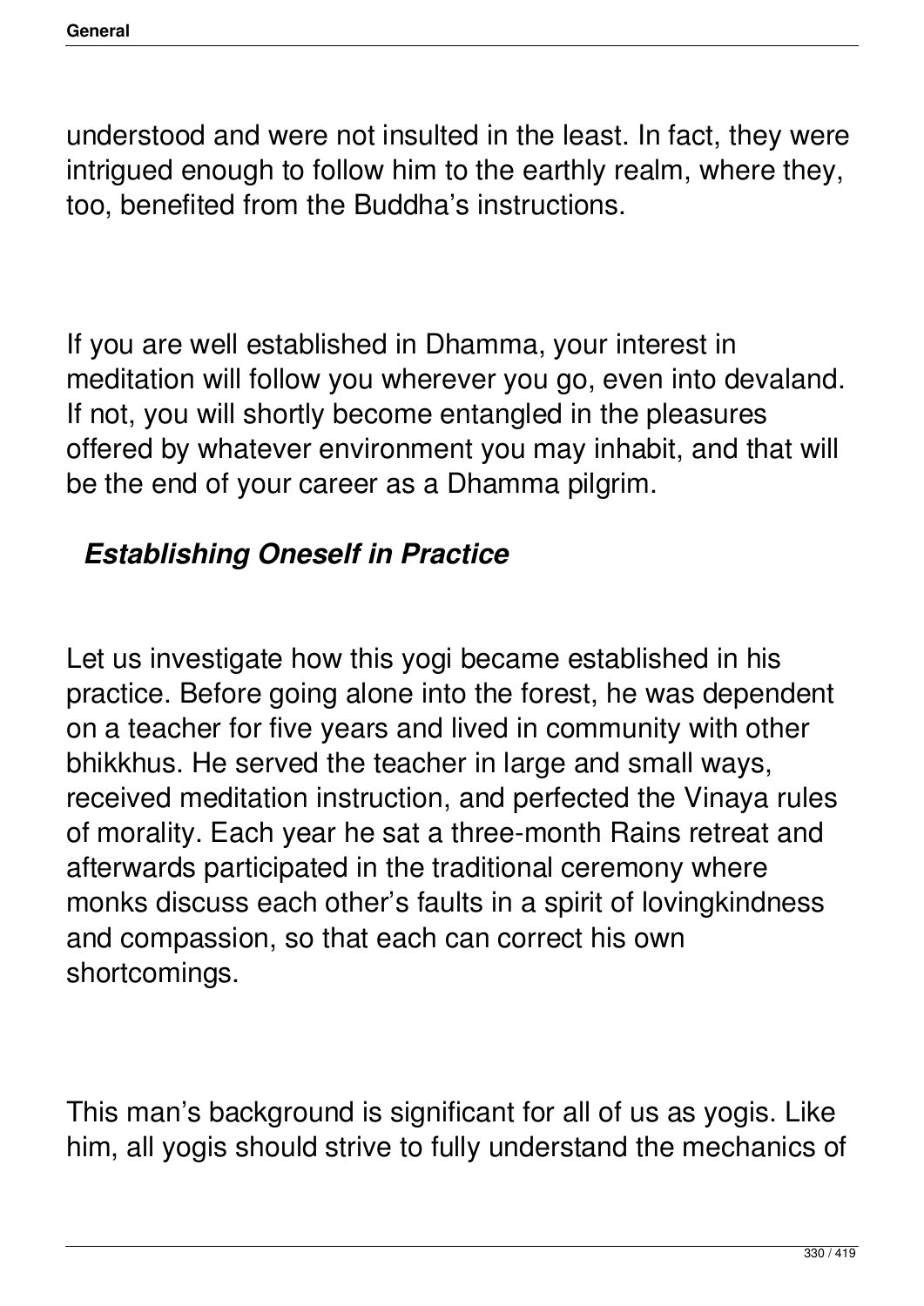understood and were not insulted in the least. In fact, they were intrigued enough to follow him to the earthly realm, where they, too, benefited from the Buddha's instructions.

If you are well established in Dhamma, your interest in meditation will follow you wherever you go, even into devaland. If not, you will shortly become entangled in the pleasures offered by whatever environment you may inhabit, and that will be the end of your career as a Dhamma pilgrim.

### *Establishing Oneself in Practice*

Let us investigate how this yogi became established in his practice. Before going alone into the forest, he was dependent on a teacher for five years and lived in community with other bhikkhus. He served the teacher in large and small ways, received meditation instruction, and perfected the Vinaya rules of morality. Each year he sat a three-month Rains retreat and afterwards participated in the traditional ceremony where monks discuss each other's faults in a spirit of lovingkindness and compassion, so that each can correct his own shortcomings.

This man's background is significant for all of us as yogis. Like him, all yogis should strive to fully understand the mechanics of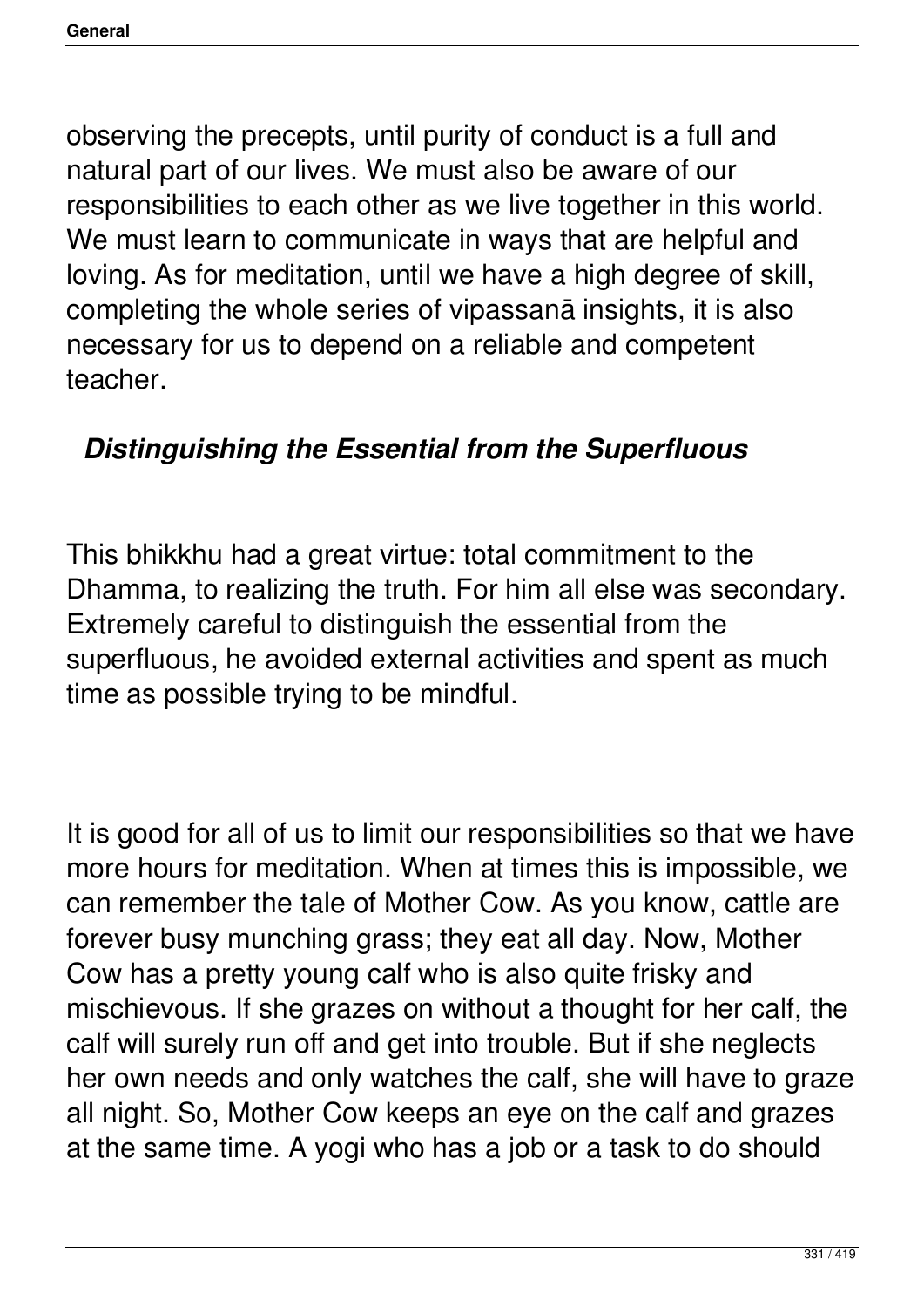observing the precepts, until purity of conduct is a full and natural part of our lives. We must also be aware of our responsibilities to each other as we live together in this world. We must learn to communicate in ways that are helpful and loving. As for meditation, until we have a high degree of skill, completing the whole series of vipassanā insights, it is also necessary for us to depend on a reliable and competent teacher.

### *Distinguishing the Essential from the Superfluous*

This bhikkhu had a great virtue: total commitment to the Dhamma, to realizing the truth. For him all else was secondary. Extremely careful to distinguish the essential from the superfluous, he avoided external activities and spent as much time as possible trying to be mindful.

It is good for all of us to limit our responsibilities so that we have more hours for meditation. When at times this is impossible, we can remember the tale of Mother Cow. As you know, cattle are forever busy munching grass; they eat all day. Now, Mother Cow has a pretty young calf who is also quite frisky and mischievous. If she grazes on without a thought for her calf, the calf will surely run off and get into trouble. But if she neglects her own needs and only watches the calf, she will have to graze all night. So, Mother Cow keeps an eye on the calf and grazes at the same time. A yogi who has a job or a task to do should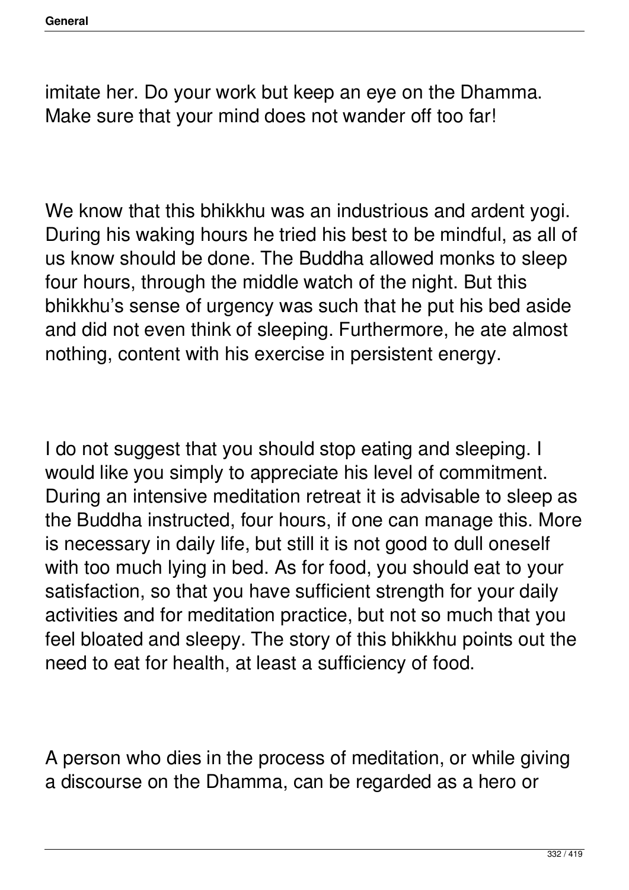imitate her. Do your work but keep an eye on the Dhamma. Make sure that your mind does not wander off too far!

We know that this bhikkhu was an industrious and ardent yogi. During his waking hours he tried his best to be mindful, as all of us know should be done. The Buddha allowed monks to sleep four hours, through the middle watch of the night. But this bhikkhu's sense of urgency was such that he put his bed aside and did not even think of sleeping. Furthermore, he ate almost nothing, content with his exercise in persistent energy.

I do not suggest that you should stop eating and sleeping. I would like you simply to appreciate his level of commitment. During an intensive meditation retreat it is advisable to sleep as the Buddha instructed, four hours, if one can manage this. More is necessary in daily life, but still it is not good to dull oneself with too much lying in bed. As for food, you should eat to your satisfaction, so that you have sufficient strength for your daily activities and for meditation practice, but not so much that you feel bloated and sleepy. The story of this bhikkhu points out the need to eat for health, at least a sufficiency of food.

A person who dies in the process of meditation, or while giving a discourse on the Dhamma, can be regarded as a hero or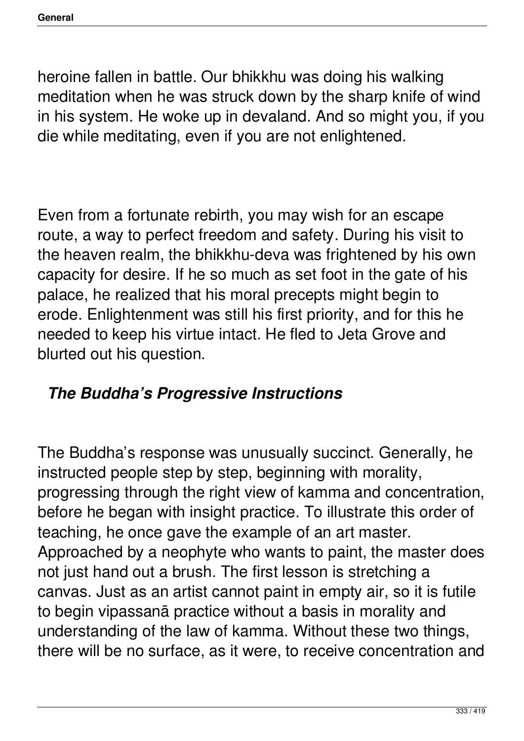heroine fallen in battle. Our bhikkhu was doing his walking meditation when he was struck down by the sharp knife of wind in his system. He woke up in devaland. And so might you, if you die while meditating, even if you are not enlightened.

Even from a fortunate rebirth, you may wish for an escape route, a way to perfect freedom and safety. During his visit to the heaven realm, the bhikkhu-deva was frightened by his own capacity for desire. If he so much as set foot in the gate of his palace, he realized that his moral precepts might begin to erode. Enlightenment was still his first priority, and for this he needed to keep his virtue intact. He fled to Jeta Grove and blurted out his question.

### *The Buddha's Progressive Instructions*

The Buddha's response was unusually succinct. Generally, he instructed people step by step, beginning with morality, progressing through the right view of kamma and concentration, before he began with insight practice. To illustrate this order of teaching, he once gave the example of an art master. Approached by a neophyte who wants to paint, the master does not just hand out a brush. The first lesson is stretching a canvas. Just as an artist cannot paint in empty air, so it is futile to begin vipassanā practice without a basis in morality and understanding of the law of kamma. Without these two things, there will be no surface, as it were, to receive concentration and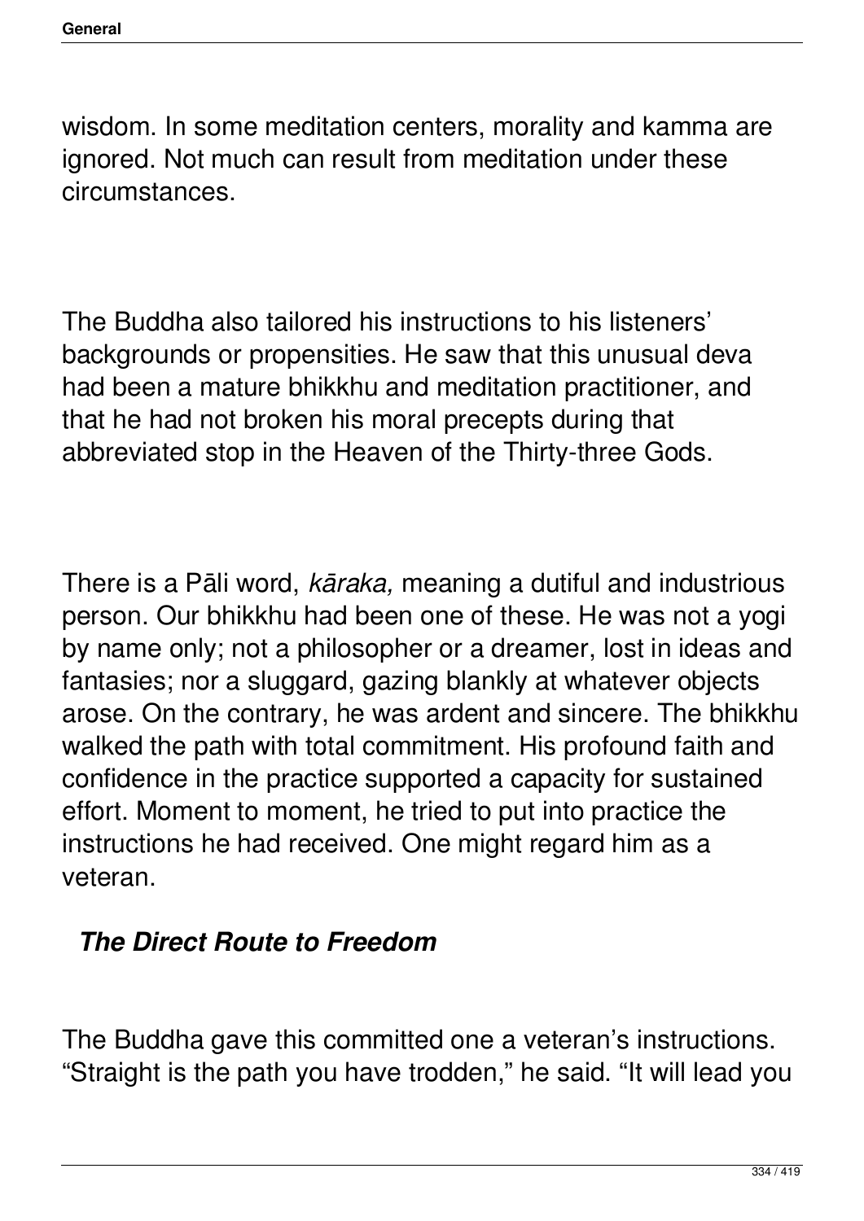wisdom. In some meditation centers, morality and kamma are ignored. Not much can result from meditation under these circumstances.

The Buddha also tailored his instructions to his listeners' backgrounds or propensities. He saw that this unusual deva had been a mature bhikkhu and meditation practitioner, and that he had not broken his moral precepts during that abbreviated stop in the Heaven of the Thirty-three Gods.

There is a Pāli word, *kāraka,* meaning a dutiful and industrious person. Our bhikkhu had been one of these. He was not a yogi by name only; not a philosopher or a dreamer, lost in ideas and fantasies; nor a sluggard, gazing blankly at whatever objects arose. On the contrary, he was ardent and sincere. The bhikkhu walked the path with total commitment. His profound faith and confidence in the practice supported a capacity for sustained effort. Moment to moment, he tried to put into practice the instructions he had received. One might regard him as a veteran.

### ***The Direct Route to Freedom***

The Buddha gave this committed one a veteran's instructions. "Straight is the path you have trodden," he said. "It will lead you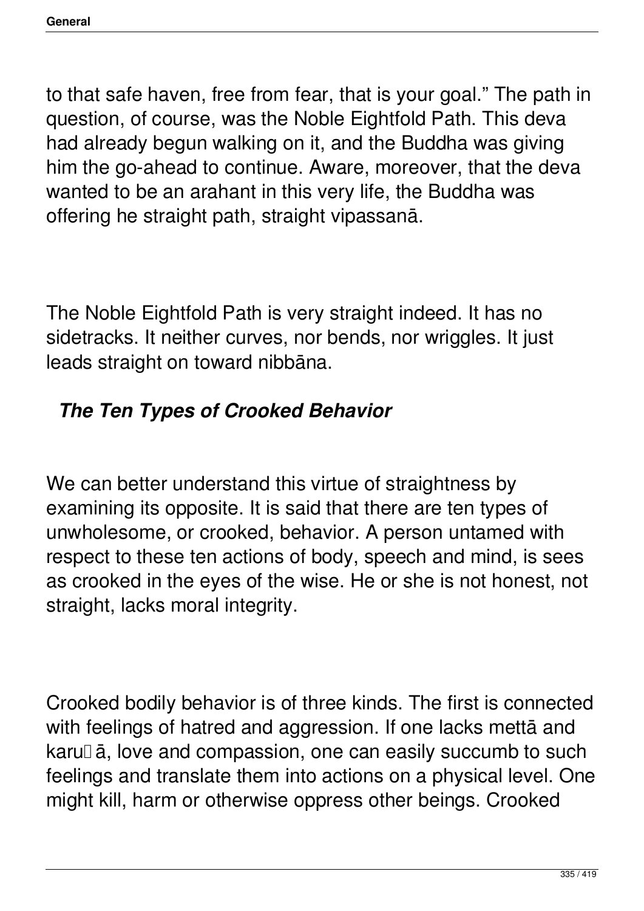to that safe haven, free from fear, that is your goal." The path in question, of course, was the Noble Eightfold Path. This deva had already begun walking on it, and the Buddha was giving him the go-ahead to continue. Aware, moreover, that the deva wanted to be an arahant in this very life, the Buddha was offering he straight path, straight vipassanā.

The Noble Eightfold Path is very straight indeed. It has no sidetracks. It neither curves, nor bends, nor wriggles. It just leads straight on toward nibbāna.

### *The Ten Types of Crooked Behavior*

We can better understand this virtue of straightness by examining its opposite. It is said that there are ten types of unwholesome, or crooked, behavior. A person untamed with respect to these ten actions of body, speech and mind, is sees as crooked in the eyes of the wise. He or she is not honest, not straight, lacks moral integrity.

Crooked bodily behavior is of three kinds. The first is connected with feelings of hatred and aggression. If one lacks mettā and karuṇā, love and compassion, one can easily succumb to such feelings and translate them into actions on a physical level. One might kill, harm or otherwise oppress other beings. Crooked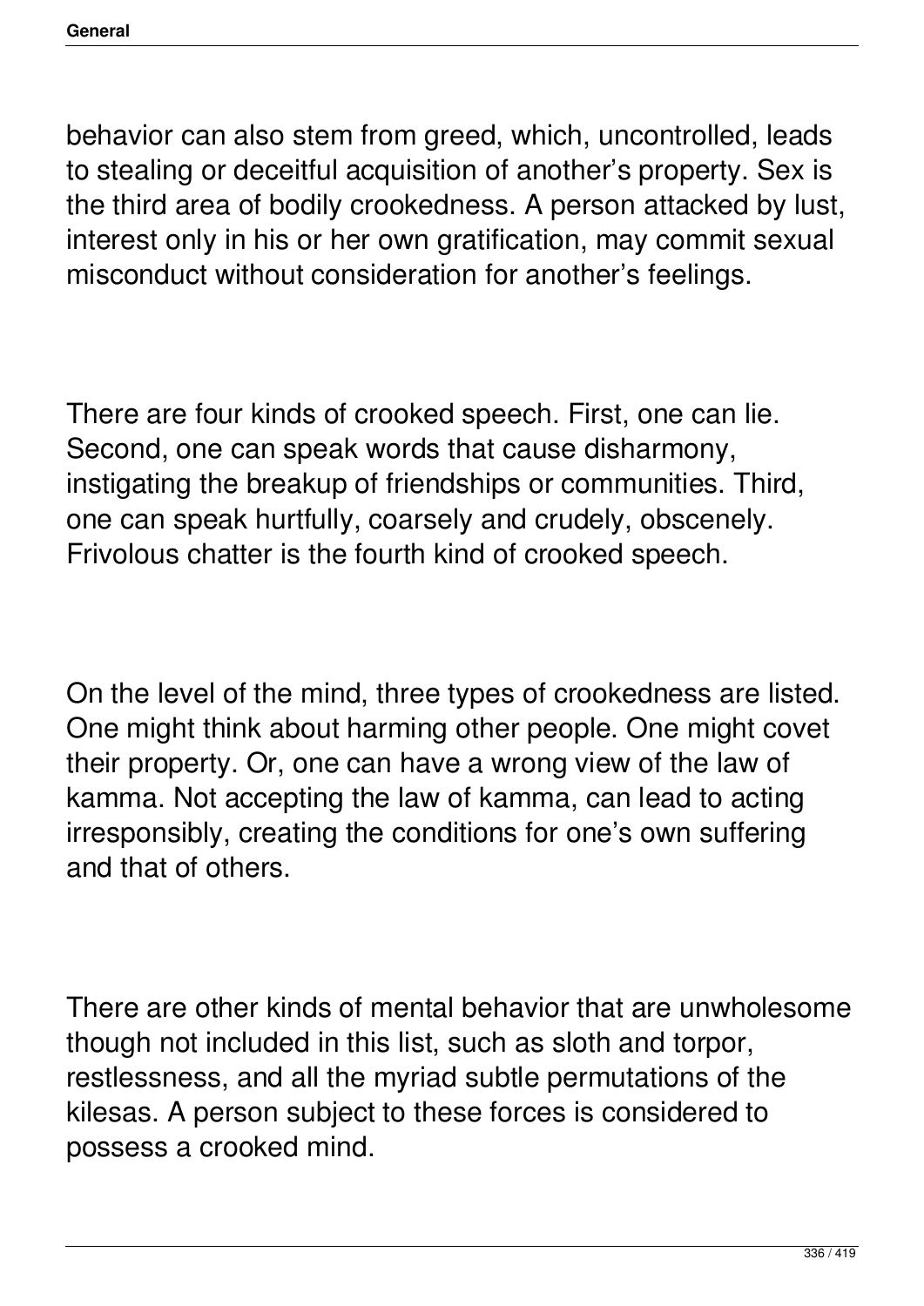behavior can also stem from greed, which, uncontrolled, leads to stealing or deceitful acquisition of another's property. Sex is the third area of bodily crookedness. A person attacked by lust, interest only in his or her own gratification, may commit sexual misconduct without consideration for another's feelings.

There are four kinds of crooked speech. First, one can lie. Second, one can speak words that cause disharmony, instigating the breakup of friendships or communities. Third, one can speak hurtfully, coarsely and crudely, obscenely. Frivolous chatter is the fourth kind of crooked speech.

On the level of the mind, three types of crookedness are listed. One might think about harming other people. One might covet their property. Or, one can have a wrong view of the law of kamma. Not accepting the law of kamma, can lead to acting irresponsibly, creating the conditions for one's own suffering and that of others.

There are other kinds of mental behavior that are unwholesome though not included in this list, such as sloth and torpor, restlessness, and all the myriad subtle permutations of the kilesas. A person subject to these forces is considered to possess a crooked mind.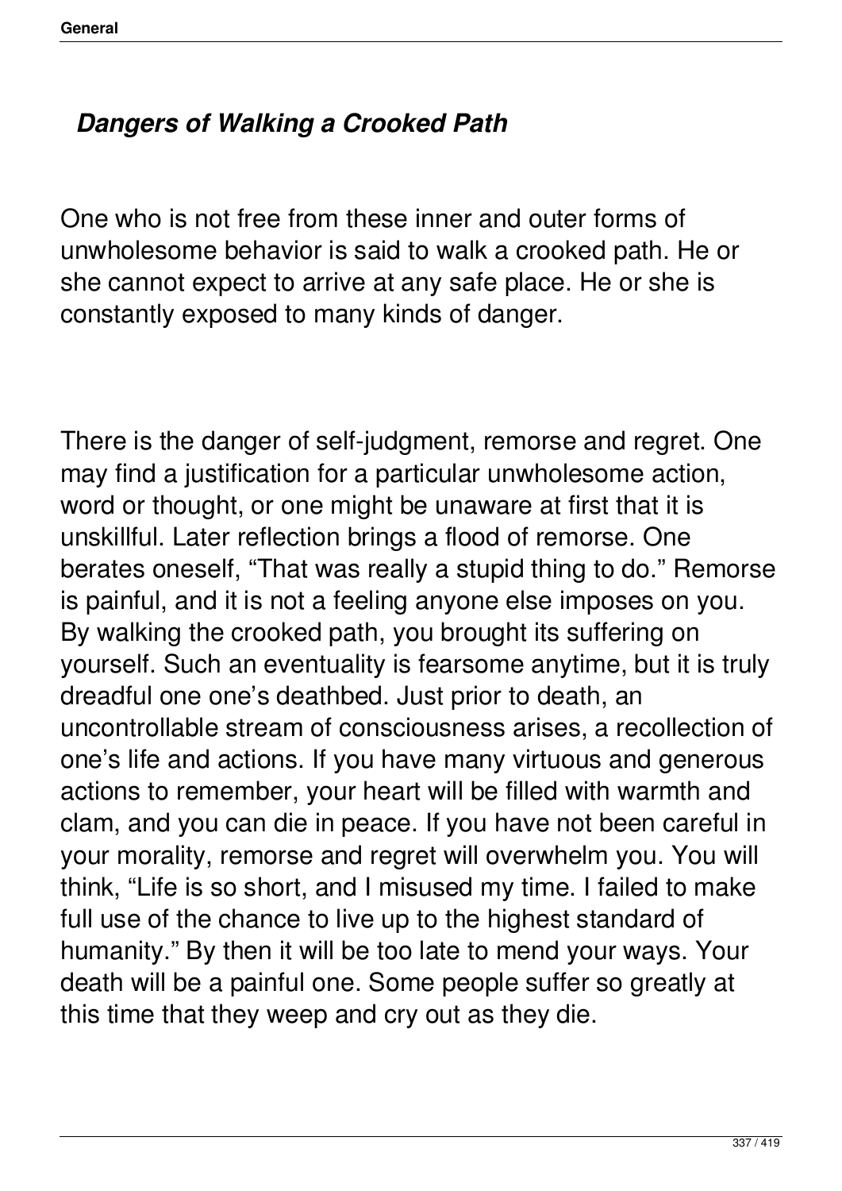### *Dangers of Walking a Crooked Path*

One who is not free from these inner and outer forms of unwholesome behavior is said to walk a crooked path. He or she cannot expect to arrive at any safe place. He or she is constantly exposed to many kinds of danger.

There is the danger of self-judgment, remorse and regret. One may find a justification for a particular unwholesome action, word or thought, or one might be unaware at first that it is unskillful. Later reflection brings a flood of remorse. One berates oneself, “That was really a stupid thing to do.” Remorse is painful, and it is not a feeling anyone else imposes on you. By walking the crooked path, you brought its suffering on yourself. Such an eventuality is fearsome anytime, but it is truly dreadful one one’s deathbed. Just prior to death, an uncontrollable stream of consciousness arises, a recollection of one’s life and actions. If you have many virtuous and generous actions to remember, your heart will be filled with warmth and clam, and you can die in peace. If you have not been careful in your morality, remorse and regret will overwhelm you. You will think, “Life is so short, and I misused my time. I failed to make full use of the chance to live up to the highest standard of humanity.” By then it will be too late to mend your ways. Your death will be a painful one. Some people suffer so greatly at this time that they weep and cry out as they die.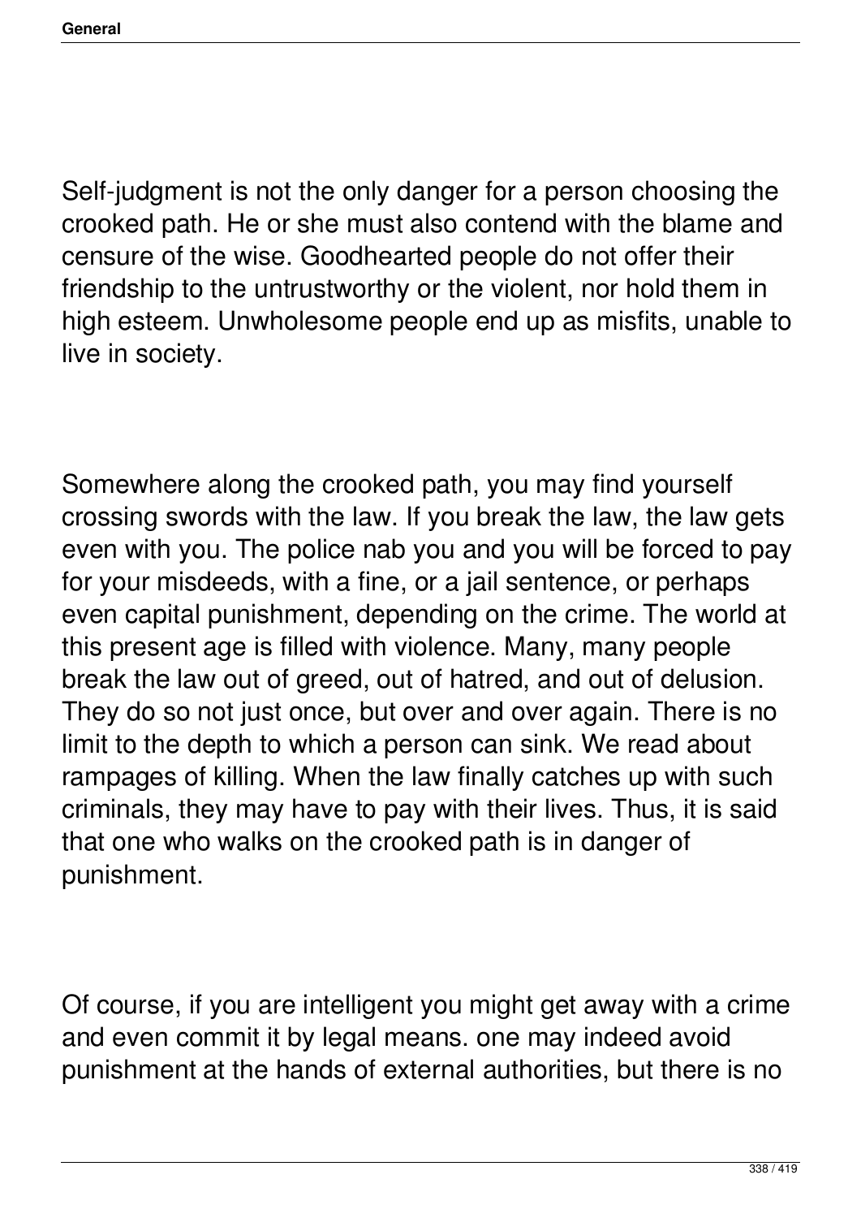Self-judgment is not the only danger for a person choosing the crooked path. He or she must also contend with the blame and censure of the wise. Goodhearted people do not offer their friendship to the untrustworthy or the violent, nor hold them in high esteem. Unwholesome people end up as misfits, unable to live in society.

Somewhere along the crooked path, you may find yourself crossing swords with the law. If you break the law, the law gets even with you. The police nab you and you will be forced to pay for your misdeeds, with a fine, or a jail sentence, or perhaps even capital punishment, depending on the crime. The world at this present age is filled with violence. Many, many people break the law out of greed, out of hatred, and out of delusion. They do so not just once, but over and over again. There is no limit to the depth to which a person can sink. We read about rampages of killing. When the law finally catches up with such criminals, they may have to pay with their lives. Thus, it is said that one who walks on the crooked path is in danger of punishment.

Of course, if you are intelligent you might get away with a crime and even commit it by legal means. one may indeed avoid punishment at the hands of external authorities, but there is no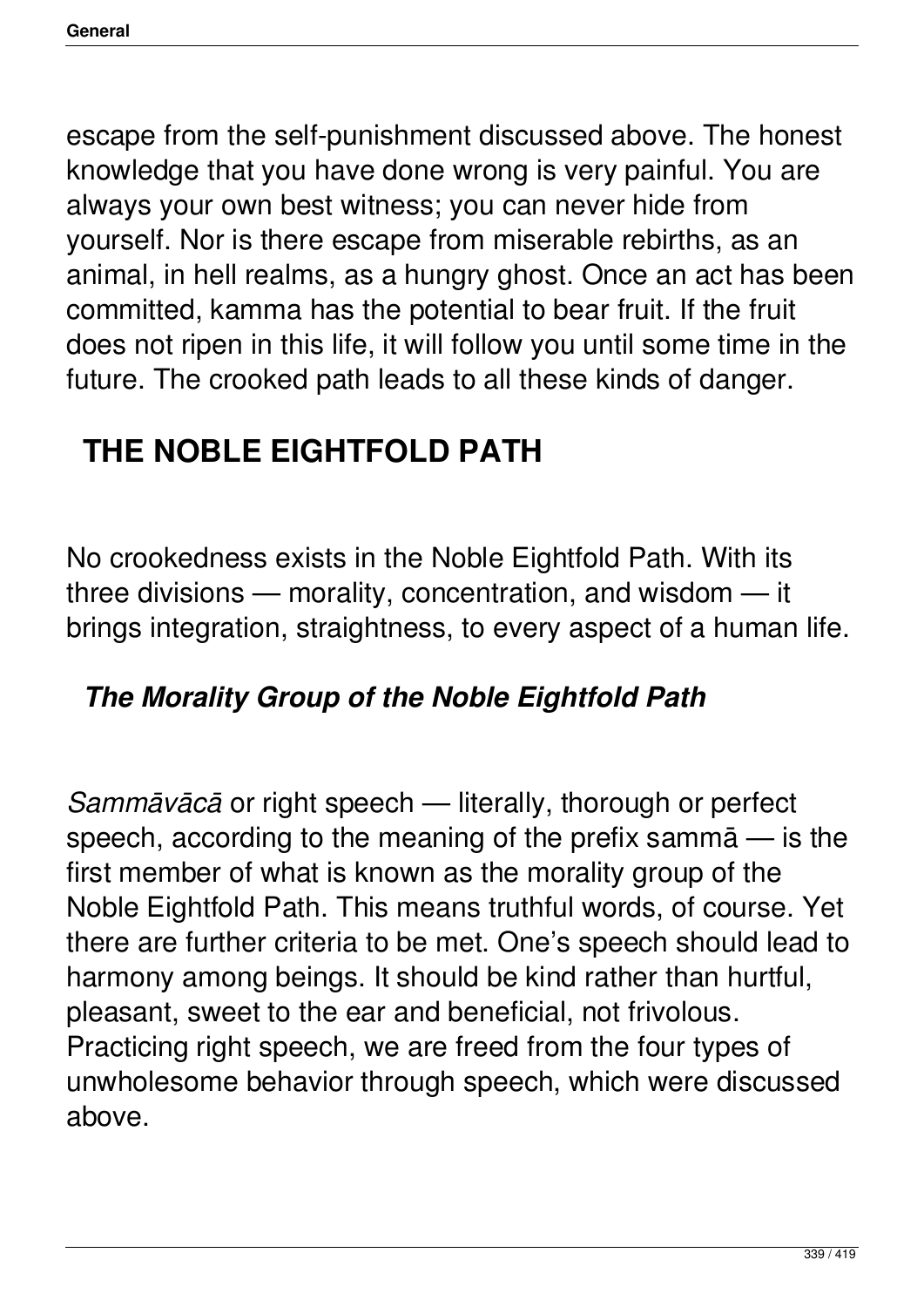escape from the self-punishment discussed above. The honest knowledge that you have done wrong is very painful. You are always your own best witness; you can never hide from yourself. Nor is there escape from miserable rebirths, as an animal, in hell realms, as a hungry ghost. Once an act has been committed, kamma has the potential to bear fruit. If the fruit does not ripen in this life, it will follow you until some time in the future. The crooked path leads to all these kinds of danger.

## THE NOBLE EIGHTFOLD PATH

No crookedness exists in the Noble Eightfold Path. With its three divisions — morality, concentration, and wisdom — it brings integration, straightness, to every aspect of a human life.

### *The Morality Group of the Noble Eightfold Path*

*Sammāvācā* or right speech — literally, thorough or perfect speech, according to the meaning of the prefix sammā — is the first member of what is known as the morality group of the Noble Eightfold Path. This means truthful words, of course. Yet there are further criteria to be met. One's speech should lead to harmony among beings. It should be kind rather than hurtful, pleasant, sweet to the ear and beneficial, not frivolous. Practicing right speech, we are freed from the four types of unwholesome behavior through speech, which were discussed above.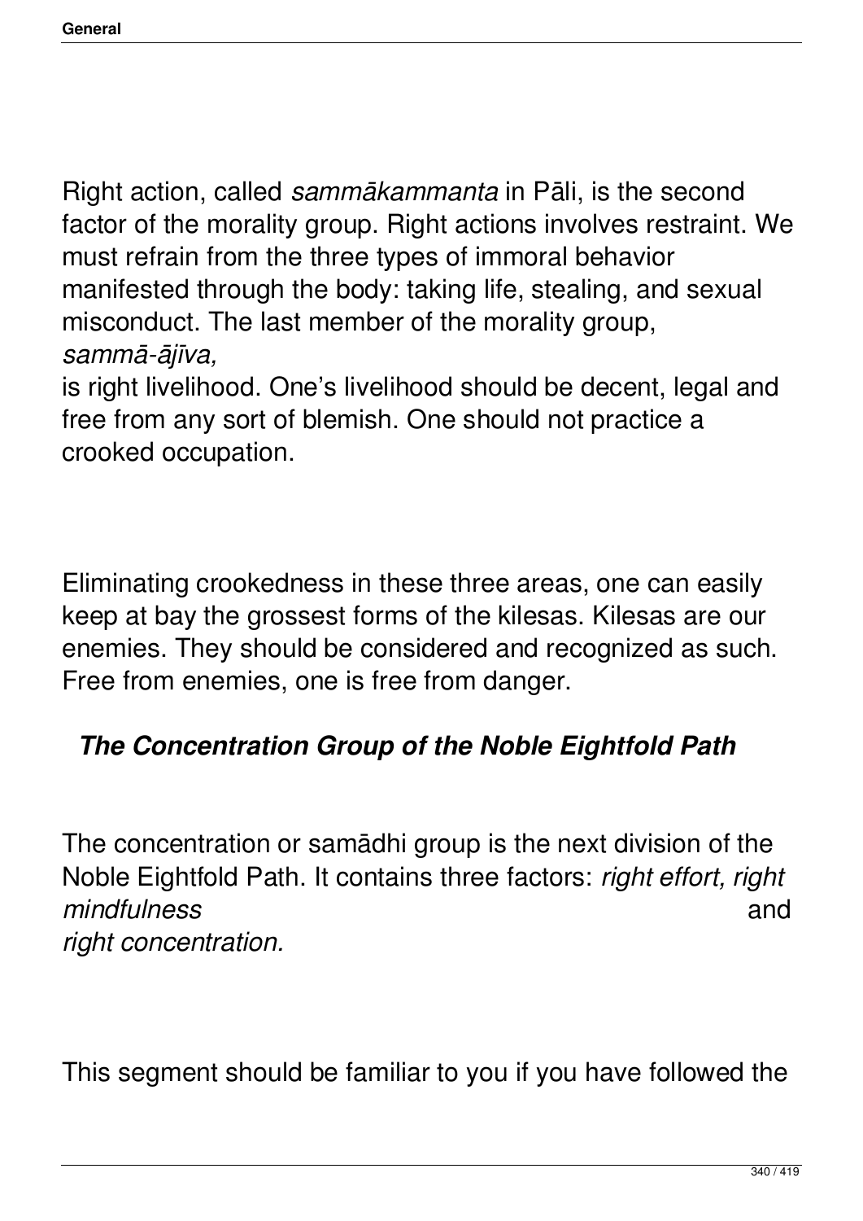Right action, called *sammākammanta* in Pāli, is the second factor of the morality group. Right actions involves restraint. We must refrain from the three types of immoral behavior manifested through the body: taking life, stealing, and sexual misconduct. The last member of the morality group, *sammā-ājīva,* is right livelihood. One's livelihood should be decent, legal and free from any sort of blemish. One should not practice a crooked occupation.

Eliminating crookedness in these three areas, one can easily keep at bay the grossest forms of the kilesas. Kilesas are our enemies. They should be considered and recognized as such. Free from enemies, one is free from danger.

### ***The Concentration Group of the Noble Eightfold Path***

The concentration or samādhi group is the next division of the Noble Eightfold Path. It contains three factors: *right effort, right mindfulness* and *right concentration.*

This segment should be familiar to you if you have followed the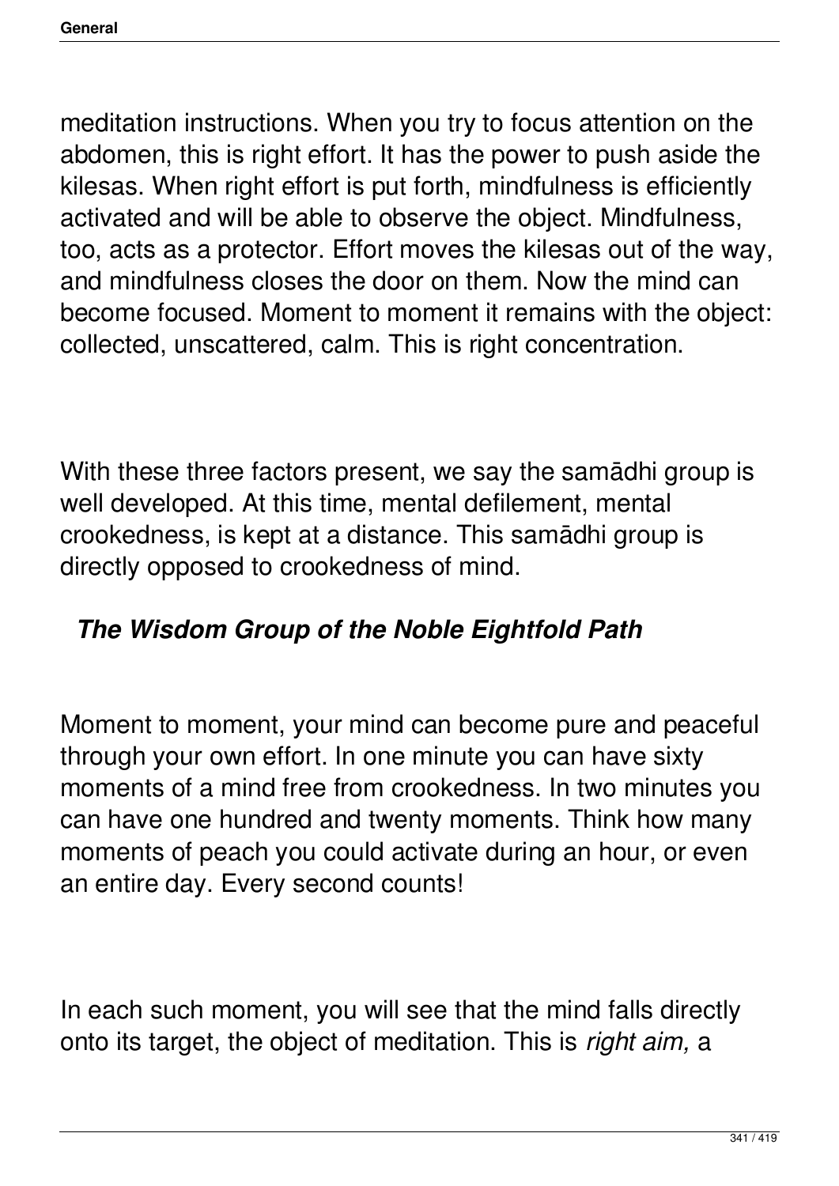meditation instructions. When you try to focus attention on the abdomen, this is right effort. It has the power to push aside the kilesas. When right effort is put forth, mindfulness is efficiently activated and will be able to observe the object. Mindfulness, too, acts as a protector. Effort moves the kilesas out of the way, and mindfulness closes the door on them. Now the mind can become focused. Moment to moment it remains with the object: collected, unscattered, calm. This is right concentration.

With these three factors present, we say the samādhi group is well developed. At this time, mental defilement, mental crookedness, is kept at a distance. This samādhi group is directly opposed to crookedness of mind.

### *The Wisdom Group of the Noble Eightfold Path*

Moment to moment, your mind can become pure and peaceful through your own effort. In one minute you can have sixty moments of a mind free from crookedness. In two minutes you can have one hundred and twenty moments. Think how many moments of peach you could activate during an hour, or even an entire day. Every second counts!

In each such moment, you will see that the mind falls directly onto its target, the object of meditation. This is *right aim,* a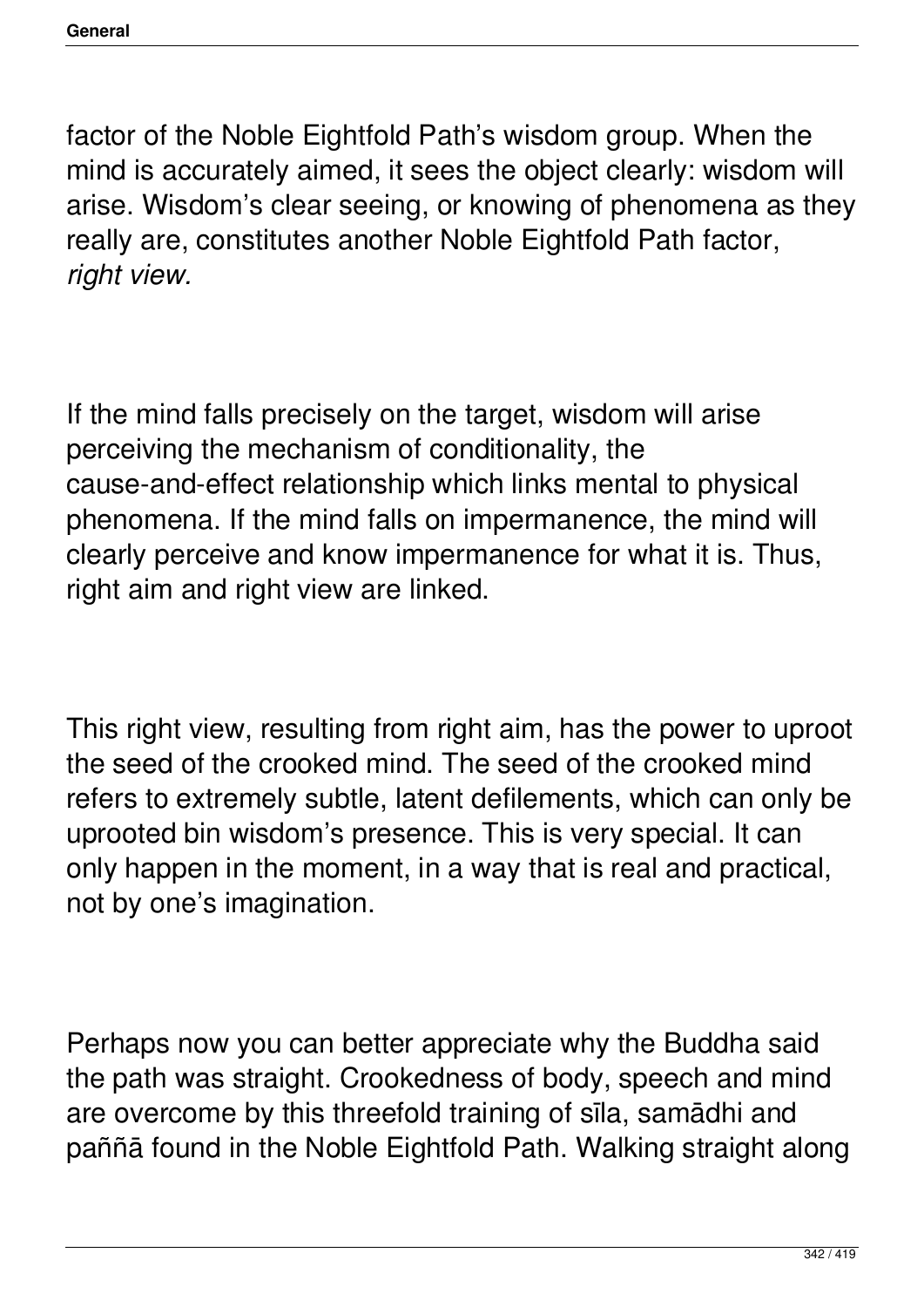factor of the Noble Eightfold Path's wisdom group. When the mind is accurately aimed, it sees the object clearly: wisdom will arise. Wisdom's clear seeing, or knowing of phenomena as they really are, constitutes another Noble Eightfold Path factor, *right view.*

If the mind falls precisely on the target, wisdom will arise perceiving the mechanism of conditionality, the cause-and-effect relationship which links mental to physical phenomena. If the mind falls on impermanence, the mind will clearly perceive and know impermanence for what it is. Thus, right aim and right view are linked.

This right view, resulting from right aim, has the power to uproot the seed of the crooked mind. The seed of the crooked mind refers to extremely subtle, latent defilements, which can only be uprooted bin wisdom's presence. This is very special. It can only happen in the moment, in a way that is real and practical, not by one's imagination.

Perhaps now you can better appreciate why the Buddha said the path was straight. Crookedness of body, speech and mind are overcome by this threefold training of sīla, samādhi and paññā found in the Noble Eightfold Path. Walking straight along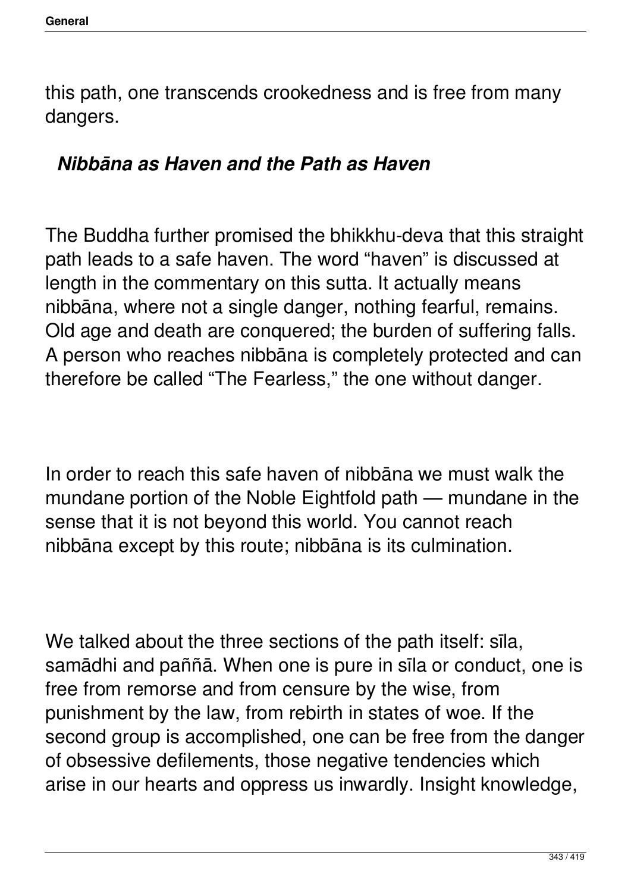this path, one transcends crookedness and is free from many dangers.

### *Nibbāna as Haven and the Path as Haven*

The Buddha further promised the bhikkhu-deva that this straight path leads to a safe haven. The word “haven” is discussed at length in the commentary on this sutta. It actually means nibbāna, where not a single danger, nothing fearful, remains. Old age and death are conquered; the burden of suffering falls. A person who reaches nibbāna is completely protected and can therefore be called “The Fearless,” the one without danger.

In order to reach this safe haven of nibbāna we must walk the mundane portion of the Noble Eightfold path — mundane in the sense that it is not beyond this world. You cannot reach nibbāna except by this route; nibbāna is its culmination.

We talked about the three sections of the path itself: sīla, samādhi and paññā. When one is pure in sīla or conduct, one is free from remorse and from censure by the wise, from punishment by the law, from rebirth in states of woe. If the second group is accomplished, one can be free from the danger of obsessive defilements, those negative tendencies which arise in our hearts and oppress us inwardly. Insight knowledge,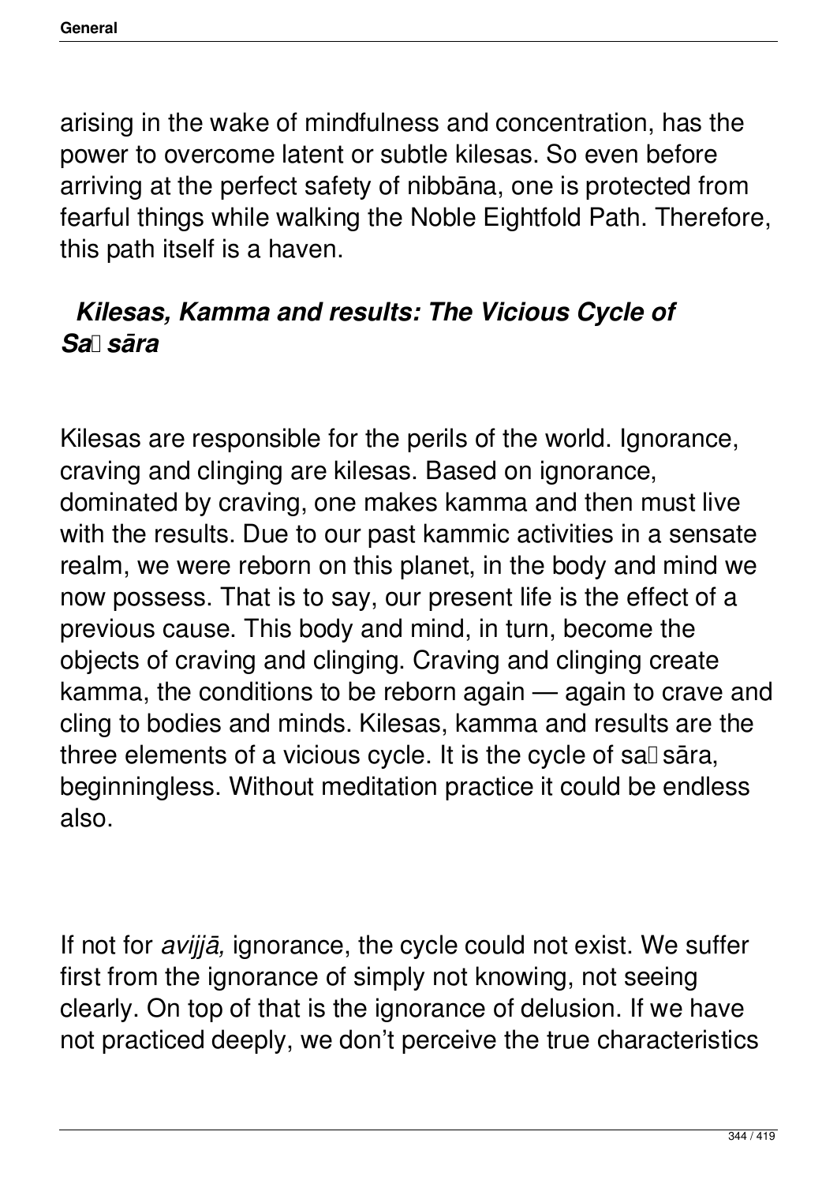arising in the wake of mindfulness and concentration, has the power to overcome latent or subtle kilesas. So even before arriving at the perfect safety of nibbāna, one is protected from fearful things while walking the Noble Eightfold Path. Therefore, this path itself is a haven.

## *Kilesas, Kamma and results: The Vicious Cycle of Saṃsāra*

Kilesas are responsible for the perils of the world. Ignorance, craving and clinging are kilesas. Based on ignorance, dominated by craving, one makes kamma and then must live with the results. Due to our past kammic activities in a sensate realm, we were reborn on this planet, in the body and mind we now possess. That is to say, our present life is the effect of a previous cause. This body and mind, in turn, become the objects of craving and clinging. Craving and clinging create kamma, the conditions to be reborn again — again to crave and cling to bodies and minds. Kilesas, kamma and results are the three elements of a vicious cycle. It is the cycle of saṃsāra, beginningless. Without meditation practice it could be endless also.

If not for *avijjā,* ignorance, the cycle could not exist. We suffer first from the ignorance of simply not knowing, not seeing clearly. On top of that is the ignorance of delusion. If we have not practiced deeply, we don't perceive the true characteristics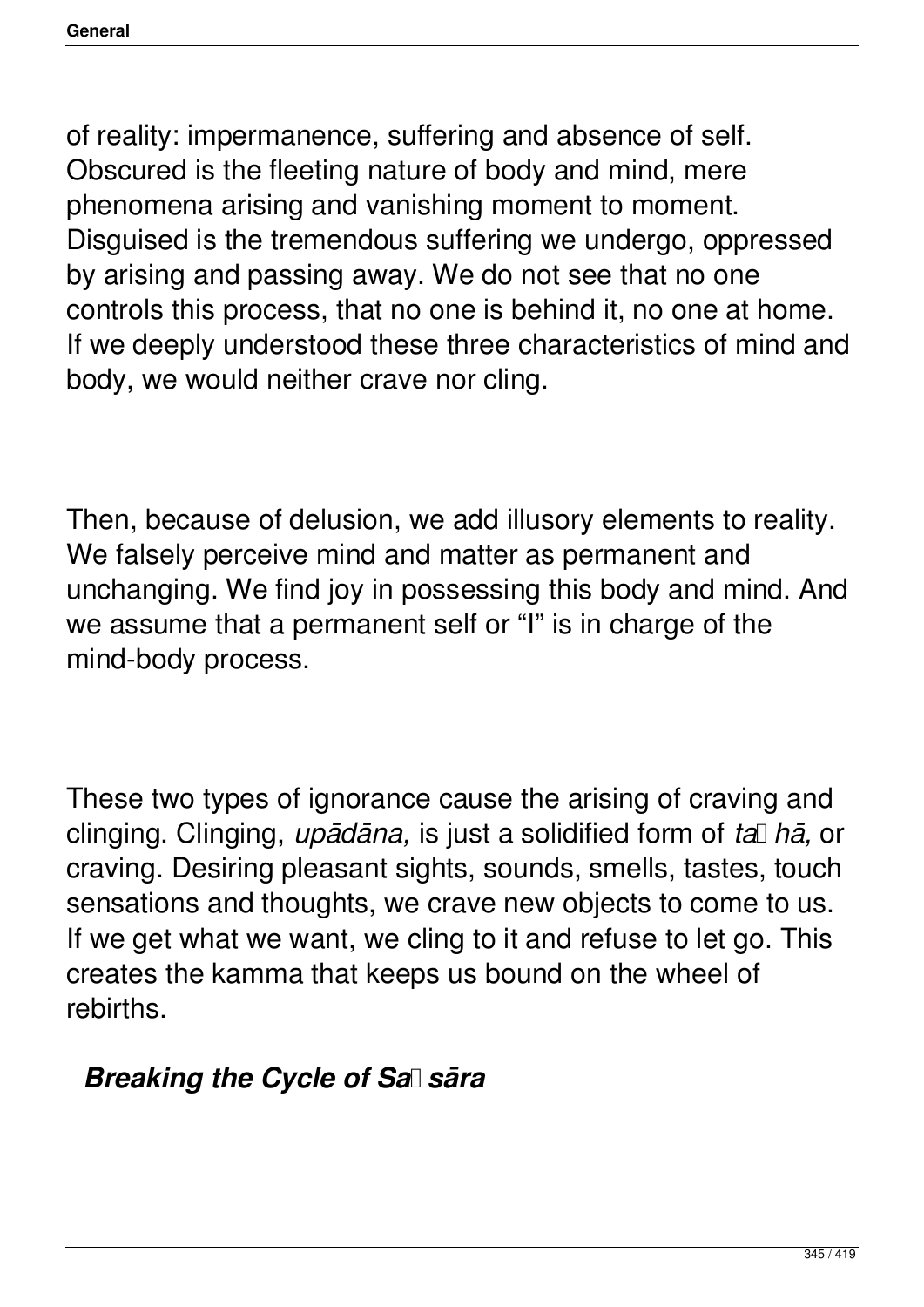of reality: impermanence, suffering and absence of self. Obscured is the fleeting nature of body and mind, mere phenomena arising and vanishing moment to moment. Disguised is the tremendous suffering we undergo, oppressed by arising and passing away. We do not see that no one controls this process, that no one is behind it, no one at home. If we deeply understood these three characteristics of mind and body, we would neither crave nor cling.

Then, because of delusion, we add illusory elements to reality. We falsely perceive mind and matter as permanent and unchanging. We find joy in possessing this body and mind. And we assume that a permanent self or "I" is in charge of the mind-body process.

These two types of ignorance cause the arising of craving and clinging. Clinging, *upādāna,* is just a solidified form of *taṇhā,* or craving. Desiring pleasant sights, sounds, smells, tastes, touch sensations and thoughts, we crave new objects to come to us. If we get what we want, we cling to it and refuse to let go. This creates the kamma that keeps us bound on the wheel of rebirths.

### *Breaking the Cycle of Saṃsāra*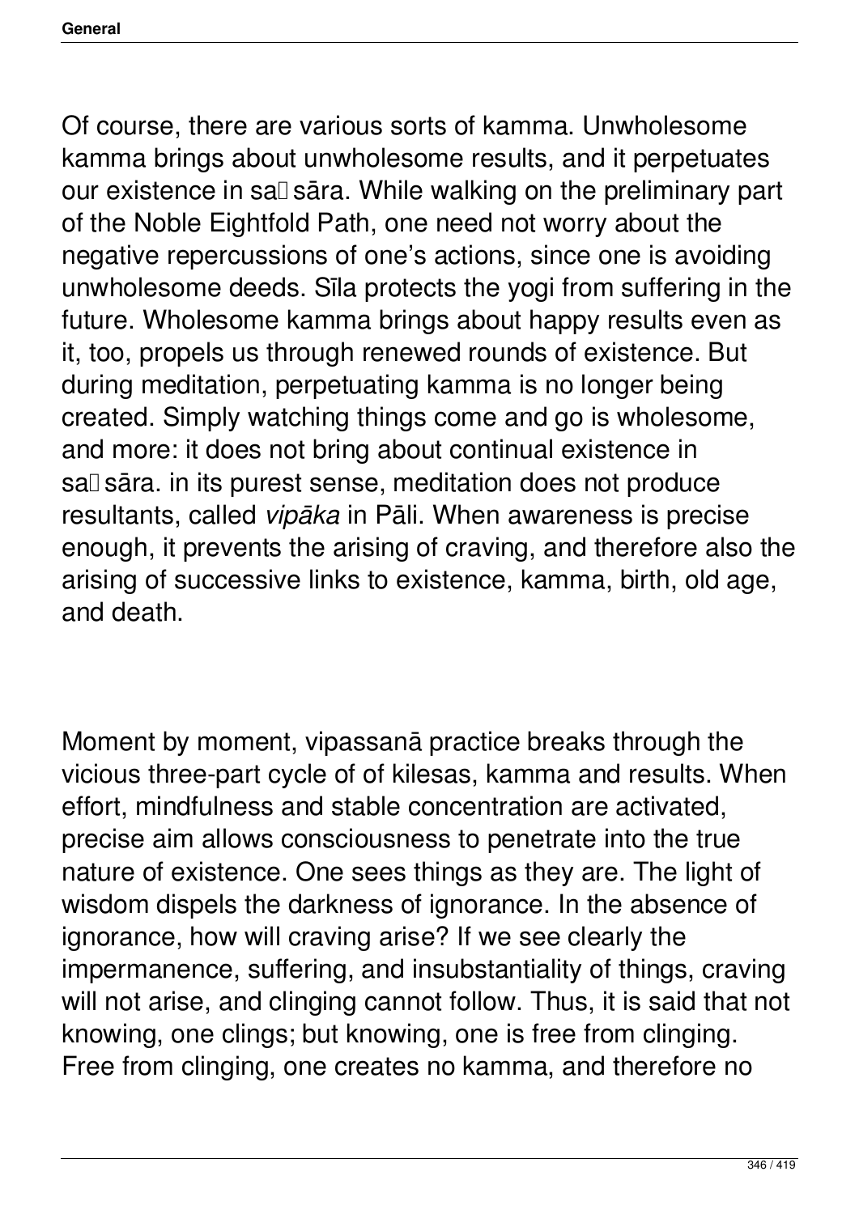Of course, there are various sorts of kamma. Unwholesome kamma brings about unwholesome results, and it perpetuates our existence in saṃsāra. While walking on the preliminary part of the Noble Eightfold Path, one need not worry about the negative repercussions of one's actions, since one is avoiding unwholesome deeds. Sīla protects the yogi from suffering in the future. Wholesome kamma brings about happy results even as it, too, propels us through renewed rounds of existence. But during meditation, perpetuating kamma is no longer being created. Simply watching things come and go is wholesome, and more: it does not bring about continual existence in saṃsāra. in its purest sense, meditation does not produce resultants, called *vipāka* in Pāli. When awareness is precise enough, it prevents the arising of craving, and therefore also the arising of successive links to existence, kamma, birth, old age, and death.

Moment by moment, vipassanā practice breaks through the vicious three-part cycle of of kilesas, kamma and results. When effort, mindfulness and stable concentration are activated, precise aim allows consciousness to penetrate into the true nature of existence. One sees things as they are. The light of wisdom dispels the darkness of ignorance. In the absence of ignorance, how will craving arise? If we see clearly the impermanence, suffering, and insubstantiality of things, craving will not arise, and clinging cannot follow. Thus, it is said that not knowing, one clings; but knowing, one is free from clinging. Free from clinging, one creates no kamma, and therefore no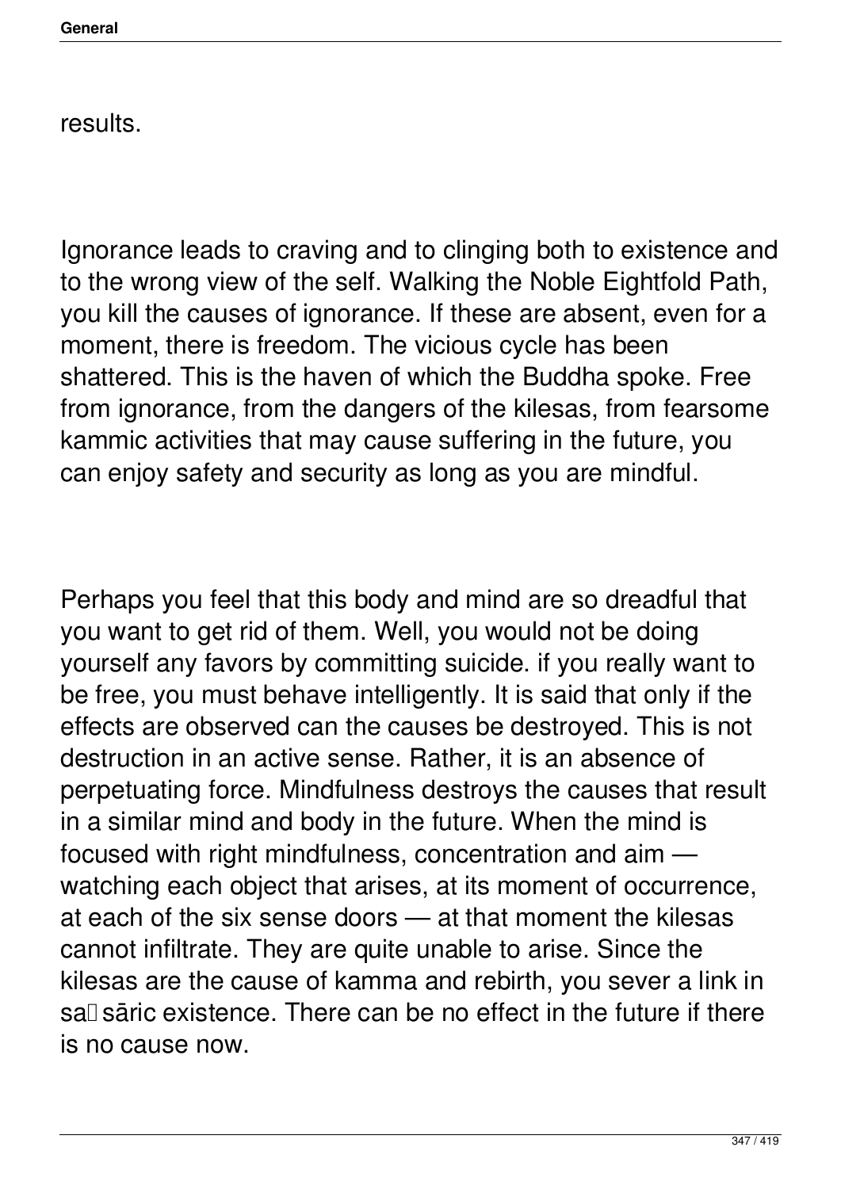results.

Ignorance leads to craving and to clinging both to existence and to the wrong view of the self. Walking the Noble Eightfold Path, you kill the causes of ignorance. If these are absent, even for a moment, there is freedom. The vicious cycle has been shattered. This is the haven of which the Buddha spoke. Free from ignorance, from the dangers of the kilesas, from fearsome kammic activities that may cause suffering in the future, you can enjoy safety and security as long as you are mindful.

Perhaps you feel that this body and mind are so dreadful that you want to get rid of them. Well, you would not be doing yourself any favors by committing suicide. if you really want to be free, you must behave intelligently. It is said that only if the effects are observed can the causes be destroyed. This is not destruction in an active sense. Rather, it is an absence of perpetuating force. Mindfulness destroys the causes that result in a similar mind and body in the future. When the mind is focused with right mindfulness, concentration and aim — watching each object that arises, at its moment of occurrence, at each of the six sense doors — at that moment the kilesas cannot infiltrate. They are quite unable to arise. Since the kilesas are the cause of kamma and rebirth, you sever a link in saṃsāric existence. There can be no effect in the future if there is no cause now.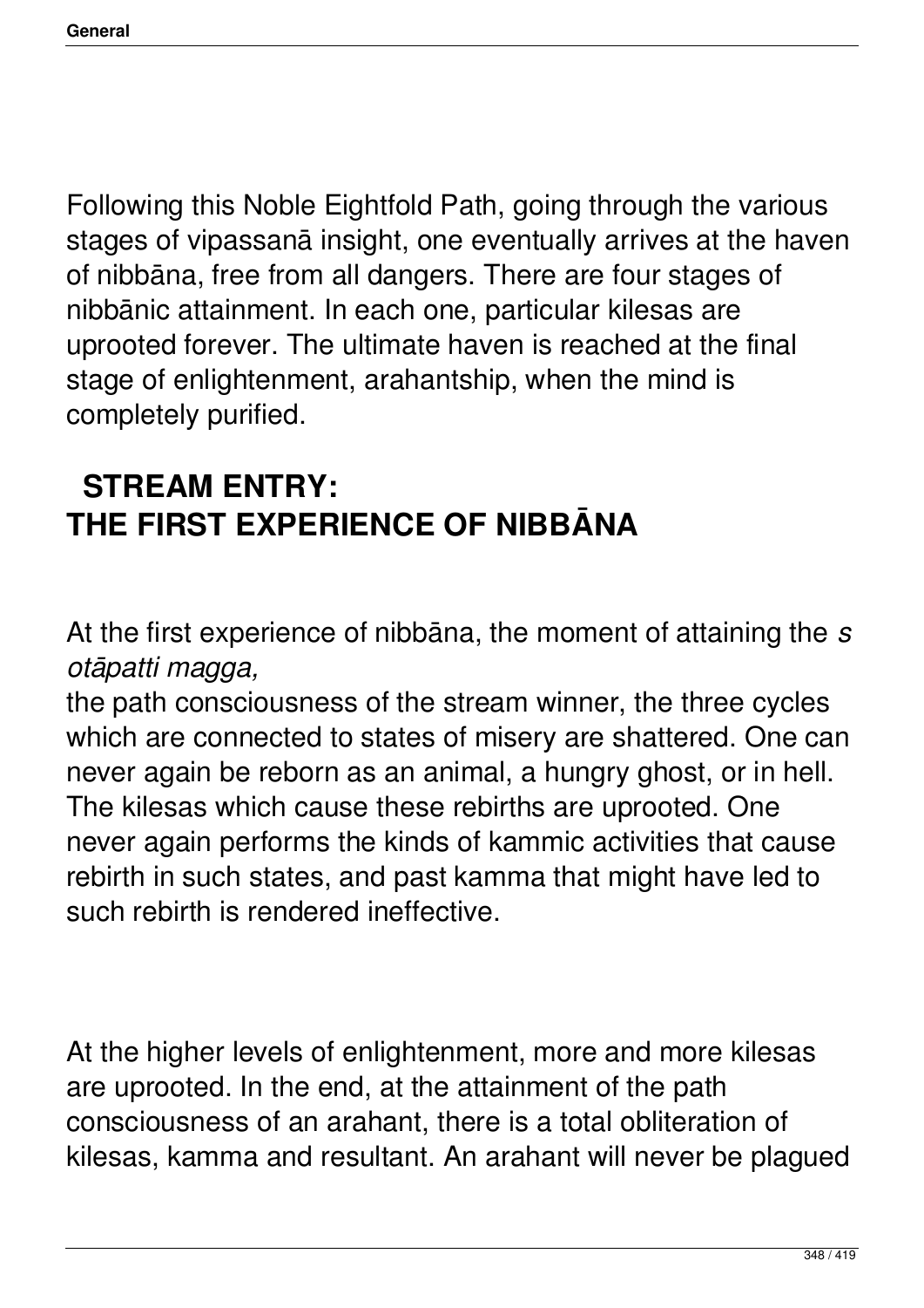Following this Noble Eightfold Path, going through the various stages of vipassanā insight, one eventually arrives at the haven of nibbāna, free from all dangers. There are four stages of nibbānic attainment. In each one, particular kilesas are uprooted forever. The ultimate haven is reached at the final stage of enlightenment, arahantship, when the mind is completely purified.

## STREAM ENTRY: THE FIRST EXPERIENCE OF NIBBĀNA

At the first experience of nibbāna, the moment of attaining the *sotāpatti magga,* the path consciousness of the stream winner, the three cycles which are connected to states of misery are shattered. One can never again be reborn as an animal, a hungry ghost, or in hell. The kilesas which cause these rebirths are uprooted. One never again performs the kinds of kammic activities that cause rebirth in such states, and past kamma that might have led to such rebirth is rendered ineffective.

At the higher levels of enlightenment, more and more kilesas are uprooted. In the end, at the attainment of the path consciousness of an arahant, there is a total obliteration of kilesas, kamma and resultant. An arahant will never be plagued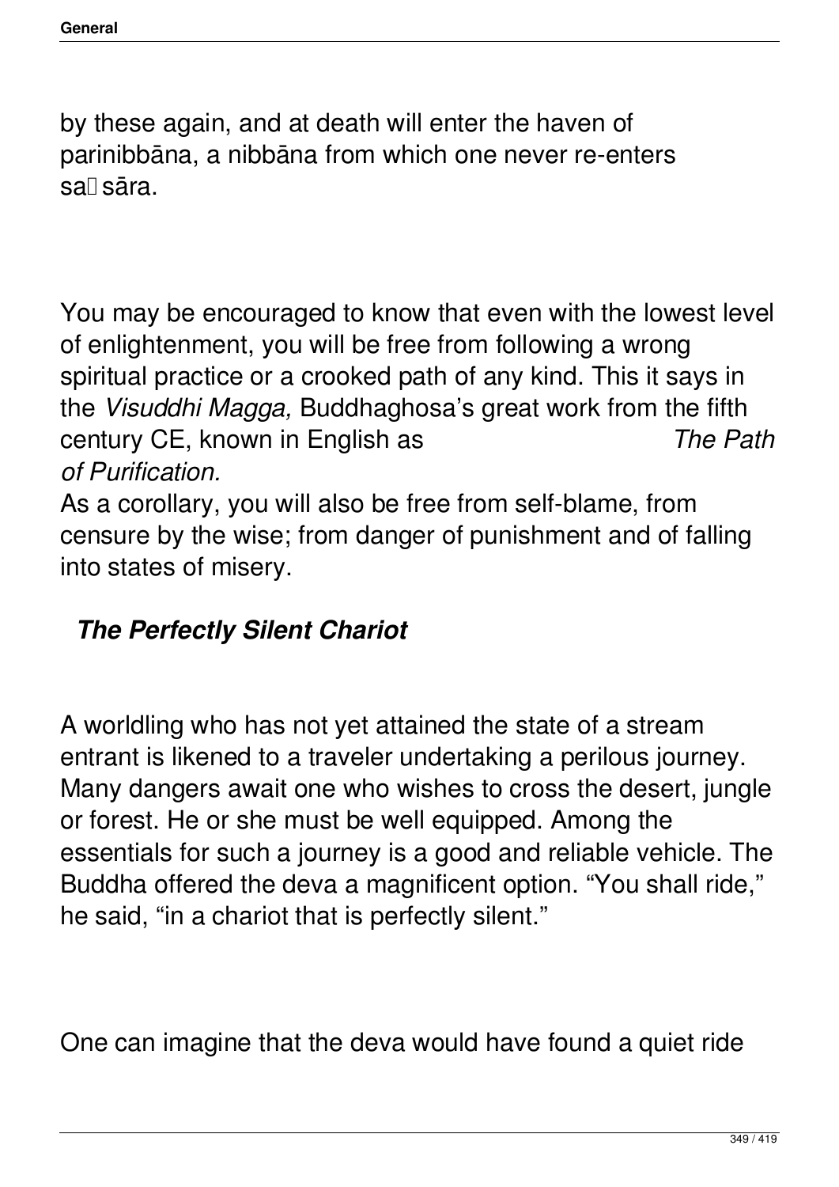by these again, and at death will enter the haven of parinibbāna, a nibbāna from which one never re-enters saṃsāra.

You may be encouraged to know that even with the lowest level of enlightenment, you will be free from following a wrong spiritual practice or a crooked path of any kind. This it says in the *Visuddhi Magga,* Buddhaghosa's great work from the fifth century CE, known in English as *The Path of Purification.*

As a corollary, you will also be free from self-blame, from censure by the wise; from danger of punishment and of falling into states of misery.

### *The Perfectly Silent Chariot*

A worldling who has not yet attained the state of a stream entrant is likened to a traveler undertaking a perilous journey. Many dangers await one who wishes to cross the desert, jungle or forest. He or she must be well equipped. Among the essentials for such a journey is a good and reliable vehicle. The Buddha offered the deva a magnificent option. "You shall ride," he said, "in a chariot that is perfectly silent."

One can imagine that the deva would have found a quiet ride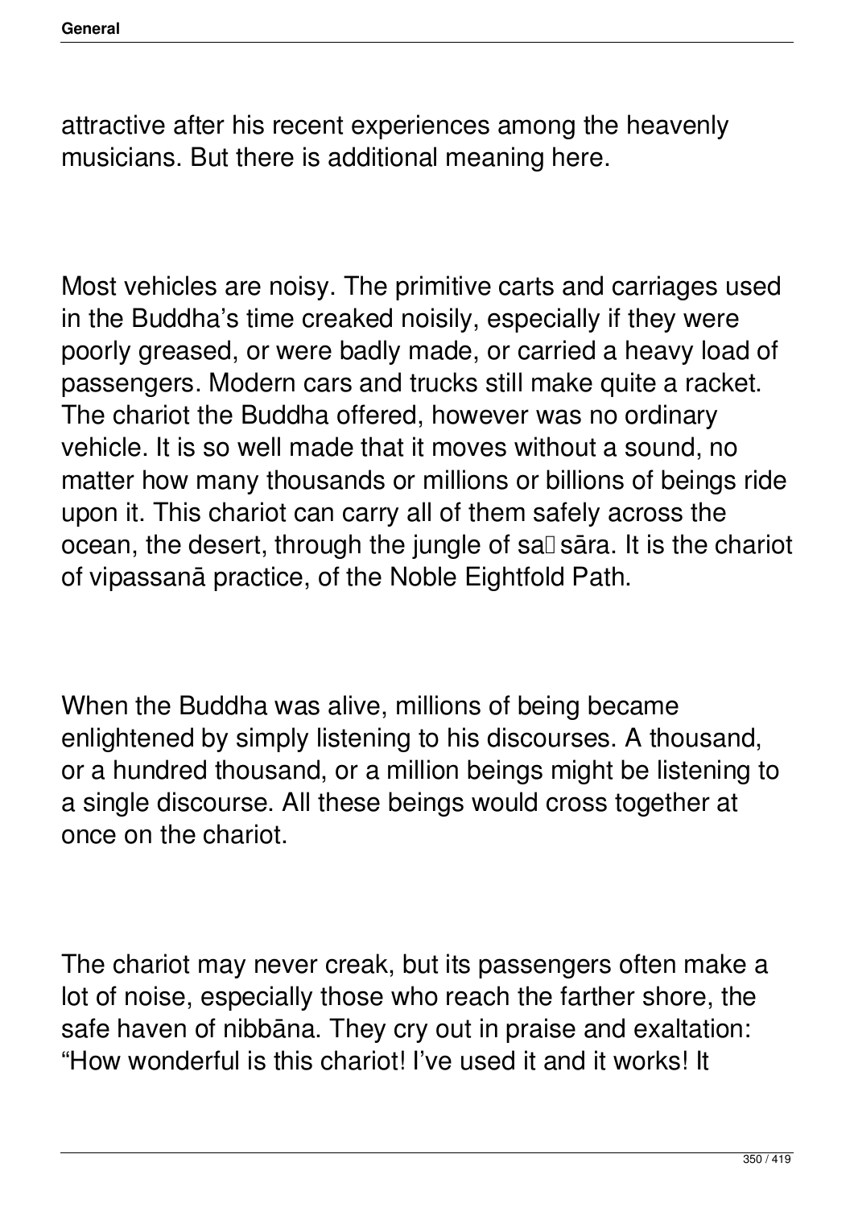attractive after his recent experiences among the heavenly musicians. But there is additional meaning here.

Most vehicles are noisy. The primitive carts and carriages used in the Buddha's time creaked noisily, especially if they were poorly greased, or were badly made, or carried a heavy load of passengers. Modern cars and trucks still make quite a racket. The chariot the Buddha offered, however was no ordinary vehicle. It is so well made that it moves without a sound, no matter how many thousands or millions or billions of beings ride upon it. This chariot can carry all of them safely across the ocean, the desert, through the jungle of saṃsāra. It is the chariot of vipassanā practice, of the Noble Eightfold Path.

When the Buddha was alive, millions of being became enlightened by simply listening to his discourses. A thousand, or a hundred thousand, or a million beings might be listening to a single discourse. All these beings would cross together at once on the chariot.

The chariot may never creak, but its passengers often make a lot of noise, especially those who reach the farther shore, the safe haven of nibbāna. They cry out in praise and exaltation: "How wonderful is this chariot! I've used it and it works! It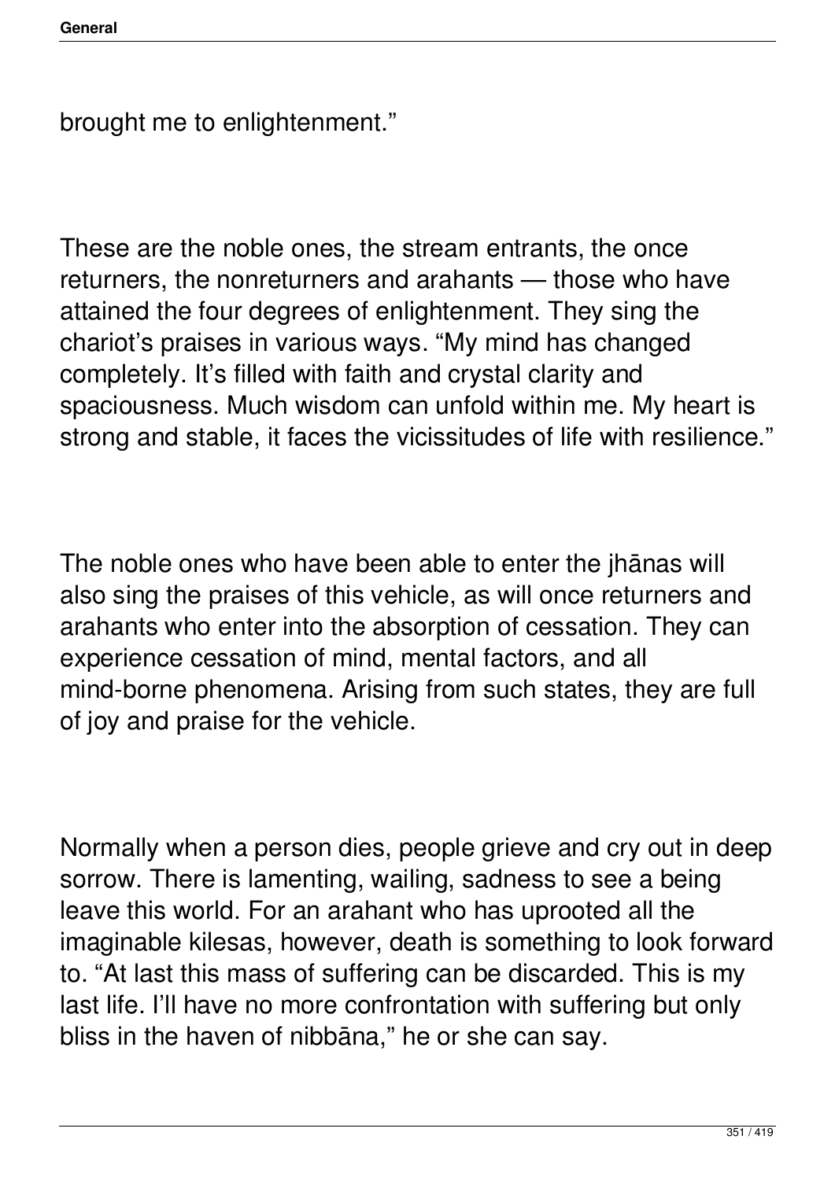brought me to enlightenment."

These are the noble ones, the stream entrants, the once returners, the nonreturners and arahants — those who have attained the four degrees of enlightenment. They sing the chariot's praises in various ways. "My mind has changed completely. It's filled with faith and crystal clarity and spaciousness. Much wisdom can unfold within me. My heart is strong and stable, it faces the vicissitudes of life with resilience."

The noble ones who have been able to enter the jhānas will also sing the praises of this vehicle, as will once returners and arahants who enter into the absorption of cessation. They can experience cessation of mind, mental factors, and all mind-borne phenomena. Arising from such states, they are full of joy and praise for the vehicle.

Normally when a person dies, people grieve and cry out in deep sorrow. There is lamenting, wailing, sadness to see a being leave this world. For an arahant who has uprooted all the imaginable kilesas, however, death is something to look forward to. "At last this mass of suffering can be discarded. This is my last life. I'll have no more confrontation with suffering but only bliss in the haven of nibbāna," he or she can say.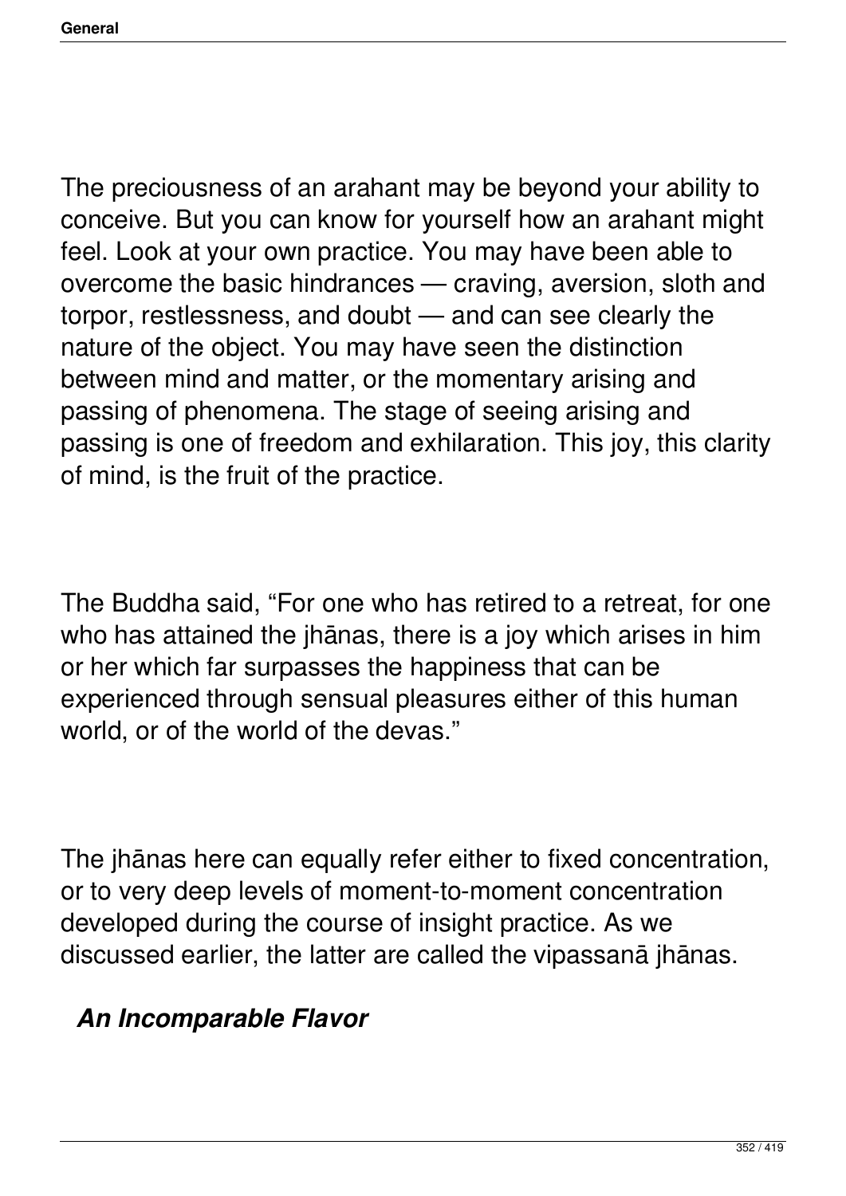The preciousness of an arahant may be beyond your ability to conceive. But you can know for yourself how an arahant might feel. Look at your own practice. You may have been able to overcome the basic hindrances — craving, aversion, sloth and torpor, restlessness, and doubt — and can see clearly the nature of the object. You may have seen the distinction between mind and matter, or the momentary arising and passing of phenomena. The stage of seeing arising and passing is one of freedom and exhilaration. This joy, this clarity of mind, is the fruit of the practice.

The Buddha said, "For one who has retired to a retreat, for one who has attained the jhānas, there is a joy which arises in him or her which far surpasses the happiness that can be experienced through sensual pleasures either of this human world, or of the world of the devas."

The jhānas here can equally refer either to fixed concentration, or to very deep levels of moment-to-moment concentration developed during the course of insight practice. As we discussed earlier, the latter are called the vipassanā jhānas.

### ***An Incomparable Flavor***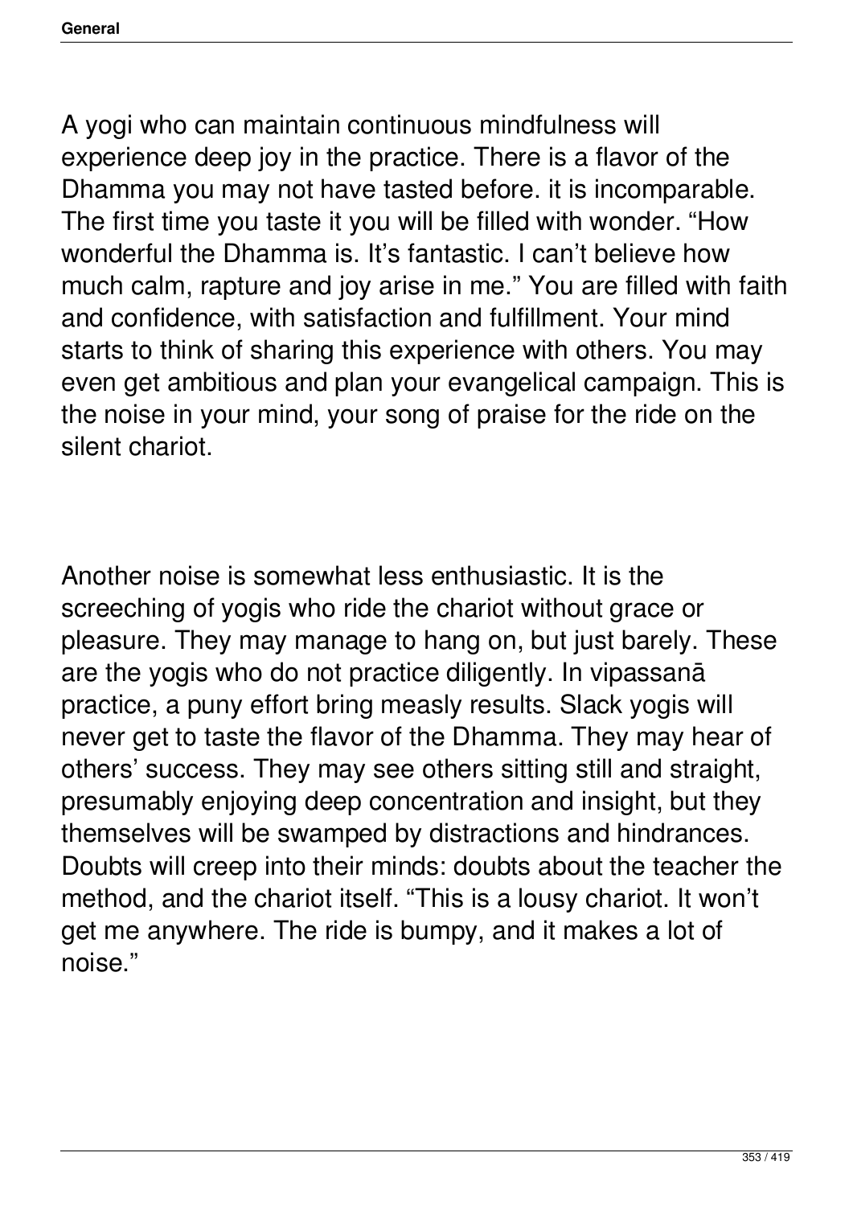A yogi who can maintain continuous mindfulness will experience deep joy in the practice. There is a flavor of the Dhamma you may not have tasted before. it is incomparable. The first time you taste it you will be filled with wonder. “How wonderful the Dhamma is. It’s fantastic. I can’t believe how much calm, rapture and joy arise in me.” You are filled with faith and confidence, with satisfaction and fulfillment. Your mind starts to think of sharing this experience with others. You may even get ambitious and plan your evangelical campaign. This is the noise in your mind, your song of praise for the ride on the silent chariot.

Another noise is somewhat less enthusiastic. It is the screeching of yogis who ride the chariot without grace or pleasure. They may manage to hang on, but just barely. These are the yogis who do not practice diligently. In vipassanā practice, a puny effort bring measly results. Slack yogis will never get to taste the flavor of the Dhamma. They may hear of others’ success. They may see others sitting still and straight, presumably enjoying deep concentration and insight, but they themselves will be swamped by distractions and hindrances. Doubts will creep into their minds: doubts about the teacher the method, and the chariot itself. “This is a lousy chariot. It won’t get me anywhere. The ride is bumpy, and it makes a lot of noise.”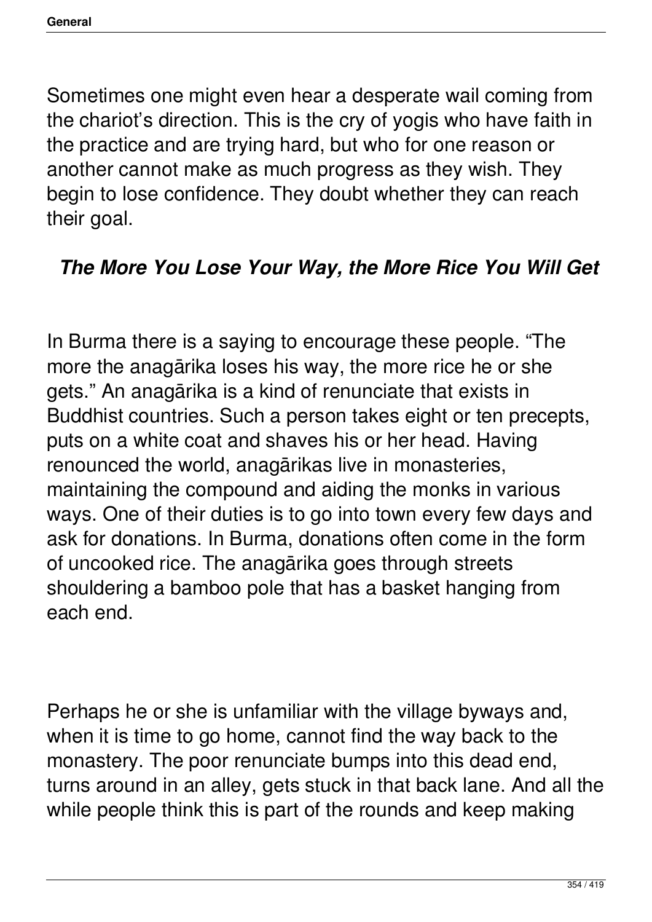Sometimes one might even hear a desperate wail coming from the chariot's direction. This is the cry of yogis who have faith in the practice and are trying hard, but who for one reason or another cannot make as much progress as they wish. They begin to lose confidence. They doubt whether they can reach their goal.

### *The More You Lose Your Way, the More Rice You Will Get*

In Burma there is a saying to encourage these people. "The more the anagārika loses his way, the more rice he or she gets." An anagārika is a kind of renunciate that exists in Buddhist countries. Such a person takes eight or ten precepts, puts on a white coat and shaves his or her head. Having renounced the world, anagārikas live in monasteries, maintaining the compound and aiding the monks in various ways. One of their duties is to go into town every few days and ask for donations. In Burma, donations often come in the form of uncooked rice. The anagārika goes through streets shouldering a bamboo pole that has a basket hanging from each end.

Perhaps he or she is unfamiliar with the village byways and, when it is time to go home, cannot find the way back to the monastery. The poor renunciate bumps into this dead end, turns around in an alley, gets stuck in that back lane. And all the while people think this is part of the rounds and keep making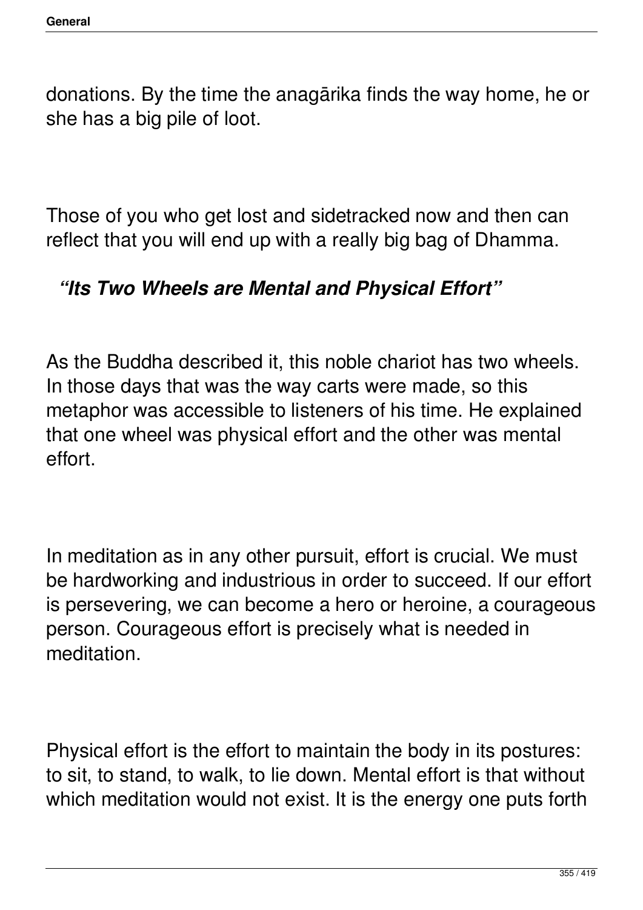donations. By the time the anagārika finds the way home, he or she has a big pile of loot.

Those of you who get lost and sidetracked now and then can reflect that you will end up with a really big bag of Dhamma.

### *“Its Two Wheels are Mental and Physical Effort”*

As the Buddha described it, this noble chariot has two wheels. In those days that was the way carts were made, so this metaphor was accessible to listeners of his time. He explained that one wheel was physical effort and the other was mental effort.

In meditation as in any other pursuit, effort is crucial. We must be hardworking and industrious in order to succeed. If our effort is persevering, we can become a hero or heroine, a courageous person. Courageous effort is precisely what is needed in meditation.

Physical effort is the effort to maintain the body in its postures: to sit, to stand, to walk, to lie down. Mental effort is that without which meditation would not exist. It is the energy one puts forth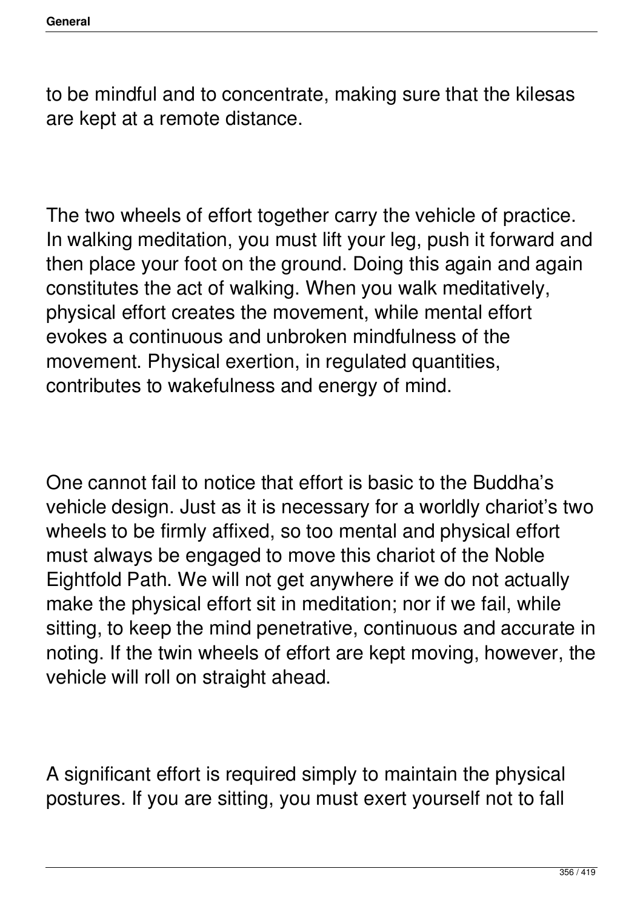to be mindful and to concentrate, making sure that the kilesas are kept at a remote distance.

The two wheels of effort together carry the vehicle of practice. In walking meditation, you must lift your leg, push it forward and then place your foot on the ground. Doing this again and again constitutes the act of walking. When you walk meditatively, physical effort creates the movement, while mental effort evokes a continuous and unbroken mindfulness of the movement. Physical exertion, in regulated quantities, contributes to wakefulness and energy of mind.

One cannot fail to notice that effort is basic to the Buddha's vehicle design. Just as it is necessary for a worldly chariot's two wheels to be firmly affixed, so too mental and physical effort must always be engaged to move this chariot of the Noble Eightfold Path. We will not get anywhere if we do not actually make the physical effort sit in meditation; nor if we fail, while sitting, to keep the mind penetrative, continuous and accurate in noting. If the twin wheels of effort are kept moving, however, the vehicle will roll on straight ahead.

A significant effort is required simply to maintain the physical postures. If you are sitting, you must exert yourself not to fall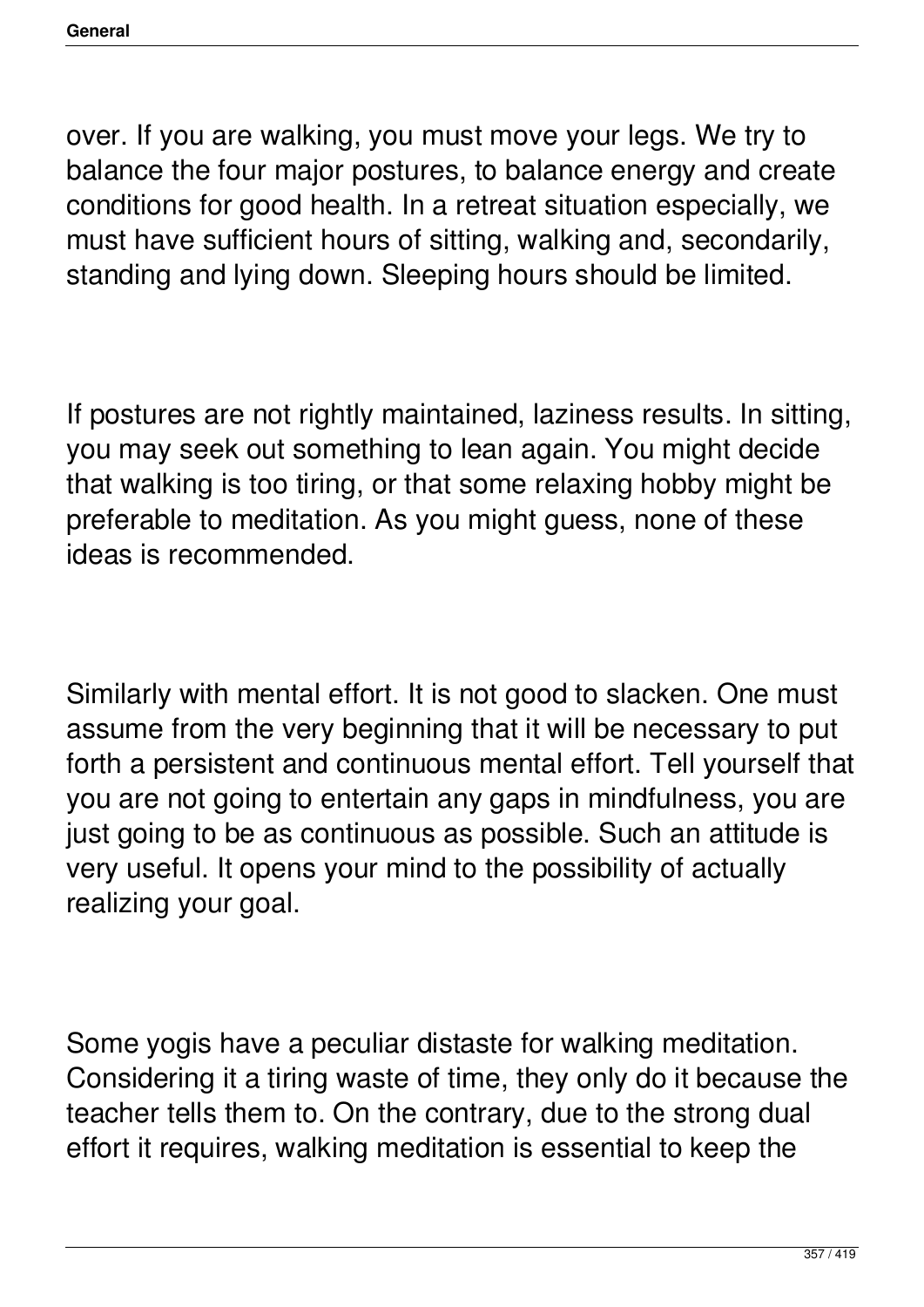over. If you are walking, you must move your legs. We try to balance the four major postures, to balance energy and create conditions for good health. In a retreat situation especially, we must have sufficient hours of sitting, walking and, secondarily, standing and lying down. Sleeping hours should be limited.

If postures are not rightly maintained, laziness results. In sitting, you may seek out something to lean again. You might decide that walking is too tiring, or that some relaxing hobby might be preferable to meditation. As you might guess, none of these ideas is recommended.

Similarly with mental effort. It is not good to slacken. One must assume from the very beginning that it will be necessary to put forth a persistent and continuous mental effort. Tell yourself that you are not going to entertain any gaps in mindfulness, you are just going to be as continuous as possible. Such an attitude is very useful. It opens your mind to the possibility of actually realizing your goal.

Some yogis have a peculiar distaste for walking meditation. Considering it a tiring waste of time, they only do it because the teacher tells them to. On the contrary, due to the strong dual effort it requires, walking meditation is essential to keep the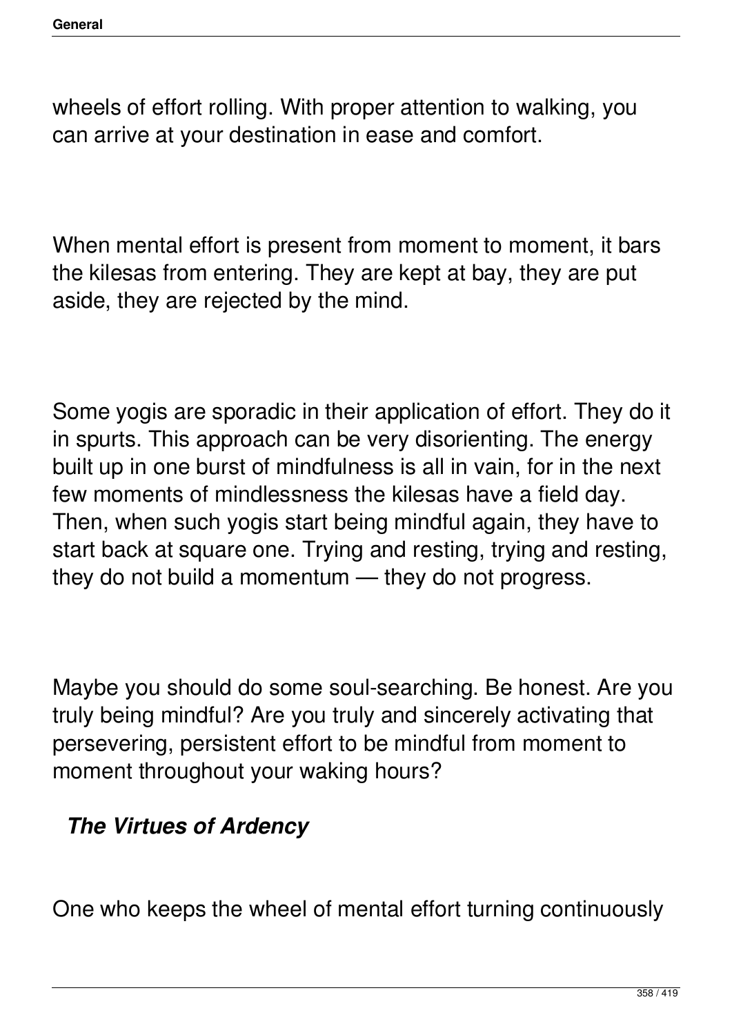wheels of effort rolling. With proper attention to walking, you can arrive at your destination in ease and comfort.

When mental effort is present from moment to moment, it bars the kilesas from entering. They are kept at bay, they are put aside, they are rejected by the mind.

Some yogis are sporadic in their application of effort. They do it in spurts. This approach can be very disorienting. The energy built up in one burst of mindfulness is all in vain, for in the next few moments of mindlessness the kilesas have a field day. Then, when such yogis start being mindful again, they have to start back at square one. Trying and resting, trying and resting, they do not build a momentum — they do not progress.

Maybe you should do some soul-searching. Be honest. Are you truly being mindful? Are you truly and sincerely activating that persevering, persistent effort to be mindful from moment to moment throughout your waking hours?

### *The Virtues of Ardency*

One who keeps the wheel of mental effort turning continuously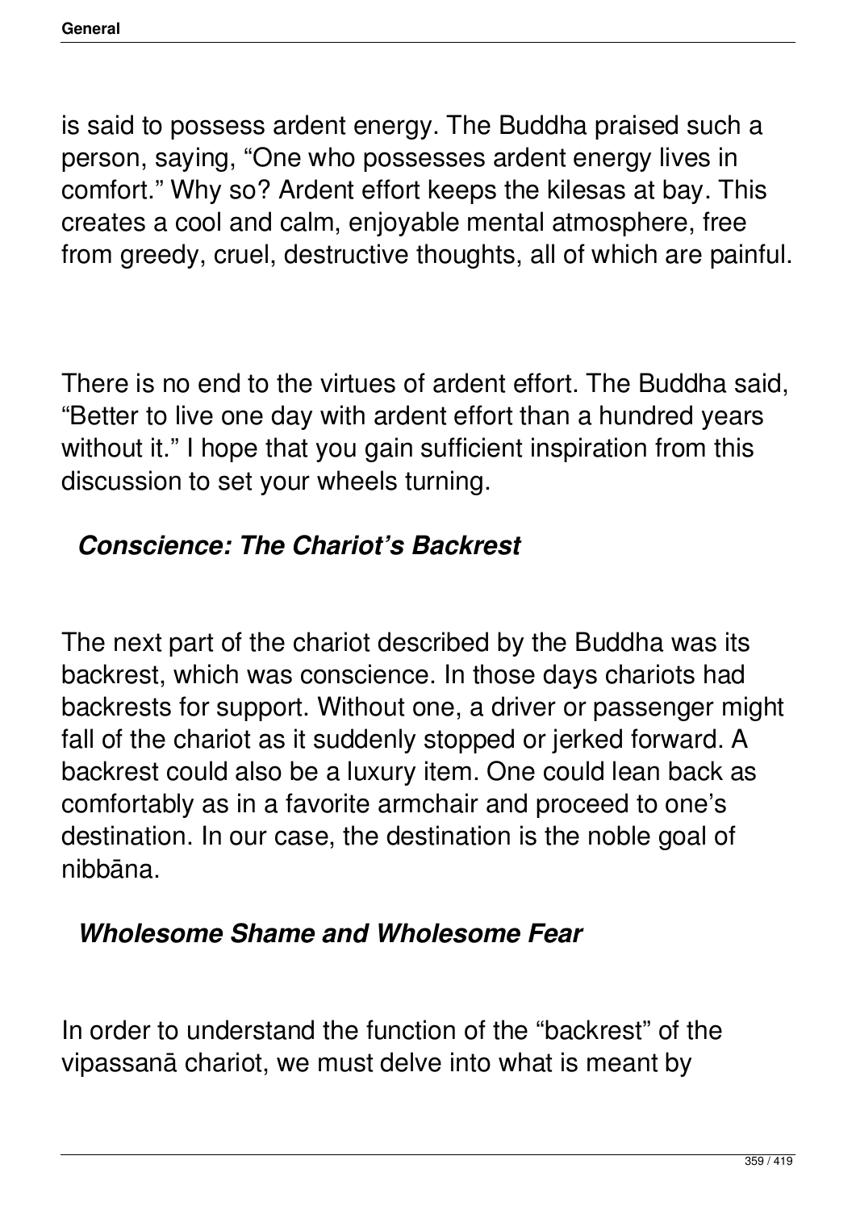is said to possess ardent energy. The Buddha praised such a person, saying, “One who possesses ardent energy lives in comfort.” Why so? Ardent effort keeps the kilesas at bay. This creates a cool and calm, enjoyable mental atmosphere, free from greedy, cruel, destructive thoughts, all of which are painful.

There is no end to the virtues of ardent effort. The Buddha said, “Better to live one day with ardent effort than a hundred years without it.” I hope that you gain sufficient inspiration from this discussion to set your wheels turning.

### *Conscience: The Chariot’s Backrest*

The next part of the chariot described by the Buddha was its backrest, which was conscience. In those days chariots had backrests for support. Without one, a driver or passenger might fall of the chariot as it suddenly stopped or jerked forward. A backrest could also be a luxury item. One could lean back as comfortably as in a favorite armchair and proceed to one’s destination. In our case, the destination is the noble goal of nibbāna.

### *Wholesome Shame and Wholesome Fear*

In order to understand the function of the “backrest” of the vipassanā chariot, we must delve into what is meant by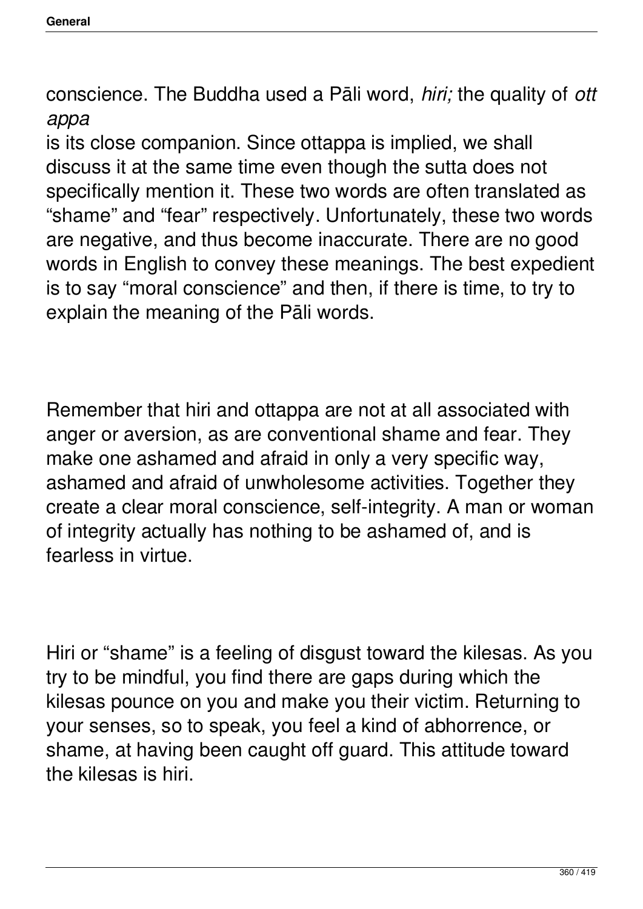conscience. The Buddha used a Pāli word, *hiri;* the quality of *ottappa* is its close companion. Since ottappa is implied, we shall discuss it at the same time even though the sutta does not specifically mention it. These two words are often translated as "shame" and "fear" respectively. Unfortunately, these two words are negative, and thus become inaccurate. There are no good words in English to convey these meanings. The best expedient is to say "moral conscience" and then, if there is time, to try to explain the meaning of the Pāli words.

Remember that hiri and ottappa are not at all associated with anger or aversion, as are conventional shame and fear. They make one ashamed and afraid in only a very specific way, ashamed and afraid of unwholesome activities. Together they create a clear moral conscience, self-integrity. A man or woman of integrity actually has nothing to be ashamed of, and is fearless in virtue.

Hiri or "shame" is a feeling of disgust toward the kilesas. As you try to be mindful, you find there are gaps during which the kilesas pounce on you and make you their victim. Returning to your senses, so to speak, you feel a kind of abhorrence, or shame, at having been caught off guard. This attitude toward the kilesas is hiri.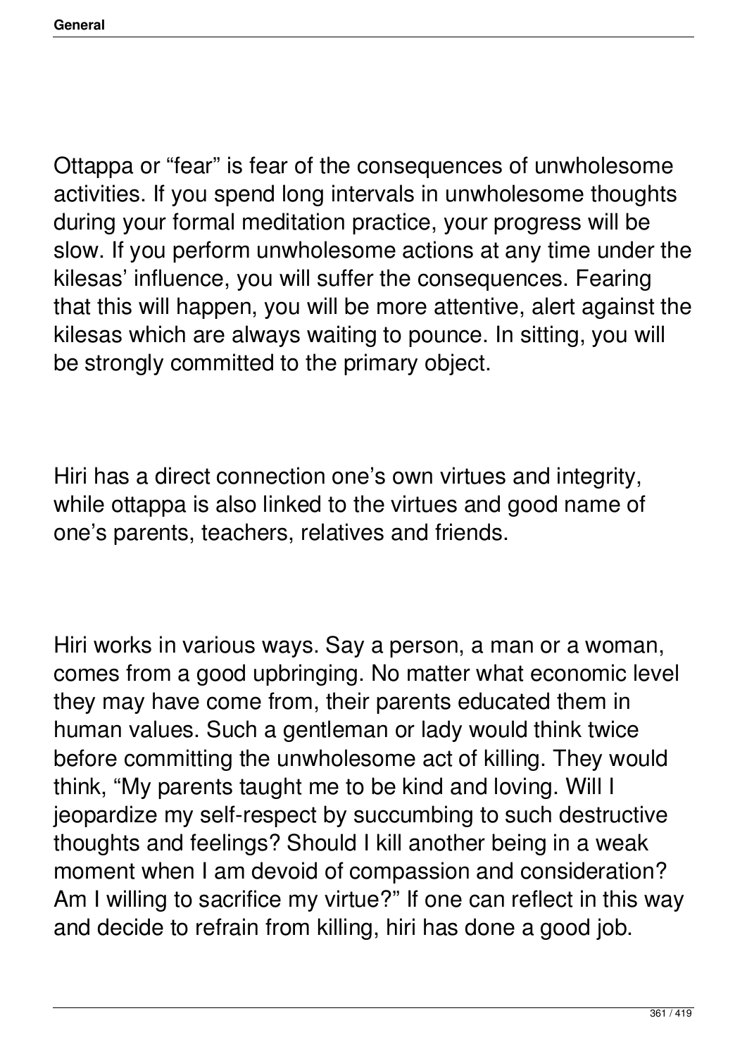Ottappa or “fear” is fear of the consequences of unwholesome activities. If you spend long intervals in unwholesome thoughts during your formal meditation practice, your progress will be slow. If you perform unwholesome actions at any time under the kilesas’ influence, you will suffer the consequences. Fearing that this will happen, you will be more attentive, alert against the kilesas which are always waiting to pounce. In sitting, you will be strongly committed to the primary object.

Hiri has a direct connection one’s own virtues and integrity, while ottappa is also linked to the virtues and good name of one’s parents, teachers, relatives and friends.

Hiri works in various ways. Say a person, a man or a woman, comes from a good upbringing. No matter what economic level they may have come from, their parents educated them in human values. Such a gentleman or lady would think twice before committing the unwholesome act of killing. They would think, “My parents taught me to be kind and loving. Will I jeopardize my self-respect by succumbing to such destructive thoughts and feelings? Should I kill another being in a weak moment when I am devoid of compassion and consideration? Am I willing to sacrifice my virtue?” If one can reflect in this way and decide to refrain from killing, hiri has done a good job.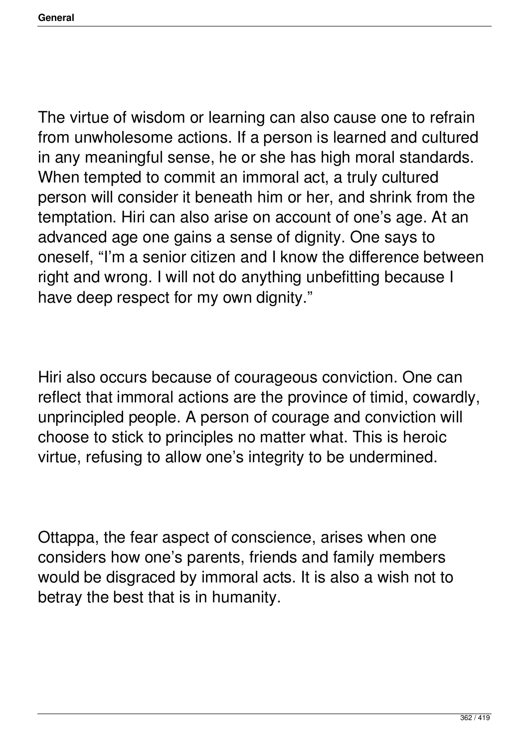The virtue of wisdom or learning can also cause one to refrain from unwholesome actions. If a person is learned and cultured in any meaningful sense, he or she has high moral standards. When tempted to commit an immoral act, a truly cultured person will consider it beneath him or her, and shrink from the temptation. Hiri can also arise on account of one's age. At an advanced age one gains a sense of dignity. One says to oneself, "I'm a senior citizen and I know the difference between right and wrong. I will not do anything unbefitting because I have deep respect for my own dignity."

Hiri also occurs because of courageous conviction. One can reflect that immoral actions are the province of timid, cowardly, unprincipled people. A person of courage and conviction will choose to stick to principles no matter what. This is heroic virtue, refusing to allow one's integrity to be undermined.

Ottappa, the fear aspect of conscience, arises when one considers how one's parents, friends and family members would be disgraced by immoral acts. It is also a wish not to betray the best that is in humanity.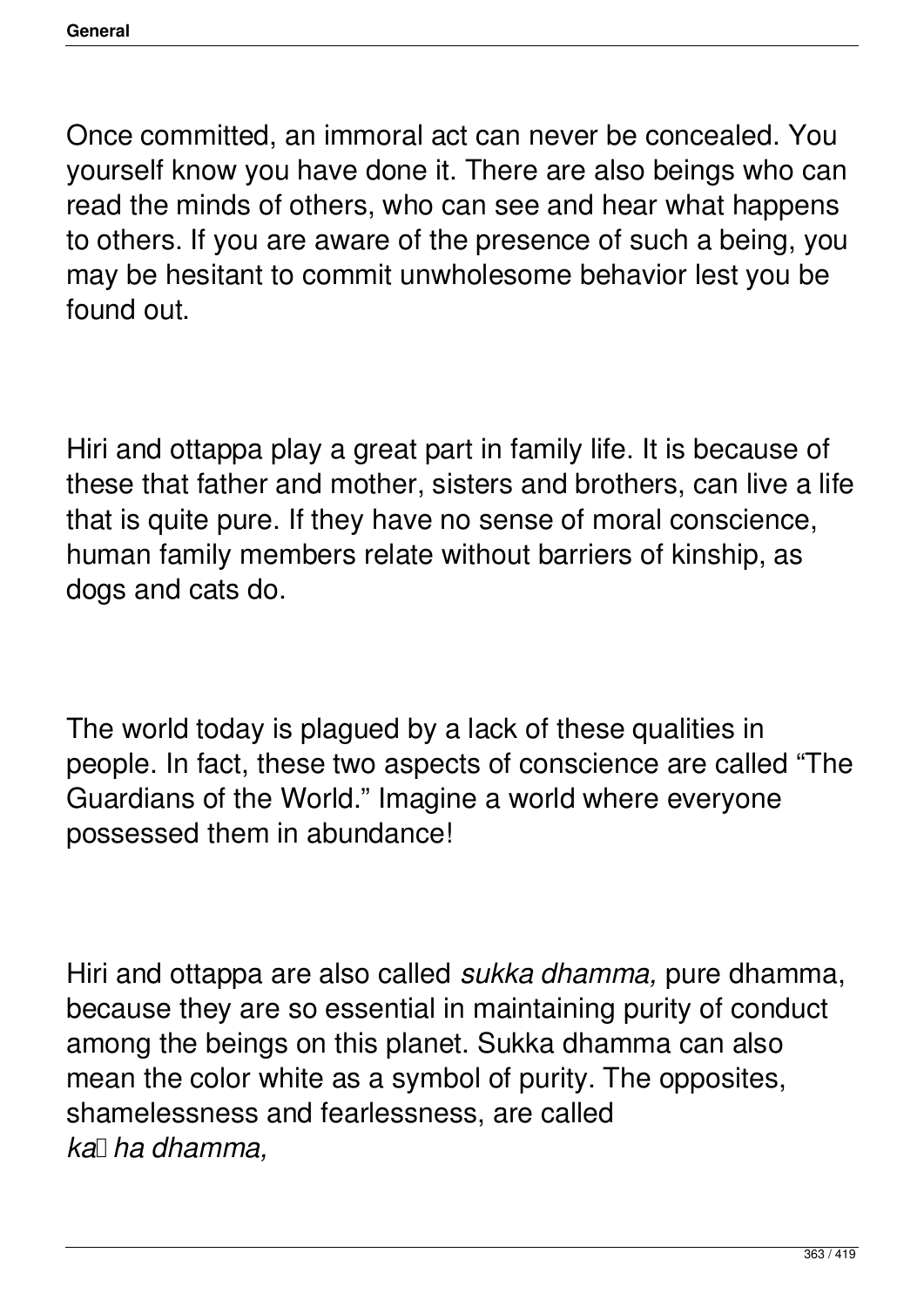Once committed, an immoral act can never be concealed. You yourself know you have done it. There are also beings who can read the minds of others, who can see and hear what happens to others. If you are aware of the presence of such a being, you may be hesitant to commit unwholesome behavior lest you be found out.

Hiri and ottappa play a great part in family life. It is because of these that father and mother, sisters and brothers, can live a life that is quite pure. If they have no sense of moral conscience, human family members relate without barriers of kinship, as dogs and cats do.

The world today is plagued by a lack of these qualities in people. In fact, these two aspects of conscience are called “The Guardians of the World.” Imagine a world where everyone possessed them in abundance!

Hiri and ottappa are also called *sukka dhamma,* pure dhamma, because they are so essential in maintaining purity of conduct among the beings on this planet. Sukka dhamma can also mean the color white as a symbol of purity. The opposites, shamelessness and fearlessness, are called *kaṇha dhamma,*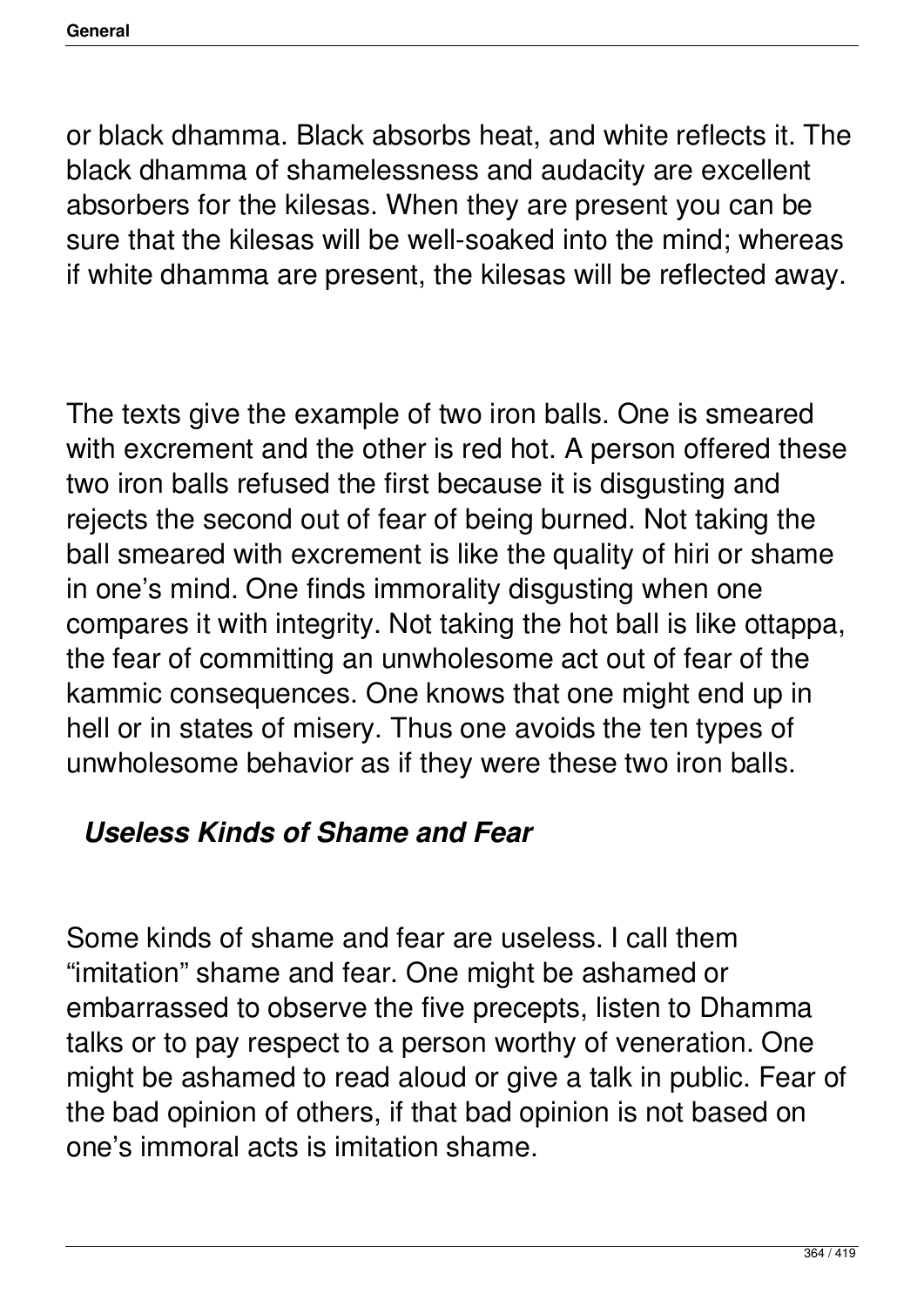or black dhamma. Black absorbs heat, and white reflects it. The black dhamma of shamelessness and audacity are excellent absorbers for the kilesas. When they are present you can be sure that the kilesas will be well-soaked into the mind; whereas if white dhamma are present, the kilesas will be reflected away.

The texts give the example of two iron balls. One is smeared with excrement and the other is red hot. A person offered these two iron balls refused the first because it is disgusting and rejects the second out of fear of being burned. Not taking the ball smeared with excrement is like the quality of hiri or shame in one's mind. One finds immorality disgusting when one compares it with integrity. Not taking the hot ball is like ottappa, the fear of committing an unwholesome act out of fear of the kammic consequences. One knows that one might end up in hell or in states of misery. Thus one avoids the ten types of unwholesome behavior as if they were these two iron balls.

### *Useless Kinds of Shame and Fear*

Some kinds of shame and fear are useless. I call them "imitation" shame and fear. One might be ashamed or embarrassed to observe the five precepts, listen to Dhamma talks or to pay respect to a person worthy of veneration. One might be ashamed to read aloud or give a talk in public. Fear of the bad opinion of others, if that bad opinion is not based on one's immoral acts is imitation shame.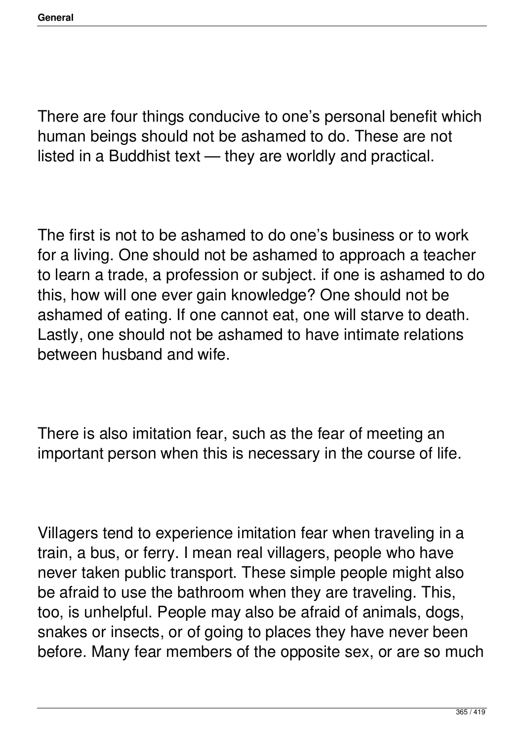There are four things conducive to one's personal benefit which human beings should not be ashamed to do. These are not listed in a Buddhist text — they are worldly and practical.

The first is not to be ashamed to do one's business or to work for a living. One should not be ashamed to approach a teacher to learn a trade, a profession or subject. if one is ashamed to do this, how will one ever gain knowledge? One should not be ashamed of eating. If one cannot eat, one will starve to death. Lastly, one should not be ashamed to have intimate relations between husband and wife.

There is also imitation fear, such as the fear of meeting an important person when this is necessary in the course of life.

Villagers tend to experience imitation fear when traveling in a train, a bus, or ferry. I mean real villagers, people who have never taken public transport. These simple people might also be afraid to use the bathroom when they are traveling. This, too, is unhelpful. People may also be afraid of animals, dogs, snakes or insects, or of going to places they have never been before. Many fear members of the opposite sex, or are so much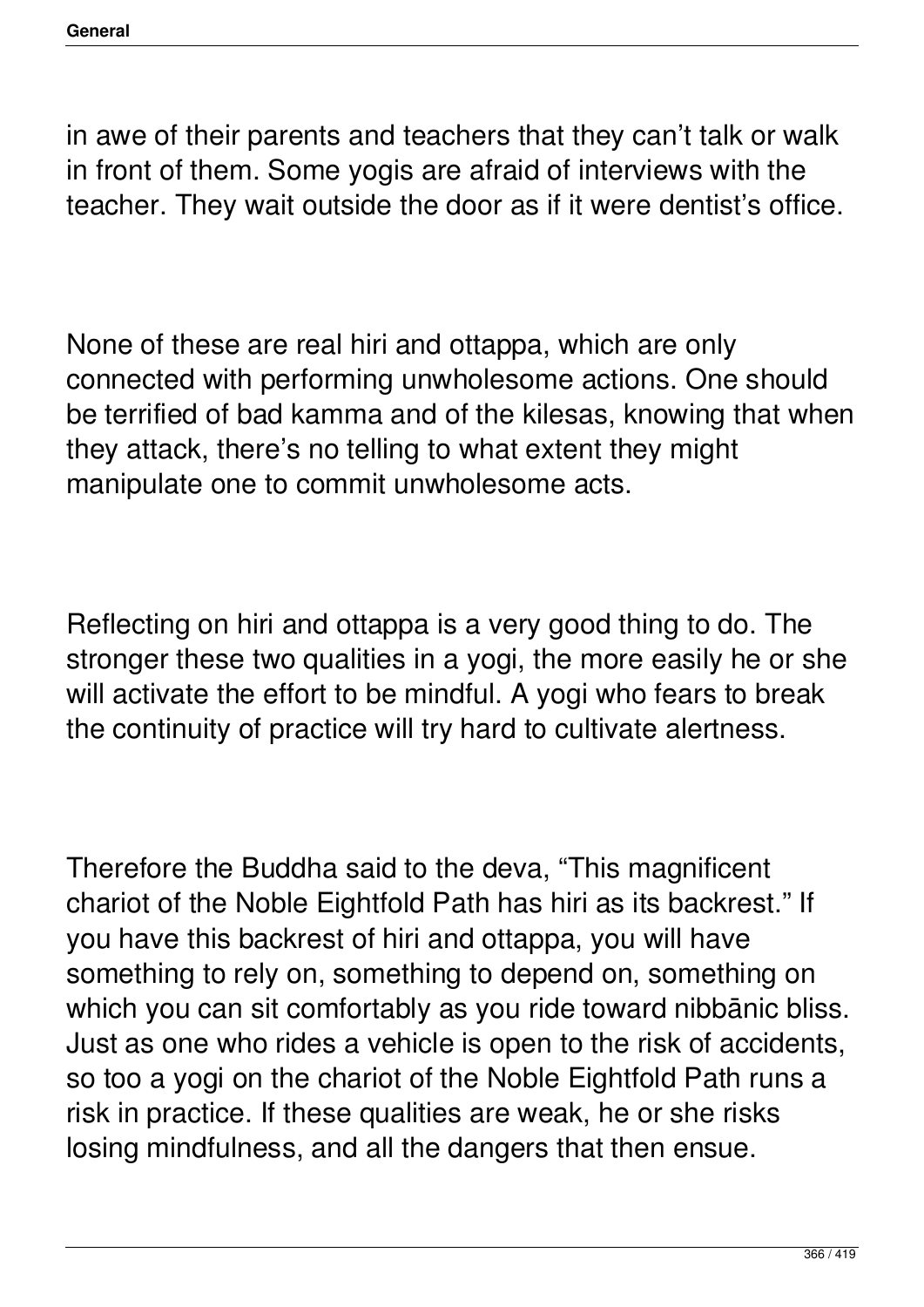in awe of their parents and teachers that they can’t talk or walk in front of them. Some yogis are afraid of interviews with the teacher. They wait outside the door as if it were dentist’s office.

None of these are real hiri and ottappa, which are only connected with performing unwholesome actions. One should be terrified of bad kamma and of the kilesas, knowing that when they attack, there’s no telling to what extent they might manipulate one to commit unwholesome acts.

Reflecting on hiri and ottappa is a very good thing to do. The stronger these two qualities in a yogi, the more easily he or she will activate the effort to be mindful. A yogi who fears to break the continuity of practice will try hard to cultivate alertness.

Therefore the Buddha said to the deva, “This magnificent chariot of the Noble Eightfold Path has hiri as its backrest.” If you have this backrest of hiri and ottappa, you will have something to rely on, something to depend on, something on which you can sit comfortably as you ride toward nibbānic bliss. Just as one who rides a vehicle is open to the risk of accidents, so too a yogi on the chariot of the Noble Eightfold Path runs a risk in practice. If these qualities are weak, he or she risks losing mindfulness, and all the dangers that then ensue.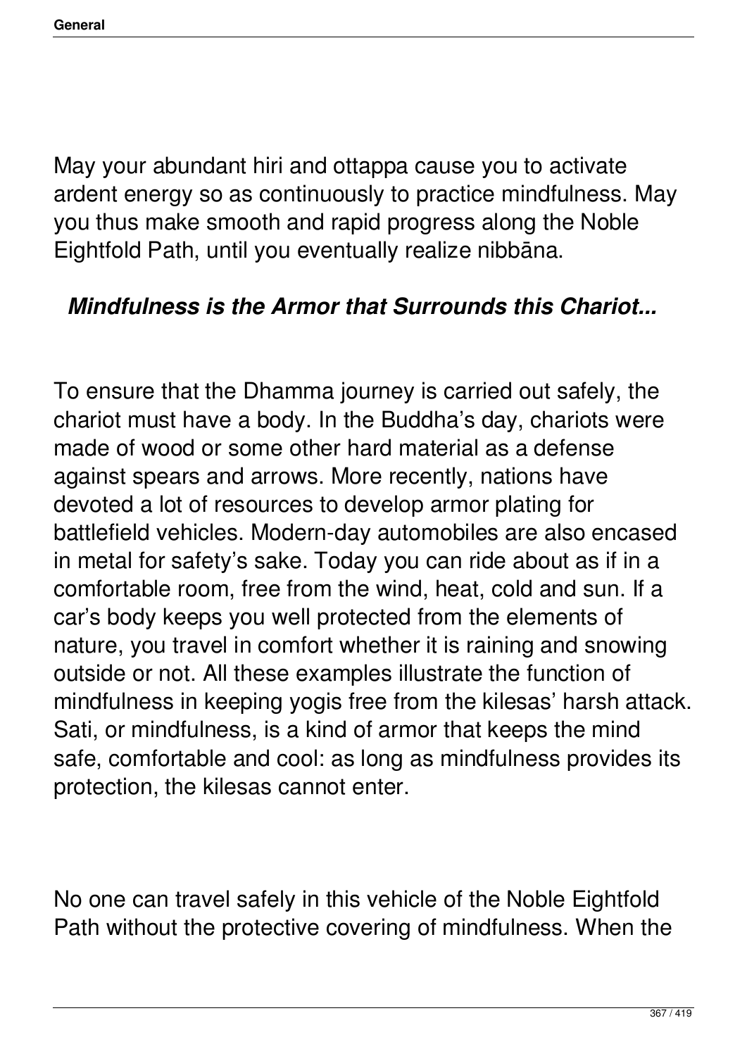May your abundant hiri and ottappa cause you to activate ardent energy so as continuously to practice mindfulness. May you thus make smooth and rapid progress along the Noble Eightfold Path, until you eventually realize nibbāna.

### ***Mindfulness is the Armor that Surrounds this Chariot...***

To ensure that the Dhamma journey is carried out safely, the chariot must have a body. In the Buddha's day, chariots were made of wood or some other hard material as a defense against spears and arrows. More recently, nations have devoted a lot of resources to develop armor plating for battlefield vehicles. Modern-day automobiles are also encased in metal for safety's sake. Today you can ride about as if in a comfortable room, free from the wind, heat, cold and sun. If a car's body keeps you well protected from the elements of nature, you travel in comfort whether it is raining and snowing outside or not. All these examples illustrate the function of mindfulness in keeping yogis free from the kilesas' harsh attack. Sati, or mindfulness, is a kind of armor that keeps the mind safe, comfortable and cool: as long as mindfulness provides its protection, the kilesas cannot enter.

No one can travel safely in this vehicle of the Noble Eightfold Path without the protective covering of mindfulness. When the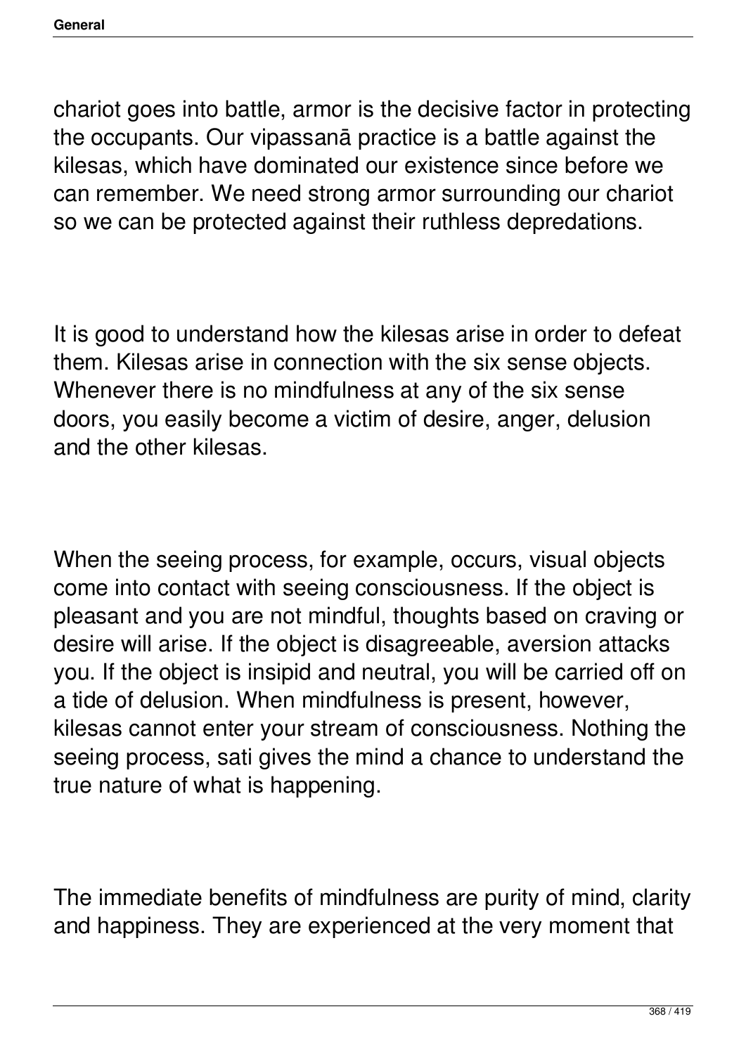chariot goes into battle, armor is the decisive factor in protecting the occupants. Our vipassanā practice is a battle against the kilesas, which have dominated our existence since before we can remember. We need strong armor surrounding our chariot so we can be protected against their ruthless depredations.

It is good to understand how the kilesas arise in order to defeat them. Kilesas arise in connection with the six sense objects. Whenever there is no mindfulness at any of the six sense doors, you easily become a victim of desire, anger, delusion and the other kilesas.

When the seeing process, for example, occurs, visual objects come into contact with seeing consciousness. If the object is pleasant and you are not mindful, thoughts based on craving or desire will arise. If the object is disagreeable, aversion attacks you. If the object is insipid and neutral, you will be carried off on a tide of delusion. When mindfulness is present, however, kilesas cannot enter your stream of consciousness. Nothing the seeing process, sati gives the mind a chance to understand the true nature of what is happening.

The immediate benefits of mindfulness are purity of mind, clarity and happiness. They are experienced at the very moment that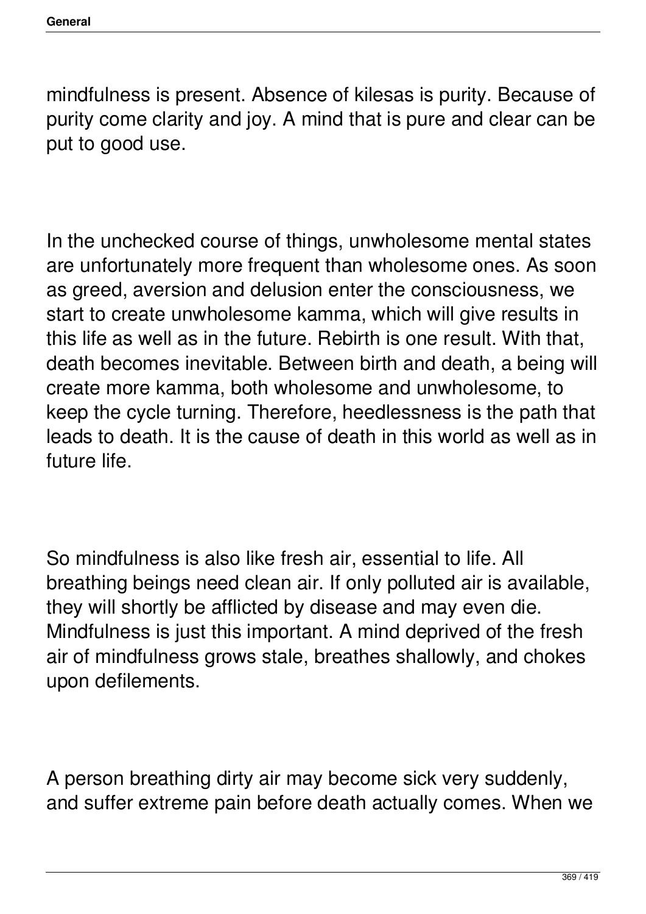mindfulness is present. Absence of kilesas is purity. Because of purity come clarity and joy. A mind that is pure and clear can be put to good use.

In the unchecked course of things, unwholesome mental states are unfortunately more frequent than wholesome ones. As soon as greed, aversion and delusion enter the consciousness, we start to create unwholesome kamma, which will give results in this life as well as in the future. Rebirth is one result. With that, death becomes inevitable. Between birth and death, a being will create more kamma, both wholesome and unwholesome, to keep the cycle turning. Therefore, heedlessness is the path that leads to death. It is the cause of death in this world as well as in future life.

So mindfulness is also like fresh air, essential to life. All breathing beings need clean air. If only polluted air is available, they will shortly be afflicted by disease and may even die. Mindfulness is just this important. A mind deprived of the fresh air of mindfulness grows stale, breathes shallowly, and chokes upon defilements.

A person breathing dirty air may become sick very suddenly, and suffer extreme pain before death actually comes. When we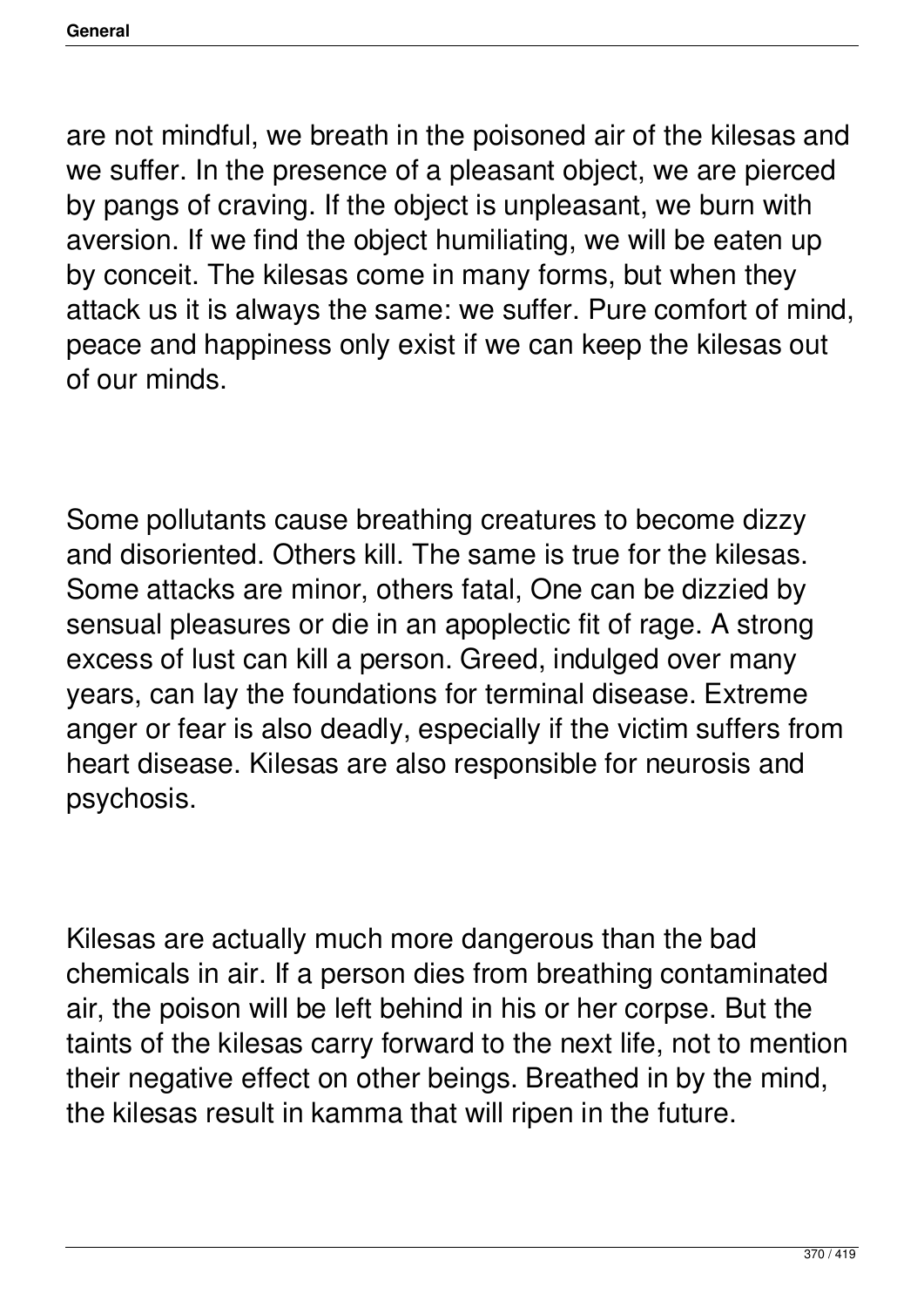are not mindful, we breath in the poisoned air of the kilesas and we suffer. In the presence of a pleasant object, we are pierced by pangs of craving. If the object is unpleasant, we burn with aversion. If we find the object humiliating, we will be eaten up by conceit. The kilesas come in many forms, but when they attack us it is always the same: we suffer. Pure comfort of mind, peace and happiness only exist if we can keep the kilesas out of our minds.

Some pollutants cause breathing creatures to become dizzy and disoriented. Others kill. The same is true for the kilesas. Some attacks are minor, others fatal, One can be dizzied by sensual pleasures or die in an apoplectic fit of rage. A strong excess of lust can kill a person. Greed, indulged over many years, can lay the foundations for terminal disease. Extreme anger or fear is also deadly, especially if the victim suffers from heart disease. Kilesas are also responsible for neurosis and psychosis.

Kilesas are actually much more dangerous than the bad chemicals in air. If a person dies from breathing contaminated air, the poison will be left behind in his or her corpse. But the taints of the kilesas carry forward to the next life, not to mention their negative effect on other beings. Breathed in by the mind, the kilesas result in kamma that will ripen in the future.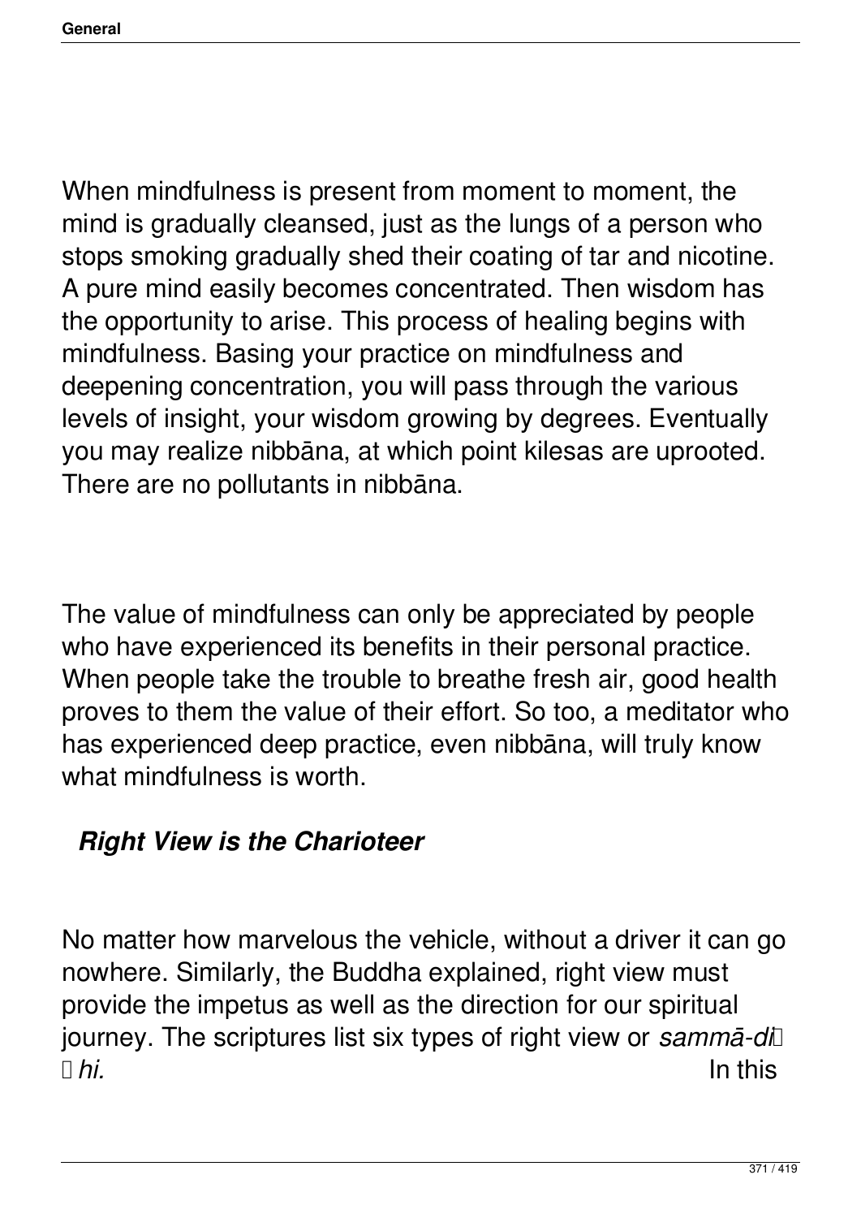When mindfulness is present from moment to moment, the mind is gradually cleansed, just as the lungs of a person who stops smoking gradually shed their coating of tar and nicotine. A pure mind easily becomes concentrated. Then wisdom has the opportunity to arise. This process of healing begins with mindfulness. Basing your practice on mindfulness and deepening concentration, you will pass through the various levels of insight, your wisdom growing by degrees. Eventually you may realize nibbāna, at which point kilesas are uprooted. There are no pollutants in nibbāna.

The value of mindfulness can only be appreciated by people who have experienced its benefits in their personal practice. When people take the trouble to breathe fresh air, good health proves to them the value of their effort. So too, a meditator who has experienced deep practice, even nibbāna, will truly know what mindfulness is worth.

### *Right View is the Charioteer*

No matter how marvelous the vehicle, without a driver it can go nowhere. Similarly, the Buddha explained, right view must provide the impetus as well as the direction for our spiritual journey. The scriptures list six types of right view or *sammā-diṭṭhi.* In this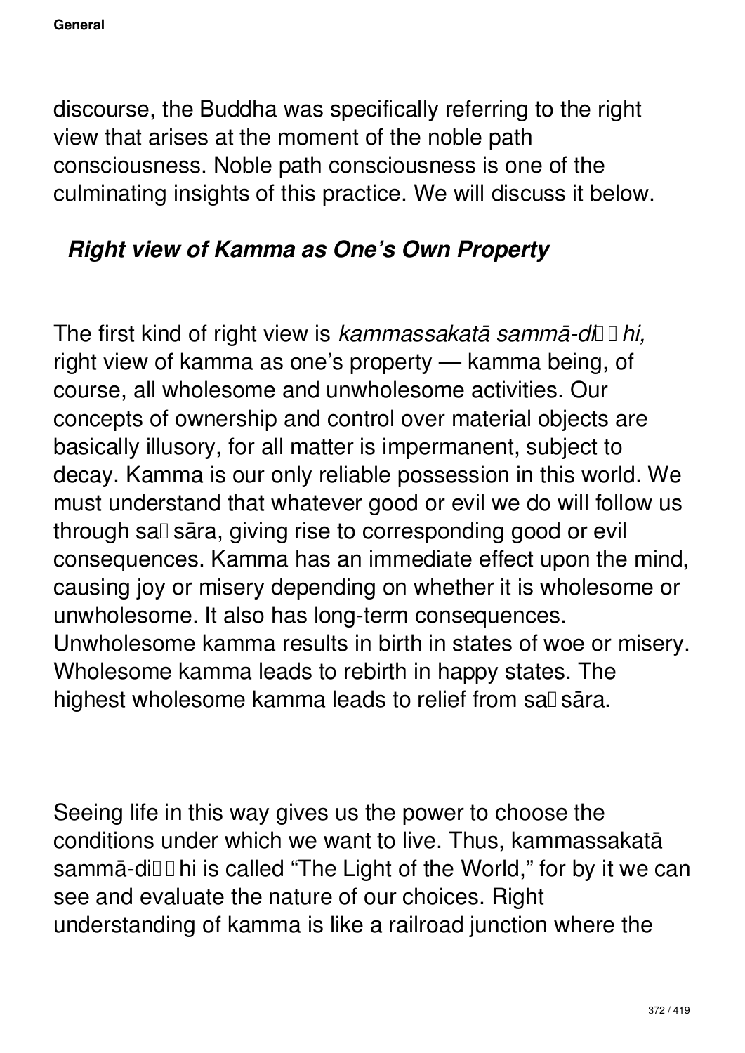discourse, the Buddha was specifically referring to the right view that arises at the moment of the noble path consciousness. Noble path consciousness is one of the culminating insights of this practice. We will discuss it below.

## *Right view of Kamma as One's Own Property*

The first kind of right view is *kammassakatā sammā-diṭṭhi,* right view of kamma as one's property — kamma being, of course, all wholesome and unwholesome activities. Our concepts of ownership and control over material objects are basically illusory, for all matter is impermanent, subject to decay. Kamma is our only reliable possession in this world. We must understand that whatever good or evil we do will follow us through saṃsāra, giving rise to corresponding good or evil consequences. Kamma has an immediate effect upon the mind, causing joy or misery depending on whether it is wholesome or unwholesome. It also has long-term consequences. Unwholesome kamma results in birth in states of woe or misery. Wholesome kamma leads to rebirth in happy states. The highest wholesome kamma leads to relief from saṃsāra.

Seeing life in this way gives us the power to choose the conditions under which we want to live. Thus, kammassakatā sammā-diṭṭhi is called "The Light of the World," for by it we can see and evaluate the nature of our choices. Right understanding of kamma is like a railroad junction where the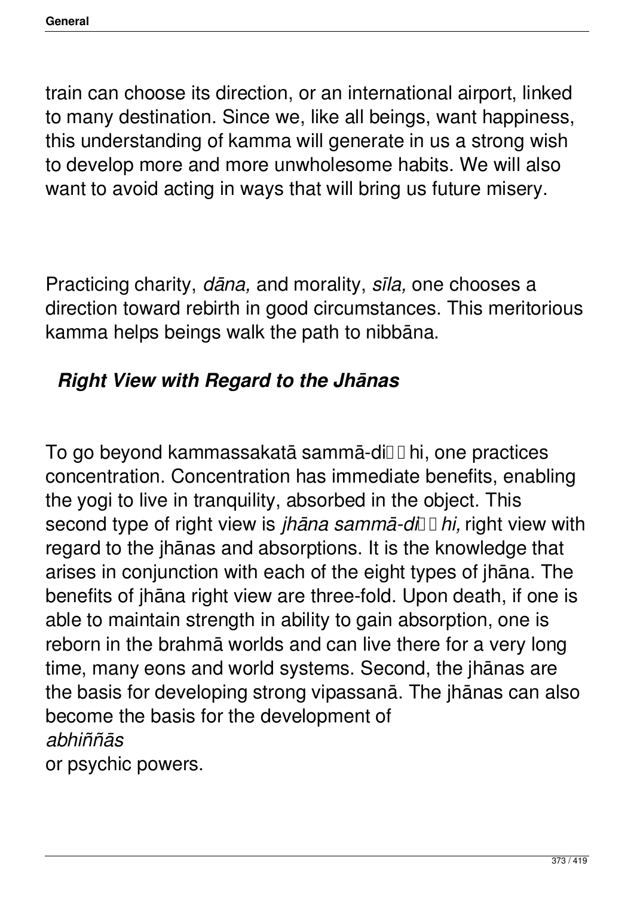train can choose its direction, or an international airport, linked to many destination. Since we, like all beings, want happiness, this understanding of kamma will generate in us a strong wish to develop more and more unwholesome habits. We will also want to avoid acting in ways that will bring us future misery.

Practicing charity, *dāna,* and morality, *sīla,* one chooses a direction toward rebirth in good circumstances. This meritorious kamma helps beings walk the path to nibbāna.

### *Right View with Regard to the Jhānas*

To go beyond kammassakatā sammā-diṭṭhi, one practices concentration. Concentration has immediate benefits, enabling the yogi to live in tranquility, absorbed in the object. This second type of right view is *jhāna sammā-diṭṭhi,* right view with regard to the jhānas and absorptions. It is the knowledge that arises in conjunction with each of the eight types of jhāna. The benefits of jhāna right view are three-fold. Upon death, if one is able to maintain strength in ability to gain absorption, one is reborn in the brahmā worlds and can live there for a very long time, many eons and world systems. Second, the jhānas are the basis for developing strong vipassanā. The jhānas can also become the basis for the development of *abhiññās* or psychic powers.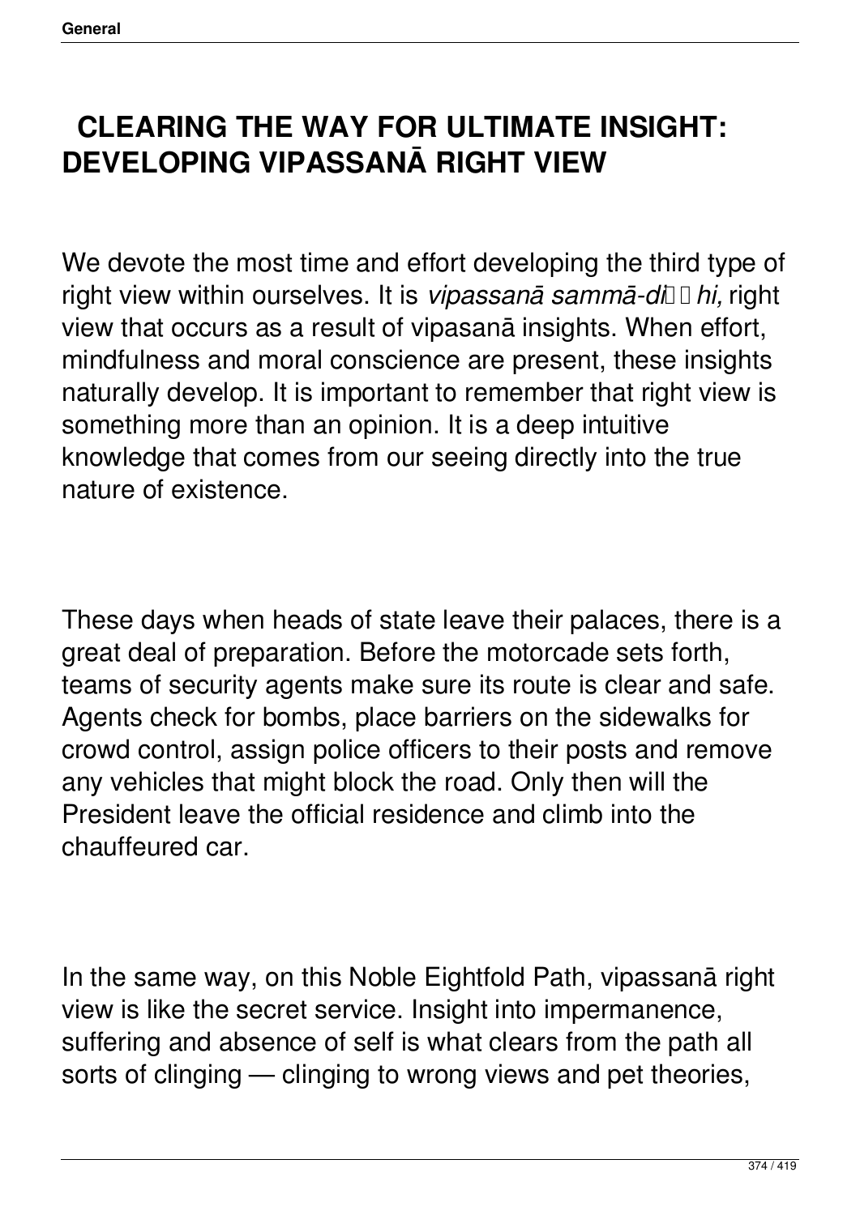# CLEARING THE WAY FOR ULTIMATE INSIGHT: DEVELOPING VIPASSANĀ RIGHT VIEW

We devote the most time and effort developing the third type of right view within ourselves. It is *vipassanā sammā-diṭṭhi,* right view that occurs as a result of vipasanā insights. When effort, mindfulness and moral conscience are present, these insights naturally develop. It is important to remember that right view is something more than an opinion. It is a deep intuitive knowledge that comes from our seeing directly into the true nature of existence.

These days when heads of state leave their palaces, there is a great deal of preparation. Before the motorcade sets forth, teams of security agents make sure its route is clear and safe. Agents check for bombs, place barriers on the sidewalks for crowd control, assign police officers to their posts and remove any vehicles that might block the road. Only then will the President leave the official residence and climb into the chauffeured car.

In the same way, on this Noble Eightfold Path, vipassanā right view is like the secret service. Insight into impermanence, suffering and absence of self is what clears from the path all sorts of clinging — clinging to wrong views and pet theories,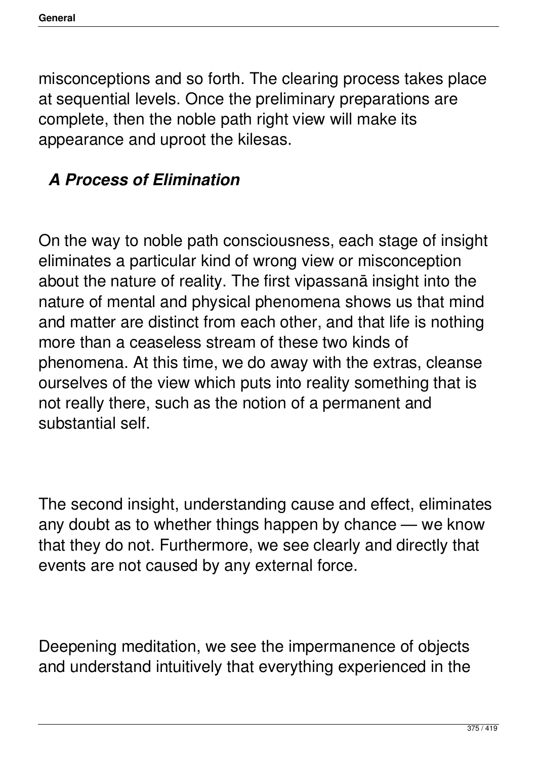misconceptions and so forth. The clearing process takes place at sequential levels. Once the preliminary preparations are complete, then the noble path right view will make its appearance and uproot the kilesas.

### *A Process of Elimination*

On the way to noble path consciousness, each stage of insight eliminates a particular kind of wrong view or misconception about the nature of reality. The first vipassanā insight into the nature of mental and physical phenomena shows us that mind and matter are distinct from each other, and that life is nothing more than a ceaseless stream of these two kinds of phenomena. At this time, we do away with the extras, cleanse ourselves of the view which puts into reality something that is not really there, such as the notion of a permanent and substantial self.

The second insight, understanding cause and effect, eliminates any doubt as to whether things happen by chance — we know that they do not. Furthermore, we see clearly and directly that events are not caused by any external force.

Deepening meditation, we see the impermanence of objects and understand intuitively that everything experienced in the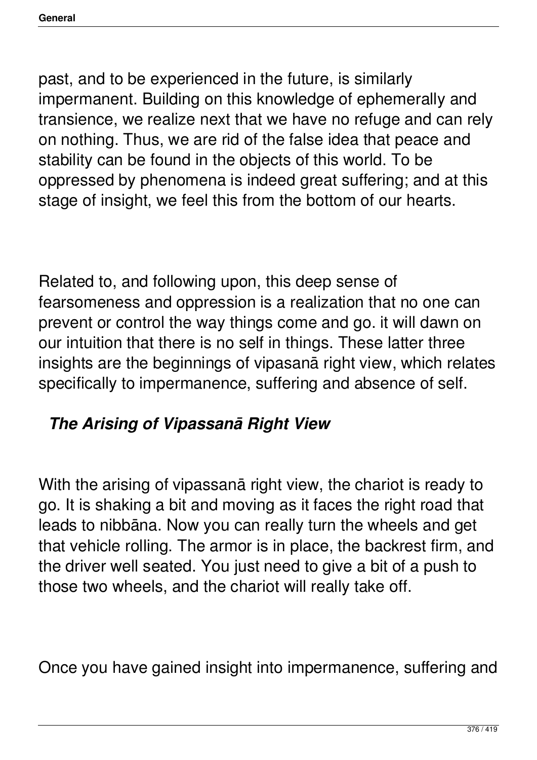past, and to be experienced in the future, is similarly impermanent. Building on this knowledge of ephemerally and transience, we realize next that we have no refuge and can rely on nothing. Thus, we are rid of the false idea that peace and stability can be found in the objects of this world. To be oppressed by phenomena is indeed great suffering; and at this stage of insight, we feel this from the bottom of our hearts.

Related to, and following upon, this deep sense of fearsomeness and oppression is a realization that no one can prevent or control the way things come and go. it will dawn on our intuition that there is no self in things. These latter three insights are the beginnings of vipasanā right view, which relates specifically to impermanence, suffering and absence of self.

## *The Arising of Vipassanā Right View*

With the arising of vipassanā right view, the chariot is ready to go. It is shaking a bit and moving as it faces the right road that leads to nibbāna. Now you can really turn the wheels and get that vehicle rolling. The armor is in place, the backrest firm, and the driver well seated. You just need to give a bit of a push to those two wheels, and the chariot will really take off.

Once you have gained insight into impermanence, suffering and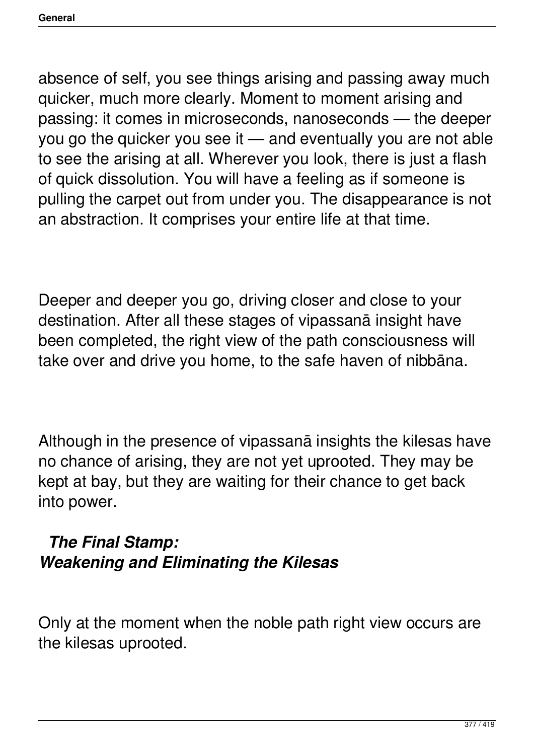absence of self, you see things arising and passing away much quicker, much more clearly. Moment to moment arising and passing: it comes in microseconds, nanoseconds — the deeper you go the quicker you see it — and eventually you are not able to see the arising at all. Wherever you look, there is just a flash of quick dissolution. You will have a feeling as if someone is pulling the carpet out from under you. The disappearance is not an abstraction. It comprises your entire life at that time.

Deeper and deeper you go, driving closer and close to your destination. After all these stages of vipassanā insight have been completed, the right view of the path consciousness will take over and drive you home, to the safe haven of nibbāna.

Although in the presence of vipassanā insights the kilesas have no chance of arising, they are not yet uprooted. They may be kept at bay, but they are waiting for their chance to get back into power.

### ***The Final Stamp: Weakening and Eliminating the Kilesas***

Only at the moment when the noble path right view occurs are the kilesas uprooted.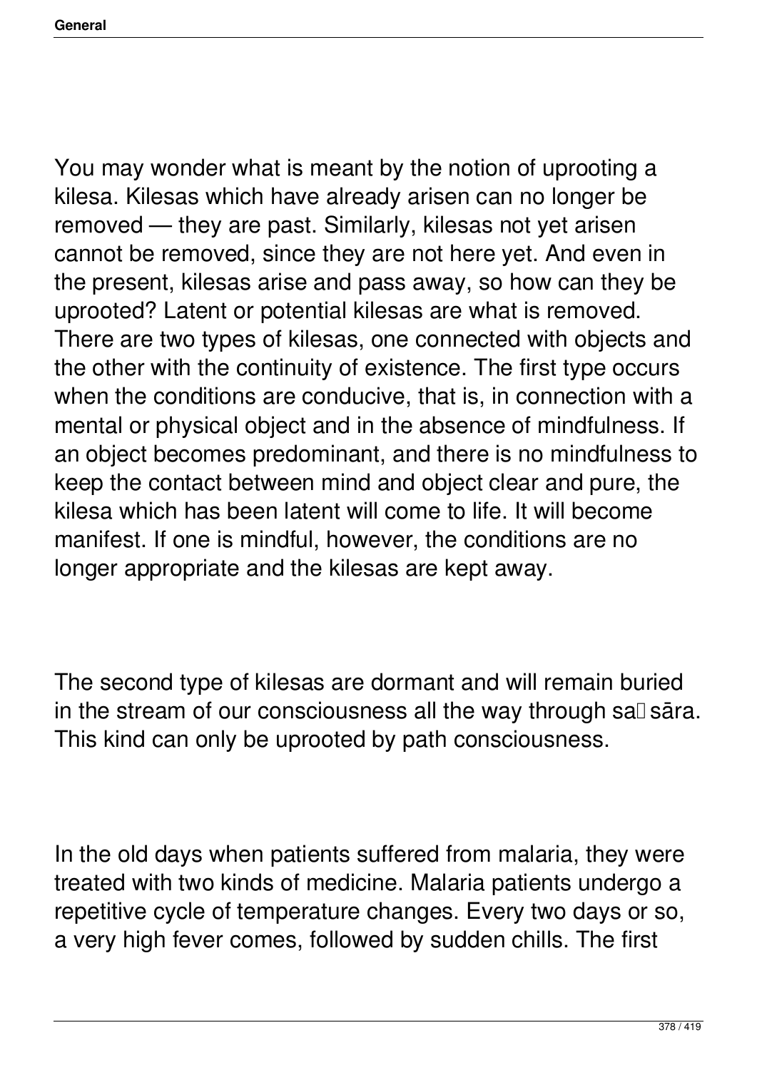You may wonder what is meant by the notion of uprooting a kilesa. Kilesas which have already arisen can no longer be removed — they are past. Similarly, kilesas not yet arisen cannot be removed, since they are not here yet. And even in the present, kilesas arise and pass away, so how can they be uprooted? Latent or potential kilesas are what is removed. There are two types of kilesas, one connected with objects and the other with the continuity of existence. The first type occurs when the conditions are conducive, that is, in connection with a mental or physical object and in the absence of mindfulness. If an object becomes predominant, and there is no mindfulness to keep the contact between mind and object clear and pure, the kilesa which has been latent will come to life. It will become manifest. If one is mindful, however, the conditions are no longer appropriate and the kilesas are kept away.

The second type of kilesas are dormant and will remain buried in the stream of our consciousness all the way through saṃsāra. This kind can only be uprooted by path consciousness.

In the old days when patients suffered from malaria, they were treated with two kinds of medicine. Malaria patients undergo a repetitive cycle of temperature changes. Every two days or so, a very high fever comes, followed by sudden chills. The first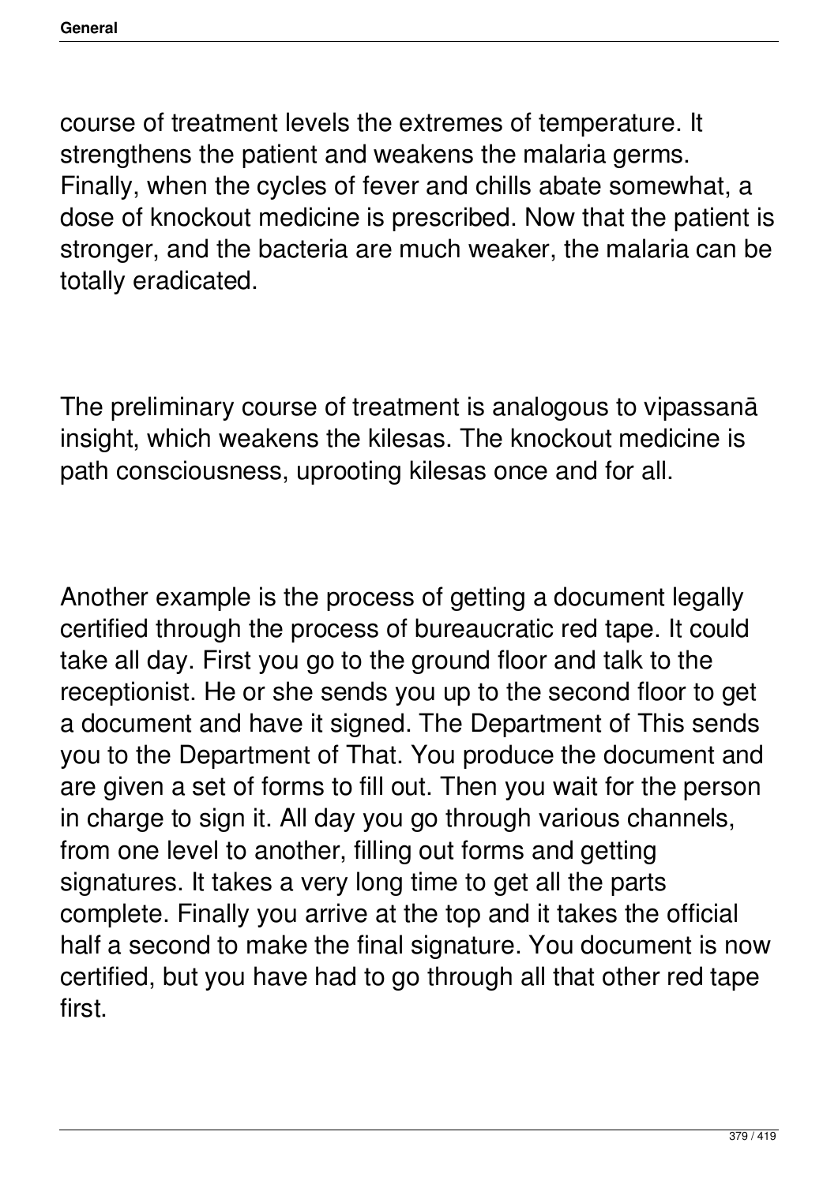course of treatment levels the extremes of temperature. It strengthens the patient and weakens the malaria germs. Finally, when the cycles of fever and chills abate somewhat, a dose of knockout medicine is prescribed. Now that the patient is stronger, and the bacteria are much weaker, the malaria can be totally eradicated.

The preliminary course of treatment is analogous to vipassanā insight, which weakens the kilesas. The knockout medicine is path consciousness, uprooting kilesas once and for all.

Another example is the process of getting a document legally certified through the process of bureaucratic red tape. It could take all day. First you go to the ground floor and talk to the receptionist. He or she sends you up to the second floor to get a document and have it signed. The Department of This sends you to the Department of That. You produce the document and are given a set of forms to fill out. Then you wait for the person in charge to sign it. All day you go through various channels, from one level to another, filling out forms and getting signatures. It takes a very long time to get all the parts complete. Finally you arrive at the top and it takes the official half a second to make the final signature. You document is now certified, but you have had to go through all that other red tape first.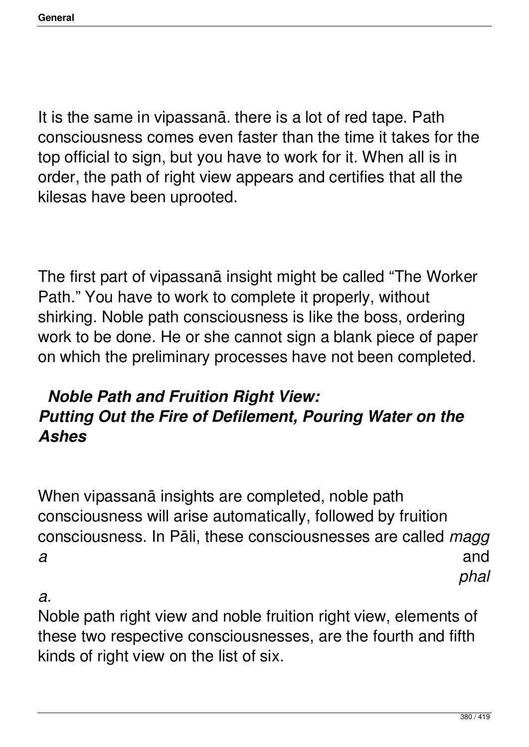It is the same in vipassanā. there is a lot of red tape. Path consciousness comes even faster than the time it takes for the top official to sign, but you have to work for it. When all is in order, the path of right view appears and certifies that all the kilesas have been uprooted.

The first part of vipassanā insight might be called "The Worker Path." You have to work to complete it properly, without shirking. Noble path consciousness is like the boss, ordering work to be done. He or she cannot sign a blank piece of paper on which the preliminary processes have not been completed.

### *Noble Path and Fruition Right View: Putting Out the Fire of Defilement, Pouring Water on the Ashes*

When vipassanā insights are completed, noble path consciousness will arise automatically, followed by fruition consciousness. In Pāli, these consciousnesses are called *magga* and *phala.*

Noble path right view and noble fruition right view, elements of these two respective consciousnesses, are the fourth and fifth kinds of right view on the list of six.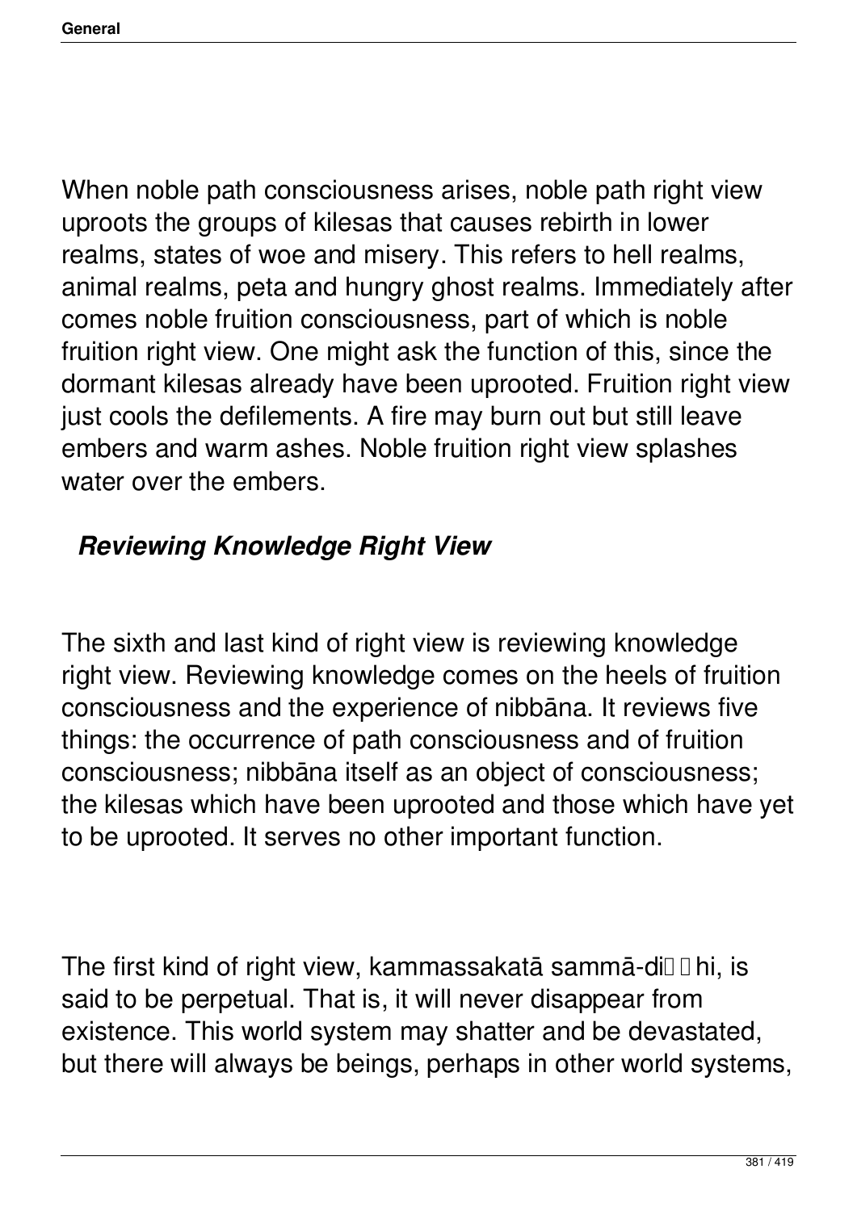When noble path consciousness arises, noble path right view uproots the groups of kilesas that causes rebirth in lower realms, states of woe and misery. This refers to hell realms, animal realms, peta and hungry ghost realms. Immediately after comes noble fruition consciousness, part of which is noble fruition right view. One might ask the function of this, since the dormant kilesas already have been uprooted. Fruition right view just cools the defilements. A fire may burn out but still leave embers and warm ashes. Noble fruition right view splashes water over the embers.

### *Reviewing Knowledge Right View*

The sixth and last kind of right view is reviewing knowledge right view. Reviewing knowledge comes on the heels of fruition consciousness and the experience of nibbāna. It reviews five things: the occurrence of path consciousness and of fruition consciousness; nibbāna itself as an object of consciousness; the kilesas which have been uprooted and those which have yet to be uprooted. It serves no other important function.

The first kind of right view, kammassakatā sammā-diṭṭhi, is said to be perpetual. That is, it will never disappear from existence. This world system may shatter and be devastated, but there will always be beings, perhaps in other world systems,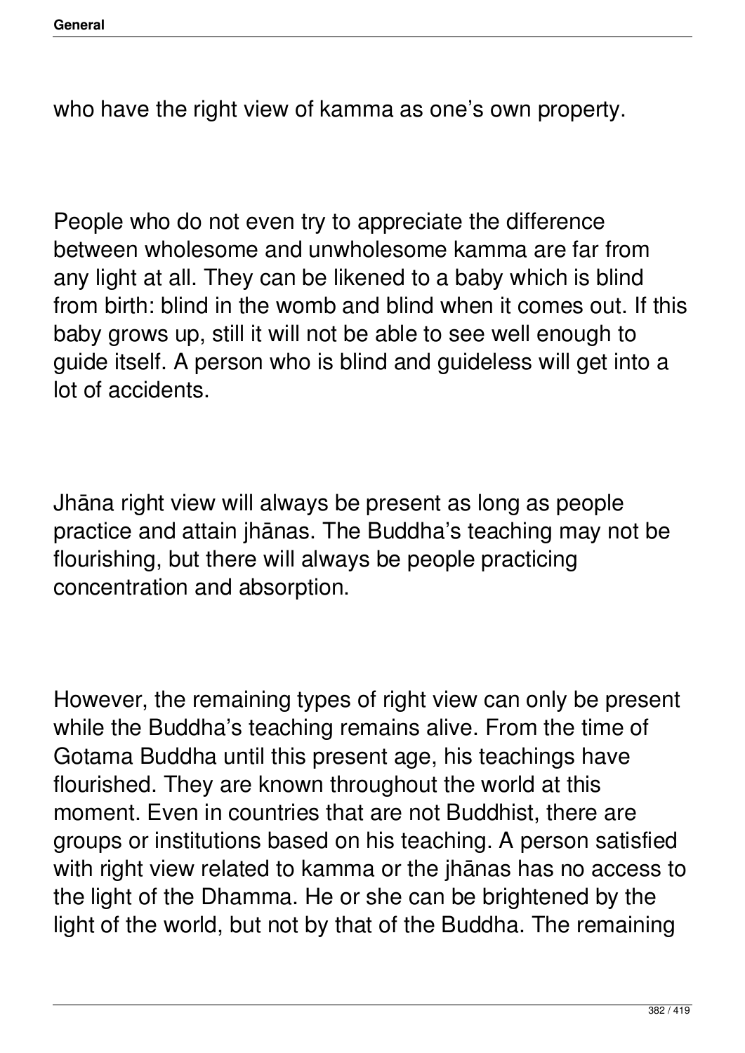who have the right view of kamma as one's own property.

People who do not even try to appreciate the difference between wholesome and unwholesome kamma are far from any light at all. They can be likened to a baby which is blind from birth: blind in the womb and blind when it comes out. If this baby grows up, still it will not be able to see well enough to guide itself. A person who is blind and guideless will get into a lot of accidents.

Jhāna right view will always be present as long as people practice and attain jhānas. The Buddha's teaching may not be flourishing, but there will always be people practicing concentration and absorption.

However, the remaining types of right view can only be present while the Buddha's teaching remains alive. From the time of Gotama Buddha until this present age, his teachings have flourished. They are known throughout the world at this moment. Even in countries that are not Buddhist, there are groups or institutions based on his teaching. A person satisfied with right view related to kamma or the jhānas has no access to the light of the Dhamma. He or she can be brightened by the light of the world, but not by that of the Buddha. The remaining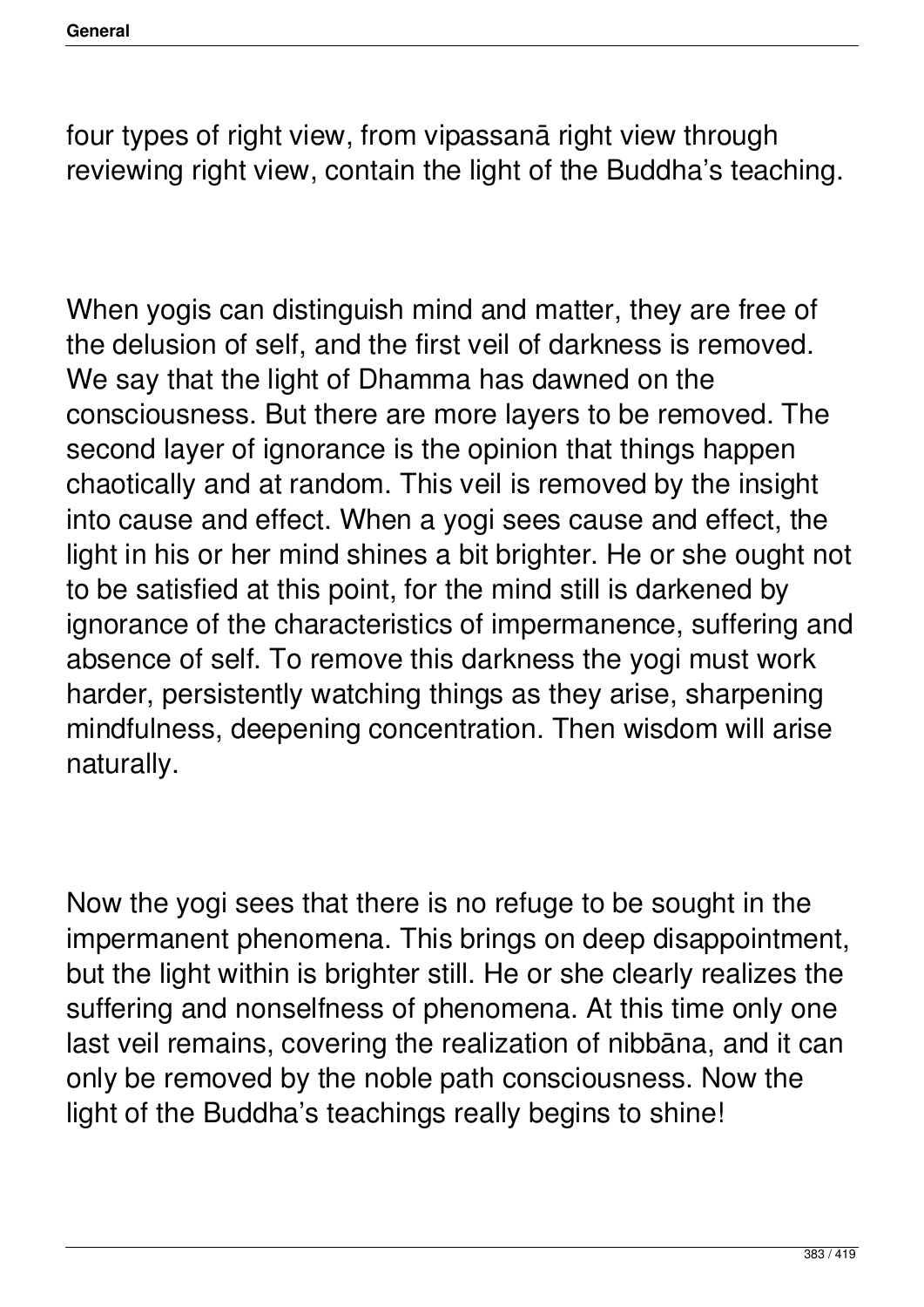four types of right view, from vipassanā right view through reviewing right view, contain the light of the Buddha's teaching.

When yogis can distinguish mind and matter, they are free of the delusion of self, and the first veil of darkness is removed. We say that the light of Dhamma has dawned on the consciousness. But there are more layers to be removed. The second layer of ignorance is the opinion that things happen chaotically and at random. This veil is removed by the insight into cause and effect. When a yogi sees cause and effect, the light in his or her mind shines a bit brighter. He or she ought not to be satisfied at this point, for the mind still is darkened by ignorance of the characteristics of impermanence, suffering and absence of self. To remove this darkness the yogi must work harder, persistently watching things as they arise, sharpening mindfulness, deepening concentration. Then wisdom will arise naturally.

Now the yogi sees that there is no refuge to be sought in the impermanent phenomena. This brings on deep disappointment, but the light within is brighter still. He or she clearly realizes the suffering and nonselfness of phenomena. At this time only one last veil remains, covering the realization of nibbāna, and it can only be removed by the noble path consciousness. Now the light of the Buddha's teachings really begins to shine!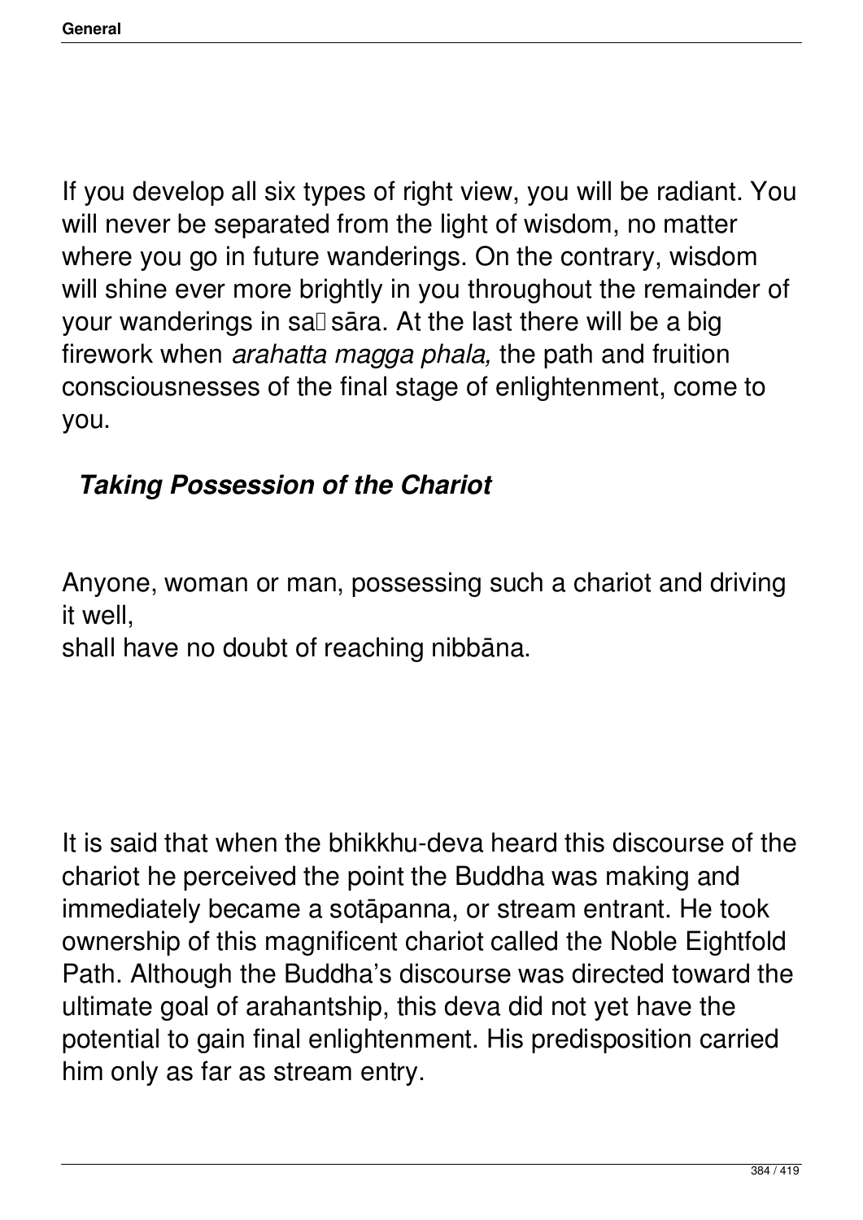If you develop all six types of right view, you will be radiant. You will never be separated from the light of wisdom, no matter where you go in future wanderings. On the contrary, wisdom will shine ever more brightly in you throughout the remainder of your wanderings in saṃsāra. At the last there will be a big firework when *arahatta magga phala,* the path and fruition consciousnesses of the final stage of enlightenment, come to you.

### *Taking Possession of the Chariot*

Anyone, woman or man, possessing such a chariot and driving it well,
shall have no doubt of reaching nibbāna.

It is said that when the bhikkhu-deva heard this discourse of the chariot he perceived the point the Buddha was making and immediately became a sotāpanna, or stream entrant. He took ownership of this magnificent chariot called the Noble Eightfold Path. Although the Buddha's discourse was directed toward the ultimate goal of arahantship, this deva did not yet have the potential to gain final enlightenment. His predisposition carried him only as far as stream entry.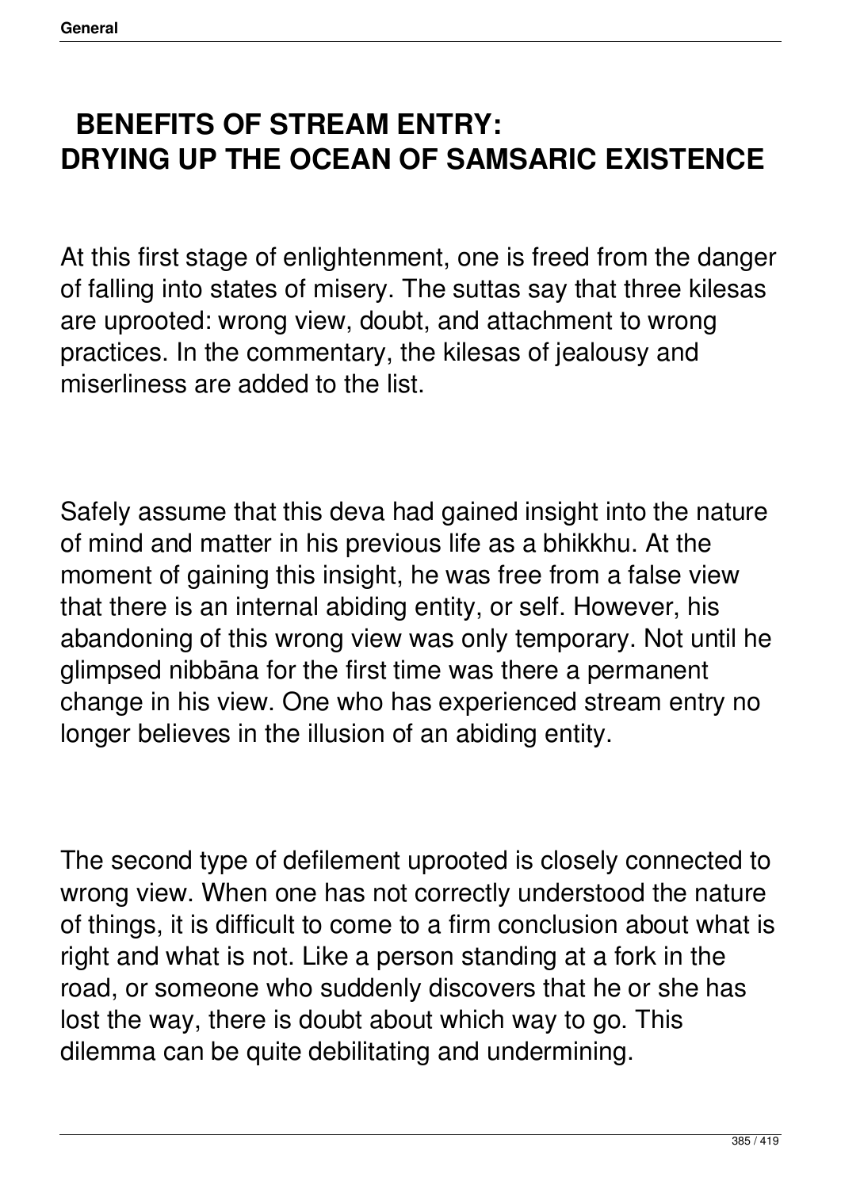# BENEFITS OF STREAM ENTRY: DRYING UP THE OCEAN OF SAMSARIC EXISTENCE

At this first stage of enlightenment, one is freed from the danger of falling into states of misery. The suttas say that three kilesas are uprooted: wrong view, doubt, and attachment to wrong practices. In the commentary, the kilesas of jealousy and miserliness are added to the list.

Safely assume that this deva had gained insight into the nature of mind and matter in his previous life as a bhikkhu. At the moment of gaining this insight, he was free from a false view that there is an internal abiding entity, or self. However, his abandoning of this wrong view was only temporary. Not until he glimpsed nibbāna for the first time was there a permanent change in his view. One who has experienced stream entry no longer believes in the illusion of an abiding entity.

The second type of defilement uprooted is closely connected to wrong view. When one has not correctly understood the nature of things, it is difficult to come to a firm conclusion about what is right and what is not. Like a person standing at a fork in the road, or someone who suddenly discovers that he or she has lost the way, there is doubt about which way to go. This dilemma can be quite debilitating and undermining.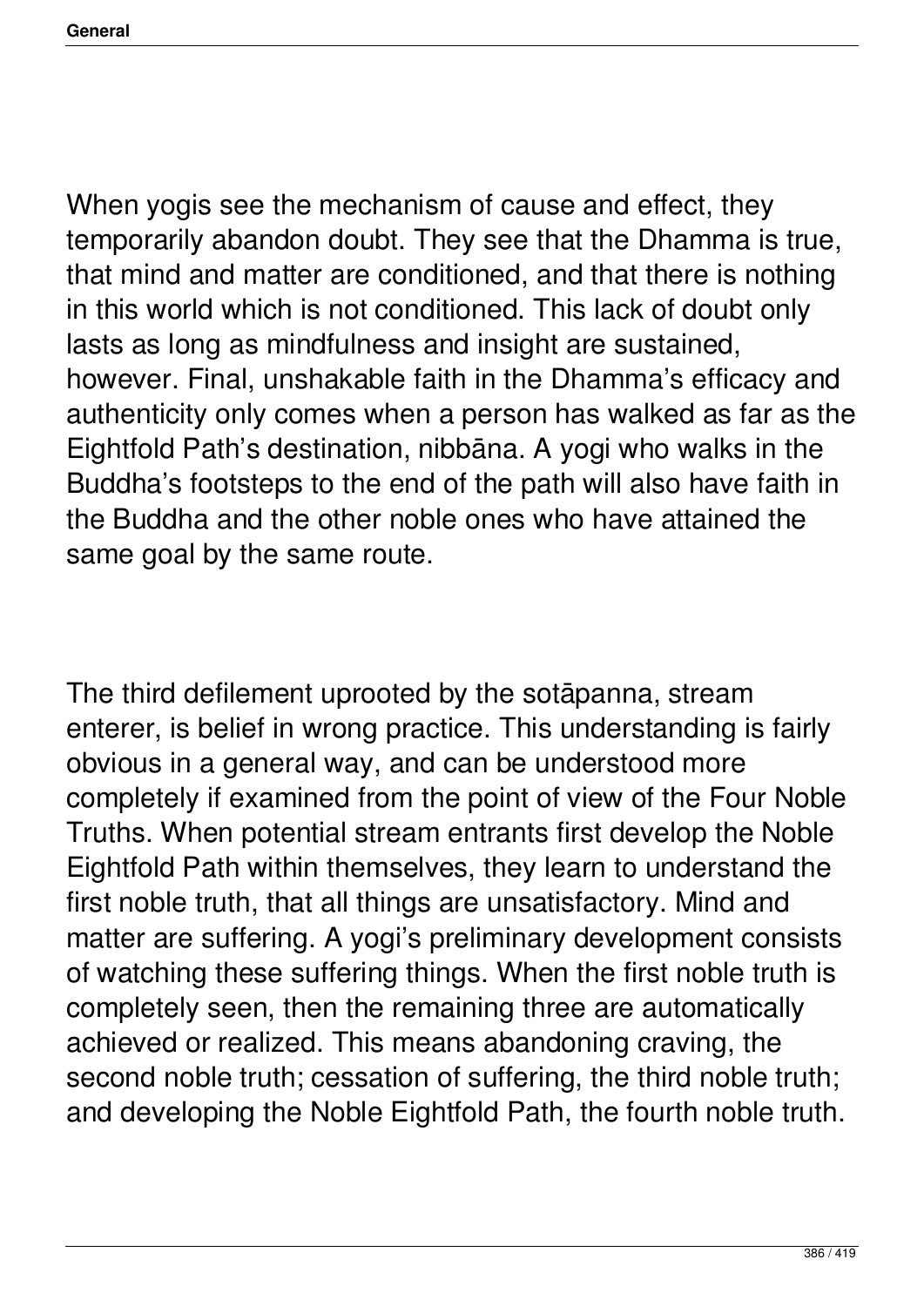When yogis see the mechanism of cause and effect, they temporarily abandon doubt. They see that the Dhamma is true, that mind and matter are conditioned, and that there is nothing in this world which is not conditioned. This lack of doubt only lasts as long as mindfulness and insight are sustained, however. Final, unshakable faith in the Dhamma's efficacy and authenticity only comes when a person has walked as far as the Eightfold Path's destination, nibbāna. A yogi who walks in the Buddha's footsteps to the end of the path will also have faith in the Buddha and the other noble ones who have attained the same goal by the same route.

The third defilement uprooted by the sotāpanna, stream enterer, is belief in wrong practice. This understanding is fairly obvious in a general way, and can be understood more completely if examined from the point of view of the Four Noble Truths. When potential stream entrants first develop the Noble Eightfold Path within themselves, they learn to understand the first noble truth, that all things are unsatisfactory. Mind and matter are suffering. A yogi's preliminary development consists of watching these suffering things. When the first noble truth is completely seen, then the remaining three are automatically achieved or realized. This means abandoning craving, the second noble truth; cessation of suffering, the third noble truth; and developing the Noble Eightfold Path, the fourth noble truth.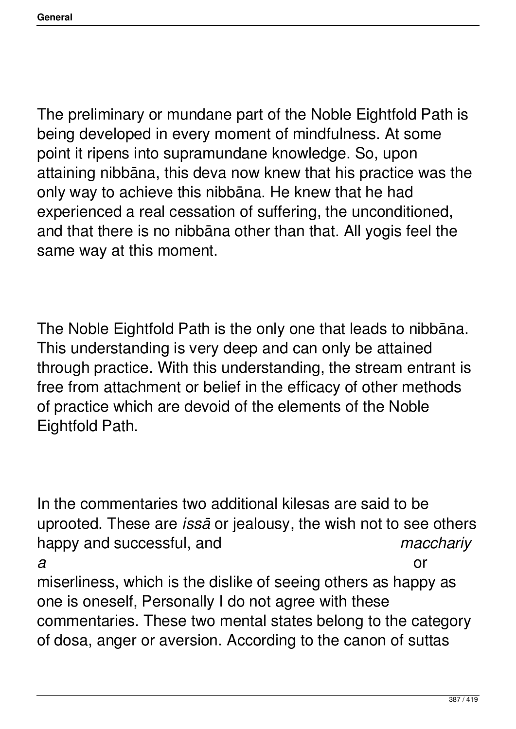The preliminary or mundane part of the Noble Eightfold Path is being developed in every moment of mindfulness. At some point it ripens into supramundane knowledge. So, upon attaining nibbāna, this deva now knew that his practice was the only way to achieve this nibbāna. He knew that he had experienced a real cessation of suffering, the unconditioned, and that there is no nibbāna other than that. All yogis feel the same way at this moment.

The Noble Eightfold Path is the only one that leads to nibbāna. This understanding is very deep and can only be attained through practice. With this understanding, the stream entrant is free from attachment or belief in the efficacy of other methods of practice which are devoid of the elements of the Noble Eightfold Path.

In the commentaries two additional kilesas are said to be uprooted. These are *issā* or jealousy, the wish not to see others happy and successful, and *macchariya* or miserliness, which is the dislike of seeing others as happy as one is oneself, Personally I do not agree with these commentaries. These two mental states belong to the category of dosa, anger or aversion. According to the canon of suttas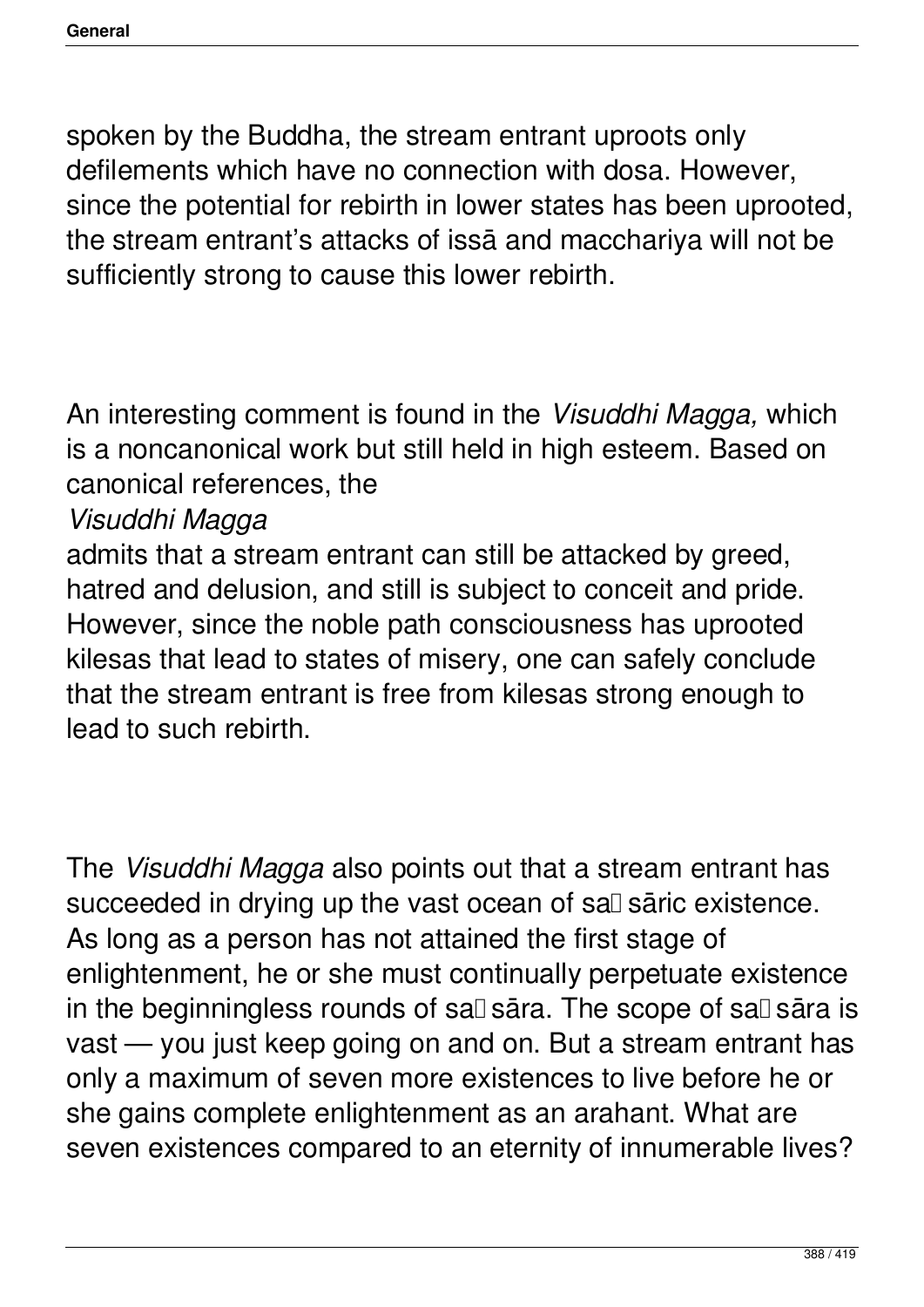spoken by the Buddha, the stream entrant uproots only defilements which have no connection with dosa. However, since the potential for rebirth in lower states has been uprooted, the stream entrant's attacks of issā and macchariya will not be sufficiently strong to cause this lower rebirth.

An interesting comment is found in the *Visuddhi Magga,* which is a noncanonical work but still held in high esteem. Based on canonical references, the *Visuddhi Magga* admits that a stream entrant can still be attacked by greed, hatred and delusion, and still is subject to conceit and pride. However, since the noble path consciousness has uprooted kilesas that lead to states of misery, one can safely conclude that the stream entrant is free from kilesas strong enough to lead to such rebirth.

The *Visuddhi Magga* also points out that a stream entrant has succeeded in drying up the vast ocean of saṃsāric existence. As long as a person has not attained the first stage of enlightenment, he or she must continually perpetuate existence in the beginningless rounds of saṃsāra. The scope of saṃsāra is vast — you just keep going on and on. But a stream entrant has only a maximum of seven more existences to live before he or she gains complete enlightenment as an arahant. What are seven existences compared to an eternity of innumerable lives?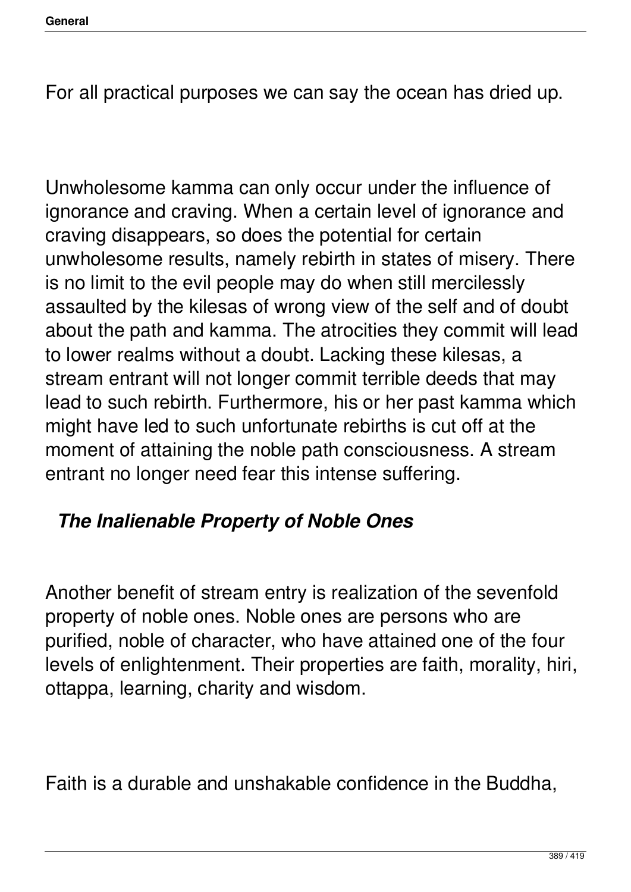For all practical purposes we can say the ocean has dried up.

Unwholesome kamma can only occur under the influence of ignorance and craving. When a certain level of ignorance and craving disappears, so does the potential for certain unwholesome results, namely rebirth in states of misery. There is no limit to the evil people may do when still mercilessly assaulted by the kilesas of wrong view of the self and of doubt about the path and kamma. The atrocities they commit will lead to lower realms without a doubt. Lacking these kilesas, a stream entrant will not longer commit terrible deeds that may lead to such rebirth. Furthermore, his or her past kamma which might have led to such unfortunate rebirths is cut off at the moment of attaining the noble path consciousness. A stream entrant no longer need fear this intense suffering.

### *The Inalienable Property of Noble Ones*

Another benefit of stream entry is realization of the sevenfold property of noble ones. Noble ones are persons who are purified, noble of character, who have attained one of the four levels of enlightenment. Their properties are faith, morality, hiri, ottappa, learning, charity and wisdom.

Faith is a durable and unshakable confidence in the Buddha,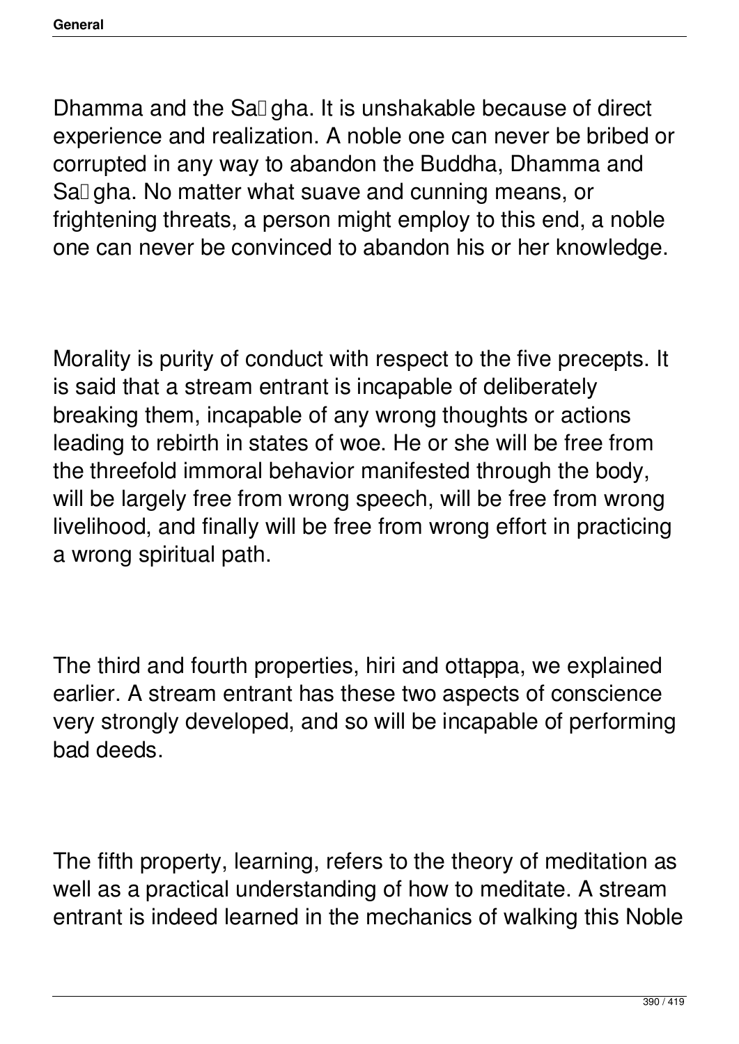Dhamma and the Saṅgha. It is unshakable because of direct experience and realization. A noble one can never be bribed or corrupted in any way to abandon the Buddha, Dhamma and Saṅgha. No matter what suave and cunning means, or frightening threats, a person might employ to this end, a noble one can never be convinced to abandon his or her knowledge.

Morality is purity of conduct with respect to the five precepts. It is said that a stream entrant is incapable of deliberately breaking them, incapable of any wrong thoughts or actions leading to rebirth in states of woe. He or she will be free from the threefold immoral behavior manifested through the body, will be largely free from wrong speech, will be free from wrong livelihood, and finally will be free from wrong effort in practicing a wrong spiritual path.

The third and fourth properties, hiri and ottappa, we explained earlier. A stream entrant has these two aspects of conscience very strongly developed, and so will be incapable of performing bad deeds.

The fifth property, learning, refers to the theory of meditation as well as a practical understanding of how to meditate. A stream entrant is indeed learned in the mechanics of walking this Noble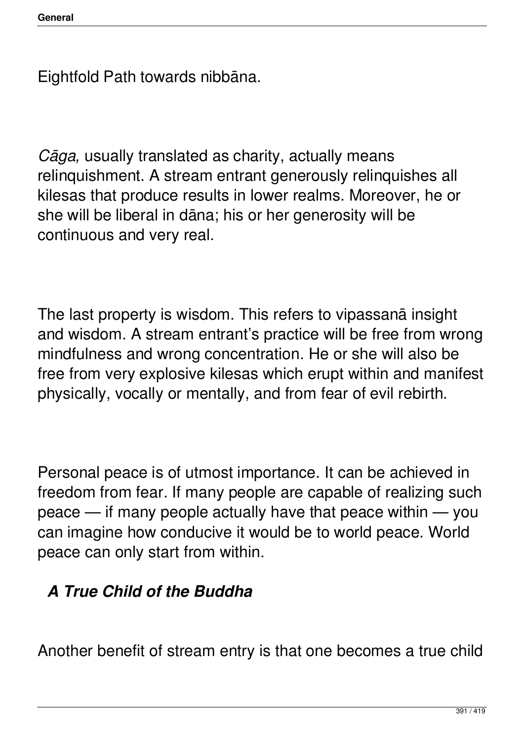Eightfold Path towards nibbāna.

*Cāga,* usually translated as charity, actually means relinquishment. A stream entrant generously relinquishes all kilesas that produce results in lower realms. Moreover, he or she will be liberal in dāna; his or her generosity will be continuous and very real.

The last property is wisdom. This refers to vipassanā insight and wisdom. A stream entrant's practice will be free from wrong mindfulness and wrong concentration. He or she will also be free from very explosive kilesas which erupt within and manifest physically, vocally or mentally, and from fear of evil rebirth.

Personal peace is of utmost importance. It can be achieved in freedom from fear. If many people are capable of realizing such peace — if many people actually have that peace within — you can imagine how conducive it would be to world peace. World peace can only start from within.

### *A True Child of the Buddha*

Another benefit of stream entry is that one becomes a true child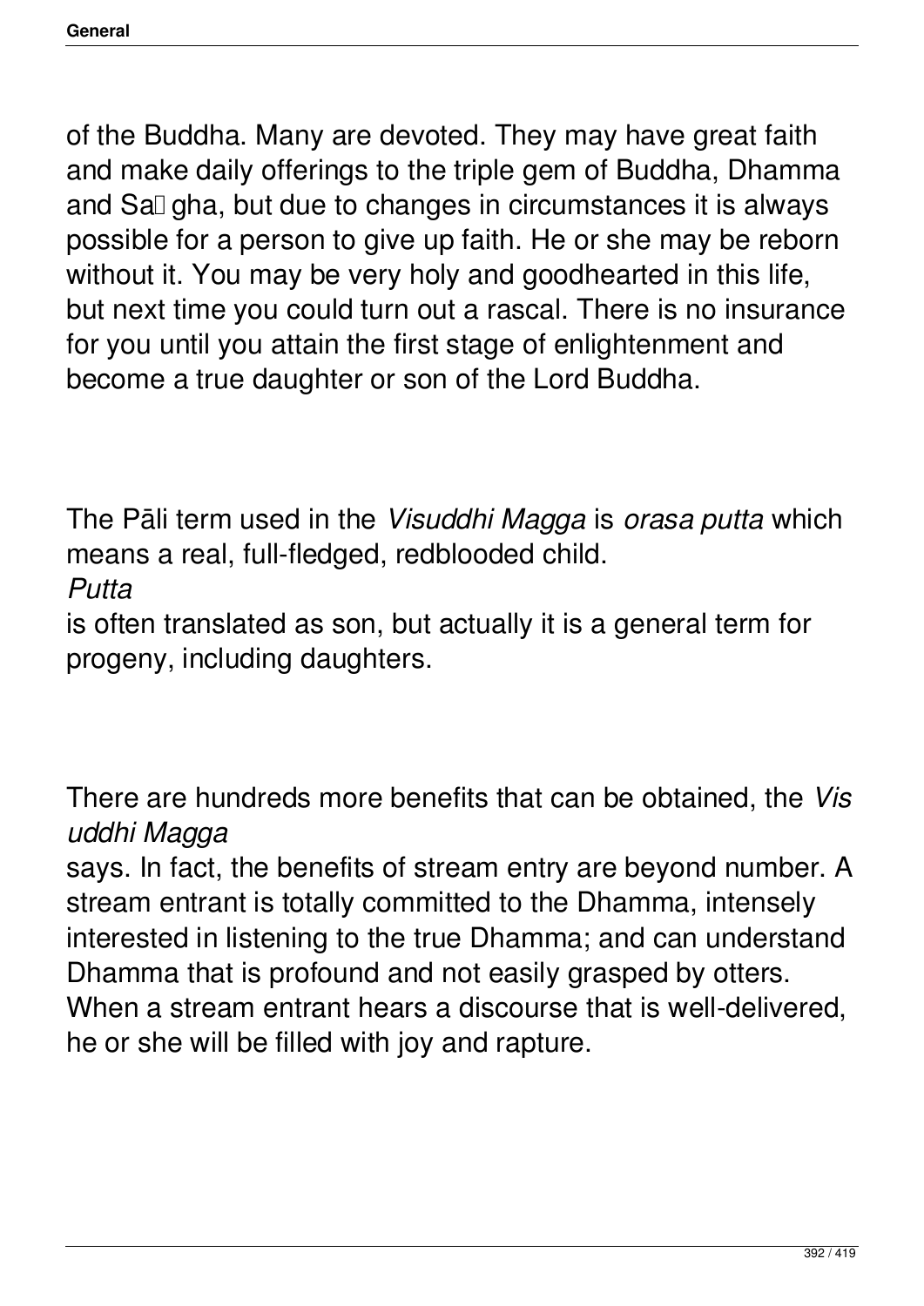of the Buddha. Many are devoted. They may have great faith and make daily offerings to the triple gem of Buddha, Dhamma and Saṅgha, but due to changes in circumstances it is always possible for a person to give up faith. He or she may be reborn without it. You may be very holy and goodhearted in this life, but next time you could turn out a rascal. There is no insurance for you until you attain the first stage of enlightenment and become a true daughter or son of the Lord Buddha.

The Pāli term used in the *Visuddhi Magga* is *orasa putta* which means a real, full-fledged, redblooded child. *Putta* is often translated as son, but actually it is a general term for progeny, including daughters.

There are hundreds more benefits that can be obtained, the *Visuddhi Magga* says. In fact, the benefits of stream entry are beyond number. A stream entrant is totally committed to the Dhamma, intensely interested in listening to the true Dhamma; and can understand Dhamma that is profound and not easily grasped by otters. When a stream entrant hears a discourse that is well-delivered, he or she will be filled with joy and rapture.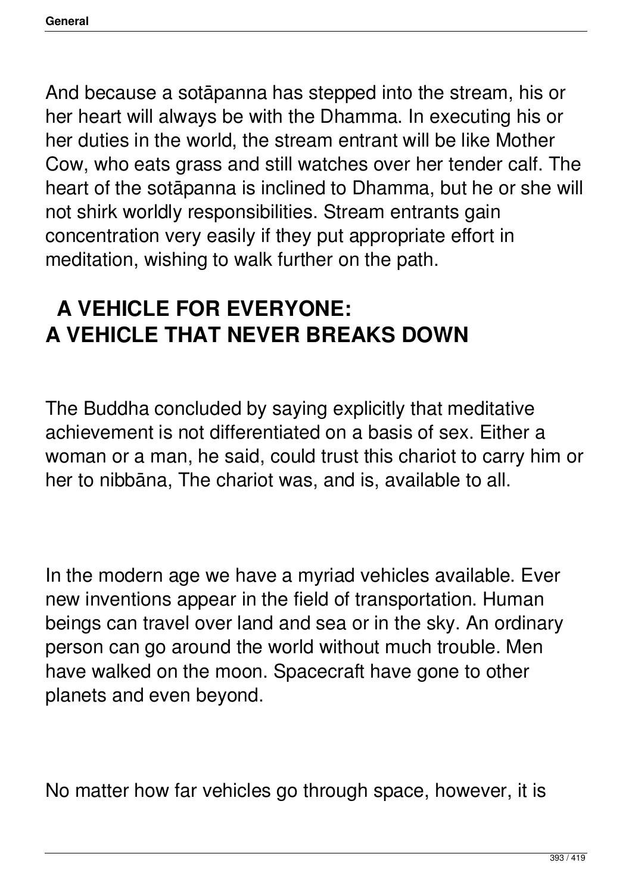And because a sotāpanna has stepped into the stream, his or her heart will always be with the Dhamma. In executing his or her duties in the world, the stream entrant will be like Mother Cow, who eats grass and still watches over her tender calf. The heart of the sotāpanna is inclined to Dhamma, but he or she will not shirk worldly responsibilities. Stream entrants gain concentration very easily if they put appropriate effort in meditation, wishing to walk further on the path.

## A VEHICLE FOR EVERYONE: A VEHICLE THAT NEVER BREAKS DOWN

The Buddha concluded by saying explicitly that meditative achievement is not differentiated on a basis of sex. Either a woman or a man, he said, could trust this chariot to carry him or her to nibbāna, The chariot was, and is, available to all.

In the modern age we have a myriad vehicles available. Ever new inventions appear in the field of transportation. Human beings can travel over land and sea or in the sky. An ordinary person can go around the world without much trouble. Men have walked on the moon. Spacecraft have gone to other planets and even beyond.

No matter how far vehicles go through space, however, it is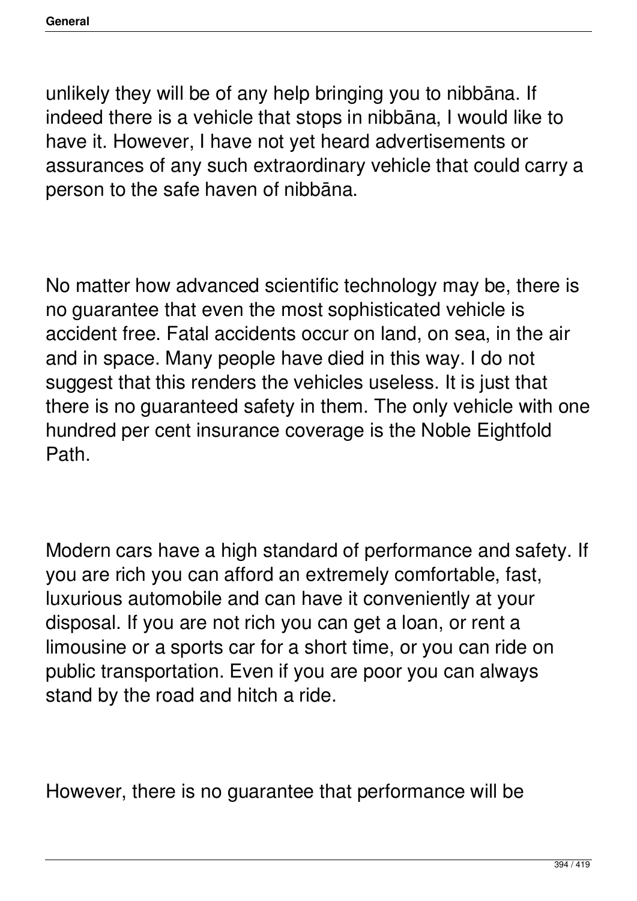unlikely they will be of any help bringing you to nibbāna. If indeed there is a vehicle that stops in nibbāna, I would like to have it. However, I have not yet heard advertisements or assurances of any such extraordinary vehicle that could carry a person to the safe haven of nibbāna.

No matter how advanced scientific technology may be, there is no guarantee that even the most sophisticated vehicle is accident free. Fatal accidents occur on land, on sea, in the air and in space. Many people have died in this way. I do not suggest that this renders the vehicles useless. It is just that there is no guaranteed safety in them. The only vehicle with one hundred per cent insurance coverage is the Noble Eightfold Path.

Modern cars have a high standard of performance and safety. If you are rich you can afford an extremely comfortable, fast, luxurious automobile and can have it conveniently at your disposal. If you are not rich you can get a loan, or rent a limousine or a sports car for a short time, or you can ride on public transportation. Even if you are poor you can always stand by the road and hitch a ride.

However, there is no guarantee that performance will be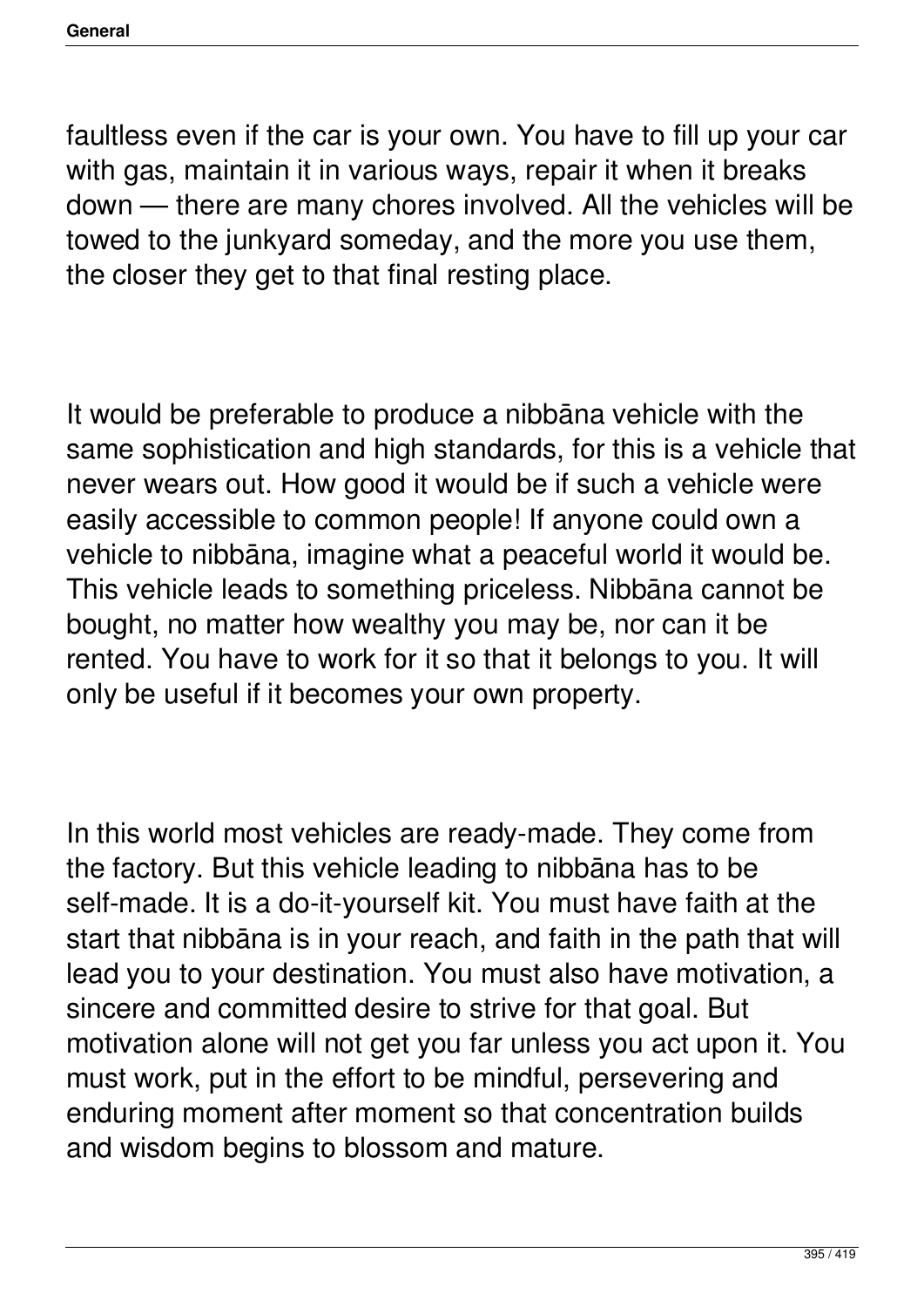faultless even if the car is your own. You have to fill up your car with gas, maintain it in various ways, repair it when it breaks down — there are many chores involved. All the vehicles will be towed to the junkyard someday, and the more you use them, the closer they get to that final resting place.

It would be preferable to produce a nibbāna vehicle with the same sophistication and high standards, for this is a vehicle that never wears out. How good it would be if such a vehicle were easily accessible to common people! If anyone could own a vehicle to nibbāna, imagine what a peaceful world it would be. This vehicle leads to something priceless. Nibbāna cannot be bought, no matter how wealthy you may be, nor can it be rented. You have to work for it so that it belongs to you. It will only be useful if it becomes your own property.

In this world most vehicles are ready-made. They come from the factory. But this vehicle leading to nibbāna has to be self-made. It is a do-it-yourself kit. You must have faith at the start that nibbāna is in your reach, and faith in the path that will lead you to your destination. You must also have motivation, a sincere and committed desire to strive for that goal. But motivation alone will not get you far unless you act upon it. You must work, put in the effort to be mindful, persevering and enduring moment after moment so that concentration builds and wisdom begins to blossom and mature.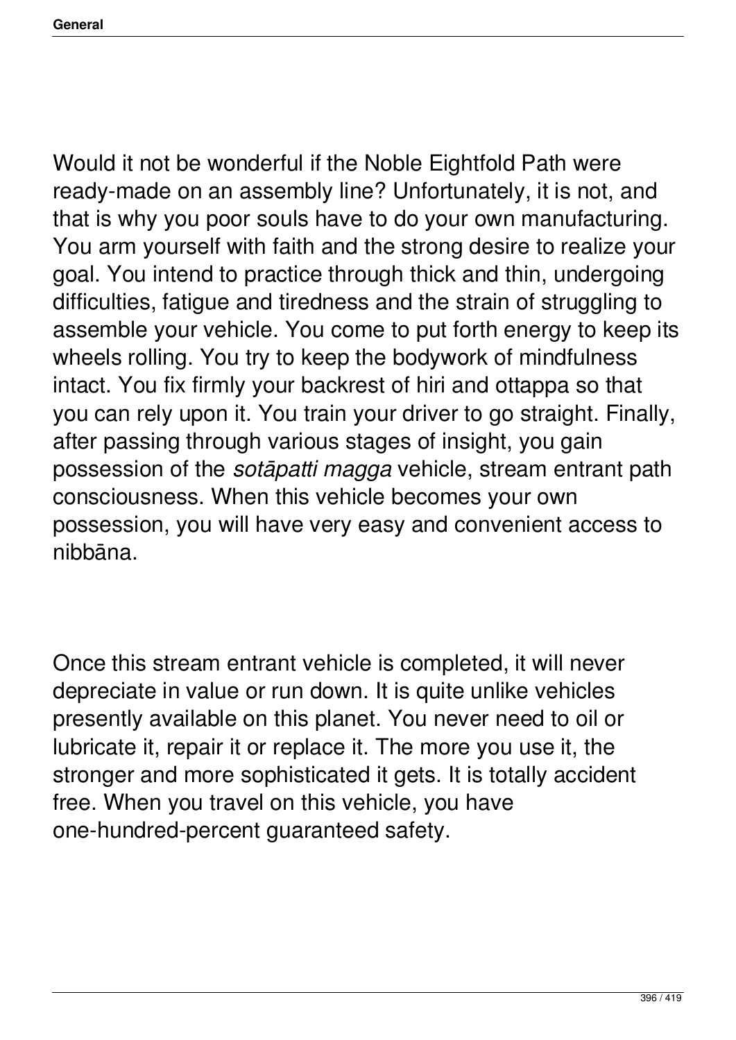Would it not be wonderful if the Noble Eightfold Path were ready-made on an assembly line? Unfortunately, it is not, and that is why you poor souls have to do your own manufacturing. You arm yourself with faith and the strong desire to realize your goal. You intend to practice through thick and thin, undergoing difficulties, fatigue and tiredness and the strain of struggling to assemble your vehicle. You come to put forth energy to keep its wheels rolling. You try to keep the bodywork of mindfulness intact. You fix firmly your backrest of hiri and ottappa so that you can rely upon it. You train your driver to go straight. Finally, after passing through various stages of insight, you gain possession of the *sotāpatti magga* vehicle, stream entrant path consciousness. When this vehicle becomes your own possession, you will have very easy and convenient access to nibbāna.

Once this stream entrant vehicle is completed, it will never depreciate in value or run down. It is quite unlike vehicles presently available on this planet. You never need to oil or lubricate it, repair it or replace it. The more you use it, the stronger and more sophisticated it gets. It is totally accident free. When you travel on this vehicle, you have one-hundred-percent guaranteed safety.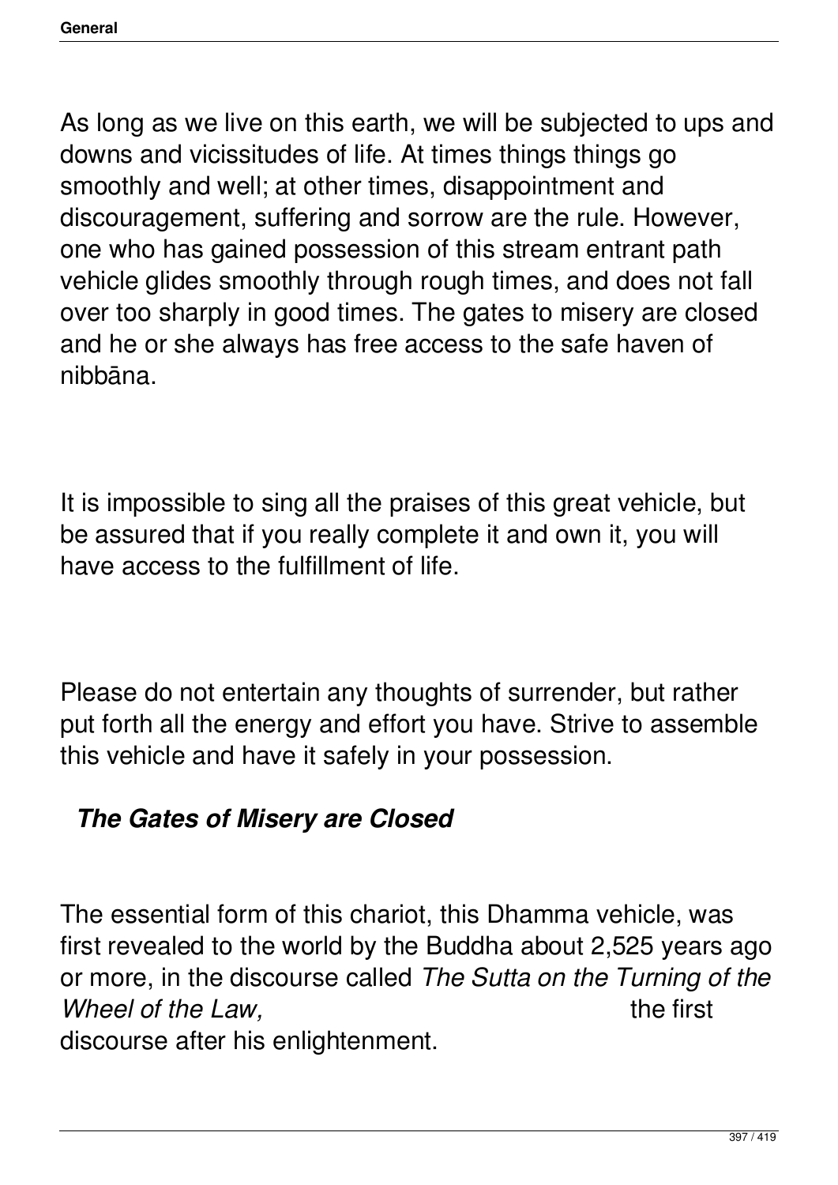As long as we live on this earth, we will be subjected to ups and downs and vicissitudes of life. At times things things go smoothly and well; at other times, disappointment and discouragement, suffering and sorrow are the rule. However, one who has gained possession of this stream entrant path vehicle glides smoothly through rough times, and does not fall over too sharply in good times. The gates to misery are closed and he or she always has free access to the safe haven of nibbāna.

It is impossible to sing all the praises of this great vehicle, but be assured that if you really complete it and own it, you will have access to the fulfillment of life.

Please do not entertain any thoughts of surrender, but rather put forth all the energy and effort you have. Strive to assemble this vehicle and have it safely in your possession.

### *The Gates of Misery are Closed*

The essential form of this chariot, this Dhamma vehicle, was first revealed to the world by the Buddha about 2,525 years ago or more, in the discourse called *The Sutta on the Turning of the Wheel of the Law,* the first discourse after his enlightenment.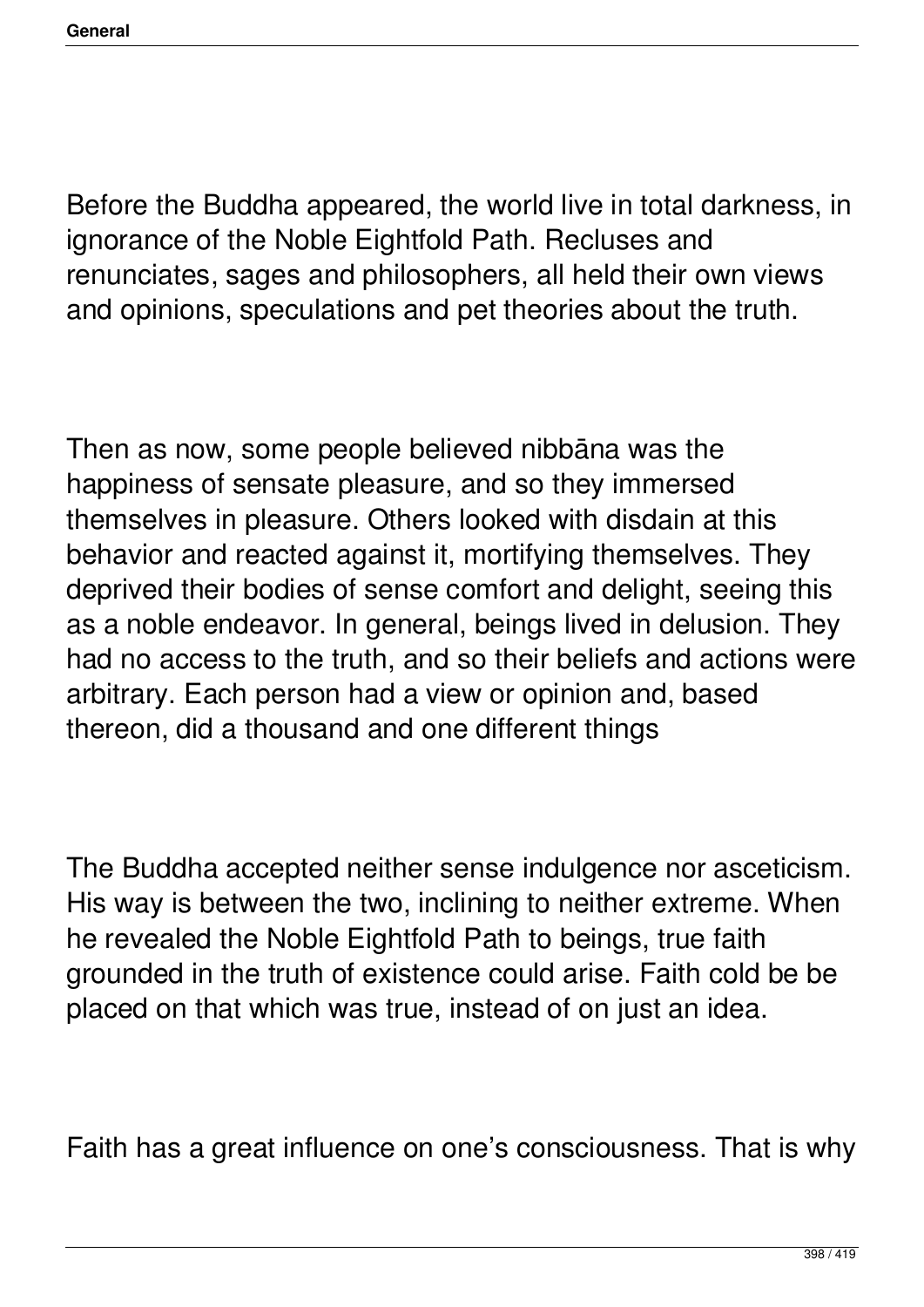Before the Buddha appeared, the world live in total darkness, in ignorance of the Noble Eightfold Path. Recluses and renunciates, sages and philosophers, all held their own views and opinions, speculations and pet theories about the truth.

Then as now, some people believed nibbāna was the happiness of sensate pleasure, and so they immersed themselves in pleasure. Others looked with disdain at this behavior and reacted against it, mortifying themselves. They deprived their bodies of sense comfort and delight, seeing this as a noble endeavor. In general, beings lived in delusion. They had no access to the truth, and so their beliefs and actions were arbitrary. Each person had a view or opinion and, based thereon, did a thousand and one different things

The Buddha accepted neither sense indulgence nor asceticism. His way is between the two, inclining to neither extreme. When he revealed the Noble Eightfold Path to beings, true faith grounded in the truth of existence could arise. Faith cold be be placed on that which was true, instead of on just an idea.

Faith has a great influence on one's consciousness. That is why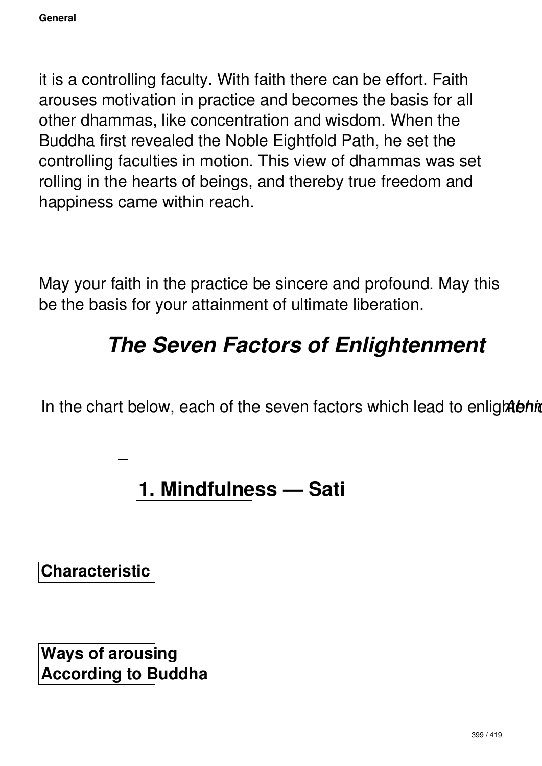it is a controlling faculty. With faith there can be effort. Faith arouses motivation in practice and becomes the basis for all other dhammas, like concentration and wisdom. When the Buddha first revealed the Noble Eightfold Path, he set the controlling faculties in motion. This view of dhammas was set rolling in the hearts of beings, and thereby true freedom and happiness came within reach.

May your faith in the practice be sincere and profound. May this be the basis for your attainment of ultimate liberation.

## *The Seven Factors of Enlightenment*

In the chart below, each of the seven factors which lead to enlightenment *Abhi*

### 1. Mindfulness — Sati

**Characteristic**

**Ways of arousing According to Buddha**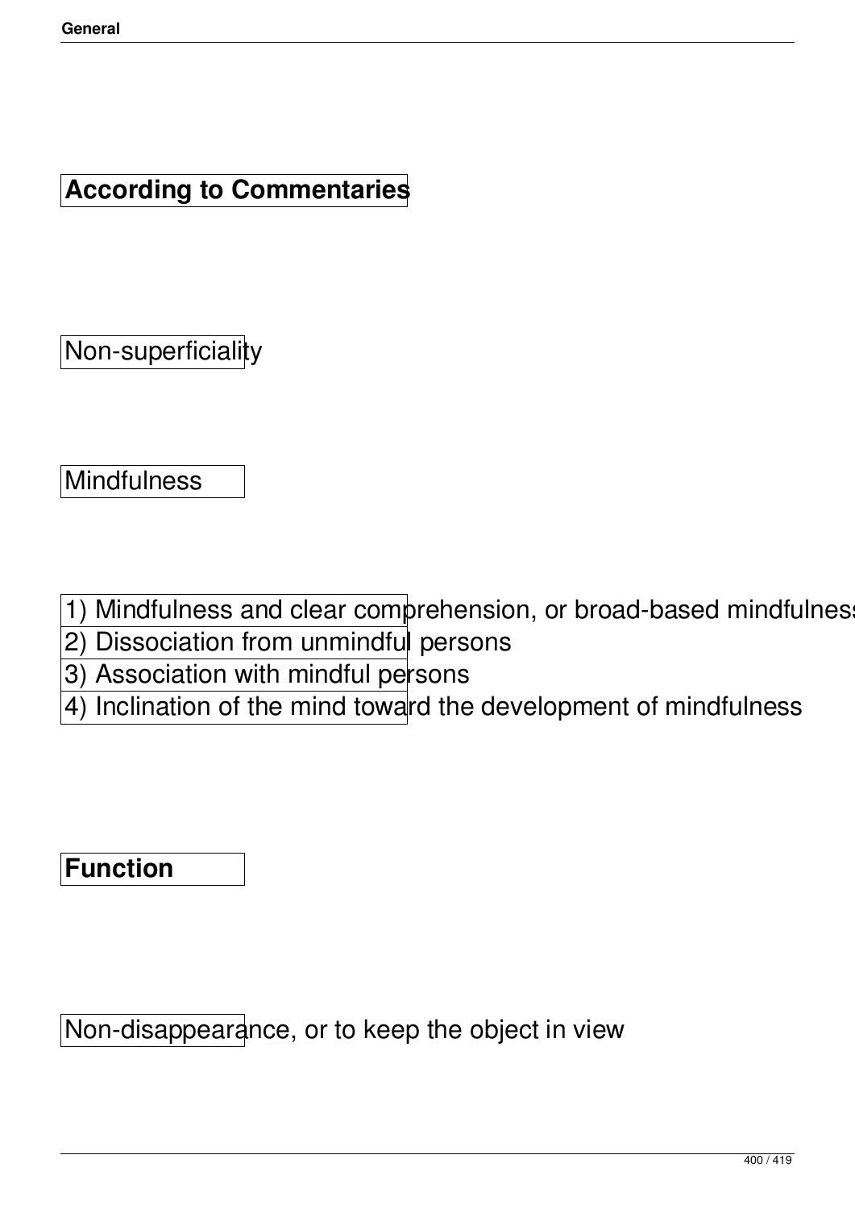**According to Commentaries**

Non-superficiality

Mindfulness

1) Mindfulness and clear comprehension, or broad-based mindfulness
2) Dissociation from unmindful persons
3) Association with mindful persons
4) Inclination of the mind toward the development of mindfulness

**Function**

Non-disappearance, or to keep the object in view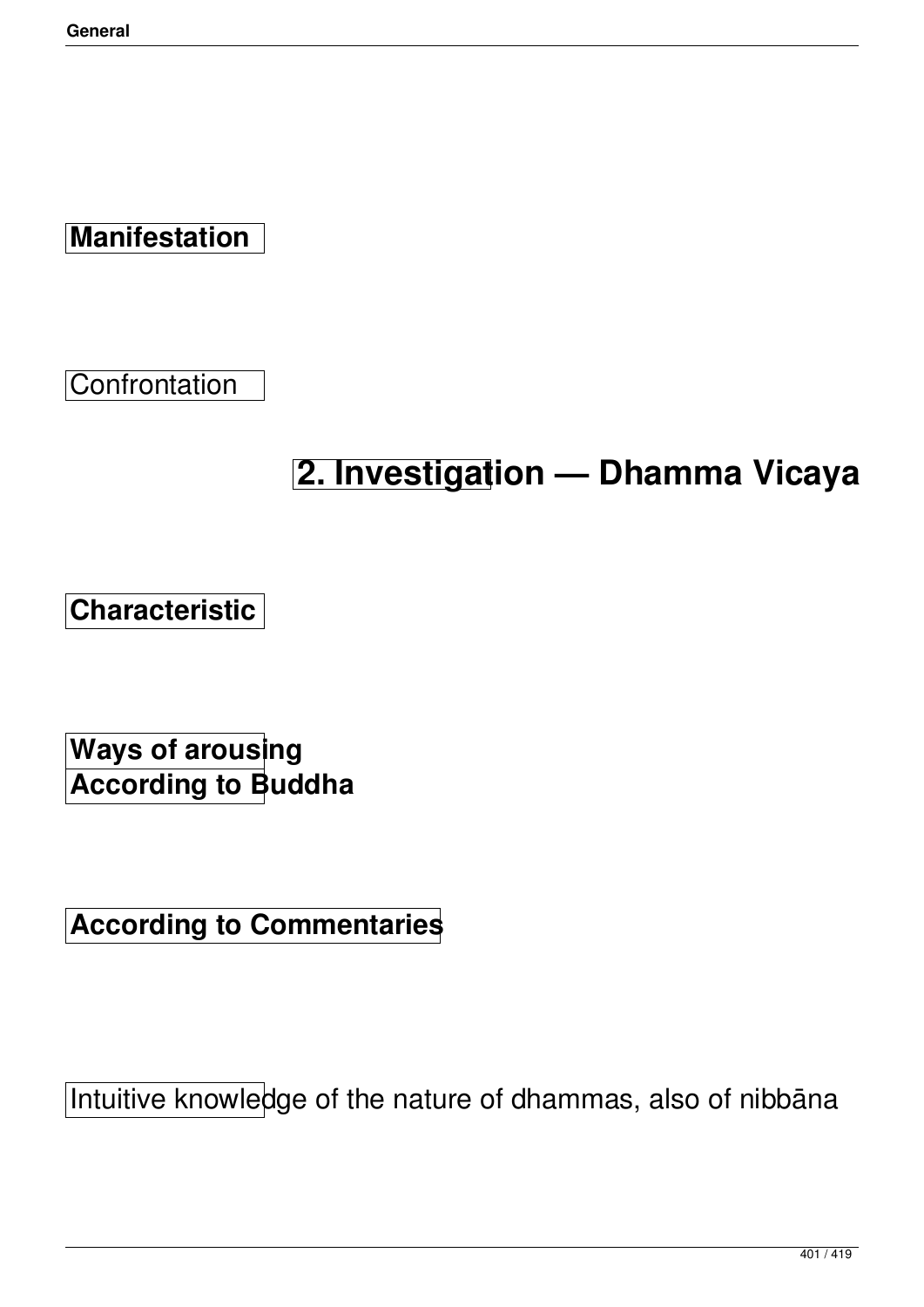**Manifestation**

Confrontation

## 2. Investigation — Dhamma Vicaya

**Characteristic**

**Ways of arousing**
**According to Buddha**

**According to Commentaries**

Intuitive knowledge of the nature of dhammas, also of nibbāna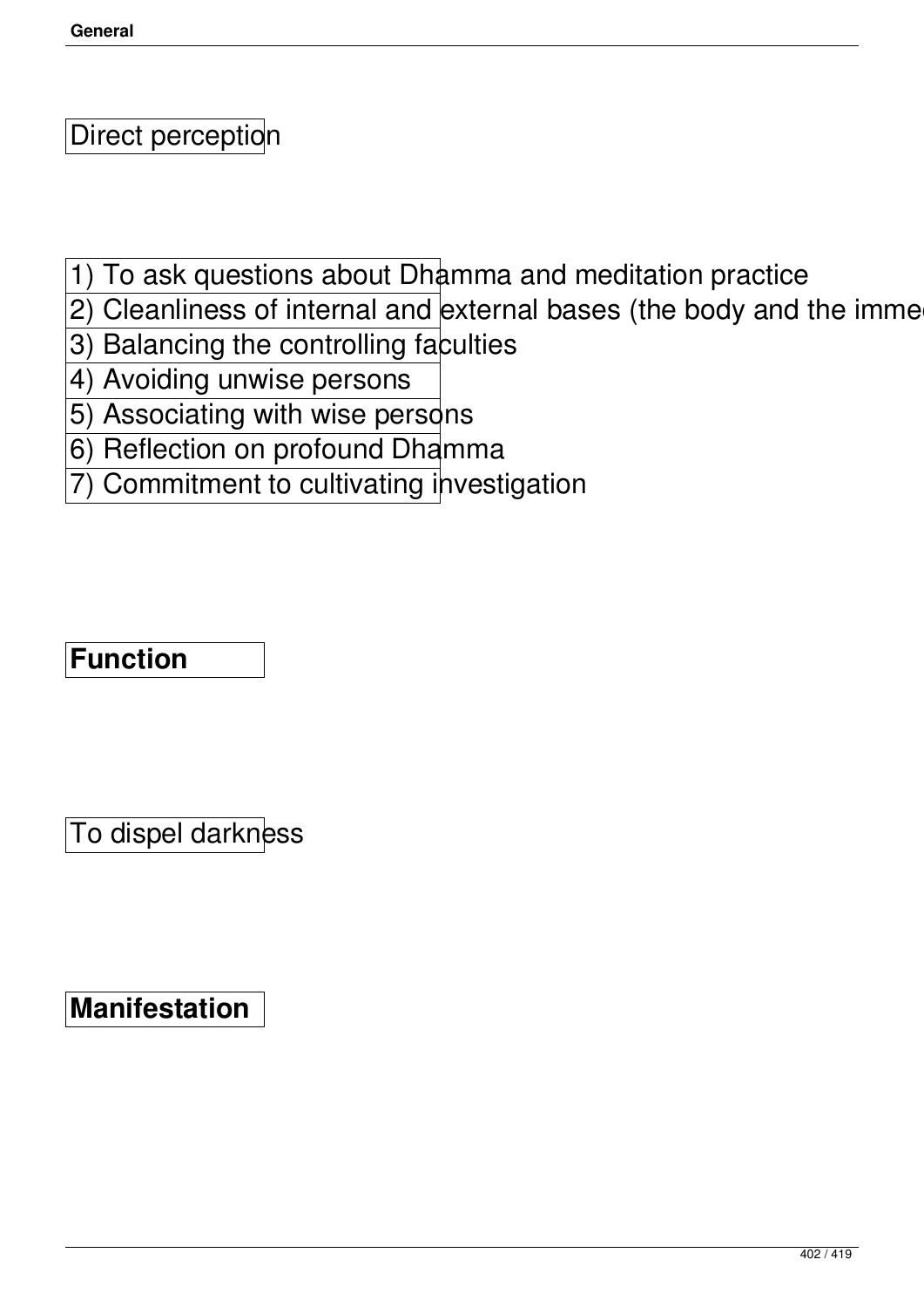Direct perception

1) To ask questions about Dhamma and meditation practice
2) Cleanliness of internal and external bases (the body and the imme
3) Balancing the controlling faculties
4) Avoiding unwise persons
5) Associating with wise persons
6) Reflection on profound Dhamma
7) Commitment to cultivating investigation

**Function**

To dispel darkness

**Manifestation**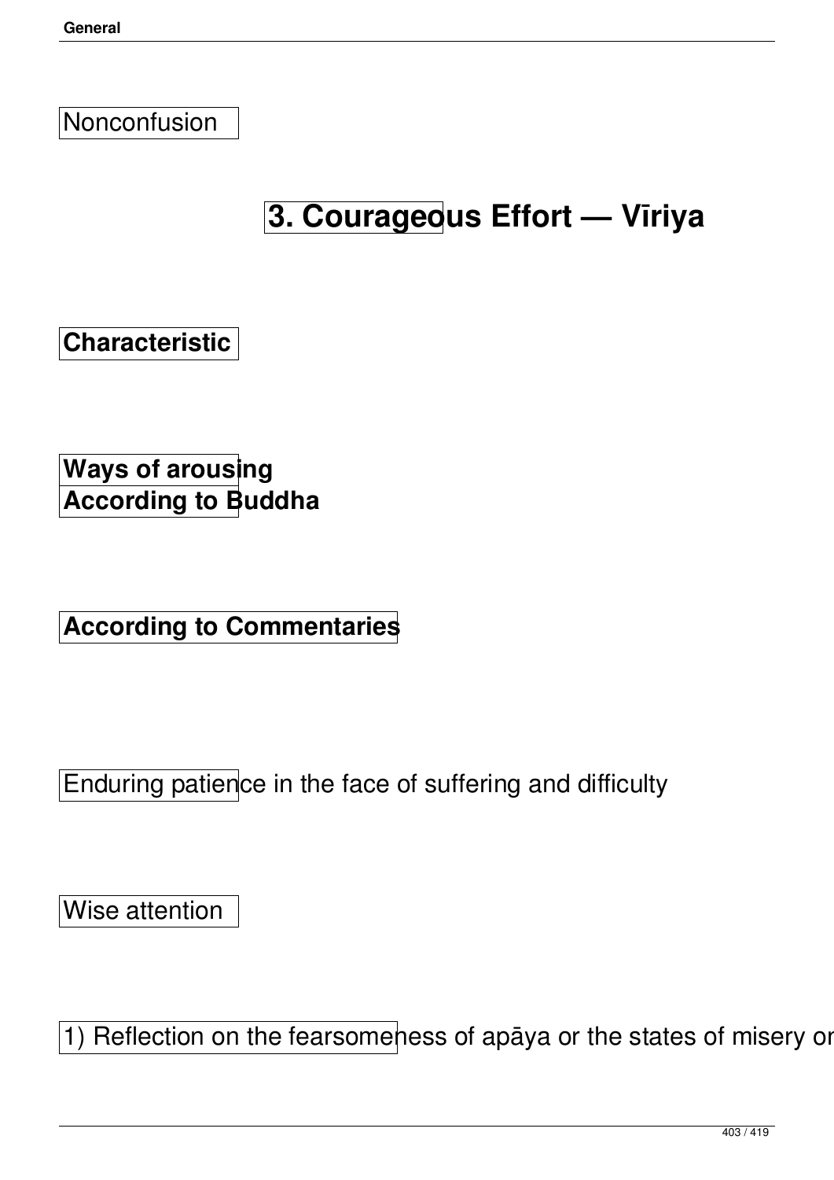Nonconfusion

# 3. Courageous Effort — Vīriya

**Characteristic**

**Ways of arousing**
**According to Buddha**

**According to Commentaries**

Enduring patience in the face of suffering and difficulty

Wise attention

1) Reflection on the fearsomeness of apāya or the states of misery or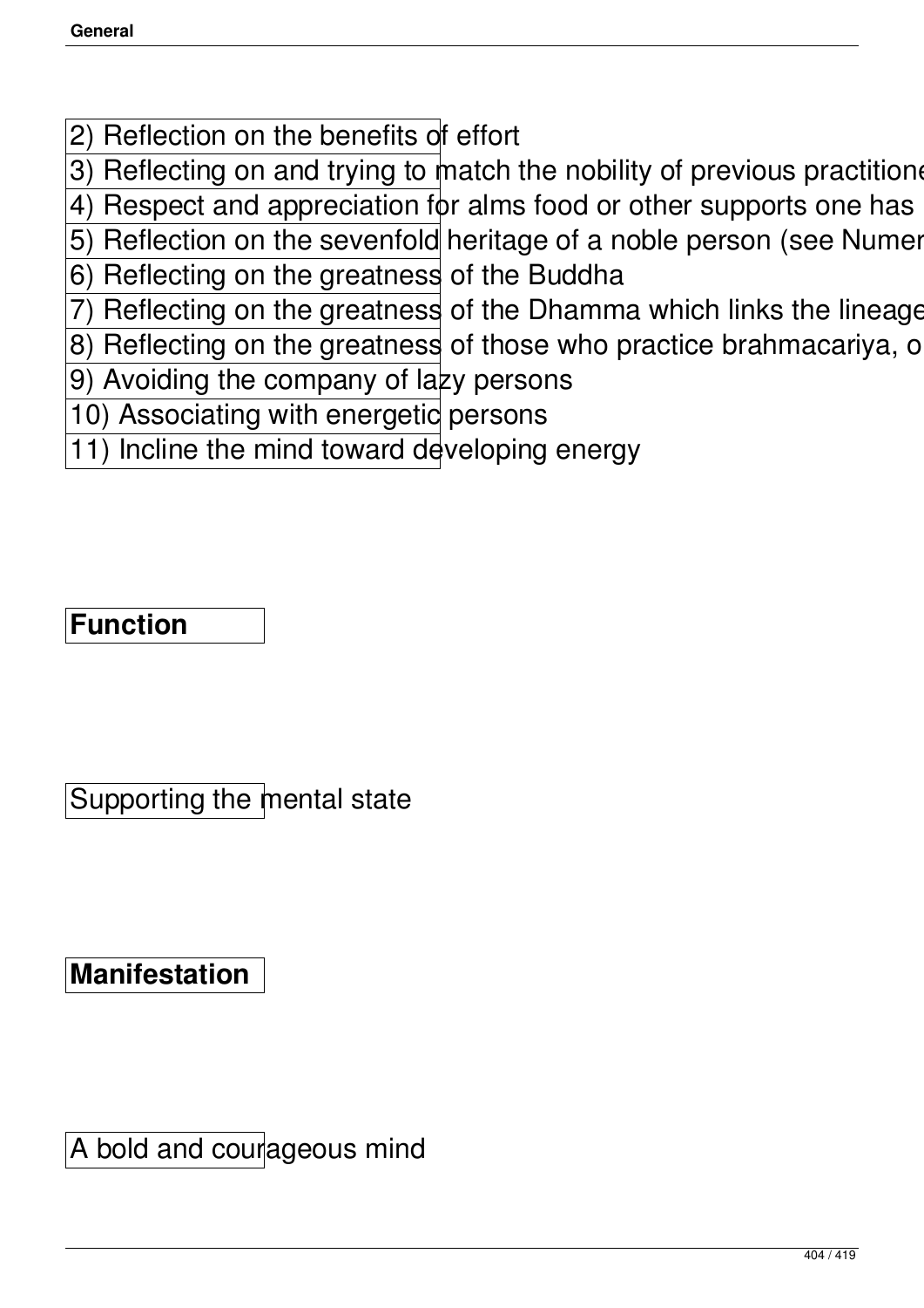2) Reflection on the benefits of effort
3) Reflecting on and trying to match the nobility of previous practitione
4) Respect and appreciation for alms food or other supports one has
5) Reflection on the sevenfold heritage of a noble person (see Numer
6) Reflecting on the greatness of the Buddha
7) Reflecting on the greatness of the Dhamma which links the lineage
8) Reflecting on the greatness of those who practice brahmacariya, o
9) Avoiding the company of lazy persons
10) Associating with energetic persons
11) Incline the mind toward developing energy

**Function**

Supporting the mental state

**Manifestation**

A bold and courageous mind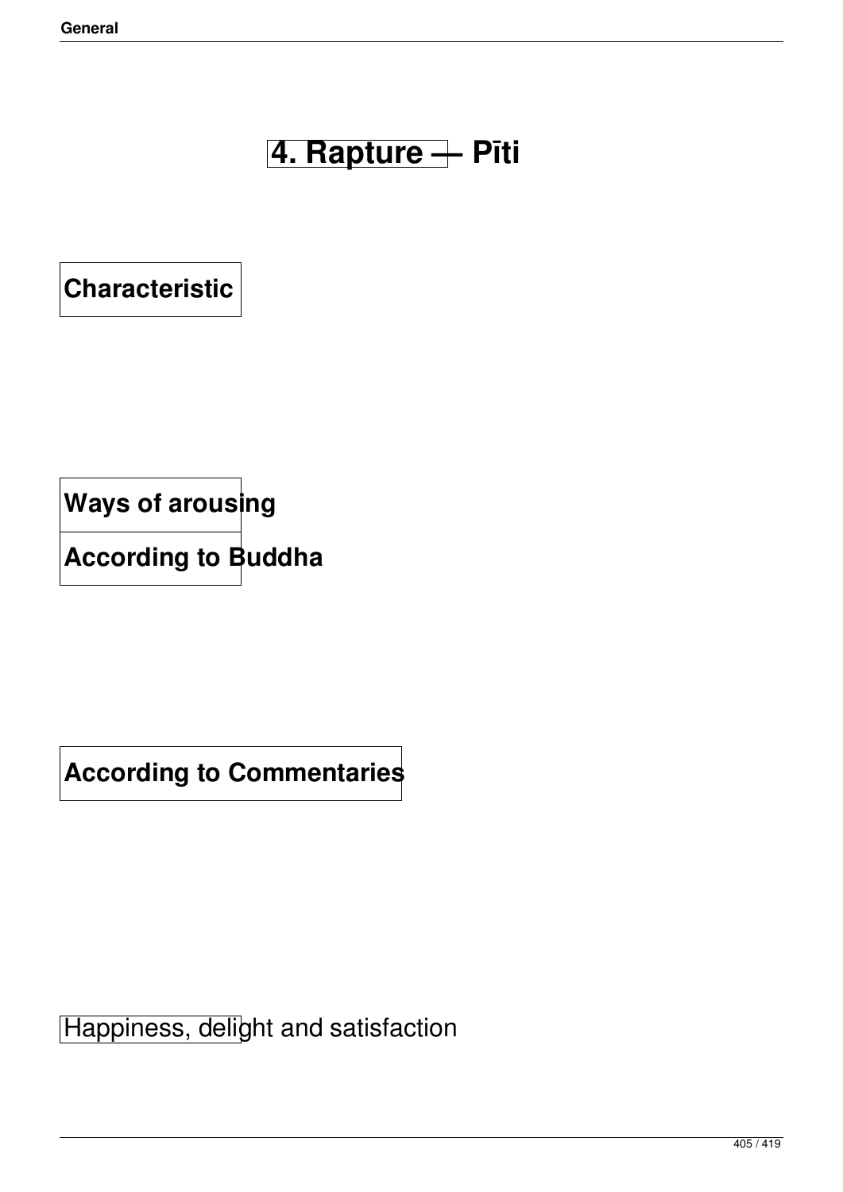# 4. Rapture — Pīti

## Characteristic

## Ways of arousing

## According to Buddha

## According to Commentaries

Happiness, delight and satisfaction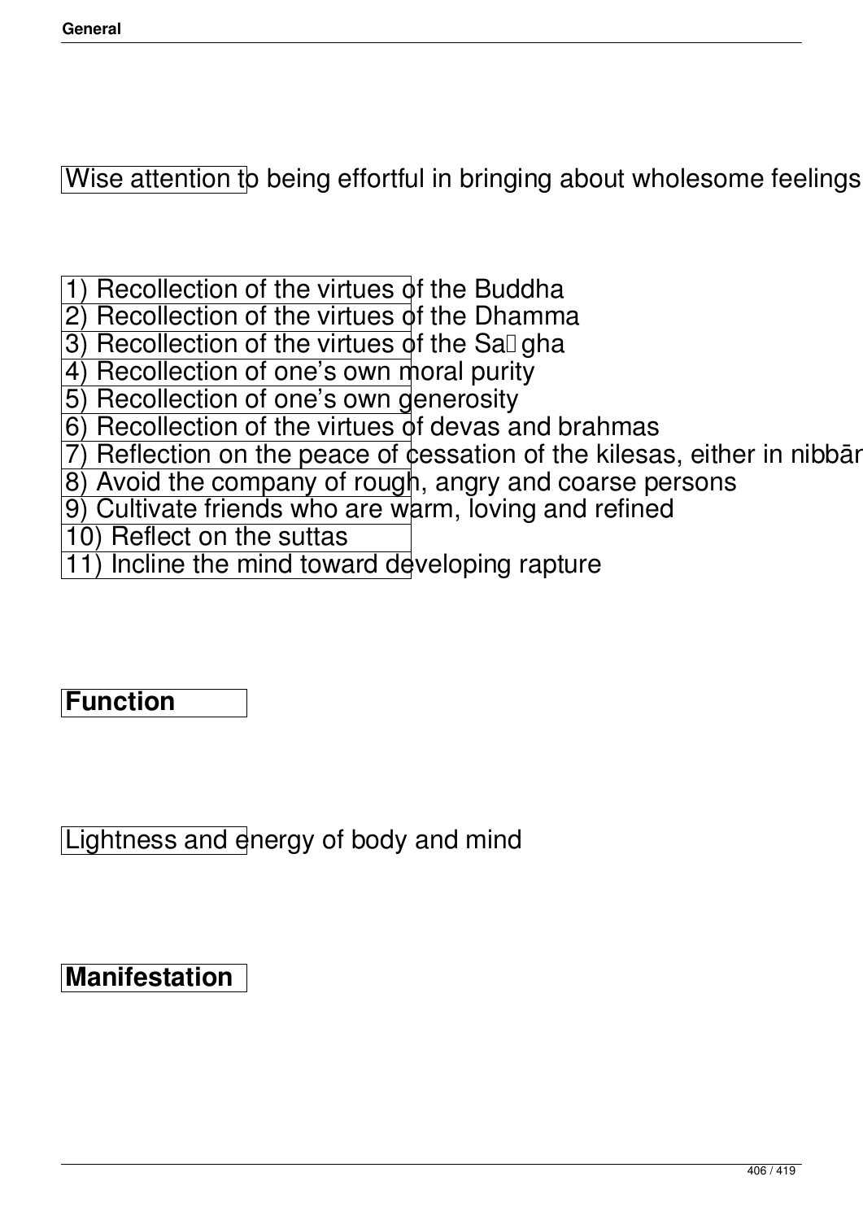Wise attention to being effortful in bringing about wholesome feelings

1) Recollection of the virtues of the Buddha
2) Recollection of the virtues of the Dhamma
3) Recollection of the virtues of the Saṅgha
4) Recollection of one's own moral purity
5) Recollection of one's own generosity
6) Recollection of the virtues of devas and brahmas
7) Reflection on the peace of cessation of the kilesas, either in nibbān
8) Avoid the company of rough, angry and coarse persons
9) Cultivate friends who are warm, loving and refined
10) Reflect on the suttas
11) Incline the mind toward developing rapture

**Function**

Lightness and energy of body and mind

**Manifestation**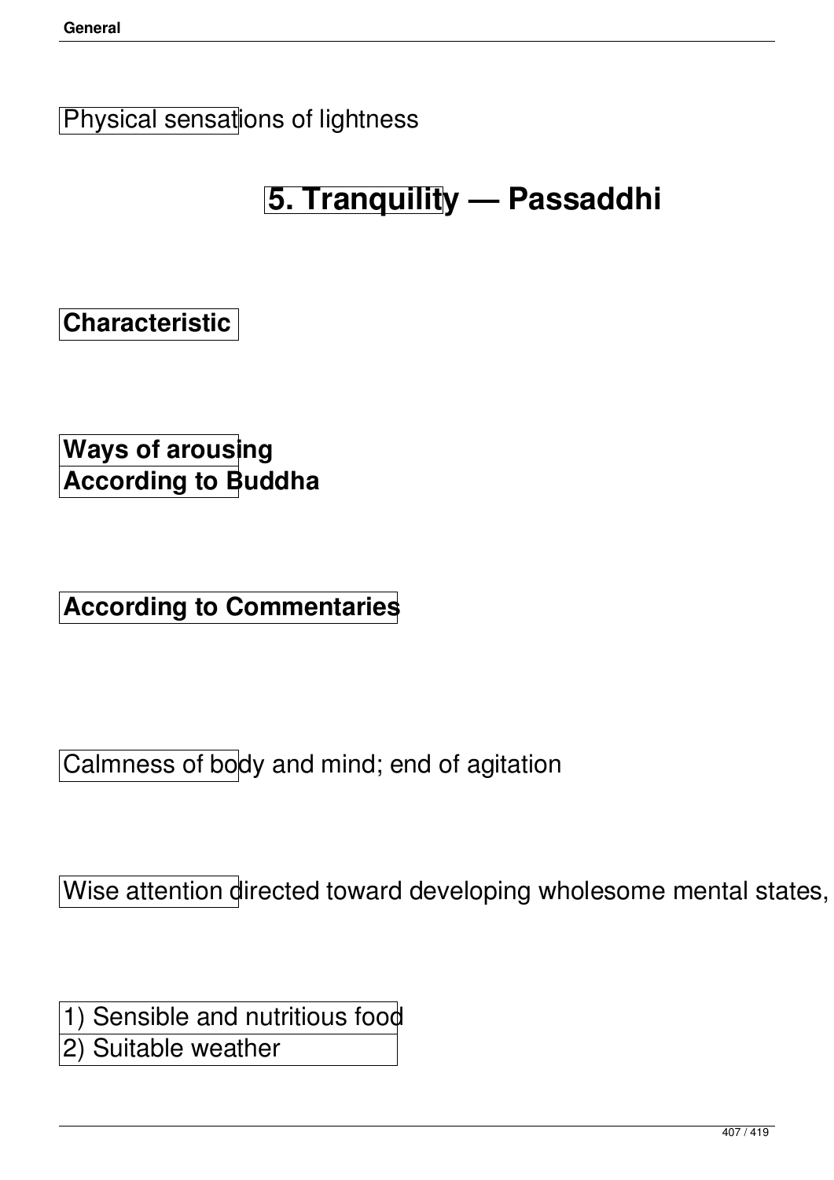Physical sensations of lightness

# 5. Tranquility — Passaddhi

**Characteristic**

**Ways of arousing**
**According to Buddha**

**According to Commentaries**

Calmness of body and mind; end of agitation

Wise attention directed toward developing wholesome mental states,

1) Sensible and nutritious food
2) Suitable weather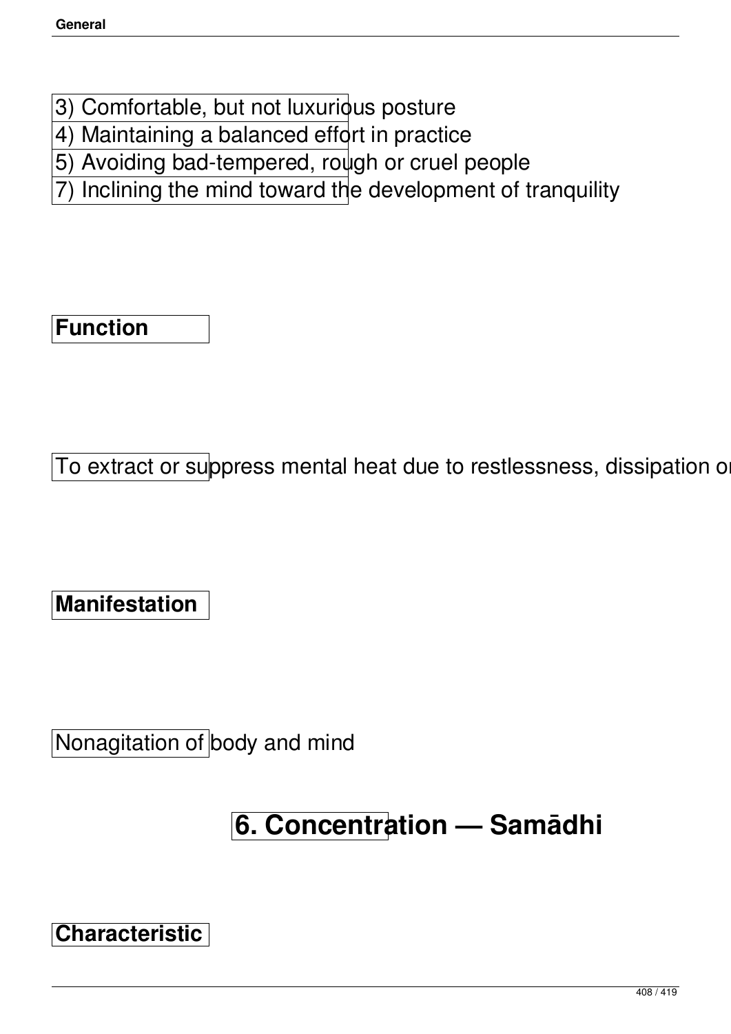3) Comfortable, but not luxurious posture
4) Maintaining a balanced effort in practice
5) Avoiding bad-tempered, rough or cruel people
7) Inclining the mind toward the development of tranquility

**Function**

To extract or suppress mental heat due to restlessness, dissipation or

**Manifestation**

Nonagitation of body and mind

## 6. Concentration — Samādhi

**Characteristic**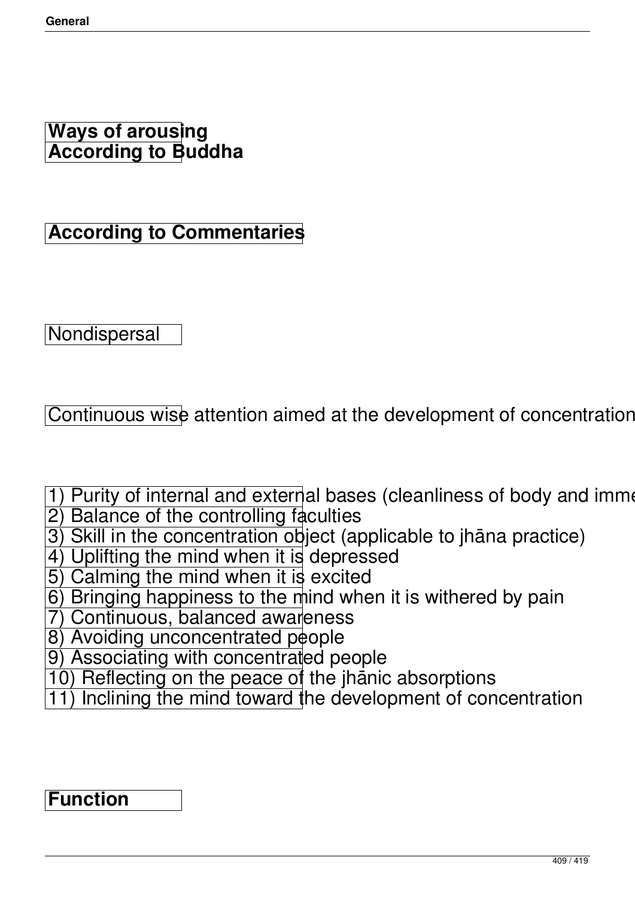**Ways of arousing**
**According to Buddha**

**According to Commentaries**

Nondispersal

Continuous wise attention aimed at the development of concentration

1) Purity of internal and external bases (cleanliness of body and imme
2) Balance of the controlling faculties
3) Skill in the concentration object (applicable to jhāna practice)
4) Uplifting the mind when it is depressed
5) Calming the mind when it is excited
6) Bringing happiness to the mind when it is withered by pain
7) Continuous, balanced awareness
8) Avoiding unconcentrated people
9) Associating with concentrated people
10) Reflecting on the peace of the jhānic absorptions
11) Inclining the mind toward the development of concentration

**Function**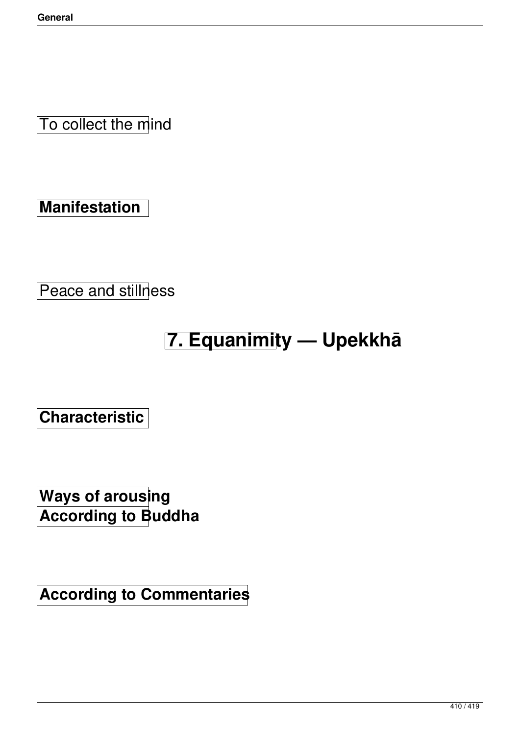To collect the mind

**Manifestation**

Peace and stillness

# 7. Equanimity — Upekkhā

**Characteristic**

**Ways of arousing**
**According to Buddha**

**According to Commentaries**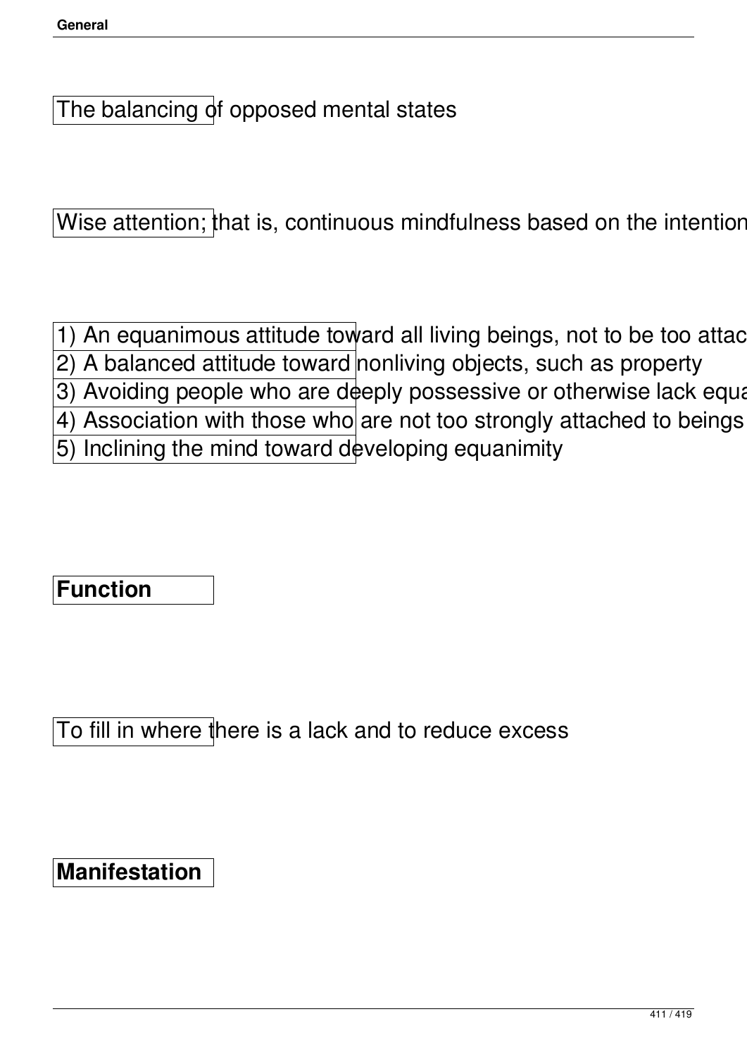The balancing of opposed mental states

Wise attention; that is, continuous mindfulness based on the intention

1) An equanimous attitude toward all living beings, not to be too attac
2) A balanced attitude toward nonliving objects, such as property
3) Avoiding people who are deeply possessive or otherwise lack equa
4) Association with those who are not too strongly attached to beings
5) Inclining the mind toward developing equanimity

**Function**

To fill in where there is a lack and to reduce excess

**Manifestation**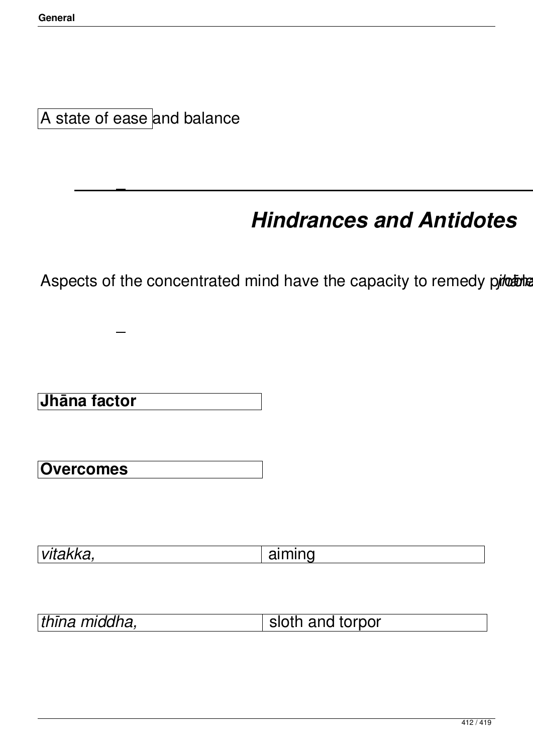A state of ease and balance

## *Hindrances and Antidotes*

Aspects of the concentrated mind have the capacity to remedy p*jhāna*

| Jhāna factor | Overcomes |
|---|---|
| *vitakka,* aiming | *thīna middha,* sloth and torpor |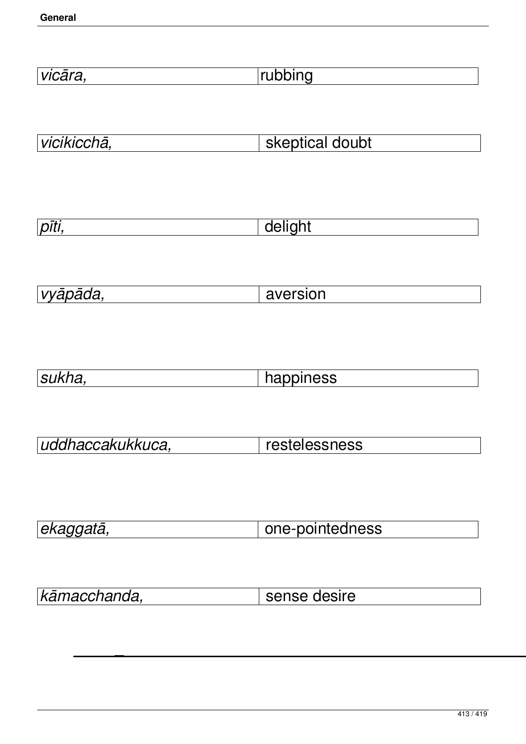| *vicāra,* | rubbing |
|---|---|

| *vicikicchā,* | skeptical doubt |
|---|---|

| *pīti,* | delight |
|---|---|

| *vyāpāda,* | aversion |
|---|---|

| *sukha,* | happiness |
|---|---|

| *uddhaccakukkuca,* | restelessness |
|---|---|

| *ekaggatā,* | one-pointedness |
|---|---|

| *kāmacchanda,* | sense desire |
|---|---|

---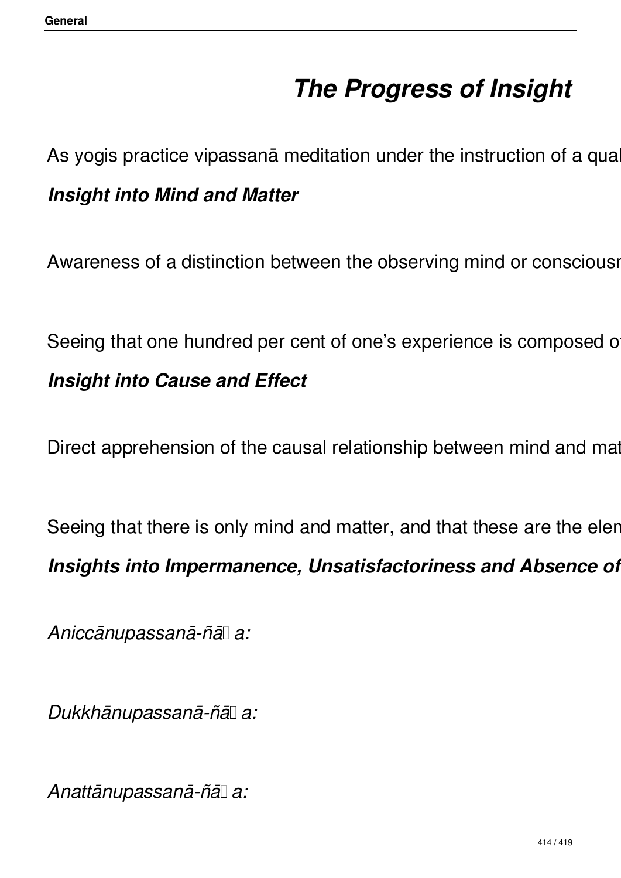# The Progress of Insight

As yogis practice vipassanā meditation under the instruction of a qual

### Insight into Mind and Matter

Awareness of a distinction between the observing mind or consciousn

Seeing that one hundred per cent of one's experience is composed o

### Insight into Cause and Effect

Direct apprehension of the causal relationship between mind and mat

Seeing that there is only mind and matter, and that these are the elem

### Insights into Impermanence, Unsatisfactoriness and Absence of

*Aniccānupassanā-ñā a:*

*Dukkhānupassanā-ñā a:*

*Anattānupassanā-ñā a:*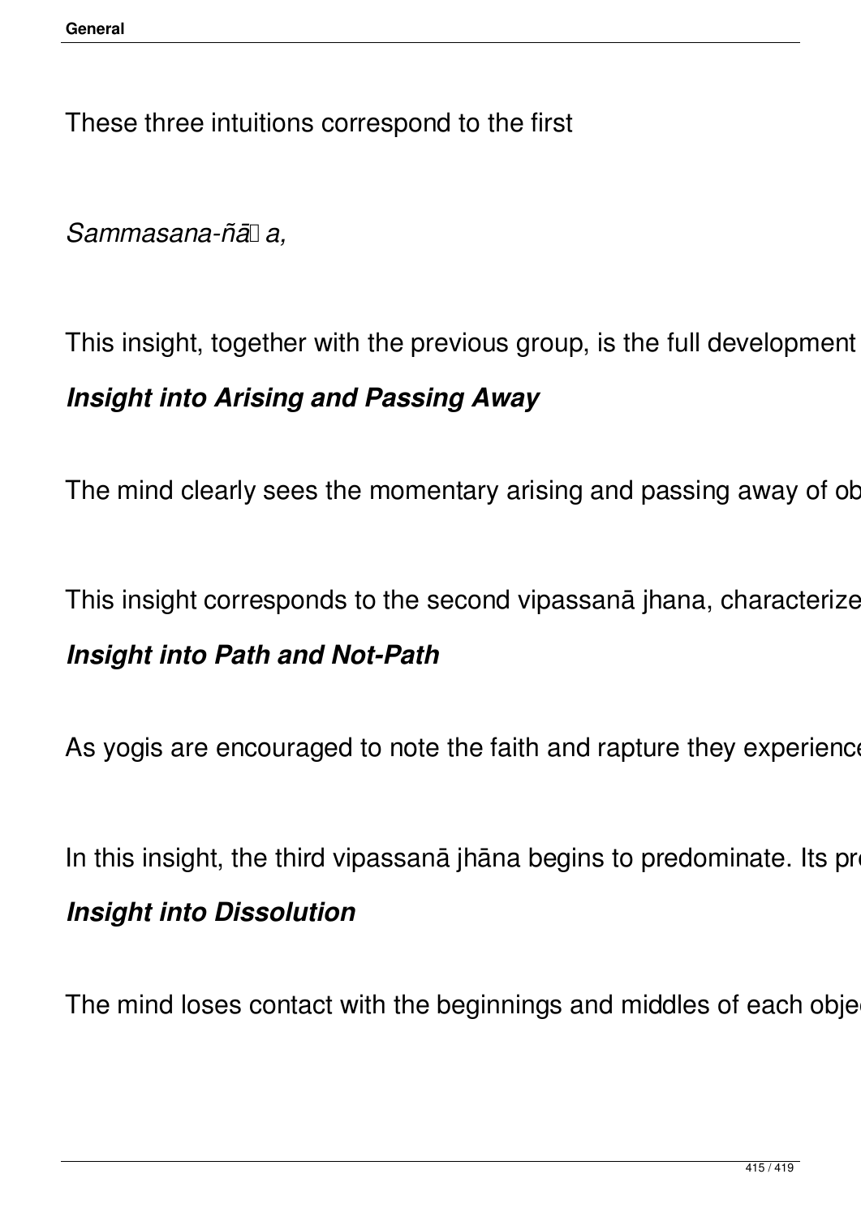These three intuitions correspond to the first

*Sammasana-ñā a,*

This insight, together with the previous group, is the full development

***Insight into Arising and Passing Away***

The mind clearly sees the momentary arising and passing away of ob

This insight corresponds to the second vipassanā jhana, characterize

***Insight into Path and Not-Path***

As yogis are encouraged to note the faith and rapture they experience

In this insight, the third vipassanā jhāna begins to predominate. Its pr

***Insight into Dissolution***

The mind loses contact with the beginnings and middles of each obje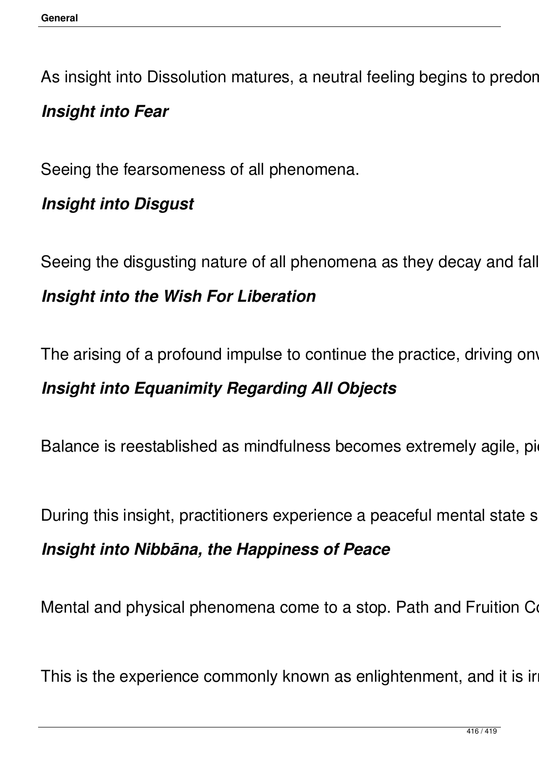As insight into Dissolution matures, a neutral feeling begins to predon

***Insight into Fear***

Seeing the fearsomeness of all phenomena.

***Insight into Disgust***

Seeing the disgusting nature of all phenomena as they decay and fall

***Insight into the Wish For Liberation***

The arising of a profound impulse to continue the practice, driving onv

***Insight into Equanimity Regarding All Objects***

Balance is reestablished as mindfulness becomes extremely agile, pi

During this insight, practitioners experience a peaceful mental state s

***Insight into Nibbāna, the Happiness of Peace***

Mental and physical phenomena come to a stop. Path and Fruition C

This is the experience commonly known as enlightenment, and it is ir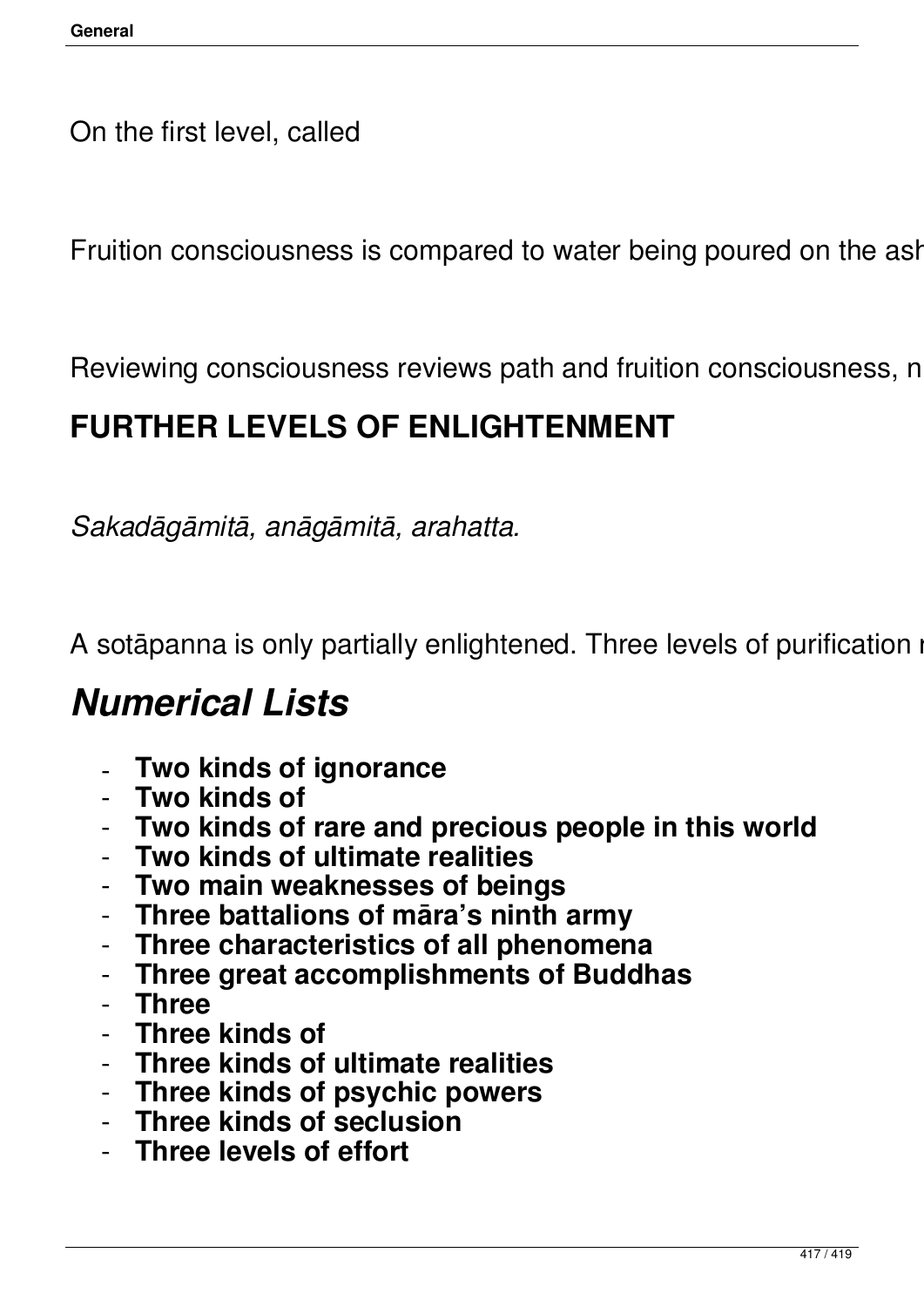On the first level, called

Fruition consciousness is compared to water being poured on the ash

Reviewing consciousness reviews path and fruition consciousness, n

## FURTHER LEVELS OF ENLIGHTENMENT

*Sakadāgāmitā, anāgāmitā, arahatta.*

A sotāpanna is only partially enlightened. Three levels of purification r

# *Numerical Lists*

- **Two kinds of ignorance**
- **Two kinds of**
- **Two kinds of rare and precious people in this world**
- **Two kinds of ultimate realities**
- **Two main weaknesses of beings**
- **Three battalions of māra's ninth army**
- **Three characteristics of all phenomena**
- **Three great accomplishments of Buddhas**
- **Three**
- **Three kinds of**
- **Three kinds of ultimate realities**
- **Three kinds of psychic powers**
- **Three kinds of seclusion**
- **Three levels of effort**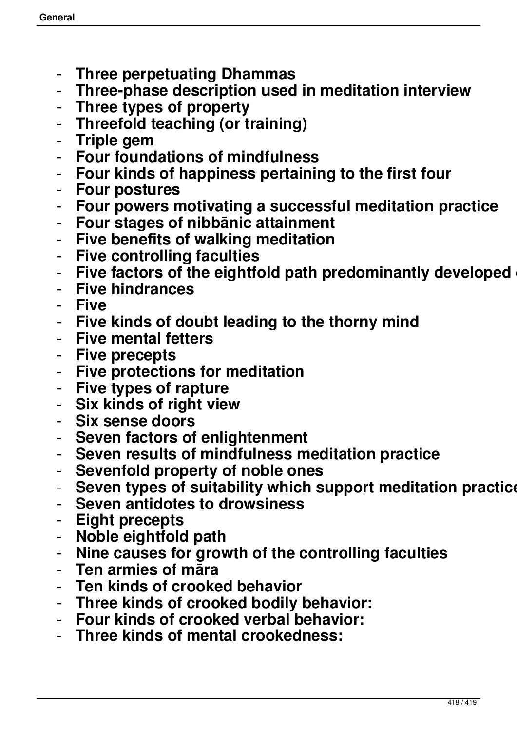- **Three perpetuating Dhammas**
- **Three-phase description used in meditation interview**
- **Three types of property**
- **Threefold teaching (or training)**
- **Triple gem**
- **Four foundations of mindfulness**
- **Four kinds of happiness pertaining to the first four**
- **Four postures**
- **Four powers motivating a successful meditation practice**
- **Four stages of nibbānic attainment**
- **Five benefits of walking meditation**
- **Five controlling faculties**
- **Five factors of the eightfold path predominantly developed**
- **Five hindrances**
- **Five**
- **Five kinds of doubt leading to the thorny mind**
- **Five mental fetters**
- **Five precepts**
- **Five protections for meditation**
- **Five types of rapture**
- **Six kinds of right view**
- **Six sense doors**
- **Seven factors of enlightenment**
- **Seven results of mindfulness meditation practice**
- **Sevenfold property of noble ones**
- **Seven types of suitability which support meditation practice**
- **Seven antidotes to drowsiness**
- **Eight precepts**
- **Noble eightfold path**
- **Nine causes for growth of the controlling faculties**
- **Ten armies of māra**
- **Ten kinds of crooked behavior**
- **Three kinds of crooked bodily behavior:**
- **Four kinds of crooked verbal behavior:**
- **Three kinds of mental crookedness:**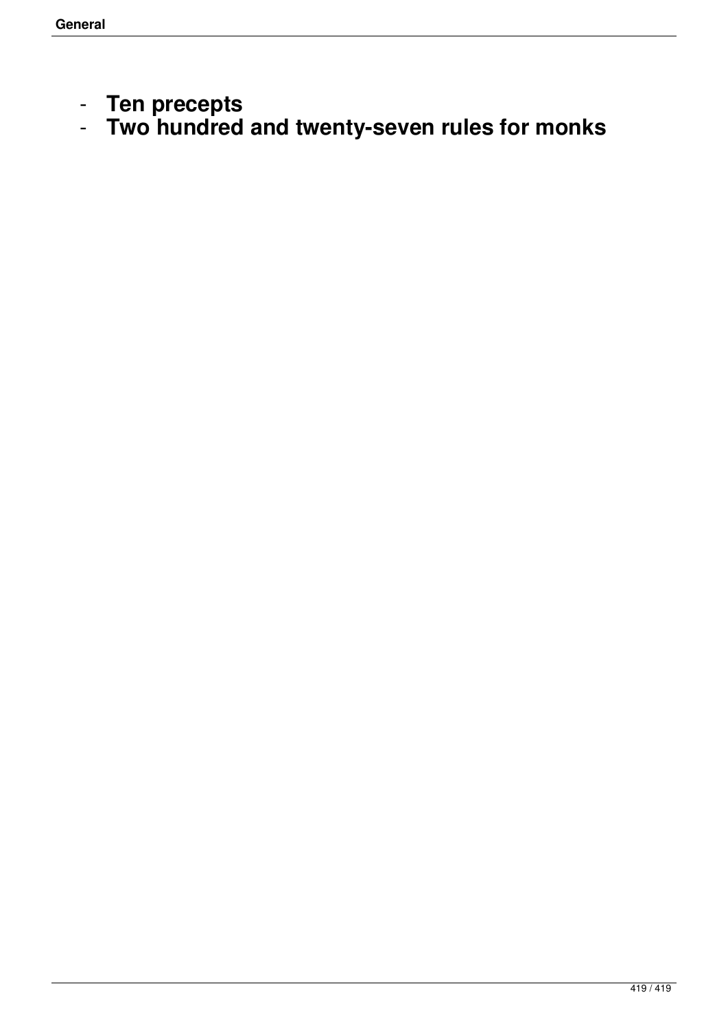- **Ten precepts**
- **Two hundred and twenty-seven rules for monks**